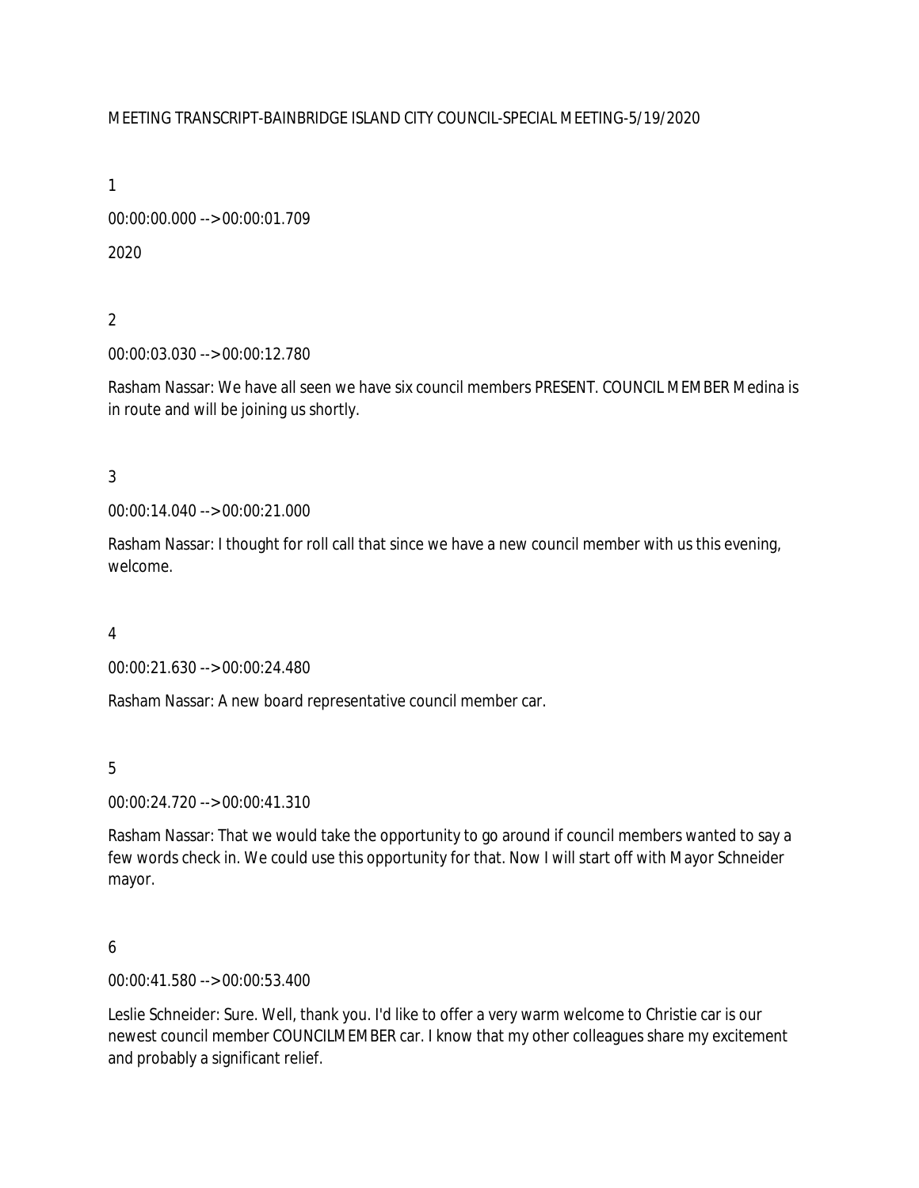MEETING TRANSCRIPT-BAINBRIDGE ISLAND CITY COUNCIL-SPECIAL MEETING-5/19/2020

1

00:00:00.000 --> 00:00:01.709

2020

2

00:00:03.030 --> 00:00:12.780

Rasham Nassar: We have all seen we have six council members PRESENT. COUNCIL MEMBER Medina is in route and will be joining us shortly.

3

00:00:14.040 --> 00:00:21.000

Rasham Nassar: I thought for roll call that since we have a new council member with us this evening, welcome.

4

00:00:21.630 --> 00:00:24.480

Rasham Nassar: A new board representative council member car.

5

00:00:24.720 --> 00:00:41.310

Rasham Nassar: That we would take the opportunity to go around if council members wanted to say a few words check in. We could use this opportunity for that. Now I will start off with Mayor Schneider mayor.

6

00:00:41.580 --> 00:00:53.400

Leslie Schneider: Sure. Well, thank you. I'd like to offer a very warm welcome to Christie car is our newest council member COUNCILMEMBER car. I know that my other colleagues share my excitement and probably a significant relief.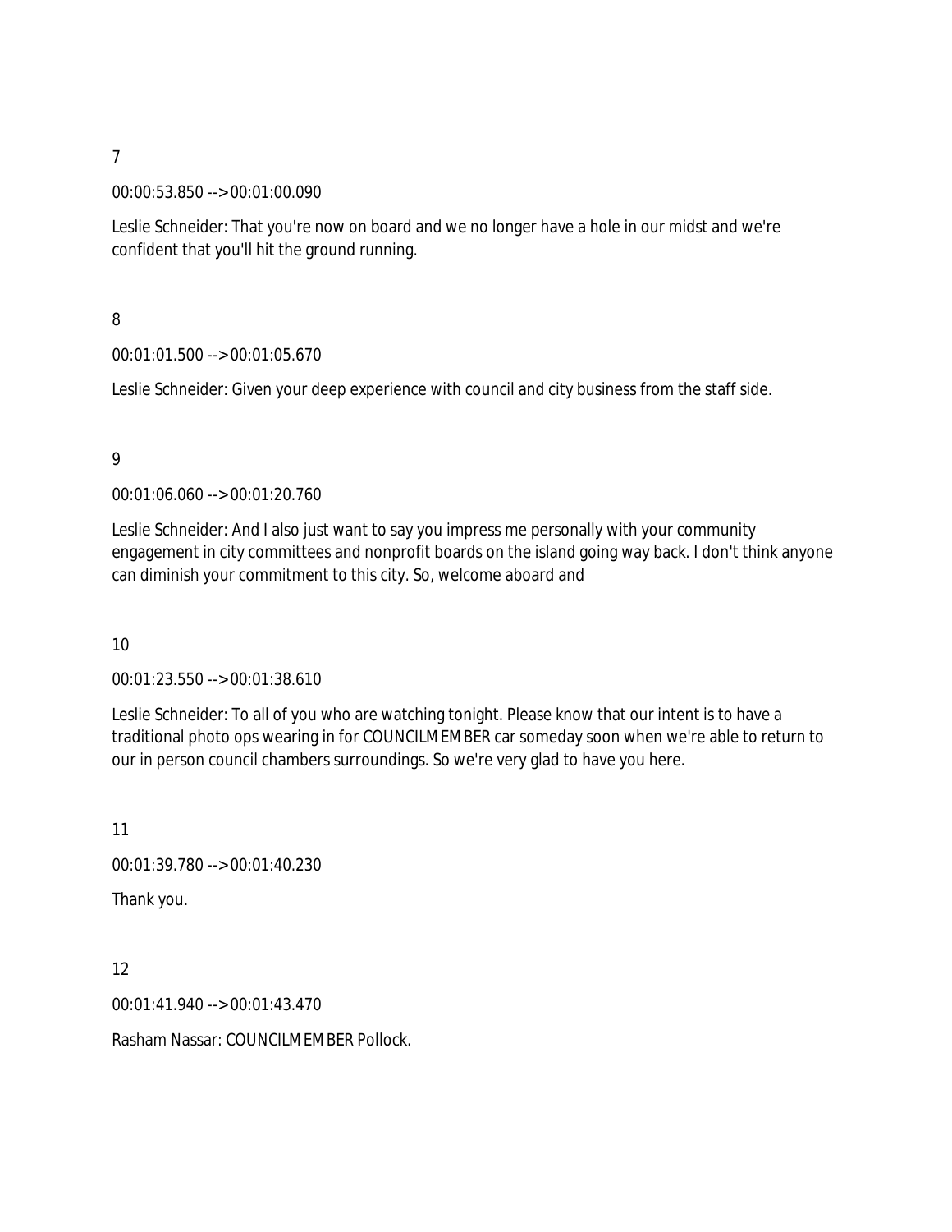7

00:00:53.850 --> 00:01:00.090

Leslie Schneider: That you're now on board and we no longer have a hole in our midst and we're confident that you'll hit the ground running.

8

00:01:01.500 --> 00:01:05.670

Leslie Schneider: Given your deep experience with council and city business from the staff side.

9

00:01:06.060 --> 00:01:20.760

Leslie Schneider: And I also just want to say you impress me personally with your community engagement in city committees and nonprofit boards on the island going way back. I don't think anyone can diminish your commitment to this city. So, welcome aboard and

10

00:01:23.550 --> 00:01:38.610

Leslie Schneider: To all of you who are watching tonight. Please know that our intent is to have a traditional photo ops wearing in for COUNCILMEMBER car someday soon when we're able to return to our in person council chambers surroundings. So we're very glad to have you here.

11

00:01:39.780 --> 00:01:40.230

Thank you.

12

00:01:41.940 --> 00:01:43.470

Rasham Nassar: COUNCILMEMBER Pollock.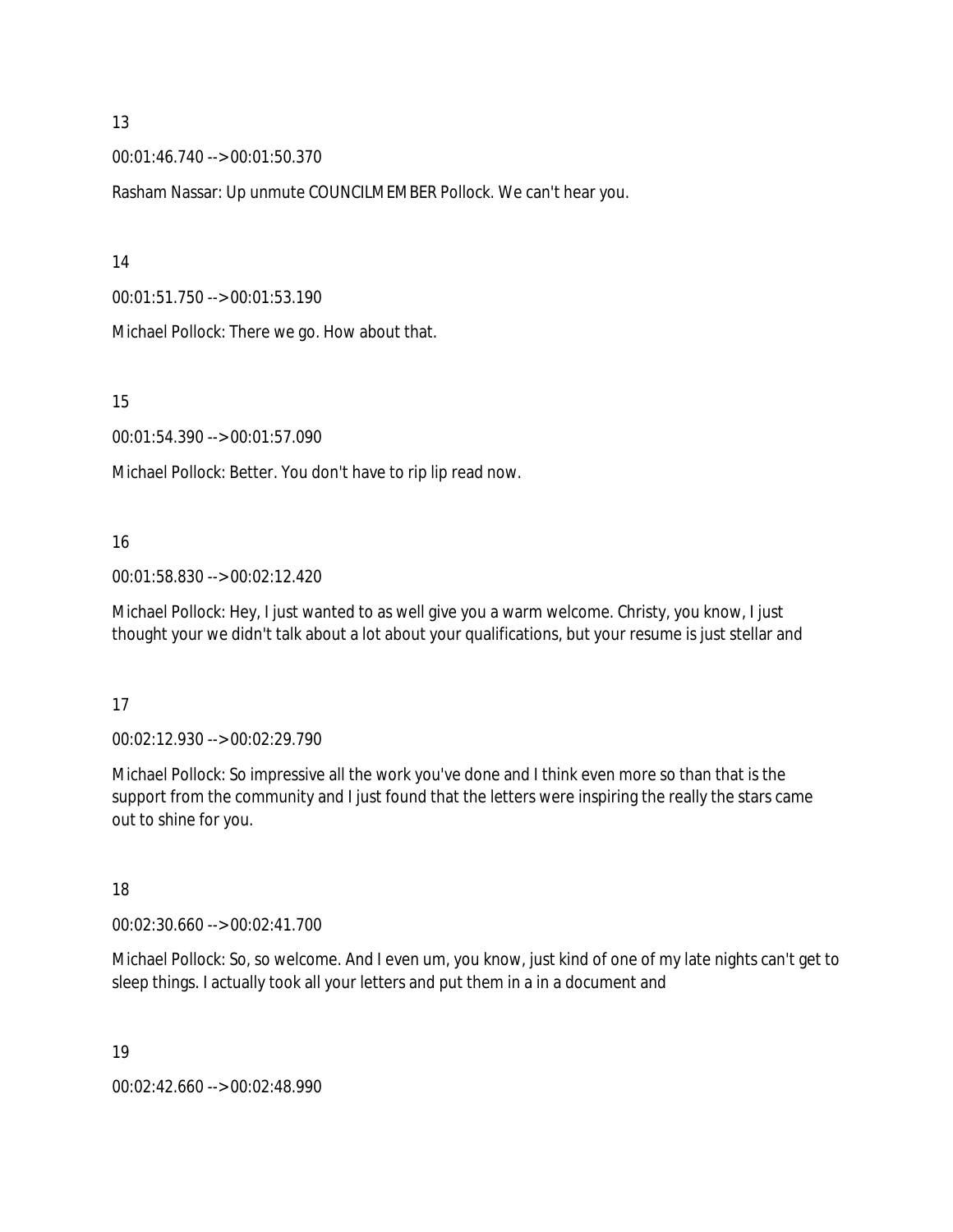13

00:01:46.740 --> 00:01:50.370

Rasham Nassar: Up unmute COUNCILMEMBER Pollock. We can't hear you.

14

00:01:51.750 --> 00:01:53.190

Michael Pollock: There we go. How about that.

15

00:01:54.390 --> 00:01:57.090

Michael Pollock: Better. You don't have to rip lip read now.

16

00:01:58.830 --> 00:02:12.420

Michael Pollock: Hey, I just wanted to as well give you a warm welcome. Christy, you know, I just thought your we didn't talk about a lot about your qualifications, but your resume is just stellar and

17

00:02:12.930 --> 00:02:29.790

Michael Pollock: So impressive all the work you've done and I think even more so than that is the support from the community and I just found that the letters were inspiring the really the stars came out to shine for you.

18

00:02:30.660 --> 00:02:41.700

Michael Pollock: So, so welcome. And I even um, you know, just kind of one of my late nights can't get to sleep things. I actually took all your letters and put them in a in a document and

19

00:02:42.660 --> 00:02:48.990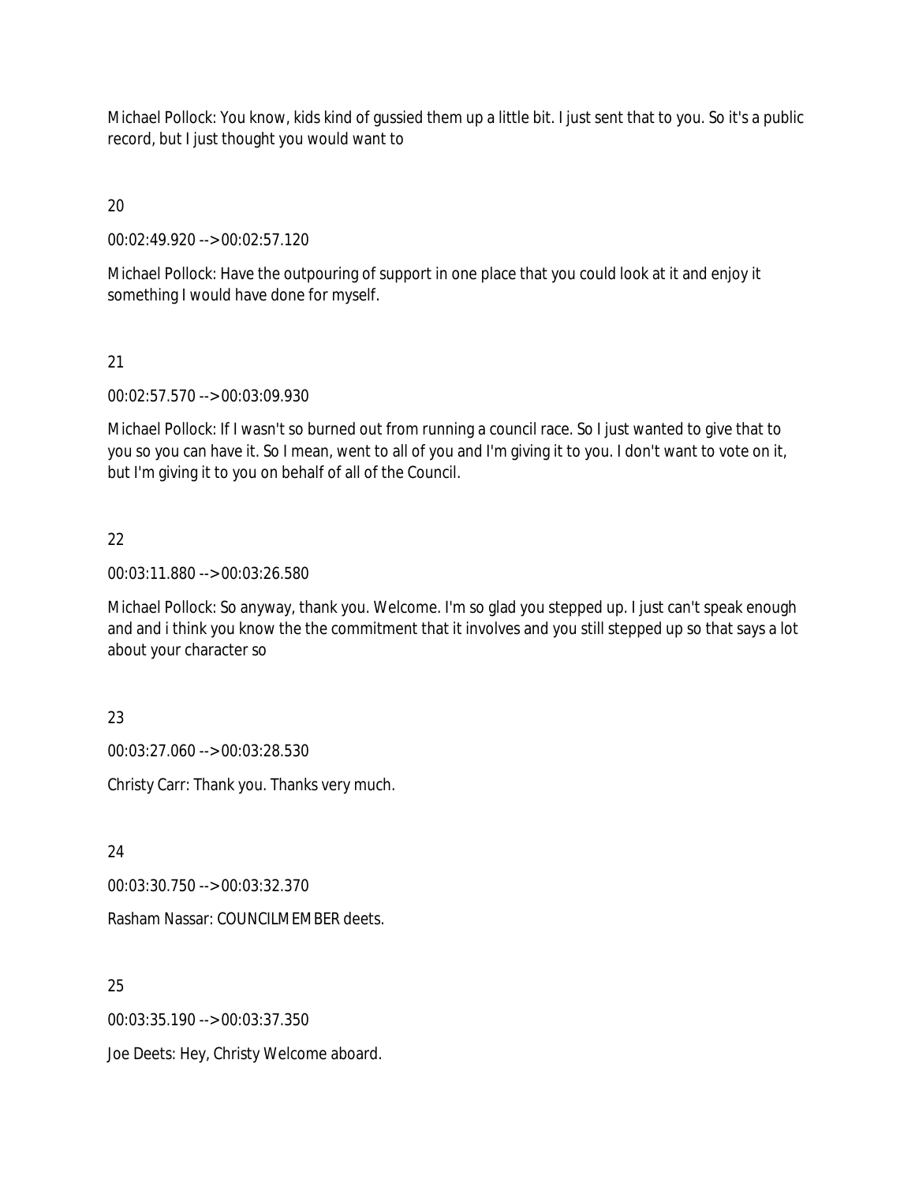Michael Pollock: You know, kids kind of gussied them up a little bit. I just sent that to you. So it's a public record, but I just thought you would want to

20

00:02:49.920 --> 00:02:57.120

Michael Pollock: Have the outpouring of support in one place that you could look at it and enjoy it something I would have done for myself.

21

00:02:57.570 --> 00:03:09.930

Michael Pollock: If I wasn't so burned out from running a council race. So I just wanted to give that to you so you can have it. So I mean, went to all of you and I'm giving it to you. I don't want to vote on it, but I'm giving it to you on behalf of all of the Council.

22

00:03:11.880 --> 00:03:26.580

Michael Pollock: So anyway, thank you. Welcome. I'm so glad you stepped up. I just can't speak enough and and i think you know the the commitment that it involves and you still stepped up so that says a lot about your character so

23

00:03:27.060 --> 00:03:28.530

Christy Carr: Thank you. Thanks very much.

24

00:03:30.750 --> 00:03:32.370

Rasham Nassar: COUNCILMEMBER deets.

25

00:03:35.190 --> 00:03:37.350

Joe Deets: Hey, Christy Welcome aboard.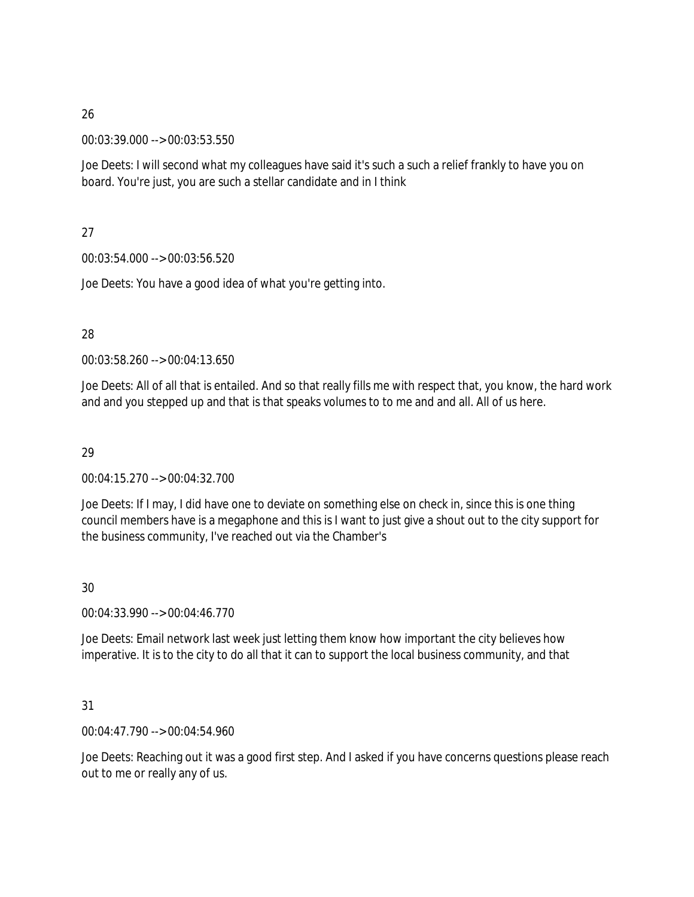26

00:03:39.000 --> 00:03:53.550

Joe Deets: I will second what my colleagues have said it's such a such a relief frankly to have you on board. You're just, you are such a stellar candidate and in I think

27

00:03:54.000 --> 00:03:56.520

Joe Deets: You have a good idea of what you're getting into.

28

00:03:58.260 --> 00:04:13.650

Joe Deets: All of all that is entailed. And so that really fills me with respect that, you know, the hard work and and you stepped up and that is that speaks volumes to to me and and all. All of us here.

29

00:04:15.270 --> 00:04:32.700

Joe Deets: If I may, I did have one to deviate on something else on check in, since this is one thing council members have is a megaphone and this is I want to just give a shout out to the city support for the business community, I've reached out via the Chamber's

30

00:04:33.990 --> 00:04:46.770

Joe Deets: Email network last week just letting them know how important the city believes how imperative. It is to the city to do all that it can to support the local business community, and that

31

00:04:47.790 --> 00:04:54.960

Joe Deets: Reaching out it was a good first step. And I asked if you have concerns questions please reach out to me or really any of us.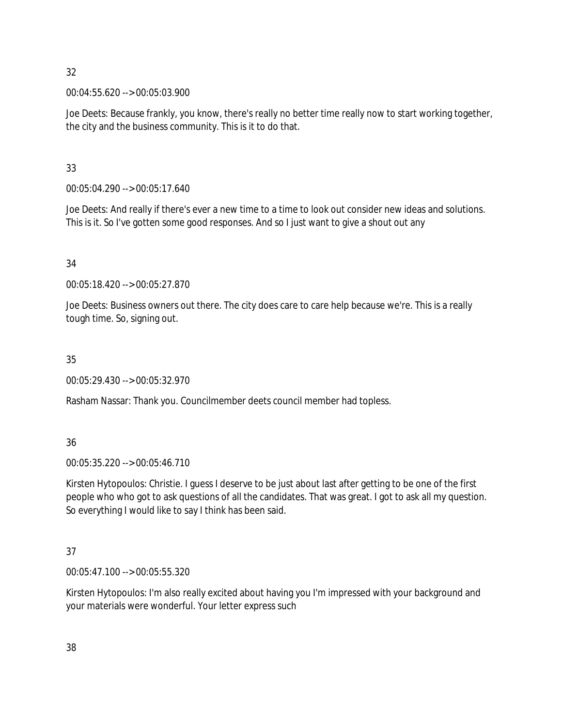32

00:04:55.620 --> 00:05:03.900

Joe Deets: Because frankly, you know, there's really no better time really now to start working together, the city and the business community. This is it to do that.

33

00:05:04.290 --> 00:05:17.640

Joe Deets: And really if there's ever a new time to a time to look out consider new ideas and solutions. This is it. So I've gotten some good responses. And so I just want to give a shout out any

34

00:05:18.420 --> 00:05:27.870

Joe Deets: Business owners out there. The city does care to care help because we're. This is a really tough time. So, signing out.

35

00:05:29.430 --> 00:05:32.970

Rasham Nassar: Thank you. Councilmember deets council member had topless.

36

00:05:35.220 --> 00:05:46.710

Kirsten Hytopoulos: Christie. I guess I deserve to be just about last after getting to be one of the first people who who got to ask questions of all the candidates. That was great. I got to ask all my question. So everything I would like to say I think has been said.

37

00:05:47.100 --> 00:05:55.320

Kirsten Hytopoulos: I'm also really excited about having you I'm impressed with your background and your materials were wonderful. Your letter express such

38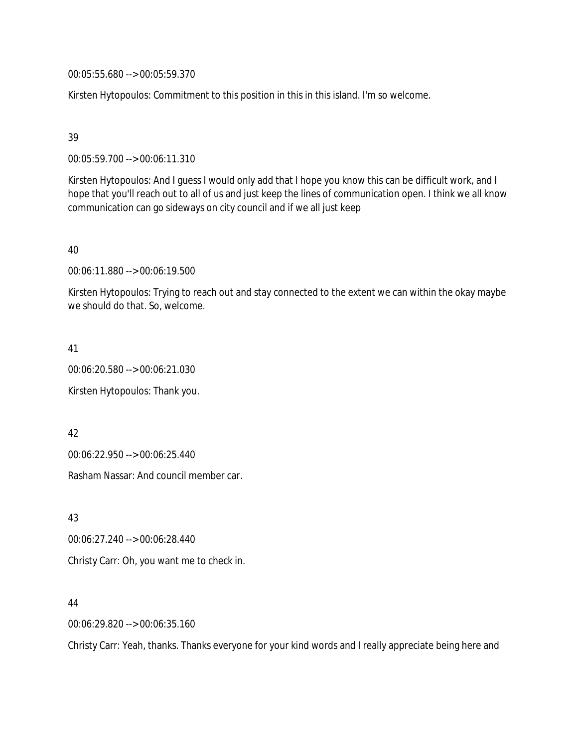00:05:55.680 --> 00:05:59.370

Kirsten Hytopoulos: Commitment to this position in this in this island. I'm so welcome.

39

00:05:59.700 --> 00:06:11.310

Kirsten Hytopoulos: And I guess I would only add that I hope you know this can be difficult work, and I hope that you'll reach out to all of us and just keep the lines of communication open. I think we all know communication can go sideways on city council and if we all just keep

40

00:06:11.880 --> 00:06:19.500

Kirsten Hytopoulos: Trying to reach out and stay connected to the extent we can within the okay maybe we should do that. So, welcome.

41

00:06:20.580 --> 00:06:21.030

Kirsten Hytopoulos: Thank you.

42

00:06:22.950 --> 00:06:25.440

Rasham Nassar: And council member car.

43

00:06:27.240 --> 00:06:28.440

Christy Carr: Oh, you want me to check in.

44

00:06:29.820 --> 00:06:35.160

Christy Carr: Yeah, thanks. Thanks everyone for your kind words and I really appreciate being here and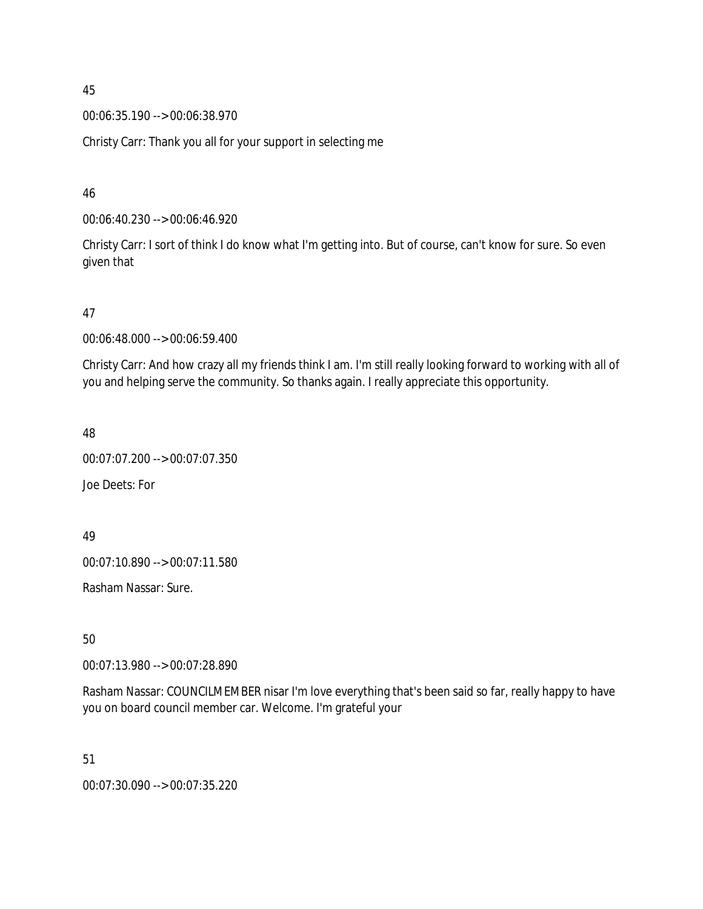45

00:06:35.190 --> 00:06:38.970

Christy Carr: Thank you all for your support in selecting me

46

00:06:40.230 --> 00:06:46.920

Christy Carr: I sort of think I do know what I'm getting into. But of course, can't know for sure. So even given that

47

00:06:48.000 --> 00:06:59.400

Christy Carr: And how crazy all my friends think I am. I'm still really looking forward to working with all of you and helping serve the community. So thanks again. I really appreciate this opportunity.

48

00:07:07.200 --> 00:07:07.350

Joe Deets: For

49

00:07:10.890 --> 00:07:11.580

Rasham Nassar: Sure.

50

00:07:13.980 --> 00:07:28.890

Rasham Nassar: COUNCILMEMBER nisar I'm love everything that's been said so far, really happy to have you on board council member car. Welcome. I'm grateful your

51

00:07:30.090 --> 00:07:35.220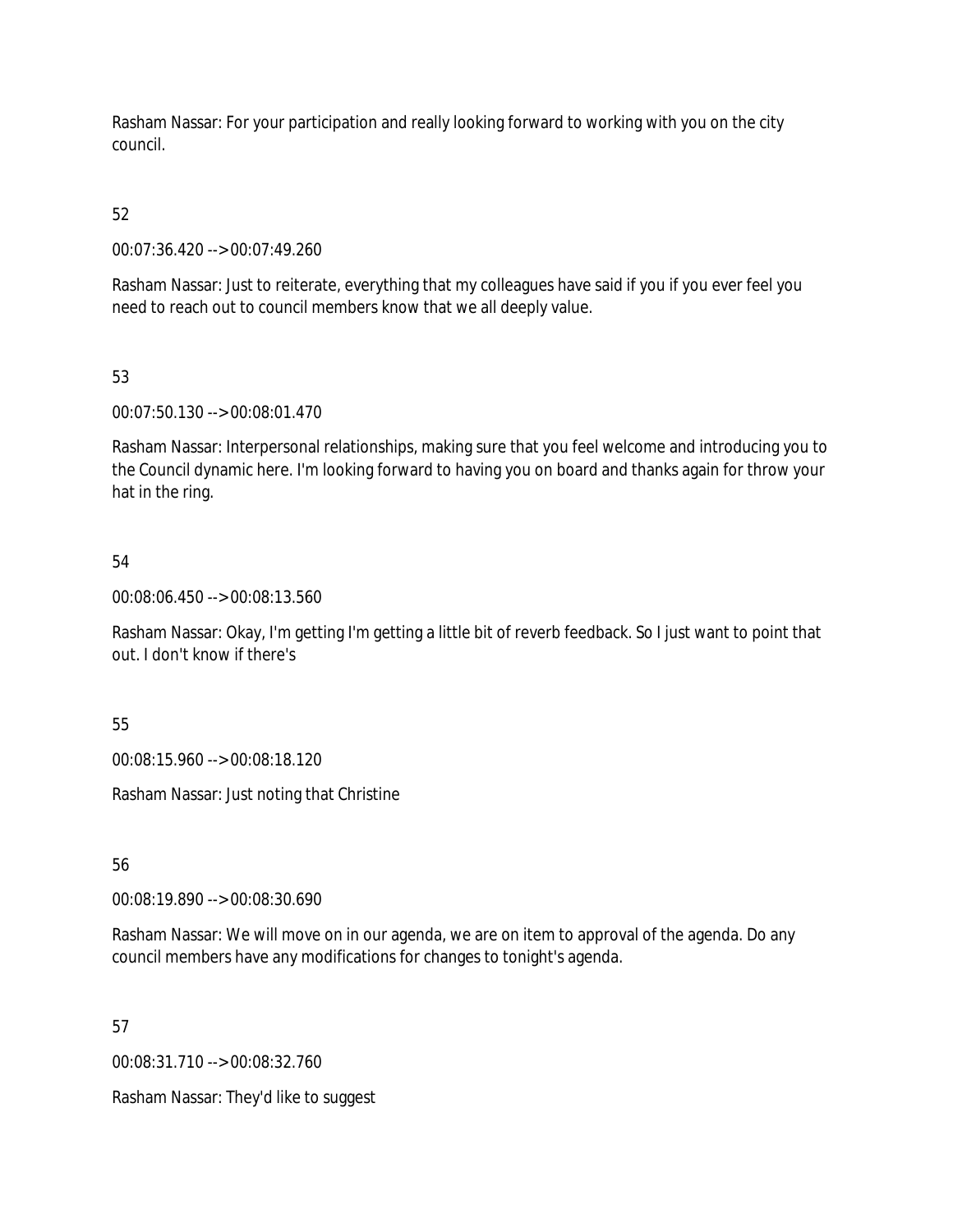Rasham Nassar: For your participation and really looking forward to working with you on the city council.

52

00:07:36.420 --> 00:07:49.260

Rasham Nassar: Just to reiterate, everything that my colleagues have said if you if you ever feel you need to reach out to council members know that we all deeply value.

53

00:07:50.130 --> 00:08:01.470

Rasham Nassar: Interpersonal relationships, making sure that you feel welcome and introducing you to the Council dynamic here. I'm looking forward to having you on board and thanks again for throw your hat in the ring.

54

00:08:06.450 --> 00:08:13.560

Rasham Nassar: Okay, I'm getting I'm getting a little bit of reverb feedback. So I just want to point that out. I don't know if there's

55

00:08:15.960 --> 00:08:18.120

Rasham Nassar: Just noting that Christine

56

00:08:19.890 --> 00:08:30.690

Rasham Nassar: We will move on in our agenda, we are on item to approval of the agenda. Do any council members have any modifications for changes to tonight's agenda.

57

00:08:31.710 --> 00:08:32.760

Rasham Nassar: They'd like to suggest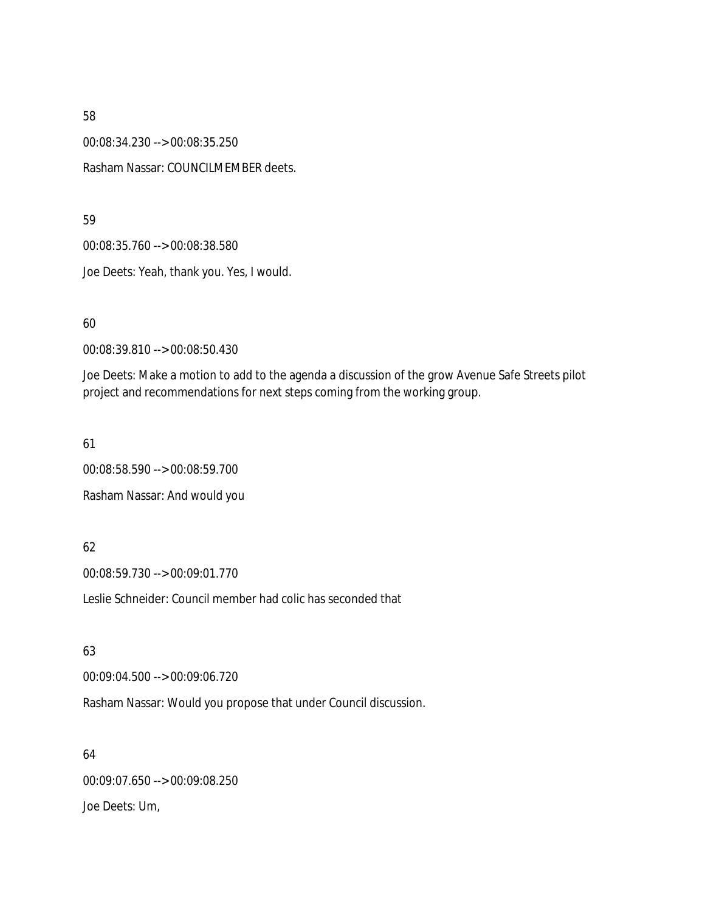58

00:08:34.230 --> 00:08:35.250

Rasham Nassar: COUNCILMEMBER deets.

59

00:08:35.760 --> 00:08:38.580

Joe Deets: Yeah, thank you. Yes, I would.

60

00:08:39.810 --> 00:08:50.430

Joe Deets: Make a motion to add to the agenda a discussion of the grow Avenue Safe Streets pilot project and recommendations for next steps coming from the working group.

61

00:08:58.590 --> 00:08:59.700

Rasham Nassar: And would you

62

00:08:59.730 --> 00:09:01.770

Leslie Schneider: Council member had colic has seconded that

63

00:09:04.500 --> 00:09:06.720

Rasham Nassar: Would you propose that under Council discussion.

64

00:09:07.650 --> 00:09:08.250

Joe Deets: Um,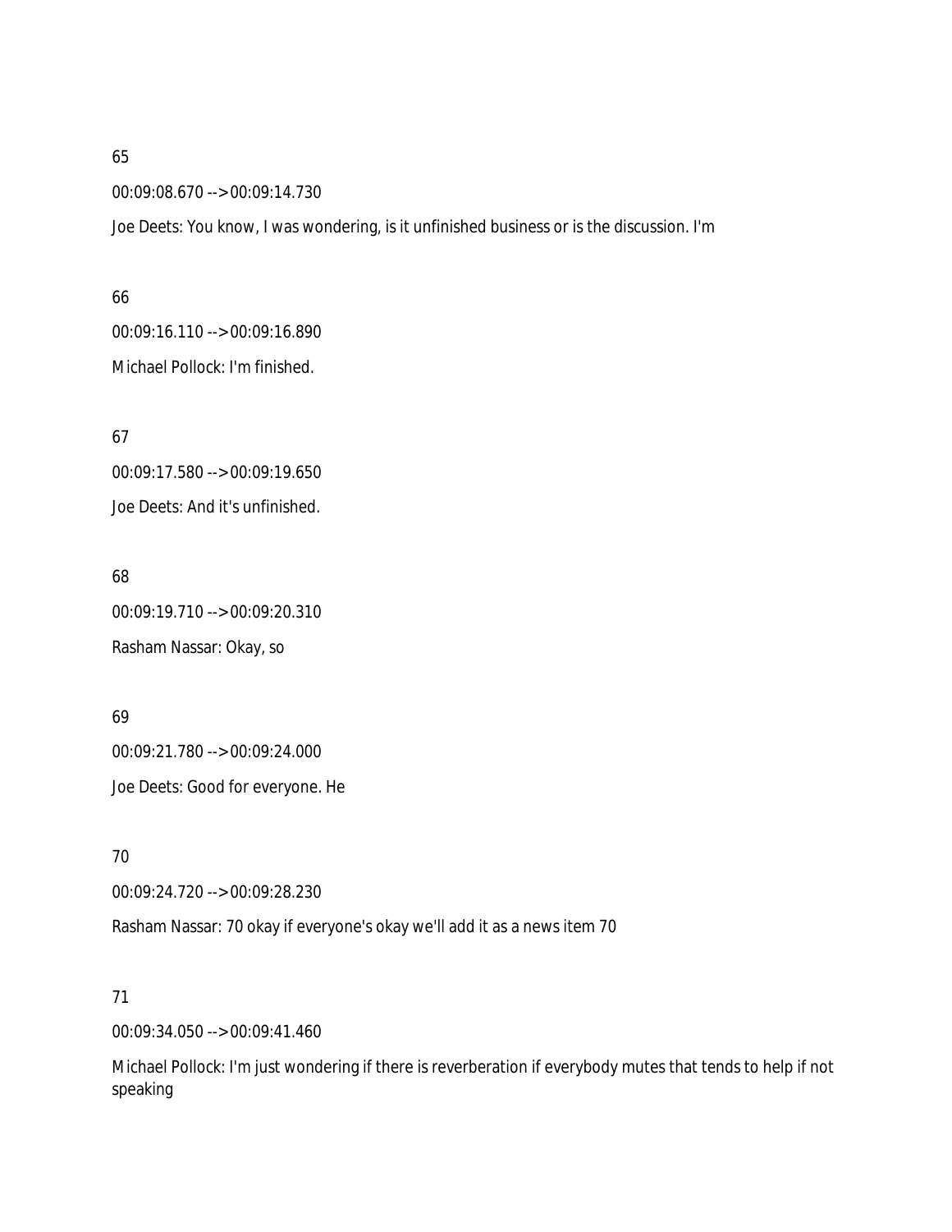65

00:09:08.670 --> 00:09:14.730

Joe Deets: You know, I was wondering, is it unfinished business or is the discussion. I'm

66

00:09:16.110 --> 00:09:16.890

Michael Pollock: I'm finished.

67

00:09:17.580 --> 00:09:19.650

Joe Deets: And it's unfinished.

68

00:09:19.710 --> 00:09:20.310

Rasham Nassar: Okay, so

69

00:09:21.780 --> 00:09:24.000

Joe Deets: Good for everyone. He

70

00:09:24.720 --> 00:09:28.230

Rasham Nassar: 70 okay if everyone's okay we'll add it as a news item 70

71

00:09:34.050 --> 00:09:41.460

Michael Pollock: I'm just wondering if there is reverberation if everybody mutes that tends to help if not speaking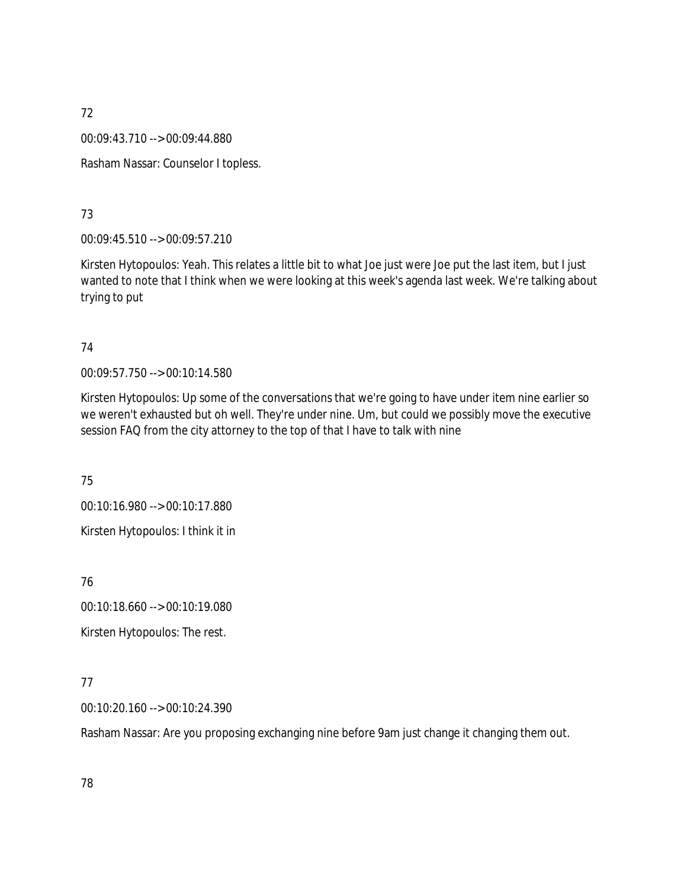72

00:09:43.710 --> 00:09:44.880

Rasham Nassar: Counselor I topless.

73

00:09:45.510 --> 00:09:57.210

Kirsten Hytopoulos: Yeah. This relates a little bit to what Joe just were Joe put the last item, but I just wanted to note that I think when we were looking at this week's agenda last week. We're talking about trying to put

74

00:09:57.750 --> 00:10:14.580

Kirsten Hytopoulos: Up some of the conversations that we're going to have under item nine earlier so we weren't exhausted but oh well. They're under nine. Um, but could we possibly move the executive session FAQ from the city attorney to the top of that I have to talk with nine

75

00:10:16.980 --> 00:10:17.880

Kirsten Hytopoulos: I think it in

76

00:10:18.660 --> 00:10:19.080

Kirsten Hytopoulos: The rest.

77

00:10:20.160 --> 00:10:24.390

Rasham Nassar: Are you proposing exchanging nine before 9am just change it changing them out.

78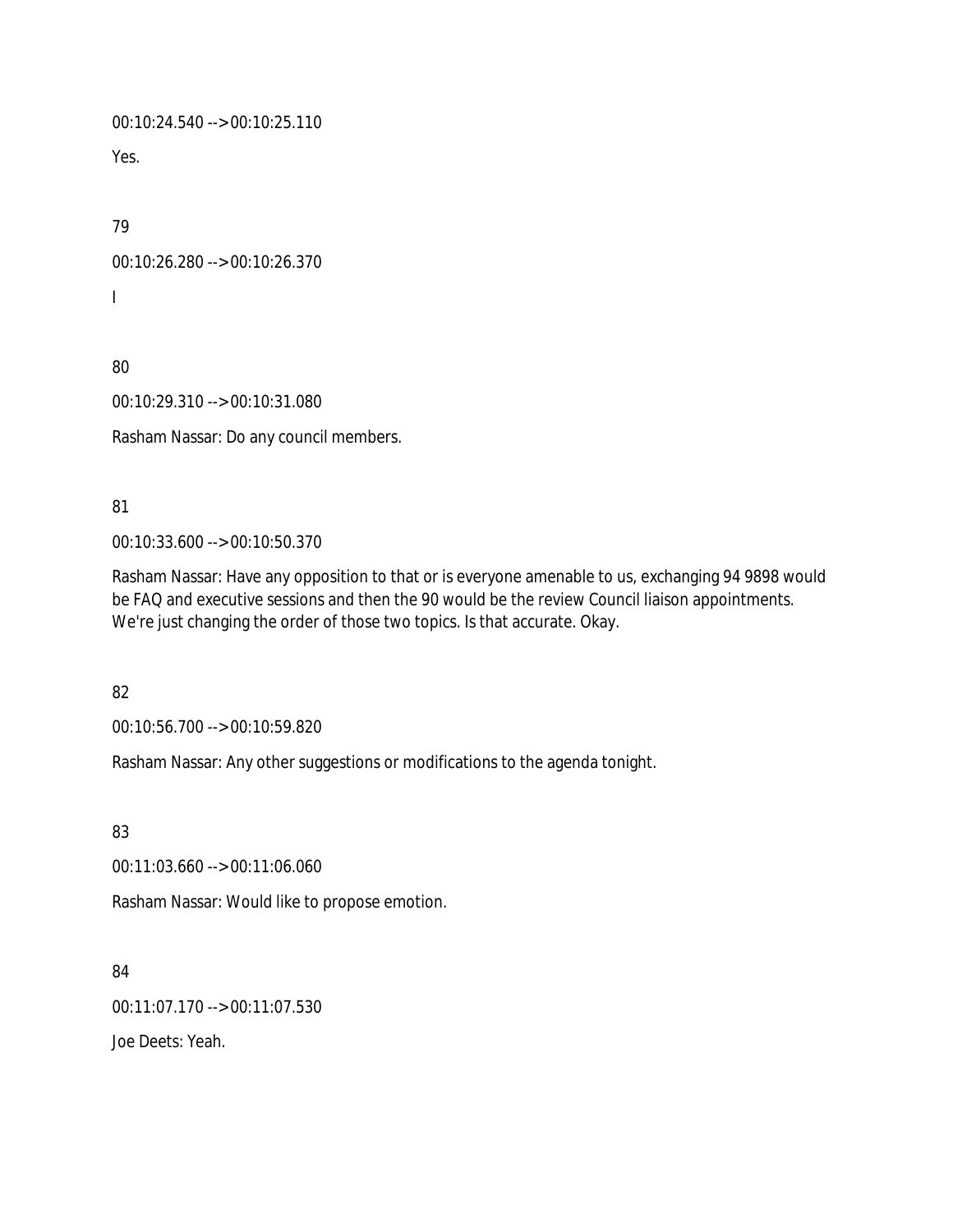00:10:24.540 --> 00:10:25.110

Yes.

79

00:10:26.280 --> 00:10:26.370

I

80

00:10:29.310 --> 00:10:31.080

Rasham Nassar: Do any council members.

81

00:10:33.600 --> 00:10:50.370

Rasham Nassar: Have any opposition to that or is everyone amenable to us, exchanging 94 9898 would be FAQ and executive sessions and then the 90 would be the review Council liaison appointments. We're just changing the order of those two topics. Is that accurate. Okay.

82

00:10:56.700 --> 00:10:59.820

Rasham Nassar: Any other suggestions or modifications to the agenda tonight.

83

00:11:03.660 --> 00:11:06.060

Rasham Nassar: Would like to propose emotion.

84

00:11:07.170 --> 00:11:07.530

Joe Deets: Yeah.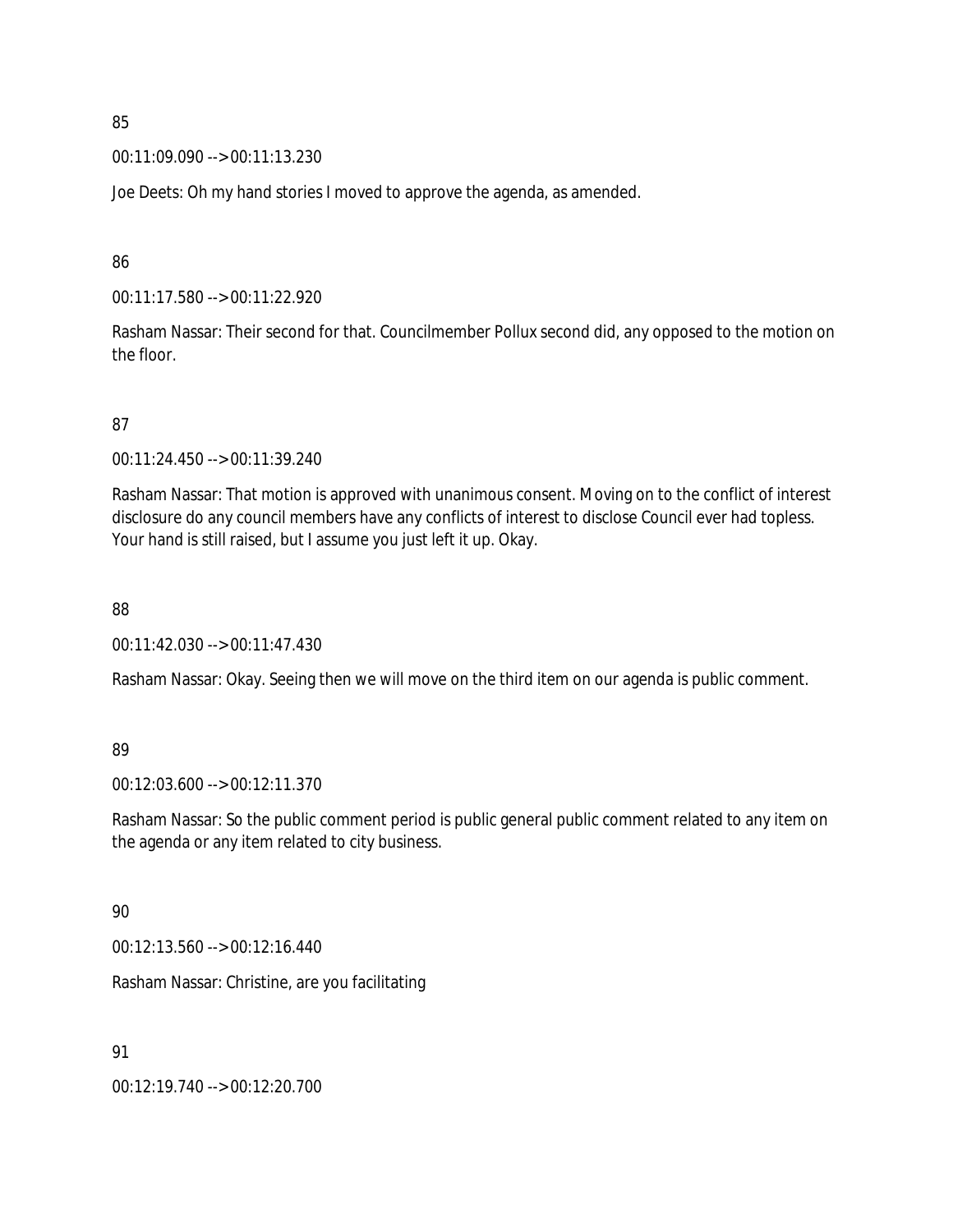85

00:11:09.090 --> 00:11:13.230

Joe Deets: Oh my hand stories I moved to approve the agenda, as amended.

86

00:11:17.580 --> 00:11:22.920

Rasham Nassar: Their second for that. Councilmember Pollux second did, any opposed to the motion on the floor.

87

00:11:24.450 --> 00:11:39.240

Rasham Nassar: That motion is approved with unanimous consent. Moving on to the conflict of interest disclosure do any council members have any conflicts of interest to disclose Council ever had topless. Your hand is still raised, but I assume you just left it up. Okay.

88

00:11:42.030 --> 00:11:47.430

Rasham Nassar: Okay. Seeing then we will move on the third item on our agenda is public comment.

89

00:12:03.600 --> 00:12:11.370

Rasham Nassar: So the public comment period is public general public comment related to any item on the agenda or any item related to city business.

90

00:12:13.560 --> 00:12:16.440

Rasham Nassar: Christine, are you facilitating

91

00:12:19.740 --> 00:12:20.700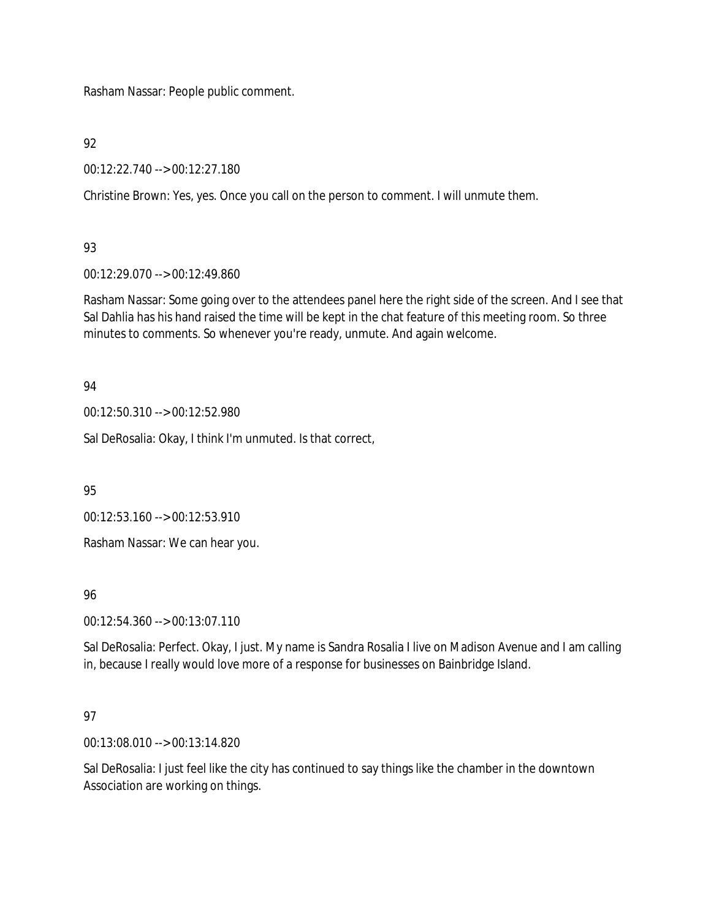Rasham Nassar: People public comment.

92

00:12:22.740 --> 00:12:27.180

Christine Brown: Yes, yes. Once you call on the person to comment. I will unmute them.

93

00:12:29.070 --> 00:12:49.860

Rasham Nassar: Some going over to the attendees panel here the right side of the screen. And I see that Sal Dahlia has his hand raised the time will be kept in the chat feature of this meeting room. So three minutes to comments. So whenever you're ready, unmute. And again welcome.

94

00:12:50.310 --> 00:12:52.980

Sal DeRosalia: Okay, I think I'm unmuted. Is that correct,

95

00:12:53.160 --> 00:12:53.910

Rasham Nassar: We can hear you.

96

00:12:54.360 --> 00:13:07.110

Sal DeRosalia: Perfect. Okay, I just. My name is Sandra Rosalia I live on Madison Avenue and I am calling in, because I really would love more of a response for businesses on Bainbridge Island.

97

00:13:08.010 --> 00:13:14.820

Sal DeRosalia: I just feel like the city has continued to say things like the chamber in the downtown Association are working on things.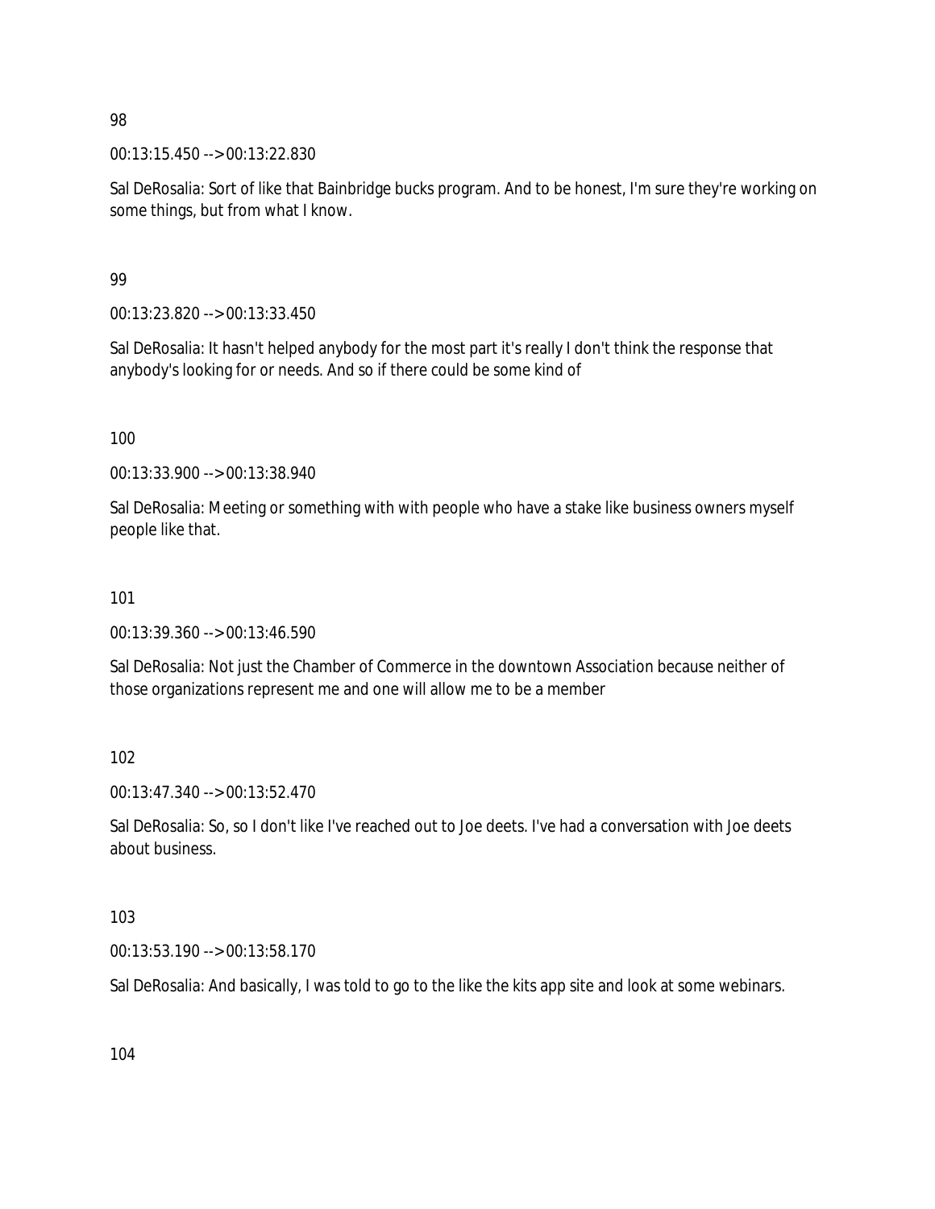98

00:13:15.450 --> 00:13:22.830

Sal DeRosalia: Sort of like that Bainbridge bucks program. And to be honest, I'm sure they're working on some things, but from what I know.

99

00:13:23.820 --> 00:13:33.450

Sal DeRosalia: It hasn't helped anybody for the most part it's really I don't think the response that anybody's looking for or needs. And so if there could be some kind of

100

00:13:33.900 --> 00:13:38.940

Sal DeRosalia: Meeting or something with with people who have a stake like business owners myself people like that.

101

00:13:39.360 --> 00:13:46.590

Sal DeRosalia: Not just the Chamber of Commerce in the downtown Association because neither of those organizations represent me and one will allow me to be a member

102

00:13:47.340 --> 00:13:52.470

Sal DeRosalia: So, so I don't like I've reached out to Joe deets. I've had a conversation with Joe deets about business.

103

00:13:53.190 --> 00:13:58.170

Sal DeRosalia: And basically, I was told to go to the like the kits app site and look at some webinars.

104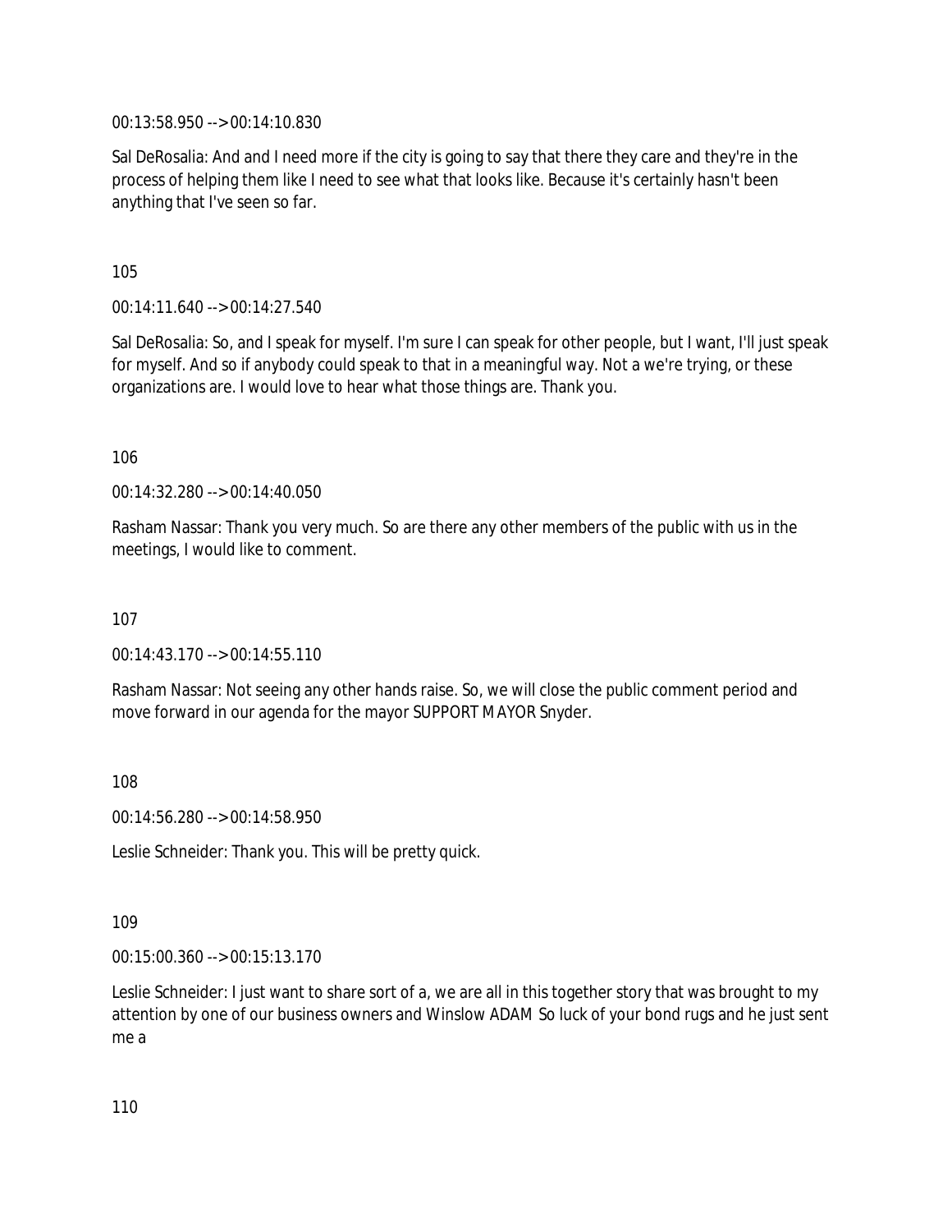00:13:58.950 --> 00:14:10.830

Sal DeRosalia: And and I need more if the city is going to say that there they care and they're in the process of helping them like I need to see what that looks like. Because it's certainly hasn't been anything that I've seen so far.

105

00:14:11.640 --> 00:14:27.540

Sal DeRosalia: So, and I speak for myself. I'm sure I can speak for other people, but I want, I'll just speak for myself. And so if anybody could speak to that in a meaningful way. Not a we're trying, or these organizations are. I would love to hear what those things are. Thank you.

106

00:14:32.280 --> 00:14:40.050

Rasham Nassar: Thank you very much. So are there any other members of the public with us in the meetings, I would like to comment.

107

00:14:43.170 --> 00:14:55.110

Rasham Nassar: Not seeing any other hands raise. So, we will close the public comment period and move forward in our agenda for the mayor SUPPORT MAYOR Snyder.

108

00:14:56.280 --> 00:14:58.950

Leslie Schneider: Thank you. This will be pretty quick.

109

00:15:00.360 --> 00:15:13.170

Leslie Schneider: I just want to share sort of a, we are all in this together story that was brought to my attention by one of our business owners and Winslow ADAM So luck of your bond rugs and he just sent me a

110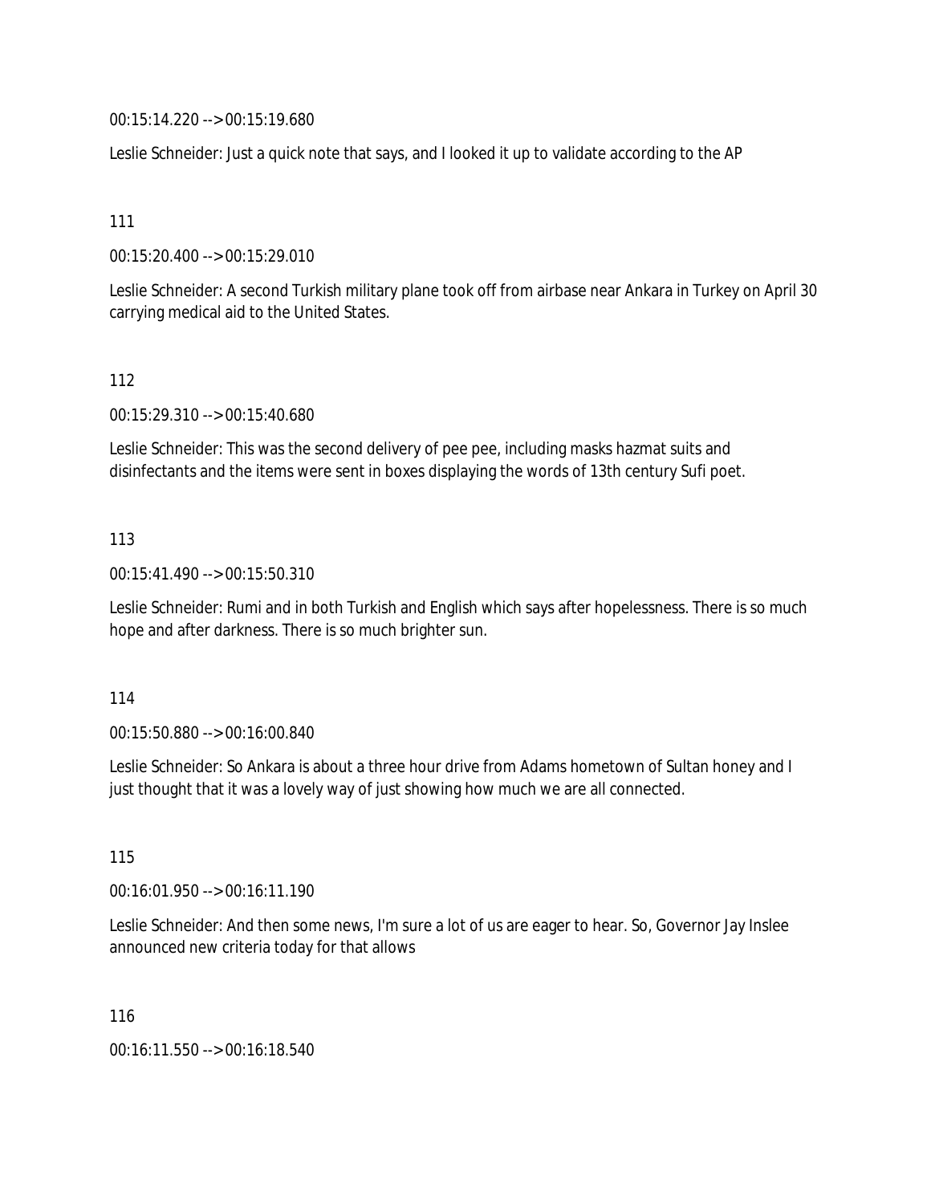00:15:14.220 --> 00:15:19.680

Leslie Schneider: Just a quick note that says, and I looked it up to validate according to the AP

111

00:15:20.400 --> 00:15:29.010

Leslie Schneider: A second Turkish military plane took off from airbase near Ankara in Turkey on April 30 carrying medical aid to the United States.

112

00:15:29.310 --> 00:15:40.680

Leslie Schneider: This was the second delivery of pee pee, including masks hazmat suits and disinfectants and the items were sent in boxes displaying the words of 13th century Sufi poet.

113

00:15:41.490 --> 00:15:50.310

Leslie Schneider: Rumi and in both Turkish and English which says after hopelessness. There is so much hope and after darkness. There is so much brighter sun.

114

00:15:50.880 --> 00:16:00.840

Leslie Schneider: So Ankara is about a three hour drive from Adams hometown of Sultan honey and I just thought that it was a lovely way of just showing how much we are all connected.

115

00:16:01.950 --> 00:16:11.190

Leslie Schneider: And then some news, I'm sure a lot of us are eager to hear. So, Governor Jay Inslee announced new criteria today for that allows

116

00:16:11.550 --> 00:16:18.540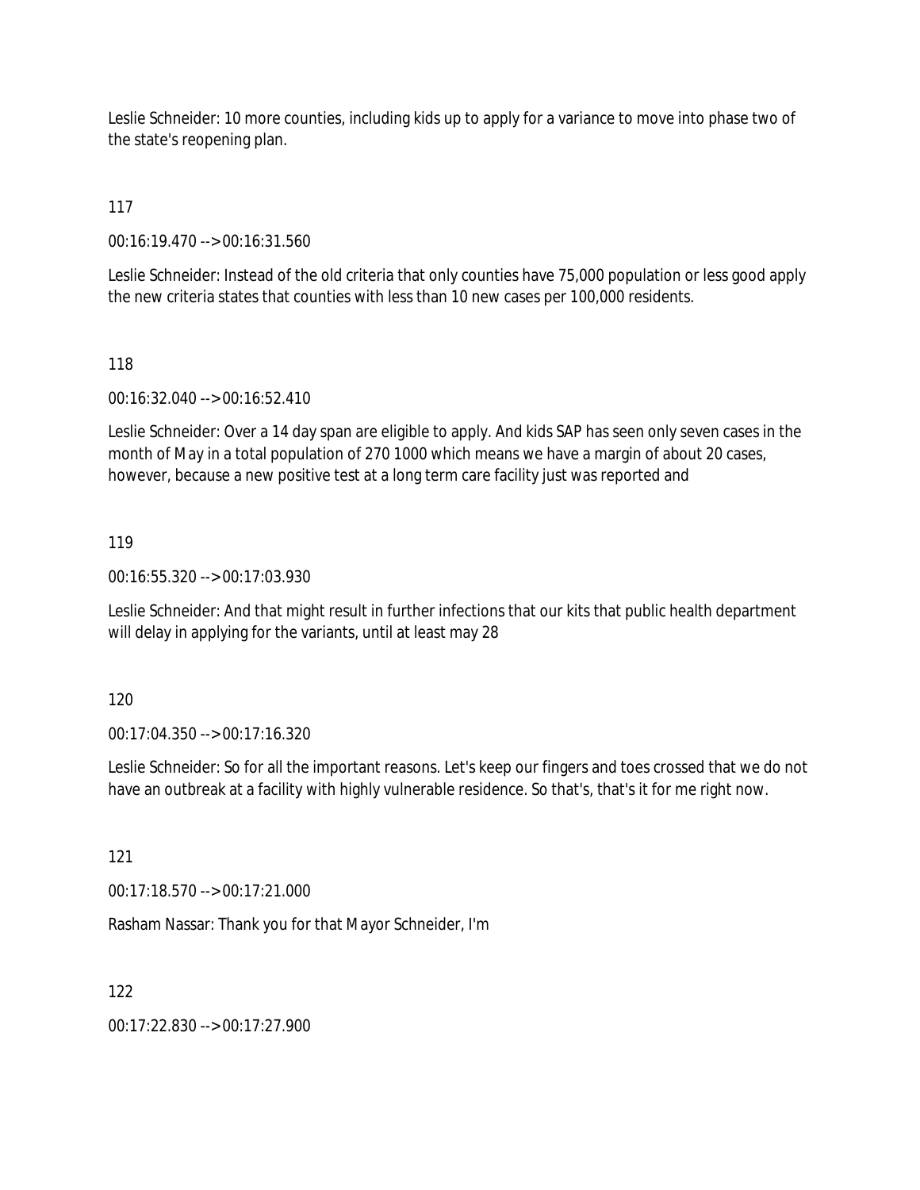Leslie Schneider: 10 more counties, including kids up to apply for a variance to move into phase two of the state's reopening plan.

117

00:16:19.470 --> 00:16:31.560

Leslie Schneider: Instead of the old criteria that only counties have 75,000 population or less good apply the new criteria states that counties with less than 10 new cases per 100,000 residents.

118

00:16:32.040 --> 00:16:52.410

Leslie Schneider: Over a 14 day span are eligible to apply. And kids SAP has seen only seven cases in the month of May in a total population of 270 1000 which means we have a margin of about 20 cases, however, because a new positive test at a long term care facility just was reported and

119

00:16:55.320 --> 00:17:03.930

Leslie Schneider: And that might result in further infections that our kits that public health department will delay in applying for the variants, until at least may 28

120

00:17:04.350 --> 00:17:16.320

Leslie Schneider: So for all the important reasons. Let's keep our fingers and toes crossed that we do not have an outbreak at a facility with highly vulnerable residence. So that's, that's it for me right now.

121

00:17:18.570 --> 00:17:21.000

Rasham Nassar: Thank you for that Mayor Schneider, I'm

122

00:17:22.830 --> 00:17:27.900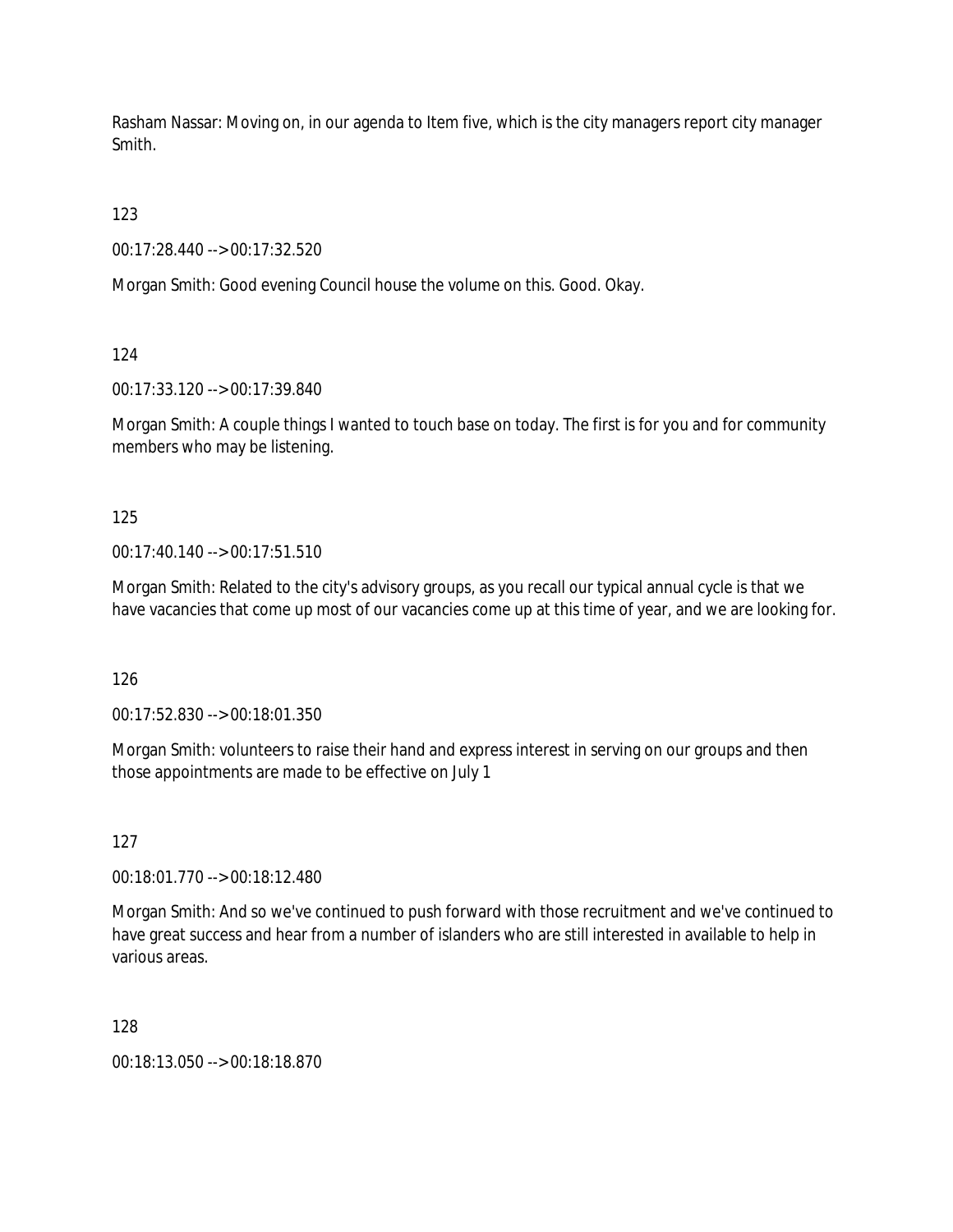Rasham Nassar: Moving on, in our agenda to Item five, which is the city managers report city manager Smith.

123

00:17:28.440 --> 00:17:32.520

Morgan Smith: Good evening Council house the volume on this. Good. Okay.

124

00:17:33.120 --> 00:17:39.840

Morgan Smith: A couple things I wanted to touch base on today. The first is for you and for community members who may be listening.

125

00:17:40.140 --> 00:17:51.510

Morgan Smith: Related to the city's advisory groups, as you recall our typical annual cycle is that we have vacancies that come up most of our vacancies come up at this time of year, and we are looking for.

126

00:17:52.830 --> 00:18:01.350

Morgan Smith: volunteers to raise their hand and express interest in serving on our groups and then those appointments are made to be effective on July 1

127

00:18:01.770 --> 00:18:12.480

Morgan Smith: And so we've continued to push forward with those recruitment and we've continued to have great success and hear from a number of islanders who are still interested in available to help in various areas.

128

00:18:13.050 --> 00:18:18.870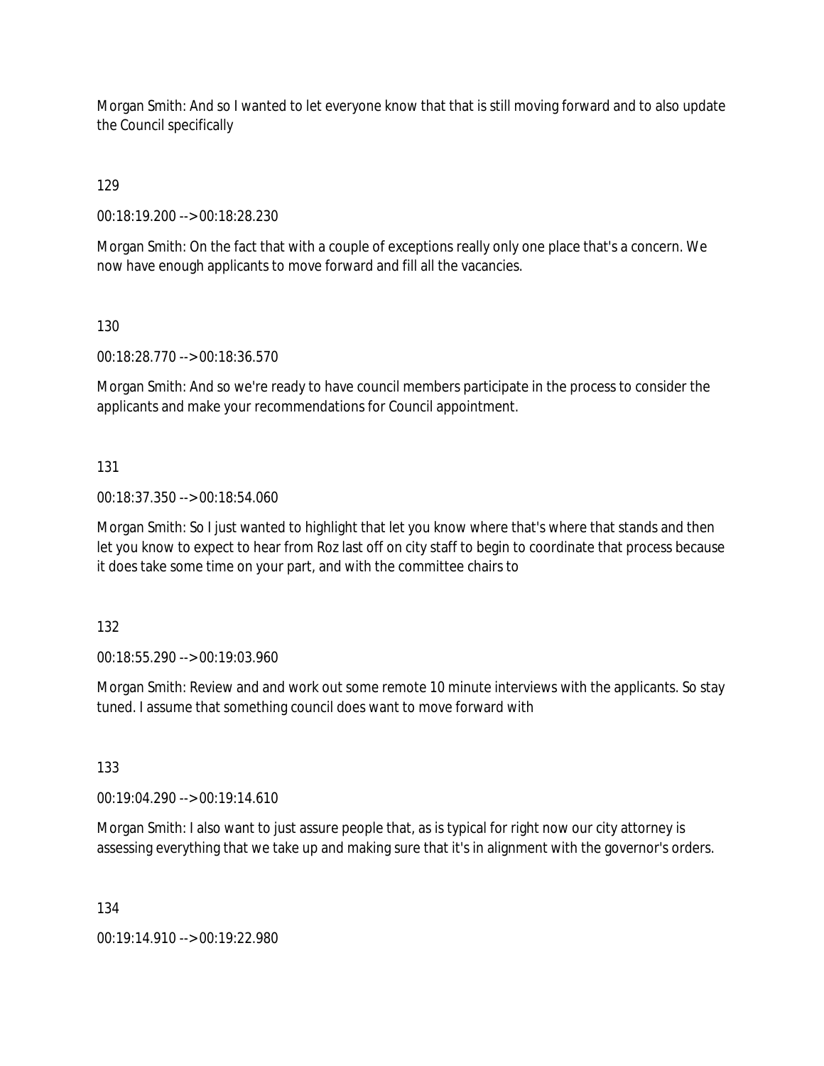Morgan Smith: And so I wanted to let everyone know that that is still moving forward and to also update the Council specifically

129

00:18:19.200 --> 00:18:28.230

Morgan Smith: On the fact that with a couple of exceptions really only one place that's a concern. We now have enough applicants to move forward and fill all the vacancies.

130

00:18:28.770 --> 00:18:36.570

Morgan Smith: And so we're ready to have council members participate in the process to consider the applicants and make your recommendations for Council appointment.

131

00:18:37.350 --> 00:18:54.060

Morgan Smith: So I just wanted to highlight that let you know where that's where that stands and then let you know to expect to hear from Roz last off on city staff to begin to coordinate that process because it does take some time on your part, and with the committee chairs to

132

00:18:55.290 --> 00:19:03.960

Morgan Smith: Review and and work out some remote 10 minute interviews with the applicants. So stay tuned. I assume that something council does want to move forward with

133

00:19:04.290 --> 00:19:14.610

Morgan Smith: I also want to just assure people that, as is typical for right now our city attorney is assessing everything that we take up and making sure that it's in alignment with the governor's orders.

134

00:19:14.910 --> 00:19:22.980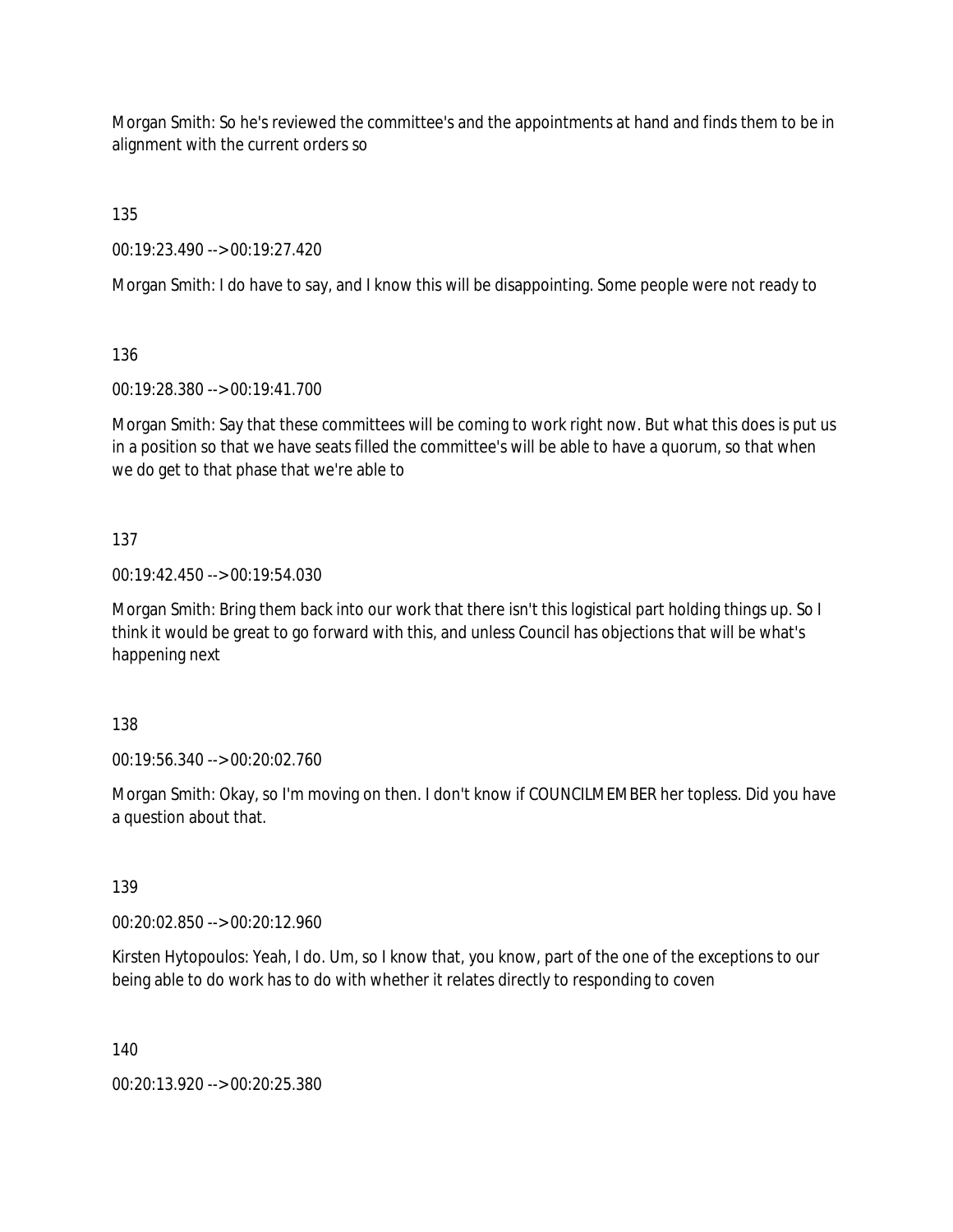Morgan Smith: So he's reviewed the committee's and the appointments at hand and finds them to be in alignment with the current orders so

135

00:19:23.490 --> 00:19:27.420

Morgan Smith: I do have to say, and I know this will be disappointing. Some people were not ready to

136

00:19:28.380 --> 00:19:41.700

Morgan Smith: Say that these committees will be coming to work right now. But what this does is put us in a position so that we have seats filled the committee's will be able to have a quorum, so that when we do get to that phase that we're able to

137

00:19:42.450 --> 00:19:54.030

Morgan Smith: Bring them back into our work that there isn't this logistical part holding things up. So I think it would be great to go forward with this, and unless Council has objections that will be what's happening next

138

00:19:56.340 --> 00:20:02.760

Morgan Smith: Okay, so I'm moving on then. I don't know if COUNCILMEMBER her topless. Did you have a question about that.

139

00:20:02.850 --> 00:20:12.960

Kirsten Hytopoulos: Yeah, I do. Um, so I know that, you know, part of the one of the exceptions to our being able to do work has to do with whether it relates directly to responding to coven

140

00:20:13.920 --> 00:20:25.380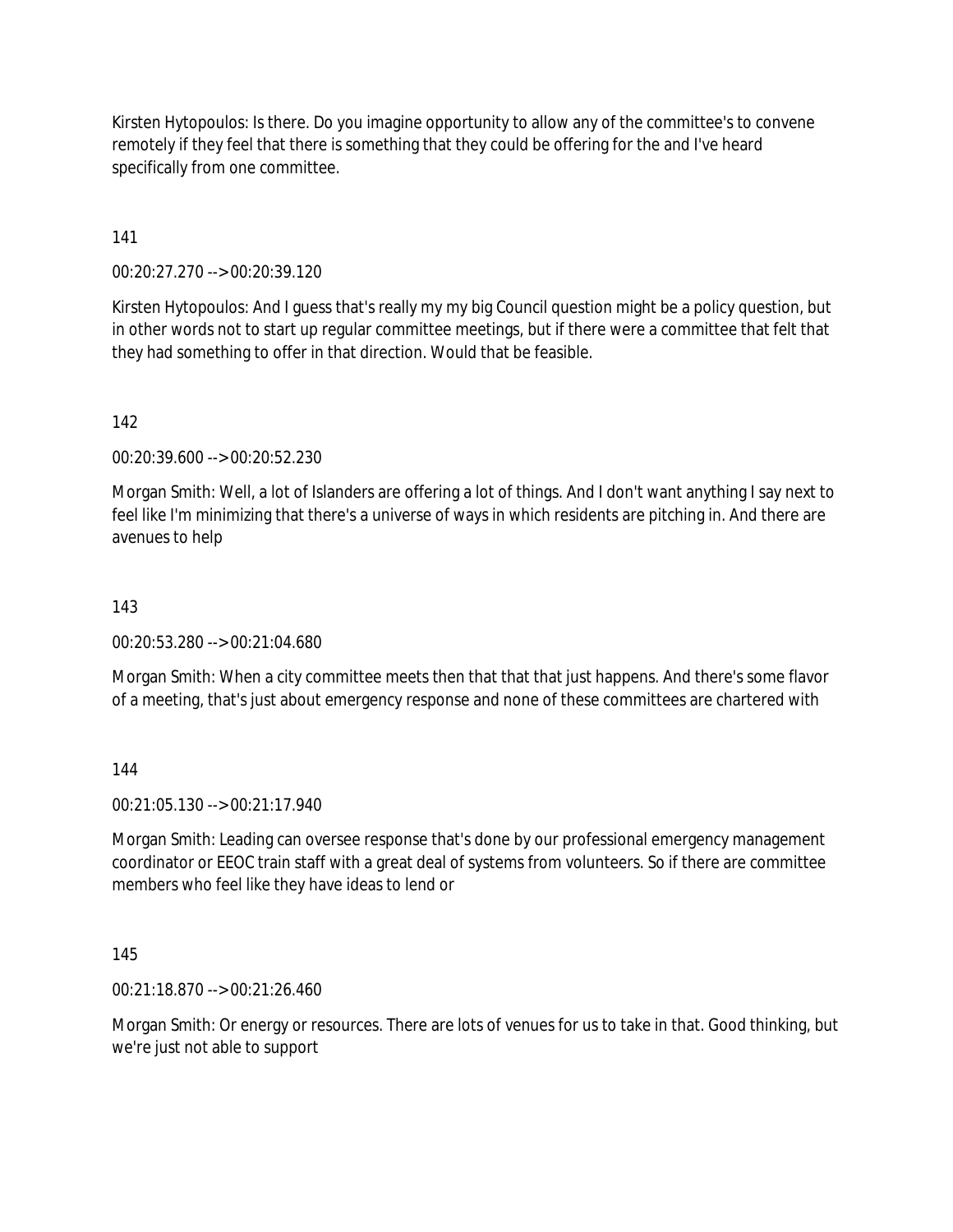Kirsten Hytopoulos: Is there. Do you imagine opportunity to allow any of the committee's to convene remotely if they feel that there is something that they could be offering for the and I've heard specifically from one committee.

141

00:20:27.270 --> 00:20:39.120

Kirsten Hytopoulos: And I guess that's really my my big Council question might be a policy question, but in other words not to start up regular committee meetings, but if there were a committee that felt that they had something to offer in that direction. Would that be feasible.

142

00:20:39.600 --> 00:20:52.230

Morgan Smith: Well, a lot of Islanders are offering a lot of things. And I don't want anything I say next to feel like I'm minimizing that there's a universe of ways in which residents are pitching in. And there are avenues to help

143

00:20:53.280 --> 00:21:04.680

Morgan Smith: When a city committee meets then that that that just happens. And there's some flavor of a meeting, that's just about emergency response and none of these committees are chartered with

144

00:21:05.130 --> 00:21:17.940

Morgan Smith: Leading can oversee response that's done by our professional emergency management coordinator or EEOC train staff with a great deal of systems from volunteers. So if there are committee members who feel like they have ideas to lend or

145

00:21:18.870 --> 00:21:26.460

Morgan Smith: Or energy or resources. There are lots of venues for us to take in that. Good thinking, but we're just not able to support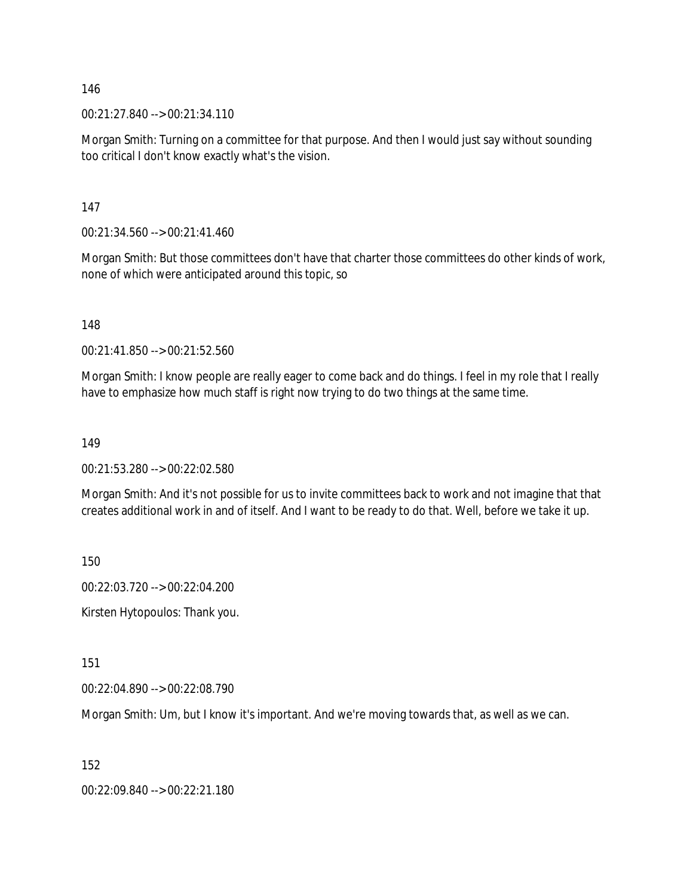146

00:21:27.840 --> 00:21:34.110

Morgan Smith: Turning on a committee for that purpose. And then I would just say without sounding too critical I don't know exactly what's the vision.

147

00:21:34.560 --> 00:21:41.460

Morgan Smith: But those committees don't have that charter those committees do other kinds of work, none of which were anticipated around this topic, so

148

00:21:41.850 --> 00:21:52.560

Morgan Smith: I know people are really eager to come back and do things. I feel in my role that I really have to emphasize how much staff is right now trying to do two things at the same time.

149

00:21:53.280 --> 00:22:02.580

Morgan Smith: And it's not possible for us to invite committees back to work and not imagine that that creates additional work in and of itself. And I want to be ready to do that. Well, before we take it up.

150

00:22:03.720 --> 00:22:04.200

Kirsten Hytopoulos: Thank you.

151

00:22:04.890 --> 00:22:08.790

Morgan Smith: Um, but I know it's important. And we're moving towards that, as well as we can.

152

00:22:09.840 --> 00:22:21.180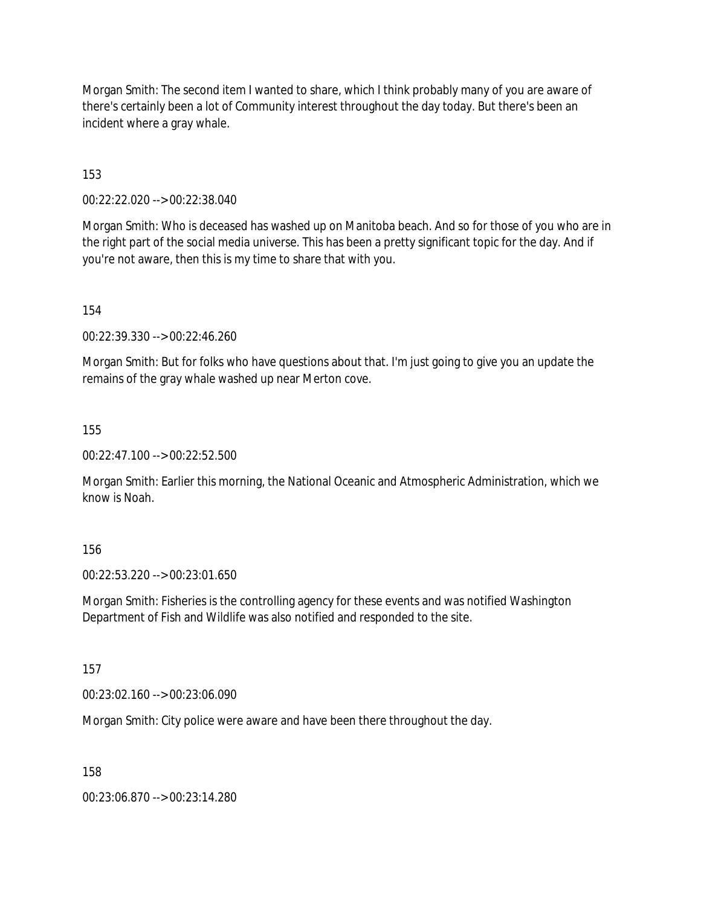Morgan Smith: The second item I wanted to share, which I think probably many of you are aware of there's certainly been a lot of Community interest throughout the day today. But there's been an incident where a gray whale.

153

00:22:22.020 --> 00:22:38.040

Morgan Smith: Who is deceased has washed up on Manitoba beach. And so for those of you who are in the right part of the social media universe. This has been a pretty significant topic for the day. And if you're not aware, then this is my time to share that with you.

154

00:22:39.330 --> 00:22:46.260

Morgan Smith: But for folks who have questions about that. I'm just going to give you an update the remains of the gray whale washed up near Merton cove.

155

00:22:47.100 --> 00:22:52.500

Morgan Smith: Earlier this morning, the National Oceanic and Atmospheric Administration, which we know is Noah.

156

00:22:53.220 --> 00:23:01.650

Morgan Smith: Fisheries is the controlling agency for these events and was notified Washington Department of Fish and Wildlife was also notified and responded to the site.

157

00:23:02.160 --> 00:23:06.090

Morgan Smith: City police were aware and have been there throughout the day.

158

00:23:06.870 --> 00:23:14.280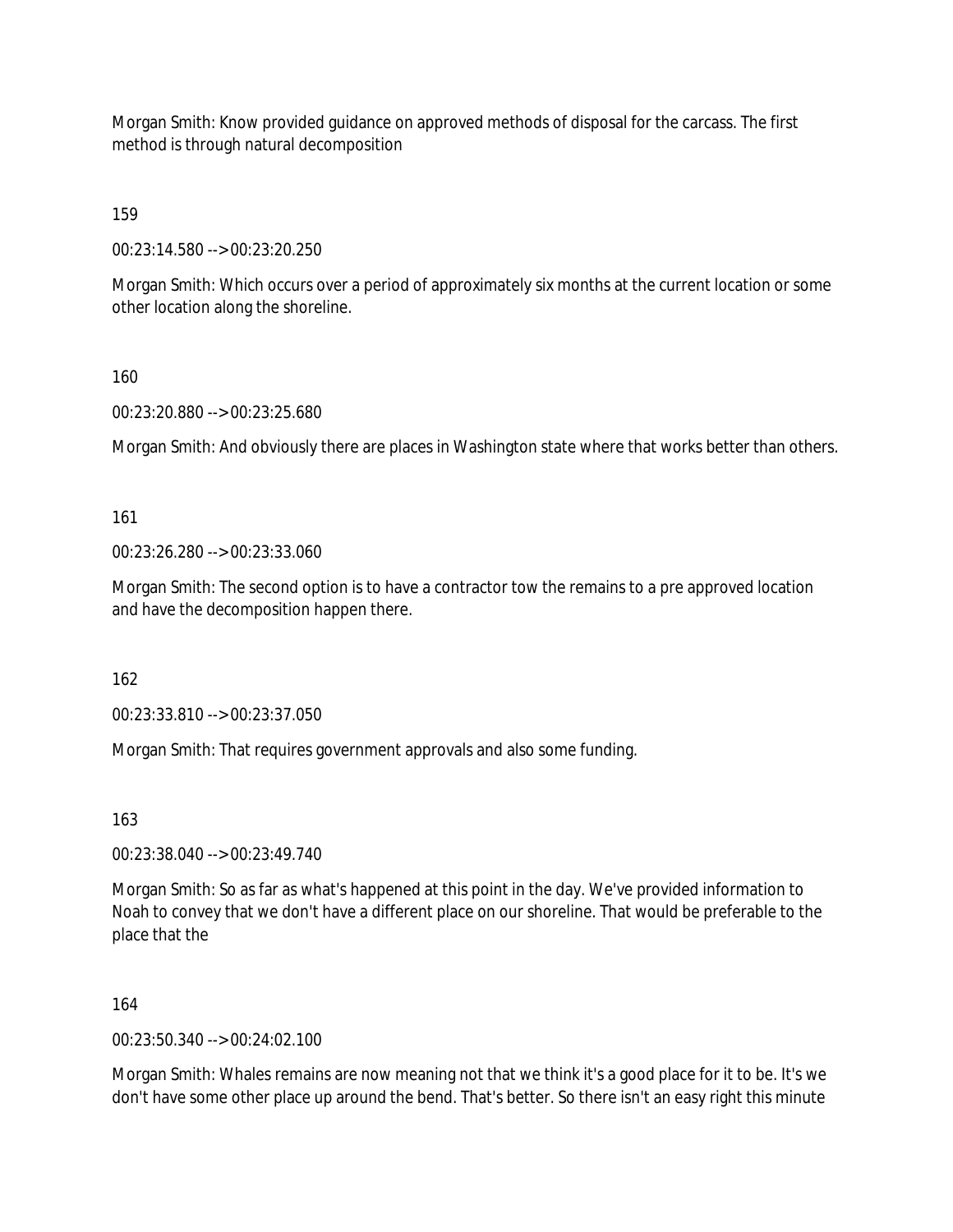Morgan Smith: Know provided guidance on approved methods of disposal for the carcass. The first method is through natural decomposition

159

00:23:14.580 --> 00:23:20.250

Morgan Smith: Which occurs over a period of approximately six months at the current location or some other location along the shoreline.

160

00:23:20.880 --> 00:23:25.680

Morgan Smith: And obviously there are places in Washington state where that works better than others.

161

00:23:26.280 --> 00:23:33.060

Morgan Smith: The second option is to have a contractor tow the remains to a pre approved location and have the decomposition happen there.

162

00:23:33.810 --> 00:23:37.050

Morgan Smith: That requires government approvals and also some funding.

163

00:23:38.040 --> 00:23:49.740

Morgan Smith: So as far as what's happened at this point in the day. We've provided information to Noah to convey that we don't have a different place on our shoreline. That would be preferable to the place that the

164

00:23:50.340 --> 00:24:02.100

Morgan Smith: Whales remains are now meaning not that we think it's a good place for it to be. It's we don't have some other place up around the bend. That's better. So there isn't an easy right this minute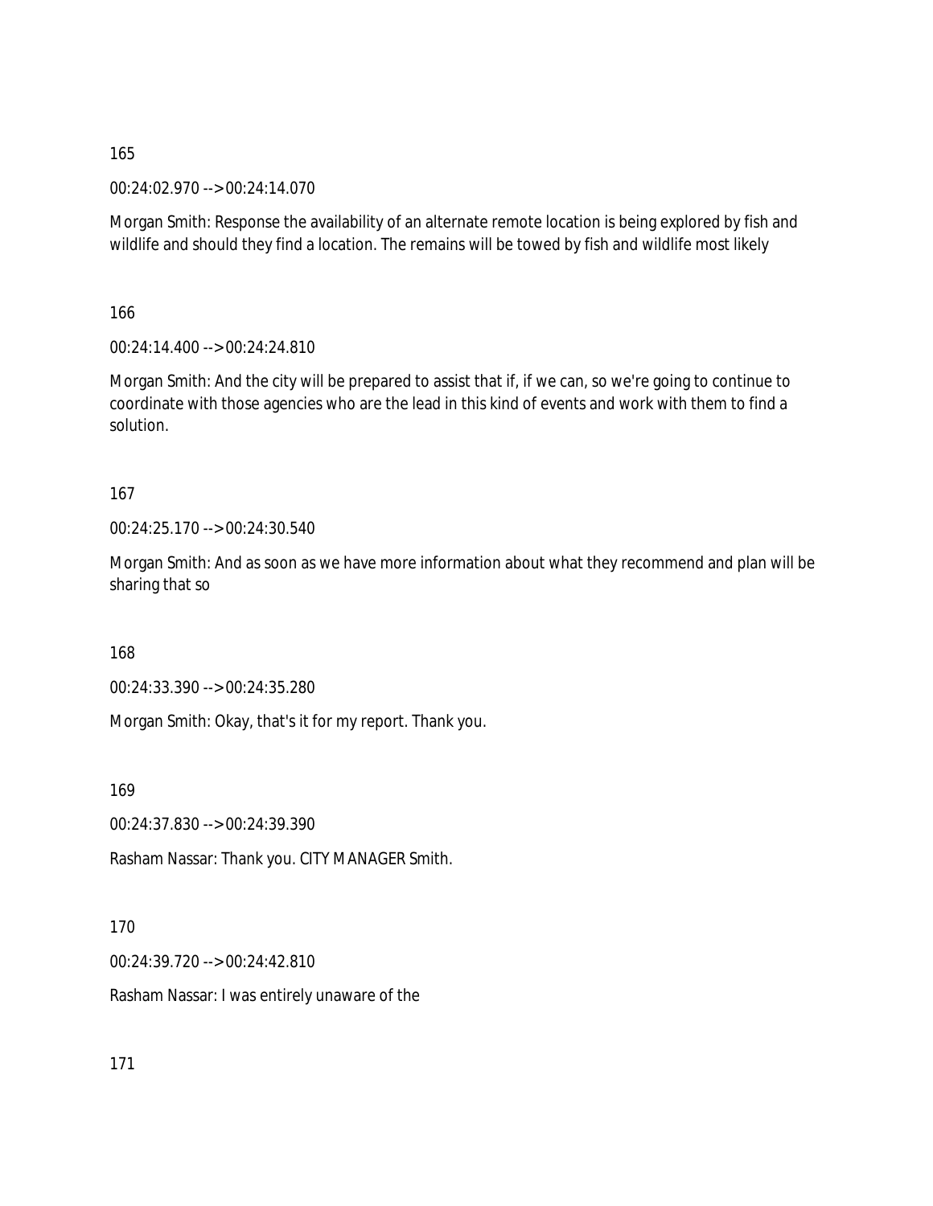165

00:24:02.970 --> 00:24:14.070

Morgan Smith: Response the availability of an alternate remote location is being explored by fish and wildlife and should they find a location. The remains will be towed by fish and wildlife most likely

166

00:24:14.400 --> 00:24:24.810

Morgan Smith: And the city will be prepared to assist that if, if we can, so we're going to continue to coordinate with those agencies who are the lead in this kind of events and work with them to find a solution.

167

00:24:25.170 --> 00:24:30.540

Morgan Smith: And as soon as we have more information about what they recommend and plan will be sharing that so

168

00:24:33.390 --> 00:24:35.280

Morgan Smith: Okay, that's it for my report. Thank you.

169

00:24:37.830 --> 00:24:39.390

Rasham Nassar: Thank you. CITY MANAGER Smith.

170

00:24:39.720 --> 00:24:42.810

Rasham Nassar: I was entirely unaware of the

171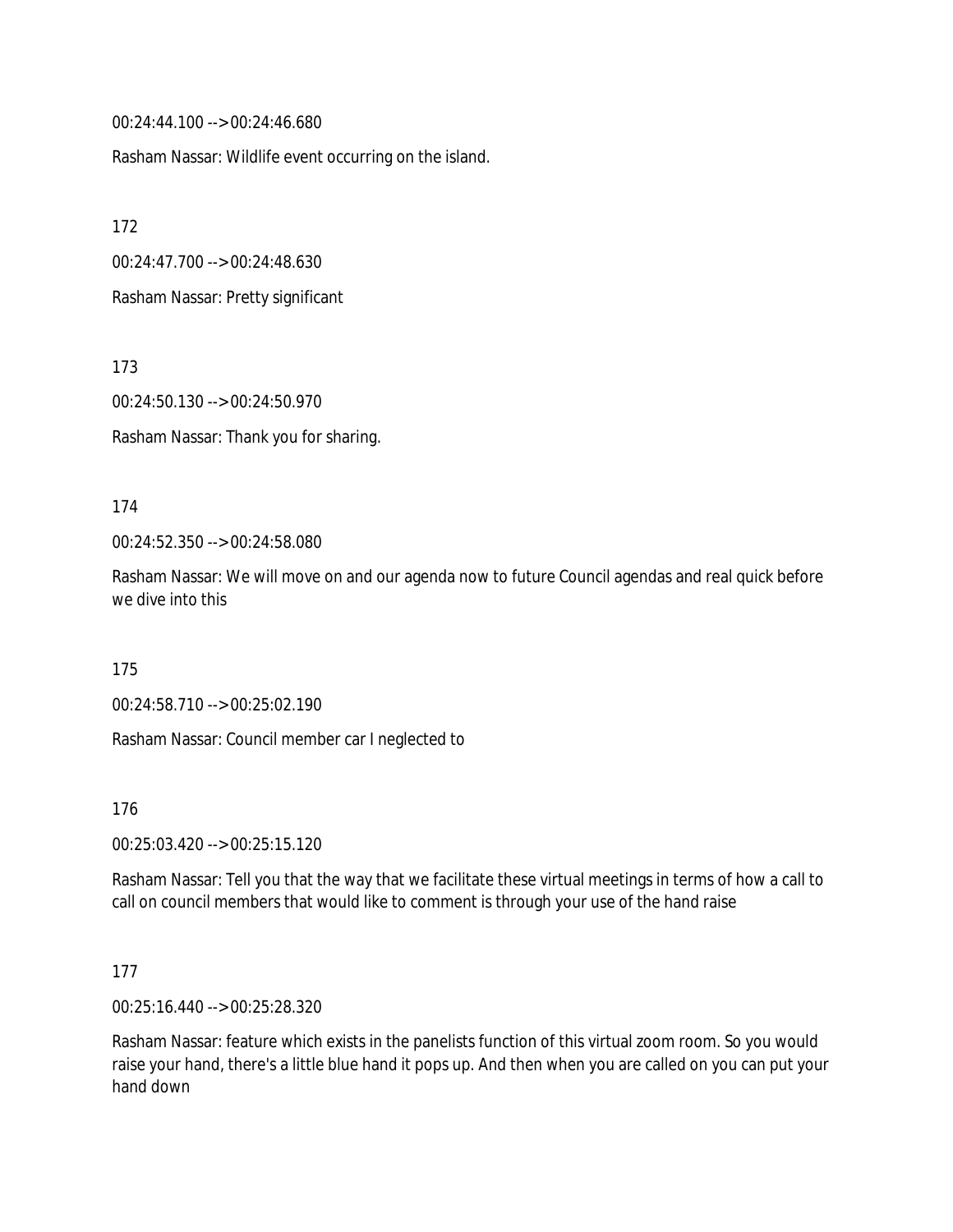00:24:44.100 --> 00:24:46.680

Rasham Nassar: Wildlife event occurring on the island.

172

00:24:47.700 --> 00:24:48.630

Rasham Nassar: Pretty significant

173

00:24:50.130 --> 00:24:50.970

Rasham Nassar: Thank you for sharing.

174

00:24:52.350 --> 00:24:58.080

Rasham Nassar: We will move on and our agenda now to future Council agendas and real quick before we dive into this

175

00:24:58.710 --> 00:25:02.190

Rasham Nassar: Council member car I neglected to

176

00:25:03.420 --> 00:25:15.120

Rasham Nassar: Tell you that the way that we facilitate these virtual meetings in terms of how a call to call on council members that would like to comment is through your use of the hand raise

177

00:25:16.440 --> 00:25:28.320

Rasham Nassar: feature which exists in the panelists function of this virtual zoom room. So you would raise your hand, there's a little blue hand it pops up. And then when you are called on you can put your hand down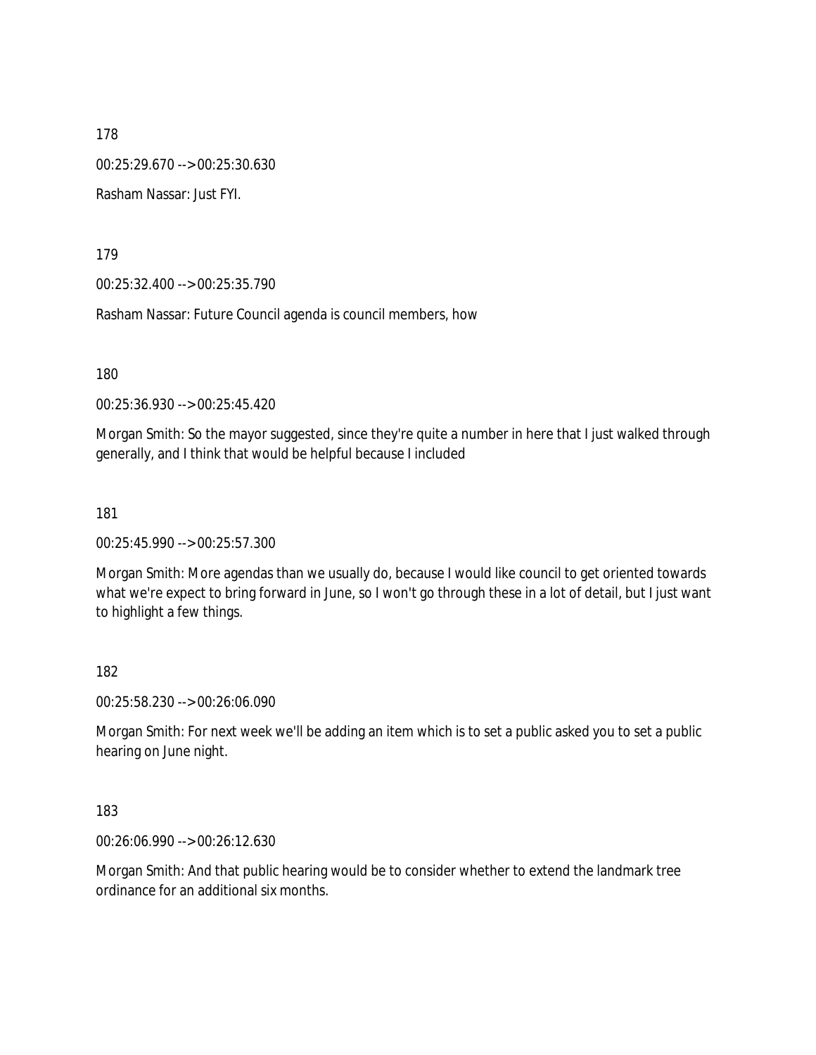178

00:25:29.670 --> 00:25:30.630

Rasham Nassar: Just FYI.

179

00:25:32.400 --> 00:25:35.790

Rasham Nassar: Future Council agenda is council members, how

180

00:25:36.930 --> 00:25:45.420

Morgan Smith: So the mayor suggested, since they're quite a number in here that I just walked through generally, and I think that would be helpful because I included

181

00:25:45.990 --> 00:25:57.300

Morgan Smith: More agendas than we usually do, because I would like council to get oriented towards what we're expect to bring forward in June, so I won't go through these in a lot of detail, but I just want to highlight a few things.

182

00:25:58.230 --> 00:26:06.090

Morgan Smith: For next week we'll be adding an item which is to set a public asked you to set a public hearing on June night.

183

00:26:06.990 --> 00:26:12.630

Morgan Smith: And that public hearing would be to consider whether to extend the landmark tree ordinance for an additional six months.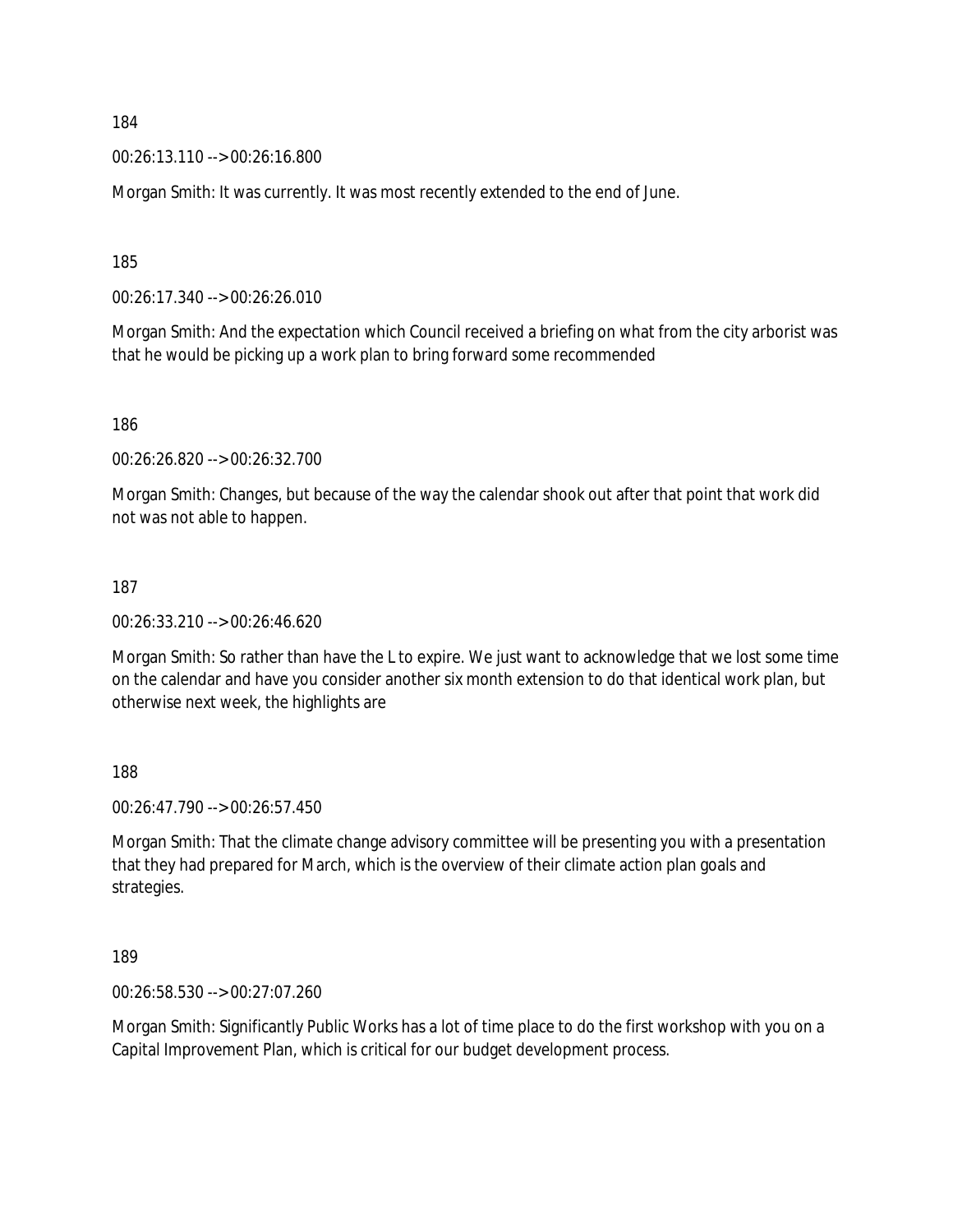184

00:26:13.110 --> 00:26:16.800

Morgan Smith: It was currently. It was most recently extended to the end of June.

185

00:26:17.340 --> 00:26:26.010

Morgan Smith: And the expectation which Council received a briefing on what from the city arborist was that he would be picking up a work plan to bring forward some recommended

186

00:26:26.820 --> 00:26:32.700

Morgan Smith: Changes, but because of the way the calendar shook out after that point that work did not was not able to happen.

187

00:26:33.210 --> 00:26:46.620

Morgan Smith: So rather than have the L to expire. We just want to acknowledge that we lost some time on the calendar and have you consider another six month extension to do that identical work plan, but otherwise next week, the highlights are

188

00:26:47.790 --> 00:26:57.450

Morgan Smith: That the climate change advisory committee will be presenting you with a presentation that they had prepared for March, which is the overview of their climate action plan goals and strategies.

189

00:26:58.530 --> 00:27:07.260

Morgan Smith: Significantly Public Works has a lot of time place to do the first workshop with you on a Capital Improvement Plan, which is critical for our budget development process.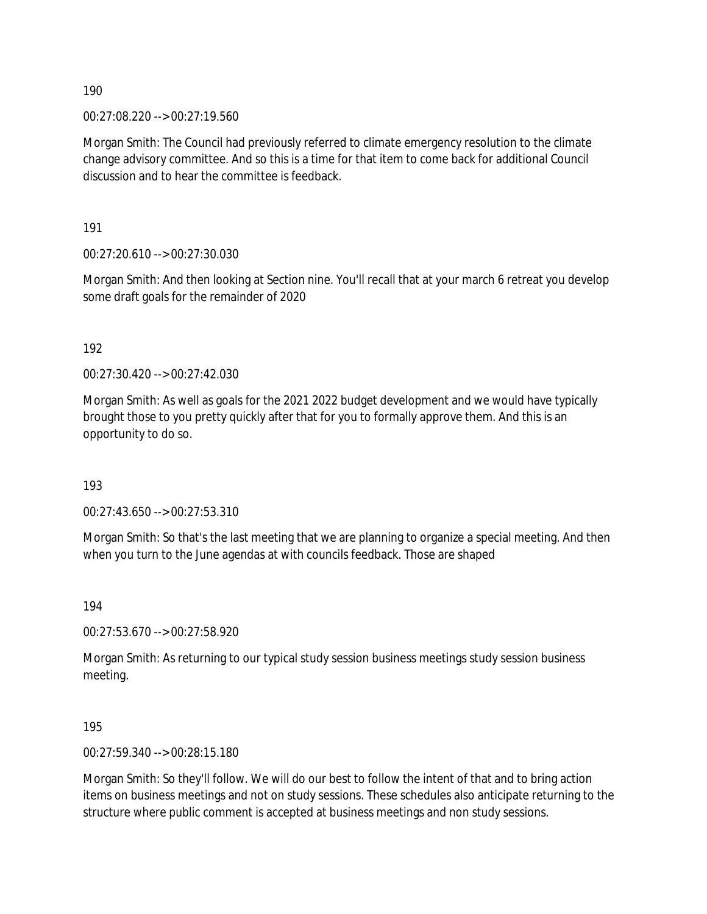190

00:27:08.220 --> 00:27:19.560

Morgan Smith: The Council had previously referred to climate emergency resolution to the climate change advisory committee. And so this is a time for that item to come back for additional Council discussion and to hear the committee is feedback.

191

00:27:20.610 --> 00:27:30.030

Morgan Smith: And then looking at Section nine. You'll recall that at your march 6 retreat you develop some draft goals for the remainder of 2020

192

00:27:30.420 --> 00:27:42.030

Morgan Smith: As well as goals for the 2021 2022 budget development and we would have typically brought those to you pretty quickly after that for you to formally approve them. And this is an opportunity to do so.

193

00:27:43.650 --> 00:27:53.310

Morgan Smith: So that's the last meeting that we are planning to organize a special meeting. And then when you turn to the June agendas at with councils feedback. Those are shaped

194

00:27:53.670 --> 00:27:58.920

Morgan Smith: As returning to our typical study session business meetings study session business meeting.

195

00:27:59.340 --> 00:28:15.180

Morgan Smith: So they'll follow. We will do our best to follow the intent of that and to bring action items on business meetings and not on study sessions. These schedules also anticipate returning to the structure where public comment is accepted at business meetings and non study sessions.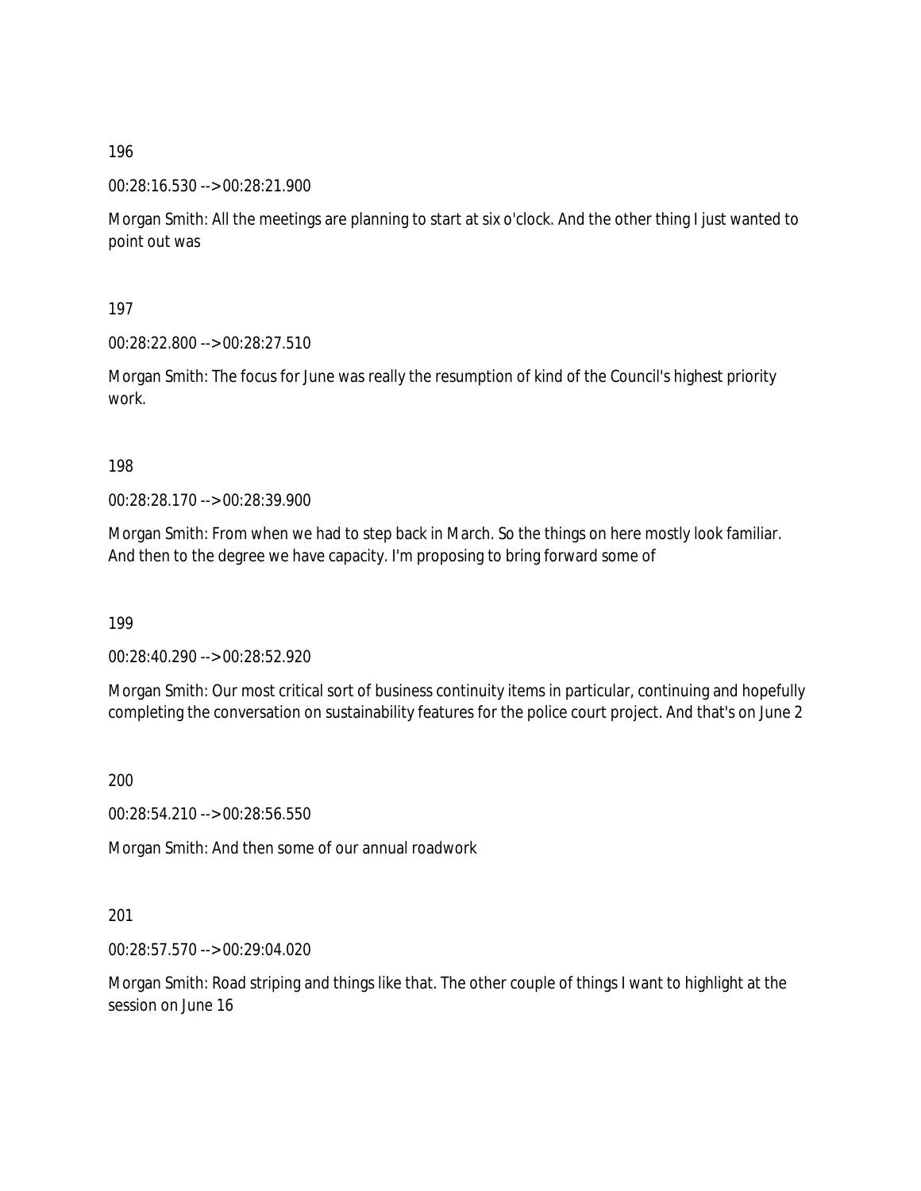196

00:28:16.530 --> 00:28:21.900

Morgan Smith: All the meetings are planning to start at six o'clock. And the other thing I just wanted to point out was

197

00:28:22.800 --> 00:28:27.510

Morgan Smith: The focus for June was really the resumption of kind of the Council's highest priority work.

198

00:28:28.170 --> 00:28:39.900

Morgan Smith: From when we had to step back in March. So the things on here mostly look familiar. And then to the degree we have capacity. I'm proposing to bring forward some of

199

00:28:40.290 --> 00:28:52.920

Morgan Smith: Our most critical sort of business continuity items in particular, continuing and hopefully completing the conversation on sustainability features for the police court project. And that's on June 2

200

00:28:54.210 --> 00:28:56.550

Morgan Smith: And then some of our annual roadwork

201

00:28:57.570 --> 00:29:04.020

Morgan Smith: Road striping and things like that. The other couple of things I want to highlight at the session on June 16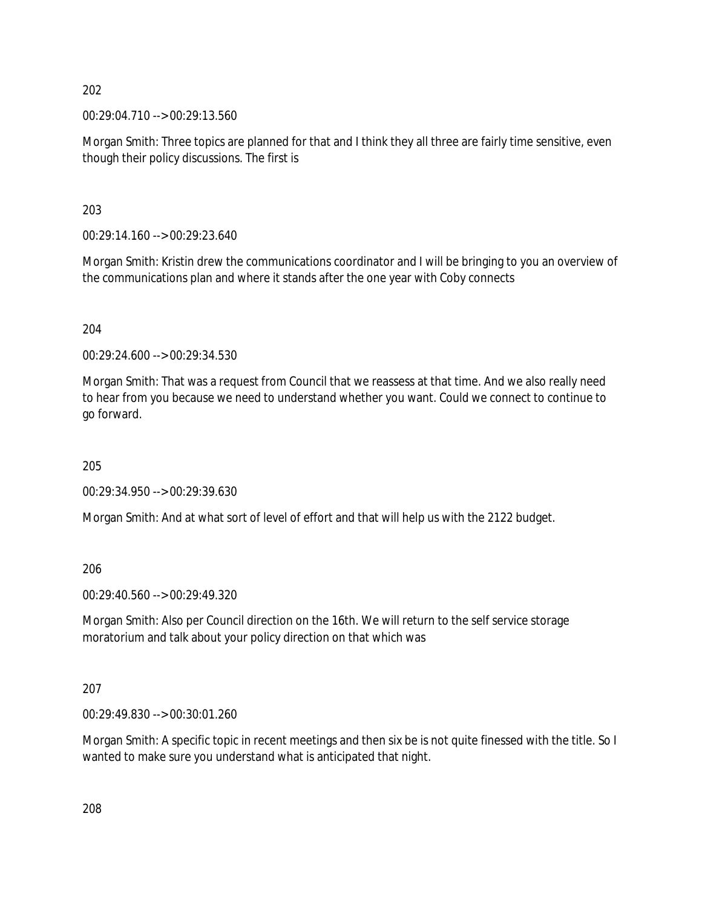202

00:29:04.710 --> 00:29:13.560

Morgan Smith: Three topics are planned for that and I think they all three are fairly time sensitive, even though their policy discussions. The first is

203

00:29:14.160 --> 00:29:23.640

Morgan Smith: Kristin drew the communications coordinator and I will be bringing to you an overview of the communications plan and where it stands after the one year with Coby connects

204

00:29:24.600 --> 00:29:34.530

Morgan Smith: That was a request from Council that we reassess at that time. And we also really need to hear from you because we need to understand whether you want. Could we connect to continue to go forward.

205

00:29:34.950 --> 00:29:39.630

Morgan Smith: And at what sort of level of effort and that will help us with the 2122 budget.

206

00:29:40.560 --> 00:29:49.320

Morgan Smith: Also per Council direction on the 16th. We will return to the self service storage moratorium and talk about your policy direction on that which was

207

00:29:49.830 --> 00:30:01.260

Morgan Smith: A specific topic in recent meetings and then six be is not quite finessed with the title. So I wanted to make sure you understand what is anticipated that night.

208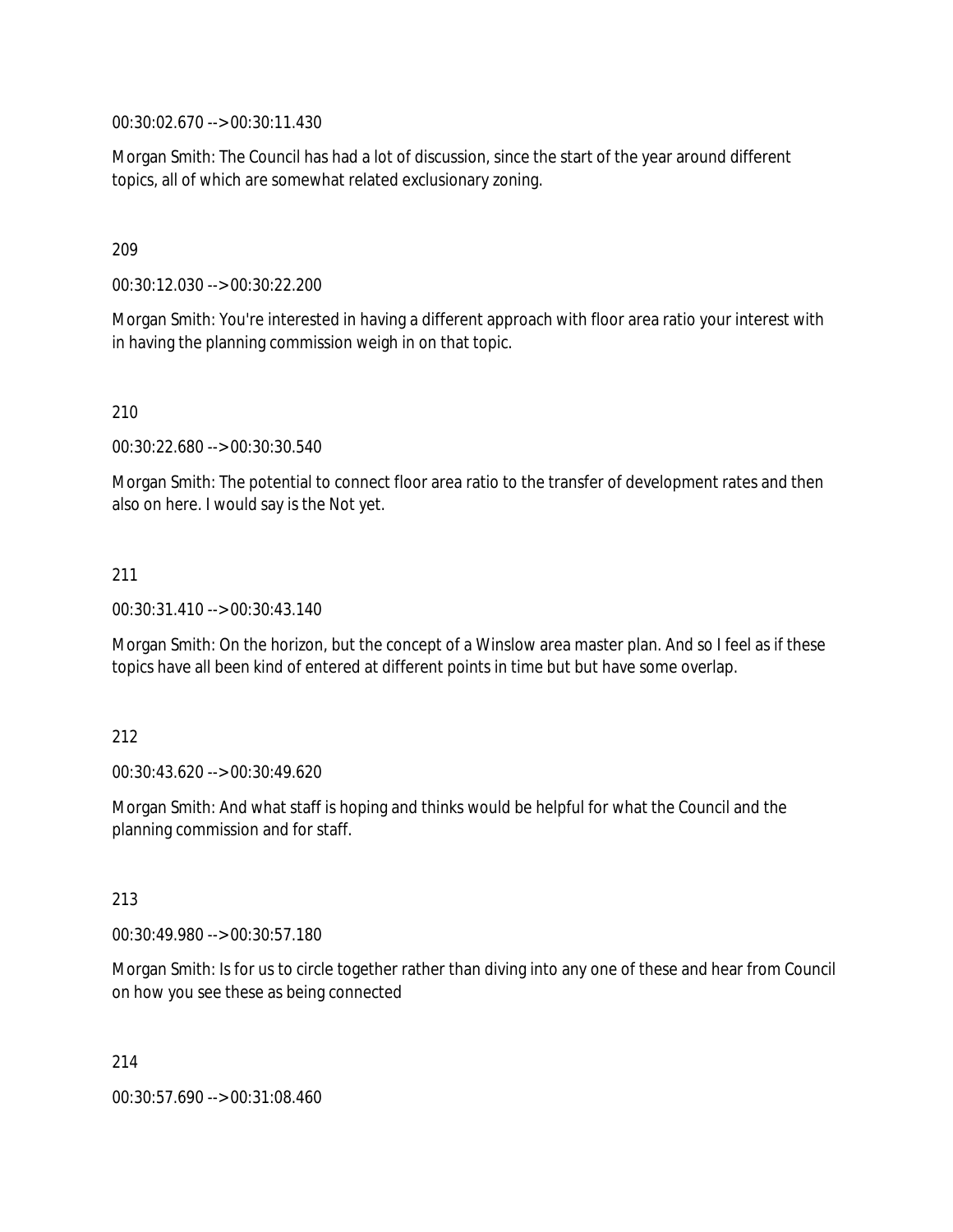00:30:02.670 --> 00:30:11.430

Morgan Smith: The Council has had a lot of discussion, since the start of the year around different topics, all of which are somewhat related exclusionary zoning.

209

00:30:12.030 --> 00:30:22.200

Morgan Smith: You're interested in having a different approach with floor area ratio your interest with in having the planning commission weigh in on that topic.

210

00:30:22.680 --> 00:30:30.540

Morgan Smith: The potential to connect floor area ratio to the transfer of development rates and then also on here. I would say is the Not yet.

211

00:30:31.410 --> 00:30:43.140

Morgan Smith: On the horizon, but the concept of a Winslow area master plan. And so I feel as if these topics have all been kind of entered at different points in time but but have some overlap.

212

00:30:43.620 --> 00:30:49.620

Morgan Smith: And what staff is hoping and thinks would be helpful for what the Council and the planning commission and for staff.

213

00:30:49.980 --> 00:30:57.180

Morgan Smith: Is for us to circle together rather than diving into any one of these and hear from Council on how you see these as being connected

214

00:30:57.690 --> 00:31:08.460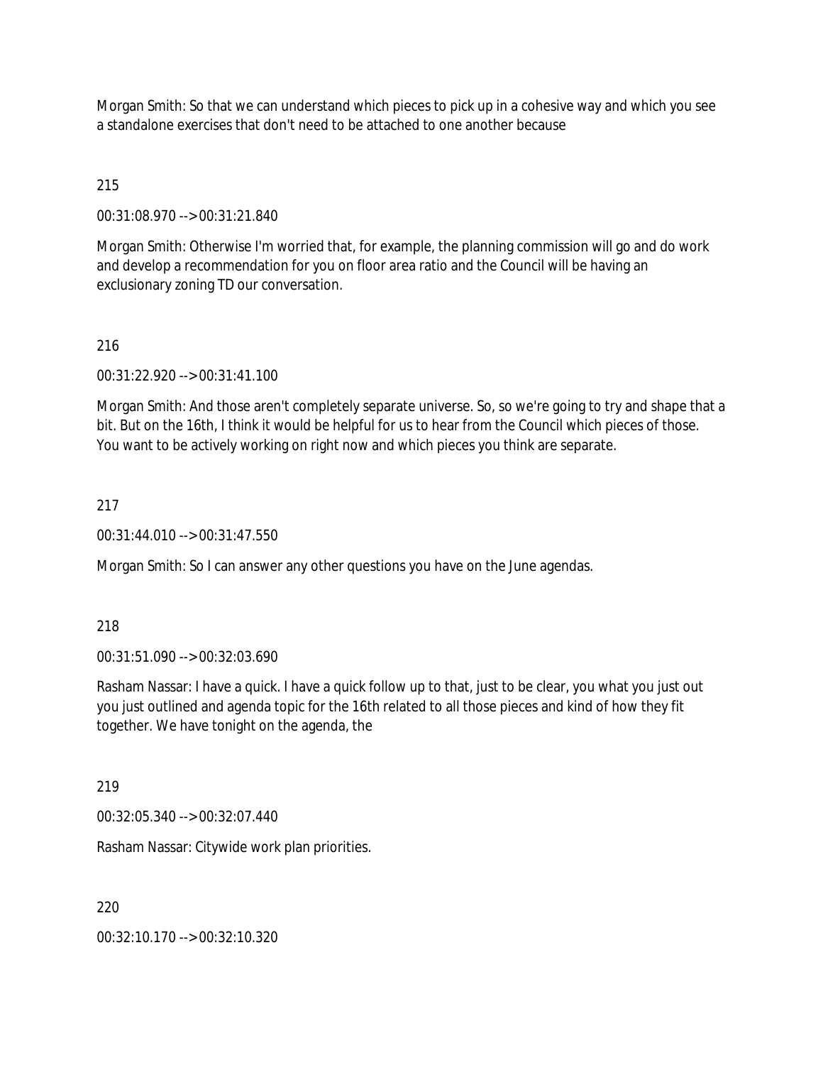Morgan Smith: So that we can understand which pieces to pick up in a cohesive way and which you see a standalone exercises that don't need to be attached to one another because

215

00:31:08.970 --> 00:31:21.840

Morgan Smith: Otherwise I'm worried that, for example, the planning commission will go and do work and develop a recommendation for you on floor area ratio and the Council will be having an exclusionary zoning TD our conversation.

216

00:31:22.920 --> 00:31:41.100

Morgan Smith: And those aren't completely separate universe. So, so we're going to try and shape that a bit. But on the 16th, I think it would be helpful for us to hear from the Council which pieces of those. You want to be actively working on right now and which pieces you think are separate.

217

00:31:44.010 --> 00:31:47.550

Morgan Smith: So I can answer any other questions you have on the June agendas.

218

00:31:51.090 --> 00:32:03.690

Rasham Nassar: I have a quick. I have a quick follow up to that, just to be clear, you what you just out you just outlined and agenda topic for the 16th related to all those pieces and kind of how they fit together. We have tonight on the agenda, the

219

00:32:05.340 --> 00:32:07.440

Rasham Nassar: Citywide work plan priorities.

220

00:32:10.170 --> 00:32:10.320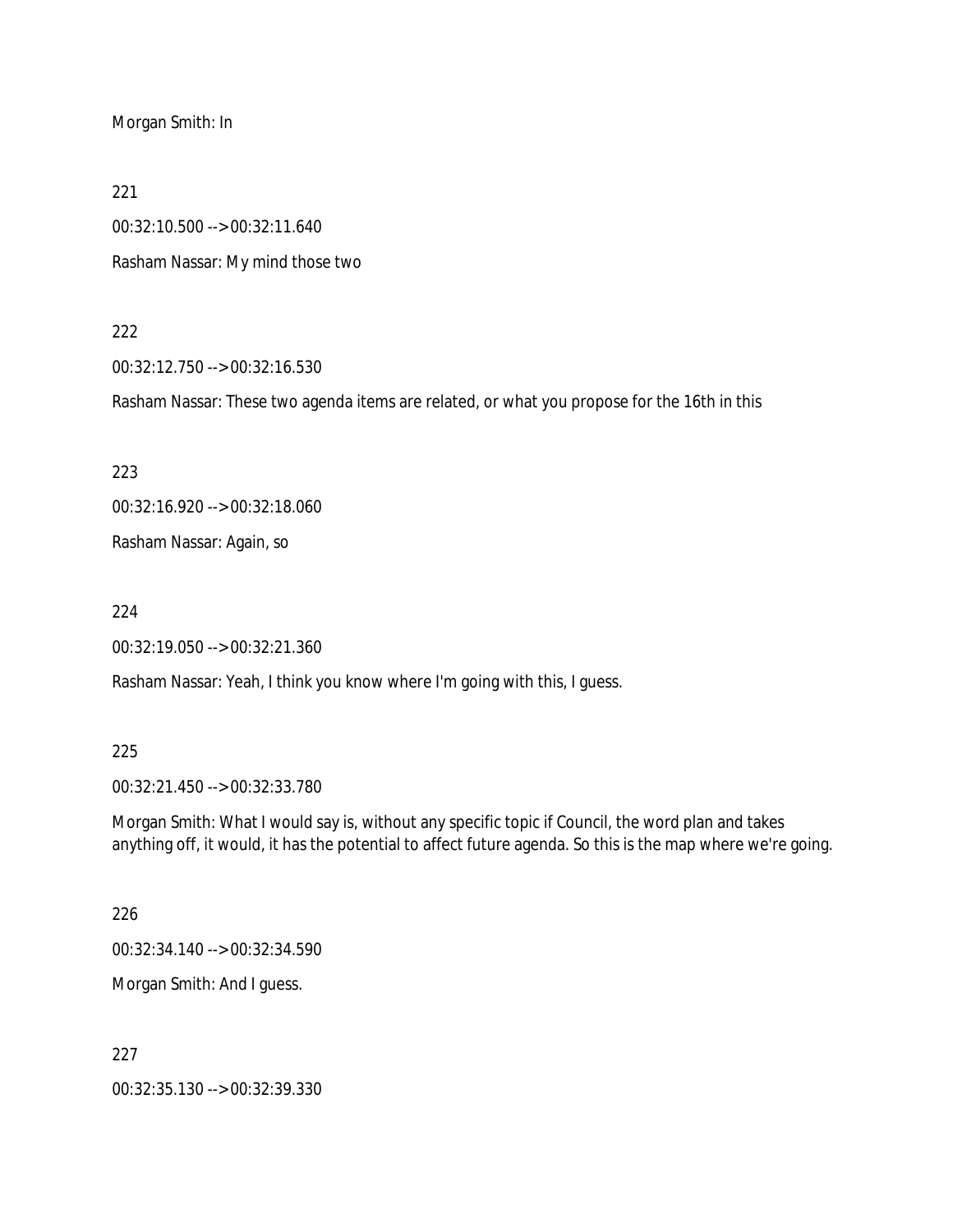Morgan Smith: In

221

00:32:10.500 --> 00:32:11.640

Rasham Nassar: My mind those two

222

00:32:12.750 --> 00:32:16.530

Rasham Nassar: These two agenda items are related, or what you propose for the 16th in this

223

00:32:16.920 --> 00:32:18.060

Rasham Nassar: Again, so

224

00:32:19.050 --> 00:32:21.360

Rasham Nassar: Yeah, I think you know where I'm going with this, I guess.

225

00:32:21.450 --> 00:32:33.780

Morgan Smith: What I would say is, without any specific topic if Council, the word plan and takes anything off, it would, it has the potential to affect future agenda. So this is the map where we're going.

226

00:32:34.140 --> 00:32:34.590

Morgan Smith: And I guess.

227

00:32:35.130 --> 00:32:39.330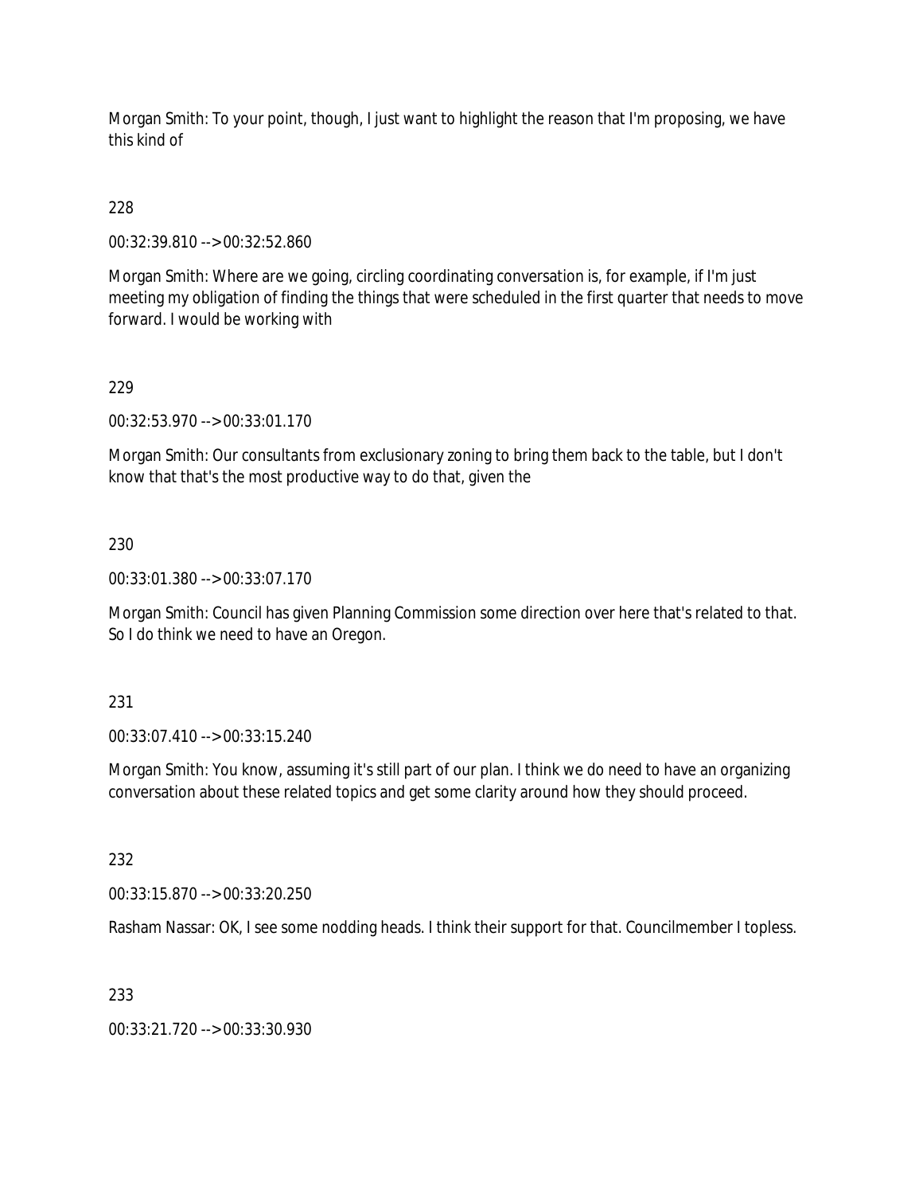Morgan Smith: To your point, though, I just want to highlight the reason that I'm proposing, we have this kind of

228

00:32:39.810 --> 00:32:52.860

Morgan Smith: Where are we going, circling coordinating conversation is, for example, if I'm just meeting my obligation of finding the things that were scheduled in the first quarter that needs to move forward. I would be working with

229

00:32:53.970 --> 00:33:01.170

Morgan Smith: Our consultants from exclusionary zoning to bring them back to the table, but I don't know that that's the most productive way to do that, given the

230

00:33:01.380 --> 00:33:07.170

Morgan Smith: Council has given Planning Commission some direction over here that's related to that. So I do think we need to have an Oregon.

231

00:33:07.410 --> 00:33:15.240

Morgan Smith: You know, assuming it's still part of our plan. I think we do need to have an organizing conversation about these related topics and get some clarity around how they should proceed.

232

00:33:15.870 --> 00:33:20.250

Rasham Nassar: OK, I see some nodding heads. I think their support for that. Councilmember I topless.

233

00:33:21.720 --> 00:33:30.930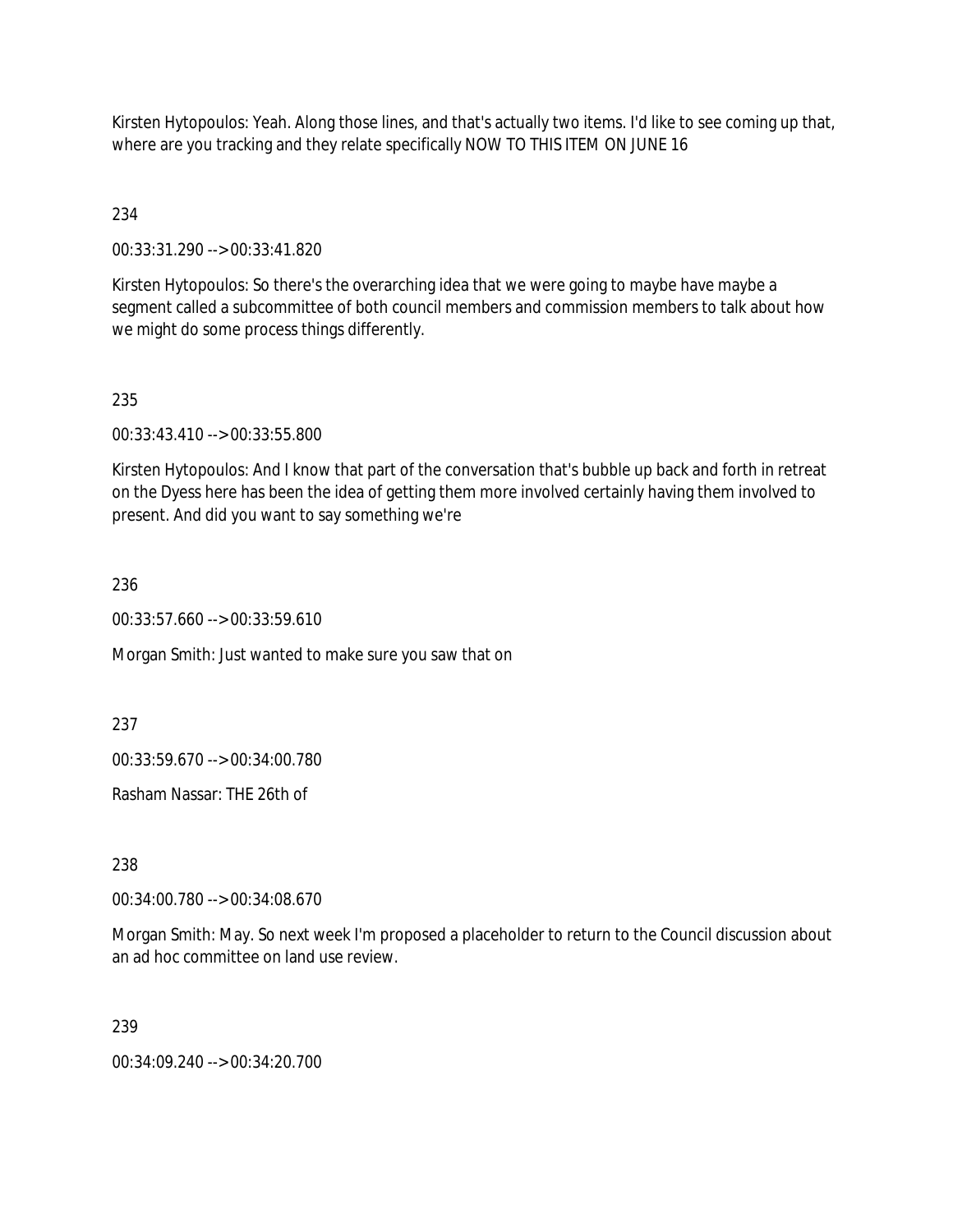Kirsten Hytopoulos: Yeah. Along those lines, and that's actually two items. I'd like to see coming up that, where are you tracking and they relate specifically NOW TO THIS ITEM ON JUNE 16

234

00:33:31.290 --> 00:33:41.820

Kirsten Hytopoulos: So there's the overarching idea that we were going to maybe have maybe a segment called a subcommittee of both council members and commission members to talk about how we might do some process things differently.

235

00:33:43.410 --> 00:33:55.800

Kirsten Hytopoulos: And I know that part of the conversation that's bubble up back and forth in retreat on the Dyess here has been the idea of getting them more involved certainly having them involved to present. And did you want to say something we're

236

00:33:57.660 --> 00:33:59.610

Morgan Smith: Just wanted to make sure you saw that on

237

00:33:59.670 --> 00:34:00.780

Rasham Nassar: THE 26th of

238

00:34:00.780 --> 00:34:08.670

Morgan Smith: May. So next week I'm proposed a placeholder to return to the Council discussion about an ad hoc committee on land use review.

239

00:34:09.240 --> 00:34:20.700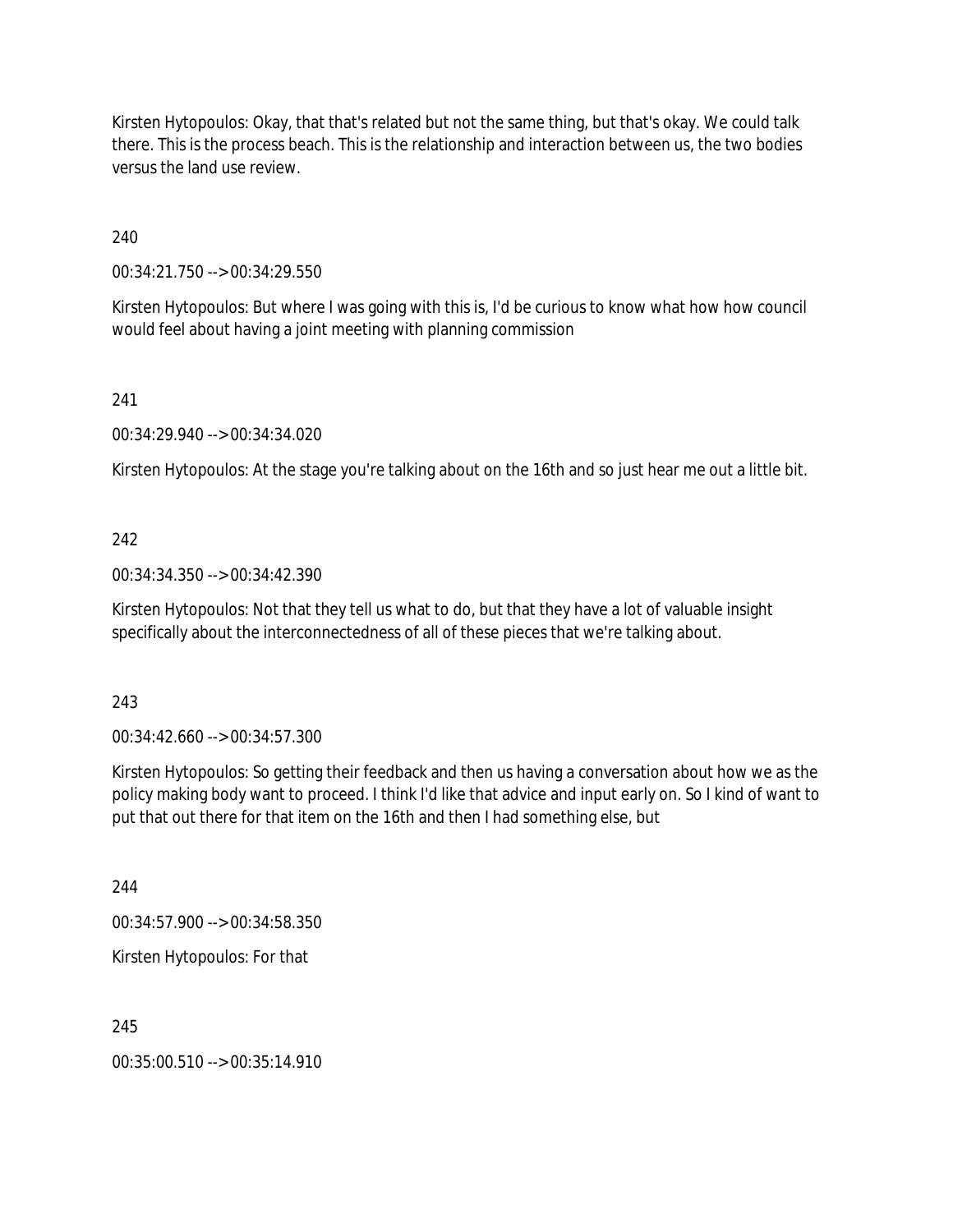Kirsten Hytopoulos: Okay, that that's related but not the same thing, but that's okay. We could talk there. This is the process beach. This is the relationship and interaction between us, the two bodies versus the land use review.

240

00:34:21.750 --> 00:34:29.550

Kirsten Hytopoulos: But where I was going with this is, I'd be curious to know what how how council would feel about having a joint meeting with planning commission

241

00:34:29.940 --> 00:34:34.020

Kirsten Hytopoulos: At the stage you're talking about on the 16th and so just hear me out a little bit.

242

00:34:34.350 --> 00:34:42.390

Kirsten Hytopoulos: Not that they tell us what to do, but that they have a lot of valuable insight specifically about the interconnectedness of all of these pieces that we're talking about.

243

00:34:42.660 --> 00:34:57.300

Kirsten Hytopoulos: So getting their feedback and then us having a conversation about how we as the policy making body want to proceed. I think I'd like that advice and input early on. So I kind of want to put that out there for that item on the 16th and then I had something else, but

244

00:34:57.900 --> 00:34:58.350

Kirsten Hytopoulos: For that

245

00:35:00.510 --> 00:35:14.910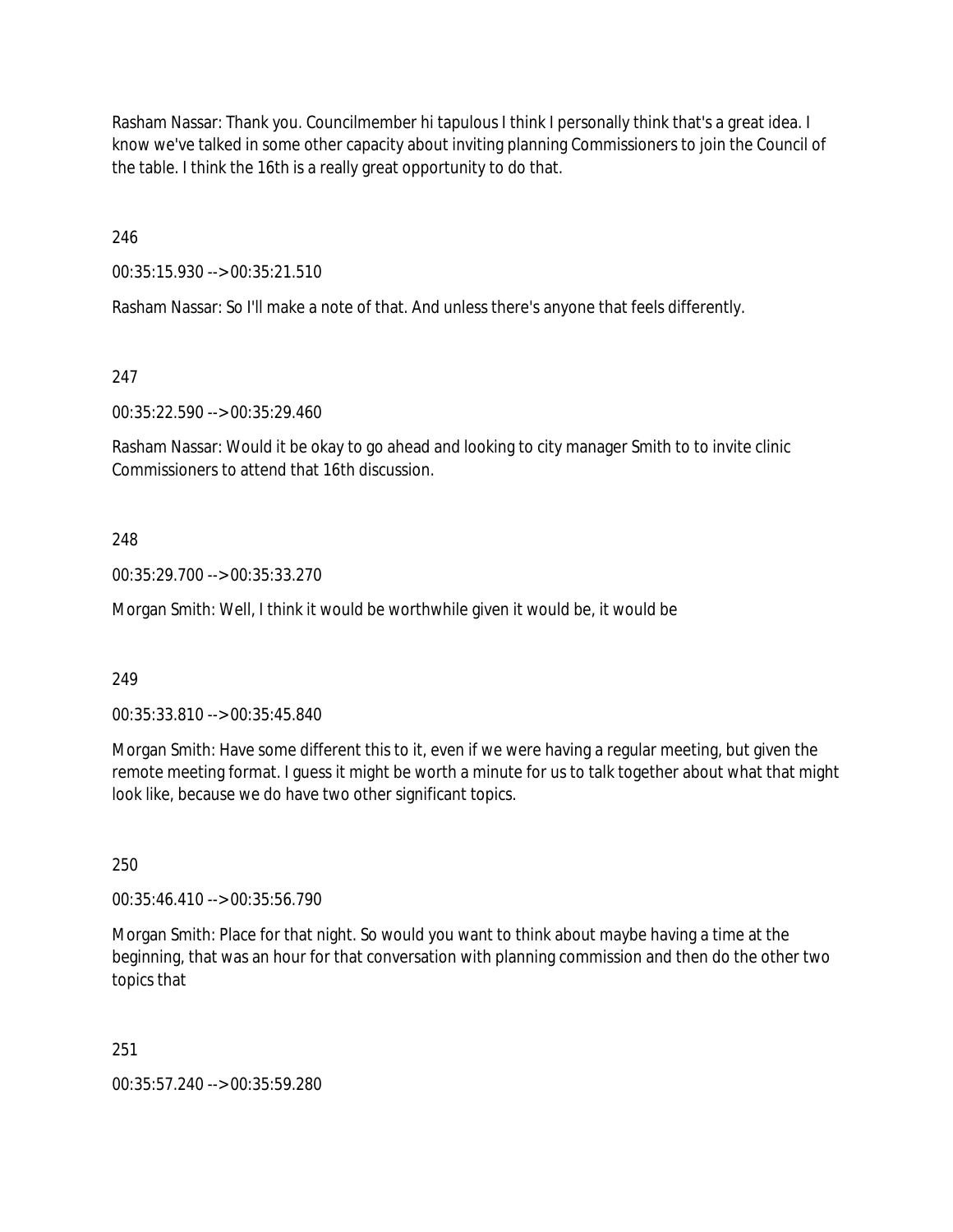Rasham Nassar: Thank you. Councilmember hi tapulous I think I personally think that's a great idea. I know we've talked in some other capacity about inviting planning Commissioners to join the Council of the table. I think the 16th is a really great opportunity to do that.

246

00:35:15.930 --> 00:35:21.510

Rasham Nassar: So I'll make a note of that. And unless there's anyone that feels differently.

247

00:35:22.590 --> 00:35:29.460

Rasham Nassar: Would it be okay to go ahead and looking to city manager Smith to to invite clinic Commissioners to attend that 16th discussion.

248

00:35:29.700 --> 00:35:33.270

Morgan Smith: Well, I think it would be worthwhile given it would be, it would be

249

00:35:33.810 --> 00:35:45.840

Morgan Smith: Have some different this to it, even if we were having a regular meeting, but given the remote meeting format. I guess it might be worth a minute for us to talk together about what that might look like, because we do have two other significant topics.

250

00:35:46.410 --> 00:35:56.790

Morgan Smith: Place for that night. So would you want to think about maybe having a time at the beginning, that was an hour for that conversation with planning commission and then do the other two topics that

251

00:35:57.240 --> 00:35:59.280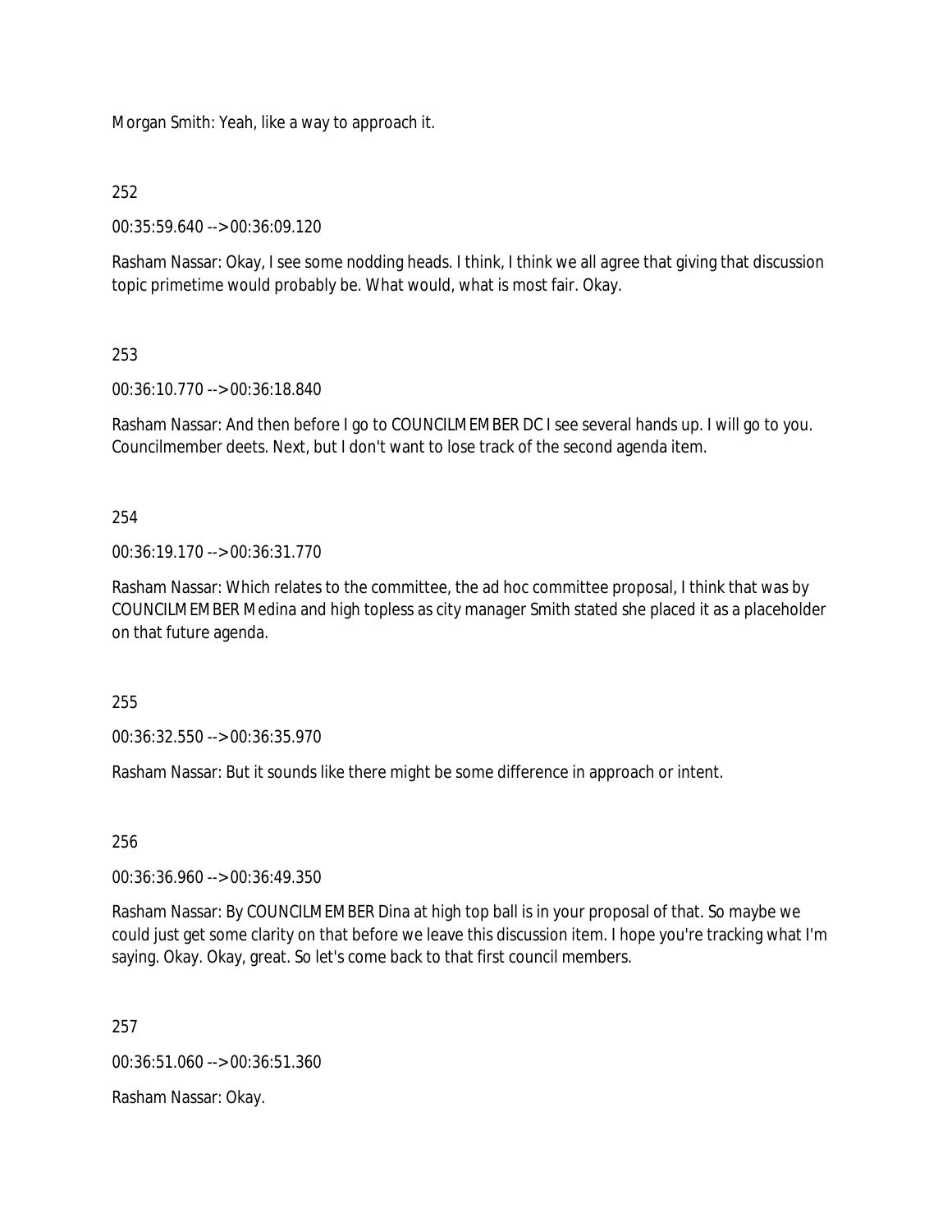Morgan Smith: Yeah, like a way to approach it.

252

00:35:59.640 --> 00:36:09.120

Rasham Nassar: Okay, I see some nodding heads. I think, I think we all agree that giving that discussion topic primetime would probably be. What would, what is most fair. Okay.

253

00:36:10.770 --> 00:36:18.840

Rasham Nassar: And then before I go to COUNCILMEMBER DC I see several hands up. I will go to you. Councilmember deets. Next, but I don't want to lose track of the second agenda item.

254

00:36:19.170 --> 00:36:31.770

Rasham Nassar: Which relates to the committee, the ad hoc committee proposal, I think that was by COUNCILMEMBER Medina and high topless as city manager Smith stated she placed it as a placeholder on that future agenda.

255

00:36:32.550 --> 00:36:35.970

Rasham Nassar: But it sounds like there might be some difference in approach or intent.

256

00:36:36.960 --> 00:36:49.350

Rasham Nassar: By COUNCILMEMBER Dina at high top ball is in your proposal of that. So maybe we could just get some clarity on that before we leave this discussion item. I hope you're tracking what I'm saying. Okay. Okay, great. So let's come back to that first council members.

257

00:36:51.060 --> 00:36:51.360

Rasham Nassar: Okay.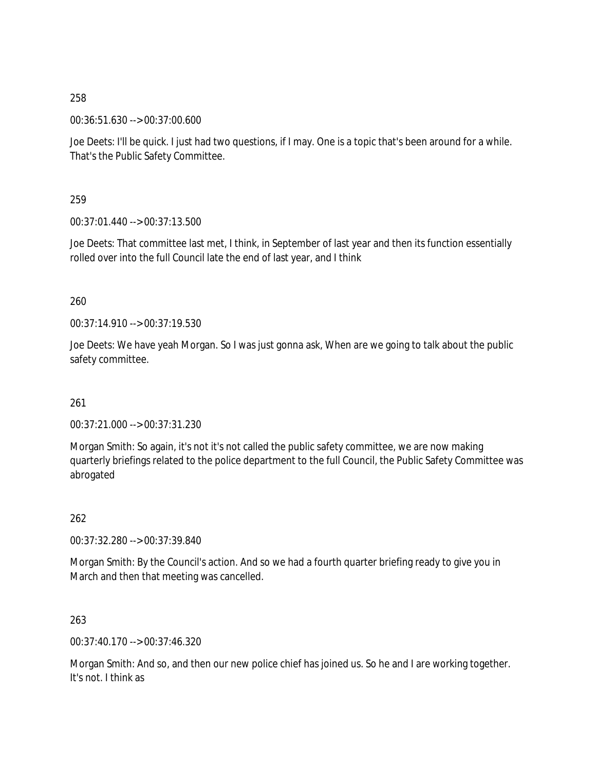258

00:36:51.630 --> 00:37:00.600

Joe Deets: I'll be quick. I just had two questions, if I may. One is a topic that's been around for a while. That's the Public Safety Committee.

259

00:37:01.440 --> 00:37:13.500

Joe Deets: That committee last met, I think, in September of last year and then its function essentially rolled over into the full Council late the end of last year, and I think

260

00:37:14.910 --> 00:37:19.530

Joe Deets: We have yeah Morgan. So I was just gonna ask, When are we going to talk about the public safety committee.

261

00:37:21.000 --> 00:37:31.230

Morgan Smith: So again, it's not it's not called the public safety committee, we are now making quarterly briefings related to the police department to the full Council, the Public Safety Committee was abrogated

262

00:37:32.280 --> 00:37:39.840

Morgan Smith: By the Council's action. And so we had a fourth quarter briefing ready to give you in March and then that meeting was cancelled.

263

00:37:40.170 --> 00:37:46.320

Morgan Smith: And so, and then our new police chief has joined us. So he and I are working together. It's not. I think as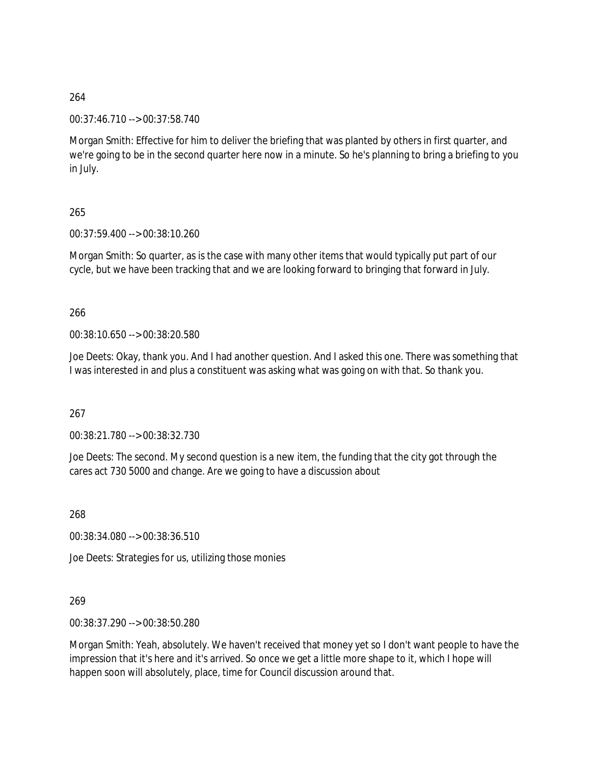264

00:37:46.710 --> 00:37:58.740

Morgan Smith: Effective for him to deliver the briefing that was planted by others in first quarter, and we're going to be in the second quarter here now in a minute. So he's planning to bring a briefing to you in July.

265

00:37:59.400 --> 00:38:10.260

Morgan Smith: So quarter, as is the case with many other items that would typically put part of our cycle, but we have been tracking that and we are looking forward to bringing that forward in July.

266

00:38:10.650 --> 00:38:20.580

Joe Deets: Okay, thank you. And I had another question. And I asked this one. There was something that I was interested in and plus a constituent was asking what was going on with that. So thank you.

267

00:38:21.780 --> 00:38:32.730

Joe Deets: The second. My second question is a new item, the funding that the city got through the cares act 730 5000 and change. Are we going to have a discussion about

268

00:38:34.080 --> 00:38:36.510

Joe Deets: Strategies for us, utilizing those monies

269

00:38:37.290 --> 00:38:50.280

Morgan Smith: Yeah, absolutely. We haven't received that money yet so I don't want people to have the impression that it's here and it's arrived. So once we get a little more shape to it, which I hope will happen soon will absolutely, place, time for Council discussion around that.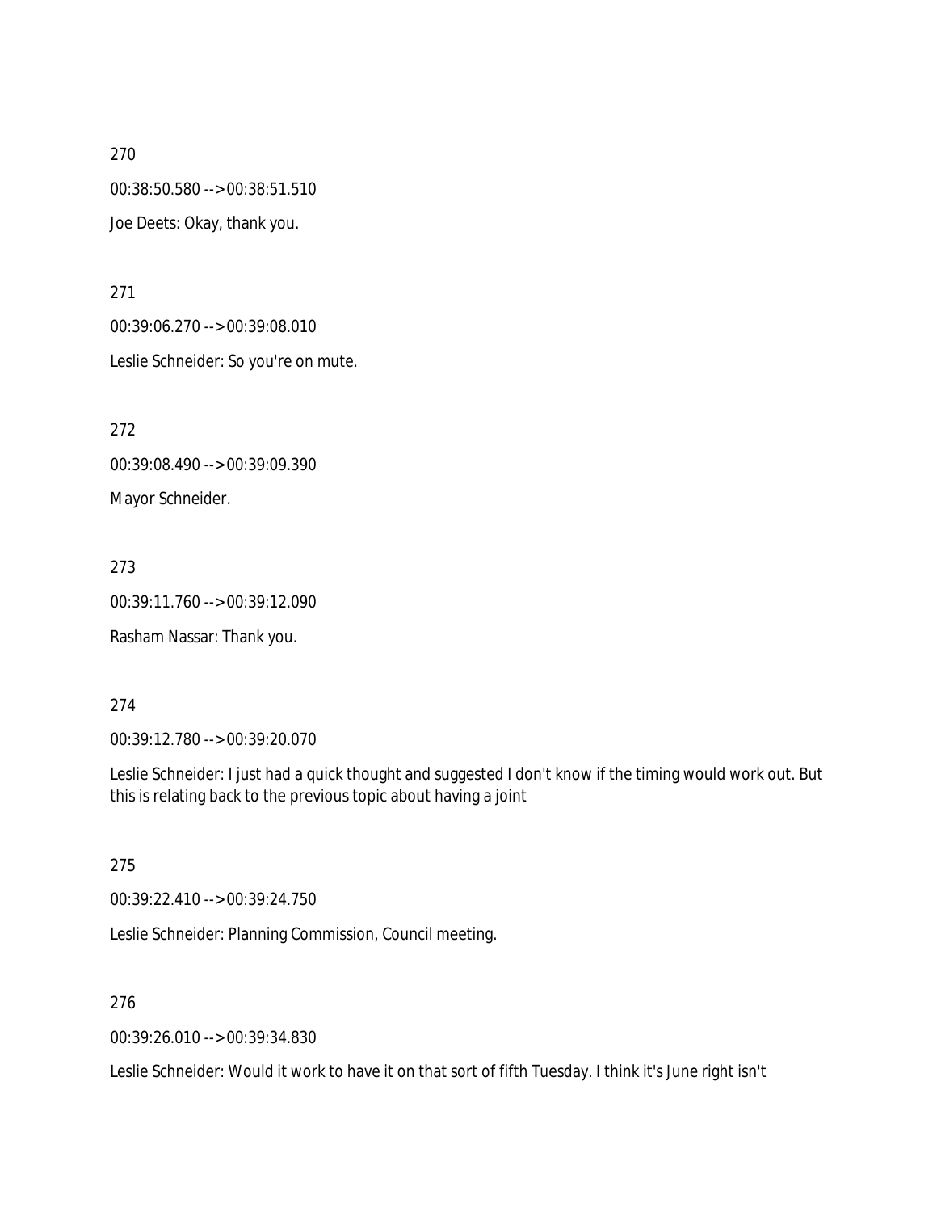270

00:38:50.580 --> 00:38:51.510

Joe Deets: Okay, thank you.

271

00:39:06.270 --> 00:39:08.010

Leslie Schneider: So you're on mute.

272

00:39:08.490 --> 00:39:09.390

Mayor Schneider.

273

00:39:11.760 --> 00:39:12.090

Rasham Nassar: Thank you.

274

00:39:12.780 --> 00:39:20.070

Leslie Schneider: I just had a quick thought and suggested I don't know if the timing would work out. But this is relating back to the previous topic about having a joint

275

00:39:22.410 --> 00:39:24.750

Leslie Schneider: Planning Commission, Council meeting.

276

00:39:26.010 --> 00:39:34.830

Leslie Schneider: Would it work to have it on that sort of fifth Tuesday. I think it's June right isn't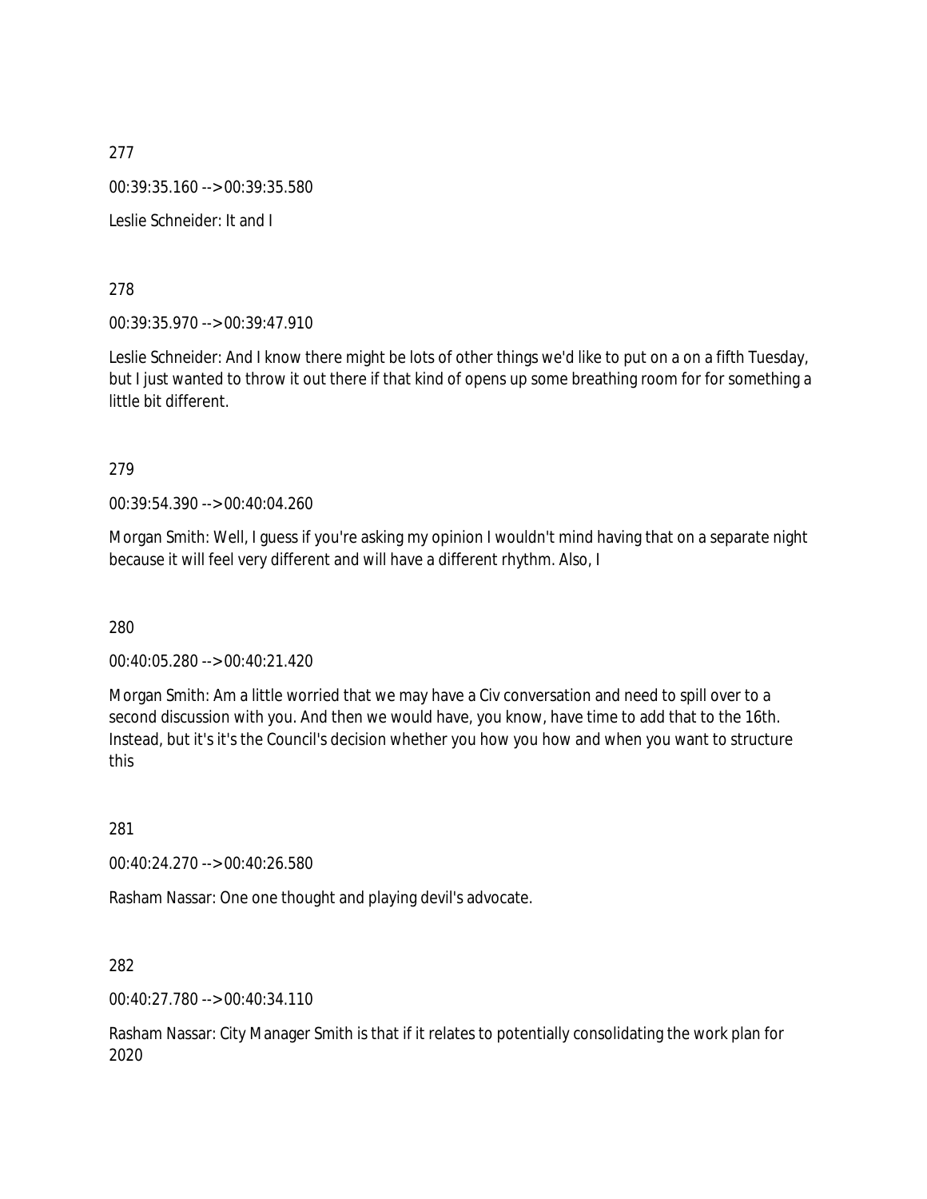277

00:39:35.160 --> 00:39:35.580

Leslie Schneider: It and I

278

00:39:35.970 --> 00:39:47.910

Leslie Schneider: And I know there might be lots of other things we'd like to put on a on a fifth Tuesday, but I just wanted to throw it out there if that kind of opens up some breathing room for for something a little bit different.

279

00:39:54.390 --> 00:40:04.260

Morgan Smith: Well, I guess if you're asking my opinion I wouldn't mind having that on a separate night because it will feel very different and will have a different rhythm. Also, I

280

00:40:05.280 --> 00:40:21.420

Morgan Smith: Am a little worried that we may have a Civ conversation and need to spill over to a second discussion with you. And then we would have, you know, have time to add that to the 16th. Instead, but it's it's the Council's decision whether you how you how and when you want to structure this

281

00:40:24.270 --> 00:40:26.580

Rasham Nassar: One one thought and playing devil's advocate.

282

00:40:27.780 --> 00:40:34.110

Rasham Nassar: City Manager Smith is that if it relates to potentially consolidating the work plan for 2020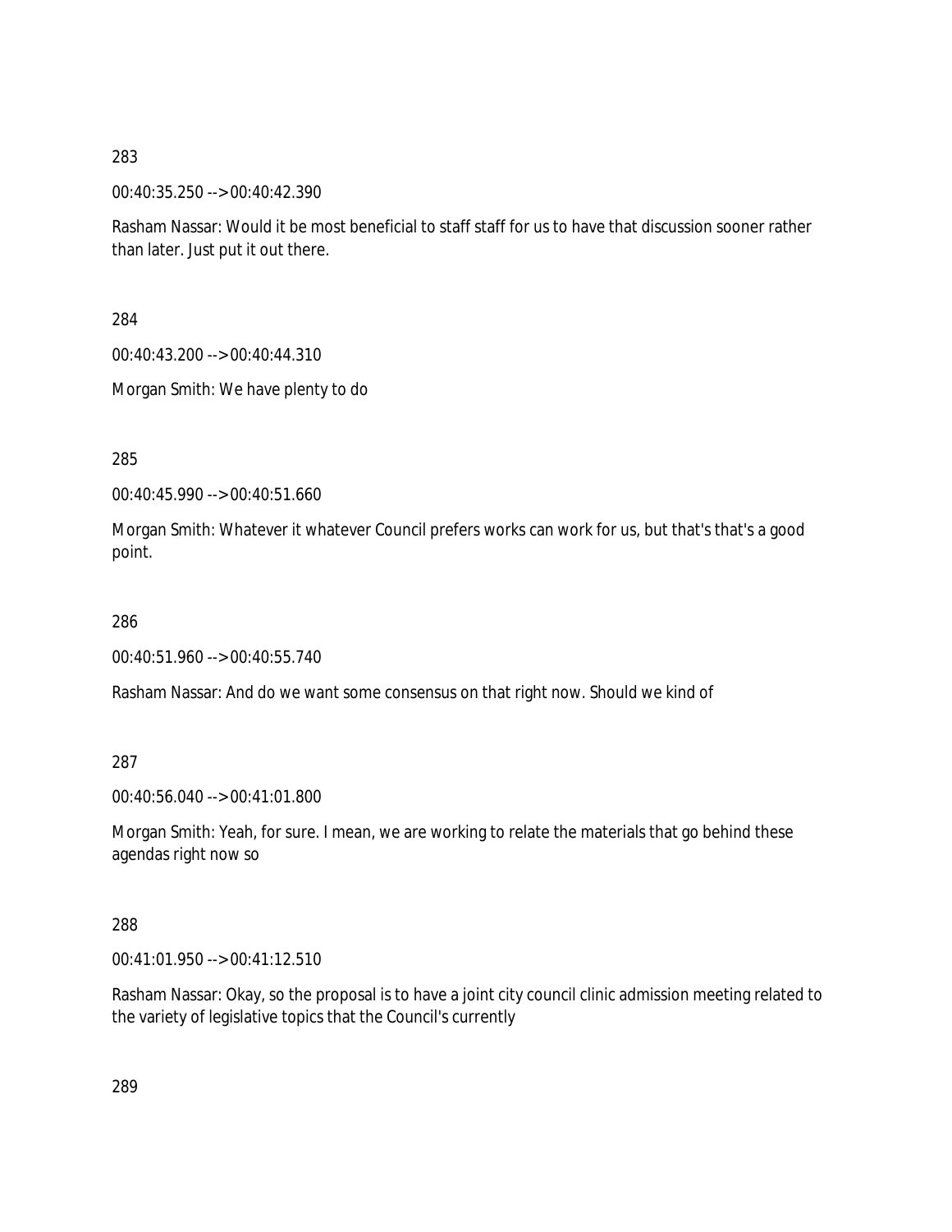283

00:40:35.250 --> 00:40:42.390

Rasham Nassar: Would it be most beneficial to staff staff for us to have that discussion sooner rather than later. Just put it out there.

284

00:40:43.200 --> 00:40:44.310

Morgan Smith: We have plenty to do

285

00:40:45.990 --> 00:40:51.660

Morgan Smith: Whatever it whatever Council prefers works can work for us, but that's that's a good point.

286

00:40:51.960 --> 00:40:55.740

Rasham Nassar: And do we want some consensus on that right now. Should we kind of

287

00:40:56.040 --> 00:41:01.800

Morgan Smith: Yeah, for sure. I mean, we are working to relate the materials that go behind these agendas right now so

288

00:41:01.950 --> 00:41:12.510

Rasham Nassar: Okay, so the proposal is to have a joint city council clinic admission meeting related to the variety of legislative topics that the Council's currently

289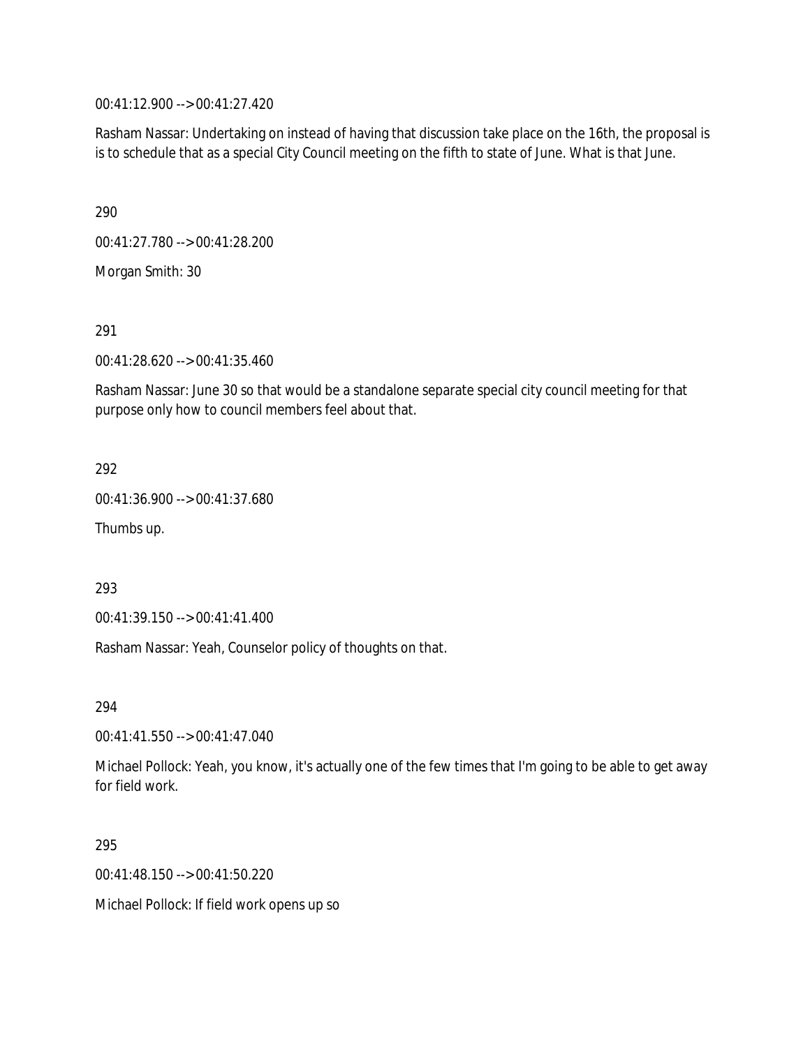00:41:12.900 --> 00:41:27.420

Rasham Nassar: Undertaking on instead of having that discussion take place on the 16th, the proposal is is to schedule that as a special City Council meeting on the fifth to state of June. What is that June.

290

00:41:27.780 --> 00:41:28.200

Morgan Smith: 30

291

00:41:28.620 --> 00:41:35.460

Rasham Nassar: June 30 so that would be a standalone separate special city council meeting for that purpose only how to council members feel about that.

292

00:41:36.900 --> 00:41:37.680

Thumbs up.

293

00:41:39.150 --> 00:41:41.400

Rasham Nassar: Yeah, Counselor policy of thoughts on that.

294

00:41:41.550 --> 00:41:47.040

Michael Pollock: Yeah, you know, it's actually one of the few times that I'm going to be able to get away for field work.

295

00:41:48.150 --> 00:41:50.220

Michael Pollock: If field work opens up so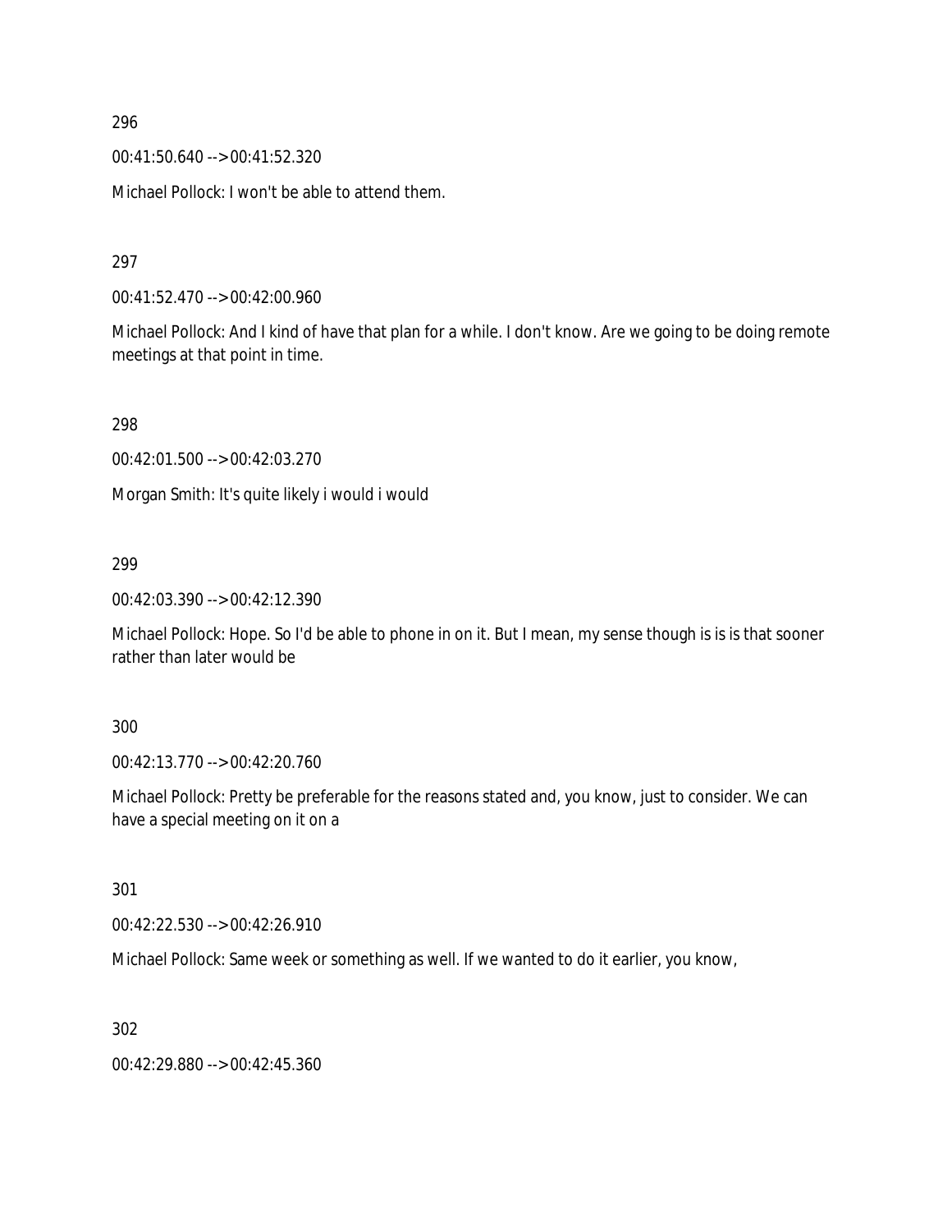296

00:41:50.640 --> 00:41:52.320

Michael Pollock: I won't be able to attend them.

297

00:41:52.470 --> 00:42:00.960

Michael Pollock: And I kind of have that plan for a while. I don't know. Are we going to be doing remote meetings at that point in time.

298

00:42:01.500 --> 00:42:03.270

Morgan Smith: It's quite likely i would i would

299

00:42:03.390 --> 00:42:12.390

Michael Pollock: Hope. So I'd be able to phone in on it. But I mean, my sense though is is is that sooner rather than later would be

300

00:42:13.770 --> 00:42:20.760

Michael Pollock: Pretty be preferable for the reasons stated and, you know, just to consider. We can have a special meeting on it on a

301

00:42:22.530 --> 00:42:26.910

Michael Pollock: Same week or something as well. If we wanted to do it earlier, you know,

302

00:42:29.880 --> 00:42:45.360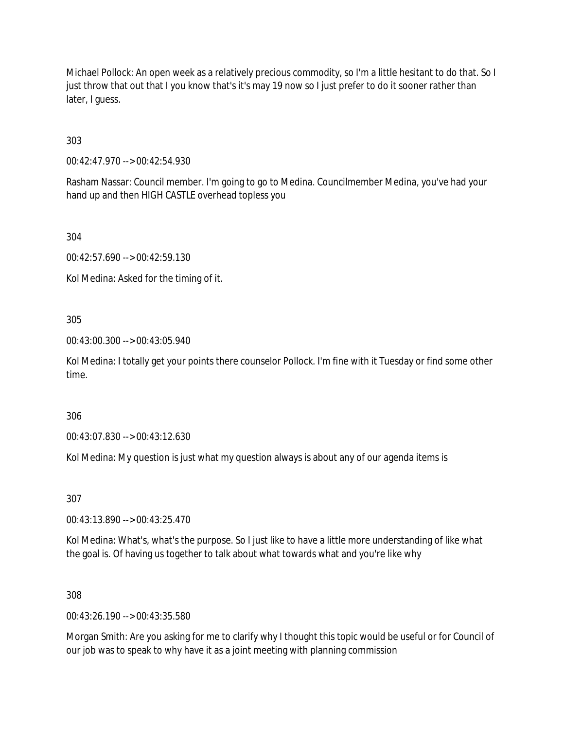Michael Pollock: An open week as a relatively precious commodity, so I'm a little hesitant to do that. So I just throw that out that I you know that's it's may 19 now so I just prefer to do it sooner rather than later, I guess.

303

00:42:47.970 --> 00:42:54.930

Rasham Nassar: Council member. I'm going to go to Medina. Councilmember Medina, you've had your hand up and then HIGH CASTLE overhead topless you

304

00:42:57.690 --> 00:42:59.130

Kol Medina: Asked for the timing of it.

305

00:43:00.300 --> 00:43:05.940

Kol Medina: I totally get your points there counselor Pollock. I'm fine with it Tuesday or find some other time.

306

00:43:07.830 --> 00:43:12.630

Kol Medina: My question is just what my question always is about any of our agenda items is

307

00:43:13.890 --> 00:43:25.470

Kol Medina: What's, what's the purpose. So I just like to have a little more understanding of like what the goal is. Of having us together to talk about what towards what and you're like why

308

00:43:26.190 --> 00:43:35.580

Morgan Smith: Are you asking for me to clarify why I thought this topic would be useful or for Council of our job was to speak to why have it as a joint meeting with planning commission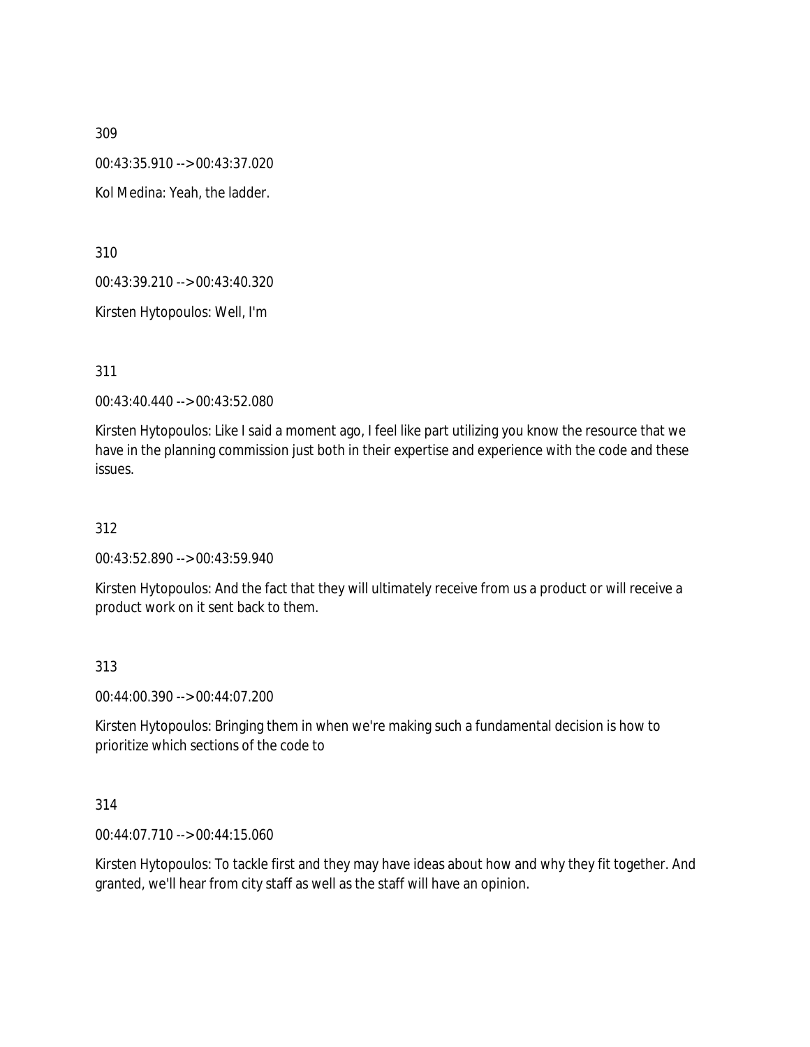309

00:43:35.910 --> 00:43:37.020

Kol Medina: Yeah, the ladder.

310

00:43:39.210 --> 00:43:40.320

Kirsten Hytopoulos: Well, I'm

311

00:43:40.440 --> 00:43:52.080

Kirsten Hytopoulos: Like I said a moment ago, I feel like part utilizing you know the resource that we have in the planning commission just both in their expertise and experience with the code and these issues.

312

00:43:52.890 --> 00:43:59.940

Kirsten Hytopoulos: And the fact that they will ultimately receive from us a product or will receive a product work on it sent back to them.

313

00:44:00.390 --> 00:44:07.200

Kirsten Hytopoulos: Bringing them in when we're making such a fundamental decision is how to prioritize which sections of the code to

314

00:44:07.710 --> 00:44:15.060

Kirsten Hytopoulos: To tackle first and they may have ideas about how and why they fit together. And granted, we'll hear from city staff as well as the staff will have an opinion.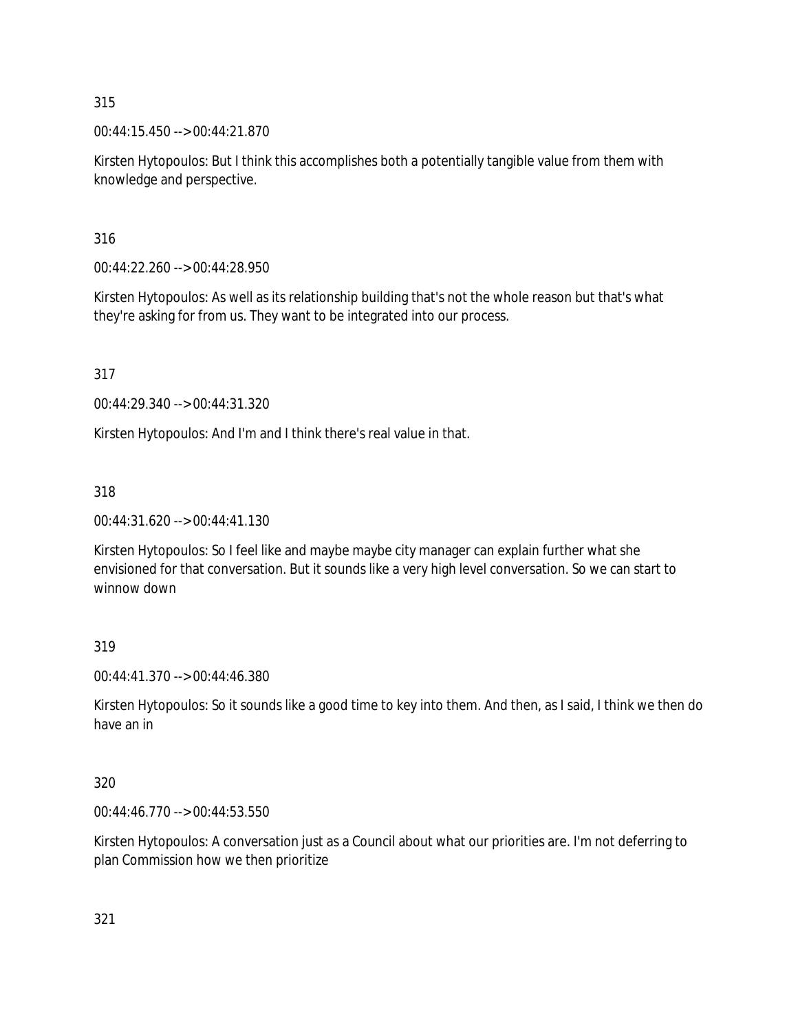315

00:44:15.450 --> 00:44:21.870

Kirsten Hytopoulos: But I think this accomplishes both a potentially tangible value from them with knowledge and perspective.

316

00:44:22.260 --> 00:44:28.950

Kirsten Hytopoulos: As well as its relationship building that's not the whole reason but that's what they're asking for from us. They want to be integrated into our process.

317

00:44:29.340 --> 00:44:31.320

Kirsten Hytopoulos: And I'm and I think there's real value in that.

318

00:44:31.620 --> 00:44:41.130

Kirsten Hytopoulos: So I feel like and maybe maybe city manager can explain further what she envisioned for that conversation. But it sounds like a very high level conversation. So we can start to winnow down

319

00:44:41.370 --> 00:44:46.380

Kirsten Hytopoulos: So it sounds like a good time to key into them. And then, as I said, I think we then do have an in

320

00:44:46.770 --> 00:44:53.550

Kirsten Hytopoulos: A conversation just as a Council about what our priorities are. I'm not deferring to plan Commission how we then prioritize

321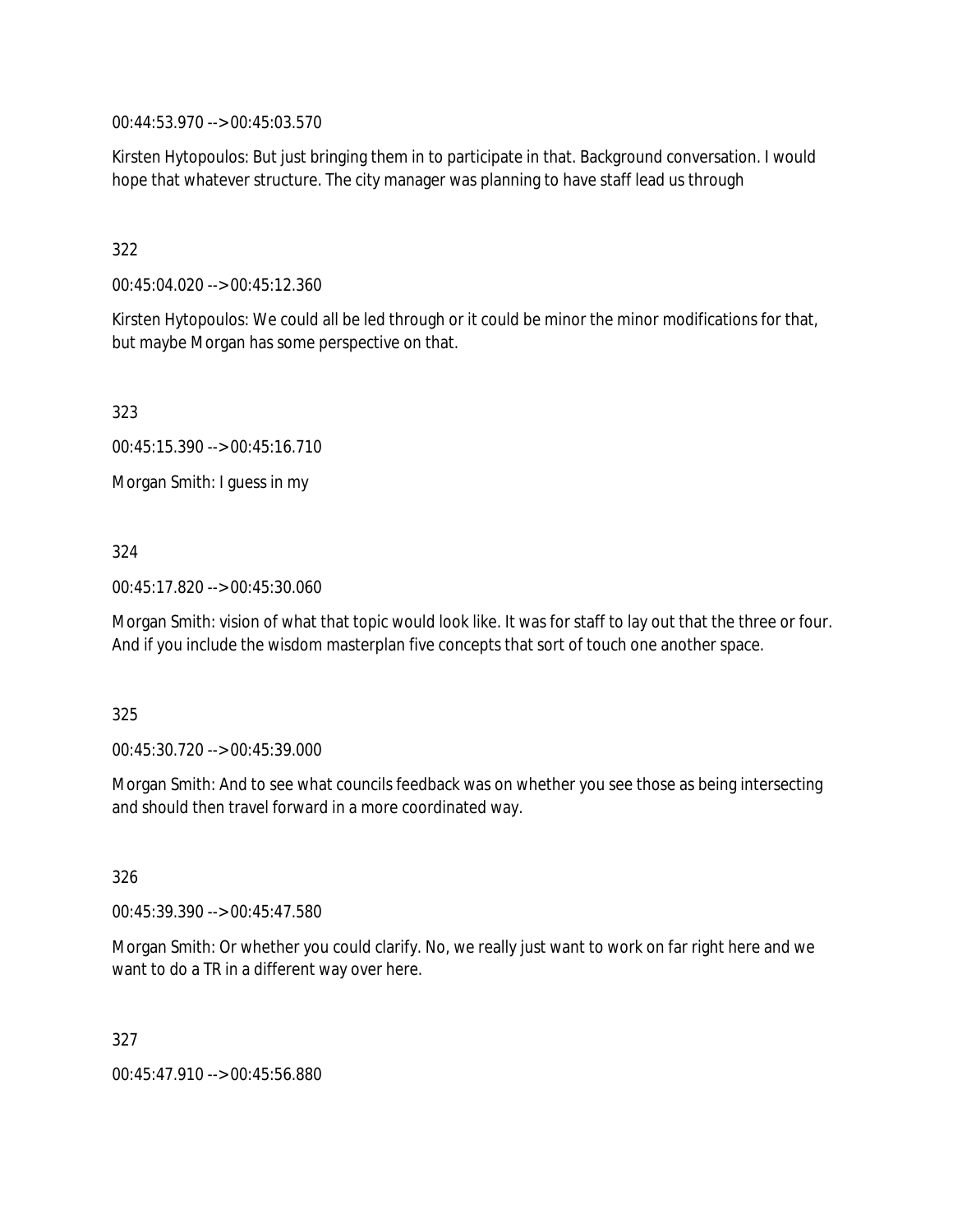00:44:53.970 --> 00:45:03.570

Kirsten Hytopoulos: But just bringing them in to participate in that. Background conversation. I would hope that whatever structure. The city manager was planning to have staff lead us through

322

00:45:04.020 --> 00:45:12.360

Kirsten Hytopoulos: We could all be led through or it could be minor the minor modifications for that, but maybe Morgan has some perspective on that.

323

00:45:15.390 --> 00:45:16.710

Morgan Smith: I guess in my

324

00:45:17.820 --> 00:45:30.060

Morgan Smith: vision of what that topic would look like. It was for staff to lay out that the three or four. And if you include the wisdom masterplan five concepts that sort of touch one another space.

325

00:45:30.720 --> 00:45:39.000

Morgan Smith: And to see what councils feedback was on whether you see those as being intersecting and should then travel forward in a more coordinated way.

326

00:45:39.390 --> 00:45:47.580

Morgan Smith: Or whether you could clarify. No, we really just want to work on far right here and we want to do a TR in a different way over here.

327

00:45:47.910 --> 00:45:56.880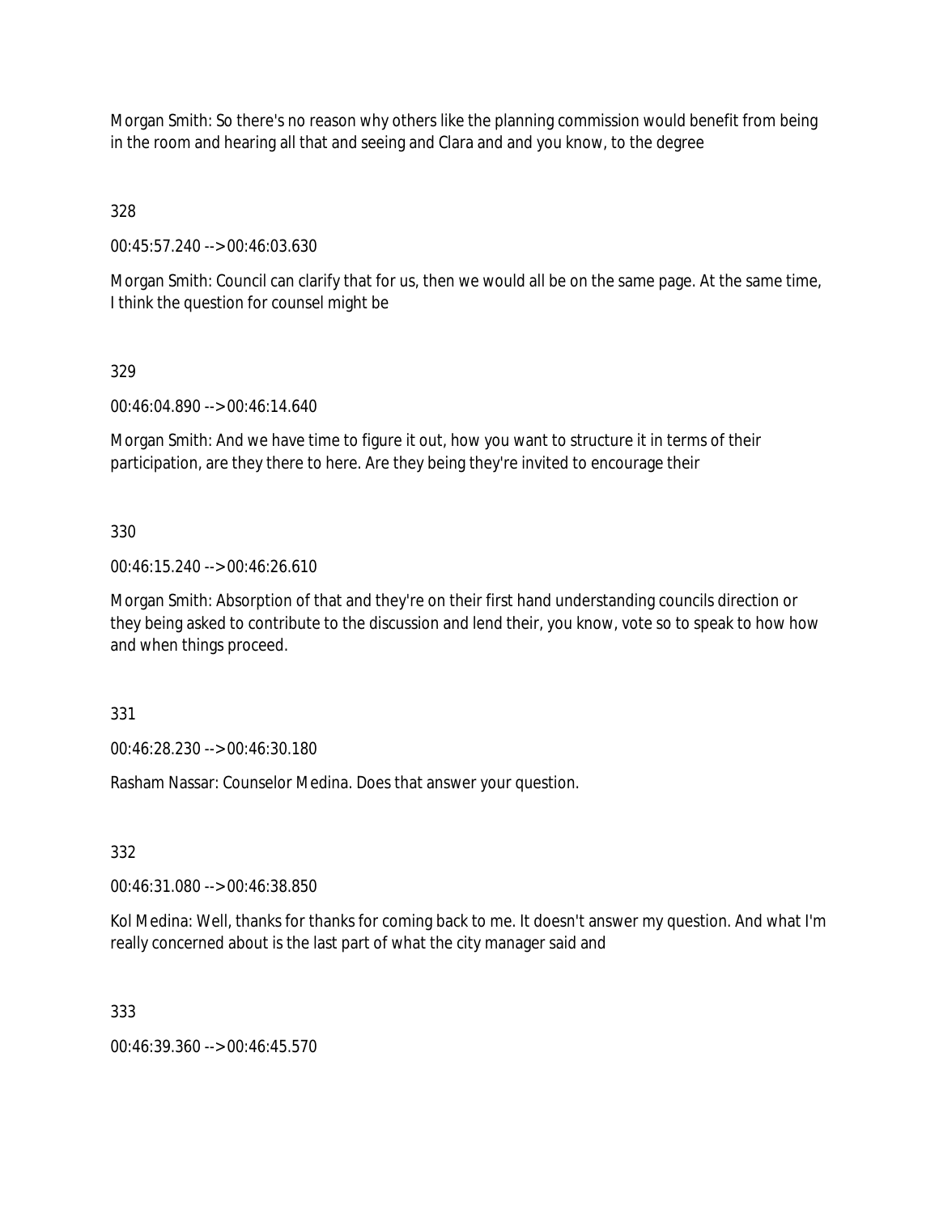Morgan Smith: So there's no reason why others like the planning commission would benefit from being in the room and hearing all that and seeing and Clara and and you know, to the degree

328

00:45:57.240 --> 00:46:03.630

Morgan Smith: Council can clarify that for us, then we would all be on the same page. At the same time, I think the question for counsel might be

329

00:46:04.890 --> 00:46:14.640

Morgan Smith: And we have time to figure it out, how you want to structure it in terms of their participation, are they there to here. Are they being they're invited to encourage their

330

00:46:15.240 --> 00:46:26.610

Morgan Smith: Absorption of that and they're on their first hand understanding councils direction or they being asked to contribute to the discussion and lend their, you know, vote so to speak to how how and when things proceed.

331

00:46:28.230 --> 00:46:30.180

Rasham Nassar: Counselor Medina. Does that answer your question.

332

00:46:31.080 --> 00:46:38.850

Kol Medina: Well, thanks for thanks for coming back to me. It doesn't answer my question. And what I'm really concerned about is the last part of what the city manager said and

333

00:46:39.360 --> 00:46:45.570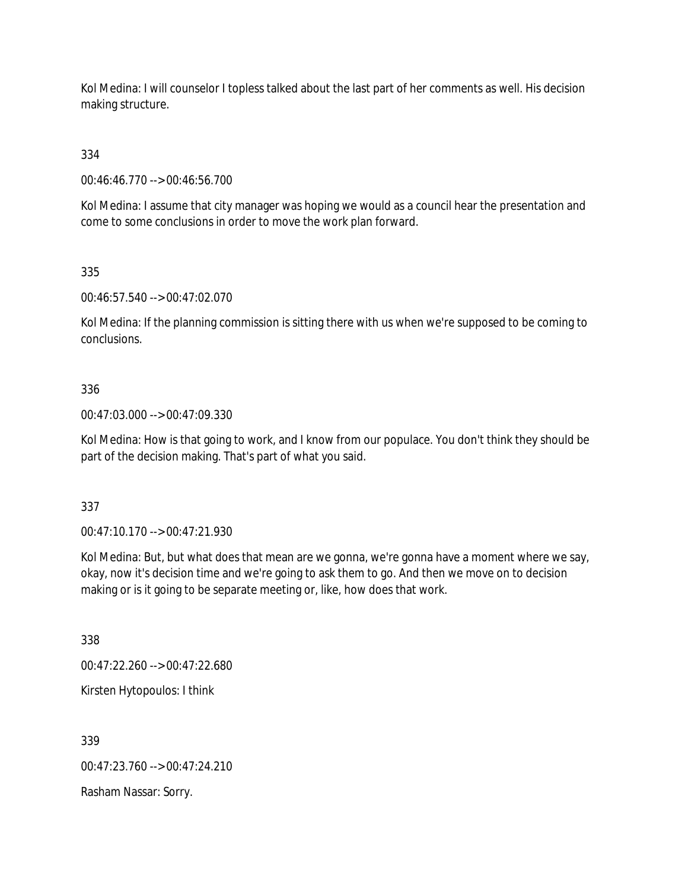Kol Medina: I will counselor I topless talked about the last part of her comments as well. His decision making structure.

334

00:46:46.770 --> 00:46:56.700

Kol Medina: I assume that city manager was hoping we would as a council hear the presentation and come to some conclusions in order to move the work plan forward.

335

00:46:57.540 --> 00:47:02.070

Kol Medina: If the planning commission is sitting there with us when we're supposed to be coming to conclusions.

336

00:47:03.000 --> 00:47:09.330

Kol Medina: How is that going to work, and I know from our populace. You don't think they should be part of the decision making. That's part of what you said.

337

00:47:10.170 --> 00:47:21.930

Kol Medina: But, but what does that mean are we gonna, we're gonna have a moment where we say, okay, now it's decision time and we're going to ask them to go. And then we move on to decision making or is it going to be separate meeting or, like, how does that work.

338

00:47:22.260 --> 00:47:22.680

Kirsten Hytopoulos: I think

339

00:47:23.760 --> 00:47:24.210

Rasham Nassar: Sorry.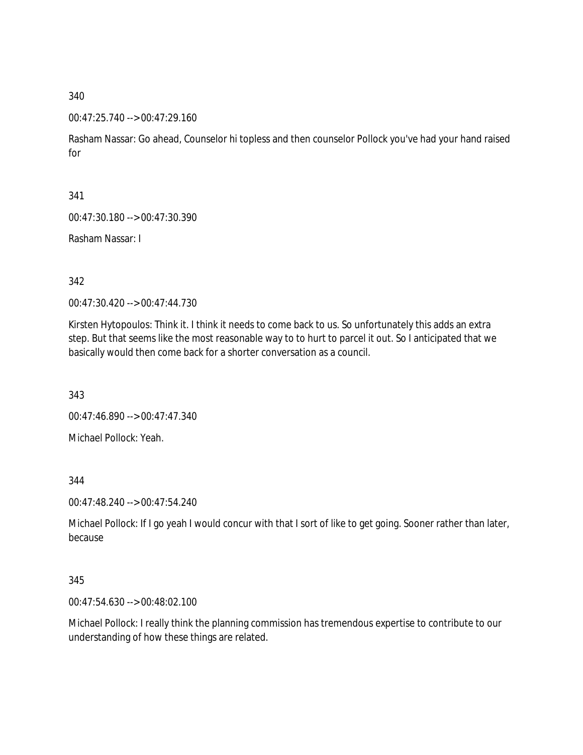340

00:47:25.740 --> 00:47:29.160

Rasham Nassar: Go ahead, Counselor hi topless and then counselor Pollock you've had your hand raised for

341

00:47:30.180 --> 00:47:30.390

Rasham Nassar: I

342

00:47:30.420 --> 00:47:44.730

Kirsten Hytopoulos: Think it. I think it needs to come back to us. So unfortunately this adds an extra step. But that seems like the most reasonable way to to hurt to parcel it out. So I anticipated that we basically would then come back for a shorter conversation as a council.

343

00:47:46.890 --> 00:47:47.340

Michael Pollock: Yeah.

344

00:47:48.240 --> 00:47:54.240

Michael Pollock: If I go yeah I would concur with that I sort of like to get going. Sooner rather than later, because

345

00:47:54.630 --> 00:48:02.100

Michael Pollock: I really think the planning commission has tremendous expertise to contribute to our understanding of how these things are related.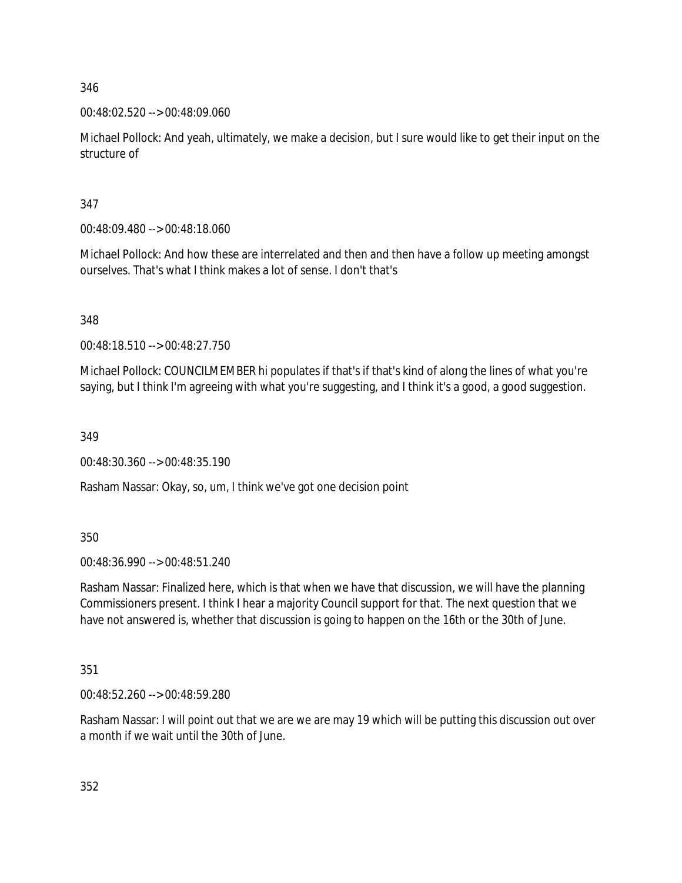346

00:48:02.520 --> 00:48:09.060

Michael Pollock: And yeah, ultimately, we make a decision, but I sure would like to get their input on the structure of

347

00:48:09.480 --> 00:48:18.060

Michael Pollock: And how these are interrelated and then and then have a follow up meeting amongst ourselves. That's what I think makes a lot of sense. I don't that's

348

00:48:18.510 --> 00:48:27.750

Michael Pollock: COUNCILMEMBER hi populates if that's if that's kind of along the lines of what you're saying, but I think I'm agreeing with what you're suggesting, and I think it's a good, a good suggestion.

349

00:48:30.360 --> 00:48:35.190

Rasham Nassar: Okay, so, um, I think we've got one decision point

350

00:48:36.990 --> 00:48:51.240

Rasham Nassar: Finalized here, which is that when we have that discussion, we will have the planning Commissioners present. I think I hear a majority Council support for that. The next question that we have not answered is, whether that discussion is going to happen on the 16th or the 30th of June.

351

00:48:52.260 --> 00:48:59.280

Rasham Nassar: I will point out that we are we are may 19 which will be putting this discussion out over a month if we wait until the 30th of June.

352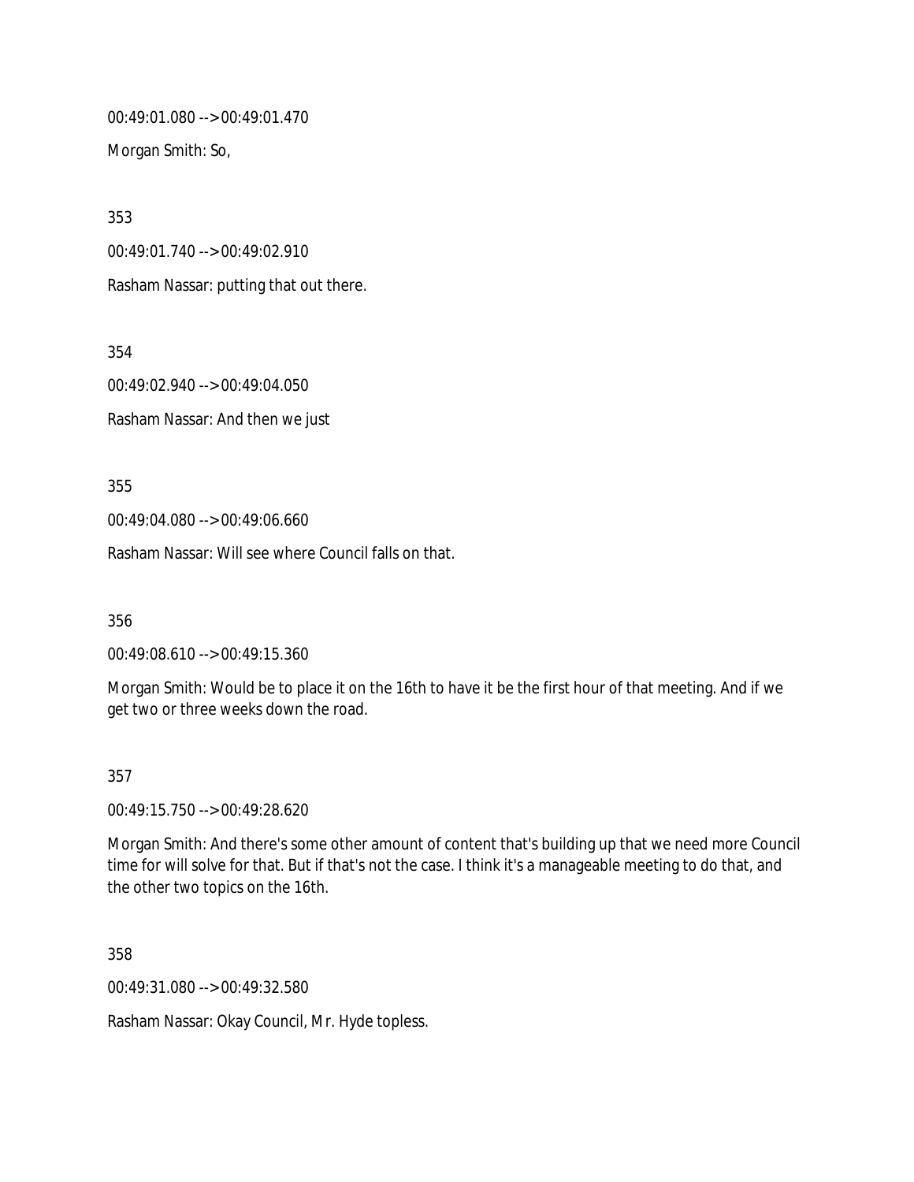00:49:01.080 --> 00:49:01.470

Morgan Smith: So,

353

00:49:01.740 --> 00:49:02.910

Rasham Nassar: putting that out there.

354

00:49:02.940 --> 00:49:04.050

Rasham Nassar: And then we just

355

00:49:04.080 --> 00:49:06.660

Rasham Nassar: Will see where Council falls on that.

356

00:49:08.610 --> 00:49:15.360

Morgan Smith: Would be to place it on the 16th to have it be the first hour of that meeting. And if we get two or three weeks down the road.

357

00:49:15.750 --> 00:49:28.620

Morgan Smith: And there's some other amount of content that's building up that we need more Council time for will solve for that. But if that's not the case. I think it's a manageable meeting to do that, and the other two topics on the 16th.

358

00:49:31.080 --> 00:49:32.580

Rasham Nassar: Okay Council, Mr. Hyde topless.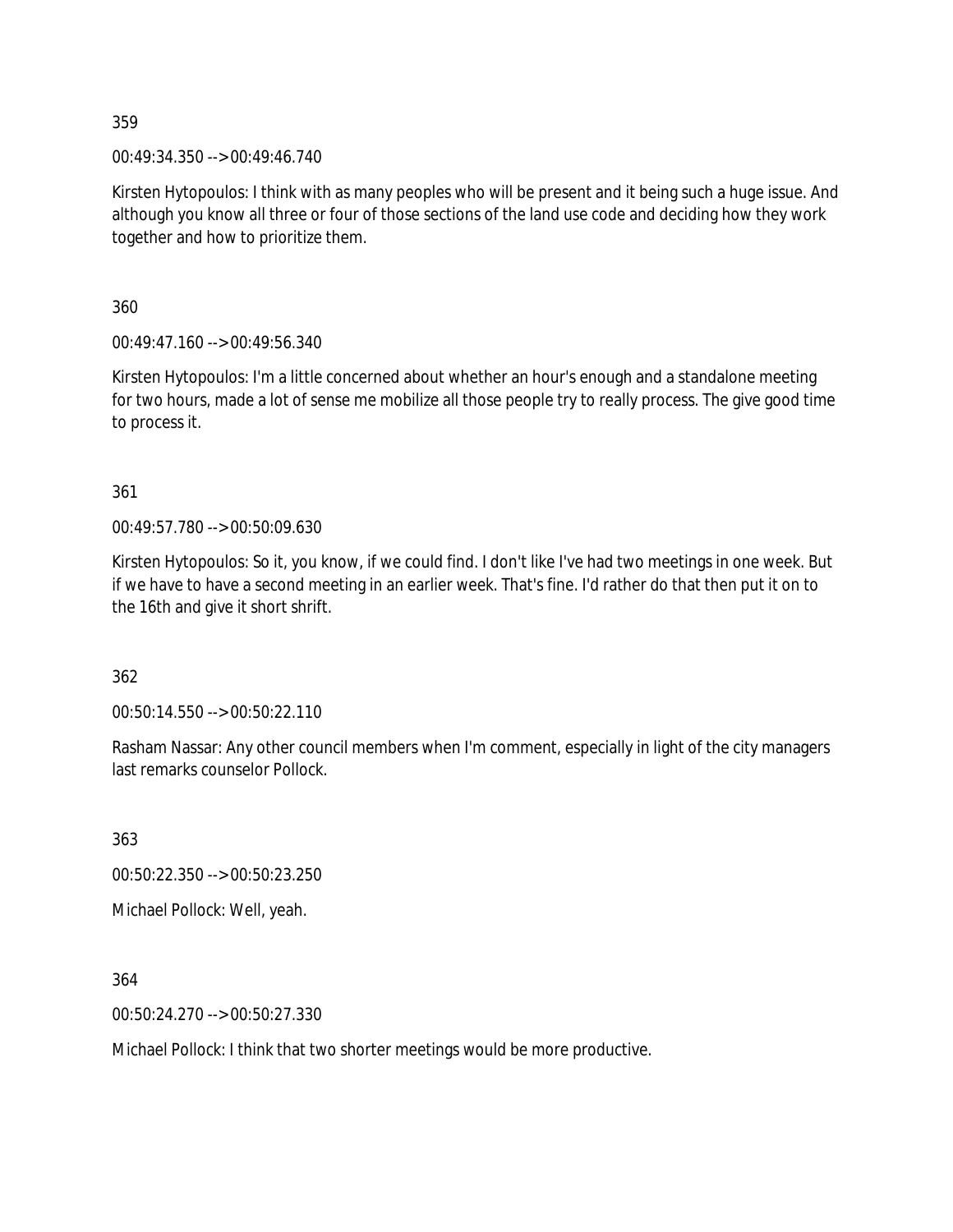359

00:49:34.350 --> 00:49:46.740

Kirsten Hytopoulos: I think with as many peoples who will be present and it being such a huge issue. And although you know all three or four of those sections of the land use code and deciding how they work together and how to prioritize them.

360

00:49:47.160 --> 00:49:56.340

Kirsten Hytopoulos: I'm a little concerned about whether an hour's enough and a standalone meeting for two hours, made a lot of sense me mobilize all those people try to really process. The give good time to process it.

361

00:49:57.780 --> 00:50:09.630

Kirsten Hytopoulos: So it, you know, if we could find. I don't like I've had two meetings in one week. But if we have to have a second meeting in an earlier week. That's fine. I'd rather do that then put it on to the 16th and give it short shrift.

362

00:50:14.550 --> 00:50:22.110

Rasham Nassar: Any other council members when I'm comment, especially in light of the city managers last remarks counselor Pollock.

363

00:50:22.350 --> 00:50:23.250

Michael Pollock: Well, yeah.

364

00:50:24.270 --> 00:50:27.330

Michael Pollock: I think that two shorter meetings would be more productive.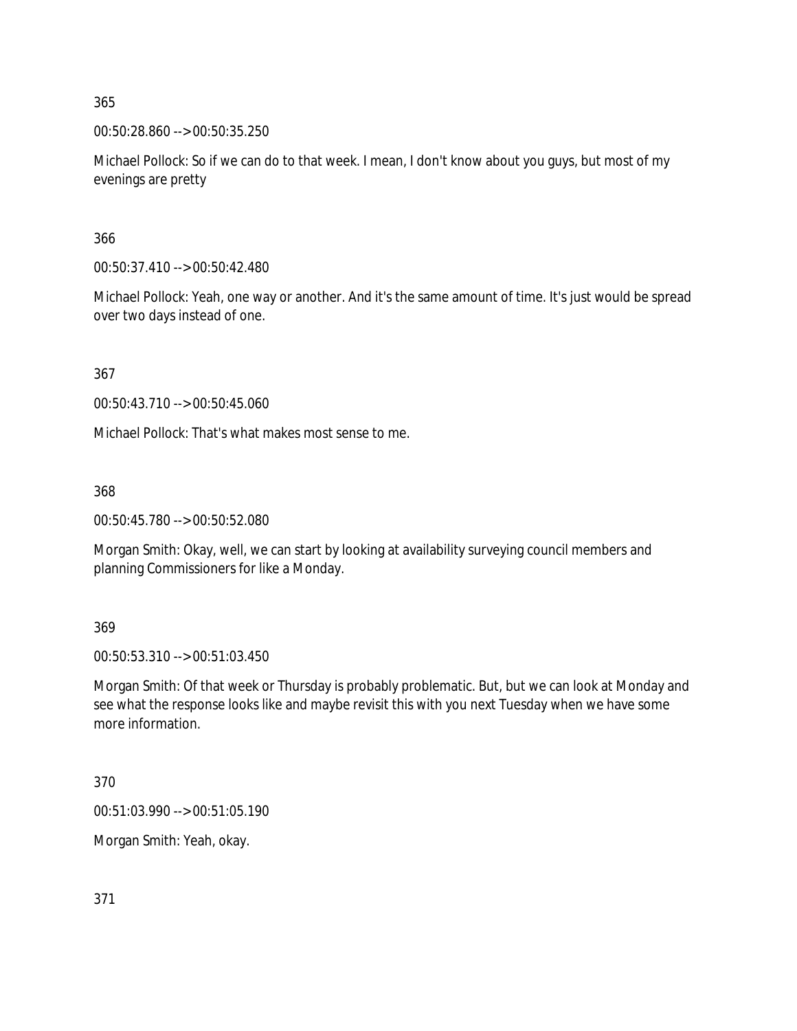365

00:50:28.860 --> 00:50:35.250

Michael Pollock: So if we can do to that week. I mean, I don't know about you guys, but most of my evenings are pretty

366

00:50:37.410 --> 00:50:42.480

Michael Pollock: Yeah, one way or another. And it's the same amount of time. It's just would be spread over two days instead of one.

367

00:50:43.710 --> 00:50:45.060

Michael Pollock: That's what makes most sense to me.

368

00:50:45.780 --> 00:50:52.080

Morgan Smith: Okay, well, we can start by looking at availability surveying council members and planning Commissioners for like a Monday.

369

00:50:53.310 --> 00:51:03.450

Morgan Smith: Of that week or Thursday is probably problematic. But, but we can look at Monday and see what the response looks like and maybe revisit this with you next Tuesday when we have some more information.

370

00:51:03.990 --> 00:51:05.190

Morgan Smith: Yeah, okay.

371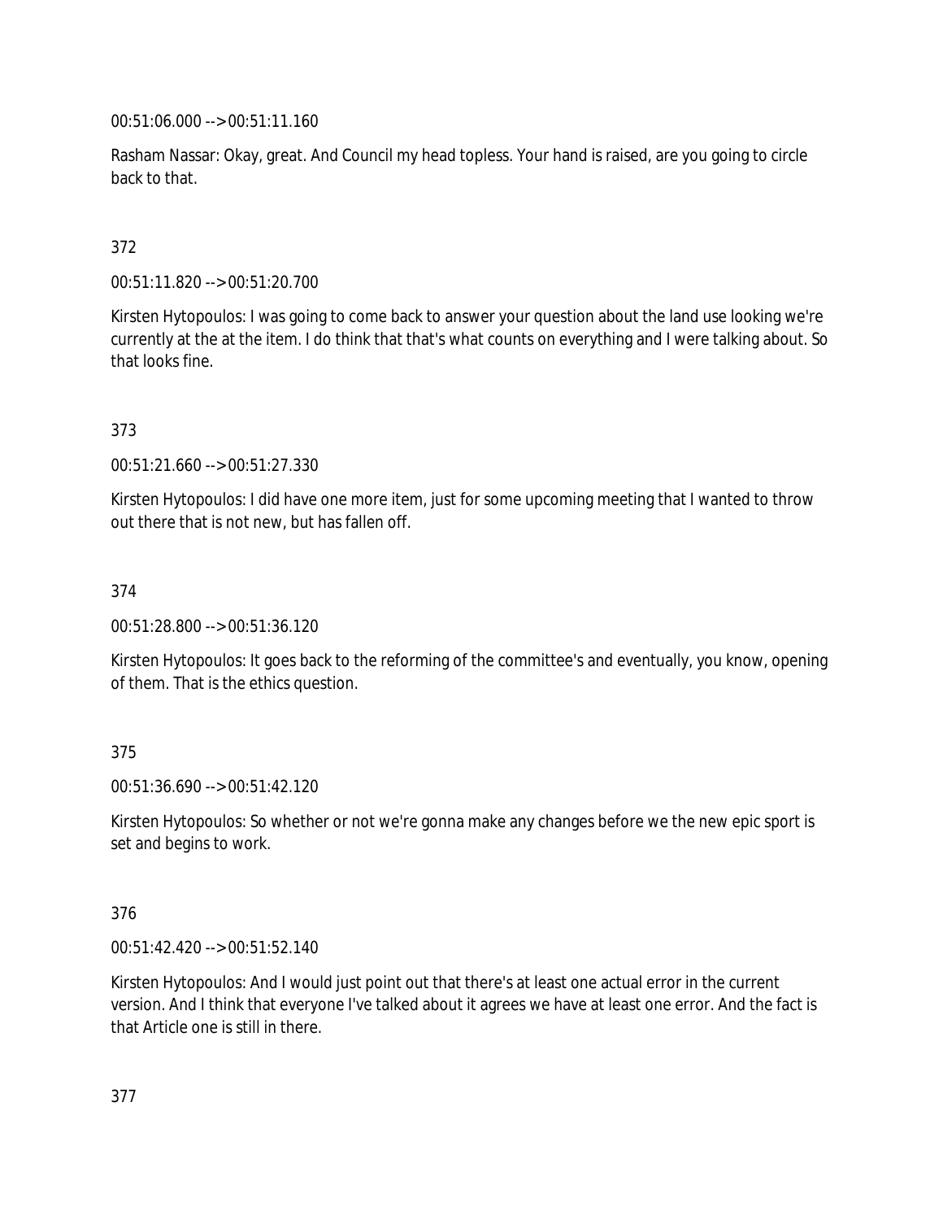00:51:06.000 --> 00:51:11.160

Rasham Nassar: Okay, great. And Council my head topless. Your hand is raised, are you going to circle back to that.

372

00:51:11.820 --> 00:51:20.700

Kirsten Hytopoulos: I was going to come back to answer your question about the land use looking we're currently at the at the item. I do think that that's what counts on everything and I were talking about. So that looks fine.

373

00:51:21.660 --> 00:51:27.330

Kirsten Hytopoulos: I did have one more item, just for some upcoming meeting that I wanted to throw out there that is not new, but has fallen off.

374

00:51:28.800 --> 00:51:36.120

Kirsten Hytopoulos: It goes back to the reforming of the committee's and eventually, you know, opening of them. That is the ethics question.

375

00:51:36.690 --> 00:51:42.120

Kirsten Hytopoulos: So whether or not we're gonna make any changes before we the new epic sport is set and begins to work.

376

00:51:42.420 --> 00:51:52.140

Kirsten Hytopoulos: And I would just point out that there's at least one actual error in the current version. And I think that everyone I've talked about it agrees we have at least one error. And the fact is that Article one is still in there.

377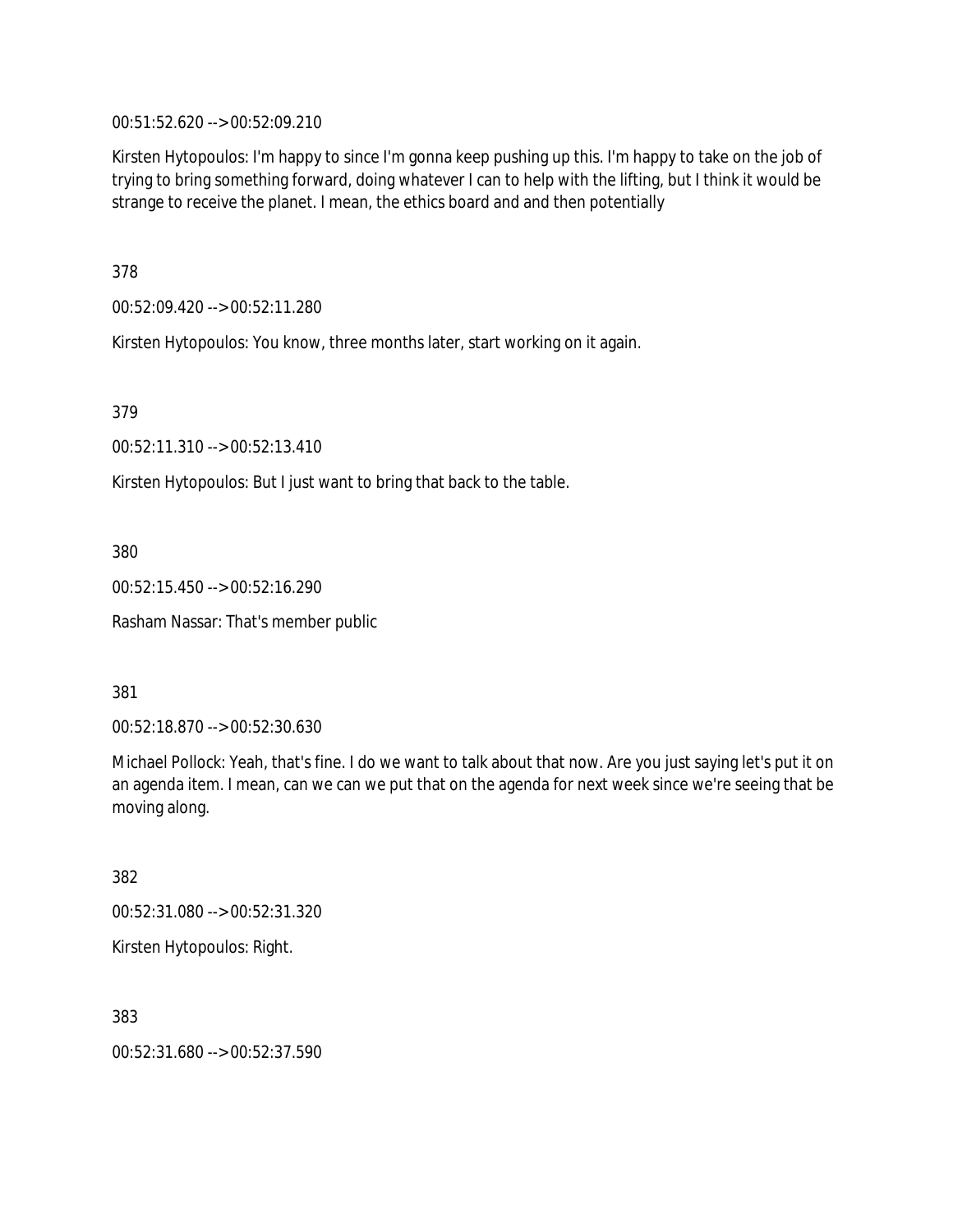00:51:52.620 --> 00:52:09.210

Kirsten Hytopoulos: I'm happy to since I'm gonna keep pushing up this. I'm happy to take on the job of trying to bring something forward, doing whatever I can to help with the lifting, but I think it would be strange to receive the planet. I mean, the ethics board and and then potentially

378

00:52:09.420 --> 00:52:11.280

Kirsten Hytopoulos: You know, three months later, start working on it again.

379

00:52:11.310 --> 00:52:13.410

Kirsten Hytopoulos: But I just want to bring that back to the table.

380

00:52:15.450 --> 00:52:16.290

Rasham Nassar: That's member public

381

00:52:18.870 --> 00:52:30.630

Michael Pollock: Yeah, that's fine. I do we want to talk about that now. Are you just saying let's put it on an agenda item. I mean, can we can we put that on the agenda for next week since we're seeing that be moving along.

382

00:52:31.080 --> 00:52:31.320

Kirsten Hytopoulos: Right.

383

00:52:31.680 --> 00:52:37.590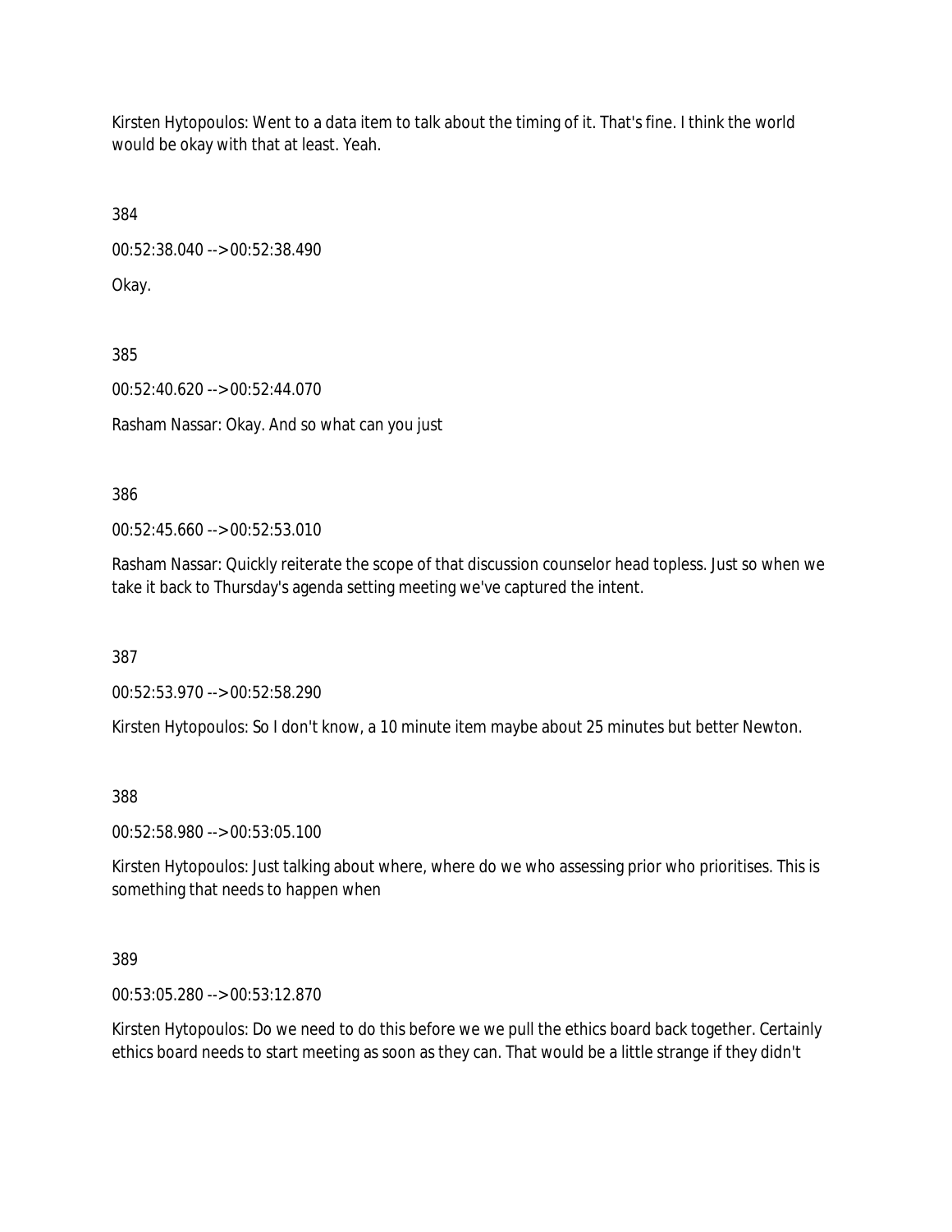Kirsten Hytopoulos: Went to a data item to talk about the timing of it. That's fine. I think the world would be okay with that at least. Yeah.

384

00:52:38.040 --> 00:52:38.490

Okay.

385

00:52:40.620 --> 00:52:44.070

Rasham Nassar: Okay. And so what can you just

386

00:52:45.660 --> 00:52:53.010

Rasham Nassar: Quickly reiterate the scope of that discussion counselor head topless. Just so when we take it back to Thursday's agenda setting meeting we've captured the intent.

387

00:52:53.970 --> 00:52:58.290

Kirsten Hytopoulos: So I don't know, a 10 minute item maybe about 25 minutes but better Newton.

388

00:52:58.980 --> 00:53:05.100

Kirsten Hytopoulos: Just talking about where, where do we who assessing prior who prioritises. This is something that needs to happen when

389

00:53:05.280 --> 00:53:12.870

Kirsten Hytopoulos: Do we need to do this before we we pull the ethics board back together. Certainly ethics board needs to start meeting as soon as they can. That would be a little strange if they didn't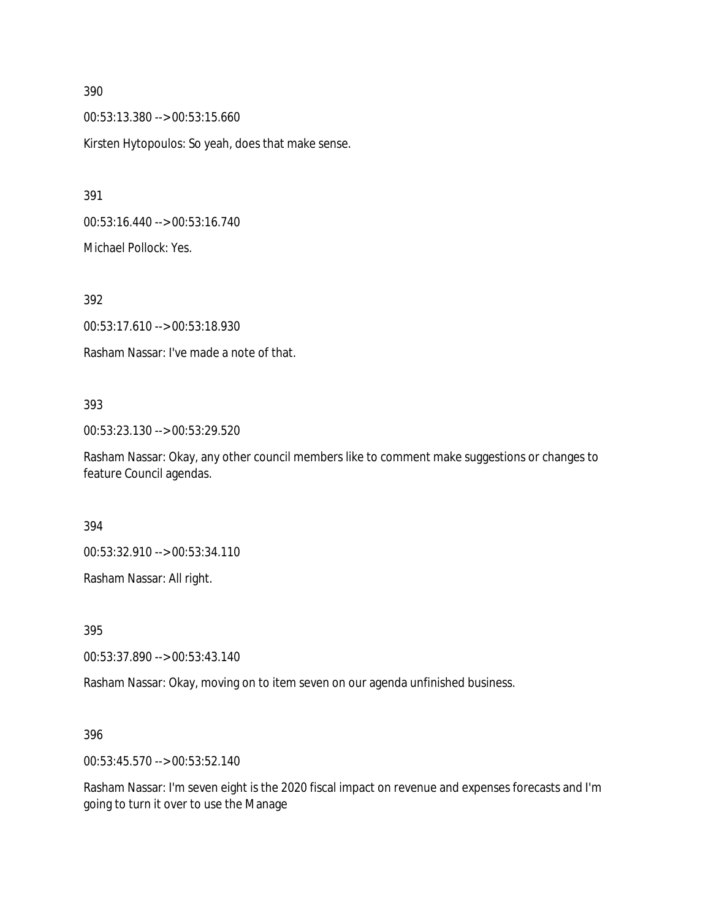390

00:53:13.380 --> 00:53:15.660

Kirsten Hytopoulos: So yeah, does that make sense.

391

00:53:16.440 --> 00:53:16.740

Michael Pollock: Yes.

392

00:53:17.610 --> 00:53:18.930

Rasham Nassar: I've made a note of that.

393

00:53:23.130 --> 00:53:29.520

Rasham Nassar: Okay, any other council members like to comment make suggestions or changes to feature Council agendas.

394

00:53:32.910 --> 00:53:34.110

Rasham Nassar: All right.

395

00:53:37.890 --> 00:53:43.140

Rasham Nassar: Okay, moving on to item seven on our agenda unfinished business.

396

00:53:45.570 --> 00:53:52.140

Rasham Nassar: I'm seven eight is the 2020 fiscal impact on revenue and expenses forecasts and I'm going to turn it over to use the Manage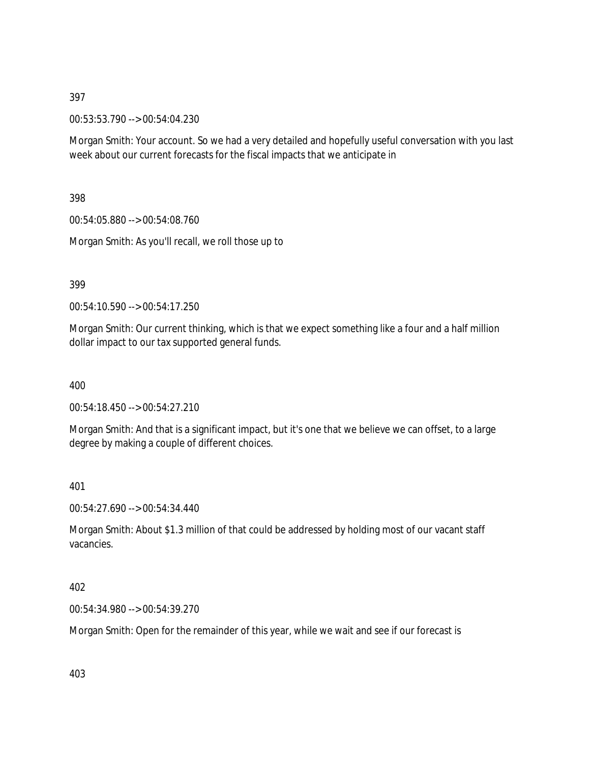397

00:53:53.790 --> 00:54:04.230

Morgan Smith: Your account. So we had a very detailed and hopefully useful conversation with you last week about our current forecasts for the fiscal impacts that we anticipate in

398

00:54:05.880 --> 00:54:08.760

Morgan Smith: As you'll recall, we roll those up to

399

00:54:10.590 --> 00:54:17.250

Morgan Smith: Our current thinking, which is that we expect something like a four and a half million dollar impact to our tax supported general funds.

400

00:54:18.450 --> 00:54:27.210

Morgan Smith: And that is a significant impact, but it's one that we believe we can offset, to a large degree by making a couple of different choices.

401

00:54:27.690 --> 00:54:34.440

Morgan Smith: About $1.3 million of that could be addressed by holding most of our vacant staff vacancies.

402

00:54:34.980 --> 00:54:39.270

Morgan Smith: Open for the remainder of this year, while we wait and see if our forecast is

403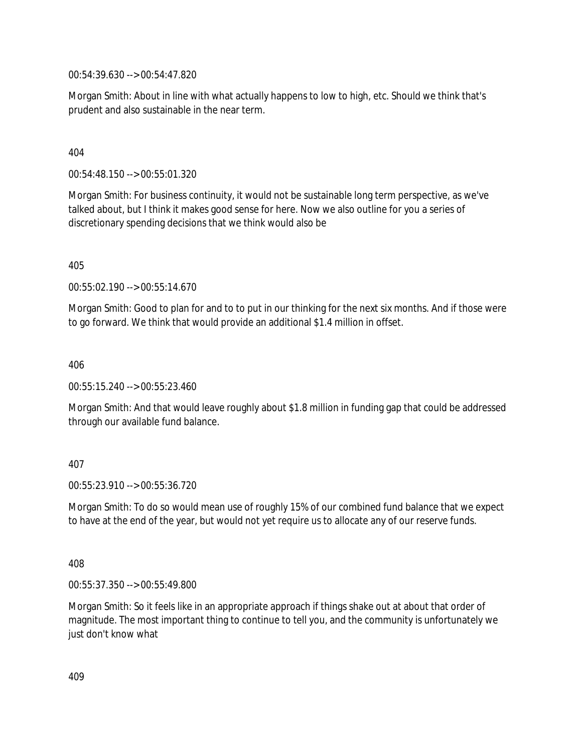00:54:39.630 --> 00:54:47.820

Morgan Smith: About in line with what actually happens to low to high, etc. Should we think that's prudent and also sustainable in the near term.

404

00:54:48.150 --> 00:55:01.320

Morgan Smith: For business continuity, it would not be sustainable long term perspective, as we've talked about, but I think it makes good sense for here. Now we also outline for you a series of discretionary spending decisions that we think would also be

405

00:55:02.190 --> 00:55:14.670

Morgan Smith: Good to plan for and to to put in our thinking for the next six months. And if those were to go forward. We think that would provide an additional $1.4 million in offset.

406

00:55:15.240 --> 00:55:23.460

Morgan Smith: And that would leave roughly about $1.8 million in funding gap that could be addressed through our available fund balance.

407

00:55:23.910 --> 00:55:36.720

Morgan Smith: To do so would mean use of roughly 15% of our combined fund balance that we expect to have at the end of the year, but would not yet require us to allocate any of our reserve funds.

408

00:55:37.350 --> 00:55:49.800

Morgan Smith: So it feels like in an appropriate approach if things shake out at about that order of magnitude. The most important thing to continue to tell you, and the community is unfortunately we just don't know what

409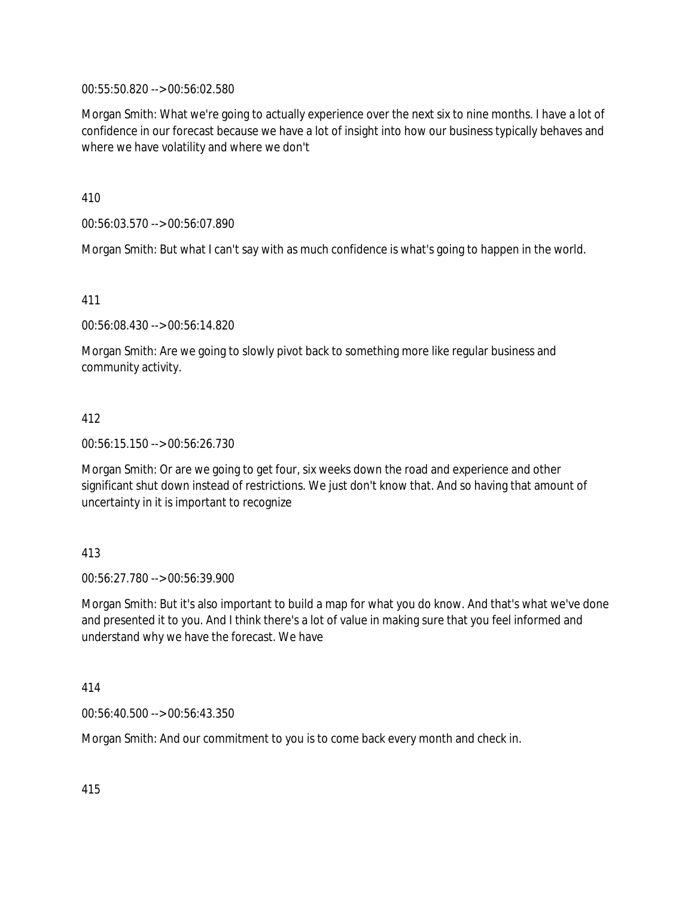00:55:50.820 --> 00:56:02.580

Morgan Smith: What we're going to actually experience over the next six to nine months. I have a lot of confidence in our forecast because we have a lot of insight into how our business typically behaves and where we have volatility and where we don't

410

00:56:03.570 --> 00:56:07.890

Morgan Smith: But what I can't say with as much confidence is what's going to happen in the world.

411

00:56:08.430 --> 00:56:14.820

Morgan Smith: Are we going to slowly pivot back to something more like regular business and community activity.

412

00:56:15.150 --> 00:56:26.730

Morgan Smith: Or are we going to get four, six weeks down the road and experience and other significant shut down instead of restrictions. We just don't know that. And so having that amount of uncertainty in it is important to recognize

413

00:56:27.780 --> 00:56:39.900

Morgan Smith: But it's also important to build a map for what you do know. And that's what we've done and presented it to you. And I think there's a lot of value in making sure that you feel informed and understand why we have the forecast. We have

414

00:56:40.500 --> 00:56:43.350

Morgan Smith: And our commitment to you is to come back every month and check in.

415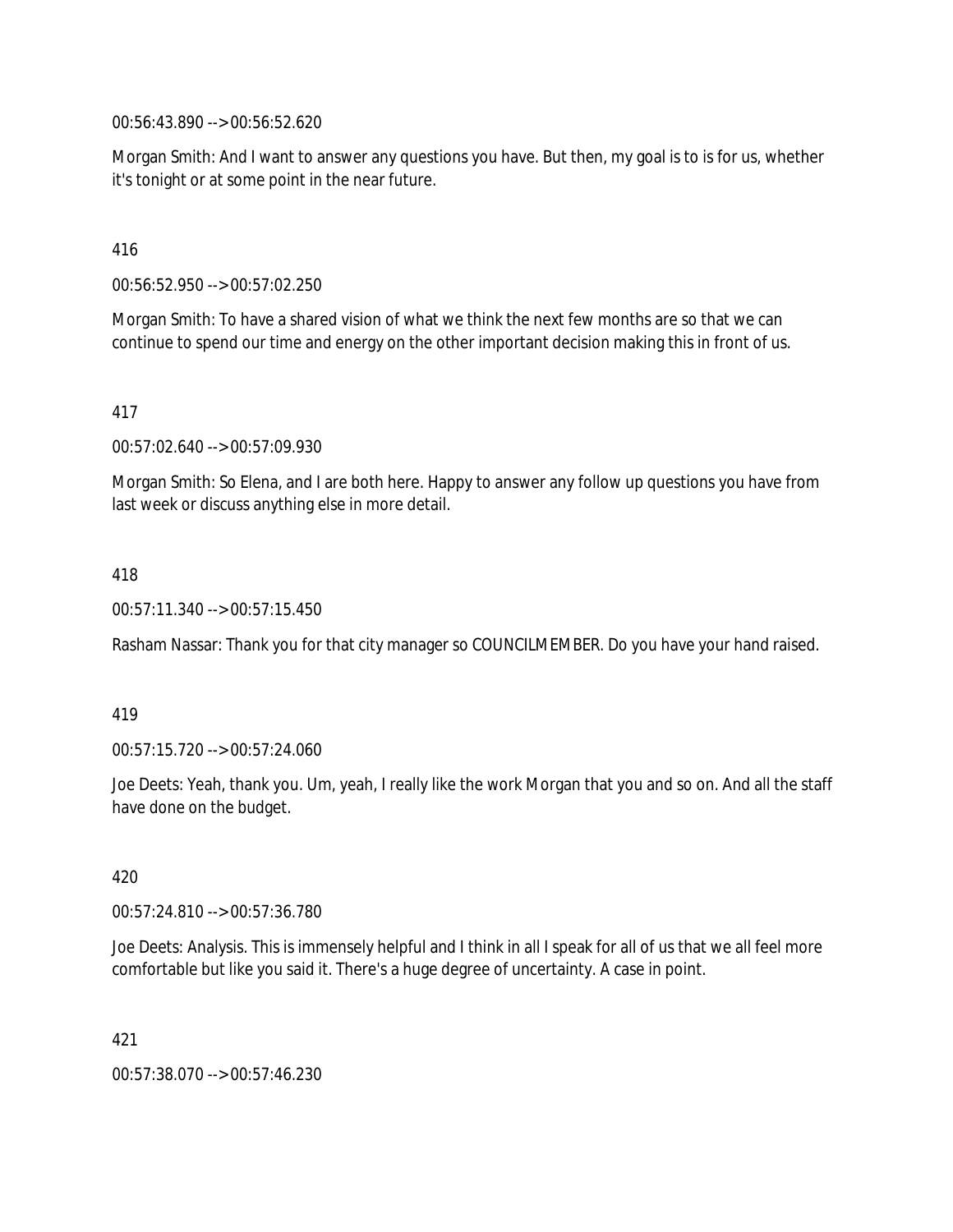00:56:43.890 --> 00:56:52.620

Morgan Smith: And I want to answer any questions you have. But then, my goal is to is for us, whether it's tonight or at some point in the near future.

416

00:56:52.950 --> 00:57:02.250

Morgan Smith: To have a shared vision of what we think the next few months are so that we can continue to spend our time and energy on the other important decision making this in front of us.

417

00:57:02.640 --> 00:57:09.930

Morgan Smith: So Elena, and I are both here. Happy to answer any follow up questions you have from last week or discuss anything else in more detail.

418

00:57:11.340 --> 00:57:15.450

Rasham Nassar: Thank you for that city manager so COUNCILMEMBER. Do you have your hand raised.

419

00:57:15.720 --> 00:57:24.060

Joe Deets: Yeah, thank you. Um, yeah, I really like the work Morgan that you and so on. And all the staff have done on the budget.

420

00:57:24.810 --> 00:57:36.780

Joe Deets: Analysis. This is immensely helpful and I think in all I speak for all of us that we all feel more comfortable but like you said it. There's a huge degree of uncertainty. A case in point.

421

00:57:38.070 --> 00:57:46.230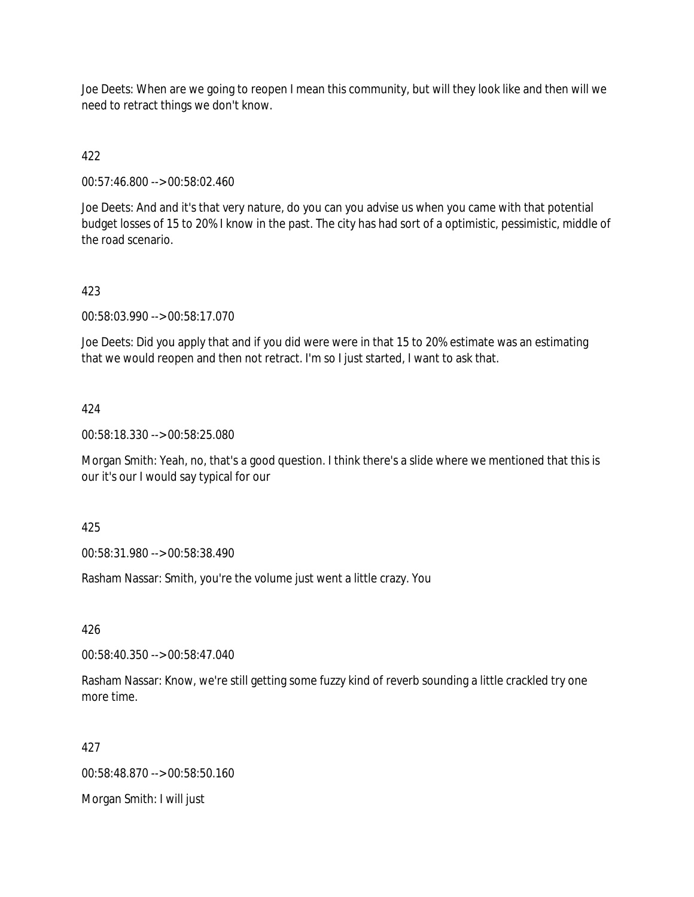Joe Deets: When are we going to reopen I mean this community, but will they look like and then will we need to retract things we don't know.

422

00:57:46.800 --> 00:58:02.460

Joe Deets: And and it's that very nature, do you can you advise us when you came with that potential budget losses of 15 to 20% I know in the past. The city has had sort of a optimistic, pessimistic, middle of the road scenario.

423

00:58:03.990 --> 00:58:17.070

Joe Deets: Did you apply that and if you did were were in that 15 to 20% estimate was an estimating that we would reopen and then not retract. I'm so I just started, I want to ask that.

424

00:58:18.330 --> 00:58:25.080

Morgan Smith: Yeah, no, that's a good question. I think there's a slide where we mentioned that this is our it's our I would say typical for our

425

00:58:31.980 --> 00:58:38.490

Rasham Nassar: Smith, you're the volume just went a little crazy. You

426

00:58:40.350 --> 00:58:47.040

Rasham Nassar: Know, we're still getting some fuzzy kind of reverb sounding a little crackled try one more time.

427

00:58:48.870 --> 00:58:50.160

Morgan Smith: I will just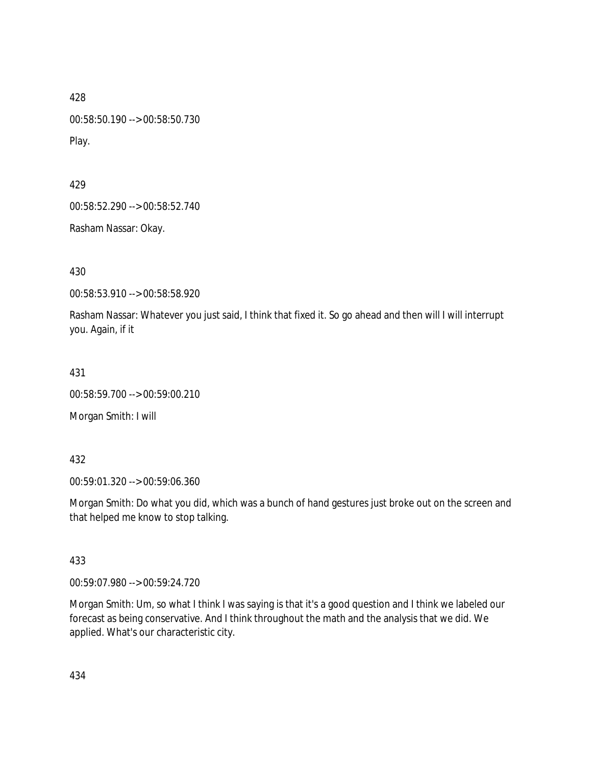428

00:58:50.190 --> 00:58:50.730

Play.

429

00:58:52.290 --> 00:58:52.740

Rasham Nassar: Okay.

430

00:58:53.910 --> 00:58:58.920

Rasham Nassar: Whatever you just said, I think that fixed it. So go ahead and then will I will interrupt you. Again, if it

431

00:58:59.700 --> 00:59:00.210

Morgan Smith: I will

432

00:59:01.320 --> 00:59:06.360

Morgan Smith: Do what you did, which was a bunch of hand gestures just broke out on the screen and that helped me know to stop talking.

433

00:59:07.980 --> 00:59:24.720

Morgan Smith: Um, so what I think I was saying is that it's a good question and I think we labeled our forecast as being conservative. And I think throughout the math and the analysis that we did. We applied. What's our characteristic city.

434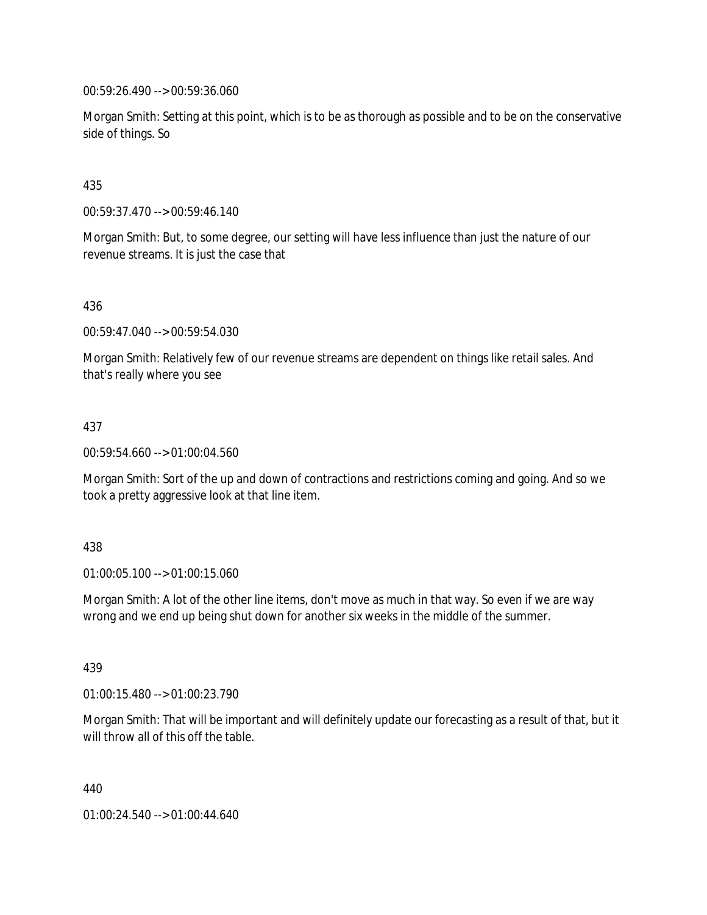00:59:26.490 --> 00:59:36.060

Morgan Smith: Setting at this point, which is to be as thorough as possible and to be on the conservative side of things. So

435

00:59:37.470 --> 00:59:46.140

Morgan Smith: But, to some degree, our setting will have less influence than just the nature of our revenue streams. It is just the case that

436

00:59:47.040 --> 00:59:54.030

Morgan Smith: Relatively few of our revenue streams are dependent on things like retail sales. And that's really where you see

437

00:59:54.660 --> 01:00:04.560

Morgan Smith: Sort of the up and down of contractions and restrictions coming and going. And so we took a pretty aggressive look at that line item.

438

01:00:05.100 --> 01:00:15.060

Morgan Smith: A lot of the other line items, don't move as much in that way. So even if we are way wrong and we end up being shut down for another six weeks in the middle of the summer.

439

01:00:15.480 --> 01:00:23.790

Morgan Smith: That will be important and will definitely update our forecasting as a result of that, but it will throw all of this off the table.

440

01:00:24.540 --> 01:00:44.640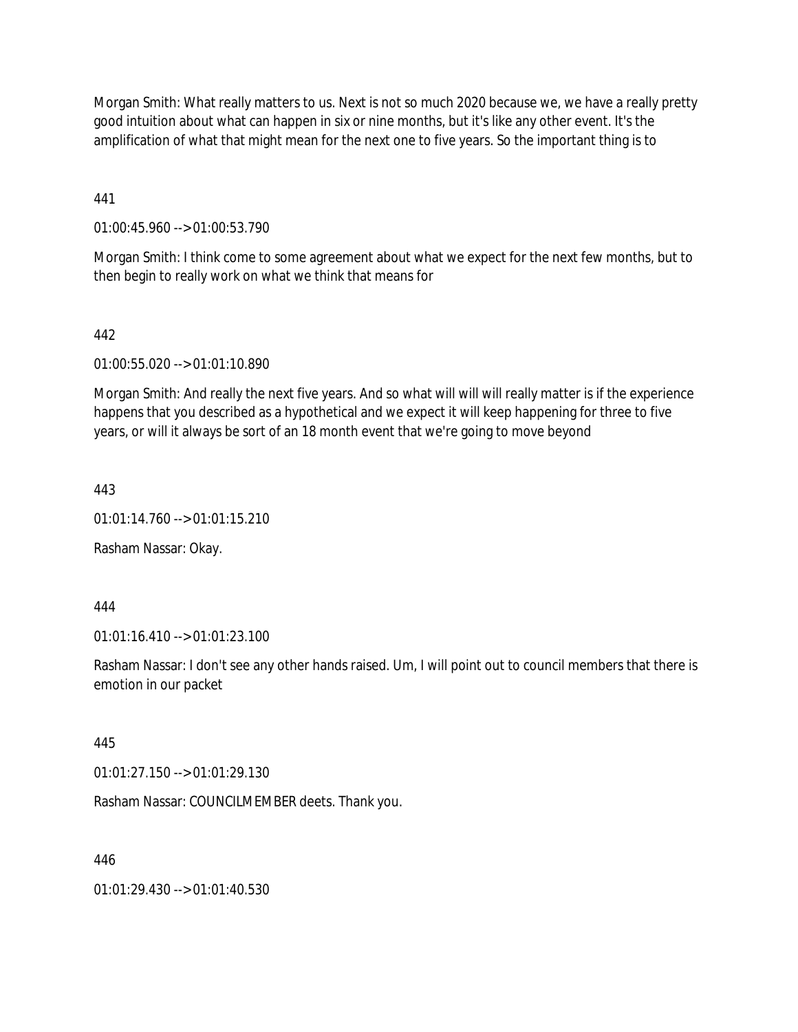Morgan Smith: What really matters to us. Next is not so much 2020 because we, we have a really pretty good intuition about what can happen in six or nine months, but it's like any other event. It's the amplification of what that might mean for the next one to five years. So the important thing is to

441

01:00:45.960 --> 01:00:53.790

Morgan Smith: I think come to some agreement about what we expect for the next few months, but to then begin to really work on what we think that means for

442

01:00:55.020 --> 01:01:10.890

Morgan Smith: And really the next five years. And so what will will will really matter is if the experience happens that you described as a hypothetical and we expect it will keep happening for three to five years, or will it always be sort of an 18 month event that we're going to move beyond

443

01:01:14.760 --> 01:01:15.210

Rasham Nassar: Okay.

444

01:01:16.410 --> 01:01:23.100

Rasham Nassar: I don't see any other hands raised. Um, I will point out to council members that there is emotion in our packet

445

01:01:27.150 --> 01:01:29.130

Rasham Nassar: COUNCILMEMBER deets. Thank you.

446

01:01:29.430 --> 01:01:40.530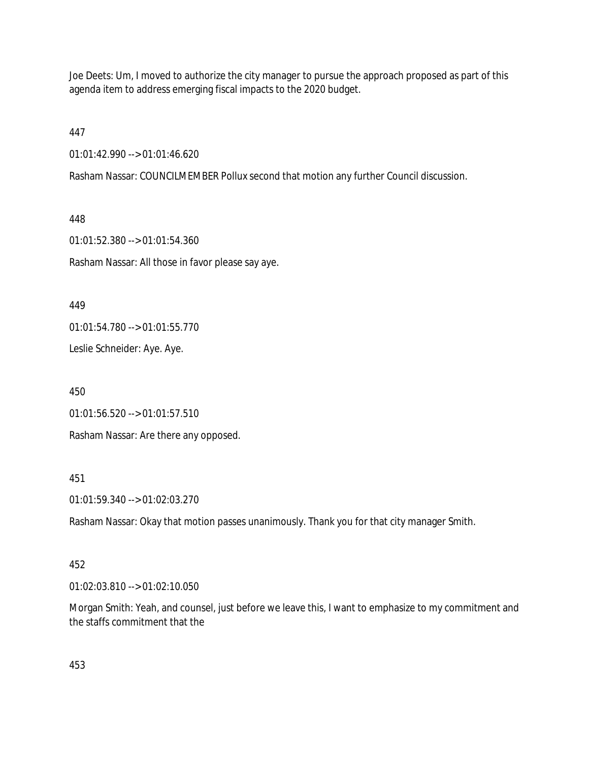Joe Deets: Um, I moved to authorize the city manager to pursue the approach proposed as part of this agenda item to address emerging fiscal impacts to the 2020 budget.

447

01:01:42.990 --> 01:01:46.620

Rasham Nassar: COUNCILMEMBER Pollux second that motion any further Council discussion.

448

01:01:52.380 --> 01:01:54.360

Rasham Nassar: All those in favor please say aye.

449

01:01:54.780 --> 01:01:55.770

Leslie Schneider: Aye. Aye.

450

01:01:56.520 --> 01:01:57.510

Rasham Nassar: Are there any opposed.

451

01:01:59.340 --> 01:02:03.270

Rasham Nassar: Okay that motion passes unanimously. Thank you for that city manager Smith.

452

01:02:03.810 --> 01:02:10.050

Morgan Smith: Yeah, and counsel, just before we leave this, I want to emphasize to my commitment and the staffs commitment that the

453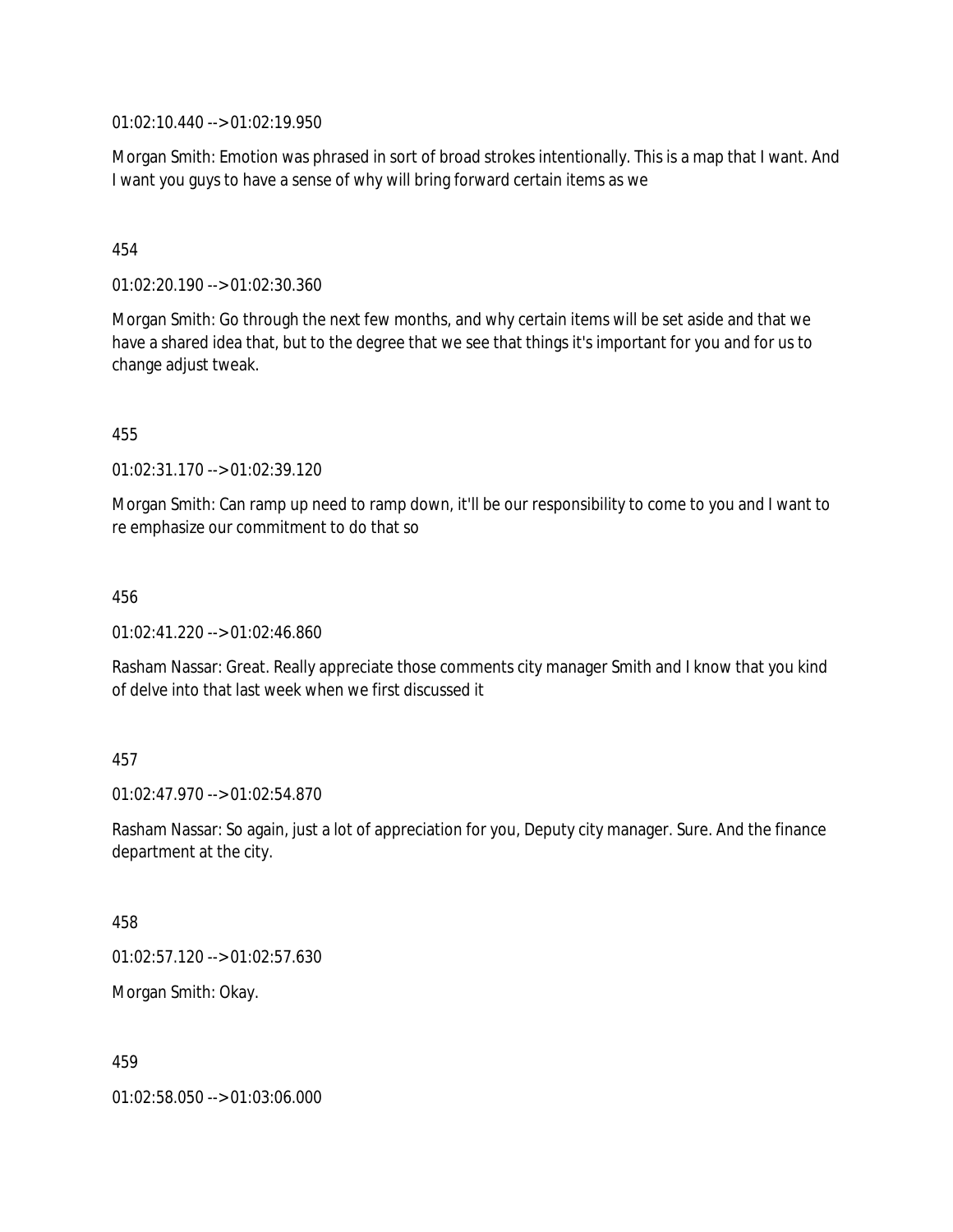01:02:10.440 --> 01:02:19.950

Morgan Smith: Emotion was phrased in sort of broad strokes intentionally. This is a map that I want. And I want you guys to have a sense of why will bring forward certain items as we

454

01:02:20.190 --> 01:02:30.360

Morgan Smith: Go through the next few months, and why certain items will be set aside and that we have a shared idea that, but to the degree that we see that things it's important for you and for us to change adjust tweak.

455

01:02:31.170 --> 01:02:39.120

Morgan Smith: Can ramp up need to ramp down, it'll be our responsibility to come to you and I want to re emphasize our commitment to do that so

456

01:02:41.220 --> 01:02:46.860

Rasham Nassar: Great. Really appreciate those comments city manager Smith and I know that you kind of delve into that last week when we first discussed it

457

01:02:47.970 --> 01:02:54.870

Rasham Nassar: So again, just a lot of appreciation for you, Deputy city manager. Sure. And the finance department at the city.

458

01:02:57.120 --> 01:02:57.630

Morgan Smith: Okay.

459

01:02:58.050 --> 01:03:06.000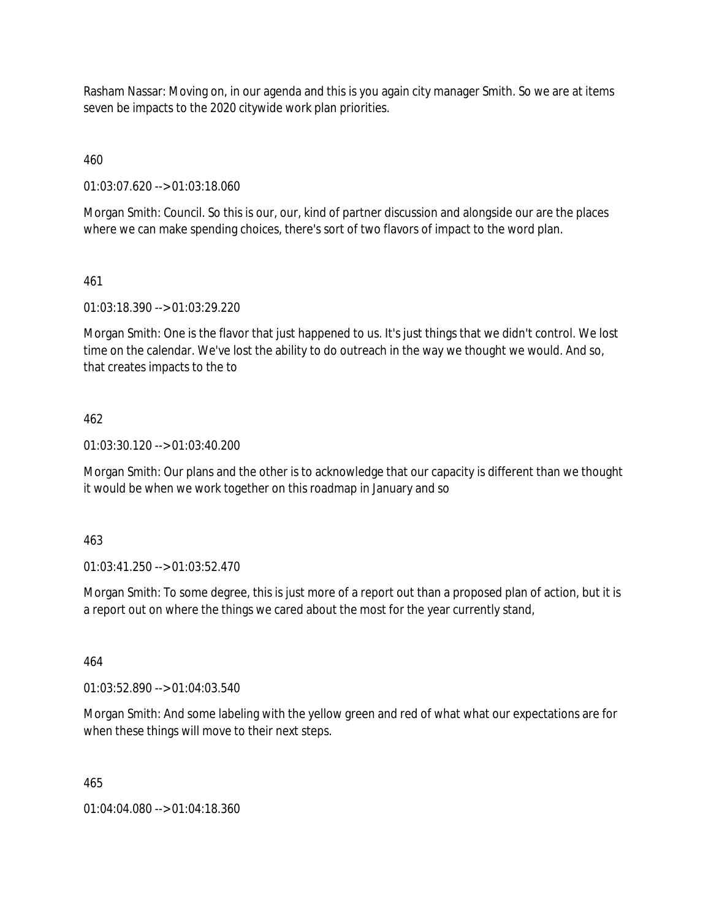Rasham Nassar: Moving on, in our agenda and this is you again city manager Smith. So we are at items seven be impacts to the 2020 citywide work plan priorities.

460

01:03:07.620 --> 01:03:18.060

Morgan Smith: Council. So this is our, our, kind of partner discussion and alongside our are the places where we can make spending choices, there's sort of two flavors of impact to the word plan.

461

01:03:18.390 --> 01:03:29.220

Morgan Smith: One is the flavor that just happened to us. It's just things that we didn't control. We lost time on the calendar. We've lost the ability to do outreach in the way we thought we would. And so, that creates impacts to the to

462

01:03:30.120 --> 01:03:40.200

Morgan Smith: Our plans and the other is to acknowledge that our capacity is different than we thought it would be when we work together on this roadmap in January and so

463

01:03:41.250 --> 01:03:52.470

Morgan Smith: To some degree, this is just more of a report out than a proposed plan of action, but it is a report out on where the things we cared about the most for the year currently stand,

464

01:03:52.890 --> 01:04:03.540

Morgan Smith: And some labeling with the yellow green and red of what what our expectations are for when these things will move to their next steps.

465

01:04:04.080 --> 01:04:18.360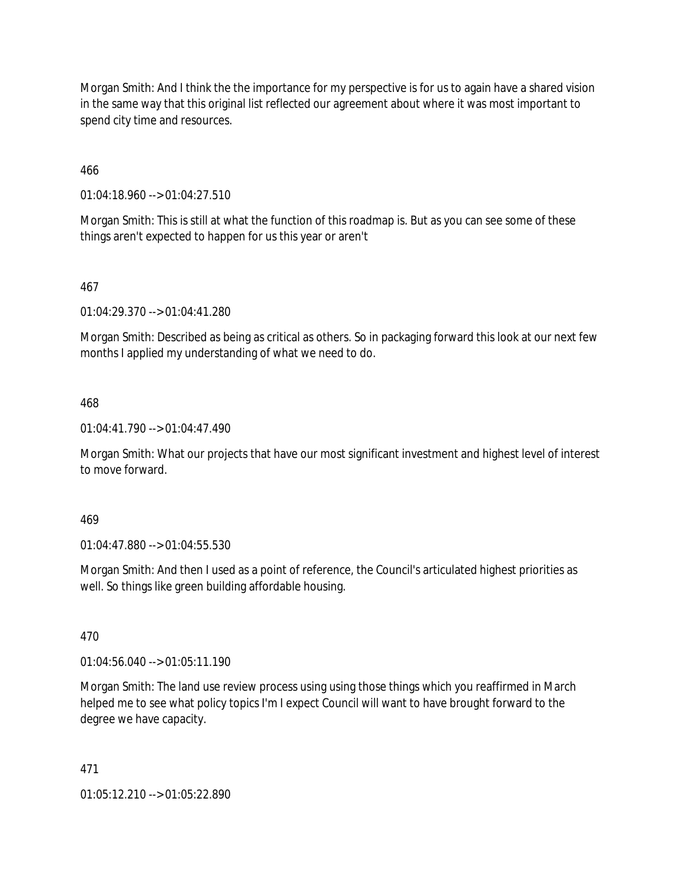Morgan Smith: And I think the the importance for my perspective is for us to again have a shared vision in the same way that this original list reflected our agreement about where it was most important to spend city time and resources.

466

01:04:18.960 --> 01:04:27.510

Morgan Smith: This is still at what the function of this roadmap is. But as you can see some of these things aren't expected to happen for us this year or aren't

467

01:04:29.370 --> 01:04:41.280

Morgan Smith: Described as being as critical as others. So in packaging forward this look at our next few months I applied my understanding of what we need to do.

468

01:04:41.790 --> 01:04:47.490

Morgan Smith: What our projects that have our most significant investment and highest level of interest to move forward.

469

01:04:47.880 --> 01:04:55.530

Morgan Smith: And then I used as a point of reference, the Council's articulated highest priorities as well. So things like green building affordable housing.

470

01:04:56.040 --> 01:05:11.190

Morgan Smith: The land use review process using using those things which you reaffirmed in March helped me to see what policy topics I'm I expect Council will want to have brought forward to the degree we have capacity.

471

01:05:12.210 --> 01:05:22.890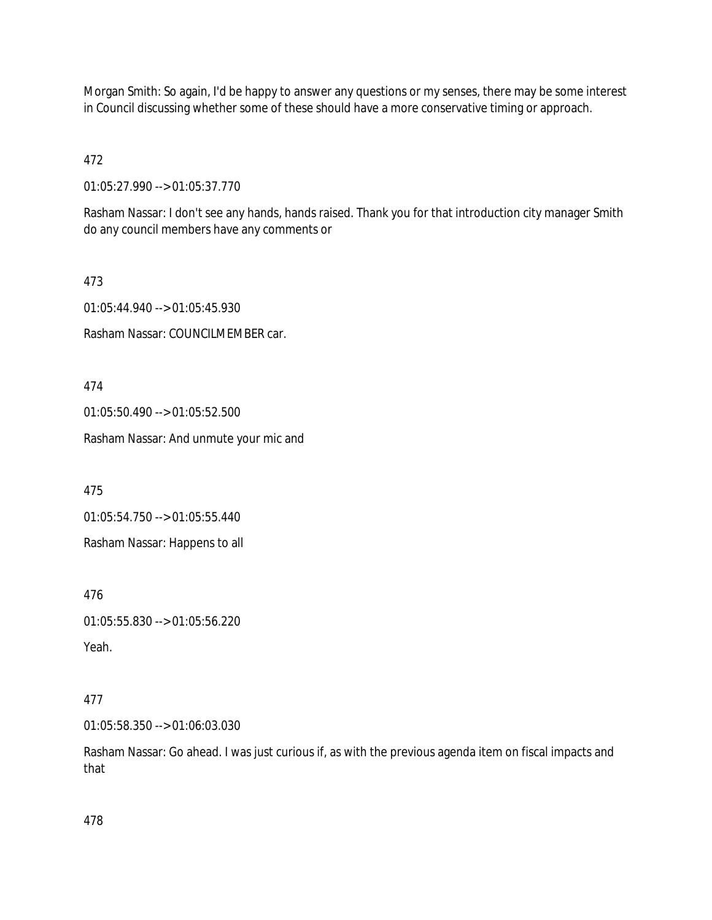Morgan Smith: So again, I'd be happy to answer any questions or my senses, there may be some interest in Council discussing whether some of these should have a more conservative timing or approach.

472

01:05:27.990 --> 01:05:37.770

Rasham Nassar: I don't see any hands, hands raised. Thank you for that introduction city manager Smith do any council members have any comments or

473

01:05:44.940 --> 01:05:45.930

Rasham Nassar: COUNCILMEMBER car.

474

01:05:50.490 --> 01:05:52.500

Rasham Nassar: And unmute your mic and

475

01:05:54.750 --> 01:05:55.440

Rasham Nassar: Happens to all

476

01:05:55.830 --> 01:05:56.220

Yeah.

477

01:05:58.350 --> 01:06:03.030

Rasham Nassar: Go ahead. I was just curious if, as with the previous agenda item on fiscal impacts and that

478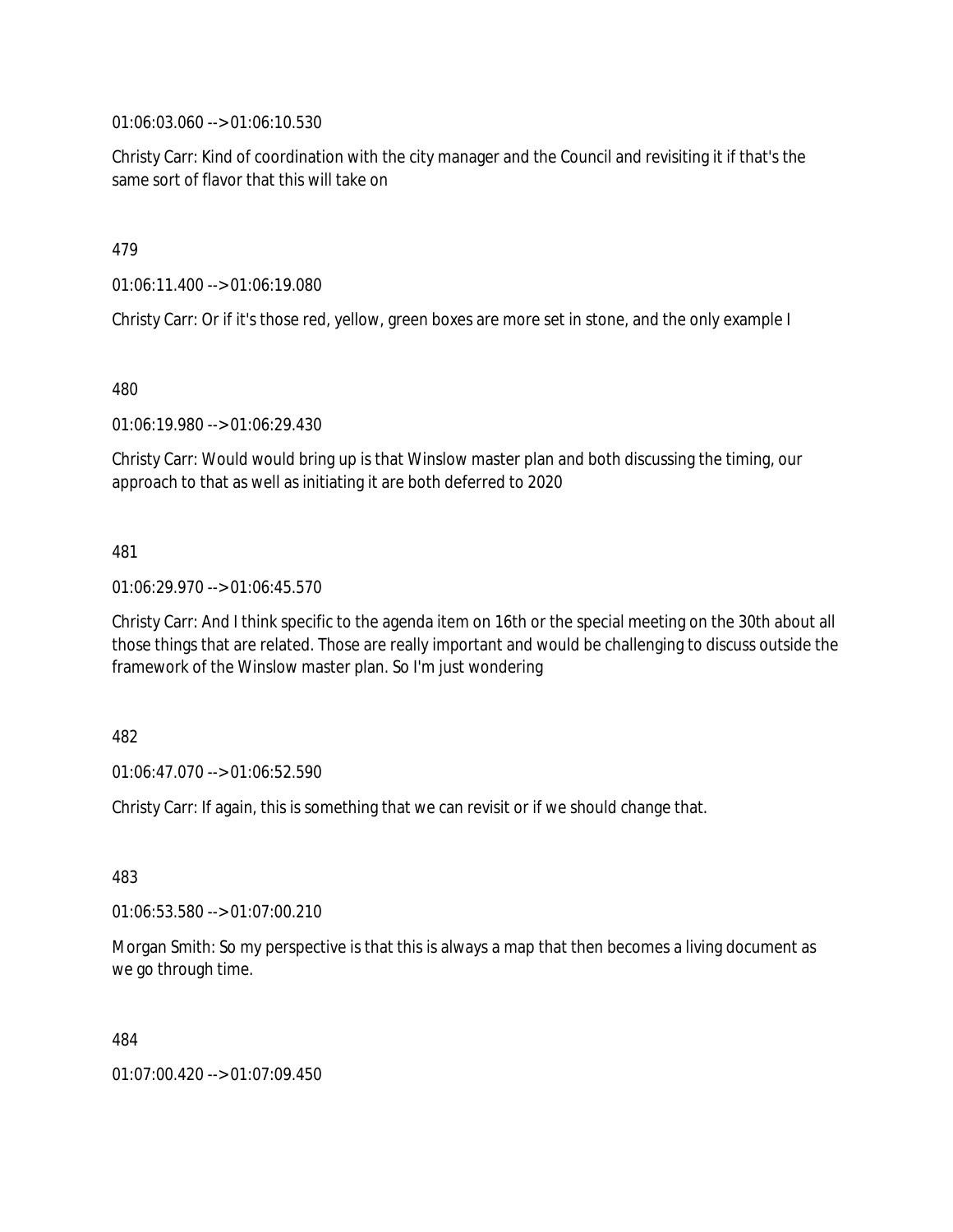01:06:03.060 --> 01:06:10.530

Christy Carr: Kind of coordination with the city manager and the Council and revisiting it if that's the same sort of flavor that this will take on

479

01:06:11.400 --> 01:06:19.080

Christy Carr: Or if it's those red, yellow, green boxes are more set in stone, and the only example I

480

01:06:19.980 --> 01:06:29.430

Christy Carr: Would would bring up is that Winslow master plan and both discussing the timing, our approach to that as well as initiating it are both deferred to 2020

481

01:06:29.970 --> 01:06:45.570

Christy Carr: And I think specific to the agenda item on 16th or the special meeting on the 30th about all those things that are related. Those are really important and would be challenging to discuss outside the framework of the Winslow master plan. So I'm just wondering

482

01:06:47.070 --> 01:06:52.590

Christy Carr: If again, this is something that we can revisit or if we should change that.

483

01:06:53.580 --> 01:07:00.210

Morgan Smith: So my perspective is that this is always a map that then becomes a living document as we go through time.

484

01:07:00.420 --> 01:07:09.450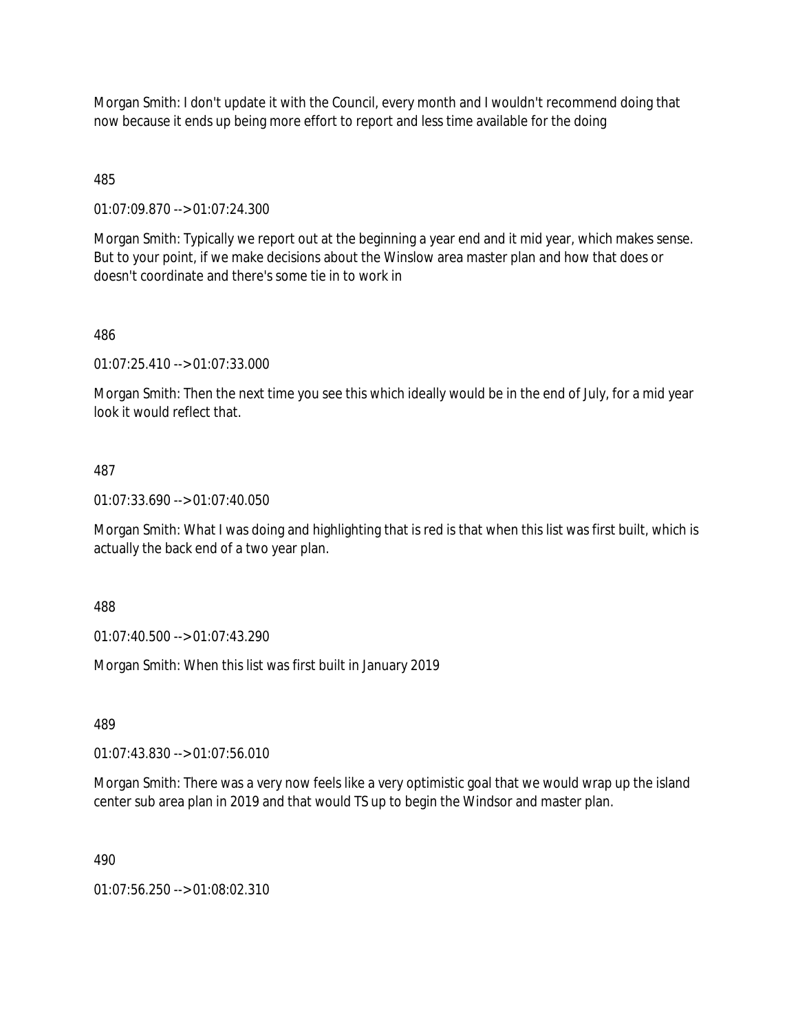Morgan Smith: I don't update it with the Council, every month and I wouldn't recommend doing that now because it ends up being more effort to report and less time available for the doing

485

01:07:09.870 --> 01:07:24.300

Morgan Smith: Typically we report out at the beginning a year end and it mid year, which makes sense. But to your point, if we make decisions about the Winslow area master plan and how that does or doesn't coordinate and there's some tie in to work in

486

01:07:25.410 --> 01:07:33.000

Morgan Smith: Then the next time you see this which ideally would be in the end of July, for a mid year look it would reflect that.

487

01:07:33.690 --> 01:07:40.050

Morgan Smith: What I was doing and highlighting that is red is that when this list was first built, which is actually the back end of a two year plan.

488

01:07:40.500 --> 01:07:43.290

Morgan Smith: When this list was first built in January 2019

489

01:07:43.830 --> 01:07:56.010

Morgan Smith: There was a very now feels like a very optimistic goal that we would wrap up the island center sub area plan in 2019 and that would TS up to begin the Windsor and master plan.

490

01:07:56.250 --> 01:08:02.310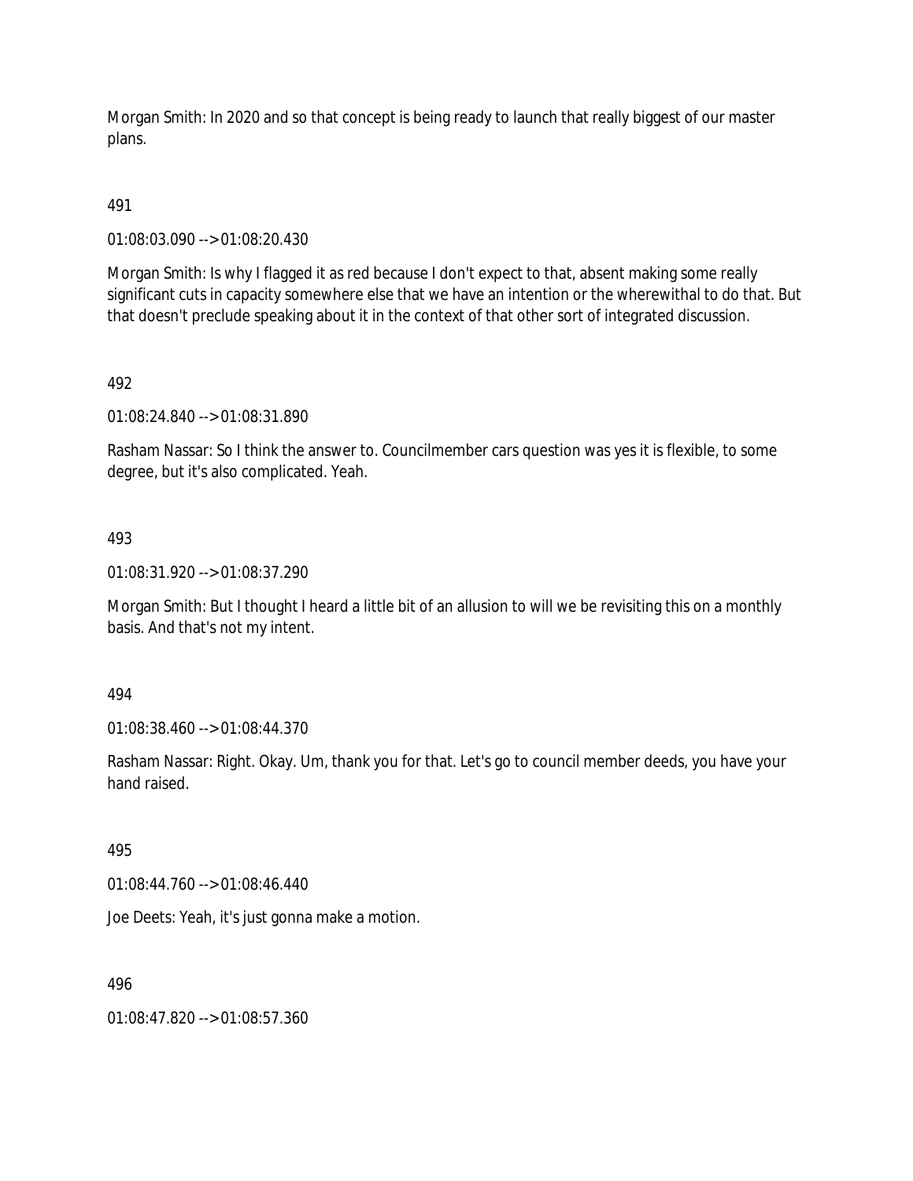Morgan Smith: In 2020 and so that concept is being ready to launch that really biggest of our master plans.

491

01:08:03.090 --> 01:08:20.430

Morgan Smith: Is why I flagged it as red because I don't expect to that, absent making some really significant cuts in capacity somewhere else that we have an intention or the wherewithal to do that. But that doesn't preclude speaking about it in the context of that other sort of integrated discussion.

492

01:08:24.840 --> 01:08:31.890

Rasham Nassar: So I think the answer to. Councilmember cars question was yes it is flexible, to some degree, but it's also complicated. Yeah.

493

01:08:31.920 --> 01:08:37.290

Morgan Smith: But I thought I heard a little bit of an allusion to will we be revisiting this on a monthly basis. And that's not my intent.

494

01:08:38.460 --> 01:08:44.370

Rasham Nassar: Right. Okay. Um, thank you for that. Let's go to council member deeds, you have your hand raised.

495

01:08:44.760 --> 01:08:46.440

Joe Deets: Yeah, it's just gonna make a motion.

496

01:08:47.820 --> 01:08:57.360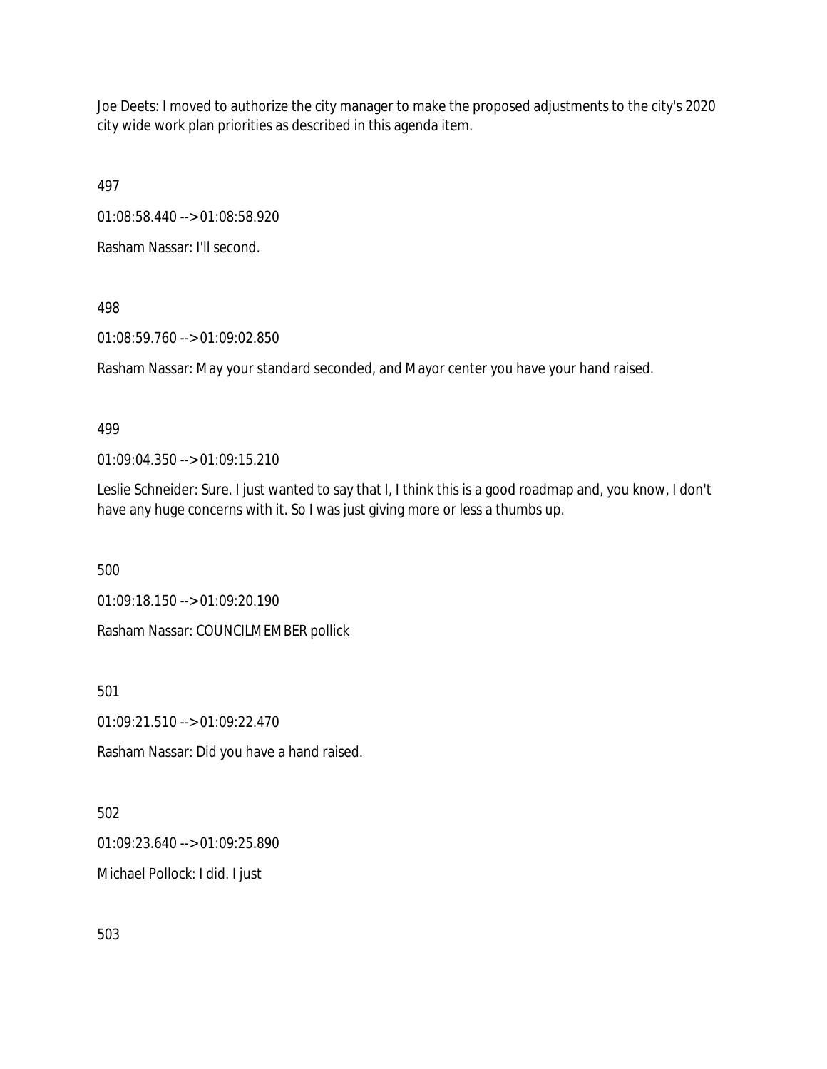Joe Deets: I moved to authorize the city manager to make the proposed adjustments to the city's 2020 city wide work plan priorities as described in this agenda item.

497

01:08:58.440 --> 01:08:58.920

Rasham Nassar: I'll second.

498

01:08:59.760 --> 01:09:02.850

Rasham Nassar: May your standard seconded, and Mayor center you have your hand raised.

499

01:09:04.350 --> 01:09:15.210

Leslie Schneider: Sure. I just wanted to say that I, I think this is a good roadmap and, you know, I don't have any huge concerns with it. So I was just giving more or less a thumbs up.

500

01:09:18.150 --> 01:09:20.190

Rasham Nassar: COUNCILMEMBER pollick

501

01:09:21.510 --> 01:09:22.470

Rasham Nassar: Did you have a hand raised.

502

01:09:23.640 --> 01:09:25.890

Michael Pollock: I did. I just

503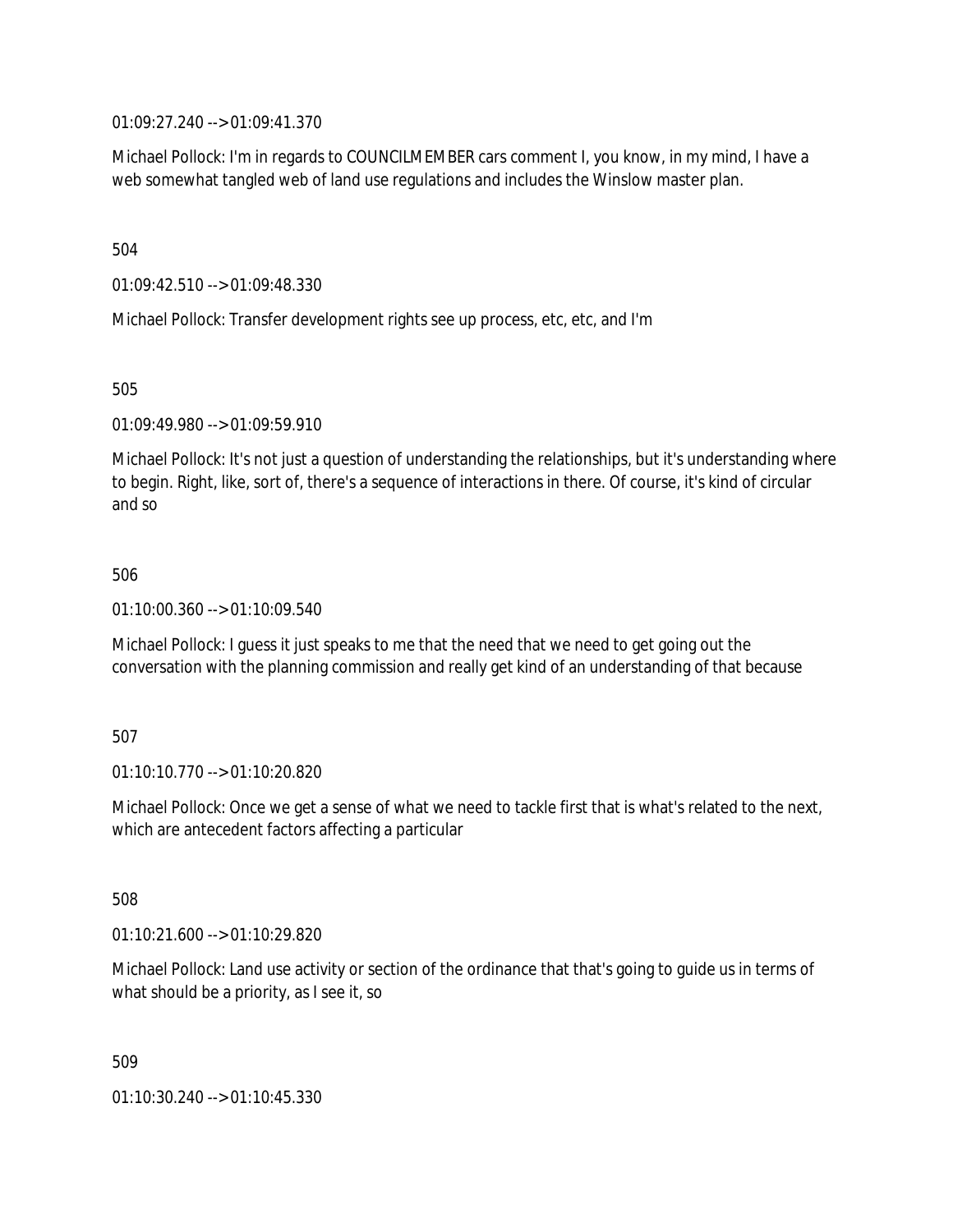01:09:27.240 --> 01:09:41.370

Michael Pollock: I'm in regards to COUNCILMEMBER cars comment I, you know, in my mind, I have a web somewhat tangled web of land use regulations and includes the Winslow master plan.

504

01:09:42.510 --> 01:09:48.330

Michael Pollock: Transfer development rights see up process, etc, etc, and I'm

505

01:09:49.980 --> 01:09:59.910

Michael Pollock: It's not just a question of understanding the relationships, but it's understanding where to begin. Right, like, sort of, there's a sequence of interactions in there. Of course, it's kind of circular and so

506

01:10:00.360 --> 01:10:09.540

Michael Pollock: I guess it just speaks to me that the need that we need to get going out the conversation with the planning commission and really get kind of an understanding of that because

507

01:10:10.770 --> 01:10:20.820

Michael Pollock: Once we get a sense of what we need to tackle first that is what's related to the next, which are antecedent factors affecting a particular

508

01:10:21.600 --> 01:10:29.820

Michael Pollock: Land use activity or section of the ordinance that that's going to guide us in terms of what should be a priority, as I see it, so

509

01:10:30.240 --> 01:10:45.330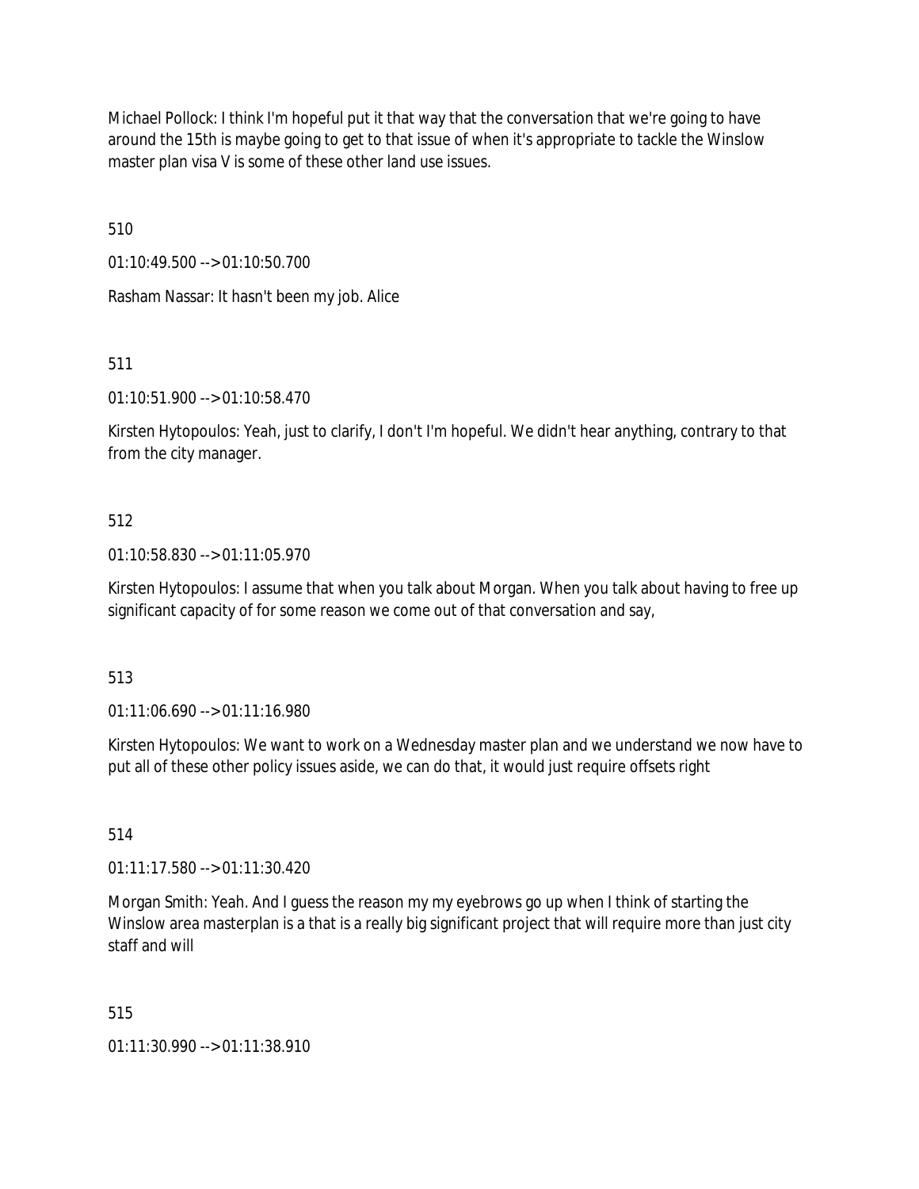Michael Pollock: I think I'm hopeful put it that way that the conversation that we're going to have around the 15th is maybe going to get to that issue of when it's appropriate to tackle the Winslow master plan visa V is some of these other land use issues.

510

01:10:49.500 --> 01:10:50.700

Rasham Nassar: It hasn't been my job. Alice

511

01:10:51.900 --> 01:10:58.470

Kirsten Hytopoulos: Yeah, just to clarify, I don't I'm hopeful. We didn't hear anything, contrary to that from the city manager.

512

01:10:58.830 --> 01:11:05.970

Kirsten Hytopoulos: I assume that when you talk about Morgan. When you talk about having to free up significant capacity of for some reason we come out of that conversation and say,

513

01:11:06.690 --> 01:11:16.980

Kirsten Hytopoulos: We want to work on a Wednesday master plan and we understand we now have to put all of these other policy issues aside, we can do that, it would just require offsets right

514

01:11:17.580 --> 01:11:30.420

Morgan Smith: Yeah. And I guess the reason my my eyebrows go up when I think of starting the Winslow area masterplan is a that is a really big significant project that will require more than just city staff and will

515

01:11:30.990 --> 01:11:38.910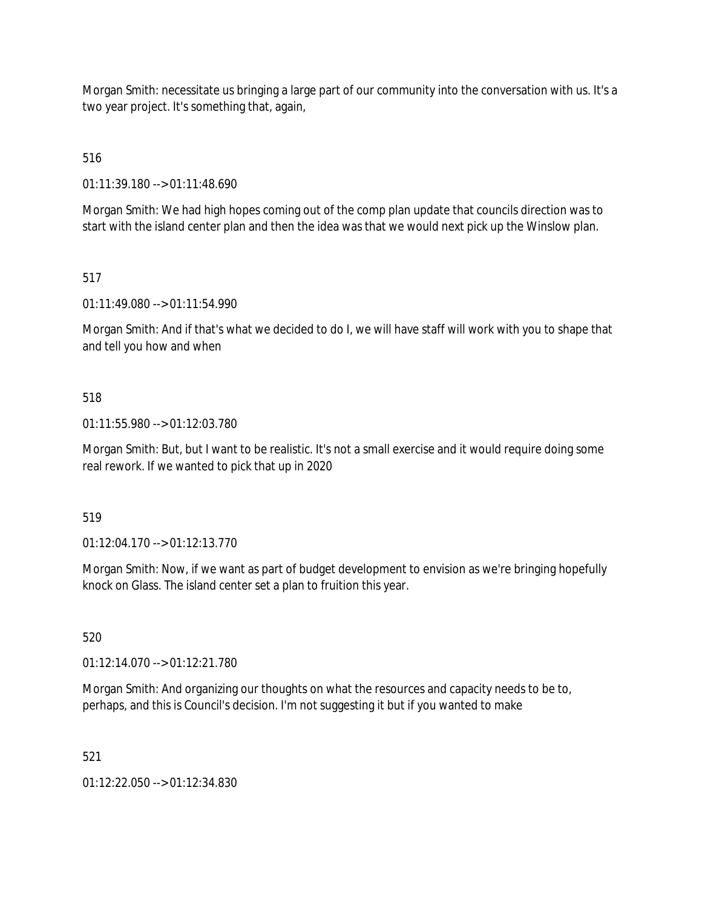Morgan Smith: necessitate us bringing a large part of our community into the conversation with us. It's a two year project. It's something that, again,

516

01:11:39.180 --> 01:11:48.690

Morgan Smith: We had high hopes coming out of the comp plan update that councils direction was to start with the island center plan and then the idea was that we would next pick up the Winslow plan.

517

01:11:49.080 --> 01:11:54.990

Morgan Smith: And if that's what we decided to do I, we will have staff will work with you to shape that and tell you how and when

518

01:11:55.980 --> 01:12:03.780

Morgan Smith: But, but I want to be realistic. It's not a small exercise and it would require doing some real rework. If we wanted to pick that up in 2020

519

01:12:04.170 --> 01:12:13.770

Morgan Smith: Now, if we want as part of budget development to envision as we're bringing hopefully knock on Glass. The island center set a plan to fruition this year.

520

01:12:14.070 --> 01:12:21.780

Morgan Smith: And organizing our thoughts on what the resources and capacity needs to be to, perhaps, and this is Council's decision. I'm not suggesting it but if you wanted to make

521

01:12:22.050 --> 01:12:34.830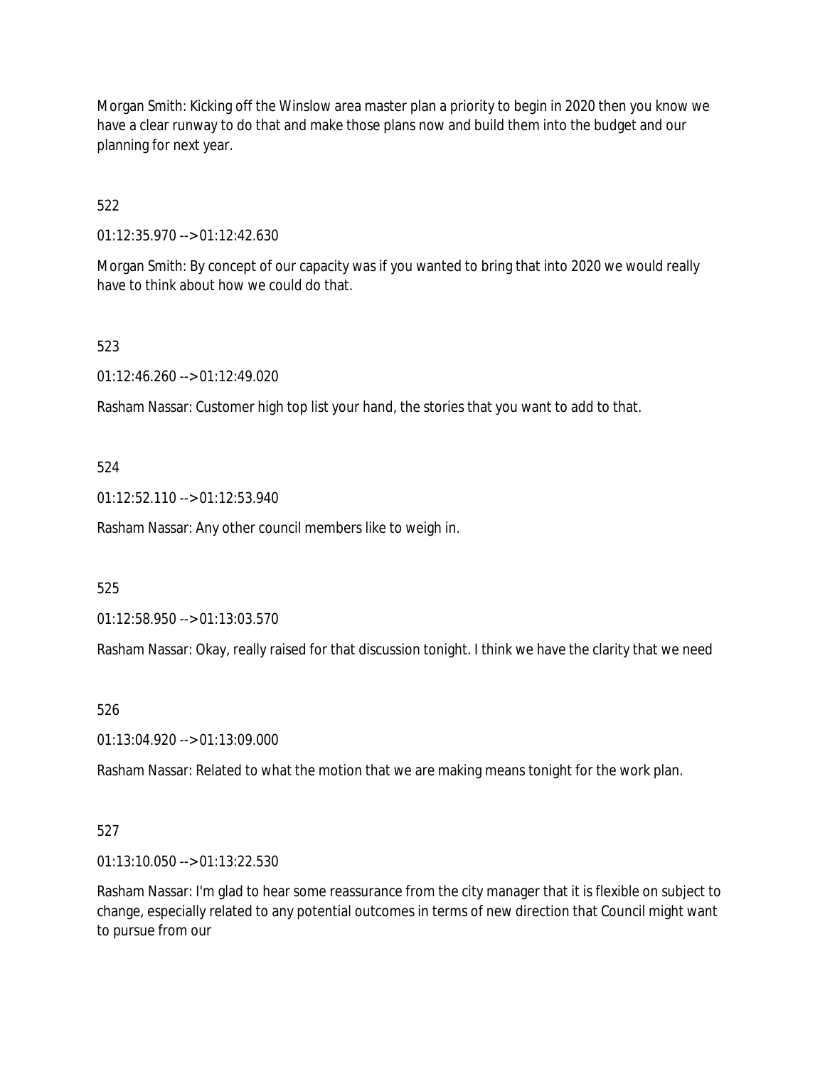Morgan Smith: Kicking off the Winslow area master plan a priority to begin in 2020 then you know we have a clear runway to do that and make those plans now and build them into the budget and our planning for next year.

522

01:12:35.970 --> 01:12:42.630

Morgan Smith: By concept of our capacity was if you wanted to bring that into 2020 we would really have to think about how we could do that.

523

01:12:46.260 --> 01:12:49.020

Rasham Nassar: Customer high top list your hand, the stories that you want to add to that.

524

01:12:52.110 --> 01:12:53.940

Rasham Nassar: Any other council members like to weigh in.

525

01:12:58.950 --> 01:13:03.570

Rasham Nassar: Okay, really raised for that discussion tonight. I think we have the clarity that we need

526

01:13:04.920 --> 01:13:09.000

Rasham Nassar: Related to what the motion that we are making means tonight for the work plan.

527

01:13:10.050 --> 01:13:22.530

Rasham Nassar: I'm glad to hear some reassurance from the city manager that it is flexible on subject to change, especially related to any potential outcomes in terms of new direction that Council might want to pursue from our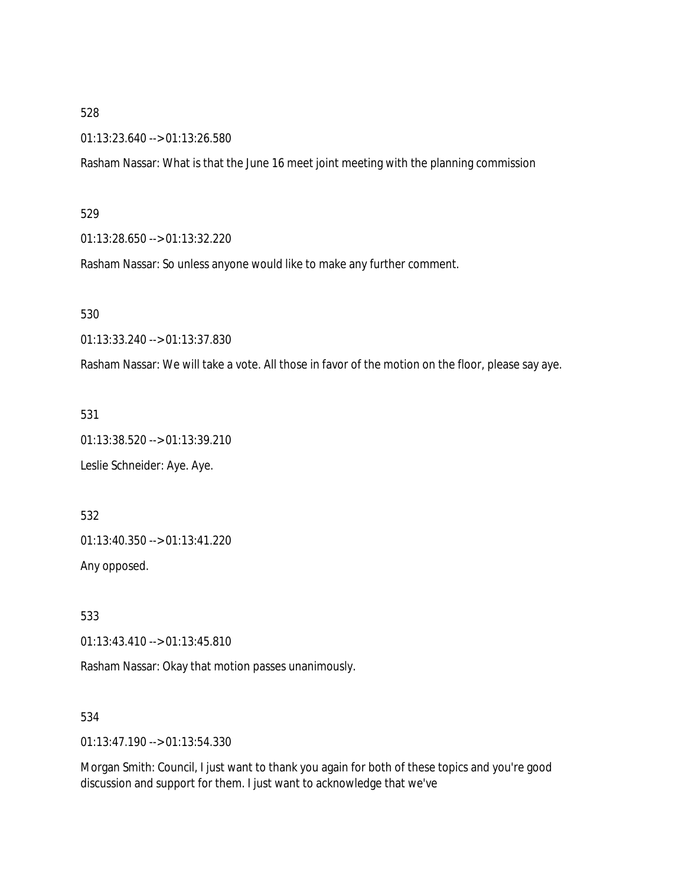528

01:13:23.640 --> 01:13:26.580

Rasham Nassar: What is that the June 16 meet joint meeting with the planning commission

529

01:13:28.650 --> 01:13:32.220

Rasham Nassar: So unless anyone would like to make any further comment.

530

01:13:33.240 --> 01:13:37.830

Rasham Nassar: We will take a vote. All those in favor of the motion on the floor, please say aye.

531

01:13:38.520 --> 01:13:39.210

Leslie Schneider: Aye. Aye.

532

01:13:40.350 --> 01:13:41.220

Any opposed.

533

01:13:43.410 --> 01:13:45.810

Rasham Nassar: Okay that motion passes unanimously.

534

01:13:47.190 --> 01:13:54.330

Morgan Smith: Council, I just want to thank you again for both of these topics and you're good discussion and support for them. I just want to acknowledge that we've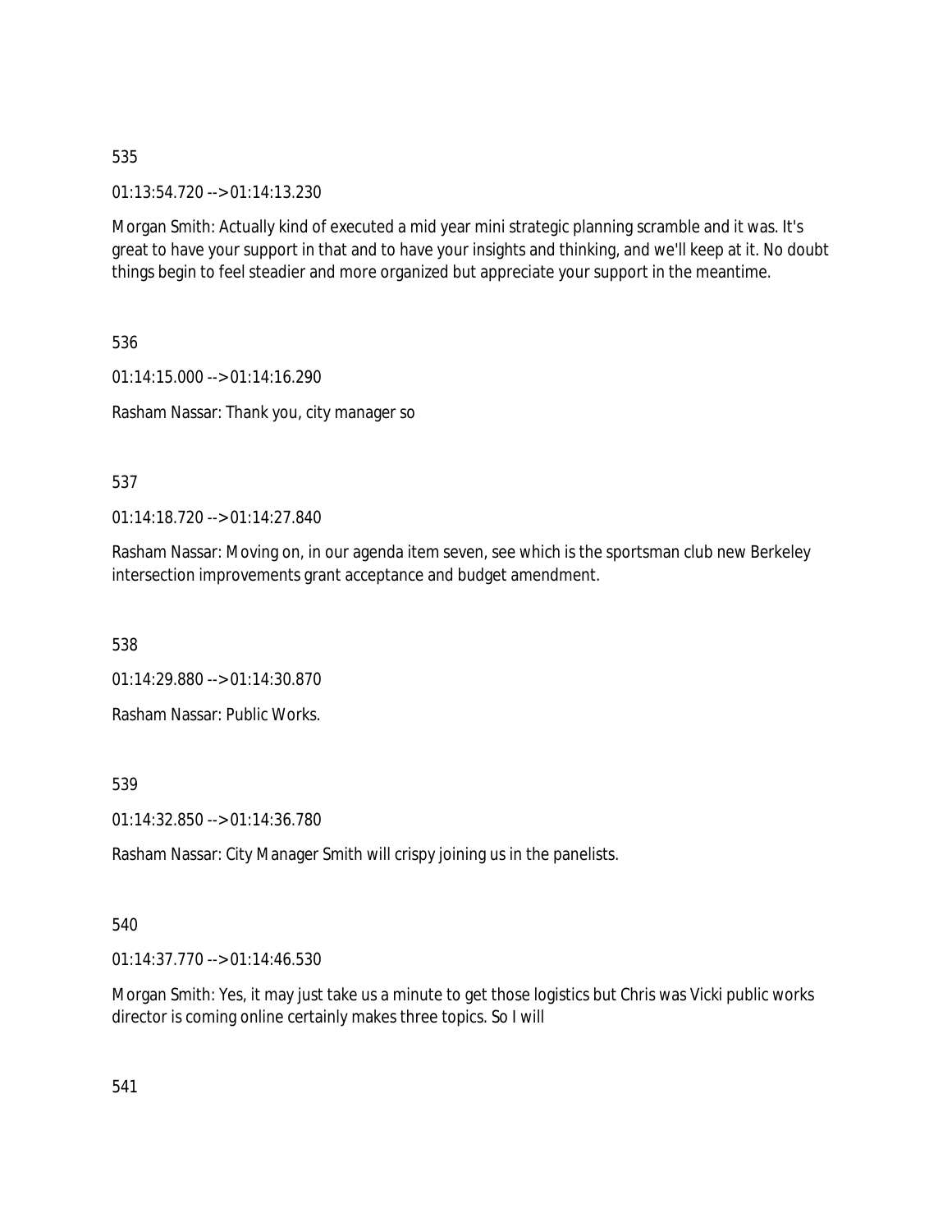535

01:13:54.720 --> 01:14:13.230

Morgan Smith: Actually kind of executed a mid year mini strategic planning scramble and it was. It's great to have your support in that and to have your insights and thinking, and we'll keep at it. No doubt things begin to feel steadier and more organized but appreciate your support in the meantime.

536

01:14:15.000 --> 01:14:16.290

Rasham Nassar: Thank you, city manager so

537

01:14:18.720 --> 01:14:27.840

Rasham Nassar: Moving on, in our agenda item seven, see which is the sportsman club new Berkeley intersection improvements grant acceptance and budget amendment.

538

01:14:29.880 --> 01:14:30.870

Rasham Nassar: Public Works.

539

01:14:32.850 --> 01:14:36.780

Rasham Nassar: City Manager Smith will crispy joining us in the panelists.

540

01:14:37.770 --> 01:14:46.530

Morgan Smith: Yes, it may just take us a minute to get those logistics but Chris was Vicki public works director is coming online certainly makes three topics. So I will

541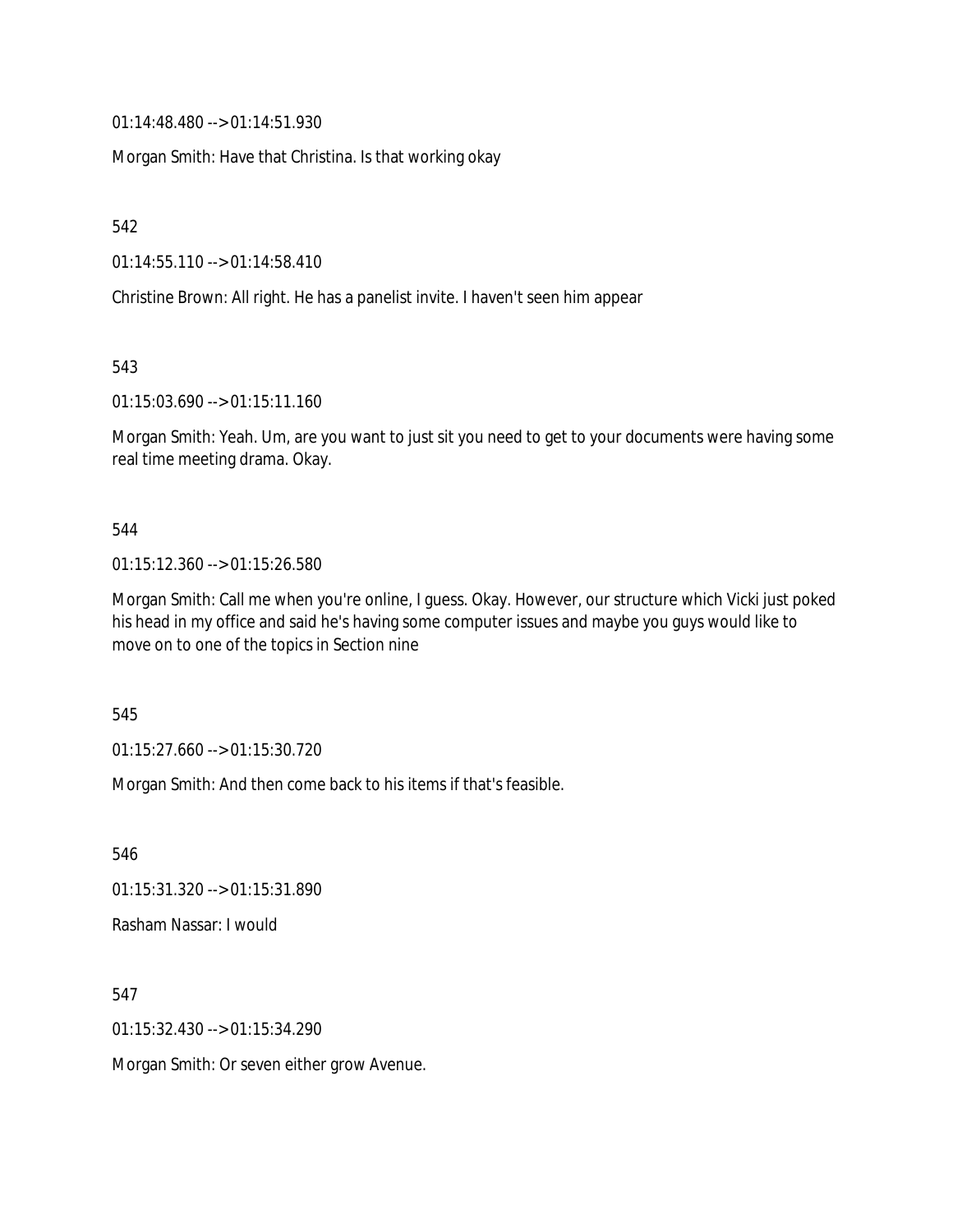01:14:48.480 --> 01:14:51.930

Morgan Smith: Have that Christina. Is that working okay

542

01:14:55.110 --> 01:14:58.410

Christine Brown: All right. He has a panelist invite. I haven't seen him appear

543

01:15:03.690 --> 01:15:11.160

Morgan Smith: Yeah. Um, are you want to just sit you need to get to your documents were having some real time meeting drama. Okay.

544

01:15:12.360 --> 01:15:26.580

Morgan Smith: Call me when you're online, I guess. Okay. However, our structure which Vicki just poked his head in my office and said he's having some computer issues and maybe you guys would like to move on to one of the topics in Section nine

545

01:15:27.660 --> 01:15:30.720

Morgan Smith: And then come back to his items if that's feasible.

546

01:15:31.320 --> 01:15:31.890

Rasham Nassar: I would

547

01:15:32.430 --> 01:15:34.290

Morgan Smith: Or seven either grow Avenue.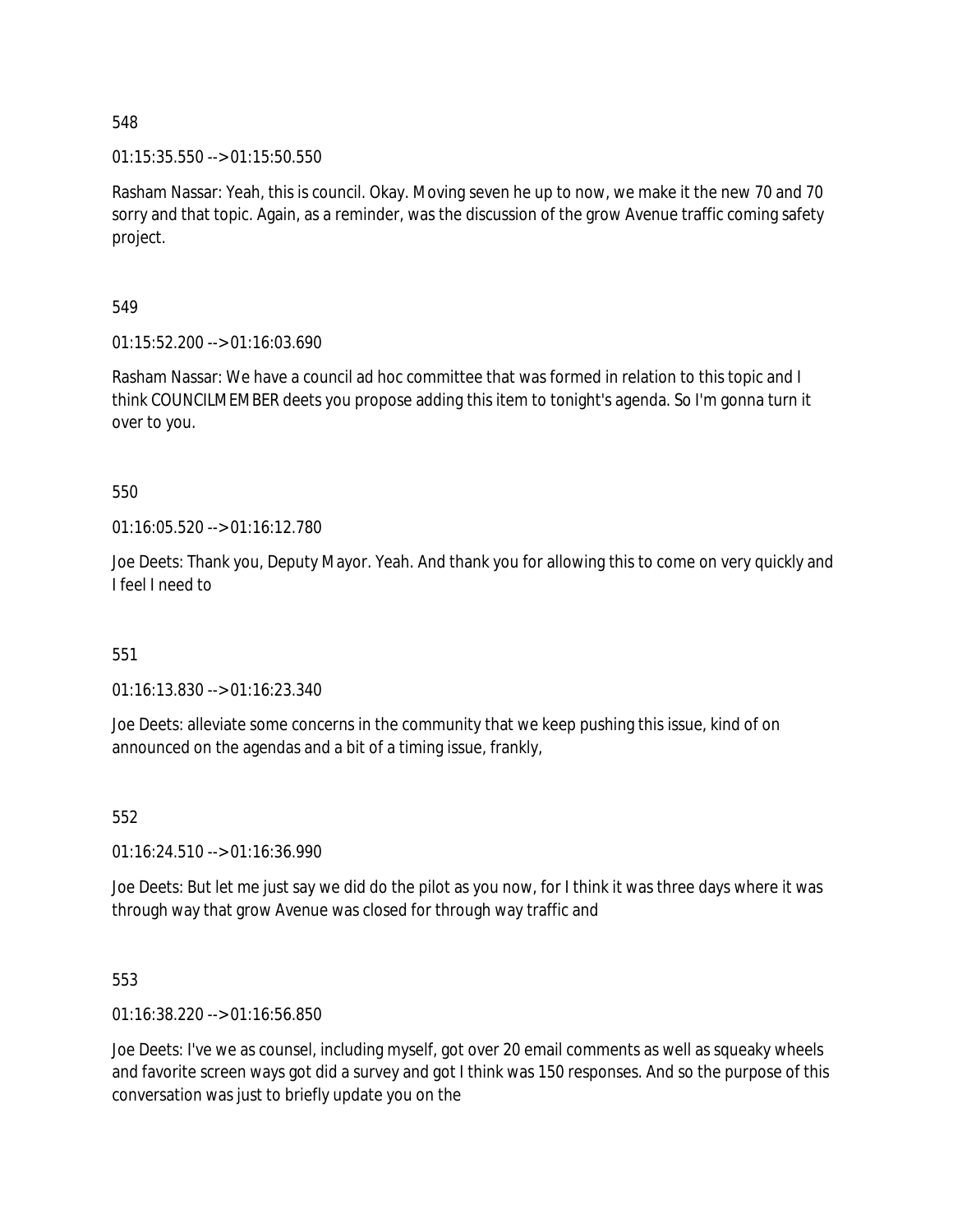548

01:15:35.550 --> 01:15:50.550

Rasham Nassar: Yeah, this is council. Okay. Moving seven he up to now, we make it the new 70 and 70 sorry and that topic. Again, as a reminder, was the discussion of the grow Avenue traffic coming safety project.

549

01:15:52.200 --> 01:16:03.690

Rasham Nassar: We have a council ad hoc committee that was formed in relation to this topic and I think COUNCILMEMBER deets you propose adding this item to tonight's agenda. So I'm gonna turn it over to you.

550

01:16:05.520 --> 01:16:12.780

Joe Deets: Thank you, Deputy Mayor. Yeah. And thank you for allowing this to come on very quickly and I feel I need to

551

01:16:13.830 --> 01:16:23.340

Joe Deets: alleviate some concerns in the community that we keep pushing this issue, kind of on announced on the agendas and a bit of a timing issue, frankly,

552

01:16:24.510 --> 01:16:36.990

Joe Deets: But let me just say we did do the pilot as you now, for I think it was three days where it was through way that grow Avenue was closed for through way traffic and

553

01:16:38.220 --> 01:16:56.850

Joe Deets: I've we as counsel, including myself, got over 20 email comments as well as squeaky wheels and favorite screen ways got did a survey and got I think was 150 responses. And so the purpose of this conversation was just to briefly update you on the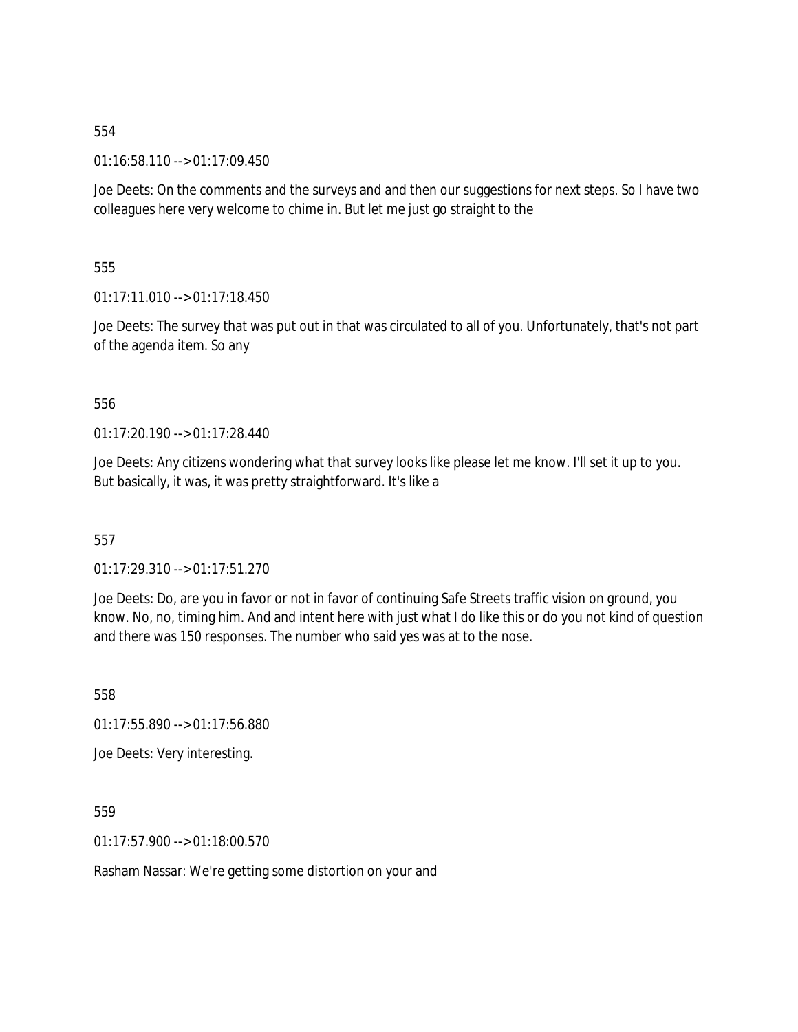554

01:16:58.110 --> 01:17:09.450

Joe Deets: On the comments and the surveys and and then our suggestions for next steps. So I have two colleagues here very welcome to chime in. But let me just go straight to the

555

01:17:11.010 --> 01:17:18.450

Joe Deets: The survey that was put out in that was circulated to all of you. Unfortunately, that's not part of the agenda item. So any

556

01:17:20.190 --> 01:17:28.440

Joe Deets: Any citizens wondering what that survey looks like please let me know. I'll set it up to you. But basically, it was, it was pretty straightforward. It's like a

557

01:17:29.310 --> 01:17:51.270

Joe Deets: Do, are you in favor or not in favor of continuing Safe Streets traffic vision on ground, you know. No, no, timing him. And and intent here with just what I do like this or do you not kind of question and there was 150 responses. The number who said yes was at to the nose.

558

01:17:55.890 --> 01:17:56.880

Joe Deets: Very interesting.

559

01:17:57.900 --> 01:18:00.570

Rasham Nassar: We're getting some distortion on your and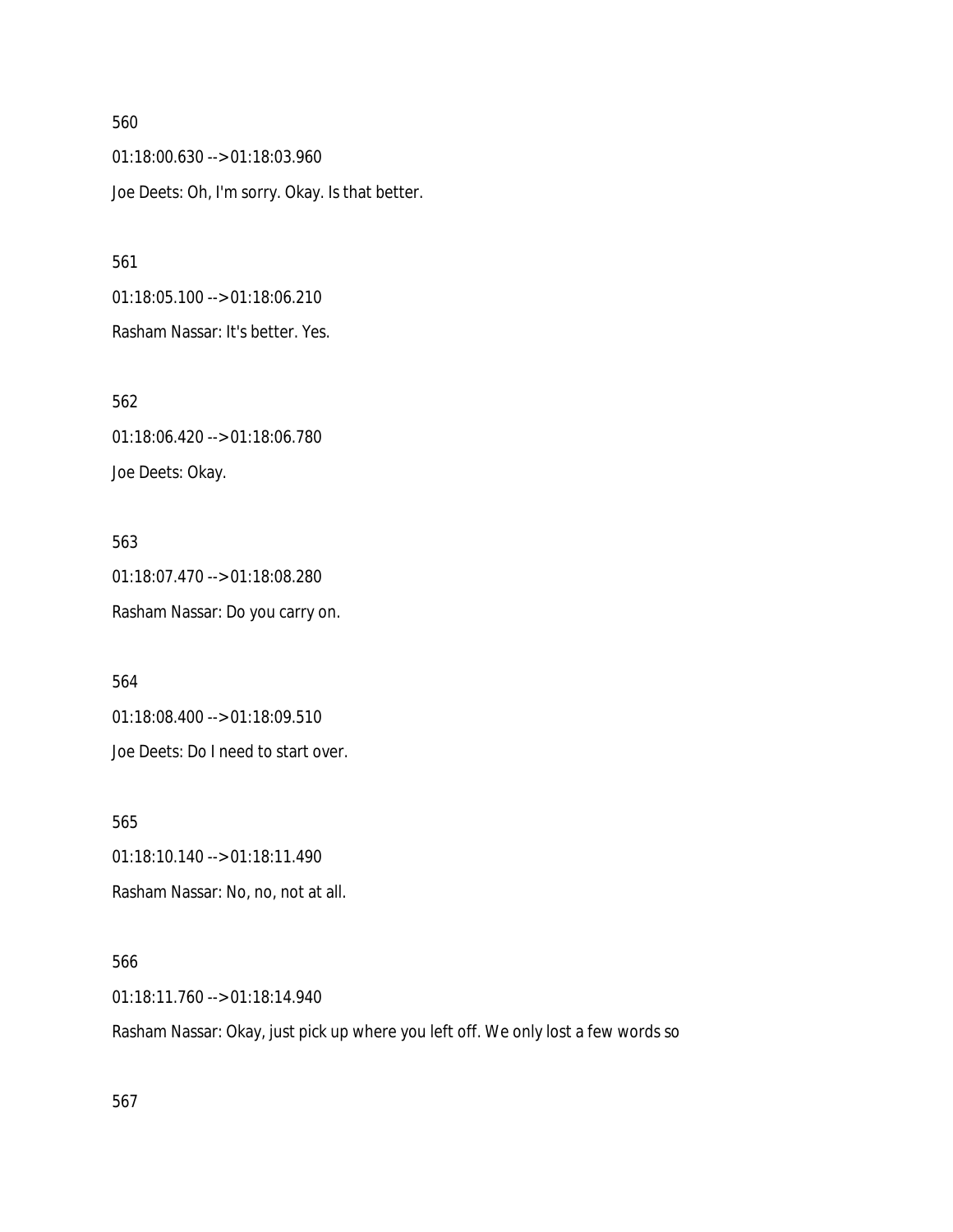560

01:18:00.630 --> 01:18:03.960

Joe Deets: Oh, I'm sorry. Okay. Is that better.

561

01:18:05.100 --> 01:18:06.210

Rasham Nassar: It's better. Yes.

562

01:18:06.420 --> 01:18:06.780

Joe Deets: Okay.

563

01:18:07.470 --> 01:18:08.280

Rasham Nassar: Do you carry on.

564

01:18:08.400 --> 01:18:09.510

Joe Deets: Do I need to start over.

565

01:18:10.140 --> 01:18:11.490

Rasham Nassar: No, no, not at all.

566

01:18:11.760 --> 01:18:14.940

Rasham Nassar: Okay, just pick up where you left off. We only lost a few words so

567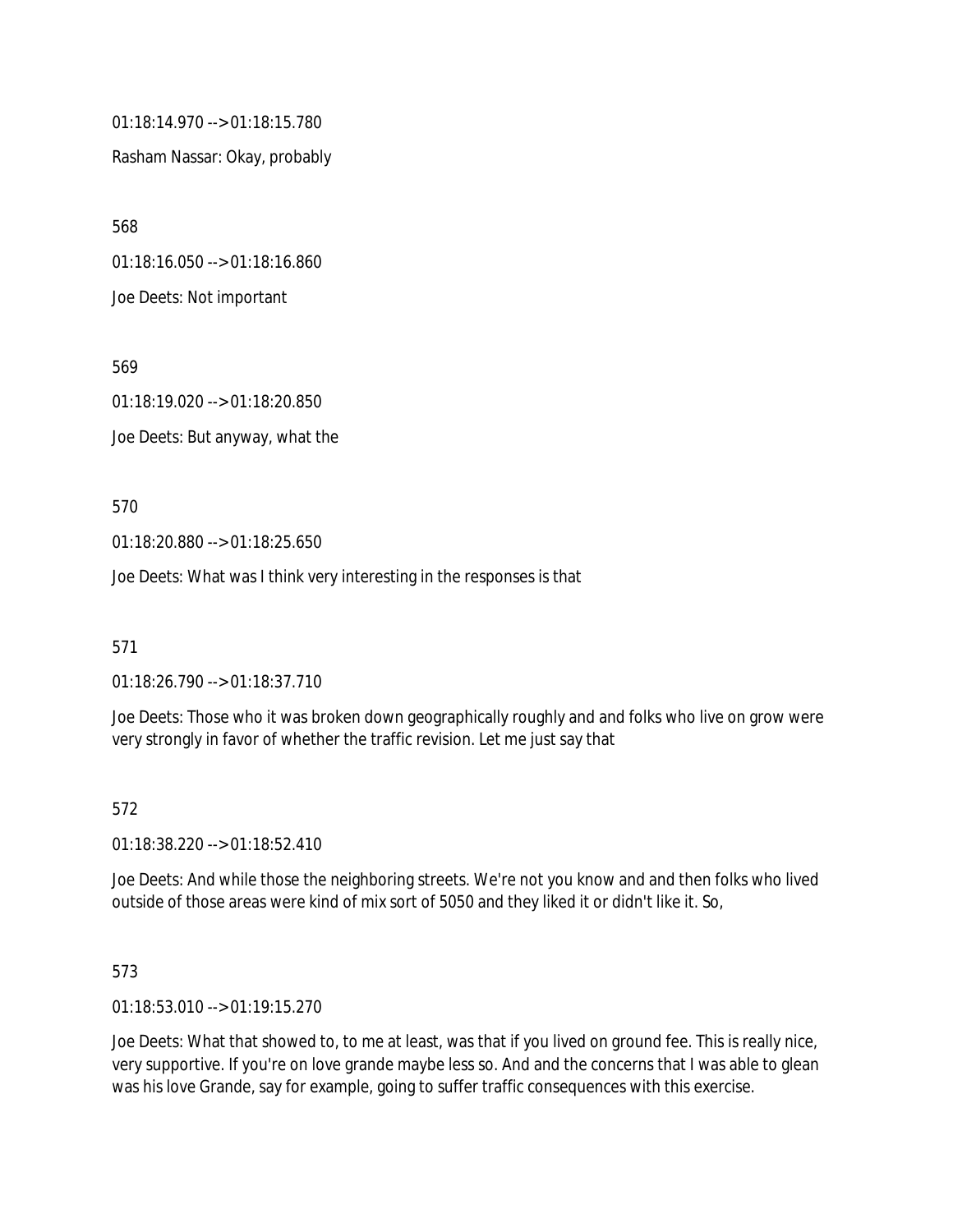01:18:14.970 --> 01:18:15.780

Rasham Nassar: Okay, probably

568

01:18:16.050 --> 01:18:16.860

Joe Deets: Not important

569

01:18:19.020 --> 01:18:20.850

Joe Deets: But anyway, what the

570

01:18:20.880 --> 01:18:25.650

Joe Deets: What was I think very interesting in the responses is that

571

01:18:26.790 --> 01:18:37.710

Joe Deets: Those who it was broken down geographically roughly and and folks who live on grow were very strongly in favor of whether the traffic revision. Let me just say that

572

01:18:38.220 --> 01:18:52.410

Joe Deets: And while those the neighboring streets. We're not you know and and then folks who lived outside of those areas were kind of mix sort of 5050 and they liked it or didn't like it. So,

573

01:18:53.010 --> 01:19:15.270

Joe Deets: What that showed to, to me at least, was that if you lived on ground fee. This is really nice, very supportive. If you're on love grande maybe less so. And and the concerns that I was able to glean was his love Grande, say for example, going to suffer traffic consequences with this exercise.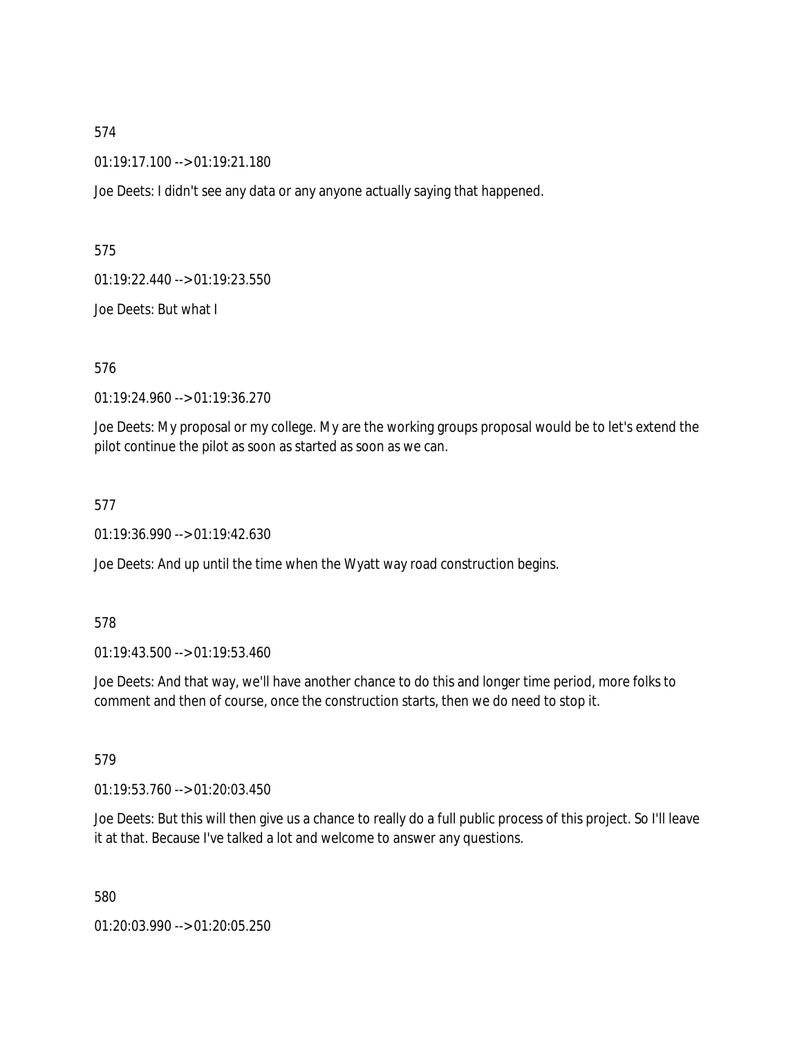574

01:19:17.100 --> 01:19:21.180

Joe Deets: I didn't see any data or any anyone actually saying that happened.

575

01:19:22.440 --> 01:19:23.550

Joe Deets: But what I

576

01:19:24.960 --> 01:19:36.270

Joe Deets: My proposal or my college. My are the working groups proposal would be to let's extend the pilot continue the pilot as soon as started as soon as we can.

577

01:19:36.990 --> 01:19:42.630

Joe Deets: And up until the time when the Wyatt way road construction begins.

578

01:19:43.500 --> 01:19:53.460

Joe Deets: And that way, we'll have another chance to do this and longer time period, more folks to comment and then of course, once the construction starts, then we do need to stop it.

579

01:19:53.760 --> 01:20:03.450

Joe Deets: But this will then give us a chance to really do a full public process of this project. So I'll leave it at that. Because I've talked a lot and welcome to answer any questions.

580

01:20:03.990 --> 01:20:05.250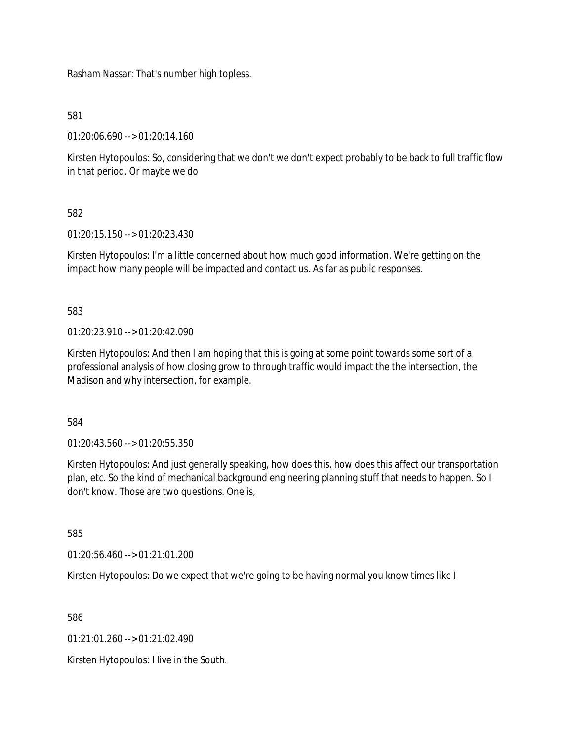Rasham Nassar: That's number high topless.

581

01:20:06.690 --> 01:20:14.160

Kirsten Hytopoulos: So, considering that we don't we don't expect probably to be back to full traffic flow in that period. Or maybe we do

582

01:20:15.150 --> 01:20:23.430

Kirsten Hytopoulos: I'm a little concerned about how much good information. We're getting on the impact how many people will be impacted and contact us. As far as public responses.

583

01:20:23.910 --> 01:20:42.090

Kirsten Hytopoulos: And then I am hoping that this is going at some point towards some sort of a professional analysis of how closing grow to through traffic would impact the the intersection, the Madison and why intersection, for example.

584

01:20:43.560 --> 01:20:55.350

Kirsten Hytopoulos: And just generally speaking, how does this, how does this affect our transportation plan, etc. So the kind of mechanical background engineering planning stuff that needs to happen. So I don't know. Those are two questions. One is,

585

01:20:56.460 --> 01:21:01.200

Kirsten Hytopoulos: Do we expect that we're going to be having normal you know times like I

586

01:21:01.260 --> 01:21:02.490

Kirsten Hytopoulos: I live in the South.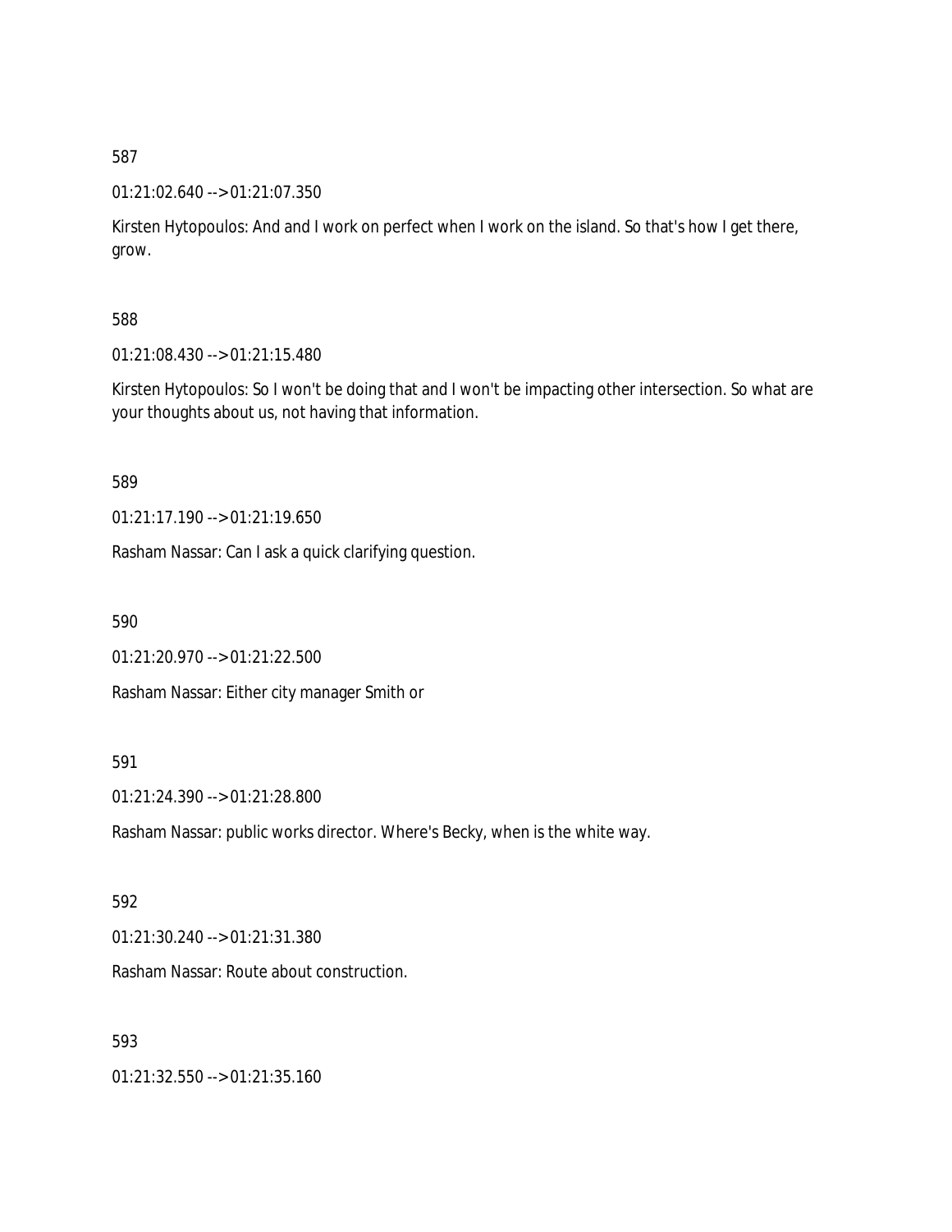587

01:21:02.640 --> 01:21:07.350

Kirsten Hytopoulos: And and I work on perfect when I work on the island. So that's how I get there, grow.

588

01:21:08.430 --> 01:21:15.480

Kirsten Hytopoulos: So I won't be doing that and I won't be impacting other intersection. So what are your thoughts about us, not having that information.

589

01:21:17.190 --> 01:21:19.650

Rasham Nassar: Can I ask a quick clarifying question.

590

01:21:20.970 --> 01:21:22.500

Rasham Nassar: Either city manager Smith or

591

01:21:24.390 --> 01:21:28.800

Rasham Nassar: public works director. Where's Becky, when is the white way.

592

01:21:30.240 --> 01:21:31.380

Rasham Nassar: Route about construction.

593

01:21:32.550 --> 01:21:35.160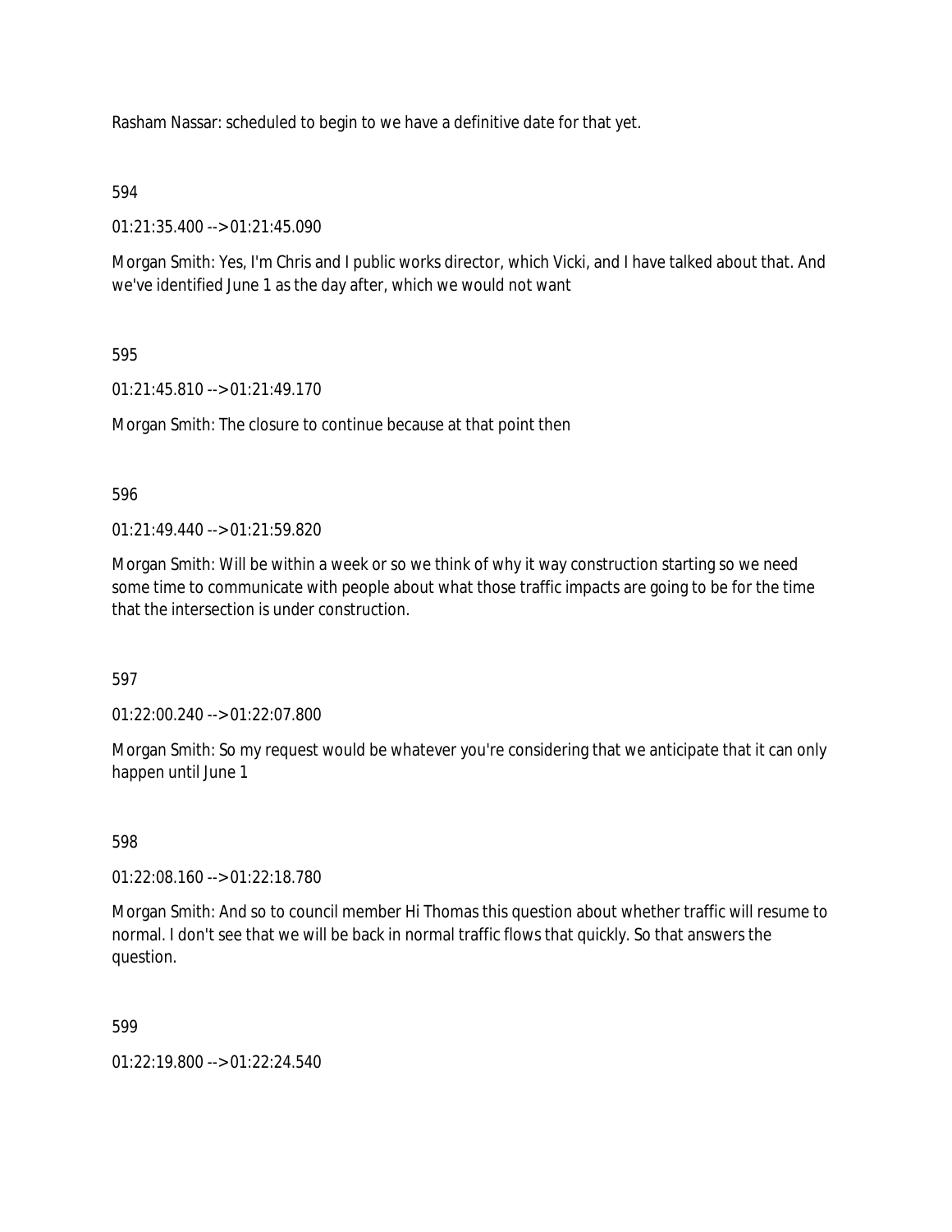Rasham Nassar: scheduled to begin to we have a definitive date for that yet.

594

01:21:35.400 --> 01:21:45.090

Morgan Smith: Yes, I'm Chris and I public works director, which Vicki, and I have talked about that. And we've identified June 1 as the day after, which we would not want

595

01:21:45.810 --> 01:21:49.170

Morgan Smith: The closure to continue because at that point then

596

01:21:49.440 --> 01:21:59.820

Morgan Smith: Will be within a week or so we think of why it way construction starting so we need some time to communicate with people about what those traffic impacts are going to be for the time that the intersection is under construction.

597

01:22:00.240 --> 01:22:07.800

Morgan Smith: So my request would be whatever you're considering that we anticipate that it can only happen until June 1

598

01:22:08.160 --> 01:22:18.780

Morgan Smith: And so to council member Hi Thomas this question about whether traffic will resume to normal. I don't see that we will be back in normal traffic flows that quickly. So that answers the question.

599

01:22:19.800 --> 01:22:24.540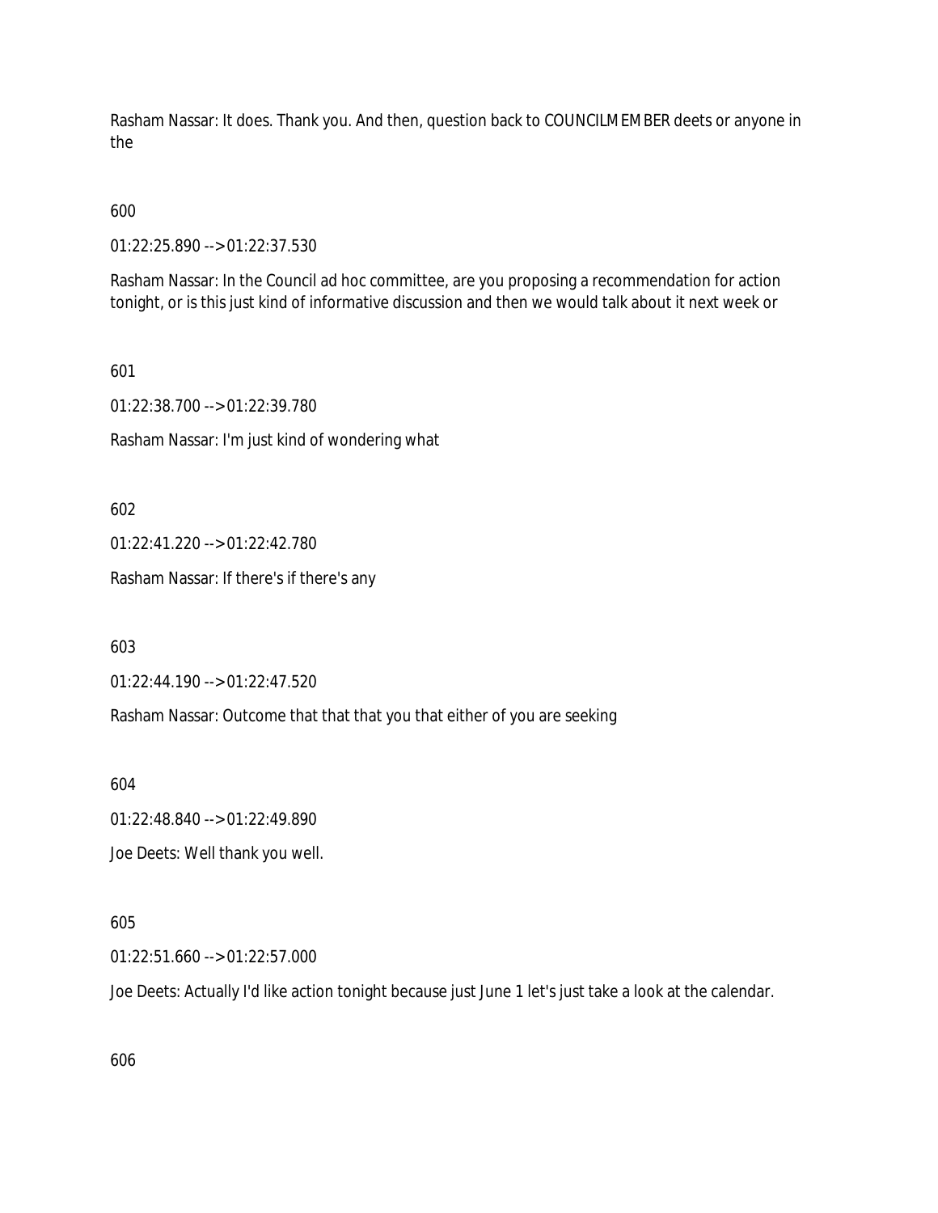Rasham Nassar: It does. Thank you. And then, question back to COUNCILMEMBER deets or anyone in the

600

01:22:25.890 --> 01:22:37.530

Rasham Nassar: In the Council ad hoc committee, are you proposing a recommendation for action tonight, or is this just kind of informative discussion and then we would talk about it next week or

601

01:22:38.700 --> 01:22:39.780

Rasham Nassar: I'm just kind of wondering what

602

01:22:41.220 --> 01:22:42.780

Rasham Nassar: If there's if there's any

603

01:22:44.190 --> 01:22:47.520

Rasham Nassar: Outcome that that that you that either of you are seeking

604

01:22:48.840 --> 01:22:49.890

Joe Deets: Well thank you well.

605

01:22:51.660 --> 01:22:57.000

Joe Deets: Actually I'd like action tonight because just June 1 let's just take a look at the calendar.

606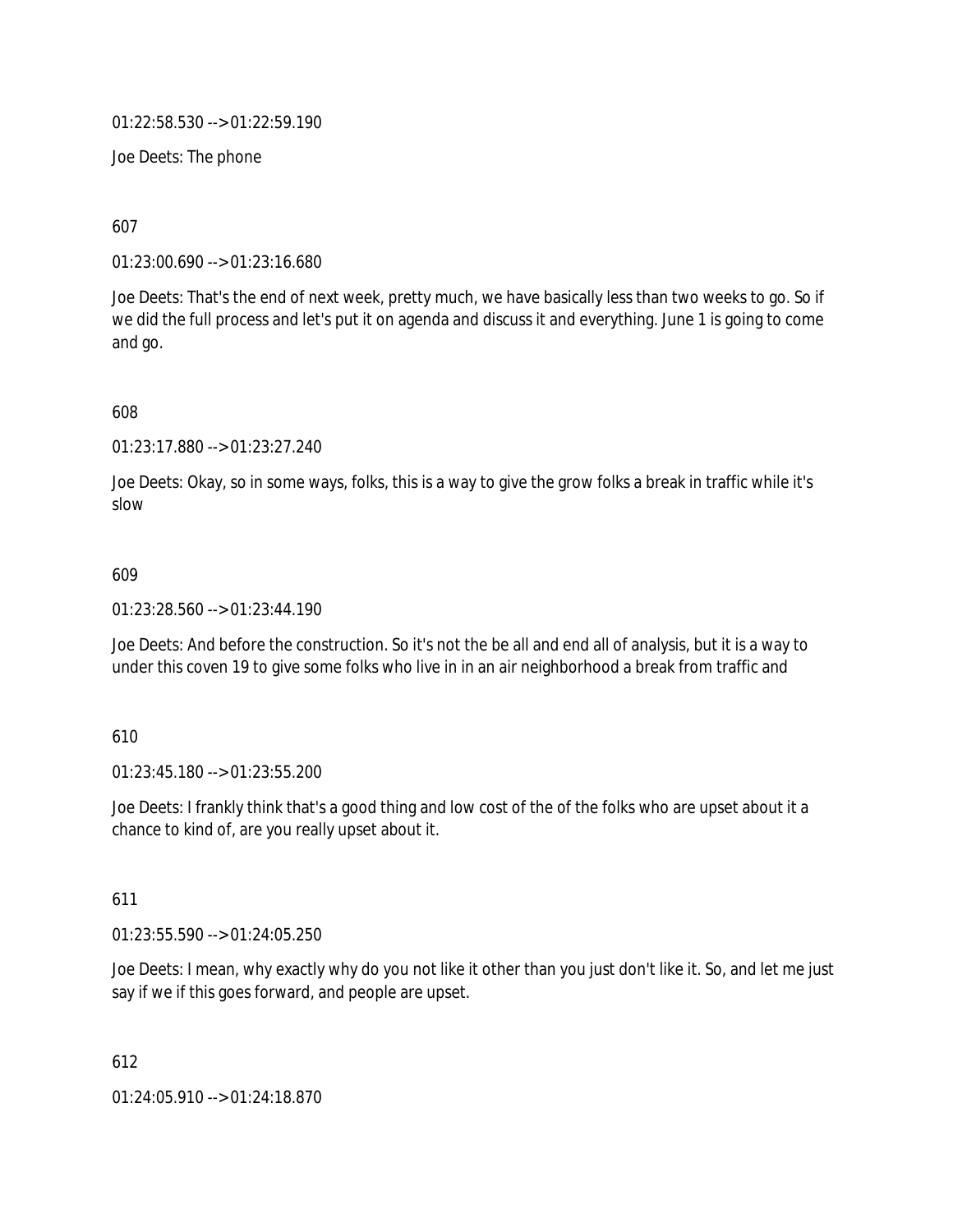01:22:58.530 --> 01:22:59.190

Joe Deets: The phone

607

01:23:00.690 --> 01:23:16.680

Joe Deets: That's the end of next week, pretty much, we have basically less than two weeks to go. So if we did the full process and let's put it on agenda and discuss it and everything. June 1 is going to come and go.

608

01:23:17.880 --> 01:23:27.240

Joe Deets: Okay, so in some ways, folks, this is a way to give the grow folks a break in traffic while it's slow

609

01:23:28.560 --> 01:23:44.190

Joe Deets: And before the construction. So it's not the be all and end all of analysis, but it is a way to under this coven 19 to give some folks who live in in an air neighborhood a break from traffic and

610

01:23:45.180 --> 01:23:55.200

Joe Deets: I frankly think that's a good thing and low cost of the of the folks who are upset about it a chance to kind of, are you really upset about it.

611

01:23:55.590 --> 01:24:05.250

Joe Deets: I mean, why exactly why do you not like it other than you just don't like it. So, and let me just say if we if this goes forward, and people are upset.

612

01:24:05.910 --> 01:24:18.870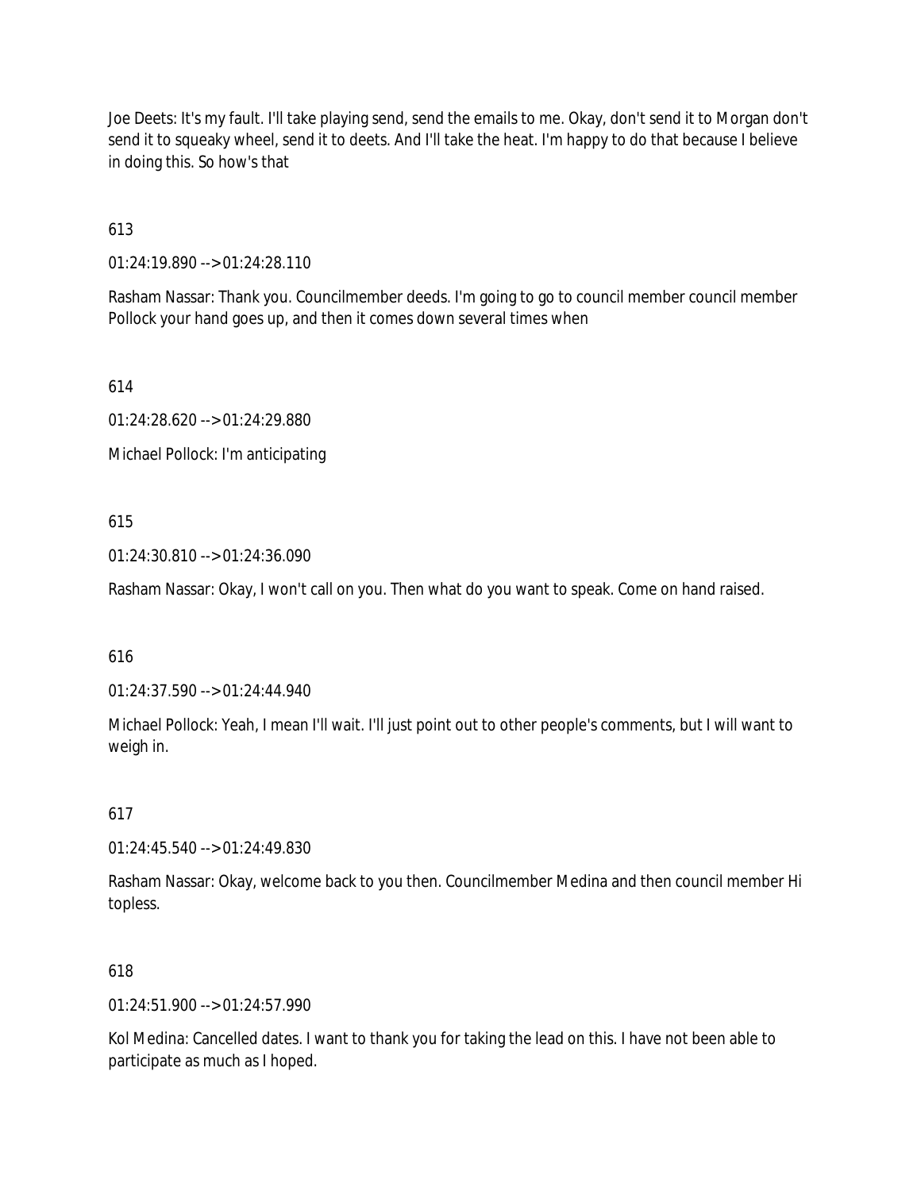Joe Deets: It's my fault. I'll take playing send, send the emails to me. Okay, don't send it to Morgan don't send it to squeaky wheel, send it to deets. And I'll take the heat. I'm happy to do that because I believe in doing this. So how's that

613

01:24:19.890 --> 01:24:28.110

Rasham Nassar: Thank you. Councilmember deeds. I'm going to go to council member council member Pollock your hand goes up, and then it comes down several times when

614

01:24:28.620 --> 01:24:29.880

Michael Pollock: I'm anticipating

615

01:24:30.810 --> 01:24:36.090

Rasham Nassar: Okay, I won't call on you. Then what do you want to speak. Come on hand raised.

616

01:24:37.590 --> 01:24:44.940

Michael Pollock: Yeah, I mean I'll wait. I'll just point out to other people's comments, but I will want to weigh in.

617

01:24:45.540 --> 01:24:49.830

Rasham Nassar: Okay, welcome back to you then. Councilmember Medina and then council member Hi topless.

618

01:24:51.900 --> 01:24:57.990

Kol Medina: Cancelled dates. I want to thank you for taking the lead on this. I have not been able to participate as much as I hoped.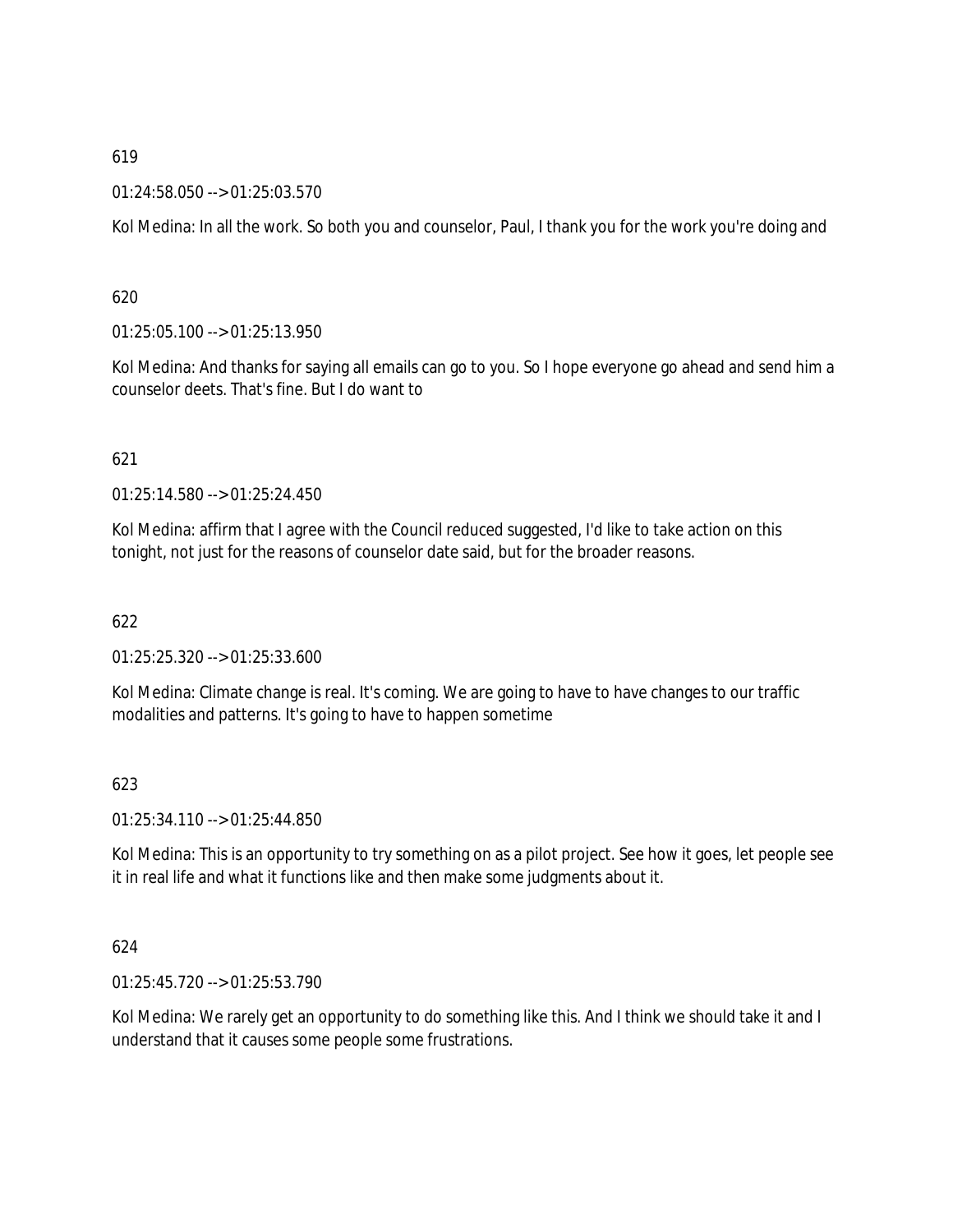619

01:24:58.050 --> 01:25:03.570

Kol Medina: In all the work. So both you and counselor, Paul, I thank you for the work you're doing and

620

01:25:05.100 --> 01:25:13.950

Kol Medina: And thanks for saying all emails can go to you. So I hope everyone go ahead and send him a counselor deets. That's fine. But I do want to

621

01:25:14.580 --> 01:25:24.450

Kol Medina: affirm that I agree with the Council reduced suggested, I'd like to take action on this tonight, not just for the reasons of counselor date said, but for the broader reasons.

622

01:25:25.320 --> 01:25:33.600

Kol Medina: Climate change is real. It's coming. We are going to have to have changes to our traffic modalities and patterns. It's going to have to happen sometime

623

01:25:34.110 --> 01:25:44.850

Kol Medina: This is an opportunity to try something on as a pilot project. See how it goes, let people see it in real life and what it functions like and then make some judgments about it.

624

01:25:45.720 --> 01:25:53.790

Kol Medina: We rarely get an opportunity to do something like this. And I think we should take it and I understand that it causes some people some frustrations.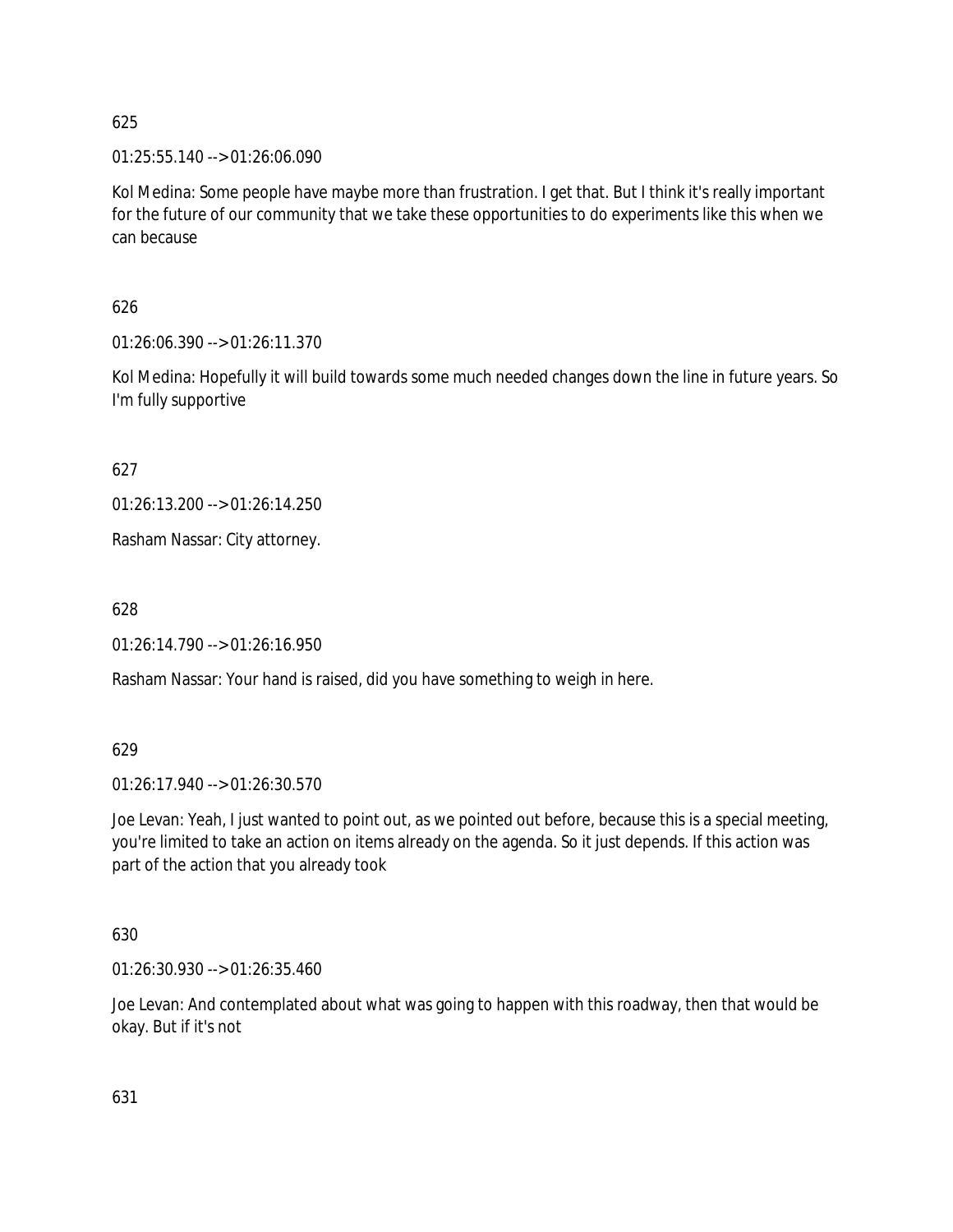625

01:25:55.140 --> 01:26:06.090

Kol Medina: Some people have maybe more than frustration. I get that. But I think it's really important for the future of our community that we take these opportunities to do experiments like this when we can because

626

01:26:06.390 --> 01:26:11.370

Kol Medina: Hopefully it will build towards some much needed changes down the line in future years. So I'm fully supportive

627

01:26:13.200 --> 01:26:14.250

Rasham Nassar: City attorney.

628

01:26:14.790 --> 01:26:16.950

Rasham Nassar: Your hand is raised, did you have something to weigh in here.

629

01:26:17.940 --> 01:26:30.570

Joe Levan: Yeah, I just wanted to point out, as we pointed out before, because this is a special meeting, you're limited to take an action on items already on the agenda. So it just depends. If this action was part of the action that you already took

630

01:26:30.930 --> 01:26:35.460

Joe Levan: And contemplated about what was going to happen with this roadway, then that would be okay. But if it's not

631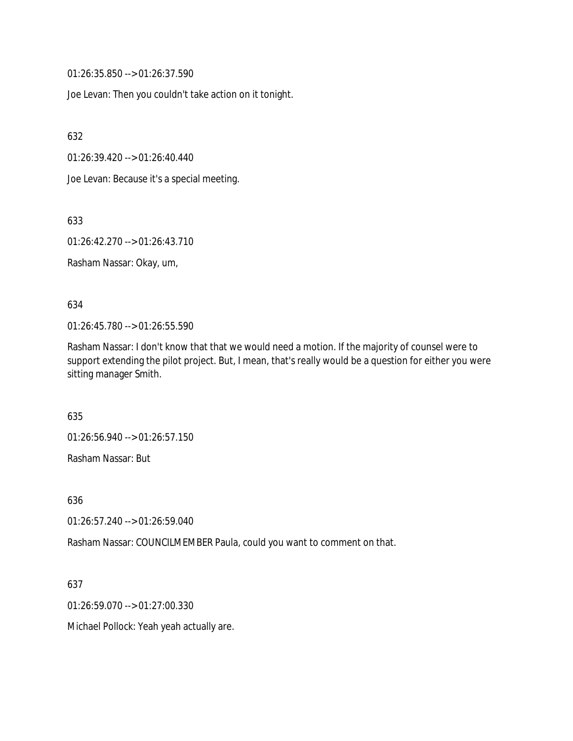01:26:35.850 --> 01:26:37.590

Joe Levan: Then you couldn't take action on it tonight.

632

01:26:39.420 --> 01:26:40.440

Joe Levan: Because it's a special meeting.

633

01:26:42.270 --> 01:26:43.710

Rasham Nassar: Okay, um,

634

01:26:45.780 --> 01:26:55.590

Rasham Nassar: I don't know that that we would need a motion. If the majority of counsel were to support extending the pilot project. But, I mean, that's really would be a question for either you were sitting manager Smith.

635

01:26:56.940 --> 01:26:57.150

Rasham Nassar: But

636

01:26:57.240 --> 01:26:59.040

Rasham Nassar: COUNCILMEMBER Paula, could you want to comment on that.

637

01:26:59.070 --> 01:27:00.330

Michael Pollock: Yeah yeah actually are.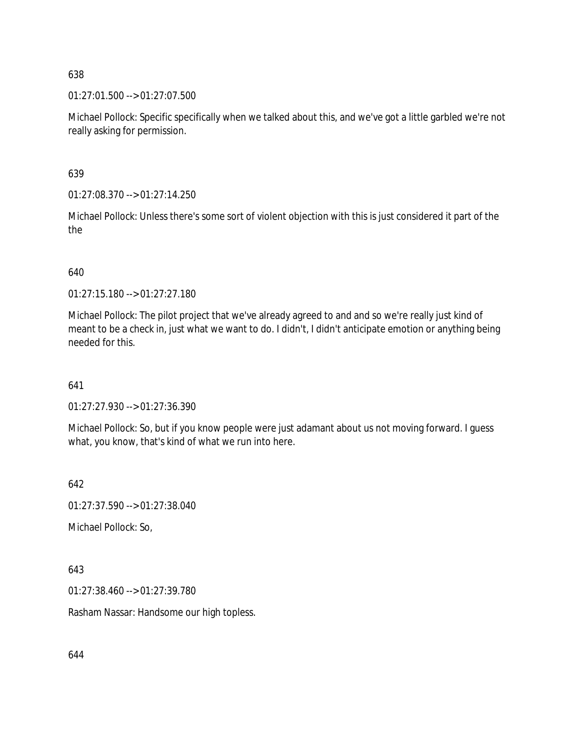638

01:27:01.500 --> 01:27:07.500

Michael Pollock: Specific specifically when we talked about this, and we've got a little garbled we're not really asking for permission.

639

01:27:08.370 --> 01:27:14.250

Michael Pollock: Unless there's some sort of violent objection with this is just considered it part of the the

640

01:27:15.180 --> 01:27:27.180

Michael Pollock: The pilot project that we've already agreed to and and so we're really just kind of meant to be a check in, just what we want to do. I didn't, I didn't anticipate emotion or anything being needed for this.

641

01:27:27.930 --> 01:27:36.390

Michael Pollock: So, but if you know people were just adamant about us not moving forward. I guess what, you know, that's kind of what we run into here.

642

01:27:37.590 --> 01:27:38.040

Michael Pollock: So,

643

01:27:38.460 --> 01:27:39.780

Rasham Nassar: Handsome our high topless.

644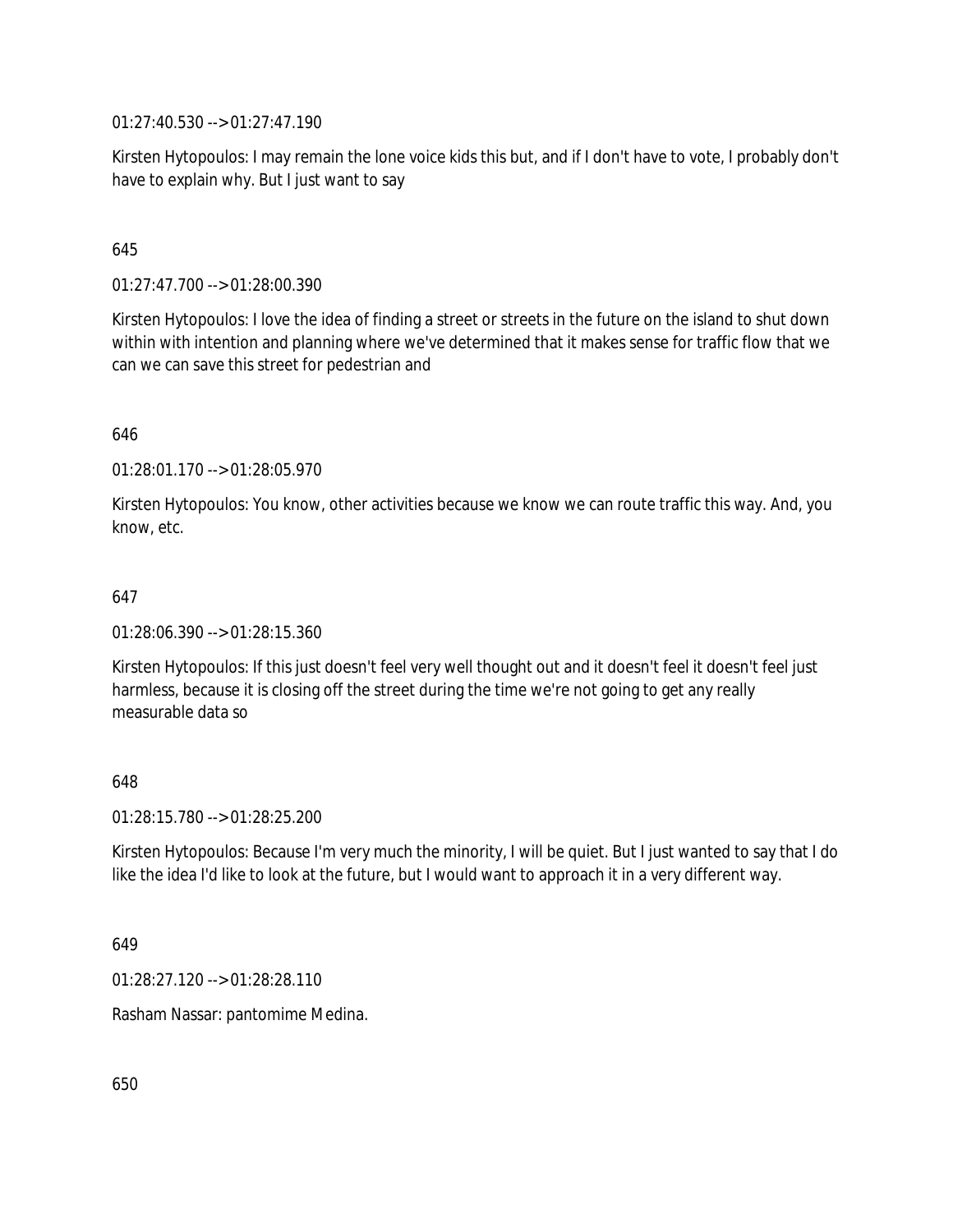01:27:40.530 --> 01:27:47.190

Kirsten Hytopoulos: I may remain the lone voice kids this but, and if I don't have to vote, I probably don't have to explain why. But I just want to say

645

01:27:47.700 --> 01:28:00.390

Kirsten Hytopoulos: I love the idea of finding a street or streets in the future on the island to shut down within with intention and planning where we've determined that it makes sense for traffic flow that we can we can save this street for pedestrian and

646

01:28:01.170 --> 01:28:05.970

Kirsten Hytopoulos: You know, other activities because we know we can route traffic this way. And, you know, etc.

647

01:28:06.390 --> 01:28:15.360

Kirsten Hytopoulos: If this just doesn't feel very well thought out and it doesn't feel it doesn't feel just harmless, because it is closing off the street during the time we're not going to get any really measurable data so

648

01:28:15.780 --> 01:28:25.200

Kirsten Hytopoulos: Because I'm very much the minority, I will be quiet. But I just wanted to say that I do like the idea I'd like to look at the future, but I would want to approach it in a very different way.

649

01:28:27.120 --> 01:28:28.110

Rasham Nassar: pantomime Medina.

650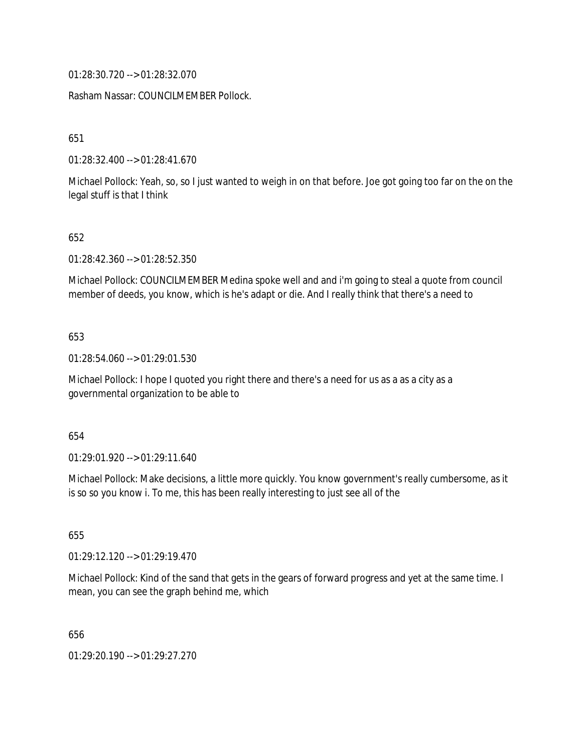01:28:30.720 --> 01:28:32.070

Rasham Nassar: COUNCILMEMBER Pollock.

651

01:28:32.400 --> 01:28:41.670

Michael Pollock: Yeah, so, so I just wanted to weigh in on that before. Joe got going too far on the on the legal stuff is that I think

652

01:28:42.360 --> 01:28:52.350

Michael Pollock: COUNCILMEMBER Medina spoke well and and i'm going to steal a quote from council member of deeds, you know, which is he's adapt or die. And I really think that there's a need to

653

01:28:54.060 --> 01:29:01.530

Michael Pollock: I hope I quoted you right there and there's a need for us as a as a city as a governmental organization to be able to

654

01:29:01.920 --> 01:29:11.640

Michael Pollock: Make decisions, a little more quickly. You know government's really cumbersome, as it is so so you know i. To me, this has been really interesting to just see all of the

655

01:29:12.120 --> 01:29:19.470

Michael Pollock: Kind of the sand that gets in the gears of forward progress and yet at the same time. I mean, you can see the graph behind me, which

656

01:29:20.190 --> 01:29:27.270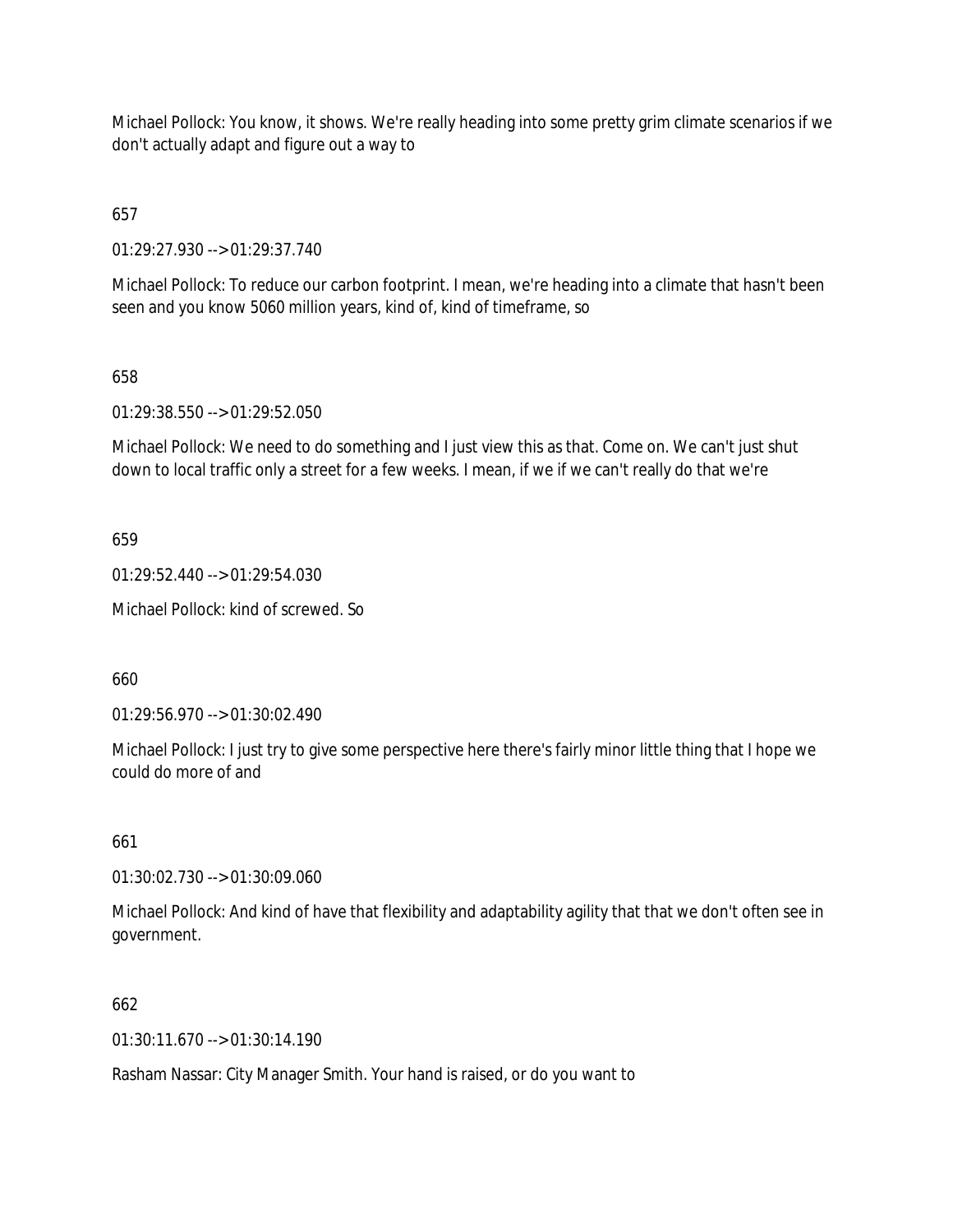Michael Pollock: You know, it shows. We're really heading into some pretty grim climate scenarios if we don't actually adapt and figure out a way to

657

01:29:27.930 --> 01:29:37.740

Michael Pollock: To reduce our carbon footprint. I mean, we're heading into a climate that hasn't been seen and you know 5060 million years, kind of, kind of timeframe, so

658

01:29:38.550 --> 01:29:52.050

Michael Pollock: We need to do something and I just view this as that. Come on. We can't just shut down to local traffic only a street for a few weeks. I mean, if we if we can't really do that we're

659

01:29:52.440 --> 01:29:54.030

Michael Pollock: kind of screwed. So

660

01:29:56.970 --> 01:30:02.490

Michael Pollock: I just try to give some perspective here there's fairly minor little thing that I hope we could do more of and

661

01:30:02.730 --> 01:30:09.060

Michael Pollock: And kind of have that flexibility and adaptability agility that that we don't often see in government.

662

01:30:11.670 --> 01:30:14.190

Rasham Nassar: City Manager Smith. Your hand is raised, or do you want to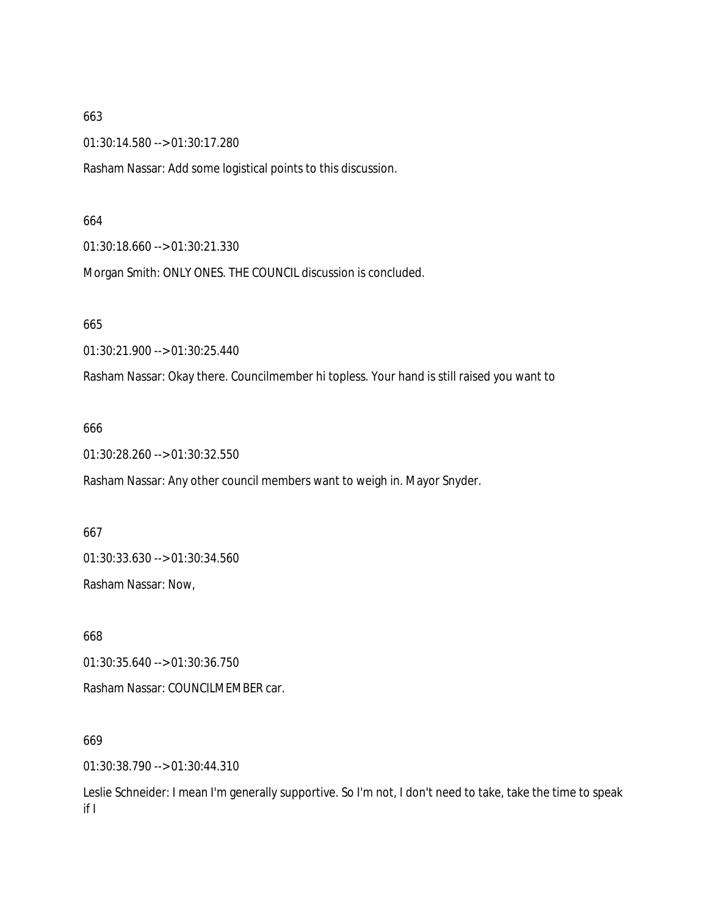663

01:30:14.580 --> 01:30:17.280

Rasham Nassar: Add some logistical points to this discussion.

664

01:30:18.660 --> 01:30:21.330

Morgan Smith: ONLY ONES. THE COUNCIL discussion is concluded.

665

01:30:21.900 --> 01:30:25.440

Rasham Nassar: Okay there. Councilmember hi topless. Your hand is still raised you want to

666

01:30:28.260 --> 01:30:32.550

Rasham Nassar: Any other council members want to weigh in. Mayor Snyder.

667

01:30:33.630 --> 01:30:34.560

Rasham Nassar: Now,

668

01:30:35.640 --> 01:30:36.750

Rasham Nassar: COUNCILMEMBER car.

669

01:30:38.790 --> 01:30:44.310

Leslie Schneider: I mean I'm generally supportive. So I'm not, I don't need to take, take the time to speak if I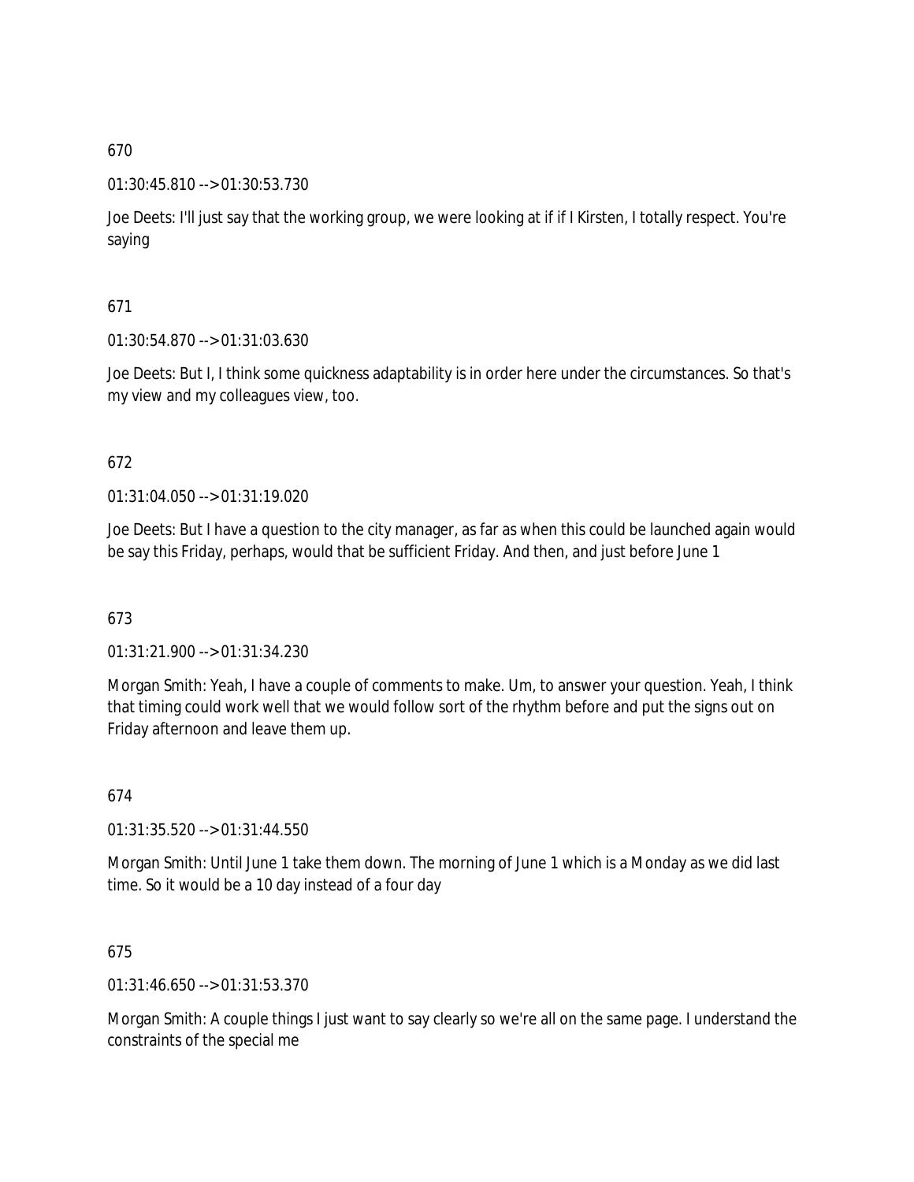670

01:30:45.810 --> 01:30:53.730

Joe Deets: I'll just say that the working group, we were looking at if if I Kirsten, I totally respect. You're saying

671

01:30:54.870 --> 01:31:03.630

Joe Deets: But I, I think some quickness adaptability is in order here under the circumstances. So that's my view and my colleagues view, too.

672

01:31:04.050 --> 01:31:19.020

Joe Deets: But I have a question to the city manager, as far as when this could be launched again would be say this Friday, perhaps, would that be sufficient Friday. And then, and just before June 1

673

01:31:21.900 --> 01:31:34.230

Morgan Smith: Yeah, I have a couple of comments to make. Um, to answer your question. Yeah, I think that timing could work well that we would follow sort of the rhythm before and put the signs out on Friday afternoon and leave them up.

674

01:31:35.520 --> 01:31:44.550

Morgan Smith: Until June 1 take them down. The morning of June 1 which is a Monday as we did last time. So it would be a 10 day instead of a four day

675

01:31:46.650 --> 01:31:53.370

Morgan Smith: A couple things I just want to say clearly so we're all on the same page. I understand the constraints of the special me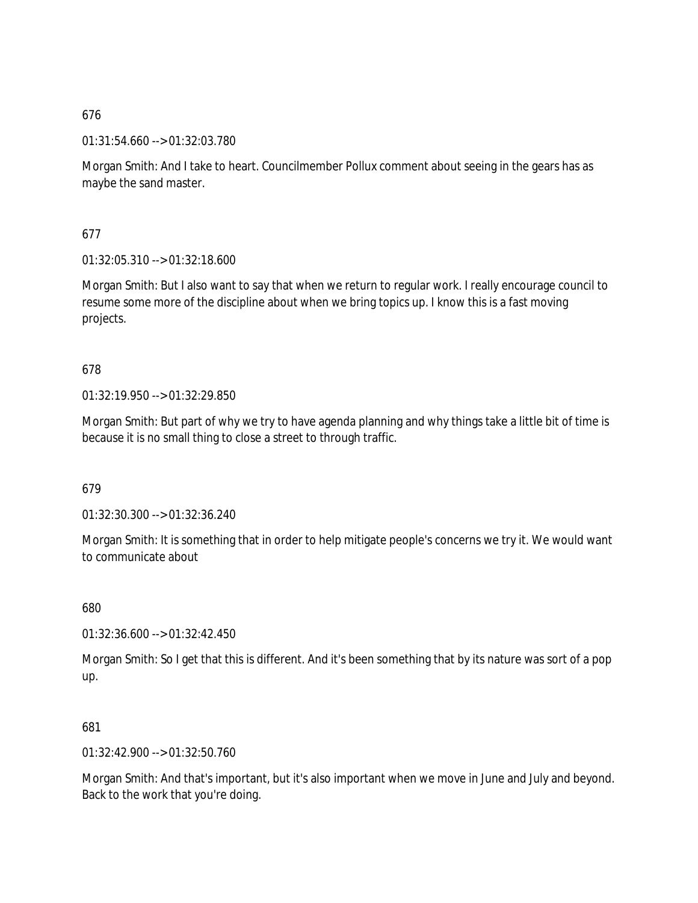676

01:31:54.660 --> 01:32:03.780

Morgan Smith: And I take to heart. Councilmember Pollux comment about seeing in the gears has as maybe the sand master.

677

01:32:05.310 --> 01:32:18.600

Morgan Smith: But I also want to say that when we return to regular work. I really encourage council to resume some more of the discipline about when we bring topics up. I know this is a fast moving projects.

678

01:32:19.950 --> 01:32:29.850

Morgan Smith: But part of why we try to have agenda planning and why things take a little bit of time is because it is no small thing to close a street to through traffic.

679

01:32:30.300 --> 01:32:36.240

Morgan Smith: It is something that in order to help mitigate people's concerns we try it. We would want to communicate about

680

01:32:36.600 --> 01:32:42.450

Morgan Smith: So I get that this is different. And it's been something that by its nature was sort of a pop up.

681

01:32:42.900 --> 01:32:50.760

Morgan Smith: And that's important, but it's also important when we move in June and July and beyond. Back to the work that you're doing.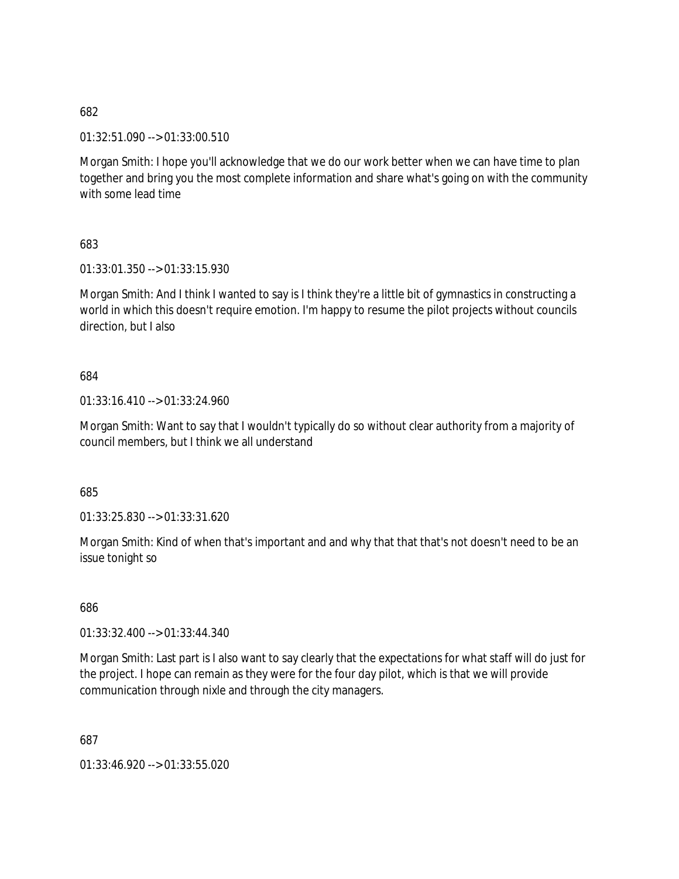682

01:32:51.090 --> 01:33:00.510

Morgan Smith: I hope you'll acknowledge that we do our work better when we can have time to plan together and bring you the most complete information and share what's going on with the community with some lead time

683

01:33:01.350 --> 01:33:15.930

Morgan Smith: And I think I wanted to say is I think they're a little bit of gymnastics in constructing a world in which this doesn't require emotion. I'm happy to resume the pilot projects without councils direction, but I also

684

01:33:16.410 --> 01:33:24.960

Morgan Smith: Want to say that I wouldn't typically do so without clear authority from a majority of council members, but I think we all understand

685

01:33:25.830 --> 01:33:31.620

Morgan Smith: Kind of when that's important and and why that that that's not doesn't need to be an issue tonight so

686

01:33:32.400 --> 01:33:44.340

Morgan Smith: Last part is I also want to say clearly that the expectations for what staff will do just for the project. I hope can remain as they were for the four day pilot, which is that we will provide communication through nixle and through the city managers.

687

01:33:46.920 --> 01:33:55.020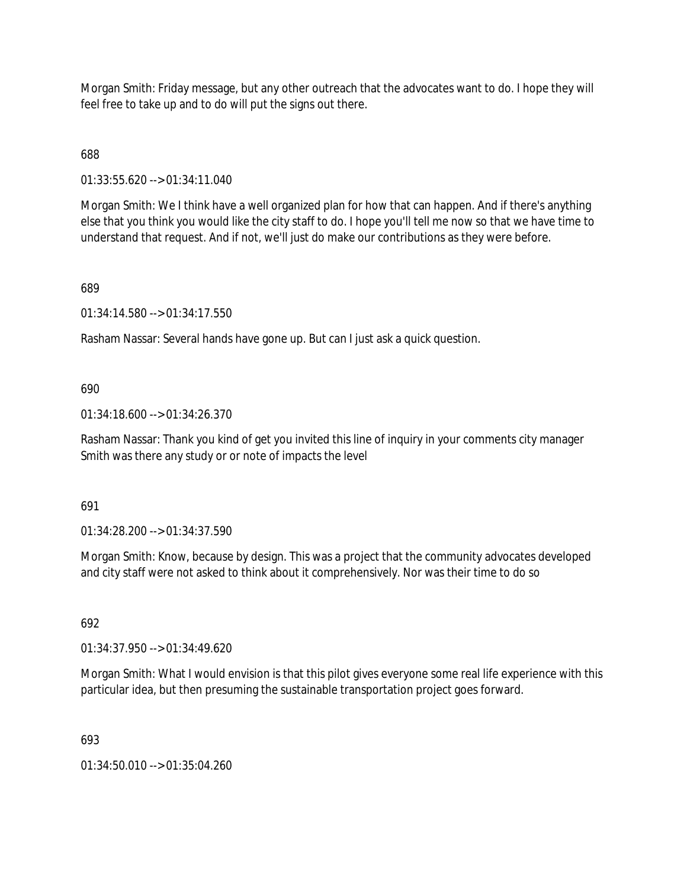Morgan Smith: Friday message, but any other outreach that the advocates want to do. I hope they will feel free to take up and to do will put the signs out there.

688

01:33:55.620 --> 01:34:11.040

Morgan Smith: We I think have a well organized plan for how that can happen. And if there's anything else that you think you would like the city staff to do. I hope you'll tell me now so that we have time to understand that request. And if not, we'll just do make our contributions as they were before.

689

01:34:14.580 --> 01:34:17.550

Rasham Nassar: Several hands have gone up. But can I just ask a quick question.

690

01:34:18.600 --> 01:34:26.370

Rasham Nassar: Thank you kind of get you invited this line of inquiry in your comments city manager Smith was there any study or or note of impacts the level

691

01:34:28.200 --> 01:34:37.590

Morgan Smith: Know, because by design. This was a project that the community advocates developed and city staff were not asked to think about it comprehensively. Nor was their time to do so

692

01:34:37.950 --> 01:34:49.620

Morgan Smith: What I would envision is that this pilot gives everyone some real life experience with this particular idea, but then presuming the sustainable transportation project goes forward.

693

01:34:50.010 --> 01:35:04.260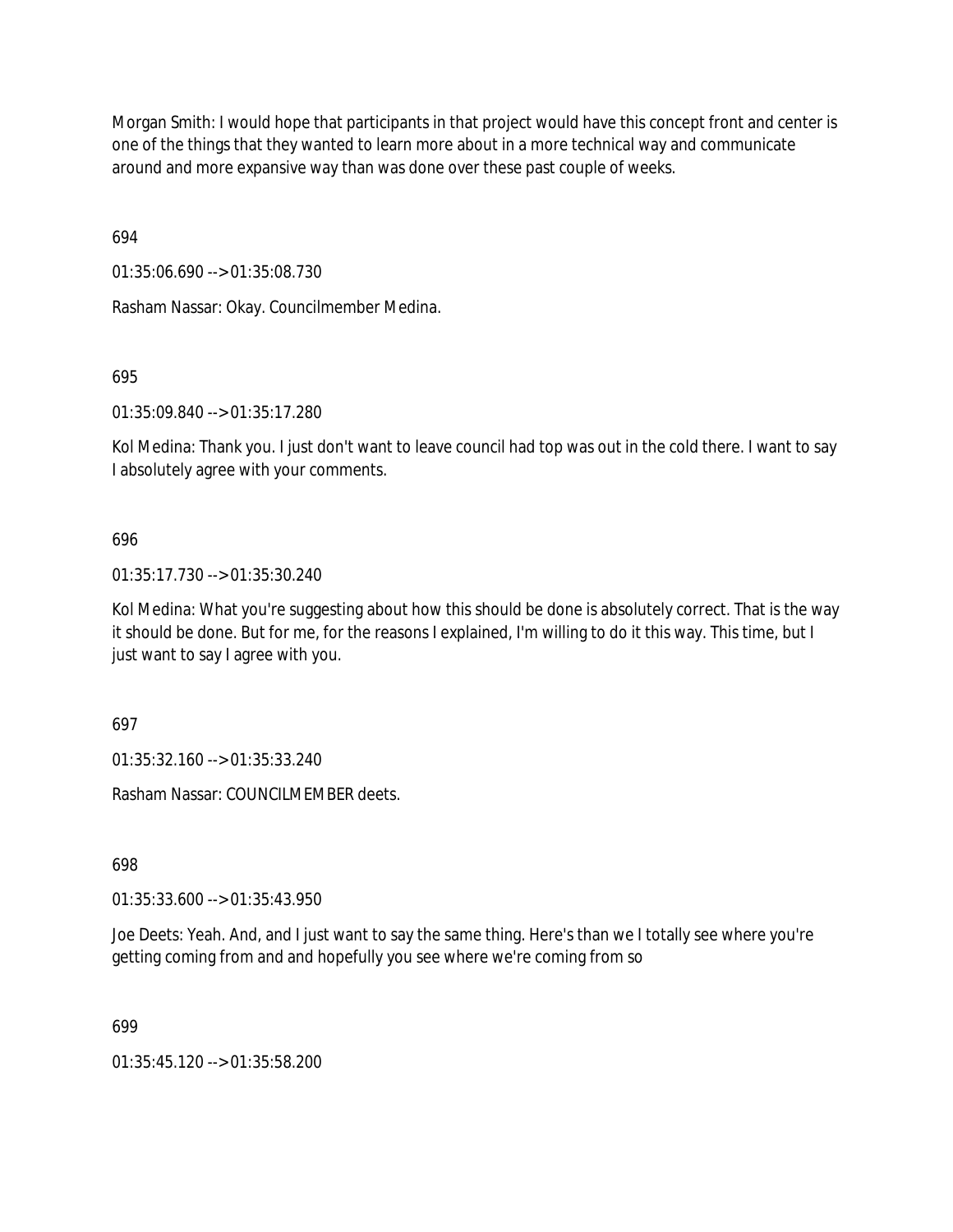Morgan Smith: I would hope that participants in that project would have this concept front and center is one of the things that they wanted to learn more about in a more technical way and communicate around and more expansive way than was done over these past couple of weeks.

694

01:35:06.690 --> 01:35:08.730

Rasham Nassar: Okay. Councilmember Medina.

695

01:35:09.840 --> 01:35:17.280

Kol Medina: Thank you. I just don't want to leave council had top was out in the cold there. I want to say I absolutely agree with your comments.

696

01:35:17.730 --> 01:35:30.240

Kol Medina: What you're suggesting about how this should be done is absolutely correct. That is the way it should be done. But for me, for the reasons I explained, I'm willing to do it this way. This time, but I just want to say I agree with you.

697

01:35:32.160 --> 01:35:33.240

Rasham Nassar: COUNCILMEMBER deets.

698

01:35:33.600 --> 01:35:43.950

Joe Deets: Yeah. And, and I just want to say the same thing. Here's than we I totally see where you're getting coming from and and hopefully you see where we're coming from so

699

01:35:45.120 --> 01:35:58.200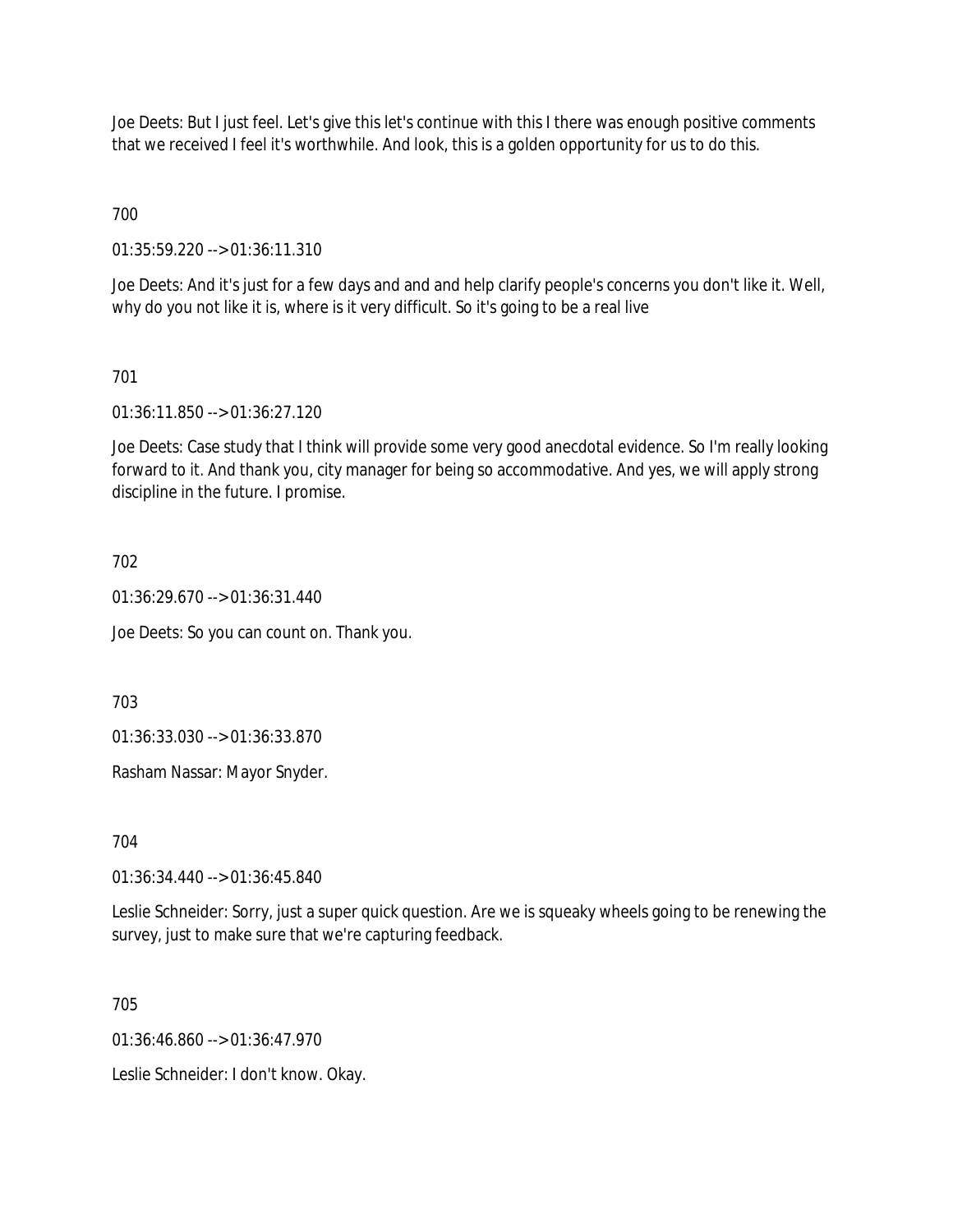Joe Deets: But I just feel. Let's give this let's continue with this I there was enough positive comments that we received I feel it's worthwhile. And look, this is a golden opportunity for us to do this.

700

01:35:59.220 --> 01:36:11.310

Joe Deets: And it's just for a few days and and and help clarify people's concerns you don't like it. Well, why do you not like it is, where is it very difficult. So it's going to be a real live

701

01:36:11.850 --> 01:36:27.120

Joe Deets: Case study that I think will provide some very good anecdotal evidence. So I'm really looking forward to it. And thank you, city manager for being so accommodative. And yes, we will apply strong discipline in the future. I promise.

702

01:36:29.670 --> 01:36:31.440

Joe Deets: So you can count on. Thank you.

703

01:36:33.030 --> 01:36:33.870

Rasham Nassar: Mayor Snyder.

704

01:36:34.440 --> 01:36:45.840

Leslie Schneider: Sorry, just a super quick question. Are we is squeaky wheels going to be renewing the survey, just to make sure that we're capturing feedback.

705

01:36:46.860 --> 01:36:47.970

Leslie Schneider: I don't know. Okay.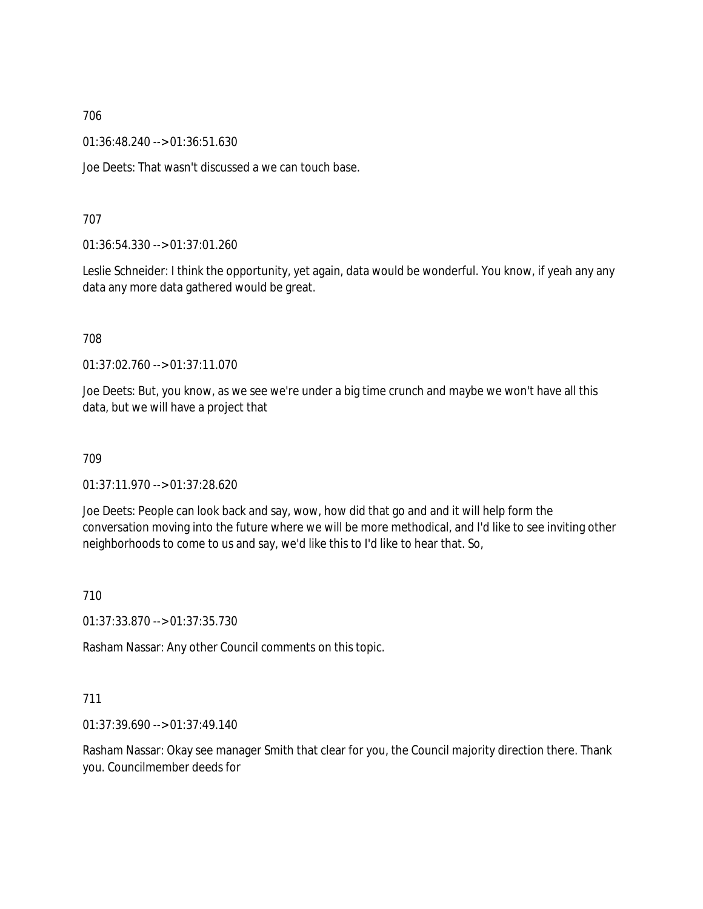706

01:36:48.240 --> 01:36:51.630

Joe Deets: That wasn't discussed a we can touch base.

707

01:36:54.330 --> 01:37:01.260

Leslie Schneider: I think the opportunity, yet again, data would be wonderful. You know, if yeah any any data any more data gathered would be great.

708

01:37:02.760 --> 01:37:11.070

Joe Deets: But, you know, as we see we're under a big time crunch and maybe we won't have all this data, but we will have a project that

709

01:37:11.970 --> 01:37:28.620

Joe Deets: People can look back and say, wow, how did that go and and it will help form the conversation moving into the future where we will be more methodical, and I'd like to see inviting other neighborhoods to come to us and say, we'd like this to I'd like to hear that. So,

710

01:37:33.870 --> 01:37:35.730

Rasham Nassar: Any other Council comments on this topic.

711

01:37:39.690 --> 01:37:49.140

Rasham Nassar: Okay see manager Smith that clear for you, the Council majority direction there. Thank you. Councilmember deeds for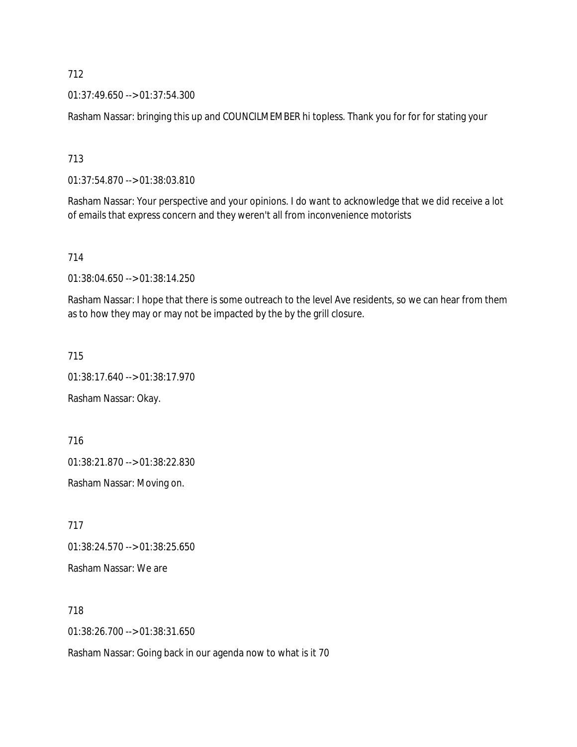712

01:37:49.650 --> 01:37:54.300

Rasham Nassar: bringing this up and COUNCILMEMBER hi topless. Thank you for for for stating your

713

01:37:54.870 --> 01:38:03.810

Rasham Nassar: Your perspective and your opinions. I do want to acknowledge that we did receive a lot of emails that express concern and they weren't all from inconvenience motorists

714

01:38:04.650 --> 01:38:14.250

Rasham Nassar: I hope that there is some outreach to the level Ave residents, so we can hear from them as to how they may or may not be impacted by the by the grill closure.

715

01:38:17.640 --> 01:38:17.970

Rasham Nassar: Okay.

716

01:38:21.870 --> 01:38:22.830

Rasham Nassar: Moving on.

717

01:38:24.570 --> 01:38:25.650

Rasham Nassar: We are

718

01:38:26.700 --> 01:38:31.650

Rasham Nassar: Going back in our agenda now to what is it 70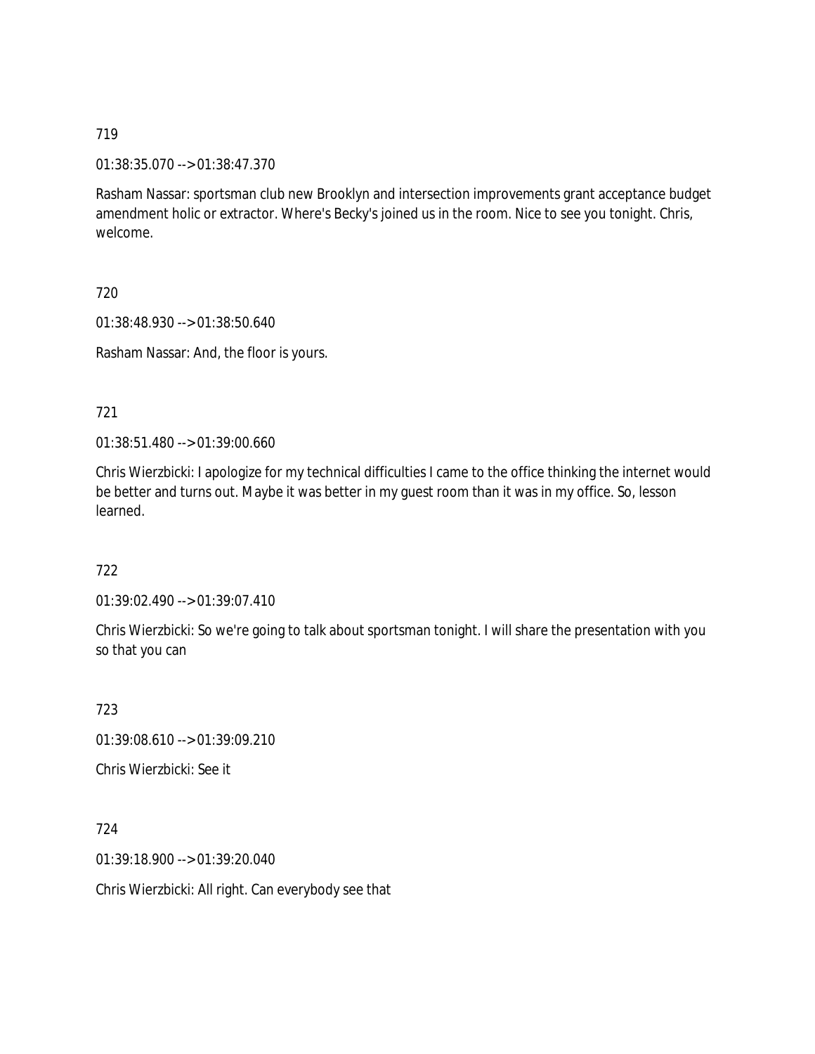719

01:38:35.070 --> 01:38:47.370

Rasham Nassar: sportsman club new Brooklyn and intersection improvements grant acceptance budget amendment holic or extractor. Where's Becky's joined us in the room. Nice to see you tonight. Chris, welcome.

720

01:38:48.930 --> 01:38:50.640

Rasham Nassar: And, the floor is yours.

721

01:38:51.480 --> 01:39:00.660

Chris Wierzbicki: I apologize for my technical difficulties I came to the office thinking the internet would be better and turns out. Maybe it was better in my guest room than it was in my office. So, lesson learned.

722

01:39:02.490 --> 01:39:07.410

Chris Wierzbicki: So we're going to talk about sportsman tonight. I will share the presentation with you so that you can

723

01:39:08.610 --> 01:39:09.210

Chris Wierzbicki: See it

724

01:39:18.900 --> 01:39:20.040

Chris Wierzbicki: All right. Can everybody see that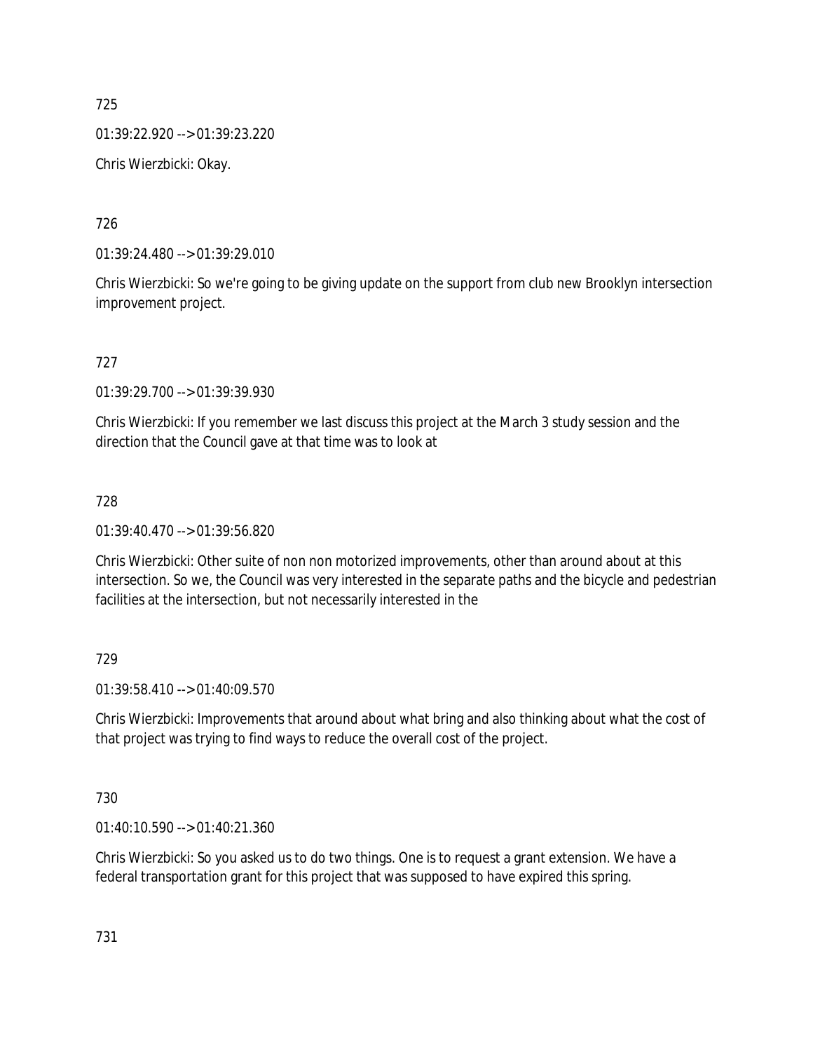725

01:39:22.920 --> 01:39:23.220

Chris Wierzbicki: Okay.

726

01:39:24.480 --> 01:39:29.010

Chris Wierzbicki: So we're going to be giving update on the support from club new Brooklyn intersection improvement project.

727

01:39:29.700 --> 01:39:39.930

Chris Wierzbicki: If you remember we last discuss this project at the March 3 study session and the direction that the Council gave at that time was to look at

728

01:39:40.470 --> 01:39:56.820

Chris Wierzbicki: Other suite of non non motorized improvements, other than around about at this intersection. So we, the Council was very interested in the separate paths and the bicycle and pedestrian facilities at the intersection, but not necessarily interested in the

729

01:39:58.410 --> 01:40:09.570

Chris Wierzbicki: Improvements that around about what bring and also thinking about what the cost of that project was trying to find ways to reduce the overall cost of the project.

730

01:40:10.590 --> 01:40:21.360

Chris Wierzbicki: So you asked us to do two things. One is to request a grant extension. We have a federal transportation grant for this project that was supposed to have expired this spring.

731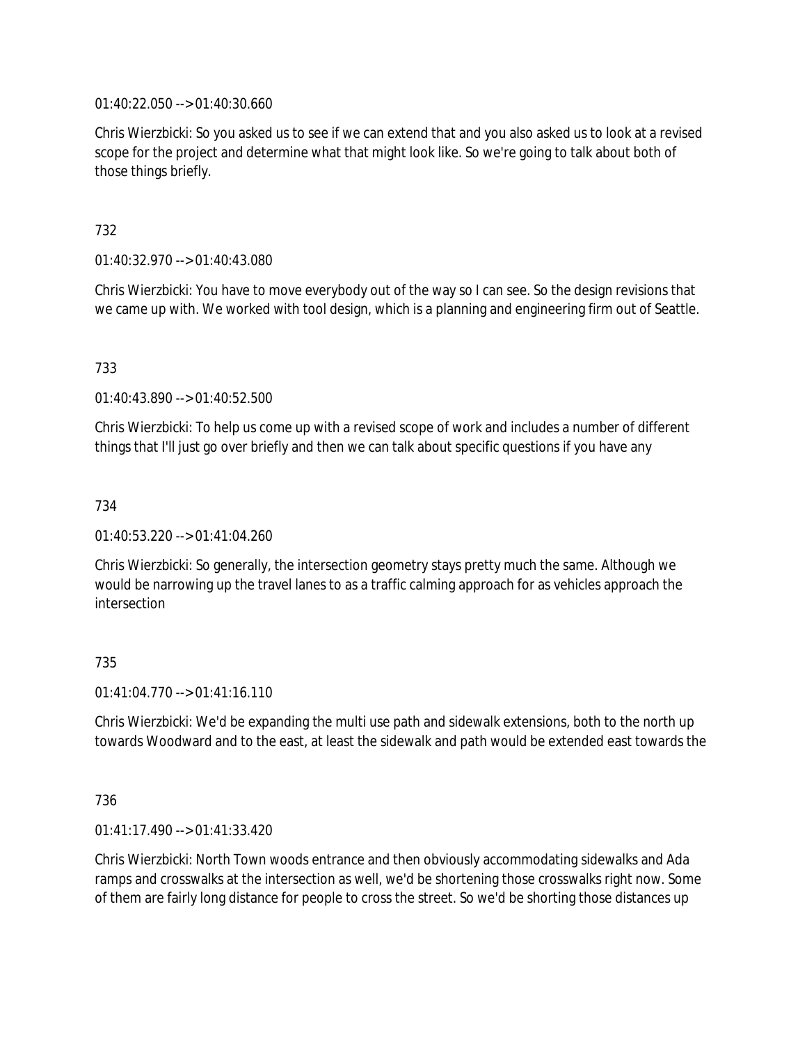01:40:22.050 --> 01:40:30.660

Chris Wierzbicki: So you asked us to see if we can extend that and you also asked us to look at a revised scope for the project and determine what that might look like. So we're going to talk about both of those things briefly.

732

01:40:32.970 --> 01:40:43.080

Chris Wierzbicki: You have to move everybody out of the way so I can see. So the design revisions that we came up with. We worked with tool design, which is a planning and engineering firm out of Seattle.

733

01:40:43.890 --> 01:40:52.500

Chris Wierzbicki: To help us come up with a revised scope of work and includes a number of different things that I'll just go over briefly and then we can talk about specific questions if you have any

734

01:40:53.220 --> 01:41:04.260

Chris Wierzbicki: So generally, the intersection geometry stays pretty much the same. Although we would be narrowing up the travel lanes to as a traffic calming approach for as vehicles approach the intersection

735

01:41:04.770 --> 01:41:16.110

Chris Wierzbicki: We'd be expanding the multi use path and sidewalk extensions, both to the north up towards Woodward and to the east, at least the sidewalk and path would be extended east towards the

736

01:41:17.490 --> 01:41:33.420

Chris Wierzbicki: North Town woods entrance and then obviously accommodating sidewalks and Ada ramps and crosswalks at the intersection as well, we'd be shortening those crosswalks right now. Some of them are fairly long distance for people to cross the street. So we'd be shorting those distances up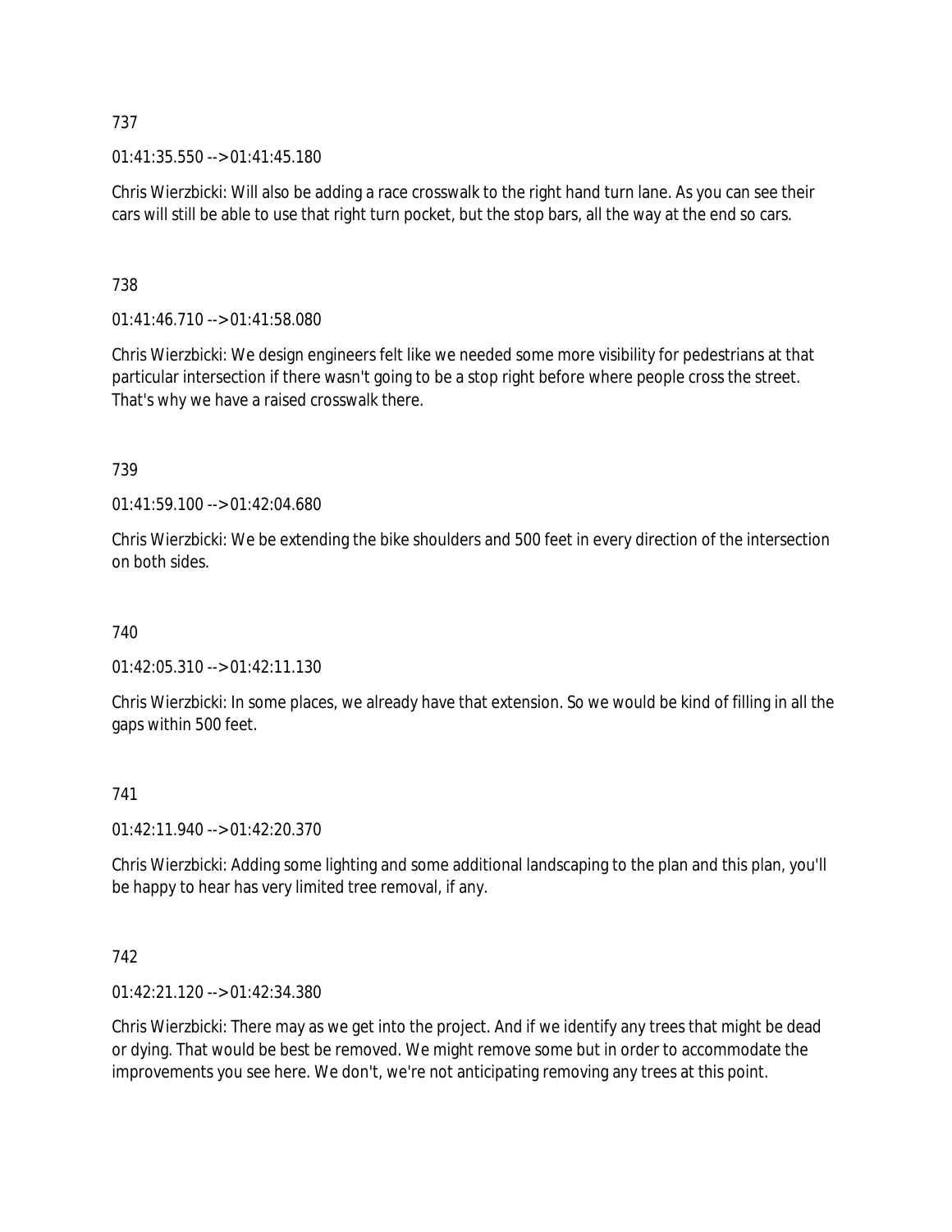737

01:41:35.550 --> 01:41:45.180

Chris Wierzbicki: Will also be adding a race crosswalk to the right hand turn lane. As you can see their cars will still be able to use that right turn pocket, but the stop bars, all the way at the end so cars.

738

01:41:46.710 --> 01:41:58.080

Chris Wierzbicki: We design engineers felt like we needed some more visibility for pedestrians at that particular intersection if there wasn't going to be a stop right before where people cross the street. That's why we have a raised crosswalk there.

739

01:41:59.100 --> 01:42:04.680

Chris Wierzbicki: We be extending the bike shoulders and 500 feet in every direction of the intersection on both sides.

740

01:42:05.310 --> 01:42:11.130

Chris Wierzbicki: In some places, we already have that extension. So we would be kind of filling in all the gaps within 500 feet.

741

01:42:11.940 --> 01:42:20.370

Chris Wierzbicki: Adding some lighting and some additional landscaping to the plan and this plan, you'll be happy to hear has very limited tree removal, if any.

742

01:42:21.120 --> 01:42:34.380

Chris Wierzbicki: There may as we get into the project. And if we identify any trees that might be dead or dying. That would be best be removed. We might remove some but in order to accommodate the improvements you see here. We don't, we're not anticipating removing any trees at this point.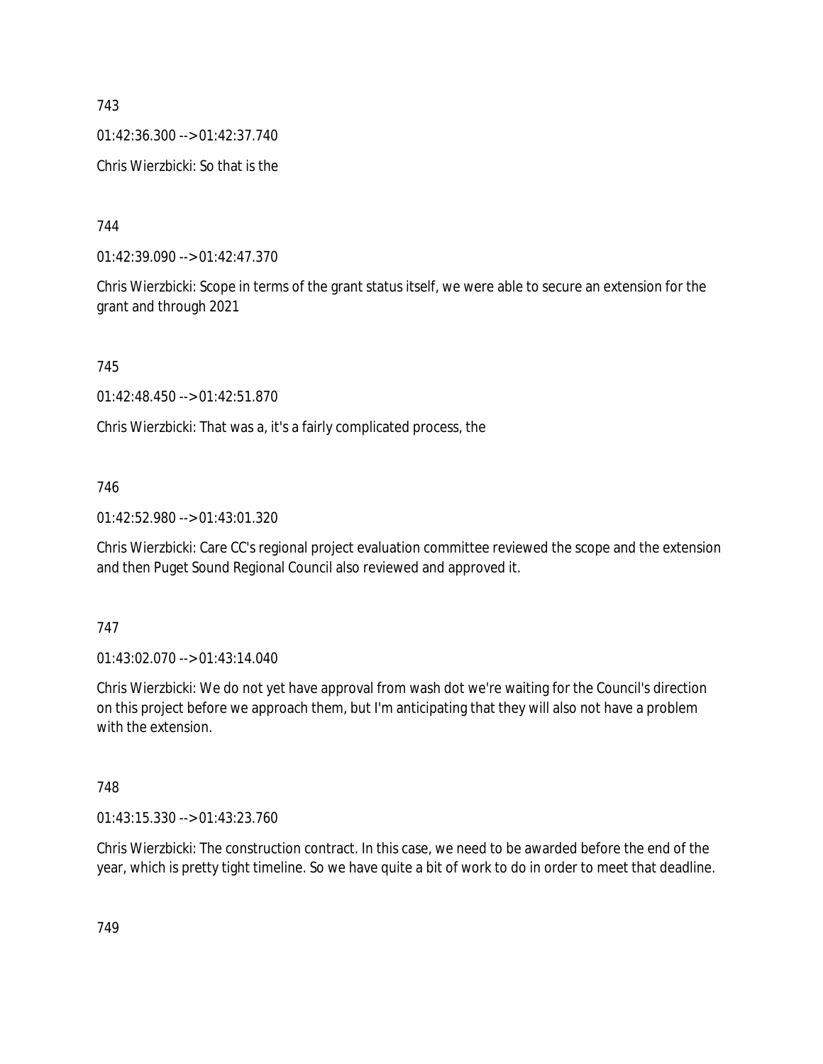743

01:42:36.300 --> 01:42:37.740

Chris Wierzbicki: So that is the

744

01:42:39.090 --> 01:42:47.370

Chris Wierzbicki: Scope in terms of the grant status itself, we were able to secure an extension for the grant and through 2021

745

01:42:48.450 --> 01:42:51.870

Chris Wierzbicki: That was a, it's a fairly complicated process, the

746

01:42:52.980 --> 01:43:01.320

Chris Wierzbicki: Care CC's regional project evaluation committee reviewed the scope and the extension and then Puget Sound Regional Council also reviewed and approved it.

747

01:43:02.070 --> 01:43:14.040

Chris Wierzbicki: We do not yet have approval from wash dot we're waiting for the Council's direction on this project before we approach them, but I'm anticipating that they will also not have a problem with the extension.

748

01:43:15.330 --> 01:43:23.760

Chris Wierzbicki: The construction contract. In this case, we need to be awarded before the end of the year, which is pretty tight timeline. So we have quite a bit of work to do in order to meet that deadline.

749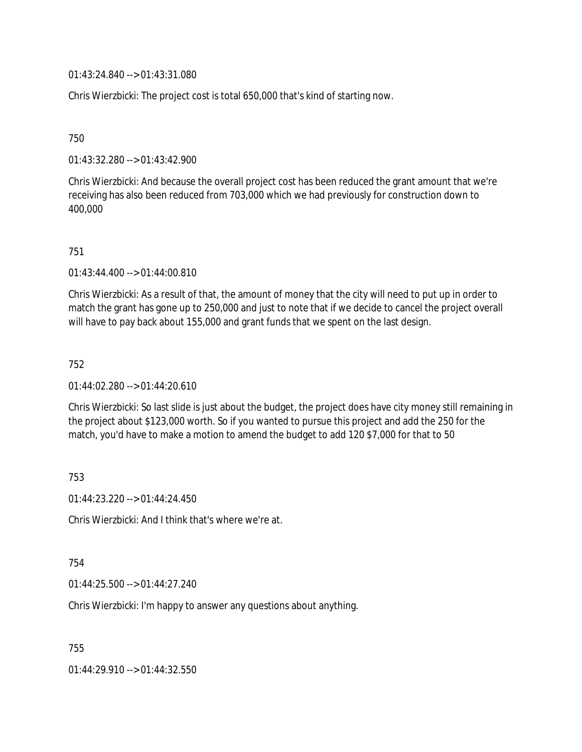01:43:24.840 --> 01:43:31.080

Chris Wierzbicki: The project cost is total 650,000 that's kind of starting now.

750

01:43:32.280 --> 01:43:42.900

Chris Wierzbicki: And because the overall project cost has been reduced the grant amount that we're receiving has also been reduced from 703,000 which we had previously for construction down to 400,000

751

01:43:44.400 --> 01:44:00.810

Chris Wierzbicki: As a result of that, the amount of money that the city will need to put up in order to match the grant has gone up to 250,000 and just to note that if we decide to cancel the project overall will have to pay back about 155,000 and grant funds that we spent on the last design.

752

01:44:02.280 --> 01:44:20.610

Chris Wierzbicki: So last slide is just about the budget, the project does have city money still remaining in the project about $123,000 worth. So if you wanted to pursue this project and add the 250 for the match, you'd have to make a motion to amend the budget to add 120 $7,000 for that to 50

753

01:44:23.220 --> 01:44:24.450

Chris Wierzbicki: And I think that's where we're at.

754

01:44:25.500 --> 01:44:27.240

Chris Wierzbicki: I'm happy to answer any questions about anything.

755

01:44:29.910 --> 01:44:32.550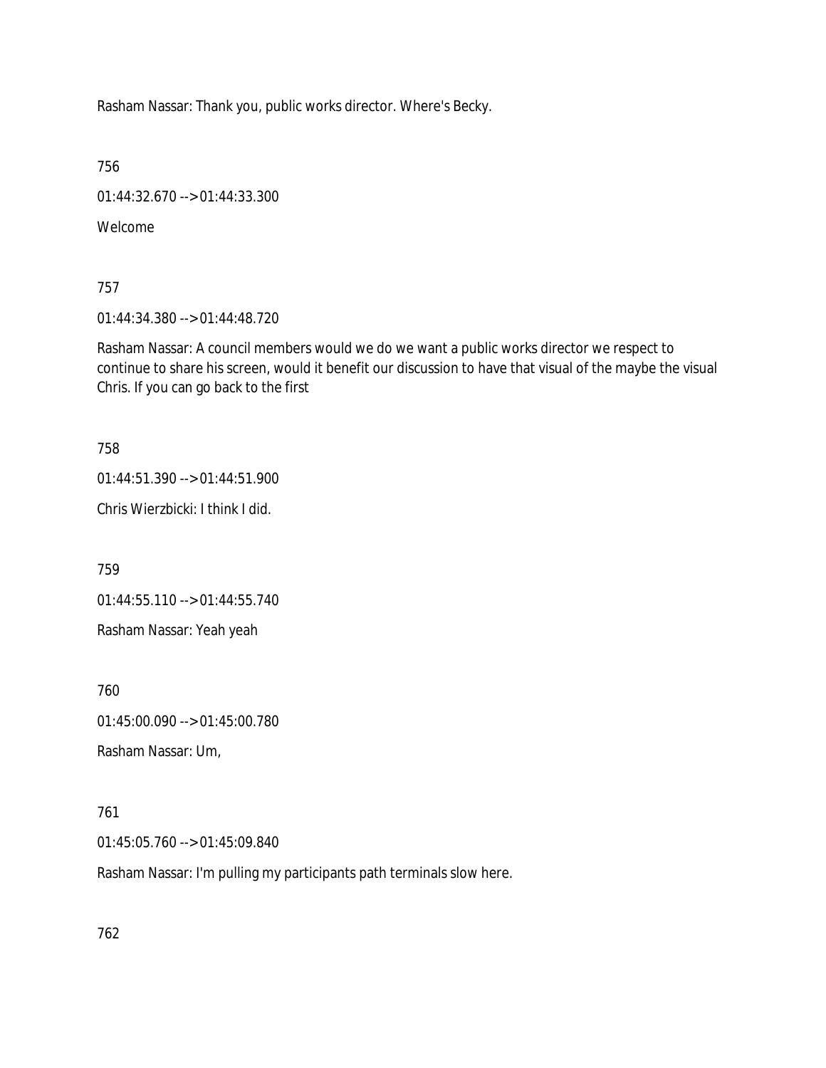Rasham Nassar: Thank you, public works director. Where's Becky.

756

01:44:32.670 --> 01:44:33.300

Welcome

757

01:44:34.380 --> 01:44:48.720

Rasham Nassar: A council members would we do we want a public works director we respect to continue to share his screen, would it benefit our discussion to have that visual of the maybe the visual Chris. If you can go back to the first

758

01:44:51.390 --> 01:44:51.900

Chris Wierzbicki: I think I did.

759

01:44:55.110 --> 01:44:55.740

Rasham Nassar: Yeah yeah

760

01:45:00.090 --> 01:45:00.780

Rasham Nassar: Um,

761

01:45:05.760 --> 01:45:09.840

Rasham Nassar: I'm pulling my participants path terminals slow here.

762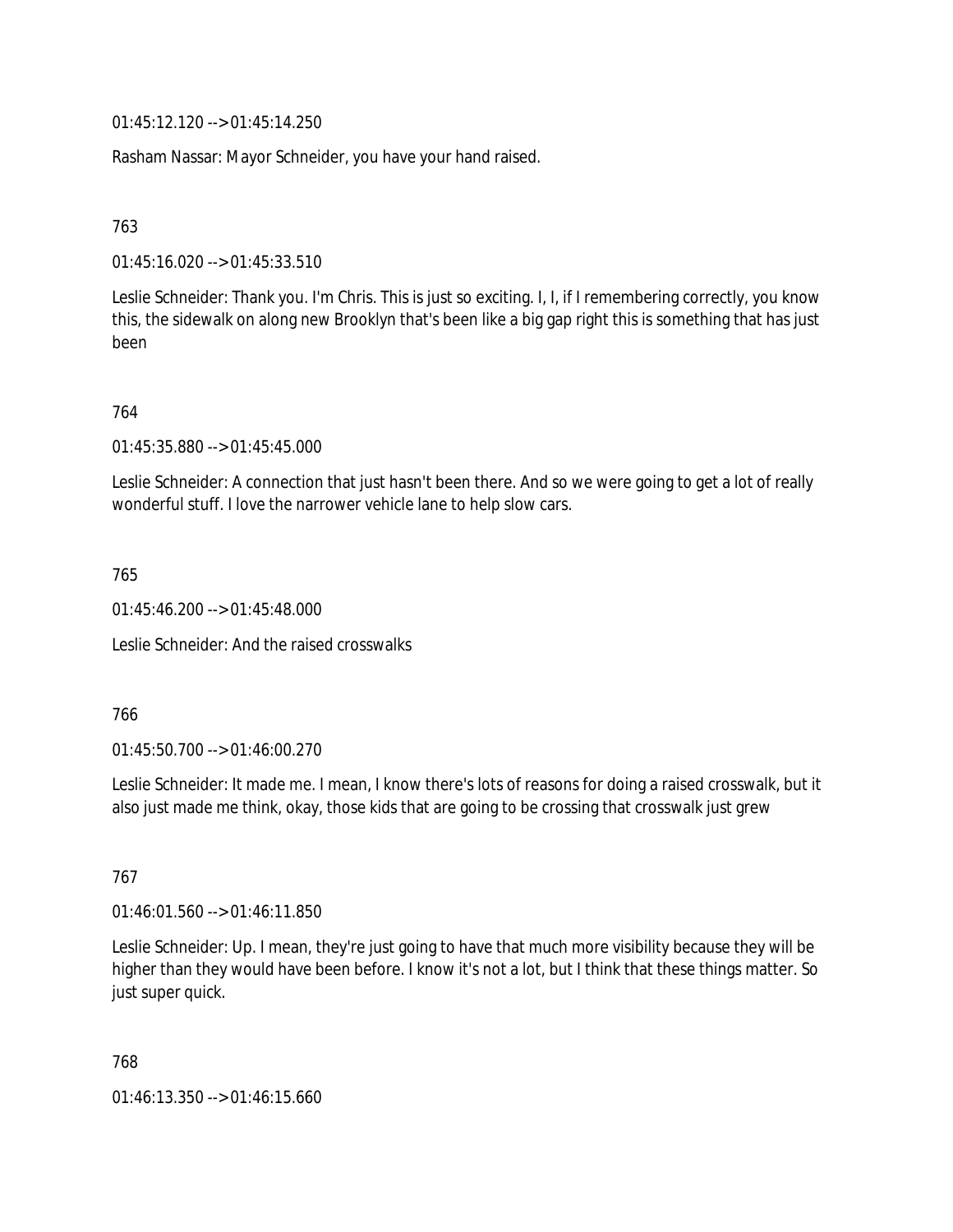01:45:12.120 --> 01:45:14.250

Rasham Nassar: Mayor Schneider, you have your hand raised.

763

01:45:16.020 --> 01:45:33.510

Leslie Schneider: Thank you. I'm Chris. This is just so exciting. I, I, if I remembering correctly, you know this, the sidewalk on along new Brooklyn that's been like a big gap right this is something that has just been

764

01:45:35.880 --> 01:45:45.000

Leslie Schneider: A connection that just hasn't been there. And so we were going to get a lot of really wonderful stuff. I love the narrower vehicle lane to help slow cars.

765

01:45:46.200 --> 01:45:48.000

Leslie Schneider: And the raised crosswalks

766

01:45:50.700 --> 01:46:00.270

Leslie Schneider: It made me. I mean, I know there's lots of reasons for doing a raised crosswalk, but it also just made me think, okay, those kids that are going to be crossing that crosswalk just grew

767

01:46:01.560 --> 01:46:11.850

Leslie Schneider: Up. I mean, they're just going to have that much more visibility because they will be higher than they would have been before. I know it's not a lot, but I think that these things matter. So just super quick.

768

01:46:13.350 --> 01:46:15.660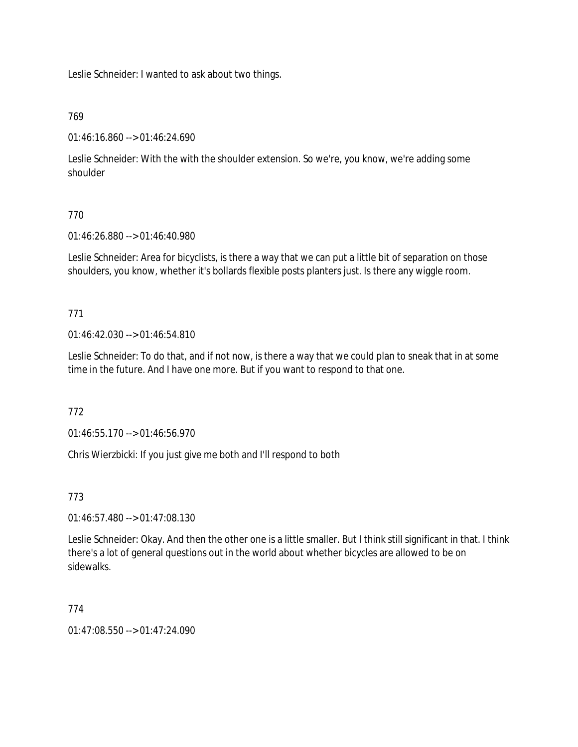Leslie Schneider: I wanted to ask about two things.

769

01:46:16.860 --> 01:46:24.690

Leslie Schneider: With the with the shoulder extension. So we're, you know, we're adding some shoulder

770

01:46:26.880 --> 01:46:40.980

Leslie Schneider: Area for bicyclists, is there a way that we can put a little bit of separation on those shoulders, you know, whether it's bollards flexible posts planters just. Is there any wiggle room.

771

01:46:42.030 --> 01:46:54.810

Leslie Schneider: To do that, and if not now, is there a way that we could plan to sneak that in at some time in the future. And I have one more. But if you want to respond to that one.

772

01:46:55.170 --> 01:46:56.970

Chris Wierzbicki: If you just give me both and I'll respond to both

773

01:46:57.480 --> 01:47:08.130

Leslie Schneider: Okay. And then the other one is a little smaller. But I think still significant in that. I think there's a lot of general questions out in the world about whether bicycles are allowed to be on sidewalks.

774

01:47:08.550 --> 01:47:24.090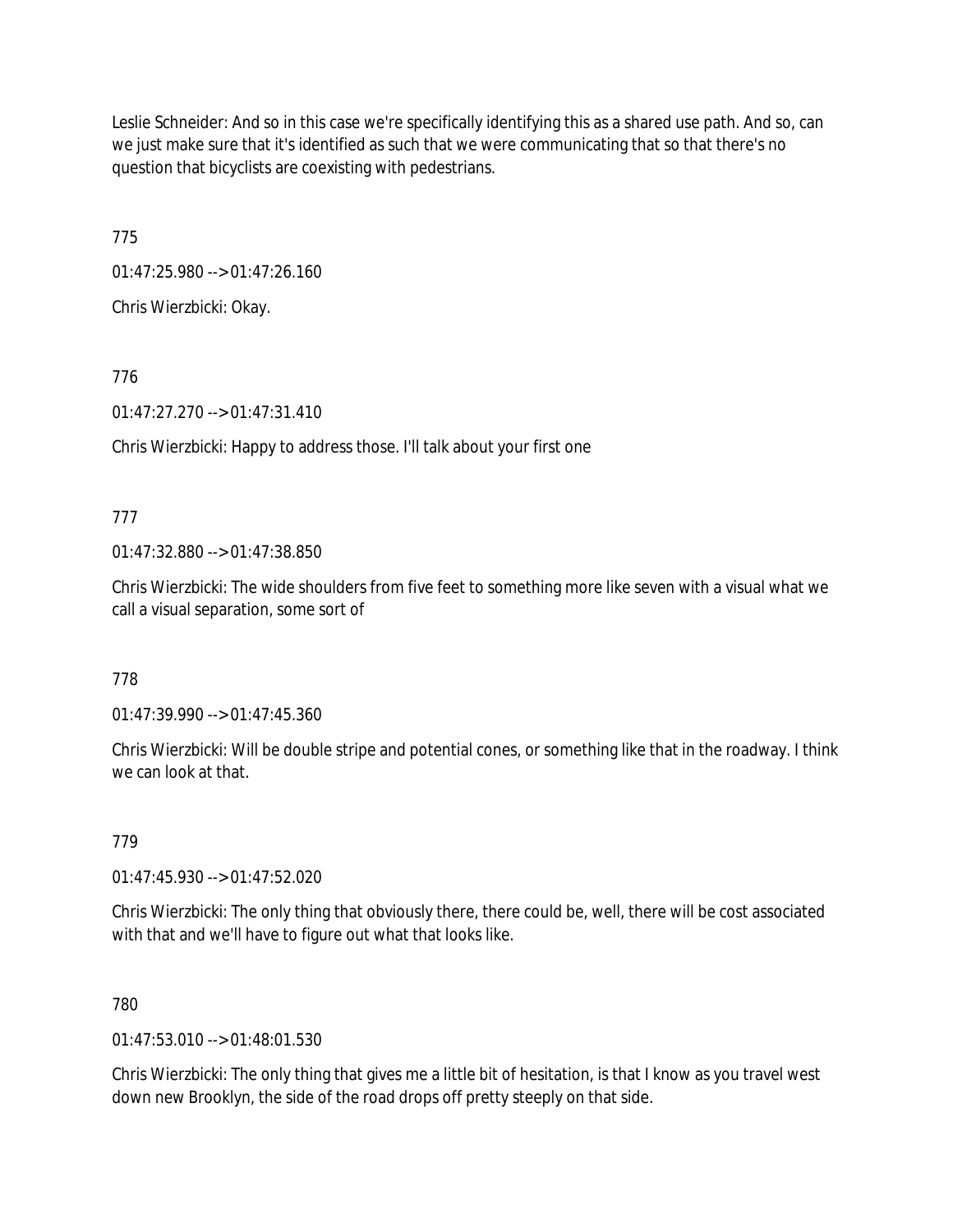Leslie Schneider: And so in this case we're specifically identifying this as a shared use path. And so, can we just make sure that it's identified as such that we were communicating that so that there's no question that bicyclists are coexisting with pedestrians.

775

01:47:25.980 --> 01:47:26.160

Chris Wierzbicki: Okay.

776

01:47:27.270 --> 01:47:31.410

Chris Wierzbicki: Happy to address those. I'll talk about your first one

777

01:47:32.880 --> 01:47:38.850

Chris Wierzbicki: The wide shoulders from five feet to something more like seven with a visual what we call a visual separation, some sort of

778

01:47:39.990 --> 01:47:45.360

Chris Wierzbicki: Will be double stripe and potential cones, or something like that in the roadway. I think we can look at that.

779

01:47:45.930 --> 01:47:52.020

Chris Wierzbicki: The only thing that obviously there, there could be, well, there will be cost associated with that and we'll have to figure out what that looks like.

780

01:47:53.010 --> 01:48:01.530

Chris Wierzbicki: The only thing that gives me a little bit of hesitation, is that I know as you travel west down new Brooklyn, the side of the road drops off pretty steeply on that side.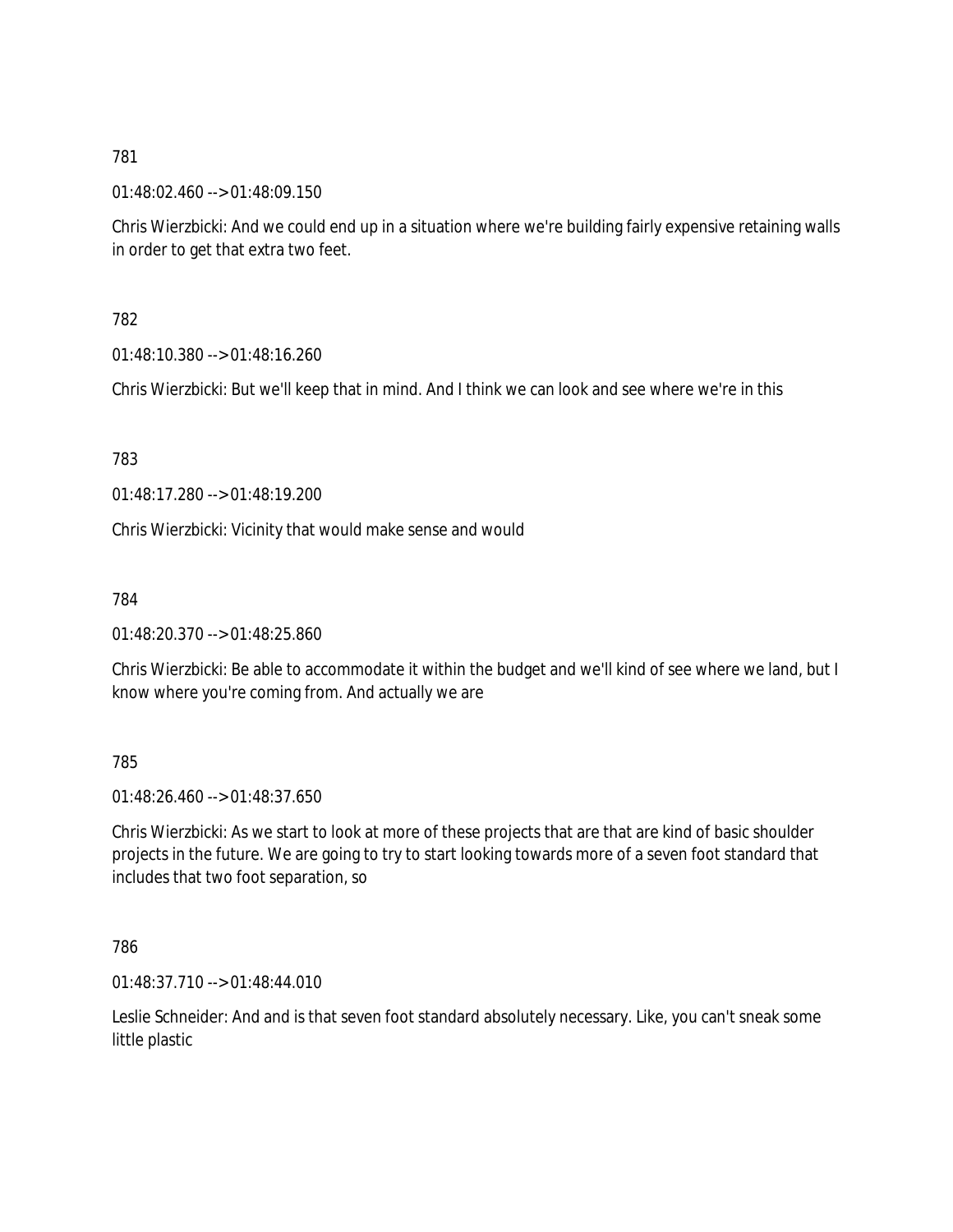781

01:48:02.460 --> 01:48:09.150

Chris Wierzbicki: And we could end up in a situation where we're building fairly expensive retaining walls in order to get that extra two feet.

782

01:48:10.380 --> 01:48:16.260

Chris Wierzbicki: But we'll keep that in mind. And I think we can look and see where we're in this

783

01:48:17.280 --> 01:48:19.200

Chris Wierzbicki: Vicinity that would make sense and would

784

01:48:20.370 --> 01:48:25.860

Chris Wierzbicki: Be able to accommodate it within the budget and we'll kind of see where we land, but I know where you're coming from. And actually we are

785

01:48:26.460 --> 01:48:37.650

Chris Wierzbicki: As we start to look at more of these projects that are that are kind of basic shoulder projects in the future. We are going to try to start looking towards more of a seven foot standard that includes that two foot separation, so

786

01:48:37.710 --> 01:48:44.010

Leslie Schneider: And and is that seven foot standard absolutely necessary. Like, you can't sneak some little plastic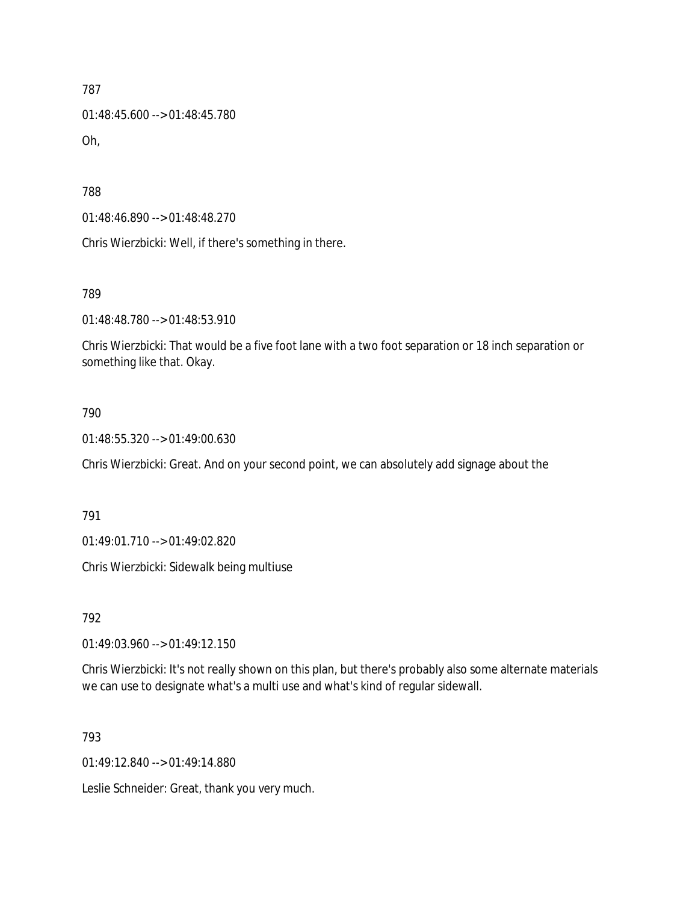787

01:48:45.600 --> 01:48:45.780

Oh,

788

01:48:46.890 --> 01:48:48.270

Chris Wierzbicki: Well, if there's something in there.

789

01:48:48.780 --> 01:48:53.910

Chris Wierzbicki: That would be a five foot lane with a two foot separation or 18 inch separation or something like that. Okay.

790

01:48:55.320 --> 01:49:00.630

Chris Wierzbicki: Great. And on your second point, we can absolutely add signage about the

791

01:49:01.710 --> 01:49:02.820

Chris Wierzbicki: Sidewalk being multiuse

792

01:49:03.960 --> 01:49:12.150

Chris Wierzbicki: It's not really shown on this plan, but there's probably also some alternate materials we can use to designate what's a multi use and what's kind of regular sidewall.

793

01:49:12.840 --> 01:49:14.880

Leslie Schneider: Great, thank you very much.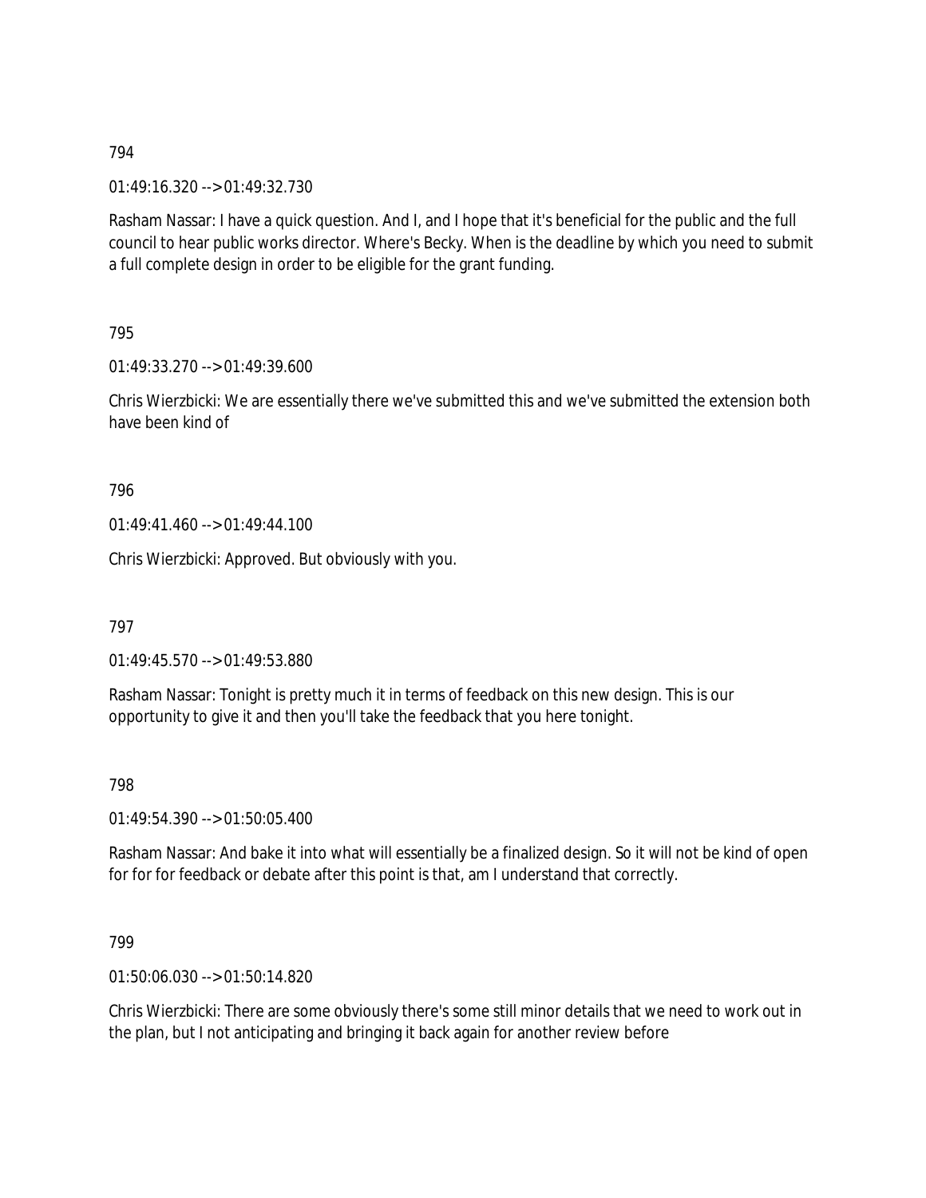794

01:49:16.320 --> 01:49:32.730

Rasham Nassar: I have a quick question. And I, and I hope that it's beneficial for the public and the full council to hear public works director. Where's Becky. When is the deadline by which you need to submit a full complete design in order to be eligible for the grant funding.

795

01:49:33.270 --> 01:49:39.600

Chris Wierzbicki: We are essentially there we've submitted this and we've submitted the extension both have been kind of

796

01:49:41.460 --> 01:49:44.100

Chris Wierzbicki: Approved. But obviously with you.

797

01:49:45.570 --> 01:49:53.880

Rasham Nassar: Tonight is pretty much it in terms of feedback on this new design. This is our opportunity to give it and then you'll take the feedback that you here tonight.

798

01:49:54.390 --> 01:50:05.400

Rasham Nassar: And bake it into what will essentially be a finalized design. So it will not be kind of open for for for feedback or debate after this point is that, am I understand that correctly.

799

01:50:06.030 --> 01:50:14.820

Chris Wierzbicki: There are some obviously there's some still minor details that we need to work out in the plan, but I not anticipating and bringing it back again for another review before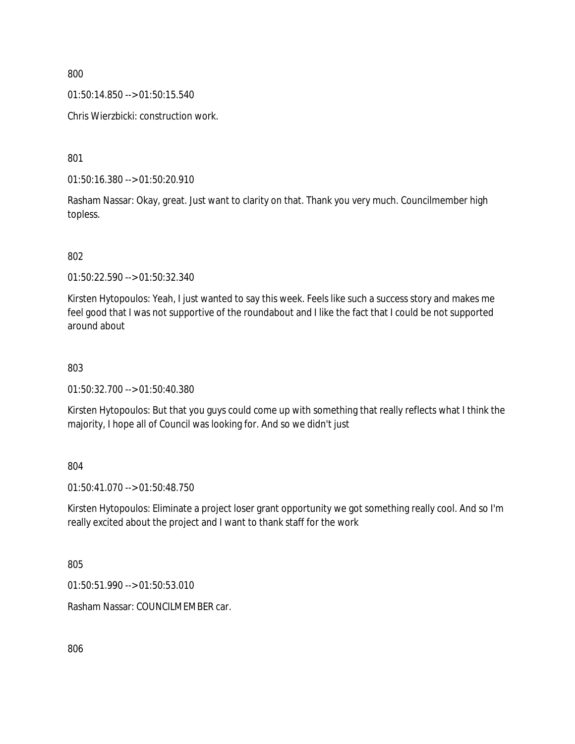800

01:50:14.850 --> 01:50:15.540

Chris Wierzbicki: construction work.

801

01:50:16.380 --> 01:50:20.910

Rasham Nassar: Okay, great. Just want to clarity on that. Thank you very much. Councilmember high topless.

802

01:50:22.590 --> 01:50:32.340

Kirsten Hytopoulos: Yeah, I just wanted to say this week. Feels like such a success story and makes me feel good that I was not supportive of the roundabout and I like the fact that I could be not supported around about

803

01:50:32.700 --> 01:50:40.380

Kirsten Hytopoulos: But that you guys could come up with something that really reflects what I think the majority, I hope all of Council was looking for. And so we didn't just

804

01:50:41.070 --> 01:50:48.750

Kirsten Hytopoulos: Eliminate a project loser grant opportunity we got something really cool. And so I'm really excited about the project and I want to thank staff for the work

805

01:50:51.990 --> 01:50:53.010

Rasham Nassar: COUNCILMEMBER car.

806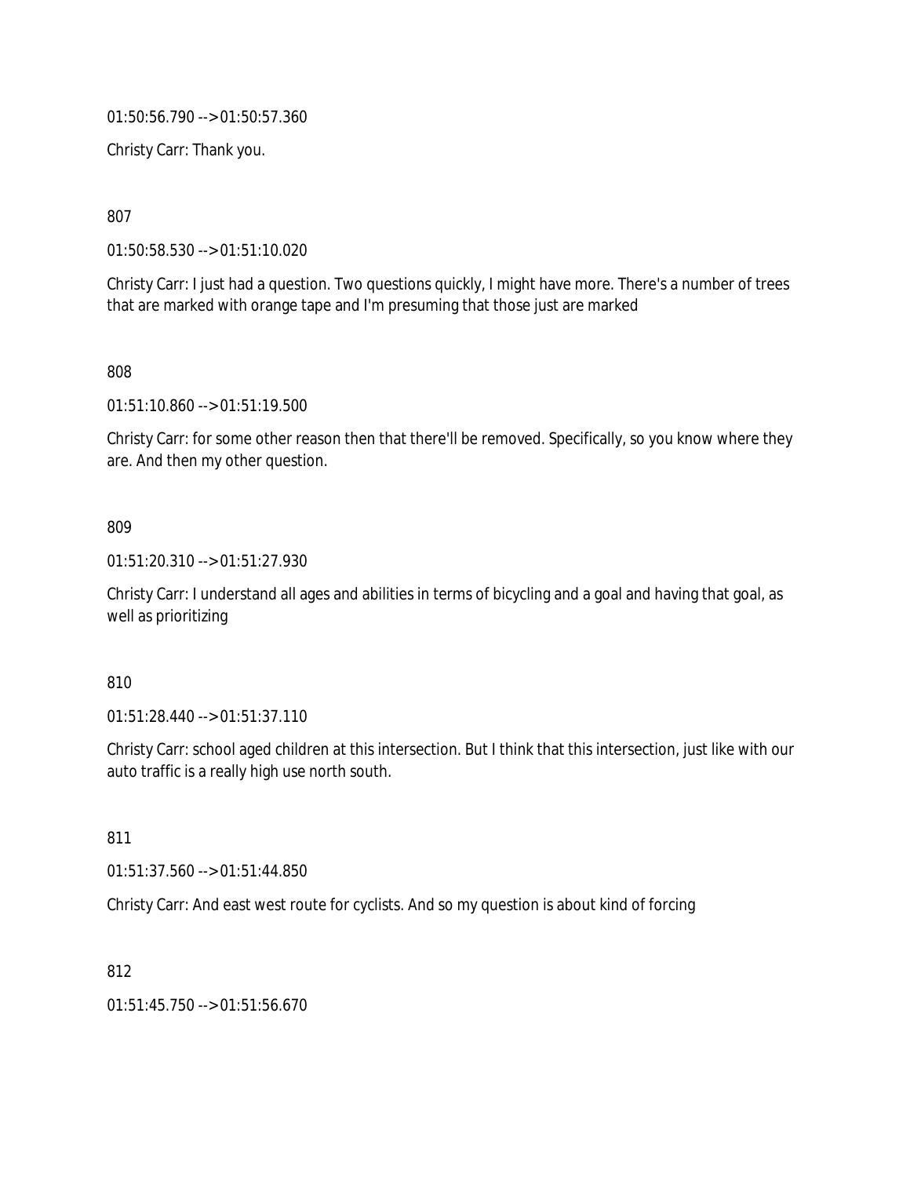01:50:56.790 --> 01:50:57.360

Christy Carr: Thank you.

807

01:50:58.530 --> 01:51:10.020

Christy Carr: I just had a question. Two questions quickly, I might have more. There's a number of trees that are marked with orange tape and I'm presuming that those just are marked

808

01:51:10.860 --> 01:51:19.500

Christy Carr: for some other reason then that there'll be removed. Specifically, so you know where they are. And then my other question.

809

01:51:20.310 --> 01:51:27.930

Christy Carr: I understand all ages and abilities in terms of bicycling and a goal and having that goal, as well as prioritizing

810

01:51:28.440 --> 01:51:37.110

Christy Carr: school aged children at this intersection. But I think that this intersection, just like with our auto traffic is a really high use north south.

811

01:51:37.560 --> 01:51:44.850

Christy Carr: And east west route for cyclists. And so my question is about kind of forcing

812

01:51:45.750 --> 01:51:56.670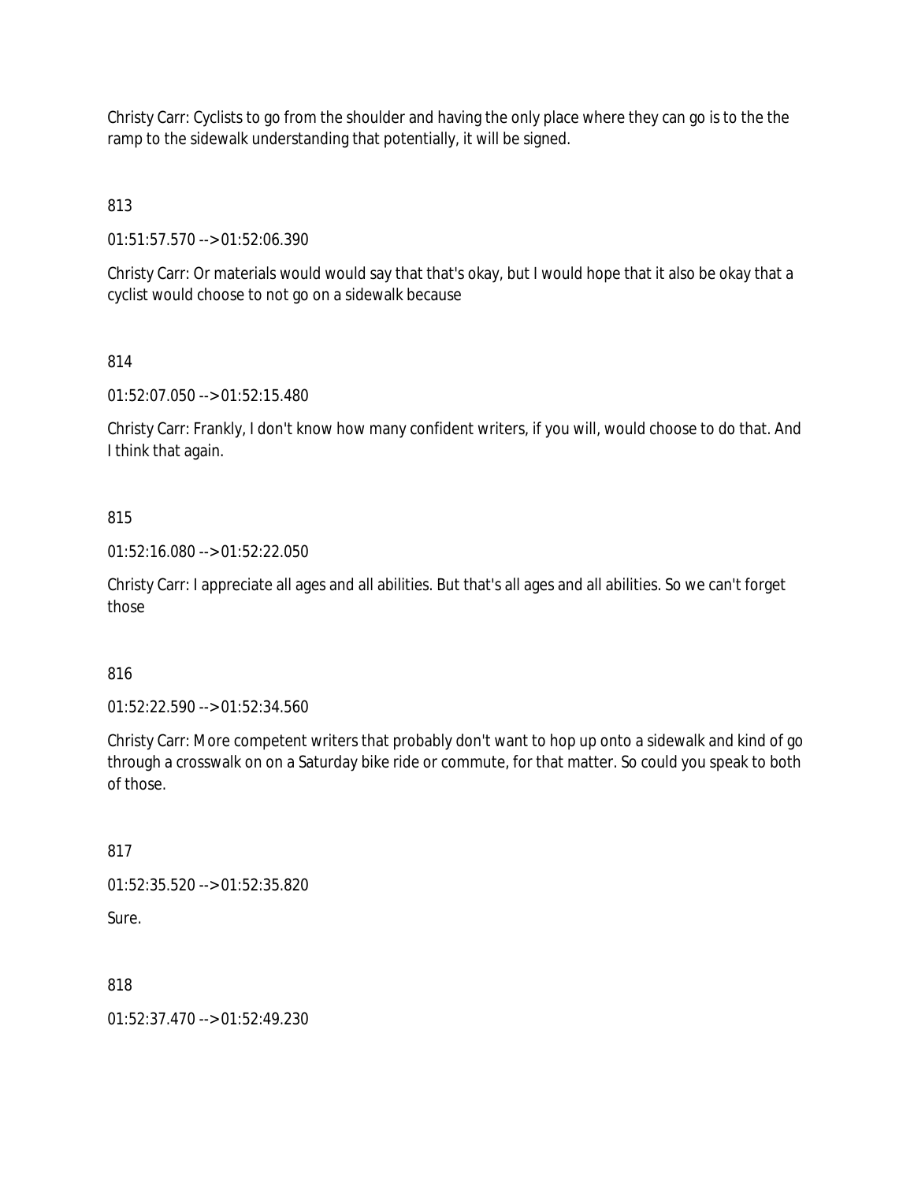Christy Carr: Cyclists to go from the shoulder and having the only place where they can go is to the the ramp to the sidewalk understanding that potentially, it will be signed.

813

01:51:57.570 --> 01:52:06.390

Christy Carr: Or materials would would say that that's okay, but I would hope that it also be okay that a cyclist would choose to not go on a sidewalk because

814

01:52:07.050 --> 01:52:15.480

Christy Carr: Frankly, I don't know how many confident writers, if you will, would choose to do that. And I think that again.

815

01:52:16.080 --> 01:52:22.050

Christy Carr: I appreciate all ages and all abilities. But that's all ages and all abilities. So we can't forget those

816

01:52:22.590 --> 01:52:34.560

Christy Carr: More competent writers that probably don't want to hop up onto a sidewalk and kind of go through a crosswalk on on a Saturday bike ride or commute, for that matter. So could you speak to both of those.

817

01:52:35.520 --> 01:52:35.820

Sure.

818

01:52:37.470 --> 01:52:49.230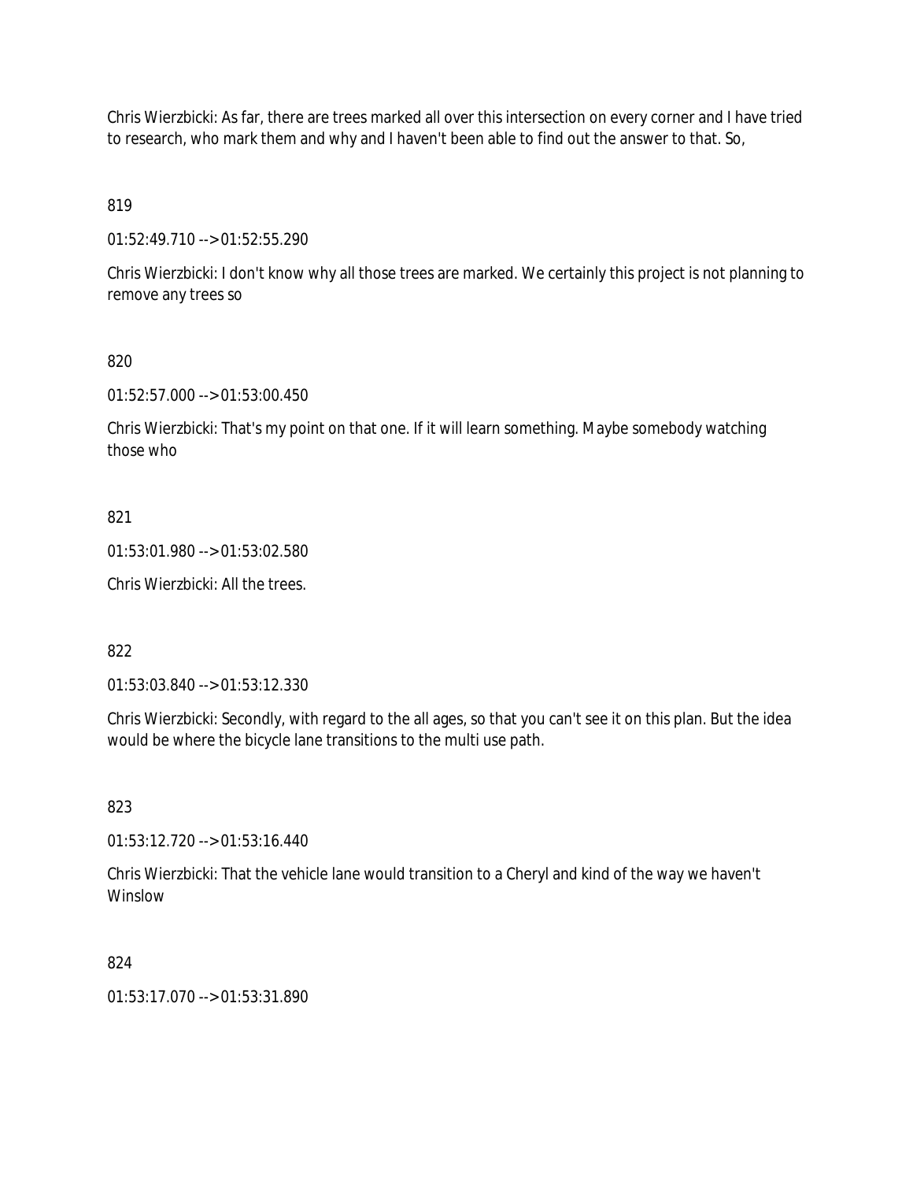Chris Wierzbicki: As far, there are trees marked all over this intersection on every corner and I have tried to research, who mark them and why and I haven't been able to find out the answer to that. So,

819

01:52:49.710 --> 01:52:55.290

Chris Wierzbicki: I don't know why all those trees are marked. We certainly this project is not planning to remove any trees so

820

01:52:57.000 --> 01:53:00.450

Chris Wierzbicki: That's my point on that one. If it will learn something. Maybe somebody watching those who

821

01:53:01.980 --> 01:53:02.580

Chris Wierzbicki: All the trees.

822

01:53:03.840 --> 01:53:12.330

Chris Wierzbicki: Secondly, with regard to the all ages, so that you can't see it on this plan. But the idea would be where the bicycle lane transitions to the multi use path.

823

01:53:12.720 --> 01:53:16.440

Chris Wierzbicki: That the vehicle lane would transition to a Cheryl and kind of the way we haven't Winslow

824

01:53:17.070 --> 01:53:31.890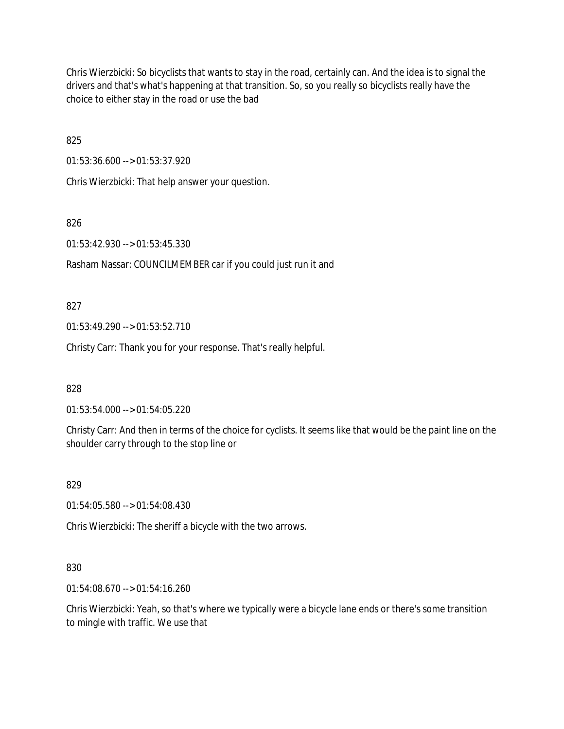Chris Wierzbicki: So bicyclists that wants to stay in the road, certainly can. And the idea is to signal the drivers and that's what's happening at that transition. So, so you really so bicyclists really have the choice to either stay in the road or use the bad

825

01:53:36.600 --> 01:53:37.920

Chris Wierzbicki: That help answer your question.

826

01:53:42.930 --> 01:53:45.330

Rasham Nassar: COUNCILMEMBER car if you could just run it and

827

01:53:49.290 --> 01:53:52.710

Christy Carr: Thank you for your response. That's really helpful.

828

01:53:54.000 --> 01:54:05.220

Christy Carr: And then in terms of the choice for cyclists. It seems like that would be the paint line on the shoulder carry through to the stop line or

829

01:54:05.580 --> 01:54:08.430

Chris Wierzbicki: The sheriff a bicycle with the two arrows.

830

01:54:08.670 --> 01:54:16.260

Chris Wierzbicki: Yeah, so that's where we typically were a bicycle lane ends or there's some transition to mingle with traffic. We use that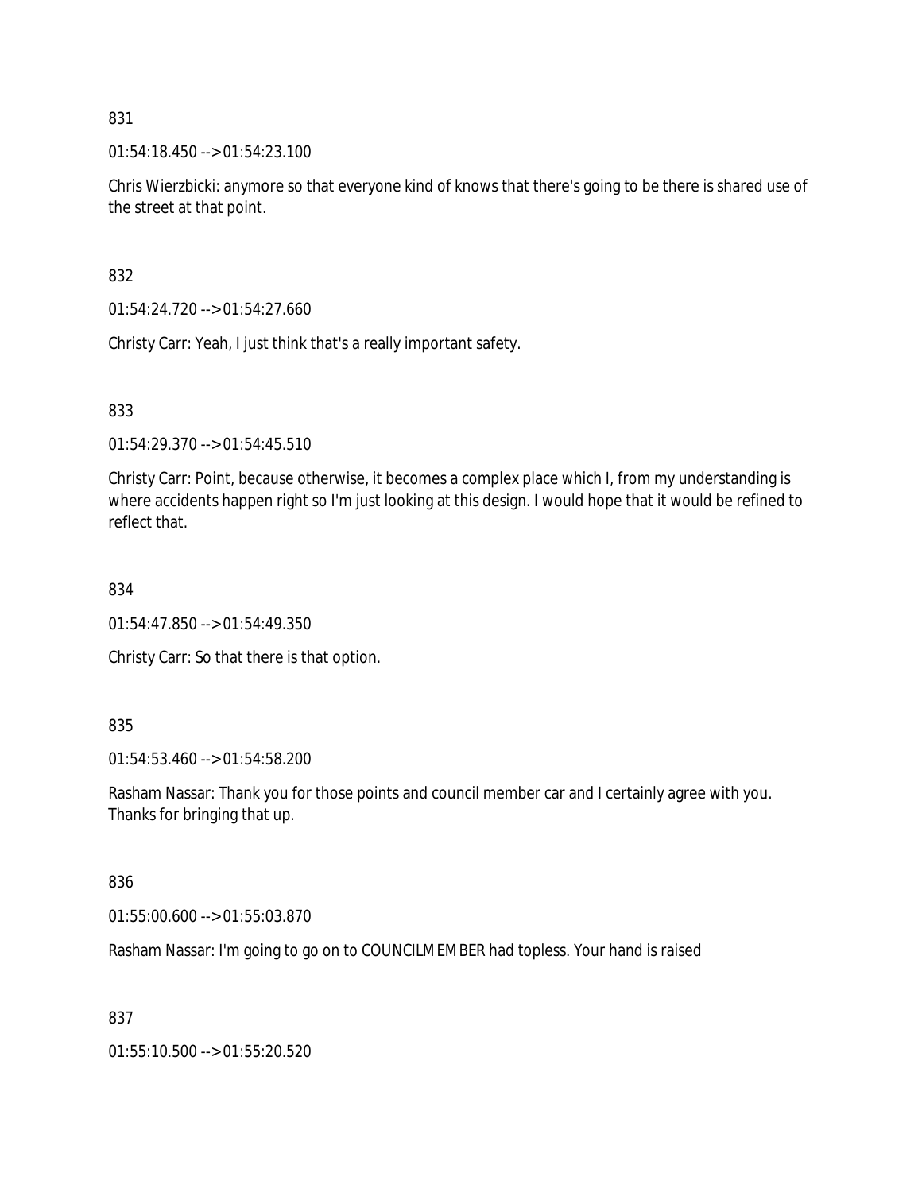831

01:54:18.450 --> 01:54:23.100

Chris Wierzbicki: anymore so that everyone kind of knows that there's going to be there is shared use of the street at that point.

832

01:54:24.720 --> 01:54:27.660

Christy Carr: Yeah, I just think that's a really important safety.

833

01:54:29.370 --> 01:54:45.510

Christy Carr: Point, because otherwise, it becomes a complex place which I, from my understanding is where accidents happen right so I'm just looking at this design. I would hope that it would be refined to reflect that.

834

01:54:47.850 --> 01:54:49.350

Christy Carr: So that there is that option.

835

01:54:53.460 --> 01:54:58.200

Rasham Nassar: Thank you for those points and council member car and I certainly agree with you. Thanks for bringing that up.

836

01:55:00.600 --> 01:55:03.870

Rasham Nassar: I'm going to go on to COUNCILMEMBER had topless. Your hand is raised

837

01:55:10.500 --> 01:55:20.520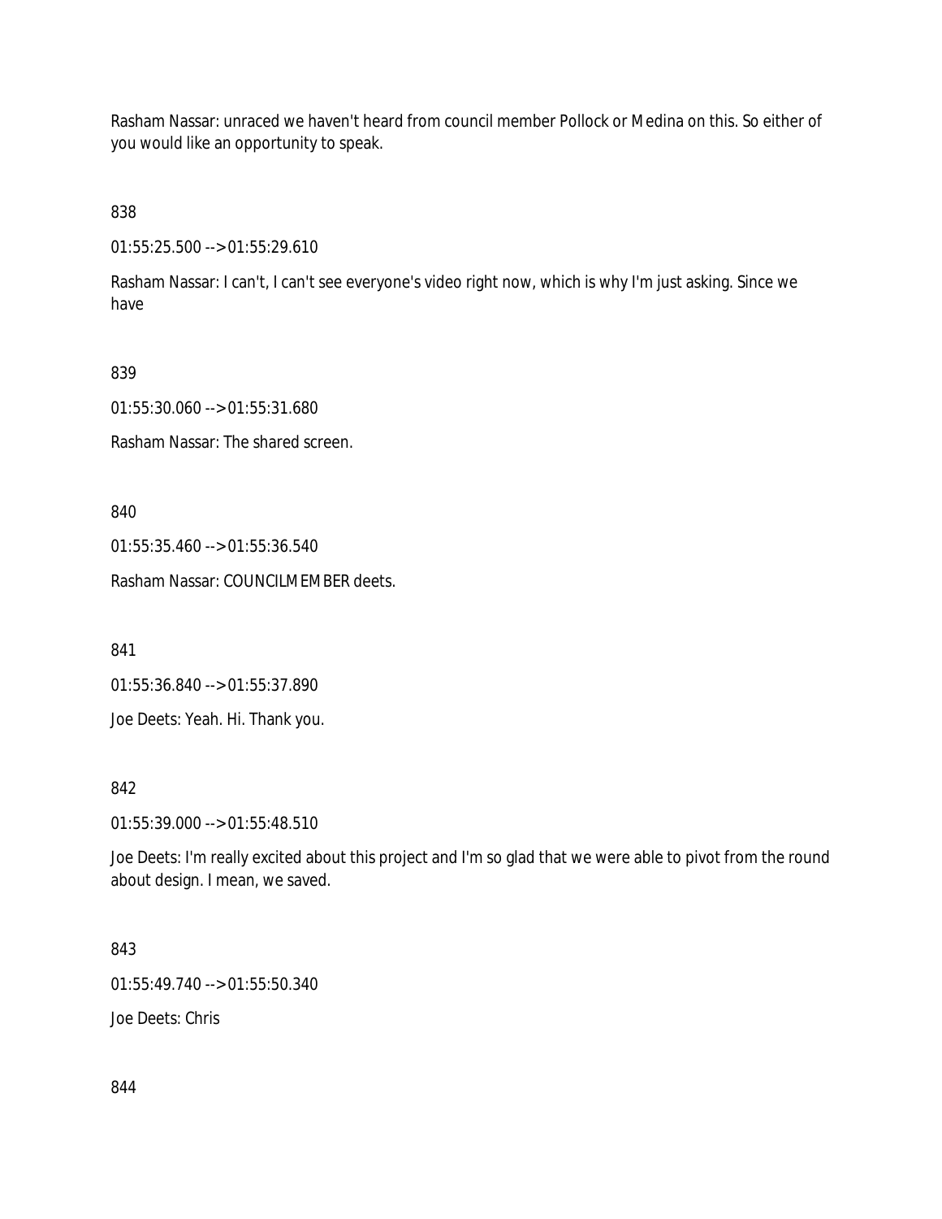Rasham Nassar: unraced we haven't heard from council member Pollock or Medina on this. So either of you would like an opportunity to speak.

838

01:55:25.500 --> 01:55:29.610

Rasham Nassar: I can't, I can't see everyone's video right now, which is why I'm just asking. Since we have

839

01:55:30.060 --> 01:55:31.680

Rasham Nassar: The shared screen.

840

01:55:35.460 --> 01:55:36.540

Rasham Nassar: COUNCILMEMBER deets.

841

01:55:36.840 --> 01:55:37.890

Joe Deets: Yeah. Hi. Thank you.

842

01:55:39.000 --> 01:55:48.510

Joe Deets: I'm really excited about this project and I'm so glad that we were able to pivot from the round about design. I mean, we saved.

843

01:55:49.740 --> 01:55:50.340

Joe Deets: Chris

844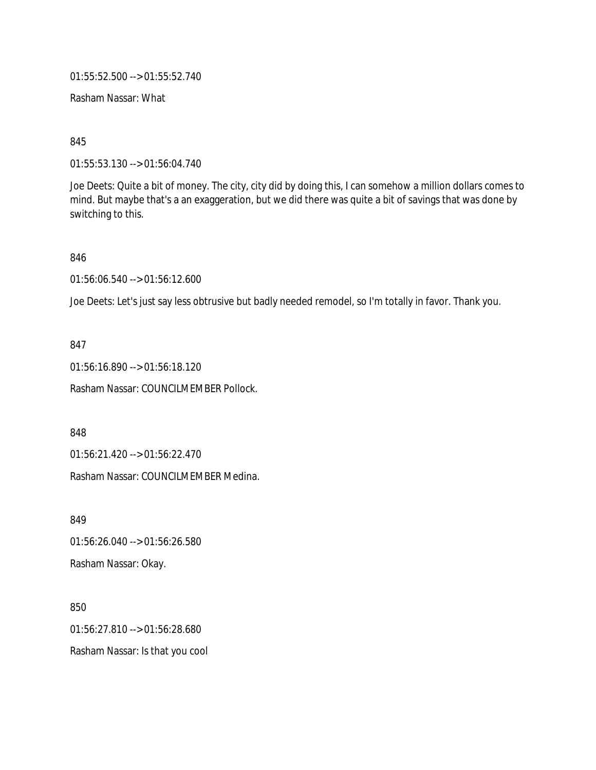01:55:52.500 --> 01:55:52.740

Rasham Nassar: What

845

01:55:53.130 --> 01:56:04.740

Joe Deets: Quite a bit of money. The city, city did by doing this, I can somehow a million dollars comes to mind. But maybe that's a an exaggeration, but we did there was quite a bit of savings that was done by switching to this.

846

01:56:06.540 --> 01:56:12.600

Joe Deets: Let's just say less obtrusive but badly needed remodel, so I'm totally in favor. Thank you.

847

01:56:16.890 --> 01:56:18.120

Rasham Nassar: COUNCILMEMBER Pollock.

848

01:56:21.420 --> 01:56:22.470

Rasham Nassar: COUNCILMEMBER Medina.

849

01:56:26.040 --> 01:56:26.580

Rasham Nassar: Okay.

850

01:56:27.810 --> 01:56:28.680

Rasham Nassar: Is that you cool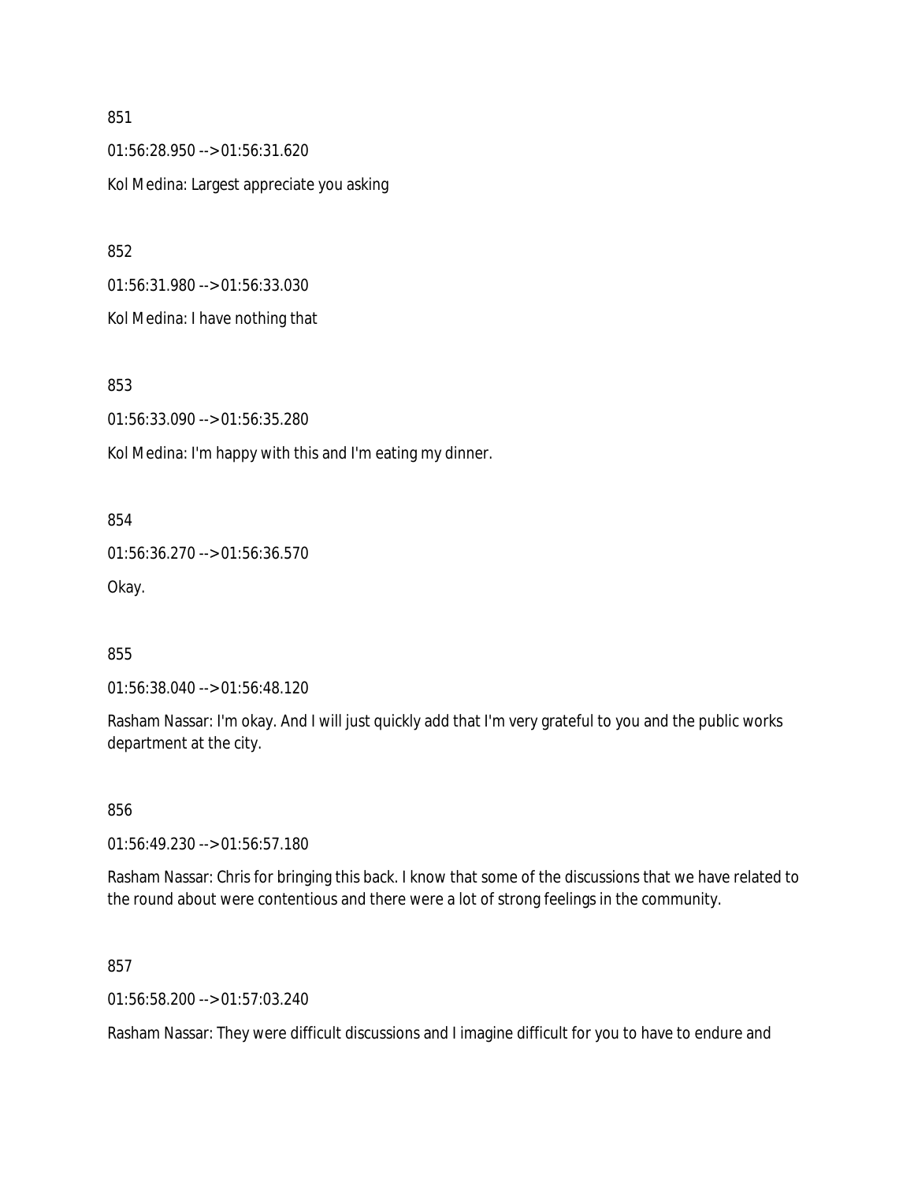851

01:56:28.950 --> 01:56:31.620

Kol Medina: Largest appreciate you asking

852

01:56:31.980 --> 01:56:33.030

Kol Medina: I have nothing that

853

01:56:33.090 --> 01:56:35.280

Kol Medina: I'm happy with this and I'm eating my dinner.

854

01:56:36.270 --> 01:56:36.570

Okay.

855

01:56:38.040 --> 01:56:48.120

Rasham Nassar: I'm okay. And I will just quickly add that I'm very grateful to you and the public works department at the city.

856

01:56:49.230 --> 01:56:57.180

Rasham Nassar: Chris for bringing this back. I know that some of the discussions that we have related to the round about were contentious and there were a lot of strong feelings in the community.

857

01:56:58.200 --> 01:57:03.240

Rasham Nassar: They were difficult discussions and I imagine difficult for you to have to endure and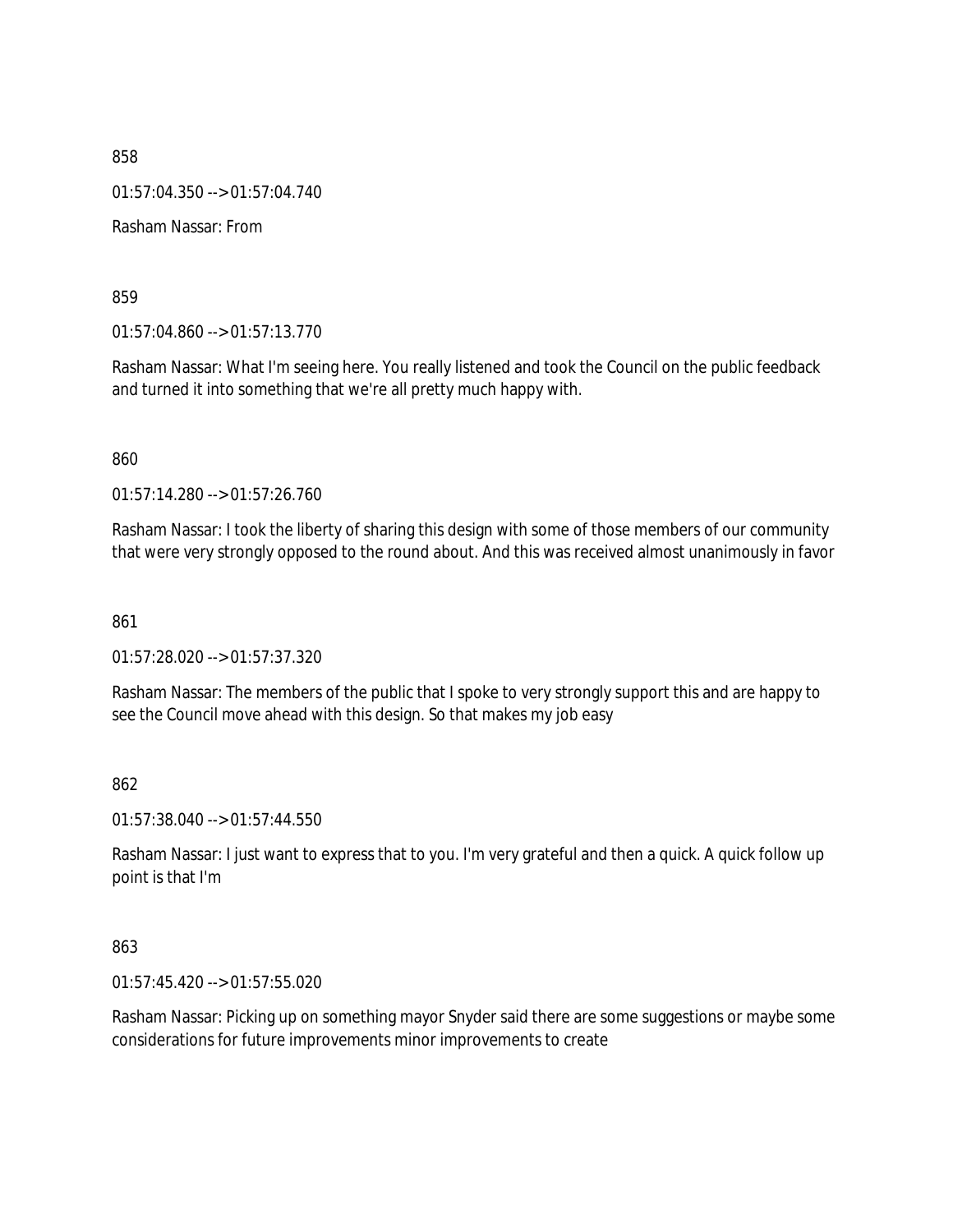858

01:57:04.350 --> 01:57:04.740

Rasham Nassar: From

859

01:57:04.860 --> 01:57:13.770

Rasham Nassar: What I'm seeing here. You really listened and took the Council on the public feedback and turned it into something that we're all pretty much happy with.

860

01:57:14.280 --> 01:57:26.760

Rasham Nassar: I took the liberty of sharing this design with some of those members of our community that were very strongly opposed to the round about. And this was received almost unanimously in favor

861

01:57:28.020 --> 01:57:37.320

Rasham Nassar: The members of the public that I spoke to very strongly support this and are happy to see the Council move ahead with this design. So that makes my job easy

862

01:57:38.040 --> 01:57:44.550

Rasham Nassar: I just want to express that to you. I'm very grateful and then a quick. A quick follow up point is that I'm

863

01:57:45.420 --> 01:57:55.020

Rasham Nassar: Picking up on something mayor Snyder said there are some suggestions or maybe some considerations for future improvements minor improvements to create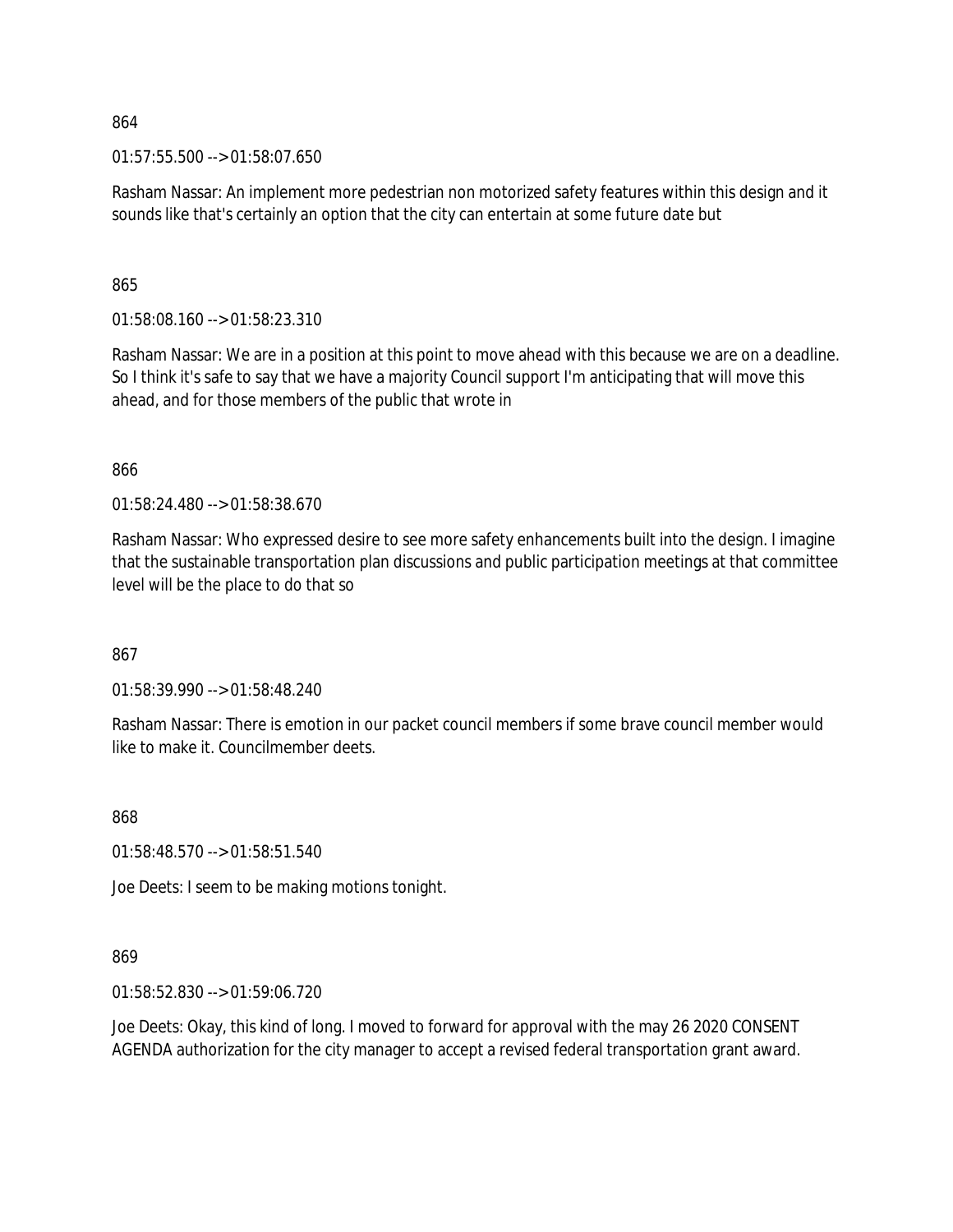864

01:57:55.500 --> 01:58:07.650

Rasham Nassar: An implement more pedestrian non motorized safety features within this design and it sounds like that's certainly an option that the city can entertain at some future date but

865

01:58:08.160 --> 01:58:23.310

Rasham Nassar: We are in a position at this point to move ahead with this because we are on a deadline. So I think it's safe to say that we have a majority Council support I'm anticipating that will move this ahead, and for those members of the public that wrote in

866

01:58:24.480 --> 01:58:38.670

Rasham Nassar: Who expressed desire to see more safety enhancements built into the design. I imagine that the sustainable transportation plan discussions and public participation meetings at that committee level will be the place to do that so

867

01:58:39.990 --> 01:58:48.240

Rasham Nassar: There is emotion in our packet council members if some brave council member would like to make it. Councilmember deets.

868

01:58:48.570 --> 01:58:51.540

Joe Deets: I seem to be making motions tonight.

869

01:58:52.830 --> 01:59:06.720

Joe Deets: Okay, this kind of long. I moved to forward for approval with the may 26 2020 CONSENT AGENDA authorization for the city manager to accept a revised federal transportation grant award.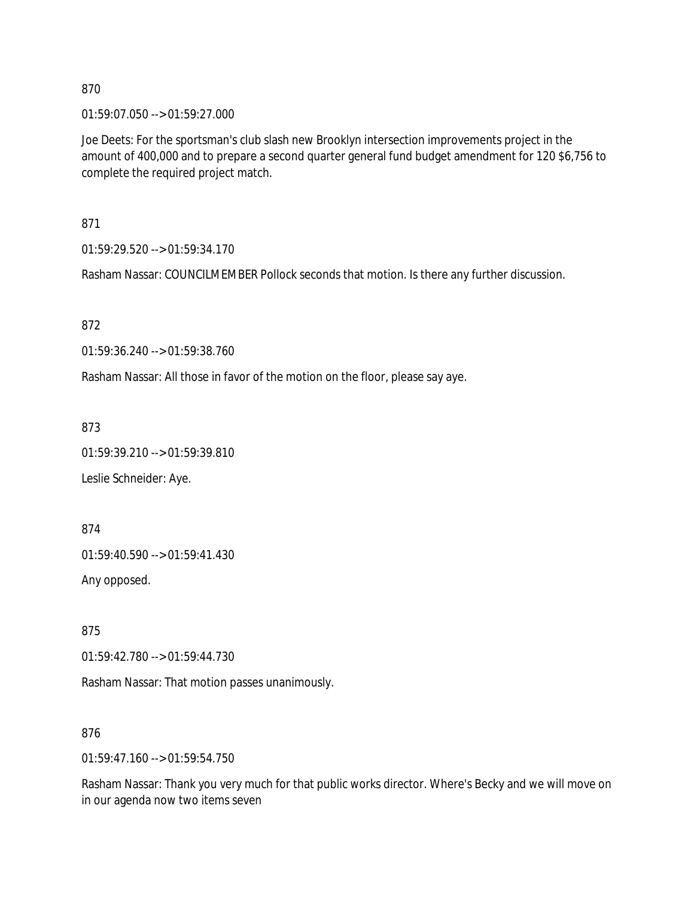870

01:59:07.050 --> 01:59:27.000

Joe Deets: For the sportsman's club slash new Brooklyn intersection improvements project in the amount of 400,000 and to prepare a second quarter general fund budget amendment for 120 $6,756 to complete the required project match.

871

01:59:29.520 --> 01:59:34.170

Rasham Nassar: COUNCILMEMBER Pollock seconds that motion. Is there any further discussion.

872

01:59:36.240 --> 01:59:38.760

Rasham Nassar: All those in favor of the motion on the floor, please say aye.

873

01:59:39.210 --> 01:59:39.810

Leslie Schneider: Aye.

874

01:59:40.590 --> 01:59:41.430

Any opposed.

875

01:59:42.780 --> 01:59:44.730

Rasham Nassar: That motion passes unanimously.

876

01:59:47.160 --> 01:59:54.750

Rasham Nassar: Thank you very much for that public works director. Where's Becky and we will move on in our agenda now two items seven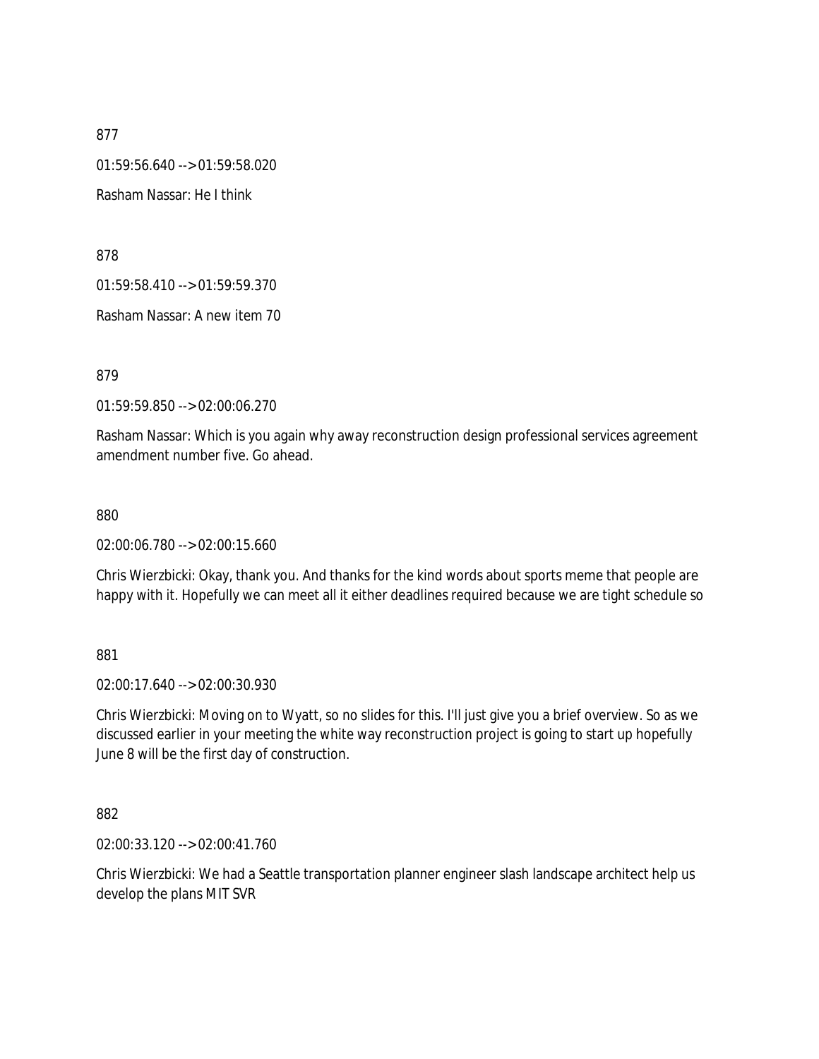877

01:59:56.640 --> 01:59:58.020

Rasham Nassar: He I think

878

01:59:58.410 --> 01:59:59.370

Rasham Nassar: A new item 70

879

01:59:59.850 --> 02:00:06.270

Rasham Nassar: Which is you again why away reconstruction design professional services agreement amendment number five. Go ahead.

880

02:00:06.780 --> 02:00:15.660

Chris Wierzbicki: Okay, thank you. And thanks for the kind words about sports meme that people are happy with it. Hopefully we can meet all it either deadlines required because we are tight schedule so

881

02:00:17.640 --> 02:00:30.930

Chris Wierzbicki: Moving on to Wyatt, so no slides for this. I'll just give you a brief overview. So as we discussed earlier in your meeting the white way reconstruction project is going to start up hopefully June 8 will be the first day of construction.

882

02:00:33.120 --> 02:00:41.760

Chris Wierzbicki: We had a Seattle transportation planner engineer slash landscape architect help us develop the plans MIT SVR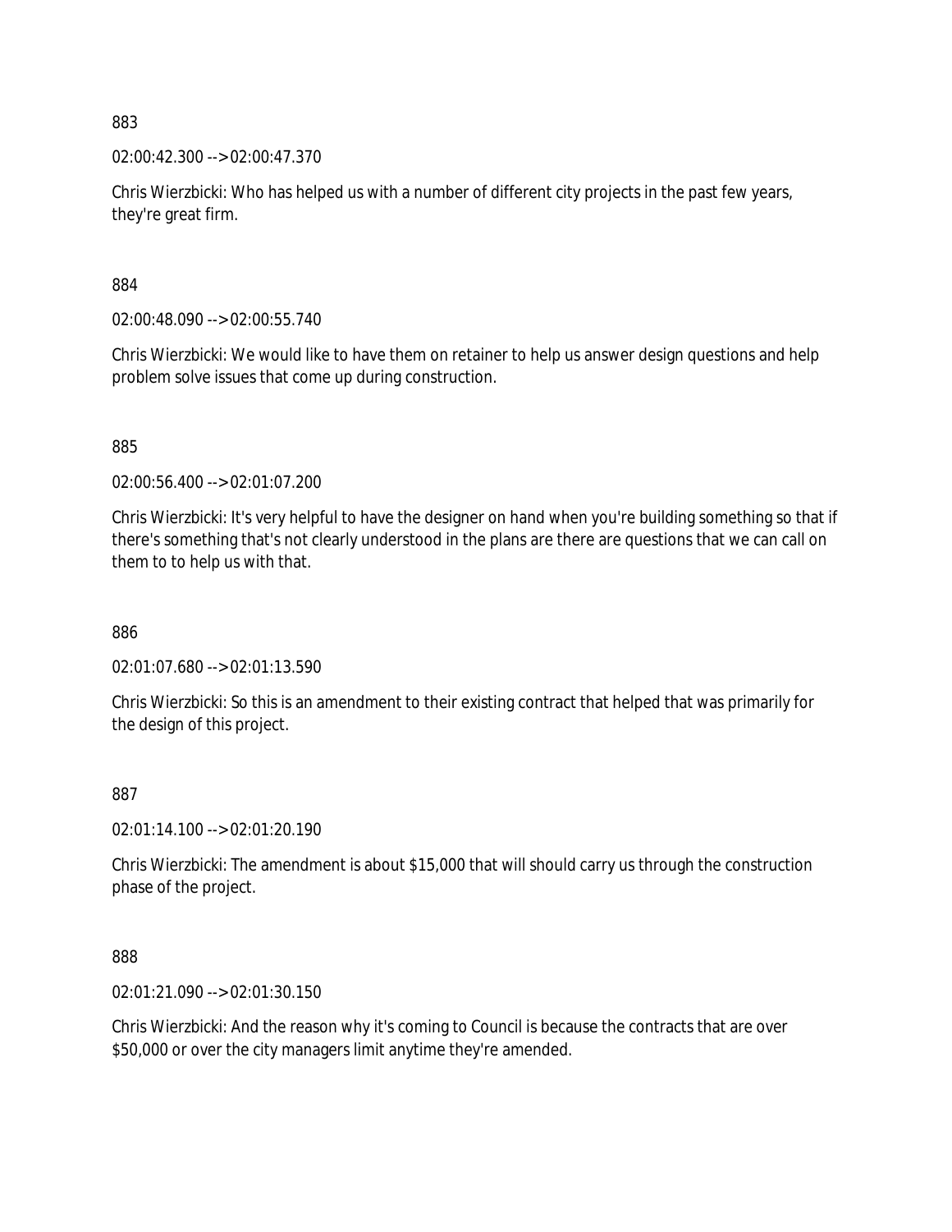883

02:00:42.300 --> 02:00:47.370

Chris Wierzbicki: Who has helped us with a number of different city projects in the past few years, they're great firm.

884

02:00:48.090 --> 02:00:55.740

Chris Wierzbicki: We would like to have them on retainer to help us answer design questions and help problem solve issues that come up during construction.

885

02:00:56.400 --> 02:01:07.200

Chris Wierzbicki: It's very helpful to have the designer on hand when you're building something so that if there's something that's not clearly understood in the plans are there are questions that we can call on them to to help us with that.

886

02:01:07.680 --> 02:01:13.590

Chris Wierzbicki: So this is an amendment to their existing contract that helped that was primarily for the design of this project.

887

02:01:14.100 --> 02:01:20.190

Chris Wierzbicki: The amendment is about $15,000 that will should carry us through the construction phase of the project.

888

02:01:21.090 --> 02:01:30.150

Chris Wierzbicki: And the reason why it's coming to Council is because the contracts that are over $50,000 or over the city managers limit anytime they're amended.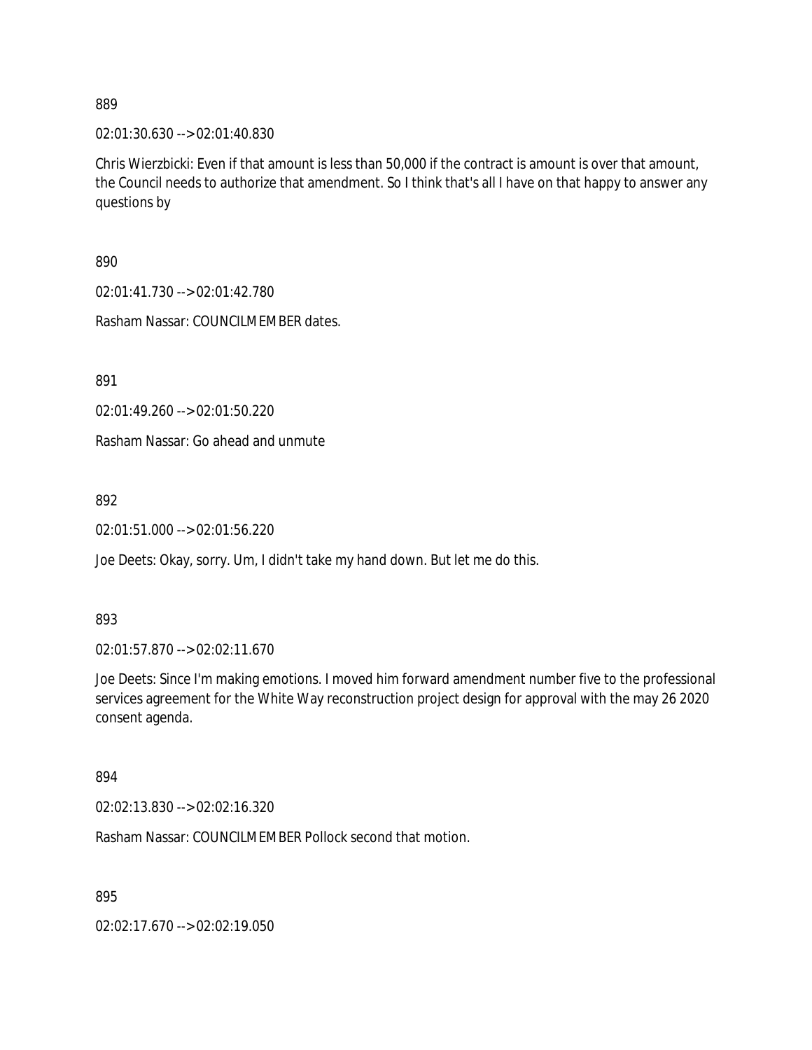889

02:01:30.630 --> 02:01:40.830

Chris Wierzbicki: Even if that amount is less than 50,000 if the contract is amount is over that amount, the Council needs to authorize that amendment. So I think that's all I have on that happy to answer any questions by

890

02:01:41.730 --> 02:01:42.780

Rasham Nassar: COUNCILMEMBER dates.

891

02:01:49.260 --> 02:01:50.220

Rasham Nassar: Go ahead and unmute

892

02:01:51.000 --> 02:01:56.220

Joe Deets: Okay, sorry. Um, I didn't take my hand down. But let me do this.

893

02:01:57.870 --> 02:02:11.670

Joe Deets: Since I'm making emotions. I moved him forward amendment number five to the professional services agreement for the White Way reconstruction project design for approval with the may 26 2020 consent agenda.

894

02:02:13.830 --> 02:02:16.320

Rasham Nassar: COUNCILMEMBER Pollock second that motion.

895

02:02:17.670 --> 02:02:19.050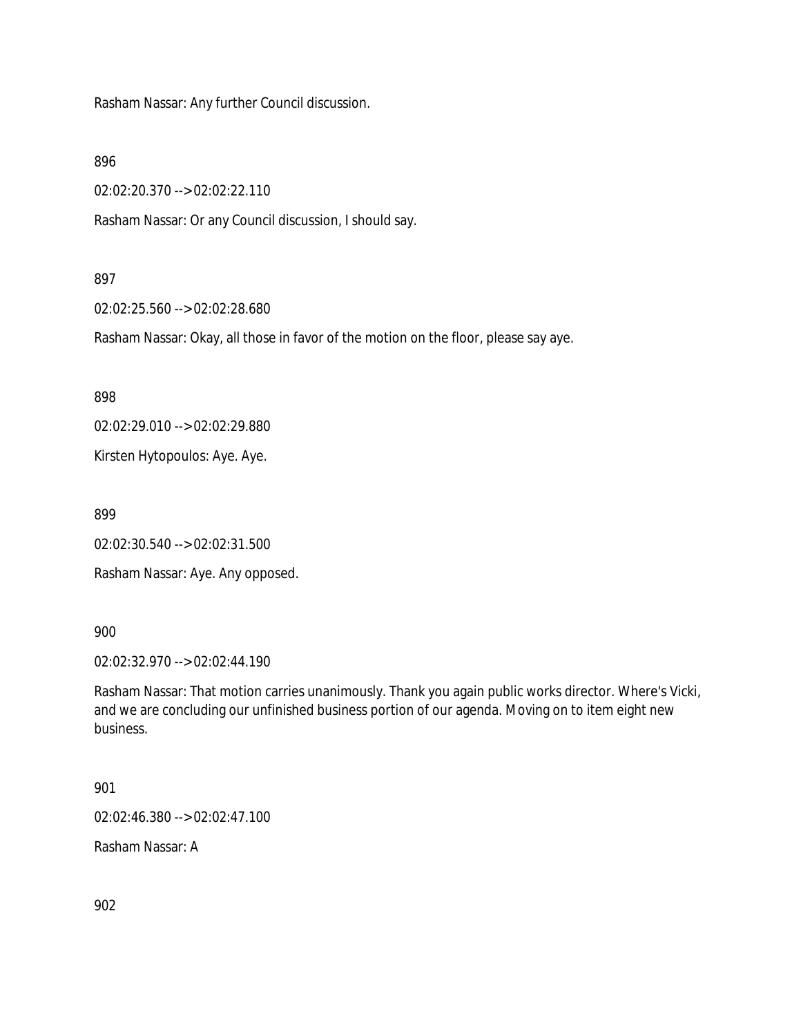Rasham Nassar: Any further Council discussion.

896

02:02:20.370 --> 02:02:22.110

Rasham Nassar: Or any Council discussion, I should say.

897

02:02:25.560 --> 02:02:28.680

Rasham Nassar: Okay, all those in favor of the motion on the floor, please say aye.

898

02:02:29.010 --> 02:02:29.880

Kirsten Hytopoulos: Aye. Aye.

899

02:02:30.540 --> 02:02:31.500

Rasham Nassar: Aye. Any opposed.

900

02:02:32.970 --> 02:02:44.190

Rasham Nassar: That motion carries unanimously. Thank you again public works director. Where's Vicki, and we are concluding our unfinished business portion of our agenda. Moving on to item eight new business.

901

02:02:46.380 --> 02:02:47.100

Rasham Nassar: A

902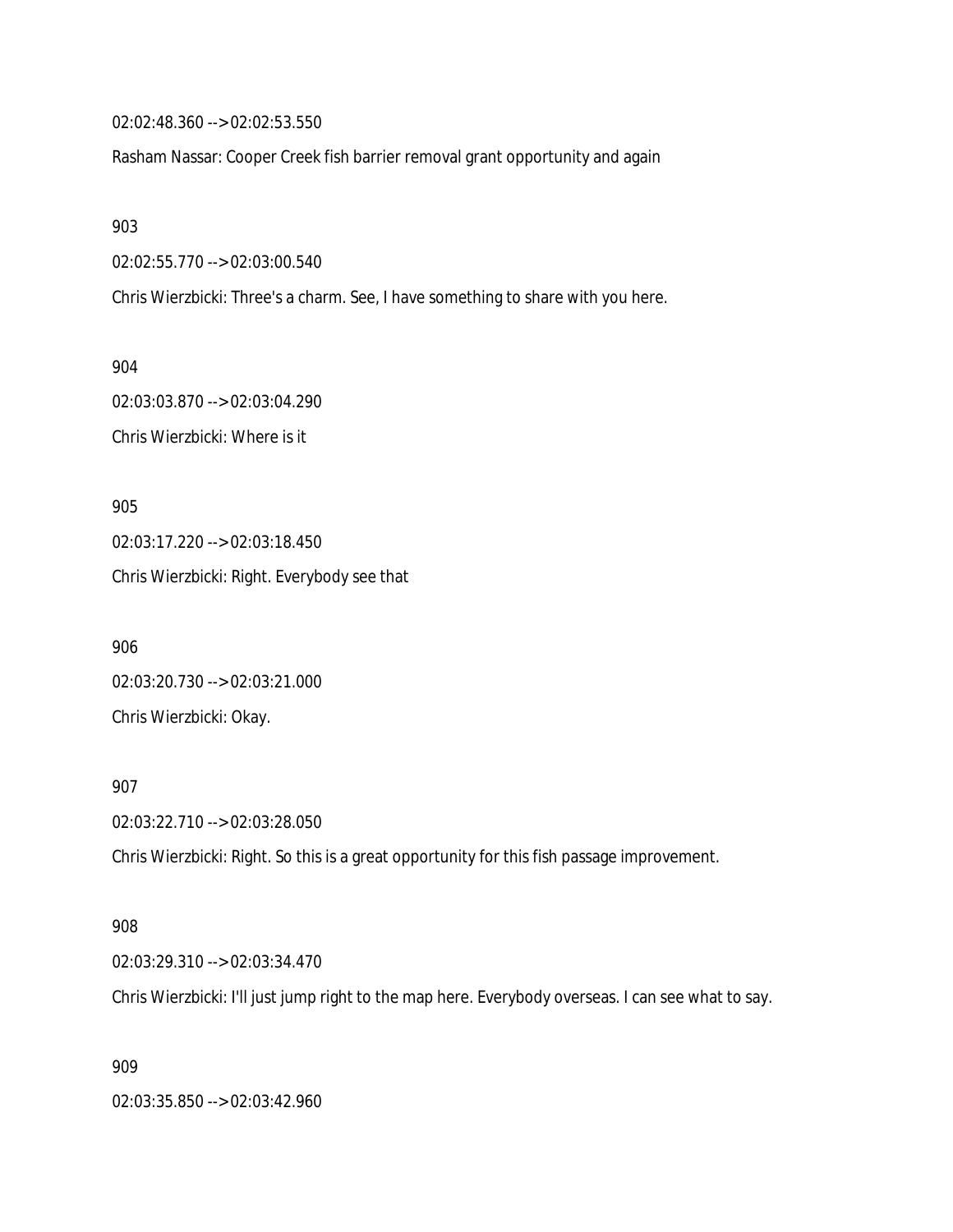02:02:48.360 --> 02:02:53.550

Rasham Nassar: Cooper Creek fish barrier removal grant opportunity and again

903

02:02:55.770 --> 02:03:00.540

Chris Wierzbicki: Three's a charm. See, I have something to share with you here.

904

02:03:03.870 --> 02:03:04.290

Chris Wierzbicki: Where is it

905

02:03:17.220 --> 02:03:18.450

Chris Wierzbicki: Right. Everybody see that

906

02:03:20.730 --> 02:03:21.000

Chris Wierzbicki: Okay.

907

02:03:22.710 --> 02:03:28.050

Chris Wierzbicki: Right. So this is a great opportunity for this fish passage improvement.

908

02:03:29.310 --> 02:03:34.470

Chris Wierzbicki: I'll just jump right to the map here. Everybody overseas. I can see what to say.

909

02:03:35.850 --> 02:03:42.960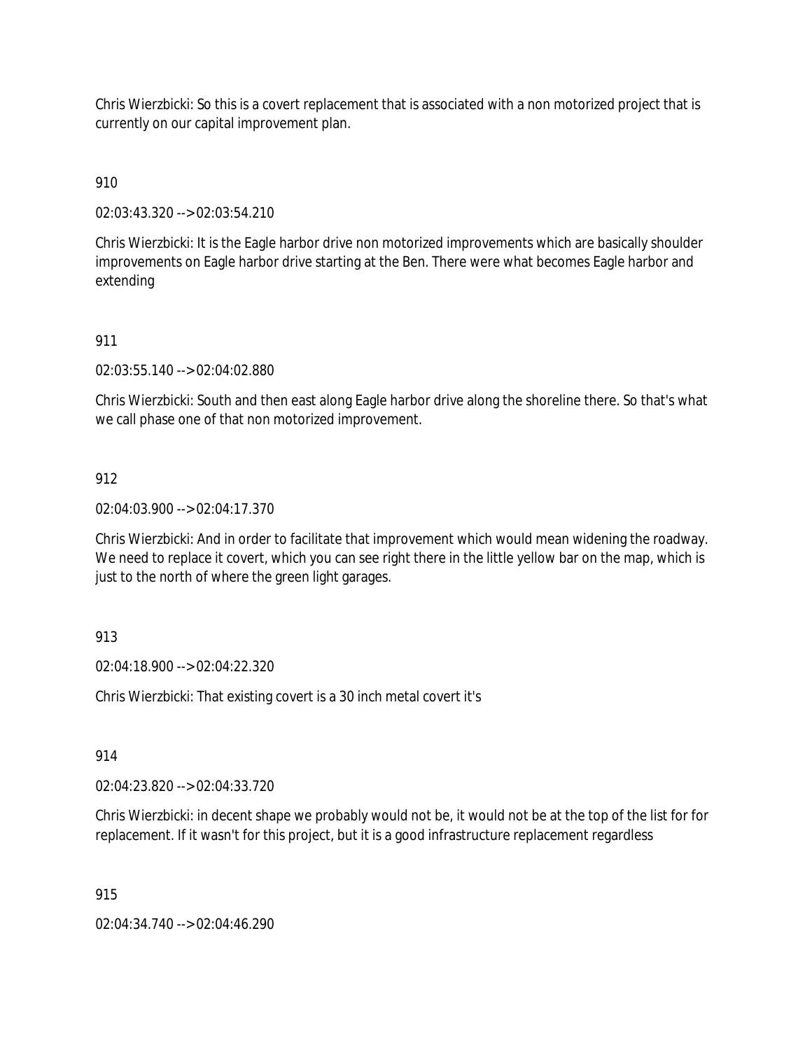Chris Wierzbicki: So this is a covert replacement that is associated with a non motorized project that is currently on our capital improvement plan.

910

02:03:43.320 --> 02:03:54.210

Chris Wierzbicki: It is the Eagle harbor drive non motorized improvements which are basically shoulder improvements on Eagle harbor drive starting at the Ben. There were what becomes Eagle harbor and extending

911

02:03:55.140 --> 02:04:02.880

Chris Wierzbicki: South and then east along Eagle harbor drive along the shoreline there. So that's what we call phase one of that non motorized improvement.

912

02:04:03.900 --> 02:04:17.370

Chris Wierzbicki: And in order to facilitate that improvement which would mean widening the roadway. We need to replace it covert, which you can see right there in the little yellow bar on the map, which is just to the north of where the green light garages.

913

02:04:18.900 --> 02:04:22.320

Chris Wierzbicki: That existing covert is a 30 inch metal covert it's

914

02:04:23.820 --> 02:04:33.720

Chris Wierzbicki: in decent shape we probably would not be, it would not be at the top of the list for for replacement. If it wasn't for this project, but it is a good infrastructure replacement regardless

915

02:04:34.740 --> 02:04:46.290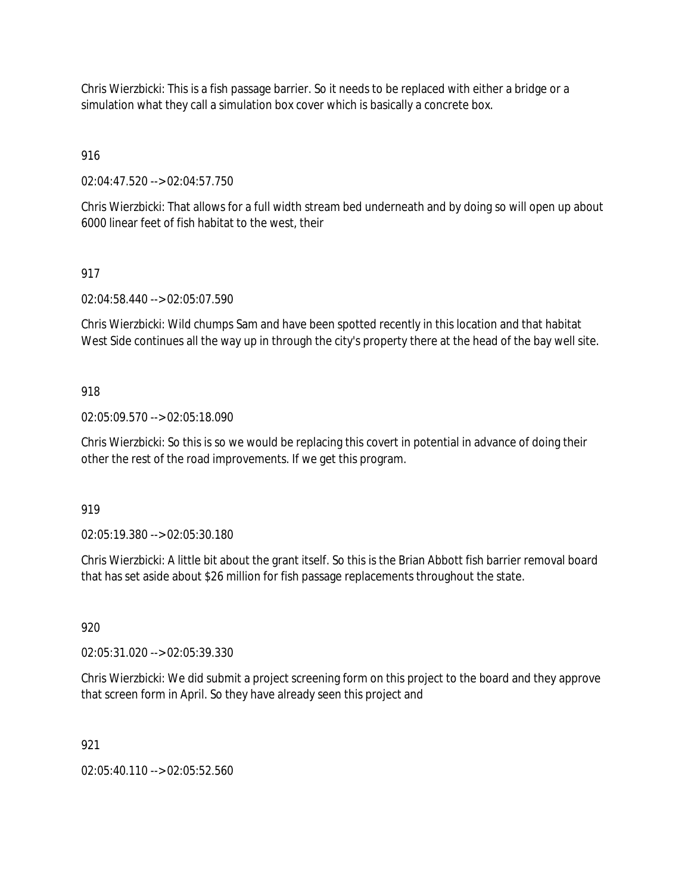Chris Wierzbicki: This is a fish passage barrier. So it needs to be replaced with either a bridge or a simulation what they call a simulation box cover which is basically a concrete box.

916

02:04:47.520 --> 02:04:57.750

Chris Wierzbicki: That allows for a full width stream bed underneath and by doing so will open up about 6000 linear feet of fish habitat to the west, their

917

02:04:58.440 --> 02:05:07.590

Chris Wierzbicki: Wild chumps Sam and have been spotted recently in this location and that habitat West Side continues all the way up in through the city's property there at the head of the bay well site.

918

02:05:09.570 --> 02:05:18.090

Chris Wierzbicki: So this is so we would be replacing this covert in potential in advance of doing their other the rest of the road improvements. If we get this program.

919

02:05:19.380 --> 02:05:30.180

Chris Wierzbicki: A little bit about the grant itself. So this is the Brian Abbott fish barrier removal board that has set aside about $26 million for fish passage replacements throughout the state.

920

02:05:31.020 --> 02:05:39.330

Chris Wierzbicki: We did submit a project screening form on this project to the board and they approve that screen form in April. So they have already seen this project and

921

02:05:40.110 --> 02:05:52.560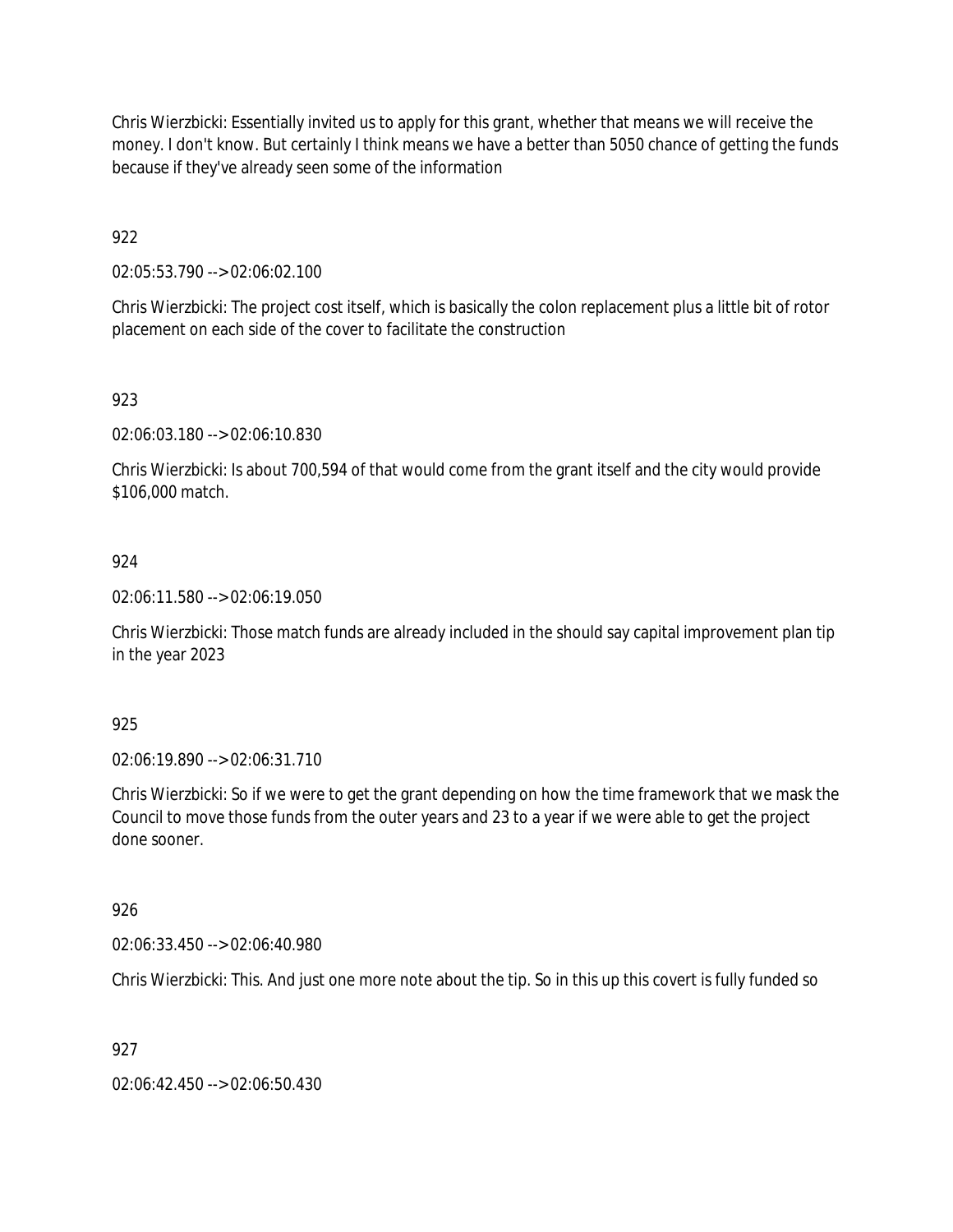Chris Wierzbicki: Essentially invited us to apply for this grant, whether that means we will receive the money. I don't know. But certainly I think means we have a better than 5050 chance of getting the funds because if they've already seen some of the information

922

02:05:53.790 --> 02:06:02.100

Chris Wierzbicki: The project cost itself, which is basically the colon replacement plus a little bit of rotor placement on each side of the cover to facilitate the construction

923

02:06:03.180 --> 02:06:10.830

Chris Wierzbicki: Is about 700,594 of that would come from the grant itself and the city would provide $106,000 match.

924

02:06:11.580 --> 02:06:19.050

Chris Wierzbicki: Those match funds are already included in the should say capital improvement plan tip in the year 2023

925

02:06:19.890 --> 02:06:31.710

Chris Wierzbicki: So if we were to get the grant depending on how the time framework that we mask the Council to move those funds from the outer years and 23 to a year if we were able to get the project done sooner.

926

02:06:33.450 --> 02:06:40.980

Chris Wierzbicki: This. And just one more note about the tip. So in this up this covert is fully funded so

927

02:06:42.450 --> 02:06:50.430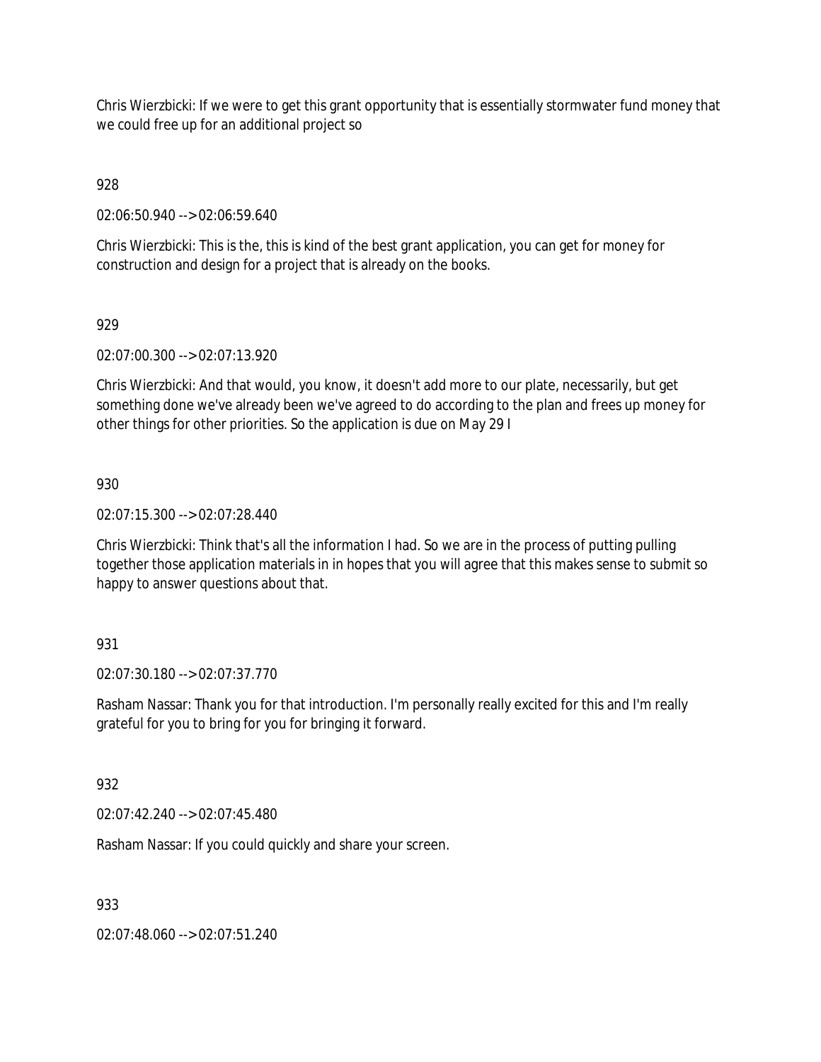Chris Wierzbicki: If we were to get this grant opportunity that is essentially stormwater fund money that we could free up for an additional project so

928

02:06:50.940 --> 02:06:59.640

Chris Wierzbicki: This is the, this is kind of the best grant application, you can get for money for construction and design for a project that is already on the books.

929

02:07:00.300 --> 02:07:13.920

Chris Wierzbicki: And that would, you know, it doesn't add more to our plate, necessarily, but get something done we've already been we've agreed to do according to the plan and frees up money for other things for other priorities. So the application is due on May 29 I

930

02:07:15.300 --> 02:07:28.440

Chris Wierzbicki: Think that's all the information I had. So we are in the process of putting pulling together those application materials in in hopes that you will agree that this makes sense to submit so happy to answer questions about that.

931

02:07:30.180 --> 02:07:37.770

Rasham Nassar: Thank you for that introduction. I'm personally really excited for this and I'm really grateful for you to bring for you for bringing it forward.

932

02:07:42.240 --> 02:07:45.480

Rasham Nassar: If you could quickly and share your screen.

933

02:07:48.060 --> 02:07:51.240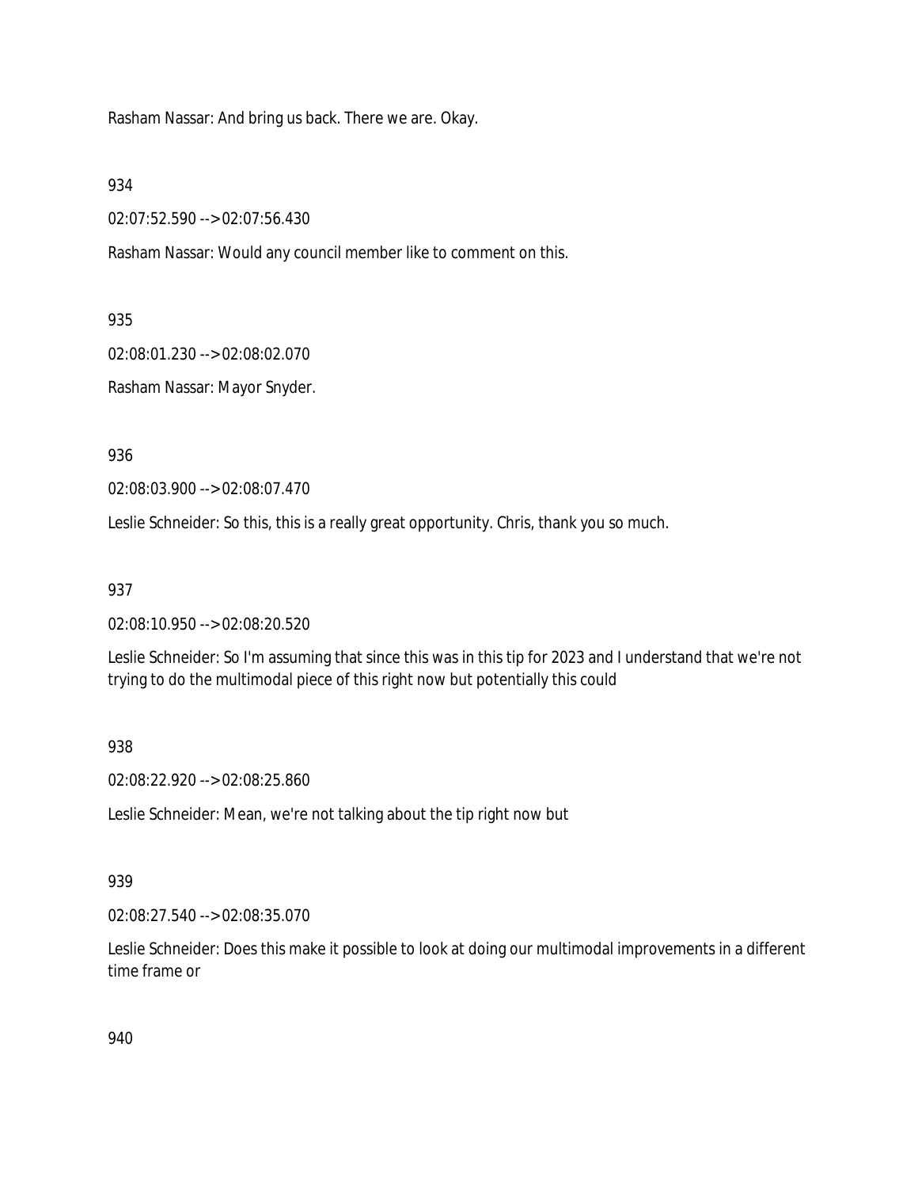Rasham Nassar: And bring us back. There we are. Okay.

934

02:07:52.590 --> 02:07:56.430

Rasham Nassar: Would any council member like to comment on this.

935

02:08:01.230 --> 02:08:02.070

Rasham Nassar: Mayor Snyder.

936

02:08:03.900 --> 02:08:07.470

Leslie Schneider: So this, this is a really great opportunity. Chris, thank you so much.

937

02:08:10.950 --> 02:08:20.520

Leslie Schneider: So I'm assuming that since this was in this tip for 2023 and I understand that we're not trying to do the multimodal piece of this right now but potentially this could

938

02:08:22.920 --> 02:08:25.860

Leslie Schneider: Mean, we're not talking about the tip right now but

939

02:08:27.540 --> 02:08:35.070

Leslie Schneider: Does this make it possible to look at doing our multimodal improvements in a different time frame or

940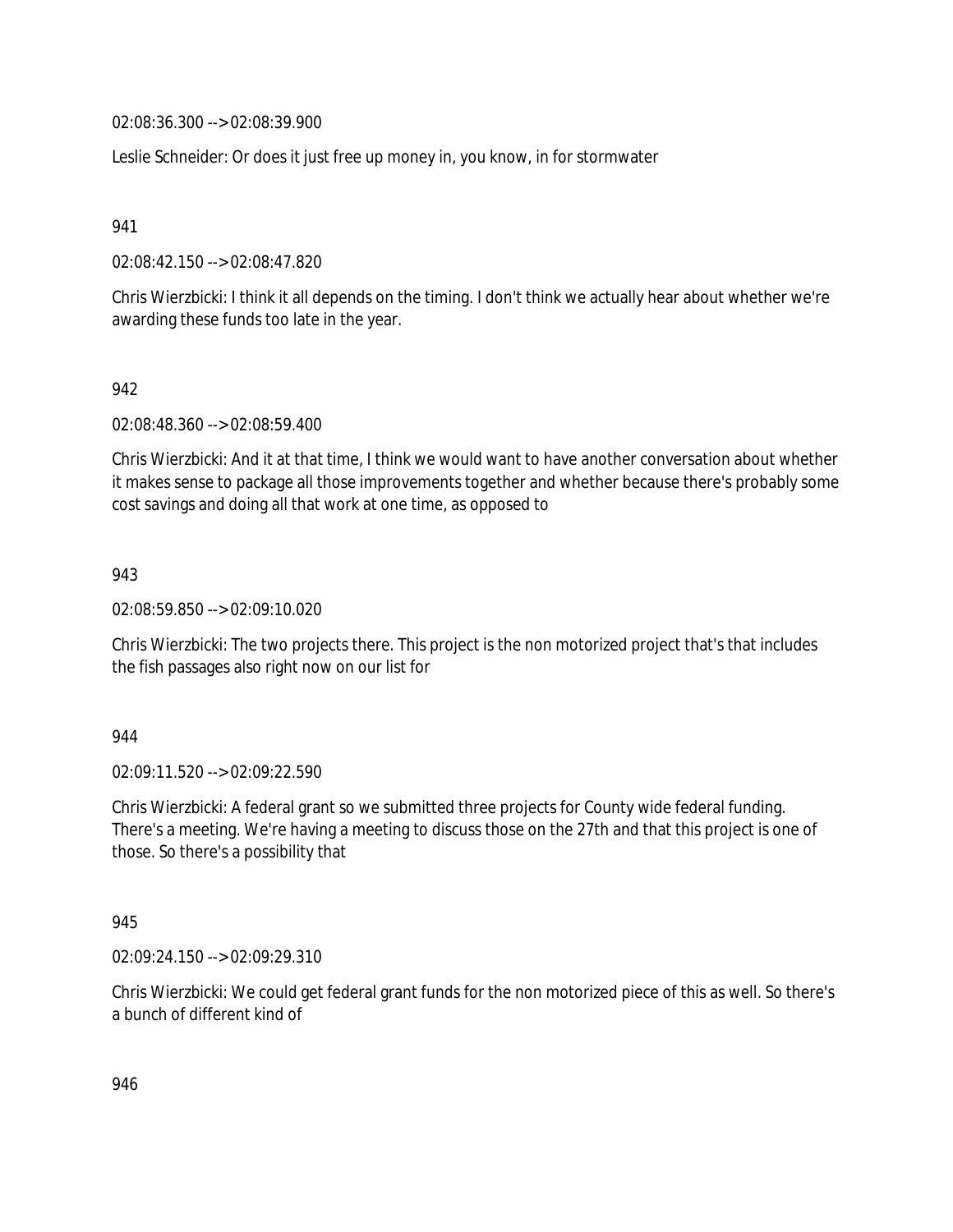02:08:36.300 --> 02:08:39.900

Leslie Schneider: Or does it just free up money in, you know, in for stormwater

941

02:08:42.150 --> 02:08:47.820

Chris Wierzbicki: I think it all depends on the timing. I don't think we actually hear about whether we're awarding these funds too late in the year.

942

02:08:48.360 --> 02:08:59.400

Chris Wierzbicki: And it at that time, I think we would want to have another conversation about whether it makes sense to package all those improvements together and whether because there's probably some cost savings and doing all that work at one time, as opposed to

943

02:08:59.850 --> 02:09:10.020

Chris Wierzbicki: The two projects there. This project is the non motorized project that's that includes the fish passages also right now on our list for

944

02:09:11.520 --> 02:09:22.590

Chris Wierzbicki: A federal grant so we submitted three projects for County wide federal funding. There's a meeting. We're having a meeting to discuss those on the 27th and that this project is one of those. So there's a possibility that

945

02:09:24.150 --> 02:09:29.310

Chris Wierzbicki: We could get federal grant funds for the non motorized piece of this as well. So there's a bunch of different kind of

946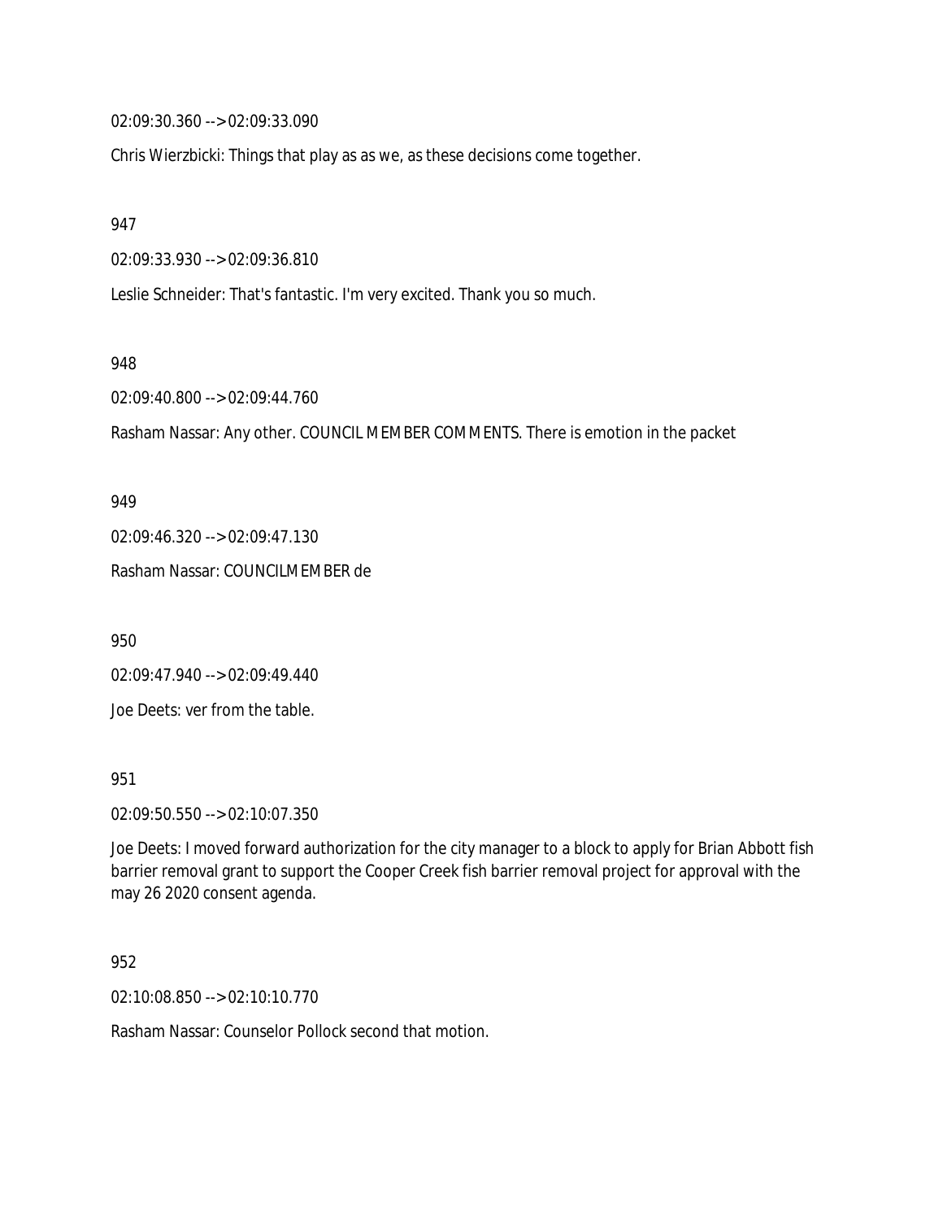02:09:30.360 --> 02:09:33.090

Chris Wierzbicki: Things that play as as we, as these decisions come together.

947

02:09:33.930 --> 02:09:36.810

Leslie Schneider: That's fantastic. I'm very excited. Thank you so much.

948

02:09:40.800 --> 02:09:44.760

Rasham Nassar: Any other. COUNCIL MEMBER COMMENTS. There is emotion in the packet

949

02:09:46.320 --> 02:09:47.130

Rasham Nassar: COUNCILMEMBER de

950

02:09:47.940 --> 02:09:49.440

Joe Deets: ver from the table.

951

02:09:50.550 --> 02:10:07.350

Joe Deets: I moved forward authorization for the city manager to a block to apply for Brian Abbott fish barrier removal grant to support the Cooper Creek fish barrier removal project for approval with the may 26 2020 consent agenda.

952

02:10:08.850 --> 02:10:10.770

Rasham Nassar: Counselor Pollock second that motion.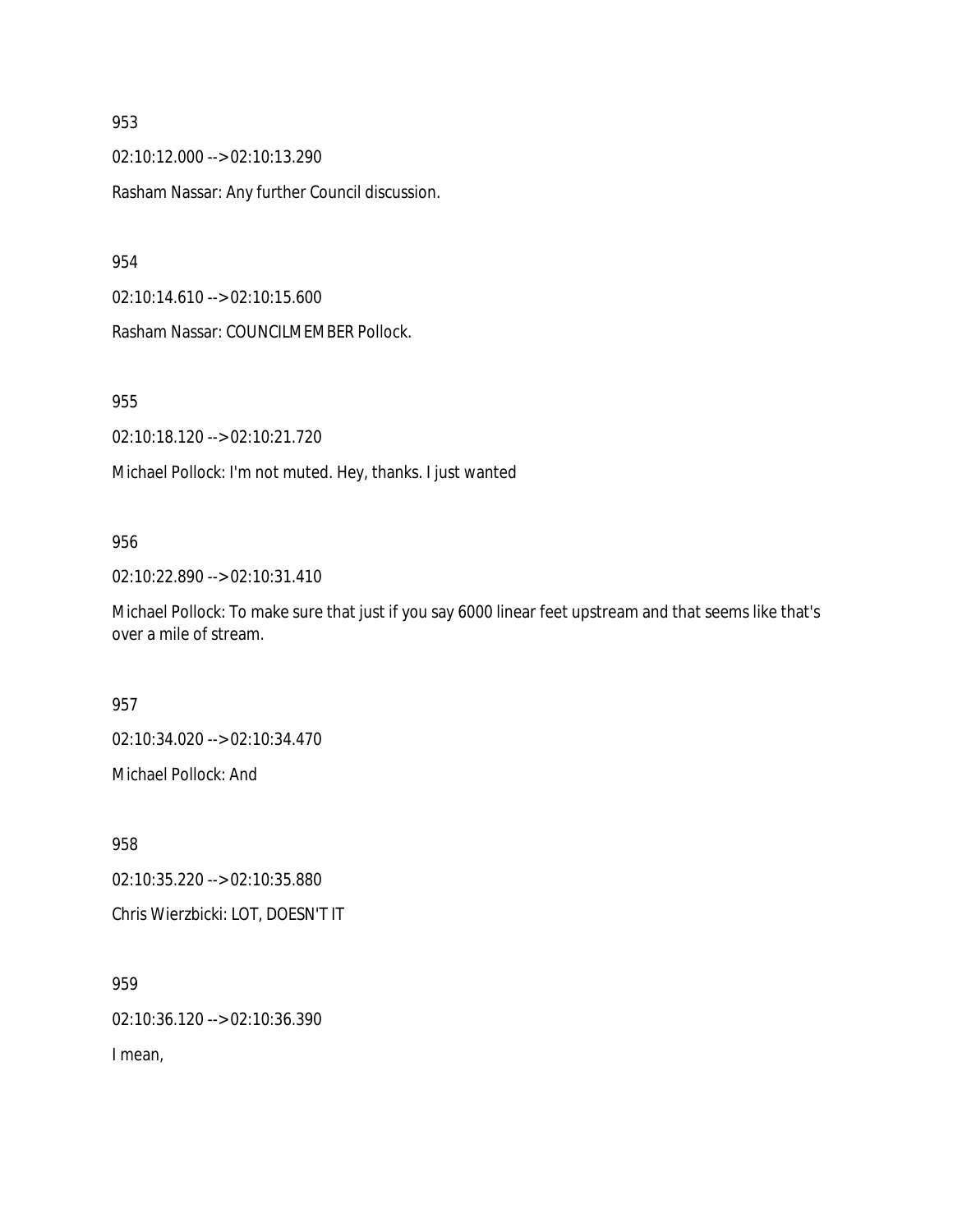953

02:10:12.000 --> 02:10:13.290

Rasham Nassar: Any further Council discussion.

954

02:10:14.610 --> 02:10:15.600

Rasham Nassar: COUNCILMEMBER Pollock.

955

02:10:18.120 --> 02:10:21.720

Michael Pollock: I'm not muted. Hey, thanks. I just wanted

956

02:10:22.890 --> 02:10:31.410

Michael Pollock: To make sure that just if you say 6000 linear feet upstream and that seems like that's over a mile of stream.

957

02:10:34.020 --> 02:10:34.470

Michael Pollock: And

958

02:10:35.220 --> 02:10:35.880

Chris Wierzbicki: LOT, DOESN'T IT

959

02:10:36.120 --> 02:10:36.390

I mean,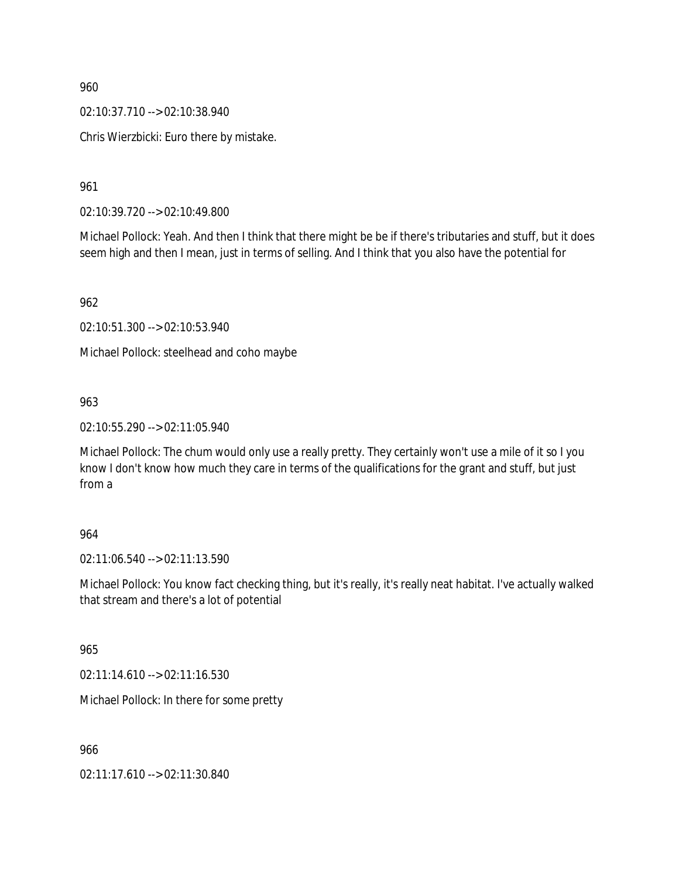960

02:10:37.710 --> 02:10:38.940

Chris Wierzbicki: Euro there by mistake.

961

02:10:39.720 --> 02:10:49.800

Michael Pollock: Yeah. And then I think that there might be be if there's tributaries and stuff, but it does seem high and then I mean, just in terms of selling. And I think that you also have the potential for

962

02:10:51.300 --> 02:10:53.940

Michael Pollock: steelhead and coho maybe

963

02:10:55.290 --> 02:11:05.940

Michael Pollock: The chum would only use a really pretty. They certainly won't use a mile of it so I you know I don't know how much they care in terms of the qualifications for the grant and stuff, but just from a

964

02:11:06.540 --> 02:11:13.590

Michael Pollock: You know fact checking thing, but it's really, it's really neat habitat. I've actually walked that stream and there's a lot of potential

965

02:11:14.610 --> 02:11:16.530

Michael Pollock: In there for some pretty

966

02:11:17.610 --> 02:11:30.840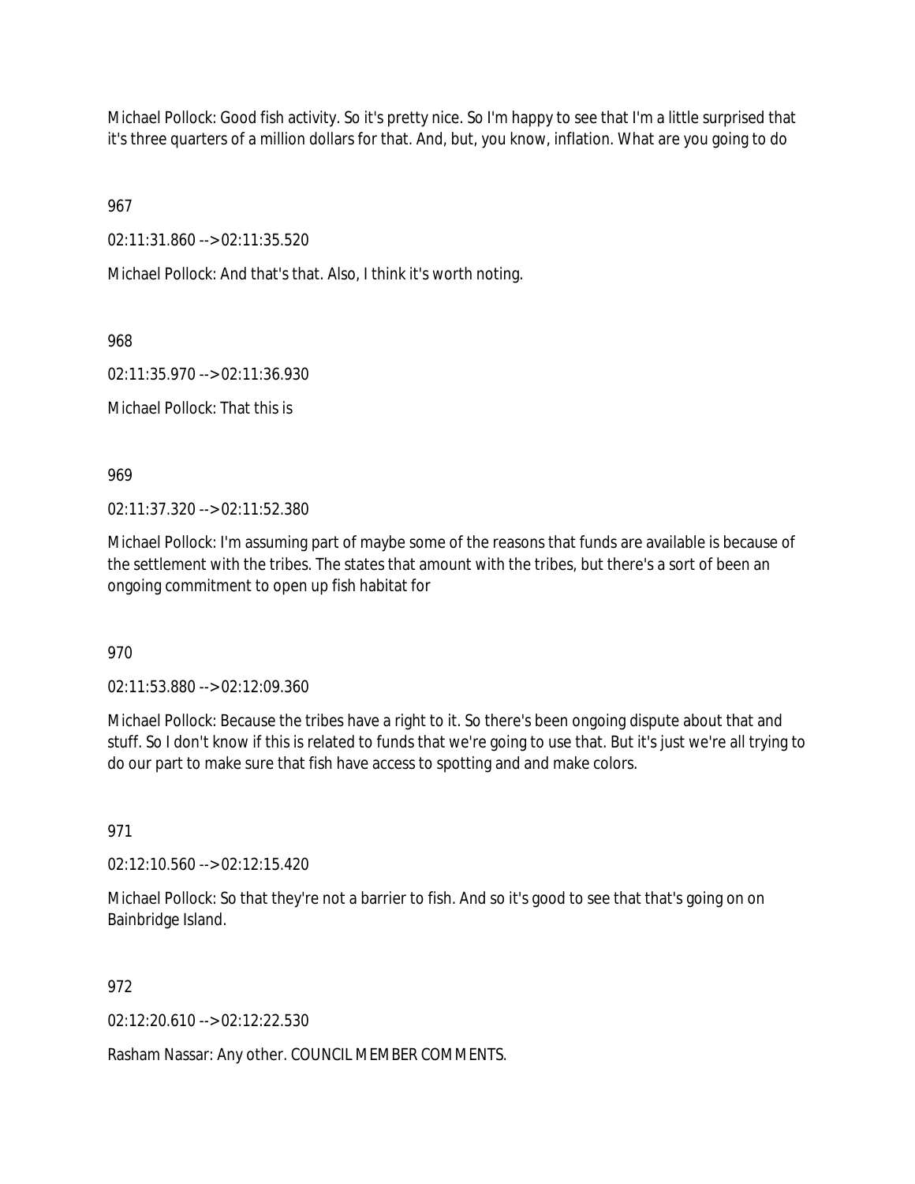Michael Pollock: Good fish activity. So it's pretty nice. So I'm happy to see that I'm a little surprised that it's three quarters of a million dollars for that. And, but, you know, inflation. What are you going to do

967

02:11:31.860 --> 02:11:35.520

Michael Pollock: And that's that. Also, I think it's worth noting.

968

02:11:35.970 --> 02:11:36.930

Michael Pollock: That this is

969

02:11:37.320 --> 02:11:52.380

Michael Pollock: I'm assuming part of maybe some of the reasons that funds are available is because of the settlement with the tribes. The states that amount with the tribes, but there's a sort of been an ongoing commitment to open up fish habitat for

970

02:11:53.880 --> 02:12:09.360

Michael Pollock: Because the tribes have a right to it. So there's been ongoing dispute about that and stuff. So I don't know if this is related to funds that we're going to use that. But it's just we're all trying to do our part to make sure that fish have access to spotting and and make colors.

971

02:12:10.560 --> 02:12:15.420

Michael Pollock: So that they're not a barrier to fish. And so it's good to see that that's going on on Bainbridge Island.

972

02:12:20.610 --> 02:12:22.530

Rasham Nassar: Any other. COUNCIL MEMBER COMMENTS.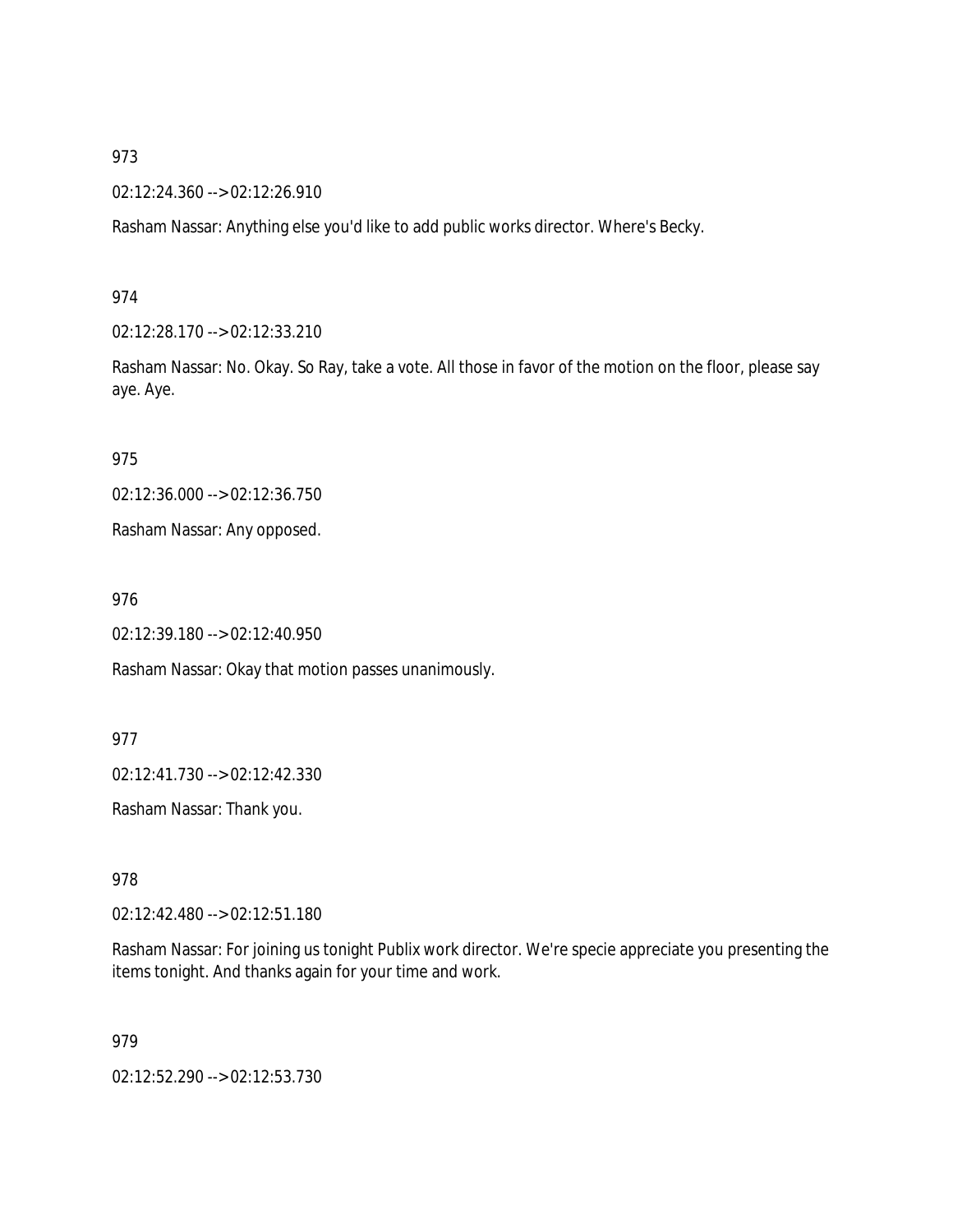973

02:12:24.360 --> 02:12:26.910

Rasham Nassar: Anything else you'd like to add public works director. Where's Becky.

974

02:12:28.170 --> 02:12:33.210

Rasham Nassar: No. Okay. So Ray, take a vote. All those in favor of the motion on the floor, please say aye. Aye.

975

02:12:36.000 --> 02:12:36.750

Rasham Nassar: Any opposed.

976

02:12:39.180 --> 02:12:40.950

Rasham Nassar: Okay that motion passes unanimously.

977

02:12:41.730 --> 02:12:42.330

Rasham Nassar: Thank you.

978

02:12:42.480 --> 02:12:51.180

Rasham Nassar: For joining us tonight Publix work director. We're specie appreciate you presenting the items tonight. And thanks again for your time and work.

979

02:12:52.290 --> 02:12:53.730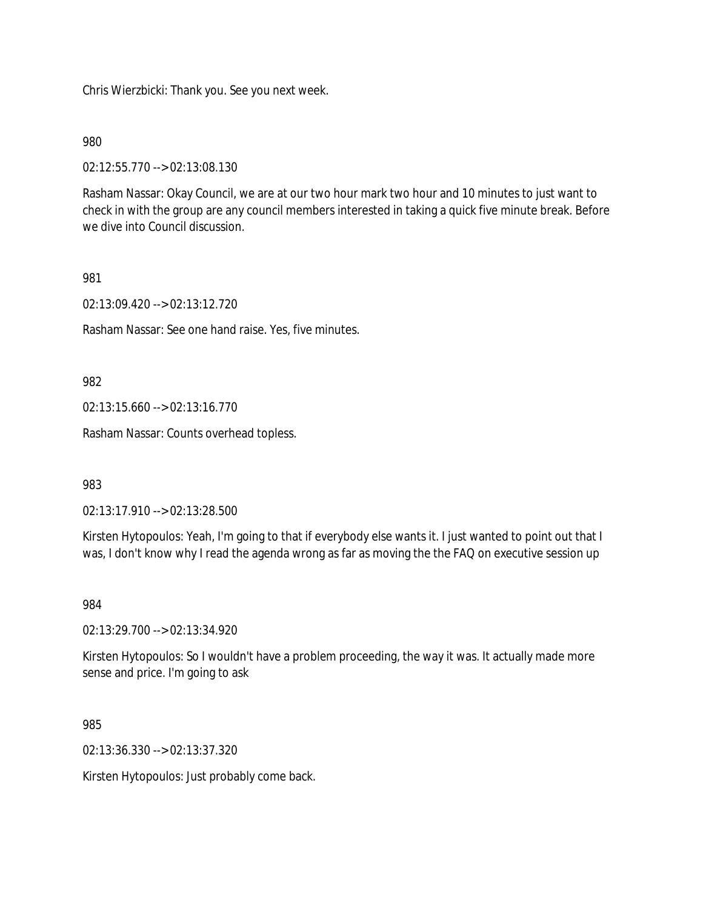Chris Wierzbicki: Thank you. See you next week.

980

02:12:55.770 --> 02:13:08.130

Rasham Nassar: Okay Council, we are at our two hour mark two hour and 10 minutes to just want to check in with the group are any council members interested in taking a quick five minute break. Before we dive into Council discussion.

981

02:13:09.420 --> 02:13:12.720

Rasham Nassar: See one hand raise. Yes, five minutes.

982

02:13:15.660 --> 02:13:16.770

Rasham Nassar: Counts overhead topless.

983

02:13:17.910 --> 02:13:28.500

Kirsten Hytopoulos: Yeah, I'm going to that if everybody else wants it. I just wanted to point out that I was, I don't know why I read the agenda wrong as far as moving the the FAQ on executive session up

984

02:13:29.700 --> 02:13:34.920

Kirsten Hytopoulos: So I wouldn't have a problem proceeding, the way it was. It actually made more sense and price. I'm going to ask

985

02:13:36.330 --> 02:13:37.320

Kirsten Hytopoulos: Just probably come back.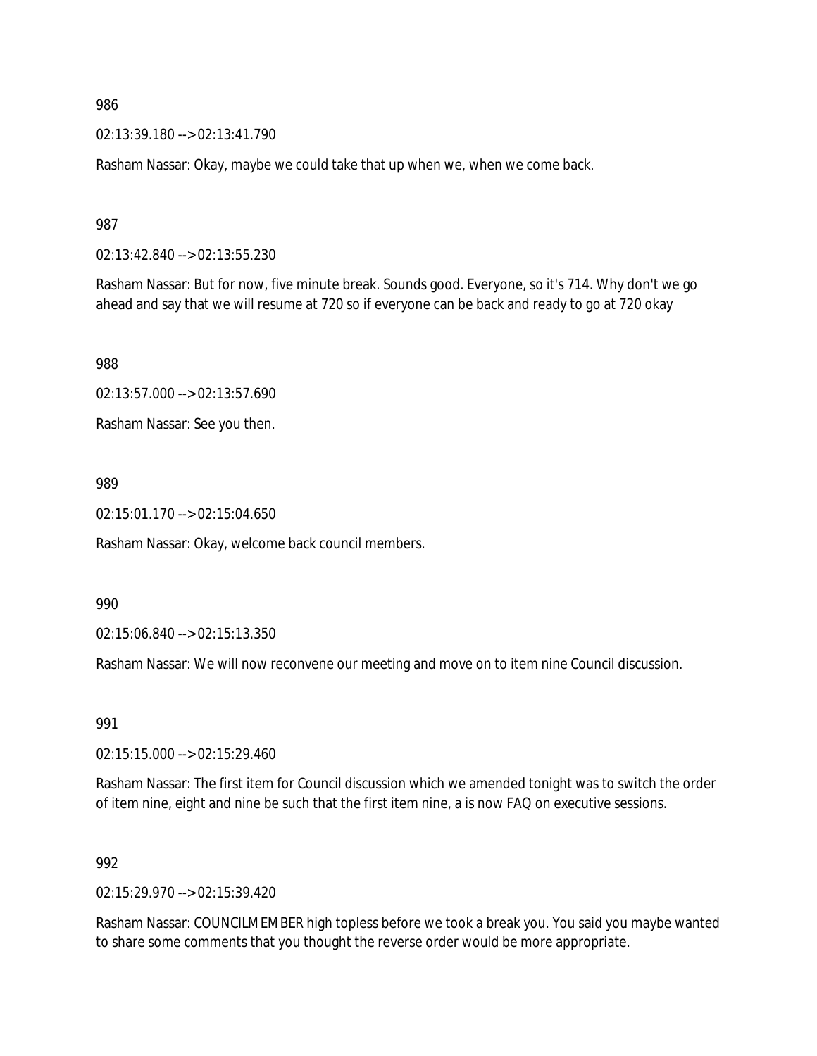986

02:13:39.180 --> 02:13:41.790

Rasham Nassar: Okay, maybe we could take that up when we, when we come back.

987

02:13:42.840 --> 02:13:55.230

Rasham Nassar: But for now, five minute break. Sounds good. Everyone, so it's 714. Why don't we go ahead and say that we will resume at 720 so if everyone can be back and ready to go at 720 okay

988

02:13:57.000 --> 02:13:57.690

Rasham Nassar: See you then.

989

02:15:01.170 --> 02:15:04.650

Rasham Nassar: Okay, welcome back council members.

990

02:15:06.840 --> 02:15:13.350

Rasham Nassar: We will now reconvene our meeting and move on to item nine Council discussion.

991

02:15:15.000 --> 02:15:29.460

Rasham Nassar: The first item for Council discussion which we amended tonight was to switch the order of item nine, eight and nine be such that the first item nine, a is now FAQ on executive sessions.

992

02:15:29.970 --> 02:15:39.420

Rasham Nassar: COUNCILMEMBER high topless before we took a break you. You said you maybe wanted to share some comments that you thought the reverse order would be more appropriate.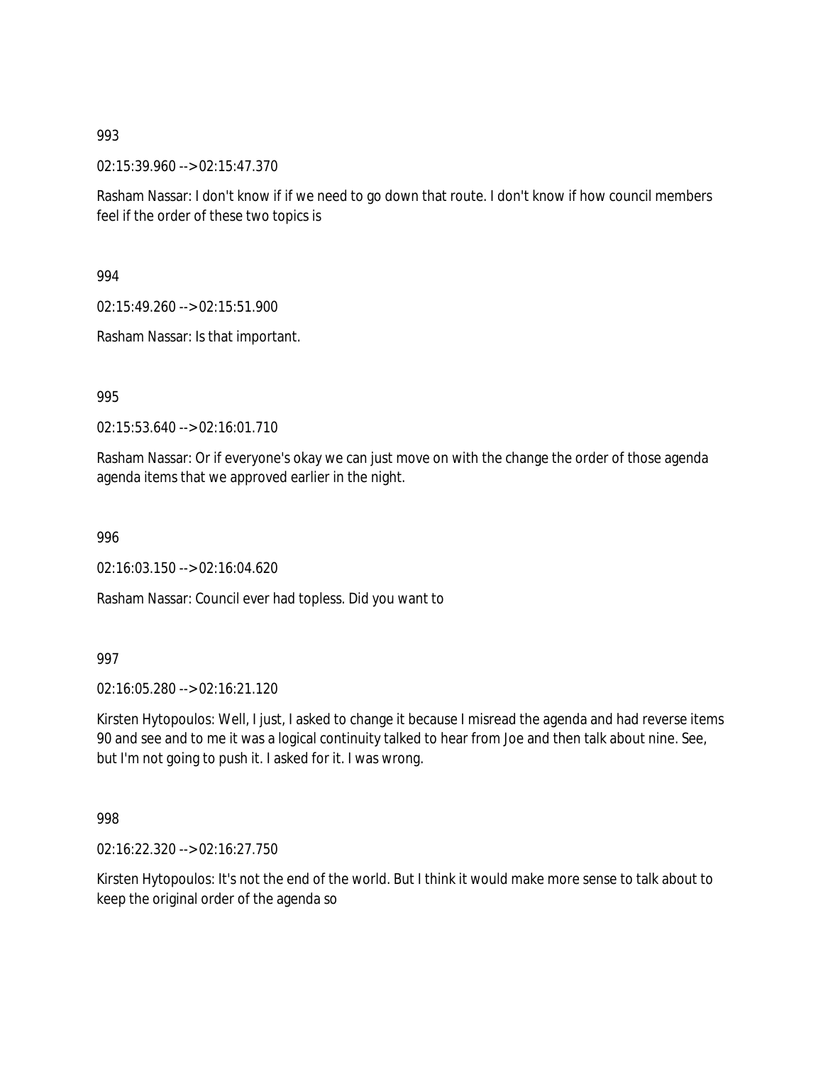993

02:15:39.960 --> 02:15:47.370

Rasham Nassar: I don't know if if we need to go down that route. I don't know if how council members feel if the order of these two topics is

994

02:15:49.260 --> 02:15:51.900

Rasham Nassar: Is that important.

995

02:15:53.640 --> 02:16:01.710

Rasham Nassar: Or if everyone's okay we can just move on with the change the order of those agenda agenda items that we approved earlier in the night.

996

02:16:03.150 --> 02:16:04.620

Rasham Nassar: Council ever had topless. Did you want to

997

02:16:05.280 --> 02:16:21.120

Kirsten Hytopoulos: Well, I just, I asked to change it because I misread the agenda and had reverse items 90 and see and to me it was a logical continuity talked to hear from Joe and then talk about nine. See, but I'm not going to push it. I asked for it. I was wrong.

998

02:16:22.320 --> 02:16:27.750

Kirsten Hytopoulos: It's not the end of the world. But I think it would make more sense to talk about to keep the original order of the agenda so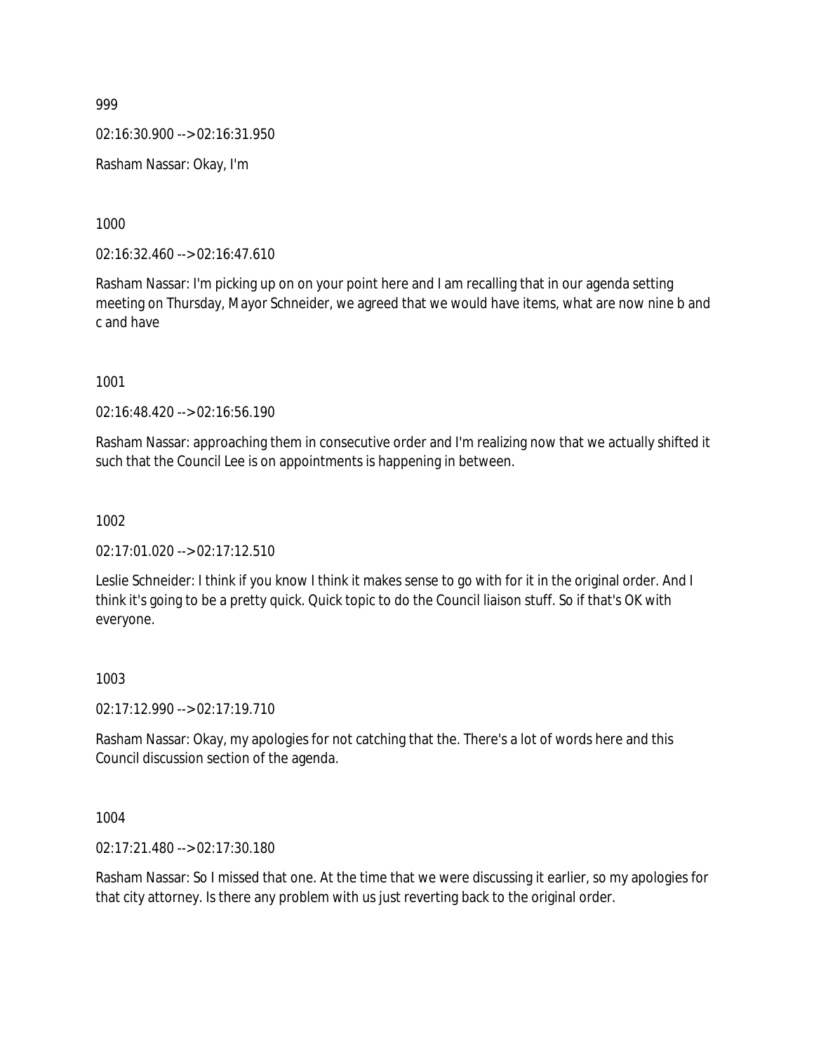999

02:16:30.900 --> 02:16:31.950

Rasham Nassar: Okay, I'm

1000

02:16:32.460 --> 02:16:47.610

Rasham Nassar: I'm picking up on on your point here and I am recalling that in our agenda setting meeting on Thursday, Mayor Schneider, we agreed that we would have items, what are now nine b and c and have

1001

02:16:48.420 --> 02:16:56.190

Rasham Nassar: approaching them in consecutive order and I'm realizing now that we actually shifted it such that the Council Lee is on appointments is happening in between.

1002

02:17:01.020 --> 02:17:12.510

Leslie Schneider: I think if you know I think it makes sense to go with for it in the original order. And I think it's going to be a pretty quick. Quick topic to do the Council liaison stuff. So if that's OK with everyone.

1003

02:17:12.990 --> 02:17:19.710

Rasham Nassar: Okay, my apologies for not catching that the. There's a lot of words here and this Council discussion section of the agenda.

1004

02:17:21.480 --> 02:17:30.180

Rasham Nassar: So I missed that one. At the time that we were discussing it earlier, so my apologies for that city attorney. Is there any problem with us just reverting back to the original order.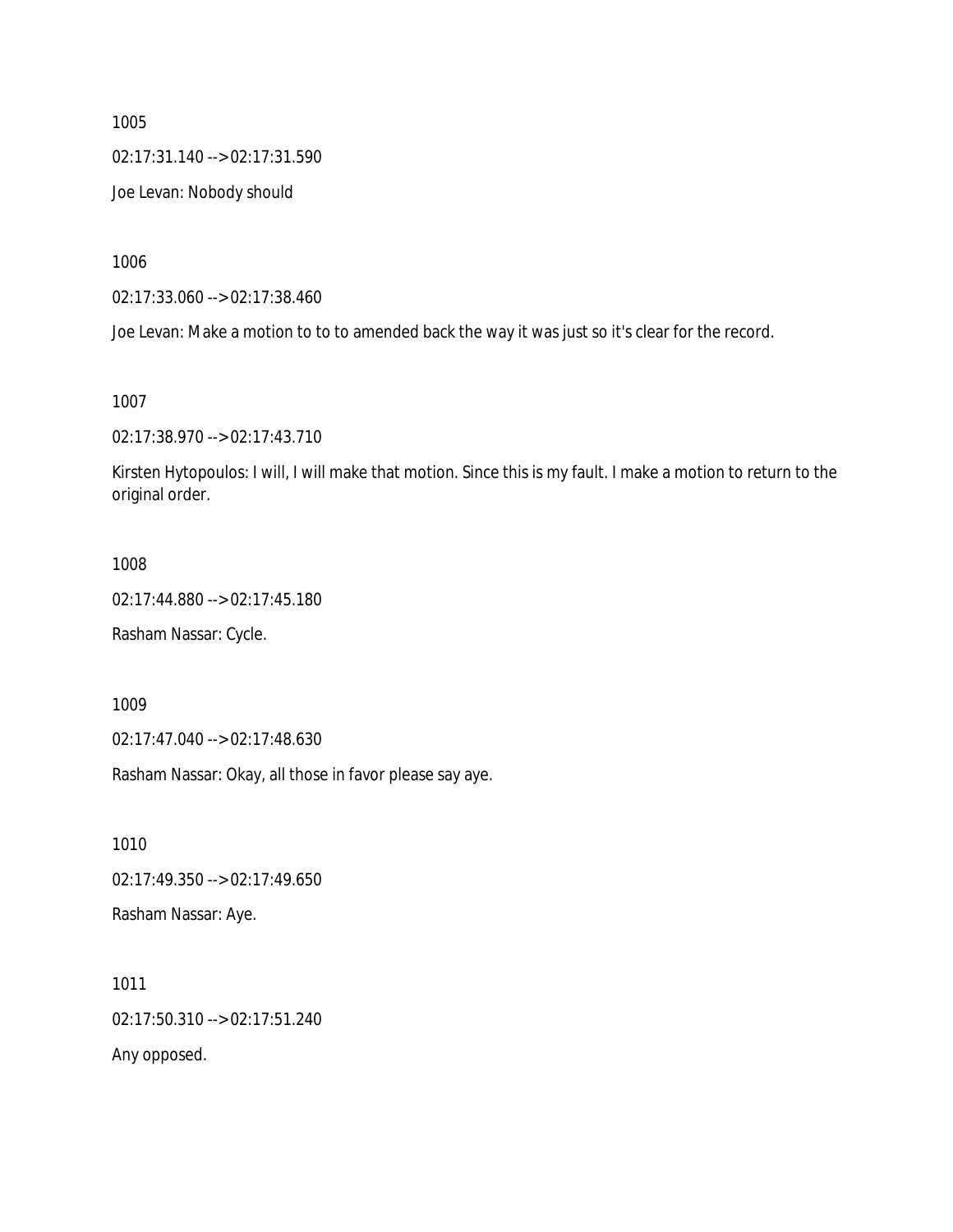1005

02:17:31.140 --> 02:17:31.590

Joe Levan: Nobody should

1006

02:17:33.060 --> 02:17:38.460

Joe Levan: Make a motion to to to amended back the way it was just so it's clear for the record.

1007

02:17:38.970 --> 02:17:43.710

Kirsten Hytopoulos: I will, I will make that motion. Since this is my fault. I make a motion to return to the original order.

1008

02:17:44.880 --> 02:17:45.180

Rasham Nassar: Cycle.

1009

02:17:47.040 --> 02:17:48.630

Rasham Nassar: Okay, all those in favor please say aye.

1010

02:17:49.350 --> 02:17:49.650

Rasham Nassar: Aye.

1011

02:17:50.310 --> 02:17:51.240

Any opposed.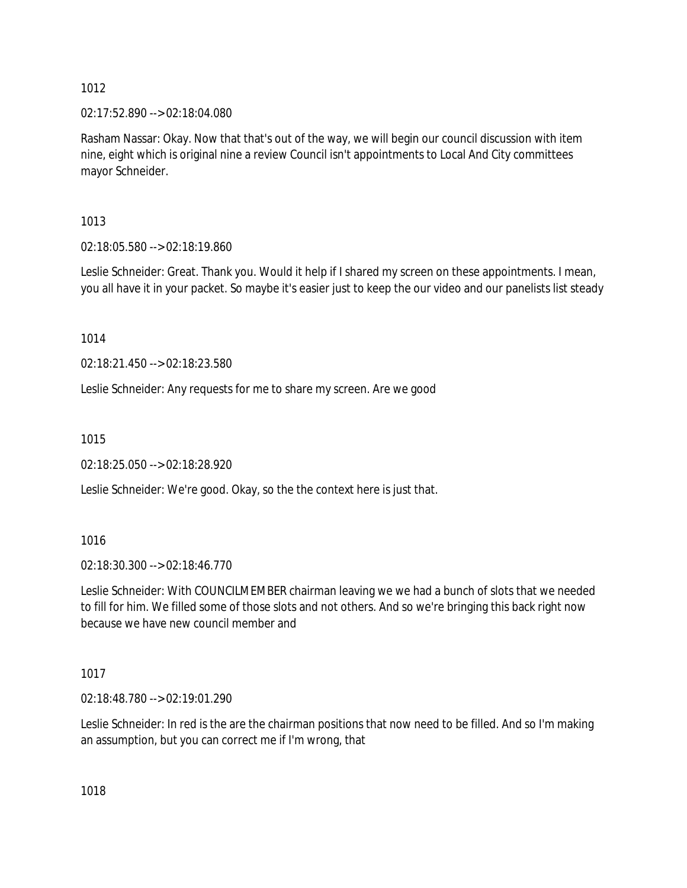1012

02:17:52.890 --> 02:18:04.080

Rasham Nassar: Okay. Now that that's out of the way, we will begin our council discussion with item nine, eight which is original nine a review Council isn't appointments to Local And City committees mayor Schneider.

1013

02:18:05.580 --> 02:18:19.860

Leslie Schneider: Great. Thank you. Would it help if I shared my screen on these appointments. I mean, you all have it in your packet. So maybe it's easier just to keep the our video and our panelists list steady

1014

02:18:21.450 --> 02:18:23.580

Leslie Schneider: Any requests for me to share my screen. Are we good

1015

02:18:25.050 --> 02:18:28.920

Leslie Schneider: We're good. Okay, so the the context here is just that.

1016

02:18:30.300 --> 02:18:46.770

Leslie Schneider: With COUNCILMEMBER chairman leaving we we had a bunch of slots that we needed to fill for him. We filled some of those slots and not others. And so we're bringing this back right now because we have new council member and

1017

02:18:48.780 --> 02:19:01.290

Leslie Schneider: In red is the are the chairman positions that now need to be filled. And so I'm making an assumption, but you can correct me if I'm wrong, that

1018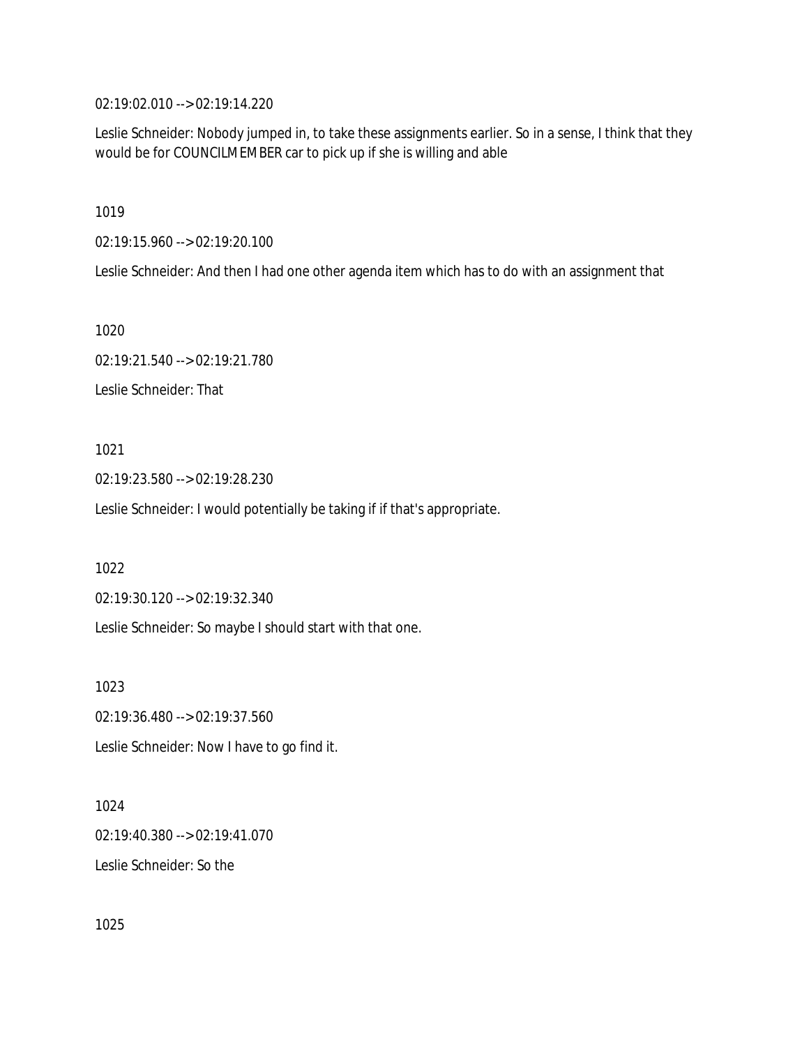02:19:02.010 --> 02:19:14.220

Leslie Schneider: Nobody jumped in, to take these assignments earlier. So in a sense, I think that they would be for COUNCILMEMBER car to pick up if she is willing and able

1019

02:19:15.960 --> 02:19:20.100

Leslie Schneider: And then I had one other agenda item which has to do with an assignment that

1020

02:19:21.540 --> 02:19:21.780

Leslie Schneider: That

1021

02:19:23.580 --> 02:19:28.230

Leslie Schneider: I would potentially be taking if if that's appropriate.

1022

02:19:30.120 --> 02:19:32.340

Leslie Schneider: So maybe I should start with that one.

1023

02:19:36.480 --> 02:19:37.560

Leslie Schneider: Now I have to go find it.

1024

02:19:40.380 --> 02:19:41.070

Leslie Schneider: So the

1025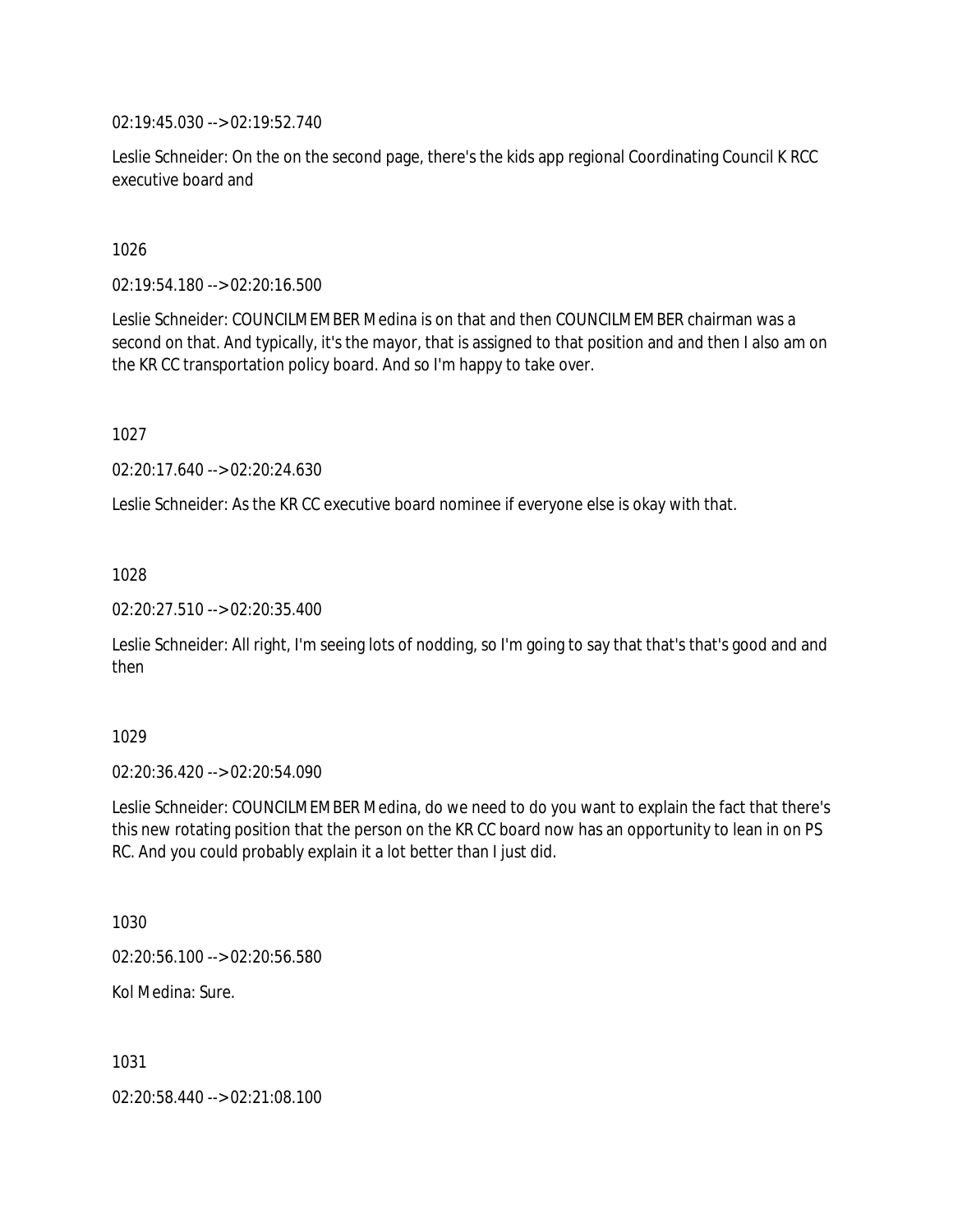02:19:45.030 --> 02:19:52.740

Leslie Schneider: On the on the second page, there's the kids app regional Coordinating Council K RCC executive board and

1026

02:19:54.180 --> 02:20:16.500

Leslie Schneider: COUNCILMEMBER Medina is on that and then COUNCILMEMBER chairman was a second on that. And typically, it's the mayor, that is assigned to that position and and then I also am on the KR CC transportation policy board. And so I'm happy to take over.

1027

02:20:17.640 --> 02:20:24.630

Leslie Schneider: As the KR CC executive board nominee if everyone else is okay with that.

1028

02:20:27.510 --> 02:20:35.400

Leslie Schneider: All right, I'm seeing lots of nodding, so I'm going to say that that's that's good and and then

1029

02:20:36.420 --> 02:20:54.090

Leslie Schneider: COUNCILMEMBER Medina, do we need to do you want to explain the fact that there's this new rotating position that the person on the KR CC board now has an opportunity to lean in on PS RC. And you could probably explain it a lot better than I just did.

1030

02:20:56.100 --> 02:20:56.580

Kol Medina: Sure.

1031

02:20:58.440 --> 02:21:08.100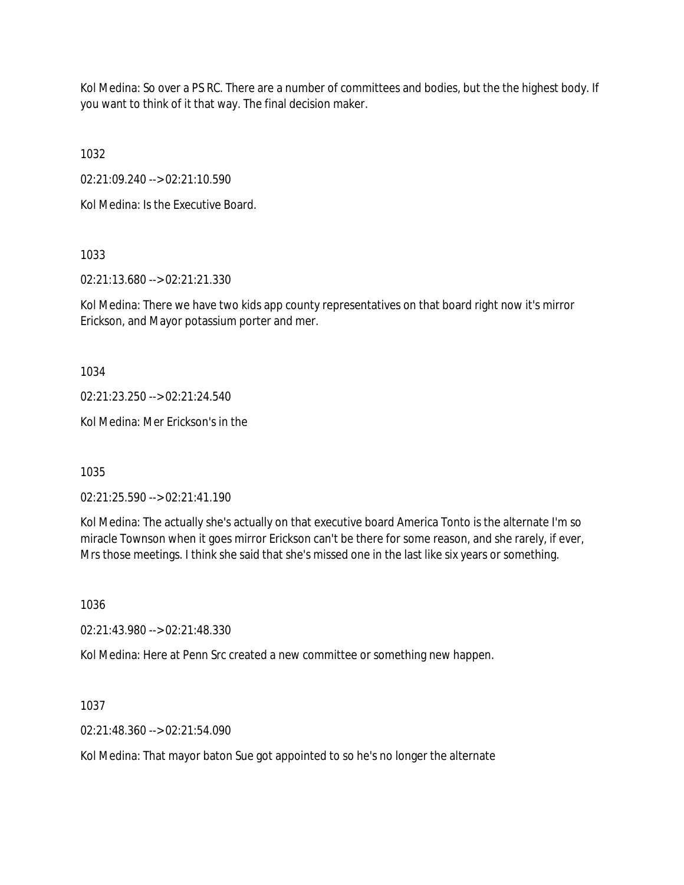Kol Medina: So over a PS RC. There are a number of committees and bodies, but the the highest body. If you want to think of it that way. The final decision maker.

1032

02:21:09.240 --> 02:21:10.590

Kol Medina: Is the Executive Board.

1033

02:21:13.680 --> 02:21:21.330

Kol Medina: There we have two kids app county representatives on that board right now it's mirror Erickson, and Mayor potassium porter and mer.

1034

02:21:23.250 --> 02:21:24.540

Kol Medina: Mer Erickson's in the

1035

02:21:25.590 --> 02:21:41.190

Kol Medina: The actually she's actually on that executive board America Tonto is the alternate I'm so miracle Townson when it goes mirror Erickson can't be there for some reason, and she rarely, if ever, Mrs those meetings. I think she said that she's missed one in the last like six years or something.

1036

02:21:43.980 --> 02:21:48.330

Kol Medina: Here at Penn Src created a new committee or something new happen.

1037

02:21:48.360 --> 02:21:54.090

Kol Medina: That mayor baton Sue got appointed to so he's no longer the alternate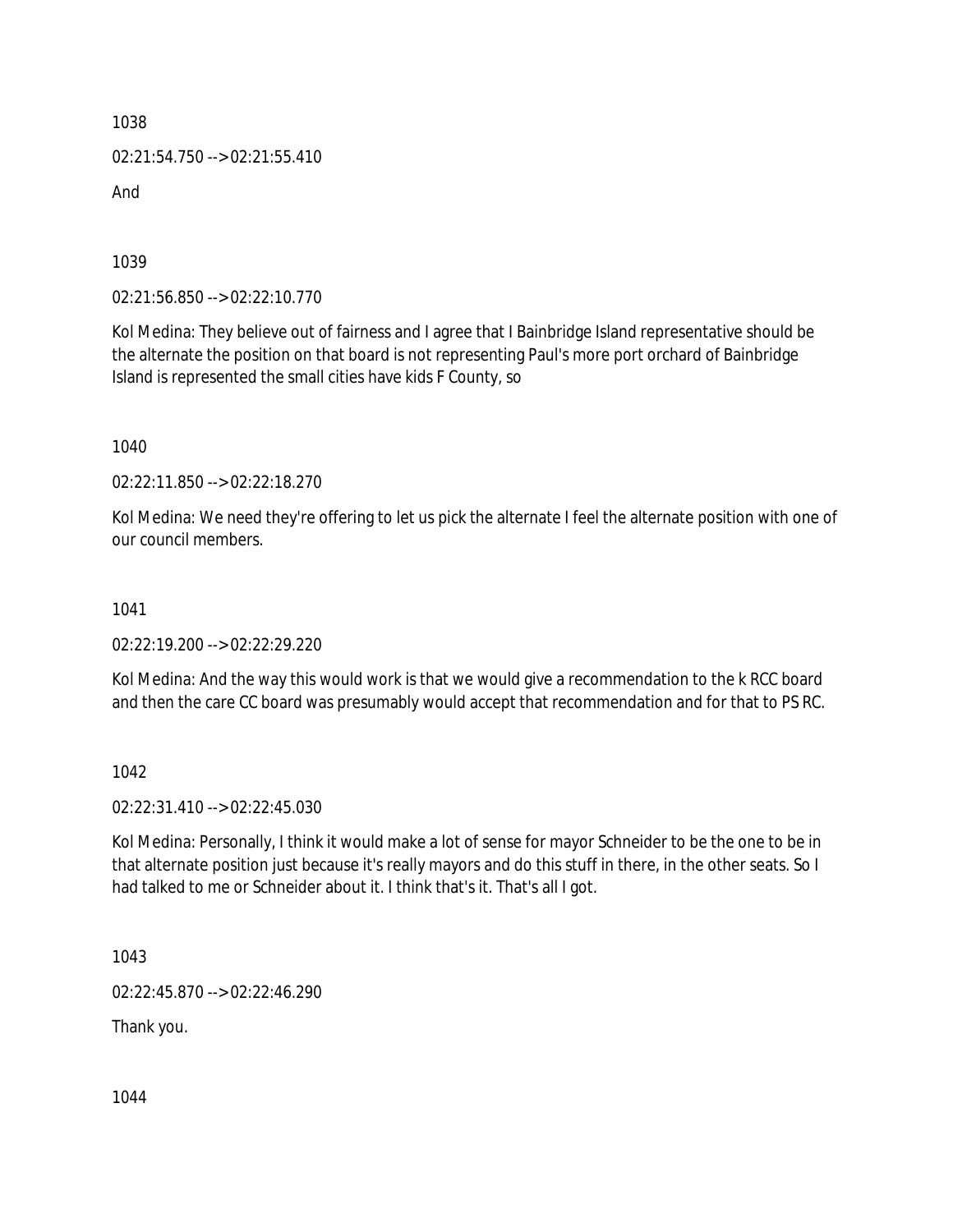1038

02:21:54.750 --> 02:21:55.410

And

1039

02:21:56.850 --> 02:22:10.770

Kol Medina: They believe out of fairness and I agree that I Bainbridge Island representative should be the alternate the position on that board is not representing Paul's more port orchard of Bainbridge Island is represented the small cities have kids F County, so

1040

02:22:11.850 --> 02:22:18.270

Kol Medina: We need they're offering to let us pick the alternate I feel the alternate position with one of our council members.

1041

02:22:19.200 --> 02:22:29.220

Kol Medina: And the way this would work is that we would give a recommendation to the k RCC board and then the care CC board was presumably would accept that recommendation and for that to PS RC.

1042

02:22:31.410 --> 02:22:45.030

Kol Medina: Personally, I think it would make a lot of sense for mayor Schneider to be the one to be in that alternate position just because it's really mayors and do this stuff in there, in the other seats. So I had talked to me or Schneider about it. I think that's it. That's all I got.

1043

02:22:45.870 --> 02:22:46.290

Thank you.

1044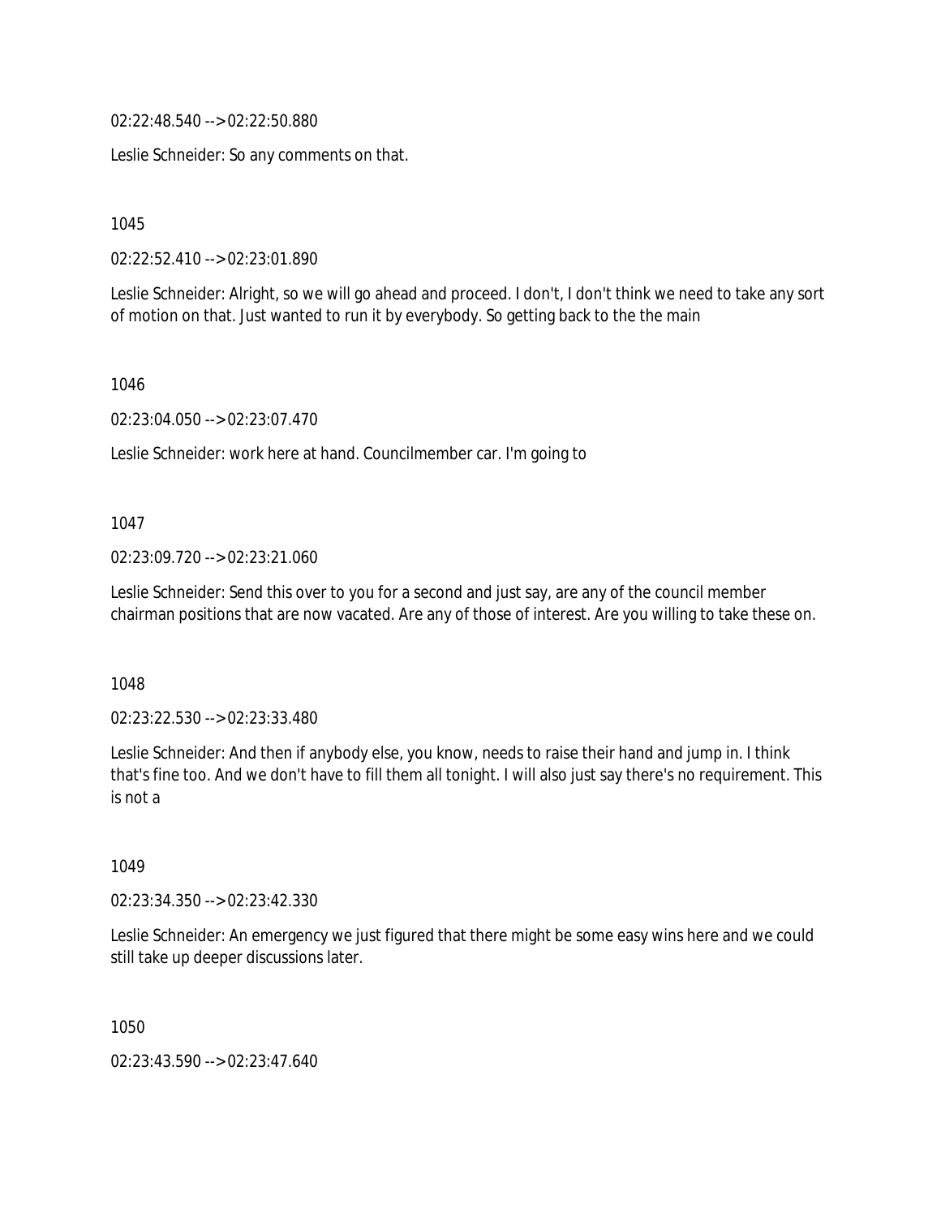02:22:48.540 --> 02:22:50.880

Leslie Schneider: So any comments on that.

1045

02:22:52.410 --> 02:23:01.890

Leslie Schneider: Alright, so we will go ahead and proceed. I don't, I don't think we need to take any sort of motion on that. Just wanted to run it by everybody. So getting back to the the main

1046

02:23:04.050 --> 02:23:07.470

Leslie Schneider: work here at hand. Councilmember car. I'm going to

1047

02:23:09.720 --> 02:23:21.060

Leslie Schneider: Send this over to you for a second and just say, are any of the council member chairman positions that are now vacated. Are any of those of interest. Are you willing to take these on.

1048

02:23:22.530 --> 02:23:33.480

Leslie Schneider: And then if anybody else, you know, needs to raise their hand and jump in. I think that's fine too. And we don't have to fill them all tonight. I will also just say there's no requirement. This is not a

1049

02:23:34.350 --> 02:23:42.330

Leslie Schneider: An emergency we just figured that there might be some easy wins here and we could still take up deeper discussions later.

1050

02:23:43.590 --> 02:23:47.640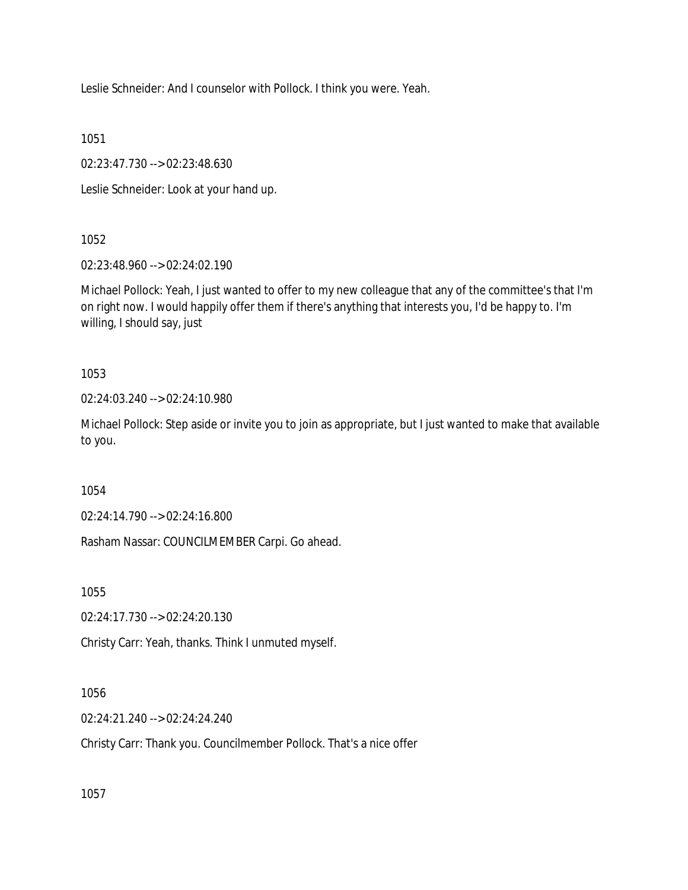Leslie Schneider: And I counselor with Pollock. I think you were. Yeah.

1051

02:23:47.730 --> 02:23:48.630

Leslie Schneider: Look at your hand up.

1052

02:23:48.960 --> 02:24:02.190

Michael Pollock: Yeah, I just wanted to offer to my new colleague that any of the committee's that I'm on right now. I would happily offer them if there's anything that interests you, I'd be happy to. I'm willing, I should say, just

1053

02:24:03.240 --> 02:24:10.980

Michael Pollock: Step aside or invite you to join as appropriate, but I just wanted to make that available to you.

1054

02:24:14.790 --> 02:24:16.800

Rasham Nassar: COUNCILMEMBER Carpi. Go ahead.

1055

02:24:17.730 --> 02:24:20.130

Christy Carr: Yeah, thanks. Think I unmuted myself.

1056

02:24:21.240 --> 02:24:24.240

Christy Carr: Thank you. Councilmember Pollock. That's a nice offer

1057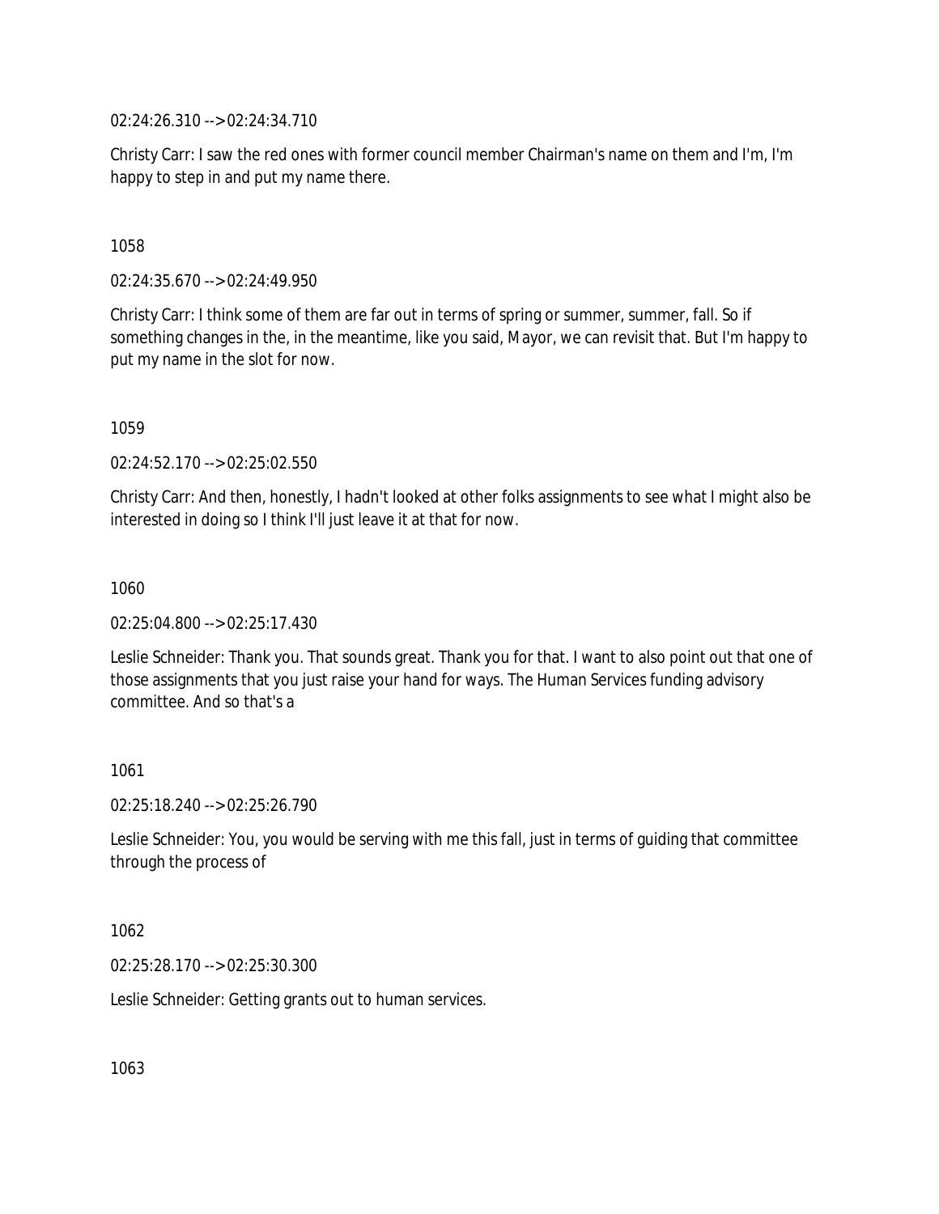02:24:26.310 --> 02:24:34.710

Christy Carr: I saw the red ones with former council member Chairman's name on them and I'm, I'm happy to step in and put my name there.

1058

02:24:35.670 --> 02:24:49.950

Christy Carr: I think some of them are far out in terms of spring or summer, summer, fall. So if something changes in the, in the meantime, like you said, Mayor, we can revisit that. But I'm happy to put my name in the slot for now.

1059

02:24:52.170 --> 02:25:02.550

Christy Carr: And then, honestly, I hadn't looked at other folks assignments to see what I might also be interested in doing so I think I'll just leave it at that for now.

1060

02:25:04.800 --> 02:25:17.430

Leslie Schneider: Thank you. That sounds great. Thank you for that. I want to also point out that one of those assignments that you just raise your hand for ways. The Human Services funding advisory committee. And so that's a

1061

02:25:18.240 --> 02:25:26.790

Leslie Schneider: You, you would be serving with me this fall, just in terms of guiding that committee through the process of

1062

02:25:28.170 --> 02:25:30.300

Leslie Schneider: Getting grants out to human services.

1063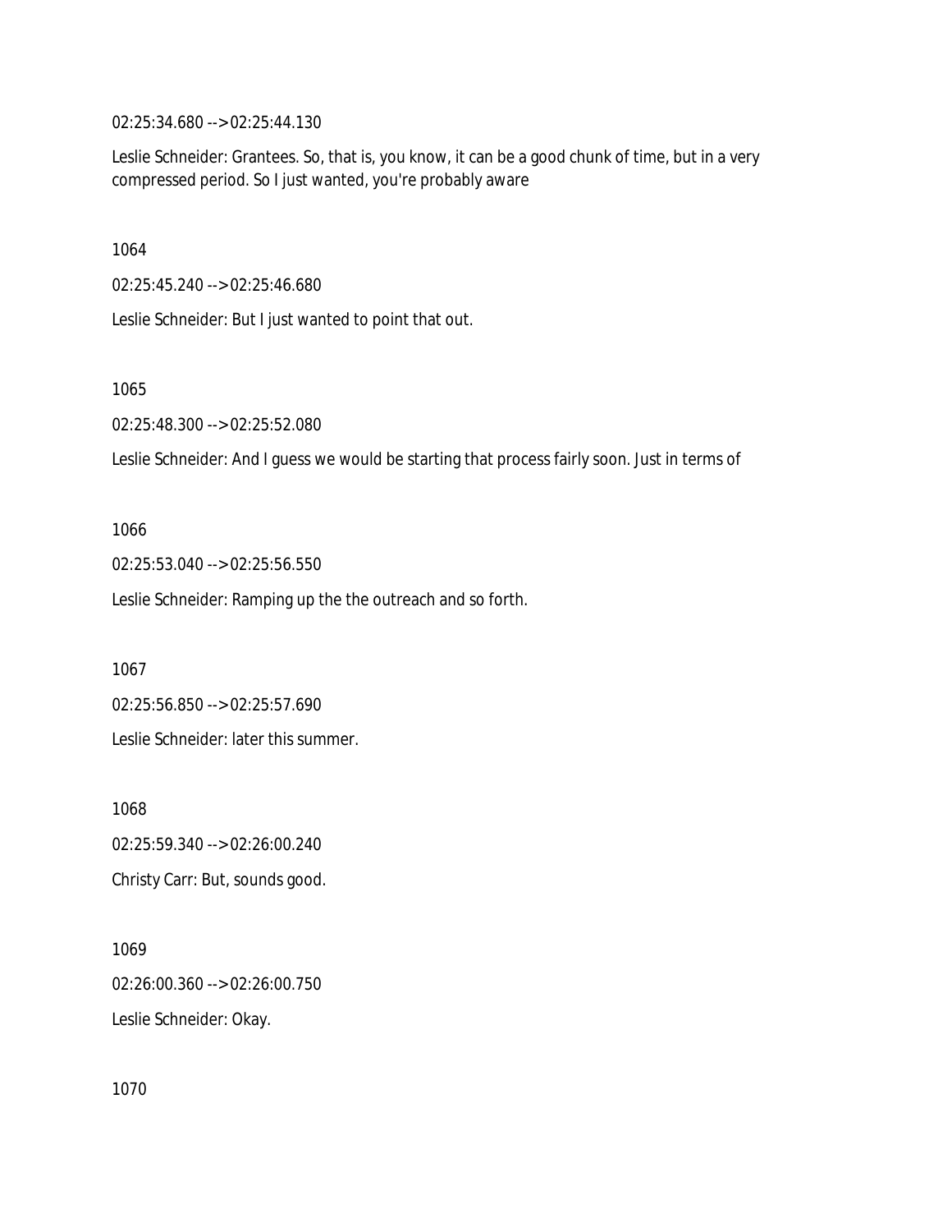02:25:34.680 --> 02:25:44.130

Leslie Schneider: Grantees. So, that is, you know, it can be a good chunk of time, but in a very compressed period. So I just wanted, you're probably aware

1064

02:25:45.240 --> 02:25:46.680

Leslie Schneider: But I just wanted to point that out.

1065

02:25:48.300 --> 02:25:52.080

Leslie Schneider: And I guess we would be starting that process fairly soon. Just in terms of

1066

02:25:53.040 --> 02:25:56.550

Leslie Schneider: Ramping up the the outreach and so forth.

1067

02:25:56.850 --> 02:25:57.690

Leslie Schneider: later this summer.

1068

02:25:59.340 --> 02:26:00.240

Christy Carr: But, sounds good.

1069

02:26:00.360 --> 02:26:00.750

Leslie Schneider: Okay.

1070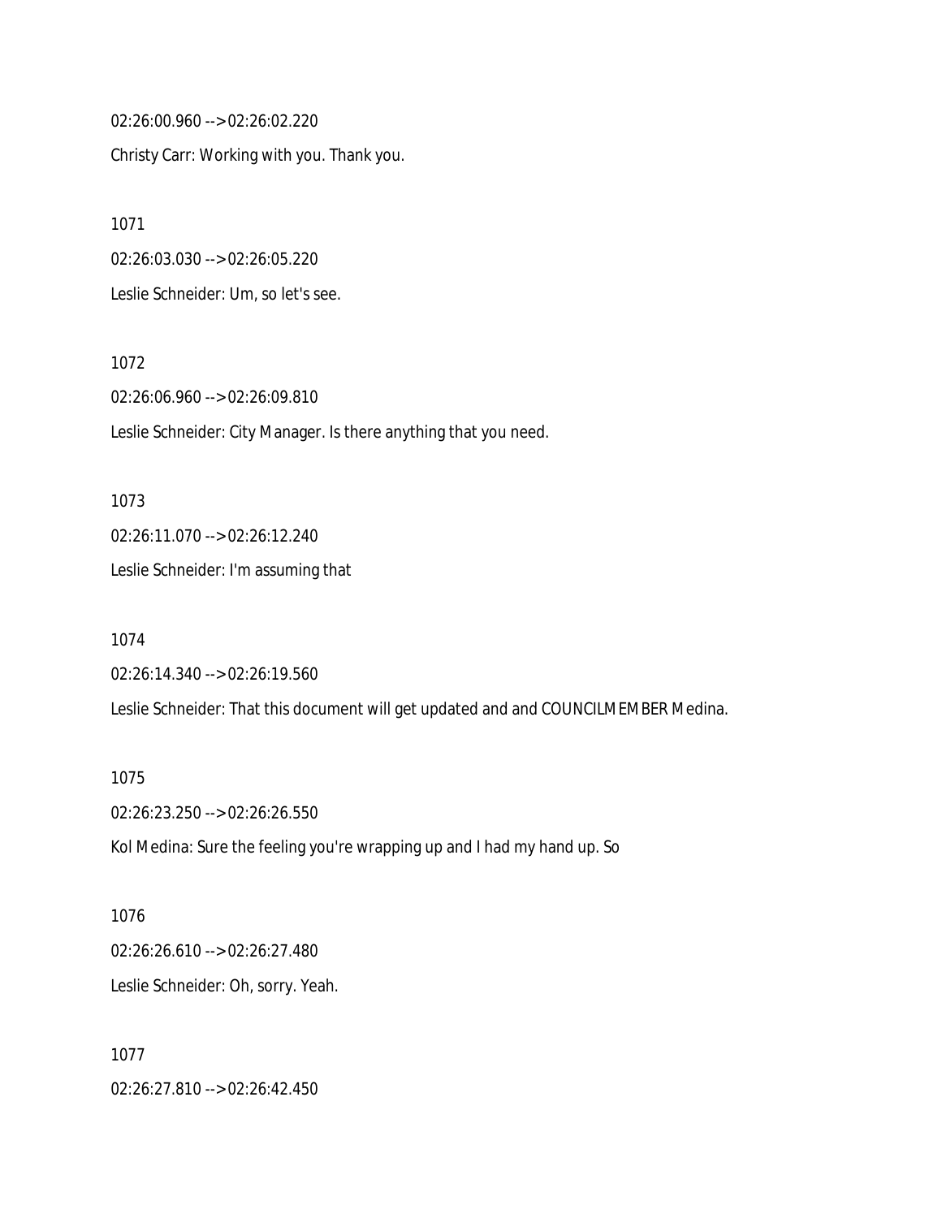02:26:00.960 --> 02:26:02.220

Christy Carr: Working with you. Thank you.

1071

02:26:03.030 --> 02:26:05.220

Leslie Schneider: Um, so let's see.

1072

02:26:06.960 --> 02:26:09.810

Leslie Schneider: City Manager. Is there anything that you need.

1073

02:26:11.070 --> 02:26:12.240

Leslie Schneider: I'm assuming that

1074

02:26:14.340 --> 02:26:19.560

Leslie Schneider: That this document will get updated and and COUNCILMEMBER Medina.

1075

02:26:23.250 --> 02:26:26.550

Kol Medina: Sure the feeling you're wrapping up and I had my hand up. So

1076

02:26:26.610 --> 02:26:27.480

Leslie Schneider: Oh, sorry. Yeah.

1077

02:26:27.810 --> 02:26:42.450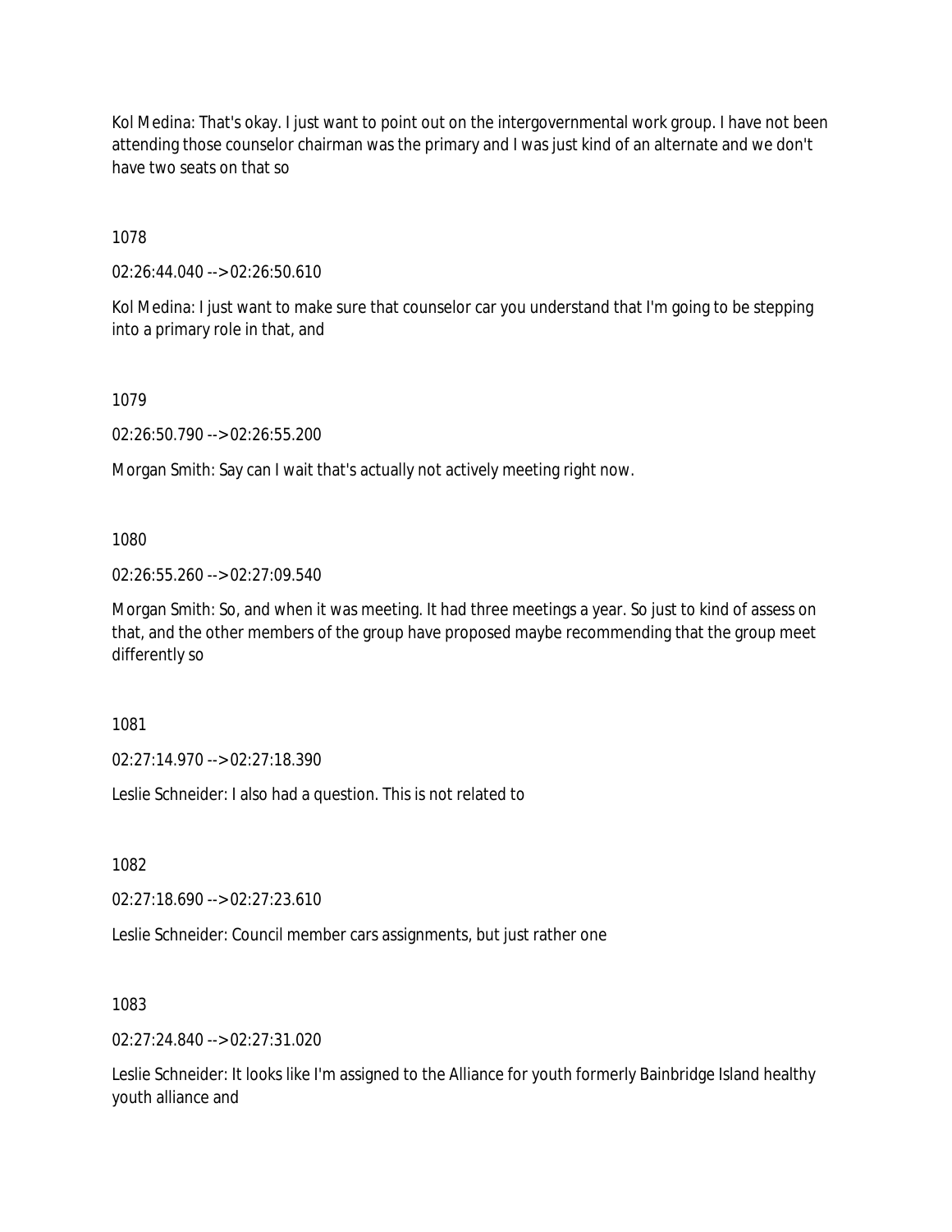Kol Medina: That's okay. I just want to point out on the intergovernmental work group. I have not been attending those counselor chairman was the primary and I was just kind of an alternate and we don't have two seats on that so

1078

02:26:44.040 --> 02:26:50.610

Kol Medina: I just want to make sure that counselor car you understand that I'm going to be stepping into a primary role in that, and

1079

02:26:50.790 --> 02:26:55.200

Morgan Smith: Say can I wait that's actually not actively meeting right now.

1080

02:26:55.260 --> 02:27:09.540

Morgan Smith: So, and when it was meeting. It had three meetings a year. So just to kind of assess on that, and the other members of the group have proposed maybe recommending that the group meet differently so

1081

02:27:14.970 --> 02:27:18.390

Leslie Schneider: I also had a question. This is not related to

1082

02:27:18.690 --> 02:27:23.610

Leslie Schneider: Council member cars assignments, but just rather one

1083

02:27:24.840 --> 02:27:31.020

Leslie Schneider: It looks like I'm assigned to the Alliance for youth formerly Bainbridge Island healthy youth alliance and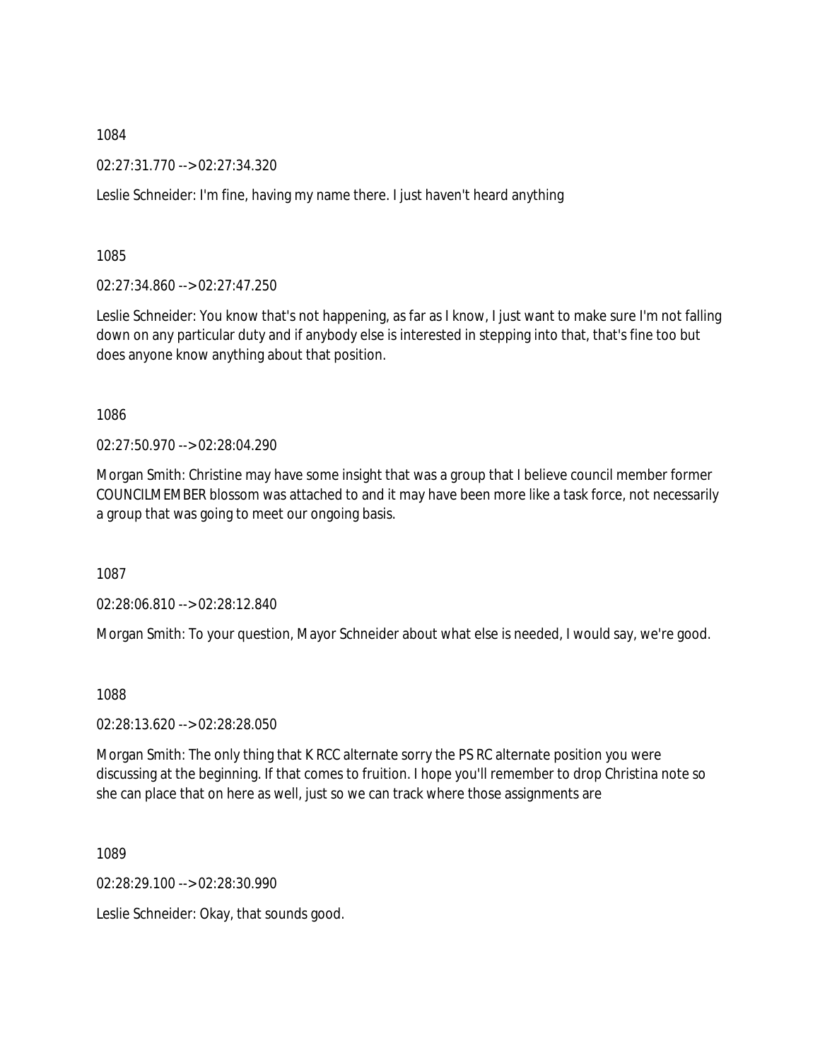1084

02:27:31.770 --> 02:27:34.320

Leslie Schneider: I'm fine, having my name there. I just haven't heard anything

1085

02:27:34.860 --> 02:27:47.250

Leslie Schneider: You know that's not happening, as far as I know, I just want to make sure I'm not falling down on any particular duty and if anybody else is interested in stepping into that, that's fine too but does anyone know anything about that position.

1086

02:27:50.970 --> 02:28:04.290

Morgan Smith: Christine may have some insight that was a group that I believe council member former COUNCILMEMBER blossom was attached to and it may have been more like a task force, not necessarily a group that was going to meet our ongoing basis.

1087

02:28:06.810 --> 02:28:12.840

Morgan Smith: To your question, Mayor Schneider about what else is needed, I would say, we're good.

1088

02:28:13.620 --> 02:28:28.050

Morgan Smith: The only thing that K RCC alternate sorry the PS RC alternate position you were discussing at the beginning. If that comes to fruition. I hope you'll remember to drop Christina note so she can place that on here as well, just so we can track where those assignments are

1089

02:28:29.100 --> 02:28:30.990

Leslie Schneider: Okay, that sounds good.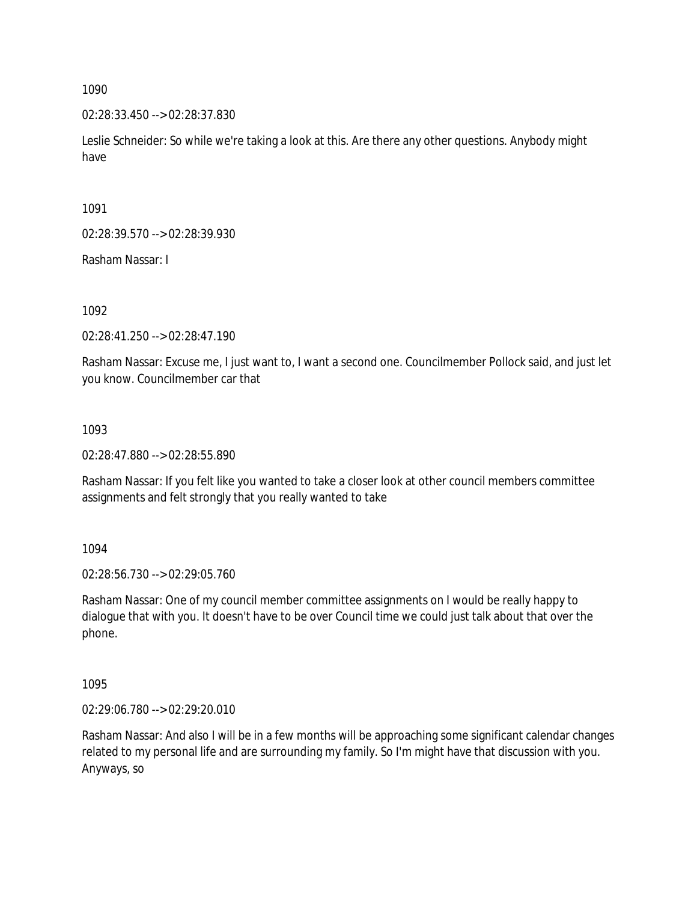1090

02:28:33.450 --> 02:28:37.830

Leslie Schneider: So while we're taking a look at this. Are there any other questions. Anybody might have

1091

02:28:39.570 --> 02:28:39.930

Rasham Nassar: I

1092

02:28:41.250 --> 02:28:47.190

Rasham Nassar: Excuse me, I just want to, I want a second one. Councilmember Pollock said, and just let you know. Councilmember car that

1093

02:28:47.880 --> 02:28:55.890

Rasham Nassar: If you felt like you wanted to take a closer look at other council members committee assignments and felt strongly that you really wanted to take

1094

02:28:56.730 --> 02:29:05.760

Rasham Nassar: One of my council member committee assignments on I would be really happy to dialogue that with you. It doesn't have to be over Council time we could just talk about that over the phone.

1095

02:29:06.780 --> 02:29:20.010

Rasham Nassar: And also I will be in a few months will be approaching some significant calendar changes related to my personal life and are surrounding my family. So I'm might have that discussion with you. Anyways, so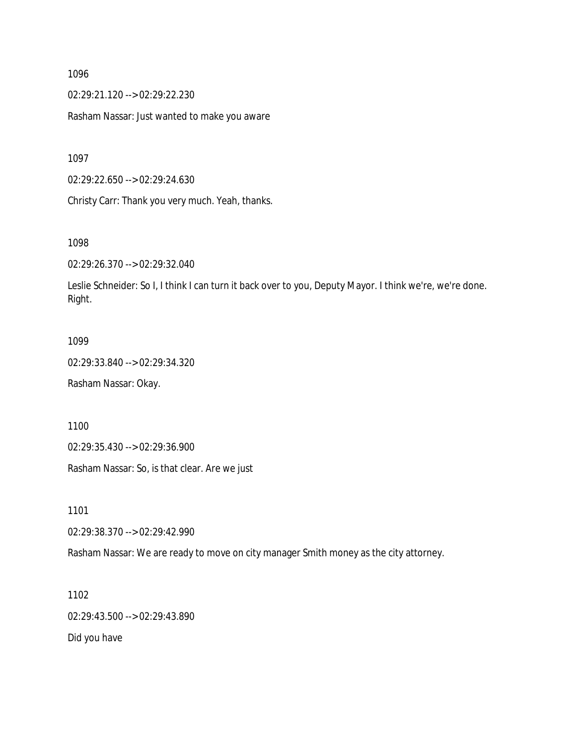1096

02:29:21.120 --> 02:29:22.230

Rasham Nassar: Just wanted to make you aware

1097

02:29:22.650 --> 02:29:24.630

Christy Carr: Thank you very much. Yeah, thanks.

1098

02:29:26.370 --> 02:29:32.040

Leslie Schneider: So I, I think I can turn it back over to you, Deputy Mayor. I think we're, we're done. Right.

1099

02:29:33.840 --> 02:29:34.320

Rasham Nassar: Okay.

1100

02:29:35.430 --> 02:29:36.900

Rasham Nassar: So, is that clear. Are we just

1101

02:29:38.370 --> 02:29:42.990

Rasham Nassar: We are ready to move on city manager Smith money as the city attorney.

1102

02:29:43.500 --> 02:29:43.890

Did you have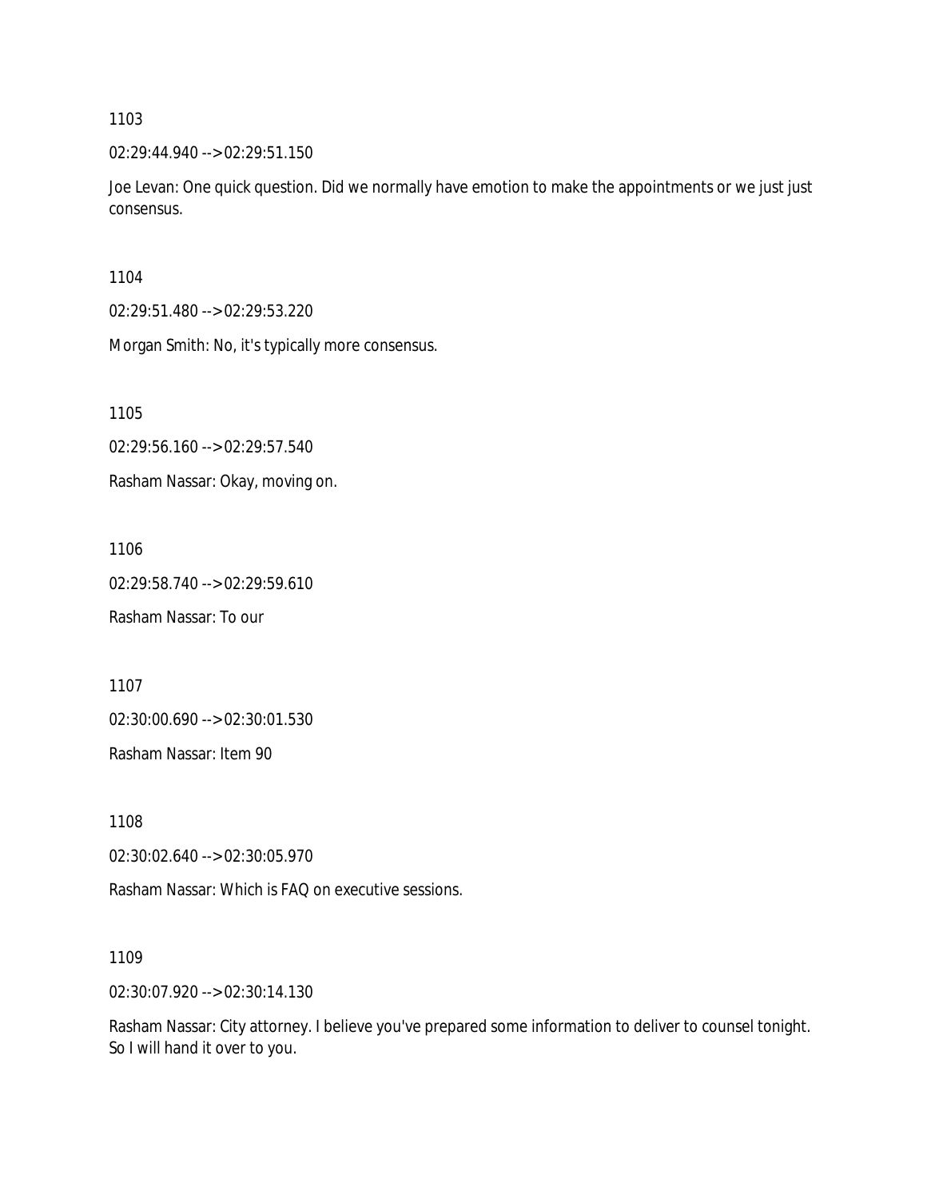1103

02:29:44.940 --> 02:29:51.150

Joe Levan: One quick question. Did we normally have emotion to make the appointments or we just just consensus.

1104

02:29:51.480 --> 02:29:53.220

Morgan Smith: No, it's typically more consensus.

1105

02:29:56.160 --> 02:29:57.540

Rasham Nassar: Okay, moving on.

1106

02:29:58.740 --> 02:29:59.610

Rasham Nassar: To our

1107

02:30:00.690 --> 02:30:01.530

Rasham Nassar: Item 90

1108

02:30:02.640 --> 02:30:05.970

Rasham Nassar: Which is FAQ on executive sessions.

1109

02:30:07.920 --> 02:30:14.130

Rasham Nassar: City attorney. I believe you've prepared some information to deliver to counsel tonight. So I will hand it over to you.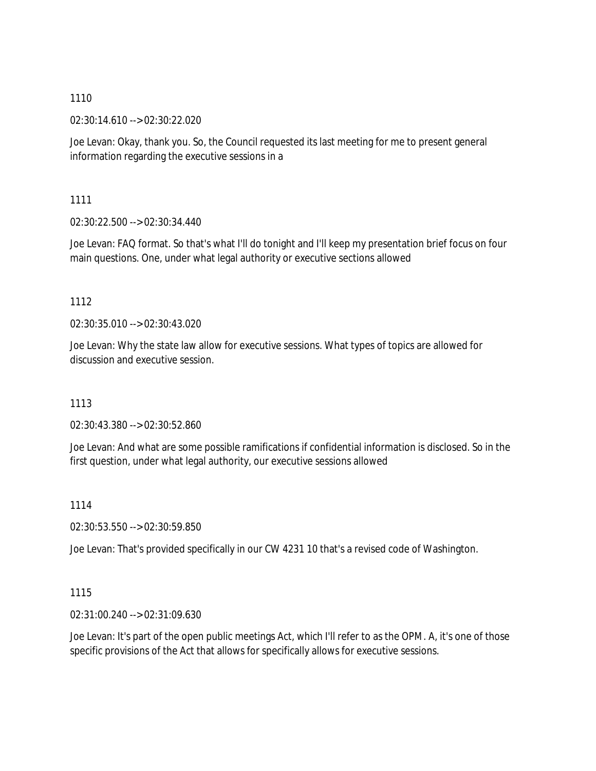1110

02:30:14.610 --> 02:30:22.020

Joe Levan: Okay, thank you. So, the Council requested its last meeting for me to present general information regarding the executive sessions in a

1111

02:30:22.500 --> 02:30:34.440

Joe Levan: FAQ format. So that's what I'll do tonight and I'll keep my presentation brief focus on four main questions. One, under what legal authority or executive sections allowed

1112

02:30:35.010 --> 02:30:43.020

Joe Levan: Why the state law allow for executive sessions. What types of topics are allowed for discussion and executive session.

1113

02:30:43.380 --> 02:30:52.860

Joe Levan: And what are some possible ramifications if confidential information is disclosed. So in the first question, under what legal authority, our executive sessions allowed

1114

02:30:53.550 --> 02:30:59.850

Joe Levan: That's provided specifically in our CW 4231 10 that's a revised code of Washington.

1115

02:31:00.240 --> 02:31:09.630

Joe Levan: It's part of the open public meetings Act, which I'll refer to as the OPM. A, it's one of those specific provisions of the Act that allows for specifically allows for executive sessions.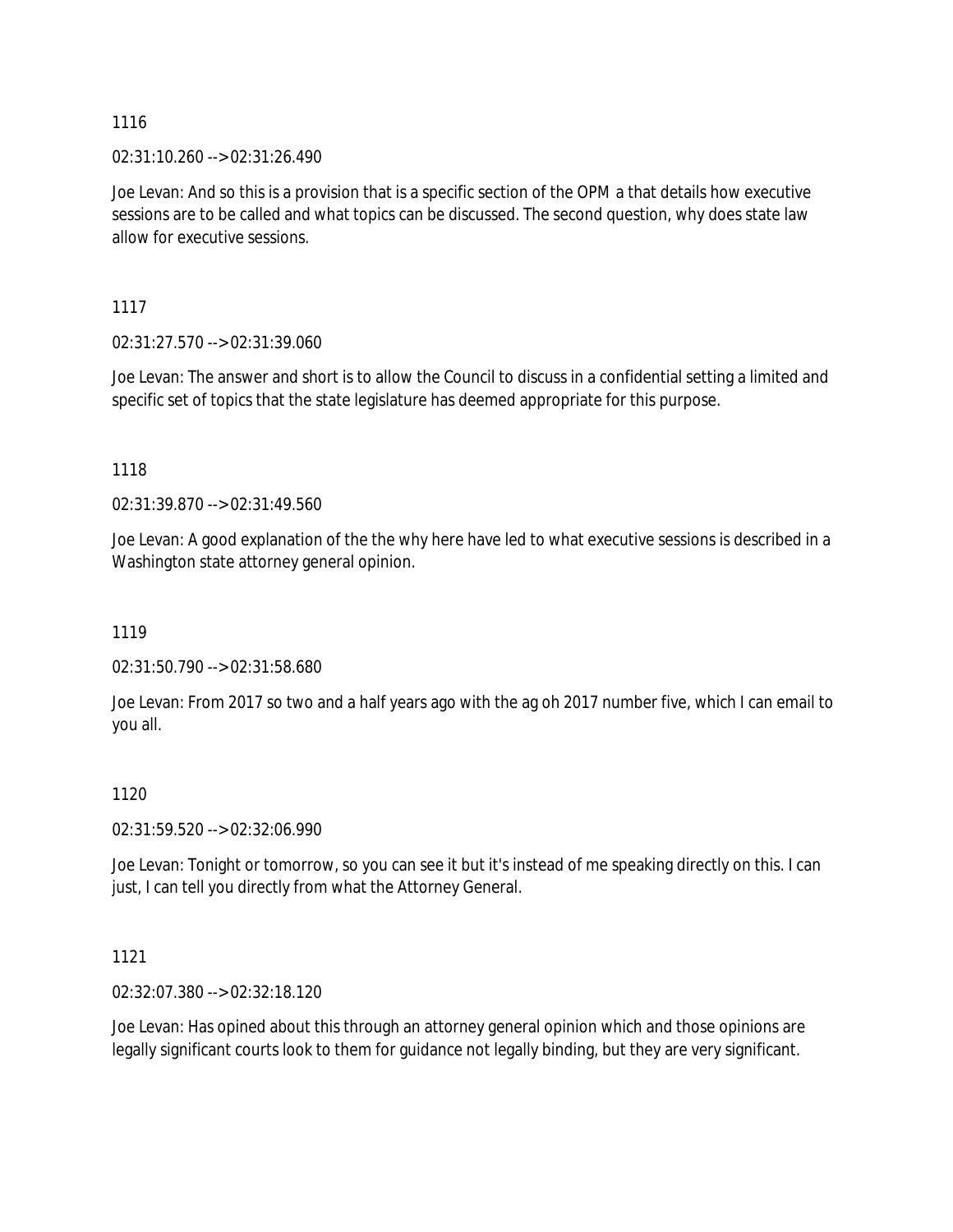1116

02:31:10.260 --> 02:31:26.490

Joe Levan: And so this is a provision that is a specific section of the OPM a that details how executive sessions are to be called and what topics can be discussed. The second question, why does state law allow for executive sessions.

1117

02:31:27.570 --> 02:31:39.060

Joe Levan: The answer and short is to allow the Council to discuss in a confidential setting a limited and specific set of topics that the state legislature has deemed appropriate for this purpose.

1118

02:31:39.870 --> 02:31:49.560

Joe Levan: A good explanation of the the why here have led to what executive sessions is described in a Washington state attorney general opinion.

1119

02:31:50.790 --> 02:31:58.680

Joe Levan: From 2017 so two and a half years ago with the ag oh 2017 number five, which I can email to you all.

1120

02:31:59.520 --> 02:32:06.990

Joe Levan: Tonight or tomorrow, so you can see it but it's instead of me speaking directly on this. I can just, I can tell you directly from what the Attorney General.

1121

02:32:07.380 --> 02:32:18.120

Joe Levan: Has opined about this through an attorney general opinion which and those opinions are legally significant courts look to them for guidance not legally binding, but they are very significant.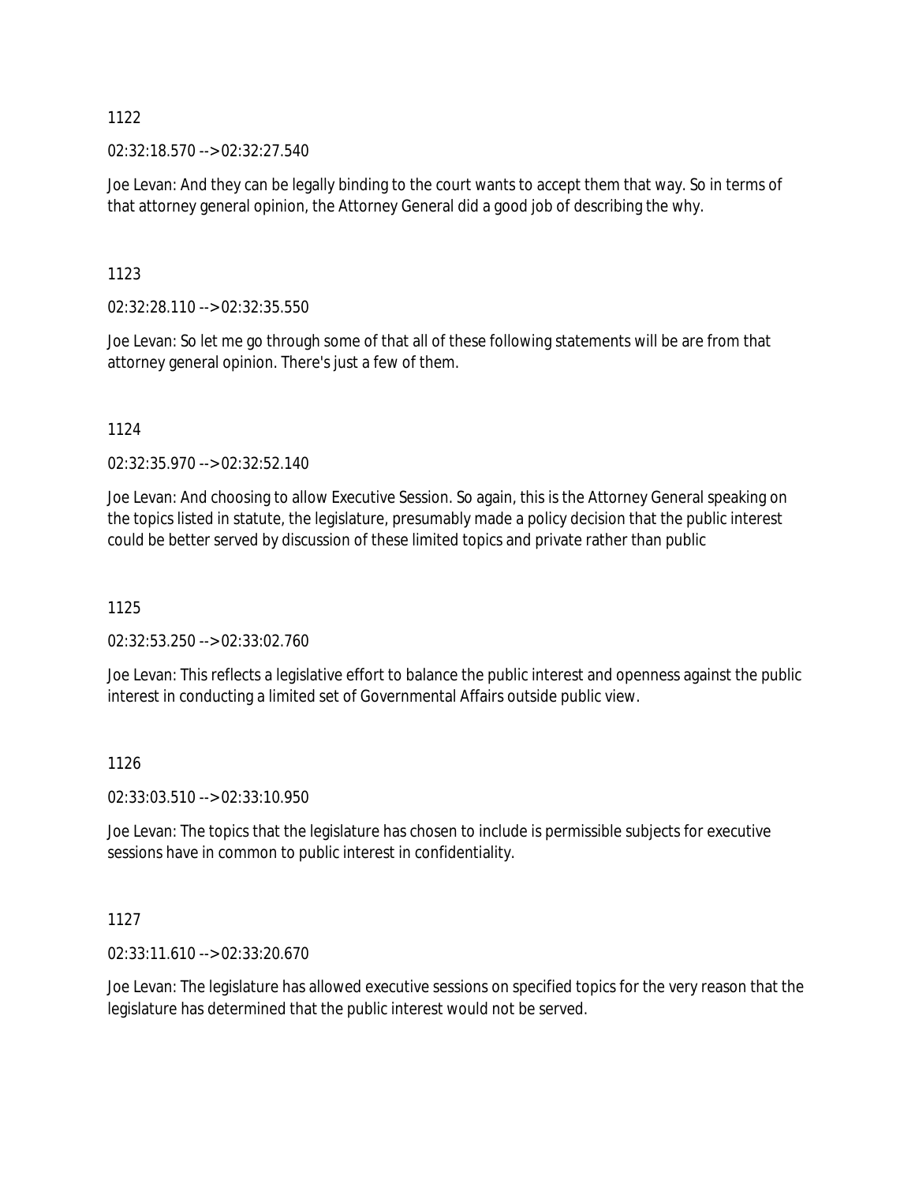1122

02:32:18.570 --> 02:32:27.540

Joe Levan: And they can be legally binding to the court wants to accept them that way. So in terms of that attorney general opinion, the Attorney General did a good job of describing the why.

1123

02:32:28.110 --> 02:32:35.550

Joe Levan: So let me go through some of that all of these following statements will be are from that attorney general opinion. There's just a few of them.

1124

02:32:35.970 --> 02:32:52.140

Joe Levan: And choosing to allow Executive Session. So again, this is the Attorney General speaking on the topics listed in statute, the legislature, presumably made a policy decision that the public interest could be better served by discussion of these limited topics and private rather than public

1125

02:32:53.250 --> 02:33:02.760

Joe Levan: This reflects a legislative effort to balance the public interest and openness against the public interest in conducting a limited set of Governmental Affairs outside public view.

1126

02:33:03.510 --> 02:33:10.950

Joe Levan: The topics that the legislature has chosen to include is permissible subjects for executive sessions have in common to public interest in confidentiality.

1127

02:33:11.610 --> 02:33:20.670

Joe Levan: The legislature has allowed executive sessions on specified topics for the very reason that the legislature has determined that the public interest would not be served.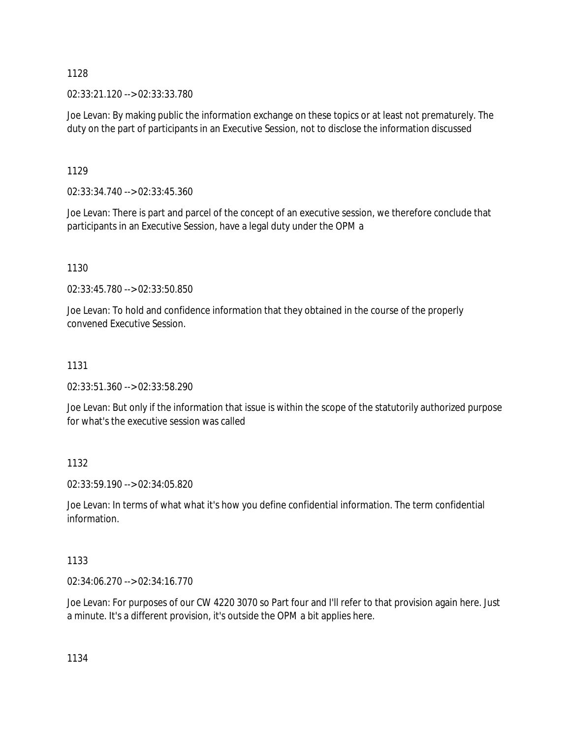1128

02:33:21.120 --> 02:33:33.780

Joe Levan: By making public the information exchange on these topics or at least not prematurely. The duty on the part of participants in an Executive Session, not to disclose the information discussed

1129

02:33:34.740 --> 02:33:45.360

Joe Levan: There is part and parcel of the concept of an executive session, we therefore conclude that participants in an Executive Session, have a legal duty under the OPM a

1130

02:33:45.780 --> 02:33:50.850

Joe Levan: To hold and confidence information that they obtained in the course of the properly convened Executive Session.

1131

02:33:51.360 --> 02:33:58.290

Joe Levan: But only if the information that issue is within the scope of the statutorily authorized purpose for what's the executive session was called

1132

02:33:59.190 --> 02:34:05.820

Joe Levan: In terms of what what it's how you define confidential information. The term confidential information.

1133

02:34:06.270 --> 02:34:16.770

Joe Levan: For purposes of our CW 4220 3070 so Part four and I'll refer to that provision again here. Just a minute. It's a different provision, it's outside the OPM a bit applies here.

1134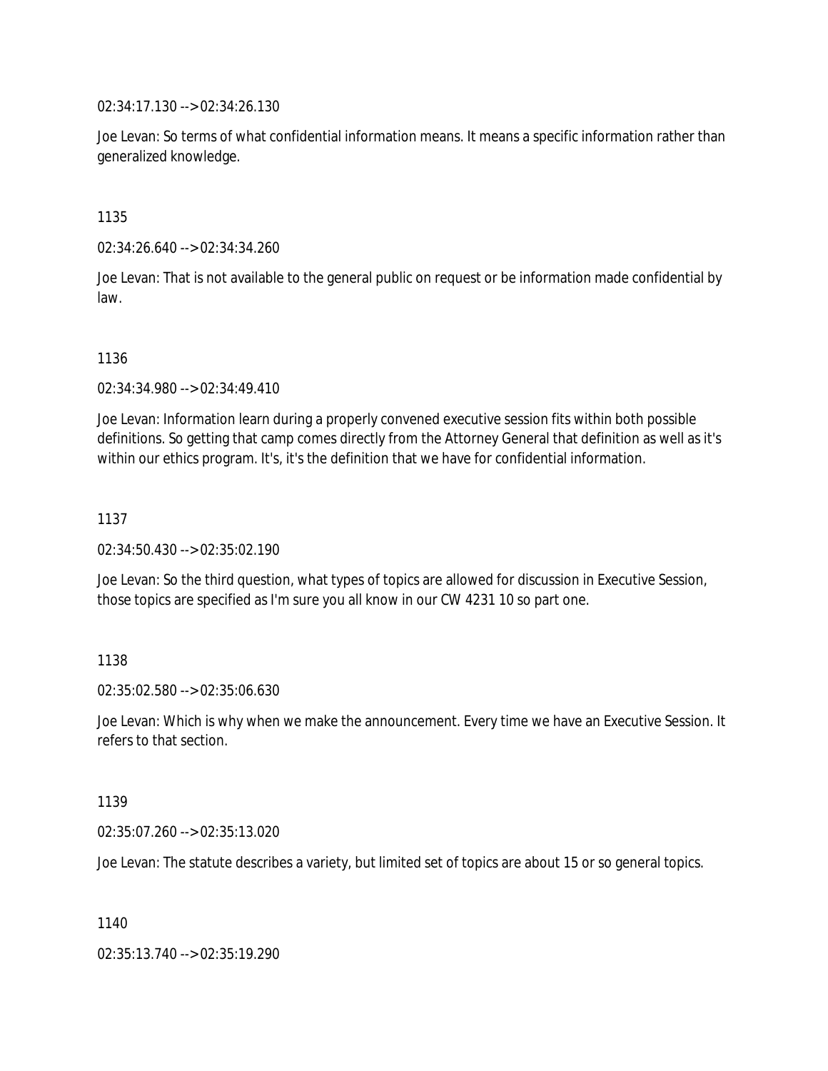02:34:17.130 --> 02:34:26.130

Joe Levan: So terms of what confidential information means. It means a specific information rather than generalized knowledge.

1135

02:34:26.640 --> 02:34:34.260

Joe Levan: That is not available to the general public on request or be information made confidential by law.

1136

02:34:34.980 --> 02:34:49.410

Joe Levan: Information learn during a properly convened executive session fits within both possible definitions. So getting that camp comes directly from the Attorney General that definition as well as it's within our ethics program. It's, it's the definition that we have for confidential information.

1137

02:34:50.430 --> 02:35:02.190

Joe Levan: So the third question, what types of topics are allowed for discussion in Executive Session, those topics are specified as I'm sure you all know in our CW 4231 10 so part one.

1138

02:35:02.580 --> 02:35:06.630

Joe Levan: Which is why when we make the announcement. Every time we have an Executive Session. It refers to that section.

1139

02:35:07.260 --> 02:35:13.020

Joe Levan: The statute describes a variety, but limited set of topics are about 15 or so general topics.

1140

02:35:13.740 --> 02:35:19.290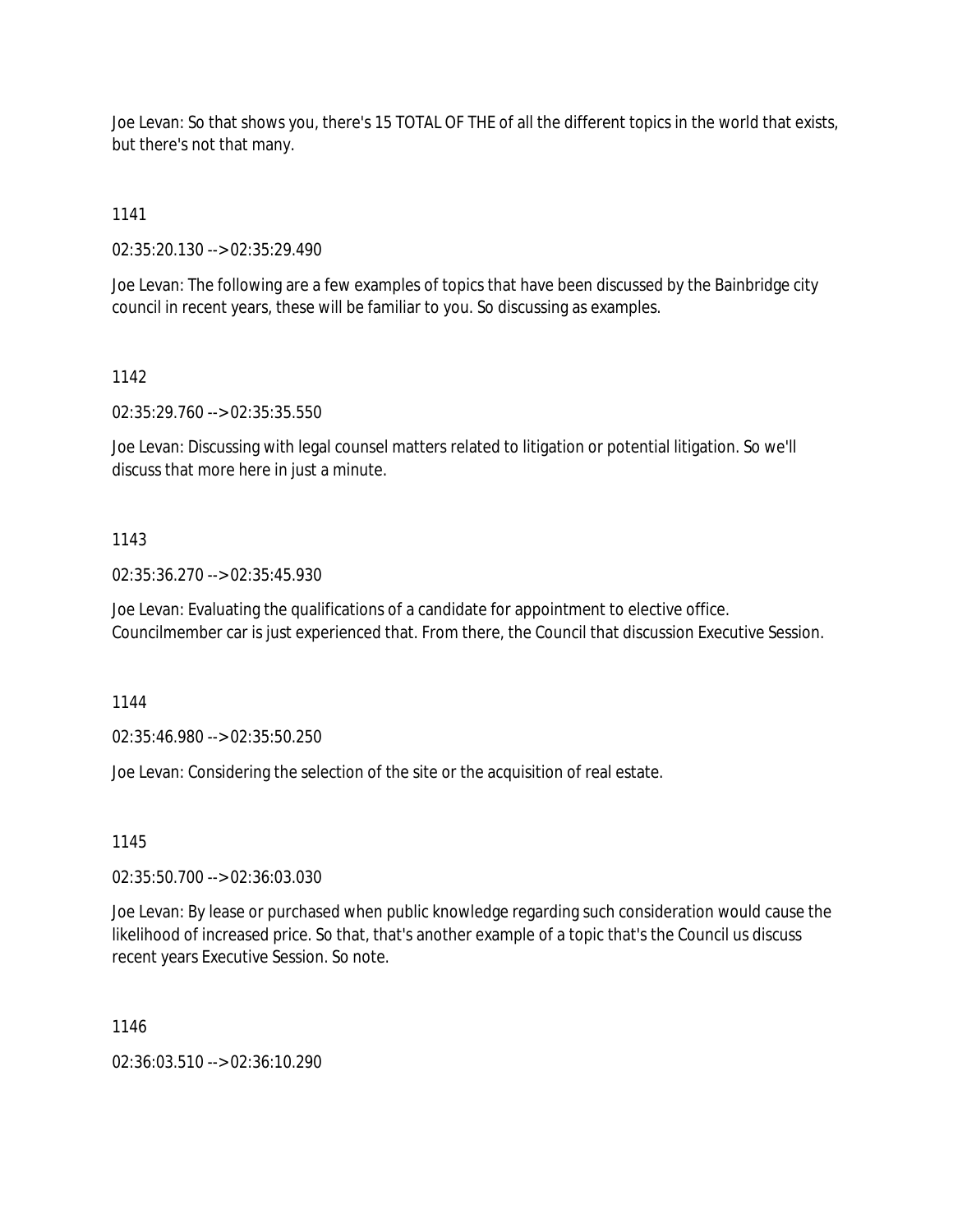Joe Levan: So that shows you, there's 15 TOTAL OF THE of all the different topics in the world that exists, but there's not that many.

1141

02:35:20.130 --> 02:35:29.490

Joe Levan: The following are a few examples of topics that have been discussed by the Bainbridge city council in recent years, these will be familiar to you. So discussing as examples.

1142

02:35:29.760 --> 02:35:35.550

Joe Levan: Discussing with legal counsel matters related to litigation or potential litigation. So we'll discuss that more here in just a minute.

1143

02:35:36.270 --> 02:35:45.930

Joe Levan: Evaluating the qualifications of a candidate for appointment to elective office. Councilmember car is just experienced that. From there, the Council that discussion Executive Session.

1144

02:35:46.980 --> 02:35:50.250

Joe Levan: Considering the selection of the site or the acquisition of real estate.

1145

02:35:50.700 --> 02:36:03.030

Joe Levan: By lease or purchased when public knowledge regarding such consideration would cause the likelihood of increased price. So that, that's another example of a topic that's the Council us discuss recent years Executive Session. So note.

1146

02:36:03.510 --> 02:36:10.290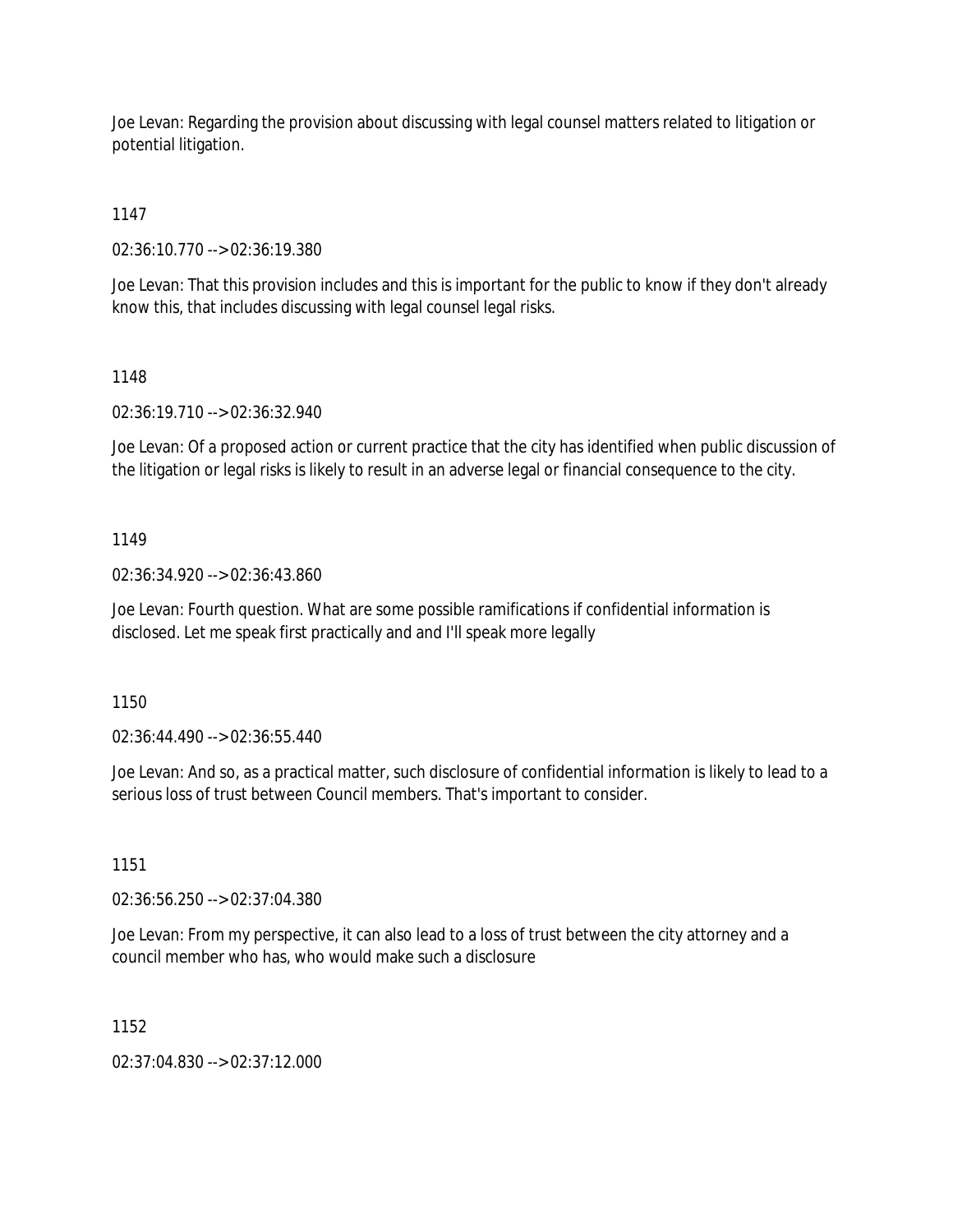Joe Levan: Regarding the provision about discussing with legal counsel matters related to litigation or potential litigation.

1147

02:36:10.770 --> 02:36:19.380

Joe Levan: That this provision includes and this is important for the public to know if they don't already know this, that includes discussing with legal counsel legal risks.

1148

02:36:19.710 --> 02:36:32.940

Joe Levan: Of a proposed action or current practice that the city has identified when public discussion of the litigation or legal risks is likely to result in an adverse legal or financial consequence to the city.

1149

02:36:34.920 --> 02:36:43.860

Joe Levan: Fourth question. What are some possible ramifications if confidential information is disclosed. Let me speak first practically and and I'll speak more legally

1150

02:36:44.490 --> 02:36:55.440

Joe Levan: And so, as a practical matter, such disclosure of confidential information is likely to lead to a serious loss of trust between Council members. That's important to consider.

1151

02:36:56.250 --> 02:37:04.380

Joe Levan: From my perspective, it can also lead to a loss of trust between the city attorney and a council member who has, who would make such a disclosure

1152

02:37:04.830 --> 02:37:12.000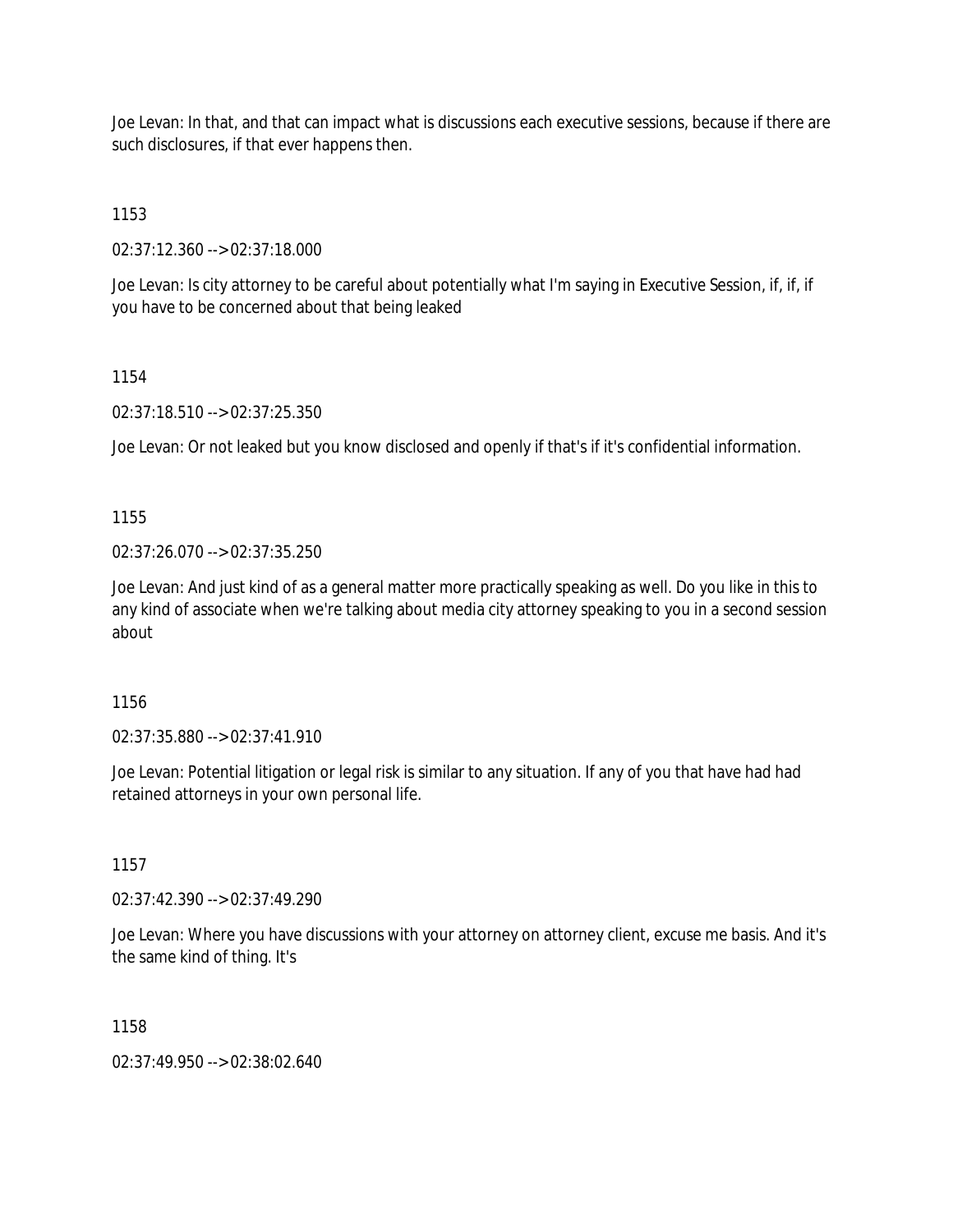Joe Levan: In that, and that can impact what is discussions each executive sessions, because if there are such disclosures, if that ever happens then.

1153

02:37:12.360 --> 02:37:18.000

Joe Levan: Is city attorney to be careful about potentially what I'm saying in Executive Session, if, if, if you have to be concerned about that being leaked

1154

02:37:18.510 --> 02:37:25.350

Joe Levan: Or not leaked but you know disclosed and openly if that's if it's confidential information.

1155

02:37:26.070 --> 02:37:35.250

Joe Levan: And just kind of as a general matter more practically speaking as well. Do you like in this to any kind of associate when we're talking about media city attorney speaking to you in a second session about

1156

02:37:35.880 --> 02:37:41.910

Joe Levan: Potential litigation or legal risk is similar to any situation. If any of you that have had had retained attorneys in your own personal life.

1157

02:37:42.390 --> 02:37:49.290

Joe Levan: Where you have discussions with your attorney on attorney client, excuse me basis. And it's the same kind of thing. It's

1158

02:37:49.950 --> 02:38:02.640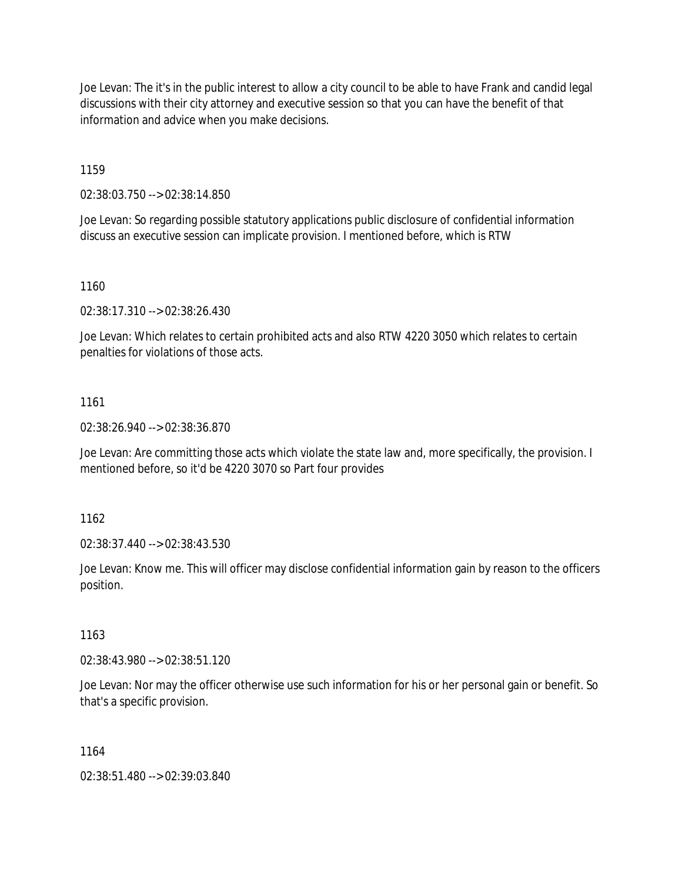Joe Levan: The it's in the public interest to allow a city council to be able to have Frank and candid legal discussions with their city attorney and executive session so that you can have the benefit of that information and advice when you make decisions.

1159

02:38:03.750 --> 02:38:14.850

Joe Levan: So regarding possible statutory applications public disclosure of confidential information discuss an executive session can implicate provision. I mentioned before, which is RTW

1160

02:38:17.310 --> 02:38:26.430

Joe Levan: Which relates to certain prohibited acts and also RTW 4220 3050 which relates to certain penalties for violations of those acts.

1161

02:38:26.940 --> 02:38:36.870

Joe Levan: Are committing those acts which violate the state law and, more specifically, the provision. I mentioned before, so it'd be 4220 3070 so Part four provides

1162

02:38:37.440 --> 02:38:43.530

Joe Levan: Know me. This will officer may disclose confidential information gain by reason to the officers position.

1163

02:38:43.980 --> 02:38:51.120

Joe Levan: Nor may the officer otherwise use such information for his or her personal gain or benefit. So that's a specific provision.

1164

02:38:51.480 --> 02:39:03.840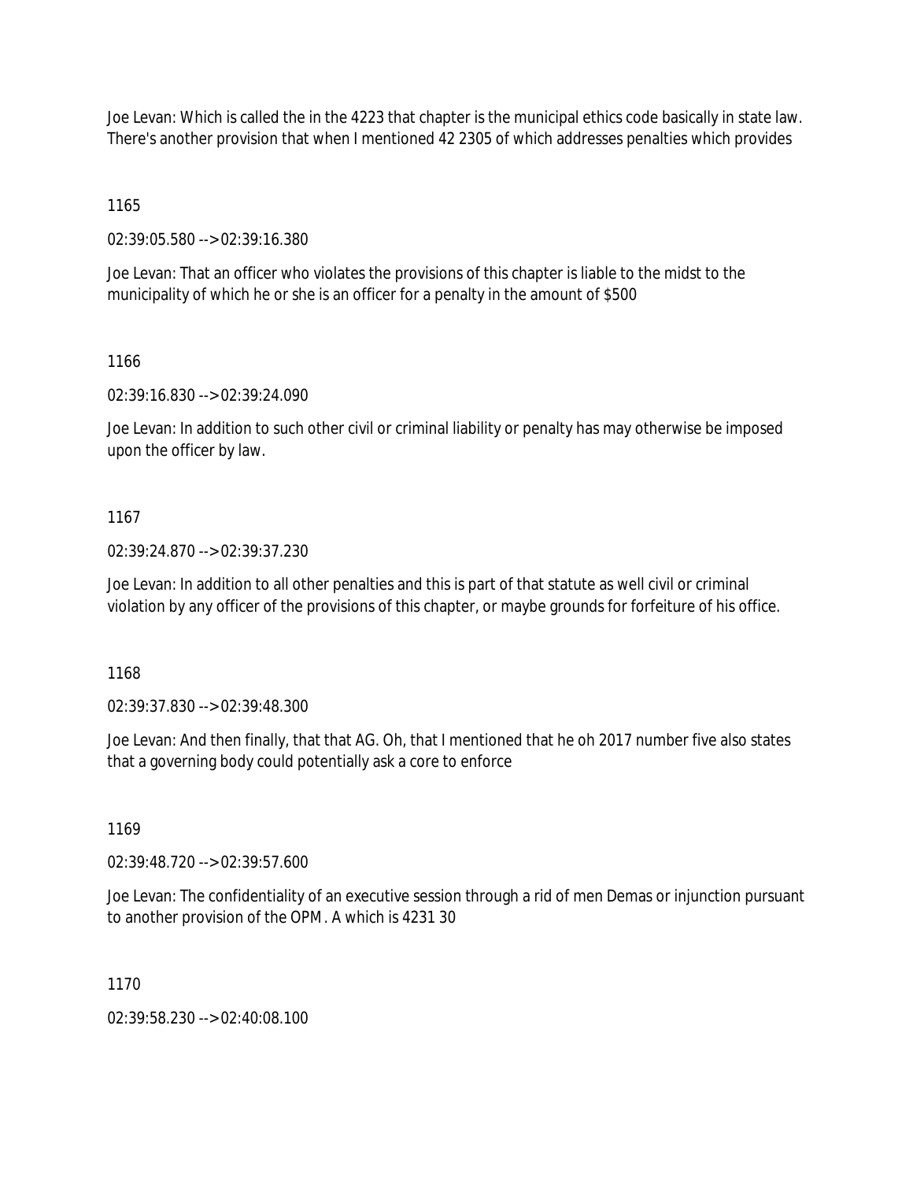Joe Levan: Which is called the in the 4223 that chapter is the municipal ethics code basically in state law. There's another provision that when I mentioned 42 2305 of which addresses penalties which provides

1165

02:39:05.580 --> 02:39:16.380

Joe Levan: That an officer who violates the provisions of this chapter is liable to the midst to the municipality of which he or she is an officer for a penalty in the amount of $500

1166

02:39:16.830 --> 02:39:24.090

Joe Levan: In addition to such other civil or criminal liability or penalty has may otherwise be imposed upon the officer by law.

1167

02:39:24.870 --> 02:39:37.230

Joe Levan: In addition to all other penalties and this is part of that statute as well civil or criminal violation by any officer of the provisions of this chapter, or maybe grounds for forfeiture of his office.

1168

02:39:37.830 --> 02:39:48.300

Joe Levan: And then finally, that that AG. Oh, that I mentioned that he oh 2017 number five also states that a governing body could potentially ask a core to enforce

1169

02:39:48.720 --> 02:39:57.600

Joe Levan: The confidentiality of an executive session through a rid of men Demas or injunction pursuant to another provision of the OPM. A which is 4231 30

1170

02:39:58.230 --> 02:40:08.100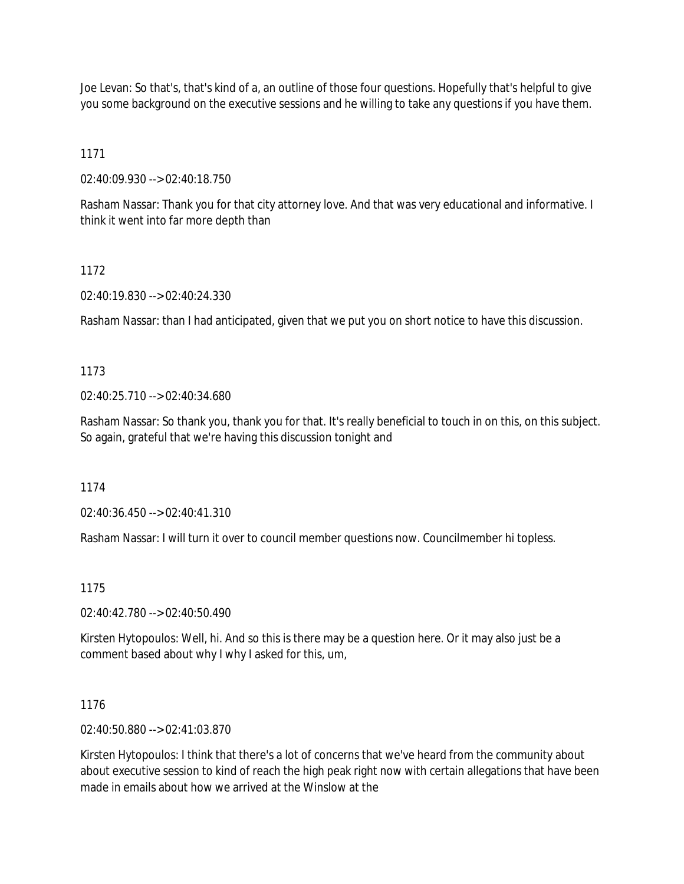Joe Levan: So that's, that's kind of a, an outline of those four questions. Hopefully that's helpful to give you some background on the executive sessions and he willing to take any questions if you have them.

1171

02:40:09.930 --> 02:40:18.750

Rasham Nassar: Thank you for that city attorney love. And that was very educational and informative. I think it went into far more depth than

1172

02:40:19.830 --> 02:40:24.330

Rasham Nassar: than I had anticipated, given that we put you on short notice to have this discussion.

1173

02:40:25.710 --> 02:40:34.680

Rasham Nassar: So thank you, thank you for that. It's really beneficial to touch in on this, on this subject. So again, grateful that we're having this discussion tonight and

1174

02:40:36.450 --> 02:40:41.310

Rasham Nassar: I will turn it over to council member questions now. Councilmember hi topless.

1175

02:40:42.780 --> 02:40:50.490

Kirsten Hytopoulos: Well, hi. And so this is there may be a question here. Or it may also just be a comment based about why I why I asked for this, um,

1176

02:40:50.880 --> 02:41:03.870

Kirsten Hytopoulos: I think that there's a lot of concerns that we've heard from the community about about executive session to kind of reach the high peak right now with certain allegations that have been made in emails about how we arrived at the Winslow at the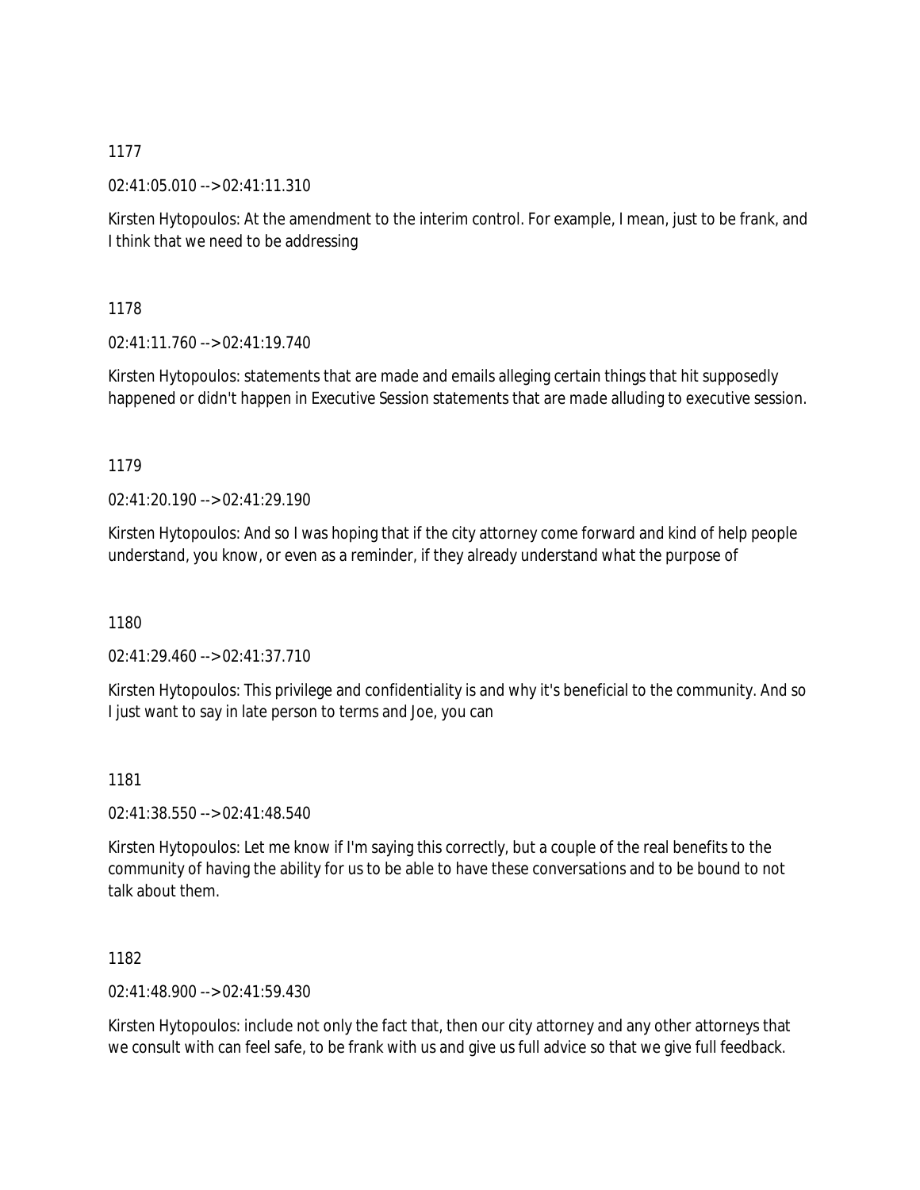1177

02:41:05.010 --> 02:41:11.310

Kirsten Hytopoulos: At the amendment to the interim control. For example, I mean, just to be frank, and I think that we need to be addressing

1178

02:41:11.760 --> 02:41:19.740

Kirsten Hytopoulos: statements that are made and emails alleging certain things that hit supposedly happened or didn't happen in Executive Session statements that are made alluding to executive session.

1179

02:41:20.190 --> 02:41:29.190

Kirsten Hytopoulos: And so I was hoping that if the city attorney come forward and kind of help people understand, you know, or even as a reminder, if they already understand what the purpose of

1180

02:41:29.460 --> 02:41:37.710

Kirsten Hytopoulos: This privilege and confidentiality is and why it's beneficial to the community. And so I just want to say in late person to terms and Joe, you can

1181

02:41:38.550 --> 02:41:48.540

Kirsten Hytopoulos: Let me know if I'm saying this correctly, but a couple of the real benefits to the community of having the ability for us to be able to have these conversations and to be bound to not talk about them.

1182

02:41:48.900 --> 02:41:59.430

Kirsten Hytopoulos: include not only the fact that, then our city attorney and any other attorneys that we consult with can feel safe, to be frank with us and give us full advice so that we give full feedback.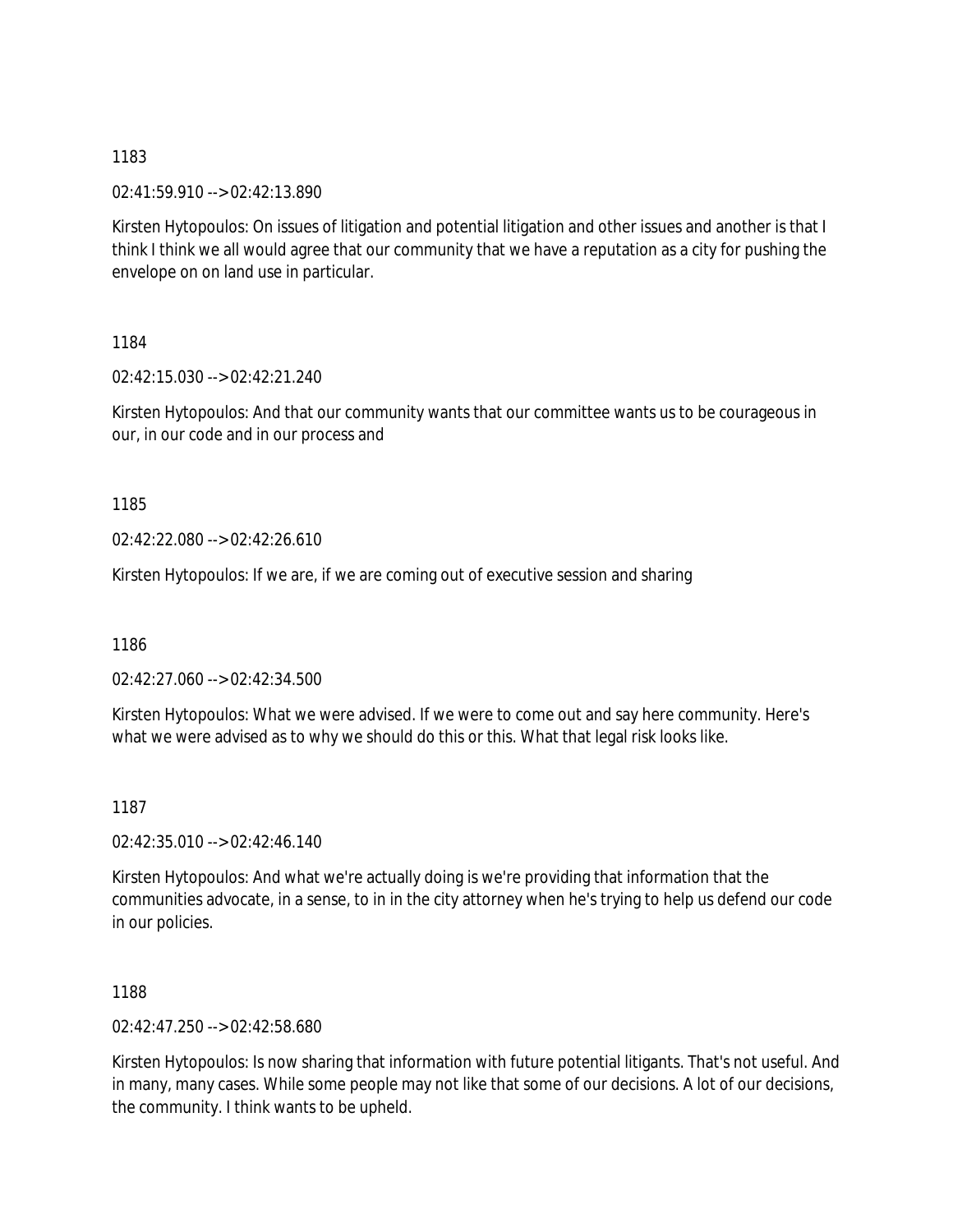1183

02:41:59.910 --> 02:42:13.890

Kirsten Hytopoulos: On issues of litigation and potential litigation and other issues and another is that I think I think we all would agree that our community that we have a reputation as a city for pushing the envelope on on land use in particular.

1184

02:42:15.030 --> 02:42:21.240

Kirsten Hytopoulos: And that our community wants that our committee wants us to be courageous in our, in our code and in our process and

1185

02:42:22.080 --> 02:42:26.610

Kirsten Hytopoulos: If we are, if we are coming out of executive session and sharing

1186

02:42:27.060 --> 02:42:34.500

Kirsten Hytopoulos: What we were advised. If we were to come out and say here community. Here's what we were advised as to why we should do this or this. What that legal risk looks like.

1187

02:42:35.010 --> 02:42:46.140

Kirsten Hytopoulos: And what we're actually doing is we're providing that information that the communities advocate, in a sense, to in in the city attorney when he's trying to help us defend our code in our policies.

1188

02:42:47.250 --> 02:42:58.680

Kirsten Hytopoulos: Is now sharing that information with future potential litigants. That's not useful. And in many, many cases. While some people may not like that some of our decisions. A lot of our decisions, the community. I think wants to be upheld.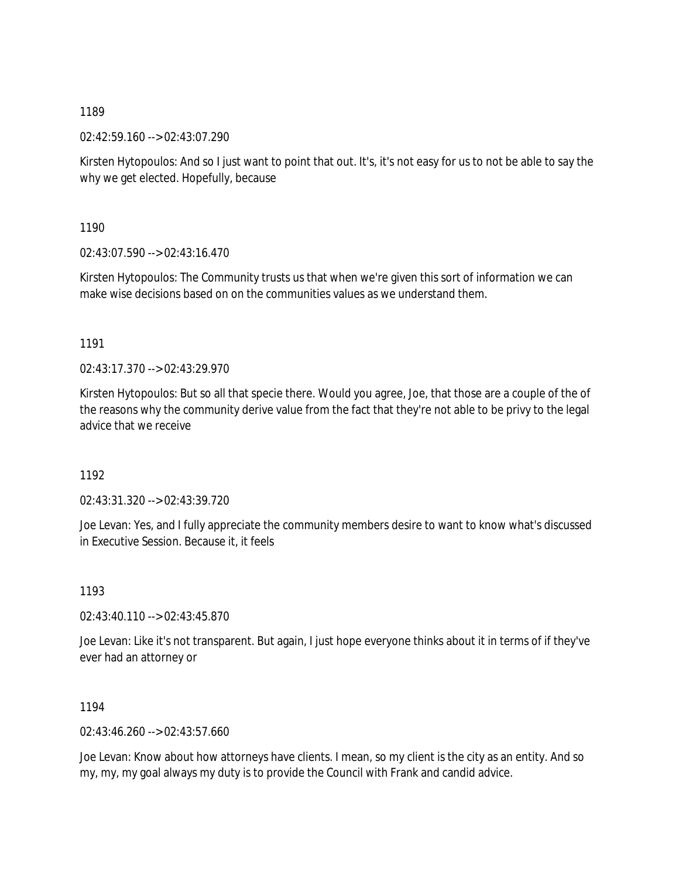1189

02:42:59.160 --> 02:43:07.290

Kirsten Hytopoulos: And so I just want to point that out. It's, it's not easy for us to not be able to say the why we get elected. Hopefully, because

1190

02:43:07.590 --> 02:43:16.470

Kirsten Hytopoulos: The Community trusts us that when we're given this sort of information we can make wise decisions based on on the communities values as we understand them.

1191

02:43:17.370 --> 02:43:29.970

Kirsten Hytopoulos: But so all that specie there. Would you agree, Joe, that those are a couple of the of the reasons why the community derive value from the fact that they're not able to be privy to the legal advice that we receive

1192

02:43:31.320 --> 02:43:39.720

Joe Levan: Yes, and I fully appreciate the community members desire to want to know what's discussed in Executive Session. Because it, it feels

1193

02:43:40.110 --> 02:43:45.870

Joe Levan: Like it's not transparent. But again, I just hope everyone thinks about it in terms of if they've ever had an attorney or

1194

02:43:46.260 --> 02:43:57.660

Joe Levan: Know about how attorneys have clients. I mean, so my client is the city as an entity. And so my, my, my goal always my duty is to provide the Council with Frank and candid advice.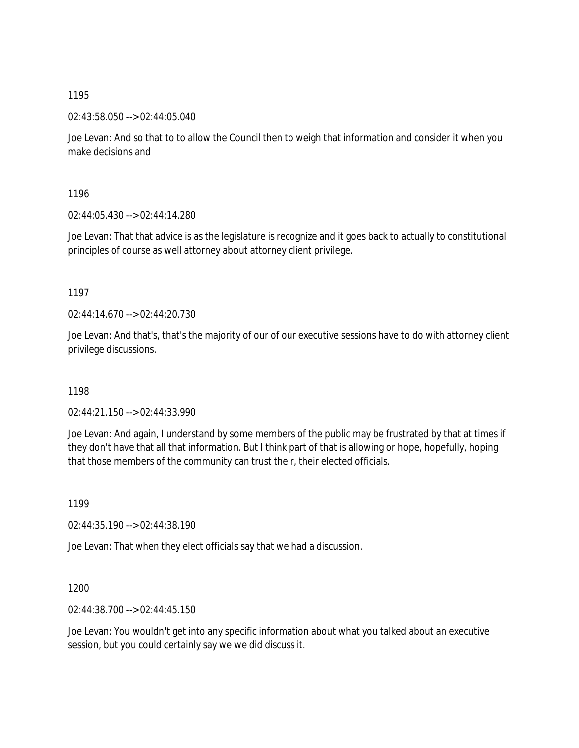1195

02:43:58.050 --> 02:44:05.040

Joe Levan: And so that to to allow the Council then to weigh that information and consider it when you make decisions and

1196

02:44:05.430 --> 02:44:14.280

Joe Levan: That that advice is as the legislature is recognize and it goes back to actually to constitutional principles of course as well attorney about attorney client privilege.

1197

02:44:14.670 --> 02:44:20.730

Joe Levan: And that's, that's the majority of our of our executive sessions have to do with attorney client privilege discussions.

1198

02:44:21.150 --> 02:44:33.990

Joe Levan: And again, I understand by some members of the public may be frustrated by that at times if they don't have that all that information. But I think part of that is allowing or hope, hopefully, hoping that those members of the community can trust their, their elected officials.

1199

02:44:35.190 --> 02:44:38.190

Joe Levan: That when they elect officials say that we had a discussion.

1200

02:44:38.700 --> 02:44:45.150

Joe Levan: You wouldn't get into any specific information about what you talked about an executive session, but you could certainly say we we did discuss it.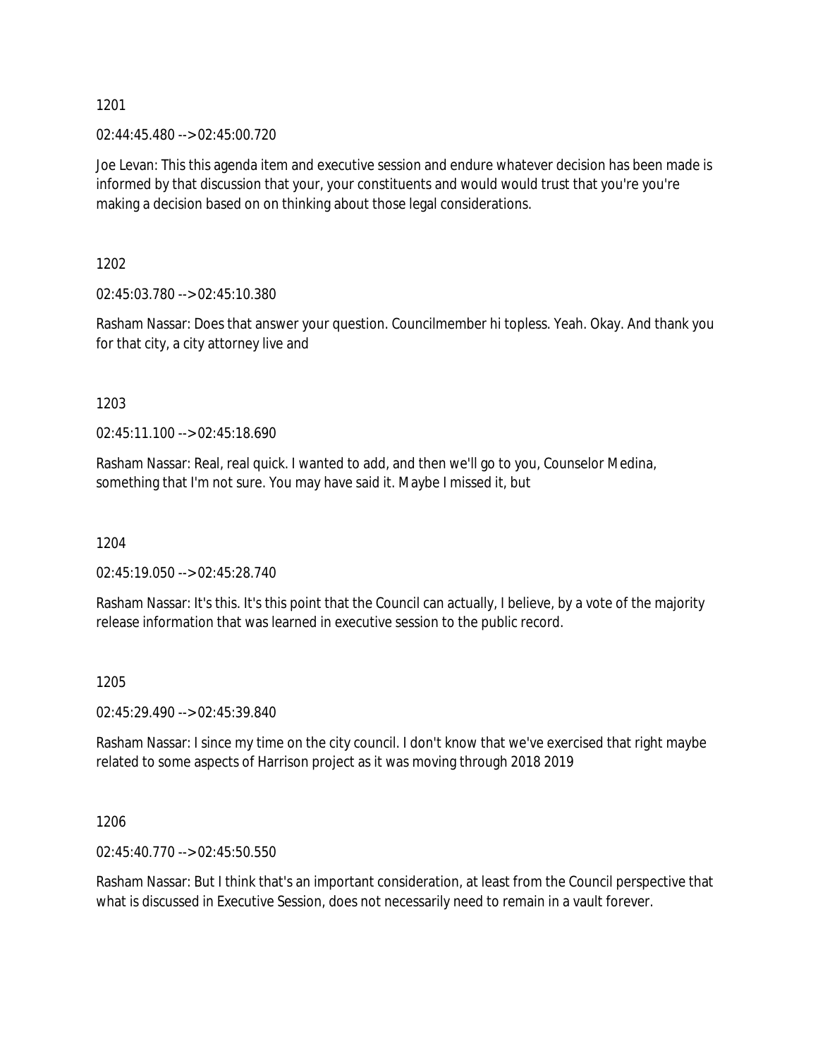1201

02:44:45.480 --> 02:45:00.720

Joe Levan: This this agenda item and executive session and endure whatever decision has been made is informed by that discussion that your, your constituents and would would trust that you're you're making a decision based on on thinking about those legal considerations.

1202

02:45:03.780 --> 02:45:10.380

Rasham Nassar: Does that answer your question. Councilmember hi topless. Yeah. Okay. And thank you for that city, a city attorney live and

1203

02:45:11.100 --> 02:45:18.690

Rasham Nassar: Real, real quick. I wanted to add, and then we'll go to you, Counselor Medina, something that I'm not sure. You may have said it. Maybe I missed it, but

1204

02:45:19.050 --> 02:45:28.740

Rasham Nassar: It's this. It's this point that the Council can actually, I believe, by a vote of the majority release information that was learned in executive session to the public record.

1205

02:45:29.490 --> 02:45:39.840

Rasham Nassar: I since my time on the city council. I don't know that we've exercised that right maybe related to some aspects of Harrison project as it was moving through 2018 2019

1206

02:45:40.770 --> 02:45:50.550

Rasham Nassar: But I think that's an important consideration, at least from the Council perspective that what is discussed in Executive Session, does not necessarily need to remain in a vault forever.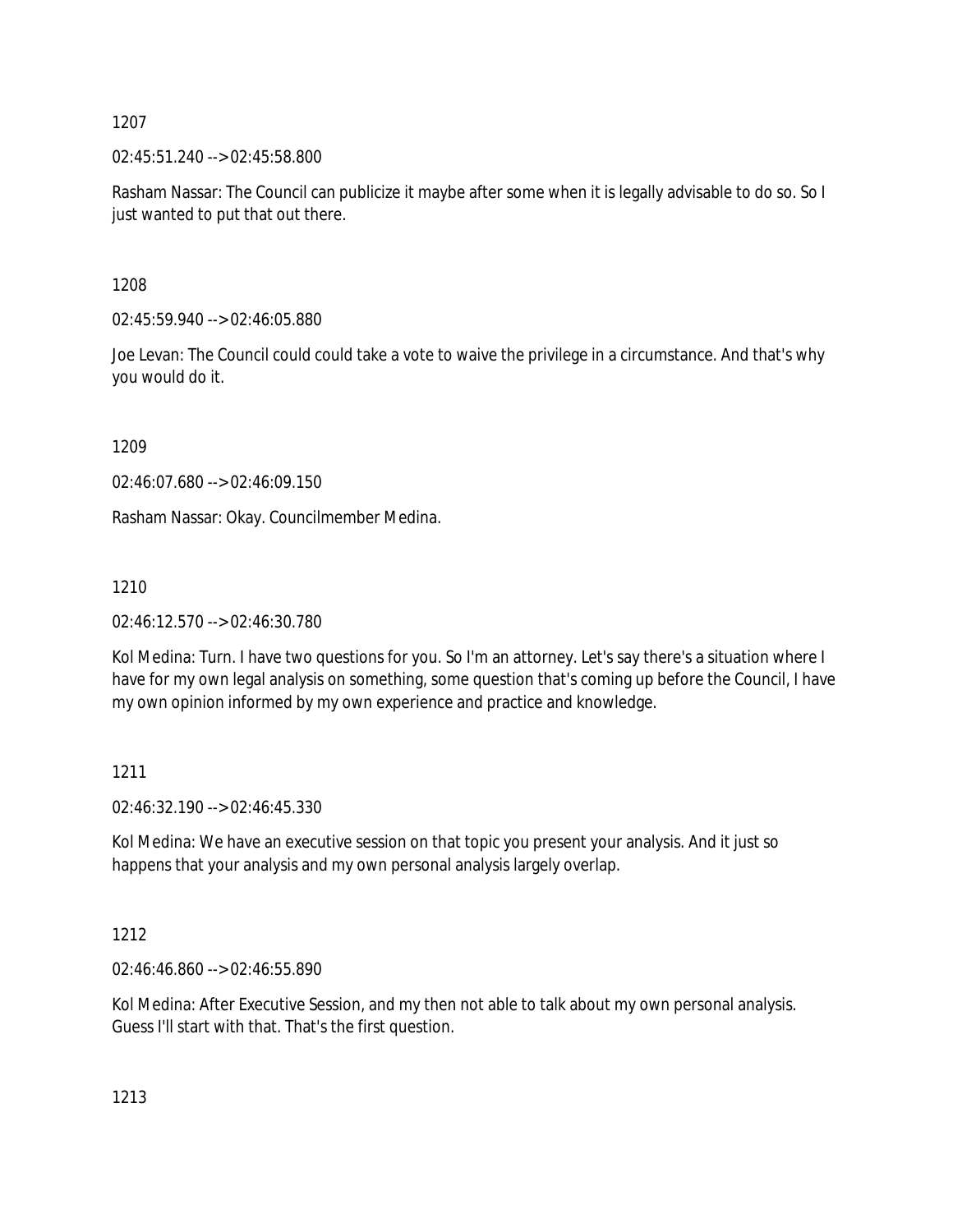1207

02:45:51.240 --> 02:45:58.800

Rasham Nassar: The Council can publicize it maybe after some when it is legally advisable to do so. So I just wanted to put that out there.

1208

02:45:59.940 --> 02:46:05.880

Joe Levan: The Council could could take a vote to waive the privilege in a circumstance. And that's why you would do it.

1209

02:46:07.680 --> 02:46:09.150

Rasham Nassar: Okay. Councilmember Medina.

1210

02:46:12.570 --> 02:46:30.780

Kol Medina: Turn. I have two questions for you. So I'm an attorney. Let's say there's a situation where I have for my own legal analysis on something, some question that's coming up before the Council, I have my own opinion informed by my own experience and practice and knowledge.

1211

02:46:32.190 --> 02:46:45.330

Kol Medina: We have an executive session on that topic you present your analysis. And it just so happens that your analysis and my own personal analysis largely overlap.

1212

02:46:46.860 --> 02:46:55.890

Kol Medina: After Executive Session, and my then not able to talk about my own personal analysis. Guess I'll start with that. That's the first question.

1213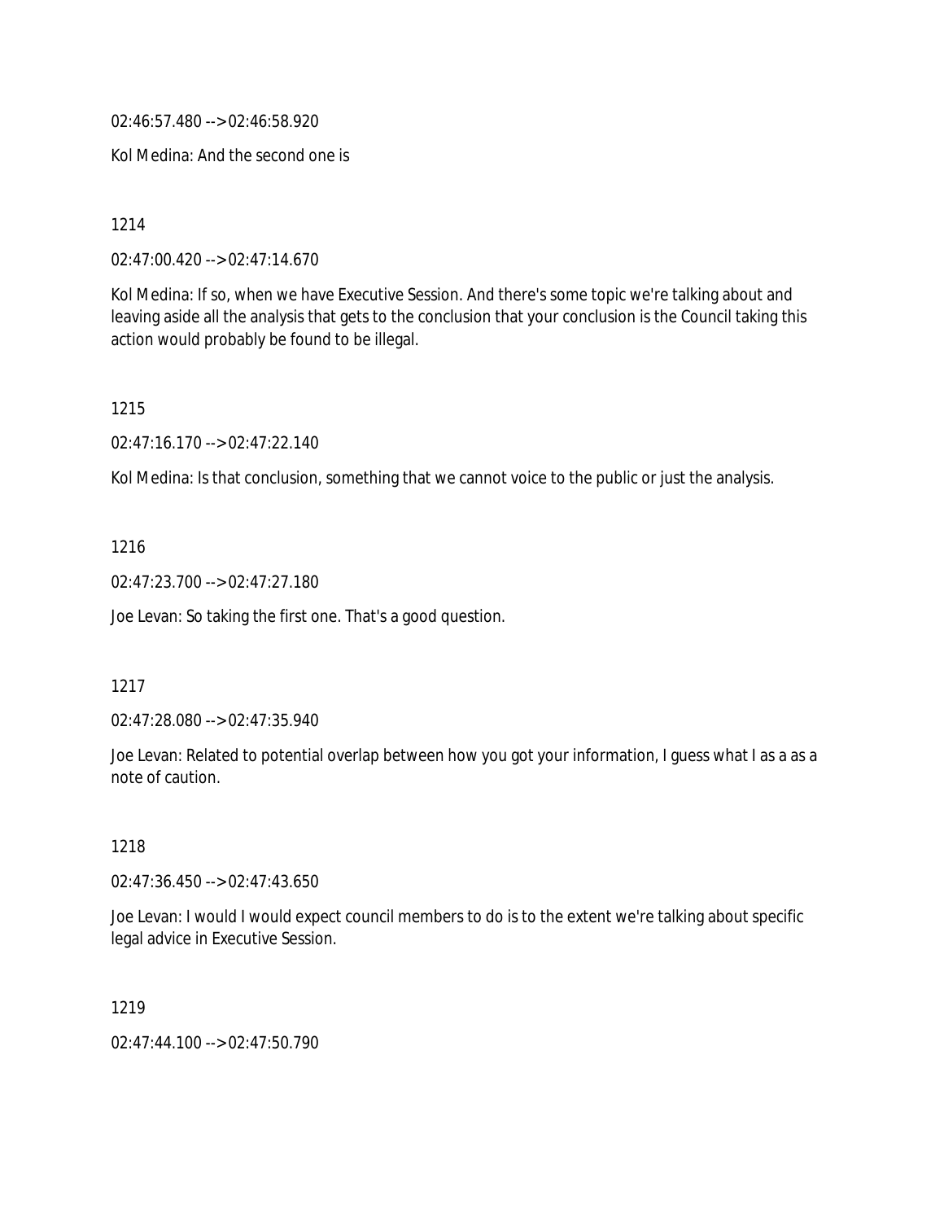02:46:57.480 --> 02:46:58.920

Kol Medina: And the second one is

1214

02:47:00.420 --> 02:47:14.670

Kol Medina: If so, when we have Executive Session. And there's some topic we're talking about and leaving aside all the analysis that gets to the conclusion that your conclusion is the Council taking this action would probably be found to be illegal.

1215

02:47:16.170 --> 02:47:22.140

Kol Medina: Is that conclusion, something that we cannot voice to the public or just the analysis.

1216

02:47:23.700 --> 02:47:27.180

Joe Levan: So taking the first one. That's a good question.

1217

02:47:28.080 --> 02:47:35.940

Joe Levan: Related to potential overlap between how you got your information, I guess what I as a as a note of caution.

1218

02:47:36.450 --> 02:47:43.650

Joe Levan: I would I would expect council members to do is to the extent we're talking about specific legal advice in Executive Session.

1219

02:47:44.100 --> 02:47:50.790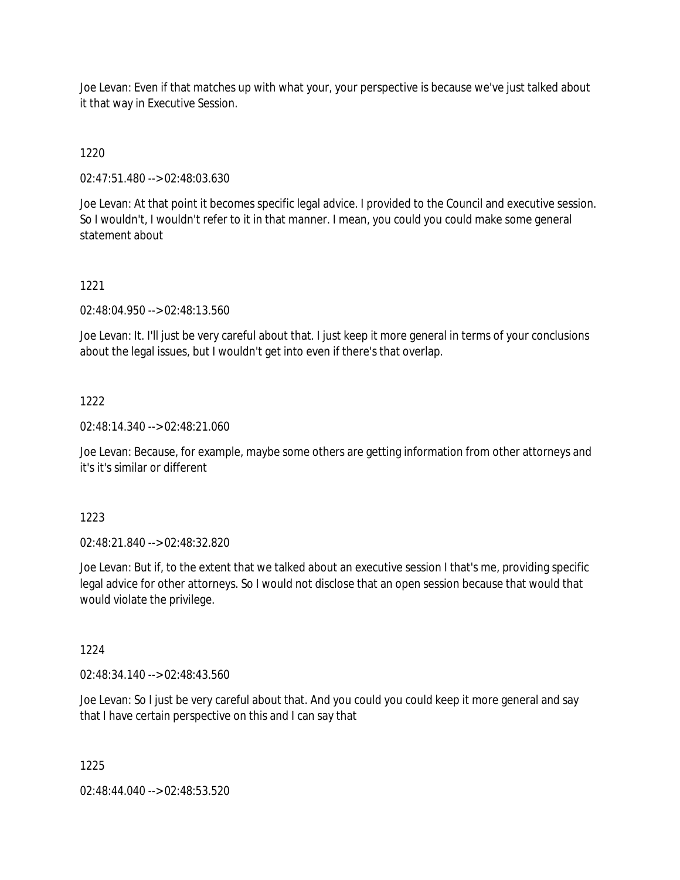Joe Levan: Even if that matches up with what your, your perspective is because we've just talked about it that way in Executive Session.

1220

02:47:51.480 --> 02:48:03.630

Joe Levan: At that point it becomes specific legal advice. I provided to the Council and executive session. So I wouldn't, I wouldn't refer to it in that manner. I mean, you could you could make some general statement about

1221

02:48:04.950 --> 02:48:13.560

Joe Levan: It. I'll just be very careful about that. I just keep it more general in terms of your conclusions about the legal issues, but I wouldn't get into even if there's that overlap.

1222

02:48:14.340 --> 02:48:21.060

Joe Levan: Because, for example, maybe some others are getting information from other attorneys and it's it's similar or different

1223

02:48:21.840 --> 02:48:32.820

Joe Levan: But if, to the extent that we talked about an executive session I that's me, providing specific legal advice for other attorneys. So I would not disclose that an open session because that would that would violate the privilege.

1224

02:48:34.140 --> 02:48:43.560

Joe Levan: So I just be very careful about that. And you could you could keep it more general and say that I have certain perspective on this and I can say that

1225

02:48:44.040 --> 02:48:53.520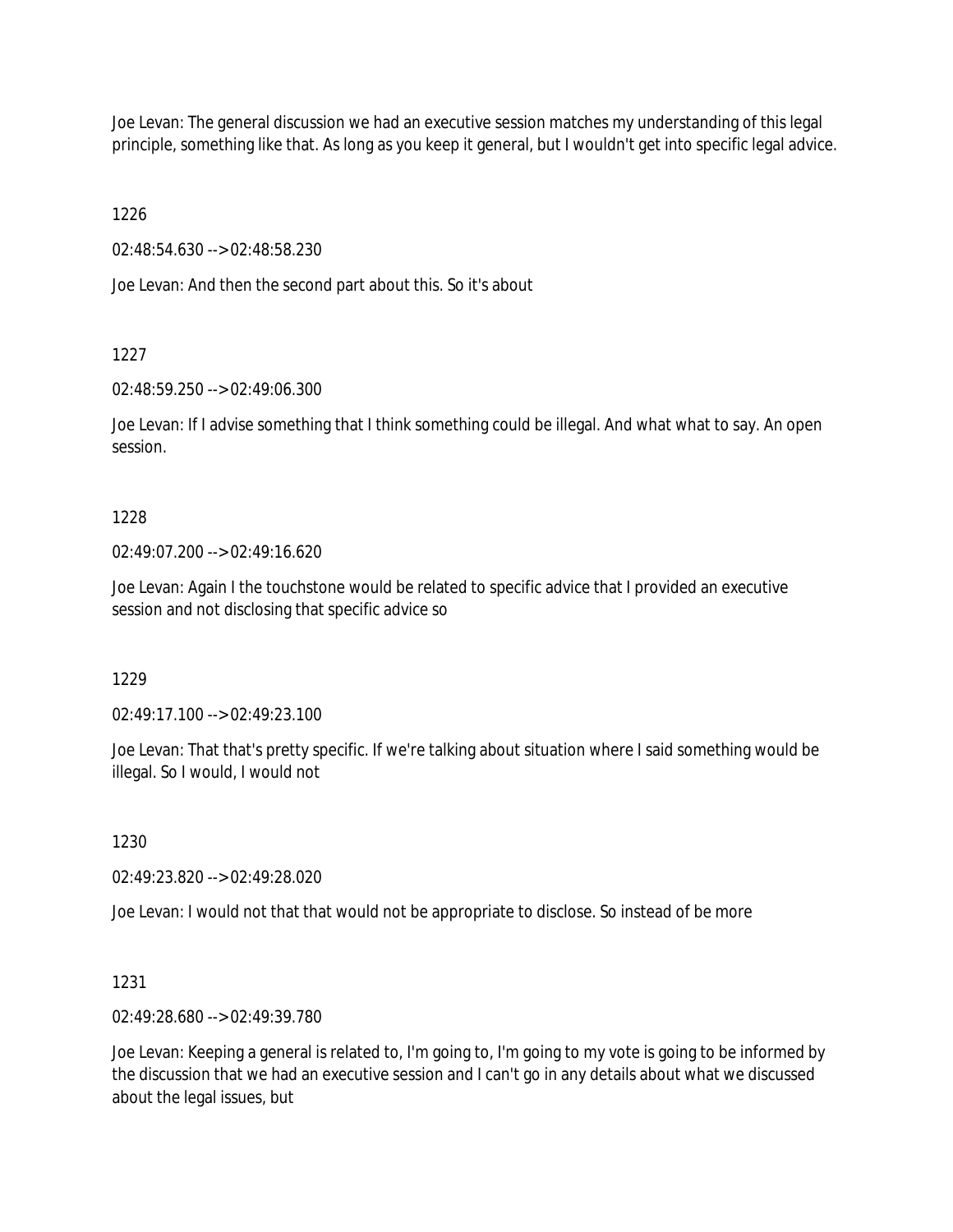Joe Levan: The general discussion we had an executive session matches my understanding of this legal principle, something like that. As long as you keep it general, but I wouldn't get into specific legal advice.

1226

02:48:54.630 --> 02:48:58.230

Joe Levan: And then the second part about this. So it's about

1227

02:48:59.250 --> 02:49:06.300

Joe Levan: If I advise something that I think something could be illegal. And what what to say. An open session.

1228

02:49:07.200 --> 02:49:16.620

Joe Levan: Again I the touchstone would be related to specific advice that I provided an executive session and not disclosing that specific advice so

1229

02:49:17.100 --> 02:49:23.100

Joe Levan: That that's pretty specific. If we're talking about situation where I said something would be illegal. So I would, I would not

1230

02:49:23.820 --> 02:49:28.020

Joe Levan: I would not that that would not be appropriate to disclose. So instead of be more

1231

02:49:28.680 --> 02:49:39.780

Joe Levan: Keeping a general is related to, I'm going to, I'm going to my vote is going to be informed by the discussion that we had an executive session and I can't go in any details about what we discussed about the legal issues, but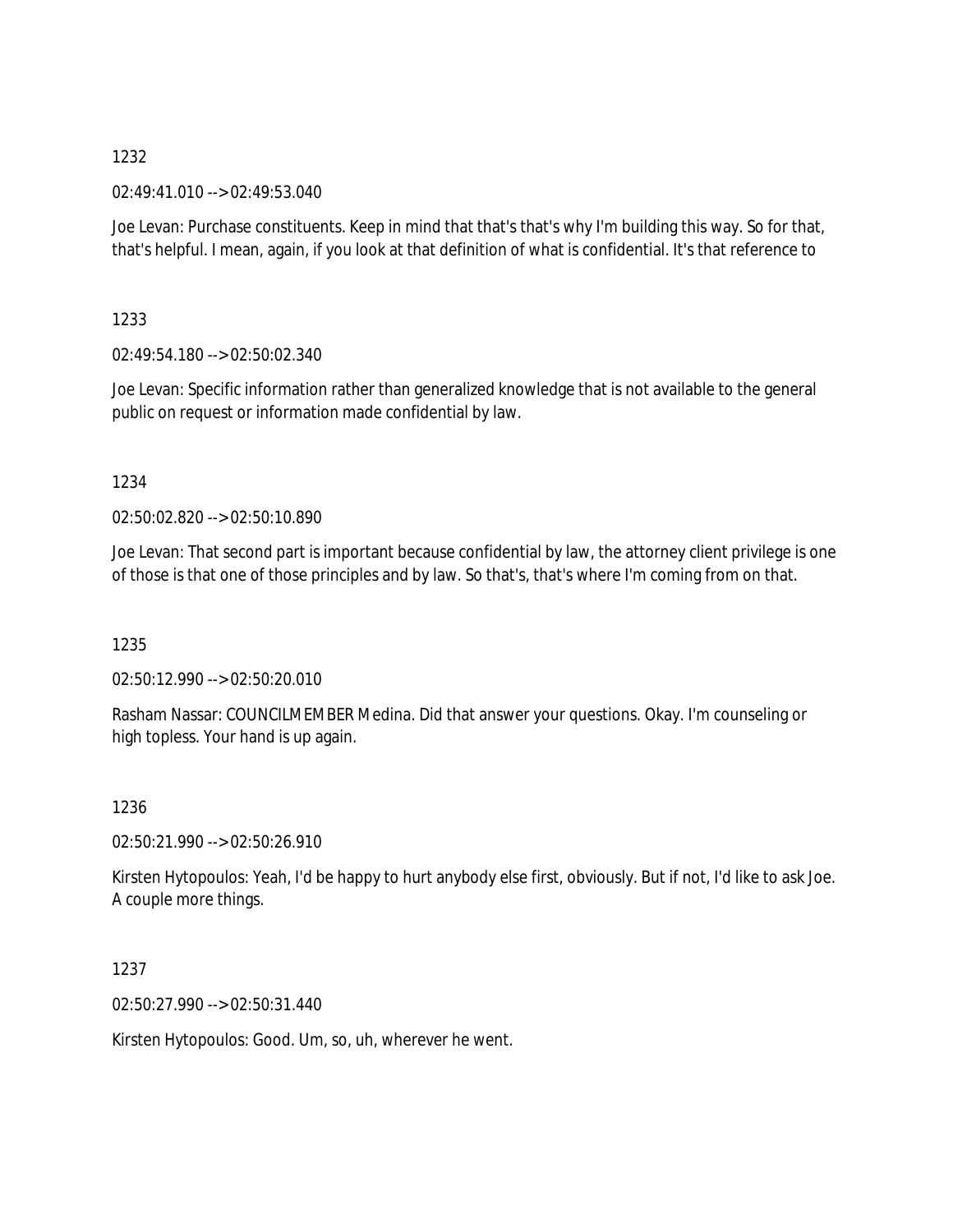1232

02:49:41.010 --> 02:49:53.040

Joe Levan: Purchase constituents. Keep in mind that that's that's why I'm building this way. So for that, that's helpful. I mean, again, if you look at that definition of what is confidential. It's that reference to

1233

02:49:54.180 --> 02:50:02.340

Joe Levan: Specific information rather than generalized knowledge that is not available to the general public on request or information made confidential by law.

1234

02:50:02.820 --> 02:50:10.890

Joe Levan: That second part is important because confidential by law, the attorney client privilege is one of those is that one of those principles and by law. So that's, that's where I'm coming from on that.

1235

02:50:12.990 --> 02:50:20.010

Rasham Nassar: COUNCILMEMBER Medina. Did that answer your questions. Okay. I'm counseling or high topless. Your hand is up again.

1236

02:50:21.990 --> 02:50:26.910

Kirsten Hytopoulos: Yeah, I'd be happy to hurt anybody else first, obviously. But if not, I'd like to ask Joe. A couple more things.

1237

02:50:27.990 --> 02:50:31.440

Kirsten Hytopoulos: Good. Um, so, uh, wherever he went.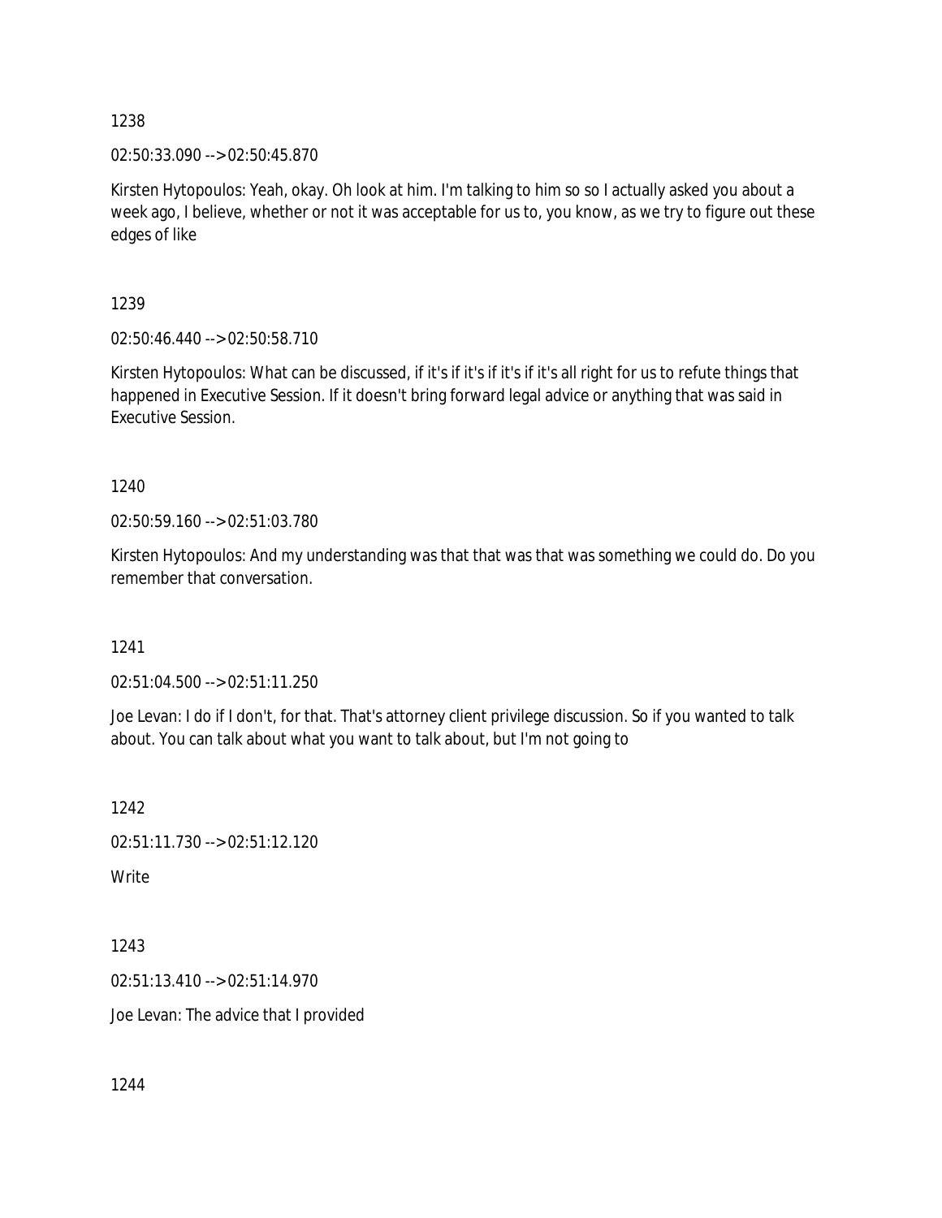1238

02:50:33.090 --> 02:50:45.870

Kirsten Hytopoulos: Yeah, okay. Oh look at him. I'm talking to him so so I actually asked you about a week ago, I believe, whether or not it was acceptable for us to, you know, as we try to figure out these edges of like

1239

02:50:46.440 --> 02:50:58.710

Kirsten Hytopoulos: What can be discussed, if it's if it's if it's if it's all right for us to refute things that happened in Executive Session. If it doesn't bring forward legal advice or anything that was said in Executive Session.

1240

02:50:59.160 --> 02:51:03.780

Kirsten Hytopoulos: And my understanding was that that was that was something we could do. Do you remember that conversation.

1241

02:51:04.500 --> 02:51:11.250

Joe Levan: I do if I don't, for that. That's attorney client privilege discussion. So if you wanted to talk about. You can talk about what you want to talk about, but I'm not going to

1242

02:51:11.730 --> 02:51:12.120

Write

1243

02:51:13.410 --> 02:51:14.970

Joe Levan: The advice that I provided

1244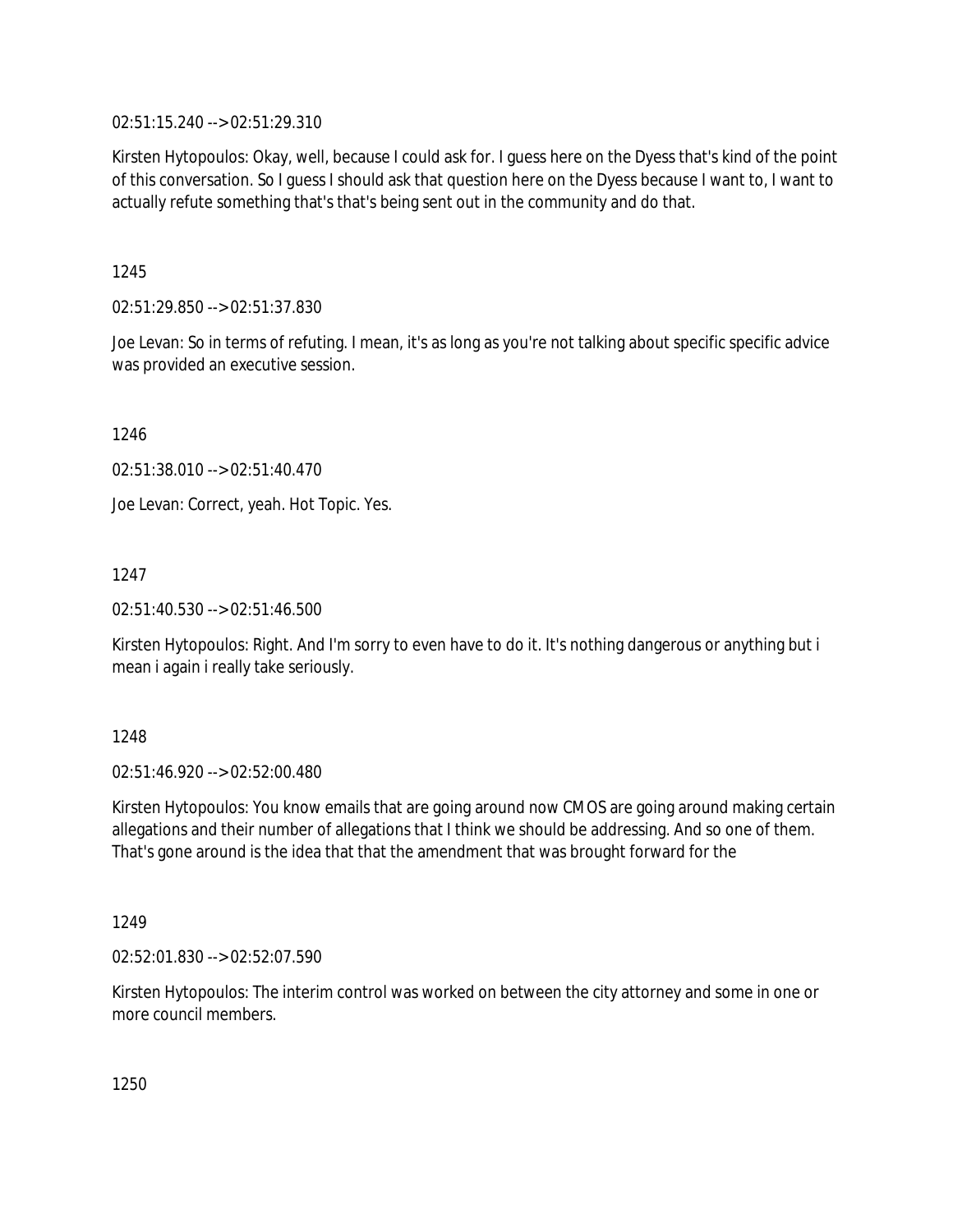02:51:15.240 --> 02:51:29.310

Kirsten Hytopoulos: Okay, well, because I could ask for. I guess here on the Dyess that's kind of the point of this conversation. So I guess I should ask that question here on the Dyess because I want to, I want to actually refute something that's that's being sent out in the community and do that.

1245

02:51:29.850 --> 02:51:37.830

Joe Levan: So in terms of refuting. I mean, it's as long as you're not talking about specific specific advice was provided an executive session.

1246

02:51:38.010 --> 02:51:40.470

Joe Levan: Correct, yeah. Hot Topic. Yes.

1247

02:51:40.530 --> 02:51:46.500

Kirsten Hytopoulos: Right. And I'm sorry to even have to do it. It's nothing dangerous or anything but i mean i again i really take seriously.

1248

02:51:46.920 --> 02:52:00.480

Kirsten Hytopoulos: You know emails that are going around now CMOS are going around making certain allegations and their number of allegations that I think we should be addressing. And so one of them. That's gone around is the idea that that the amendment that was brought forward for the

1249

02:52:01.830 --> 02:52:07.590

Kirsten Hytopoulos: The interim control was worked on between the city attorney and some in one or more council members.

1250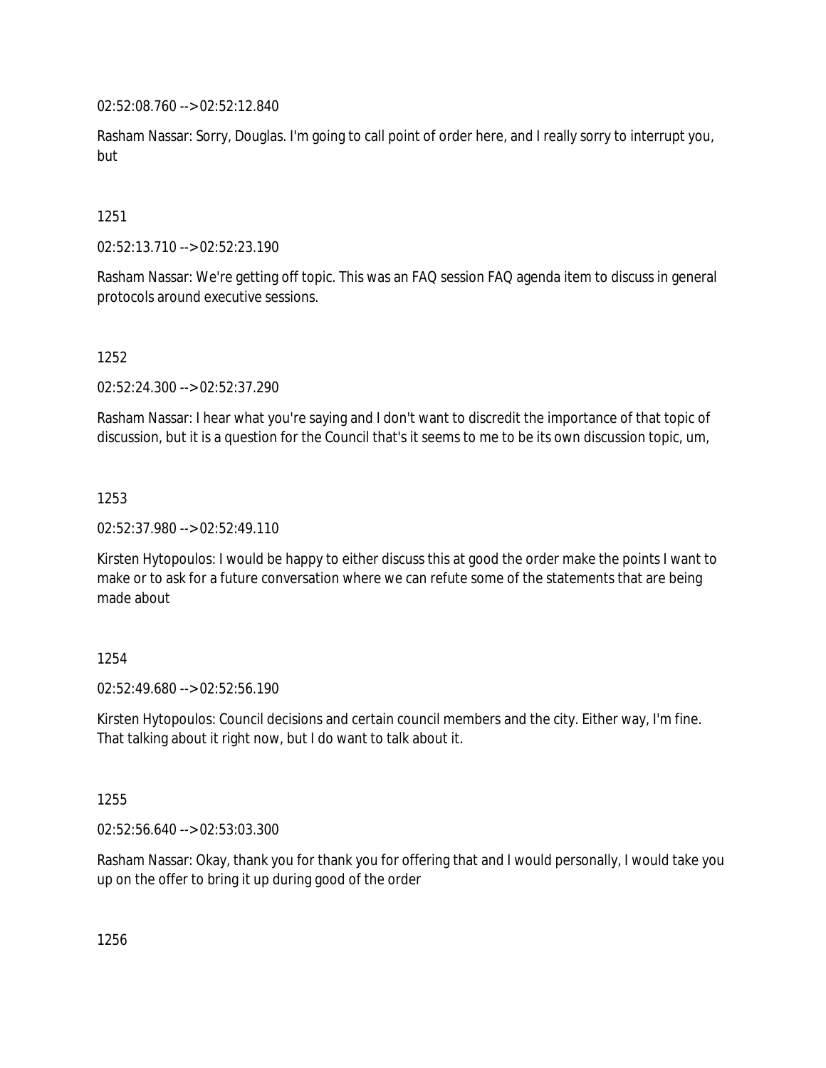02:52:08.760 --> 02:52:12.840

Rasham Nassar: Sorry, Douglas. I'm going to call point of order here, and I really sorry to interrupt you, but

1251

02:52:13.710 --> 02:52:23.190

Rasham Nassar: We're getting off topic. This was an FAQ session FAQ agenda item to discuss in general protocols around executive sessions.

1252

02:52:24.300 --> 02:52:37.290

Rasham Nassar: I hear what you're saying and I don't want to discredit the importance of that topic of discussion, but it is a question for the Council that's it seems to me to be its own discussion topic, um,

1253

02:52:37.980 --> 02:52:49.110

Kirsten Hytopoulos: I would be happy to either discuss this at good the order make the points I want to make or to ask for a future conversation where we can refute some of the statements that are being made about

1254

02:52:49.680 --> 02:52:56.190

Kirsten Hytopoulos: Council decisions and certain council members and the city. Either way, I'm fine. That talking about it right now, but I do want to talk about it.

1255

02:52:56.640 --> 02:53:03.300

Rasham Nassar: Okay, thank you for thank you for offering that and I would personally, I would take you up on the offer to bring it up during good of the order

1256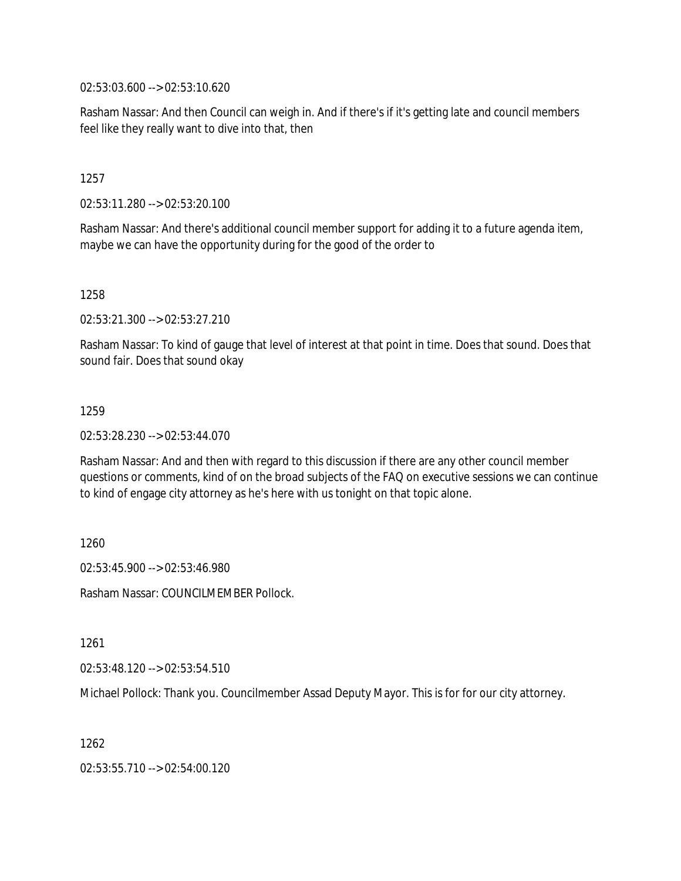02:53:03.600 --> 02:53:10.620

Rasham Nassar: And then Council can weigh in. And if there's if it's getting late and council members feel like they really want to dive into that, then

1257

02:53:11.280 --> 02:53:20.100

Rasham Nassar: And there's additional council member support for adding it to a future agenda item, maybe we can have the opportunity during for the good of the order to

1258

02:53:21.300 --> 02:53:27.210

Rasham Nassar: To kind of gauge that level of interest at that point in time. Does that sound. Does that sound fair. Does that sound okay

1259

02:53:28.230 --> 02:53:44.070

Rasham Nassar: And and then with regard to this discussion if there are any other council member questions or comments, kind of on the broad subjects of the FAQ on executive sessions we can continue to kind of engage city attorney as he's here with us tonight on that topic alone.

1260

02:53:45.900 --> 02:53:46.980

Rasham Nassar: COUNCILMEMBER Pollock.

1261

02:53:48.120 --> 02:53:54.510

Michael Pollock: Thank you. Councilmember Assad Deputy Mayor. This is for for our city attorney.

1262

02:53:55.710 --> 02:54:00.120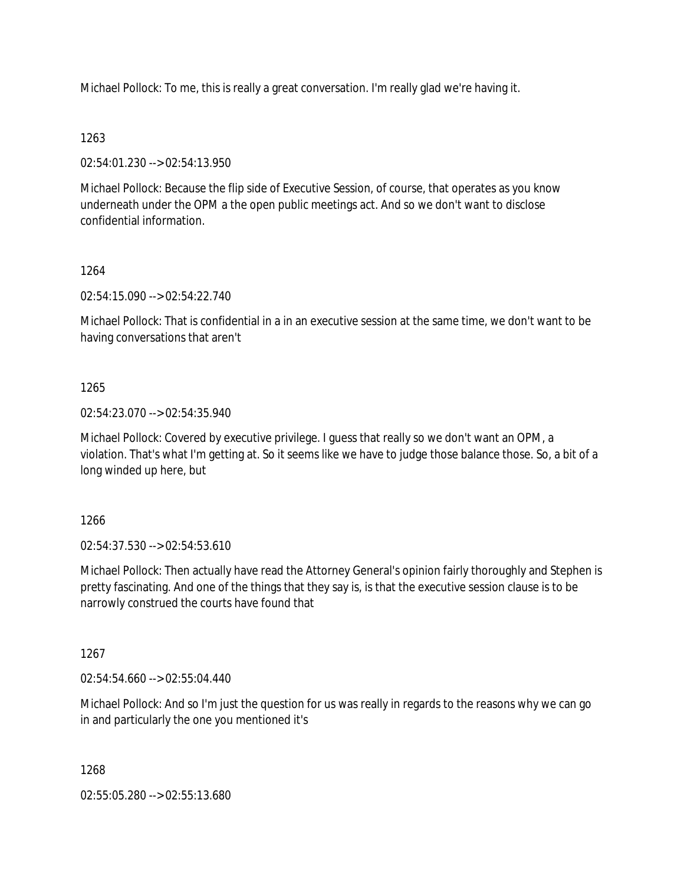Michael Pollock: To me, this is really a great conversation. I'm really glad we're having it.

1263

02:54:01.230 --> 02:54:13.950

Michael Pollock: Because the flip side of Executive Session, of course, that operates as you know underneath under the OPM a the open public meetings act. And so we don't want to disclose confidential information.

1264

02:54:15.090 --> 02:54:22.740

Michael Pollock: That is confidential in a in an executive session at the same time, we don't want to be having conversations that aren't

1265

02:54:23.070 --> 02:54:35.940

Michael Pollock: Covered by executive privilege. I guess that really so we don't want an OPM, a violation. That's what I'm getting at. So it seems like we have to judge those balance those. So, a bit of a long winded up here, but

1266

02:54:37.530 --> 02:54:53.610

Michael Pollock: Then actually have read the Attorney General's opinion fairly thoroughly and Stephen is pretty fascinating. And one of the things that they say is, is that the executive session clause is to be narrowly construed the courts have found that

1267

02:54:54.660 --> 02:55:04.440

Michael Pollock: And so I'm just the question for us was really in regards to the reasons why we can go in and particularly the one you mentioned it's

1268

02:55:05.280 --> 02:55:13.680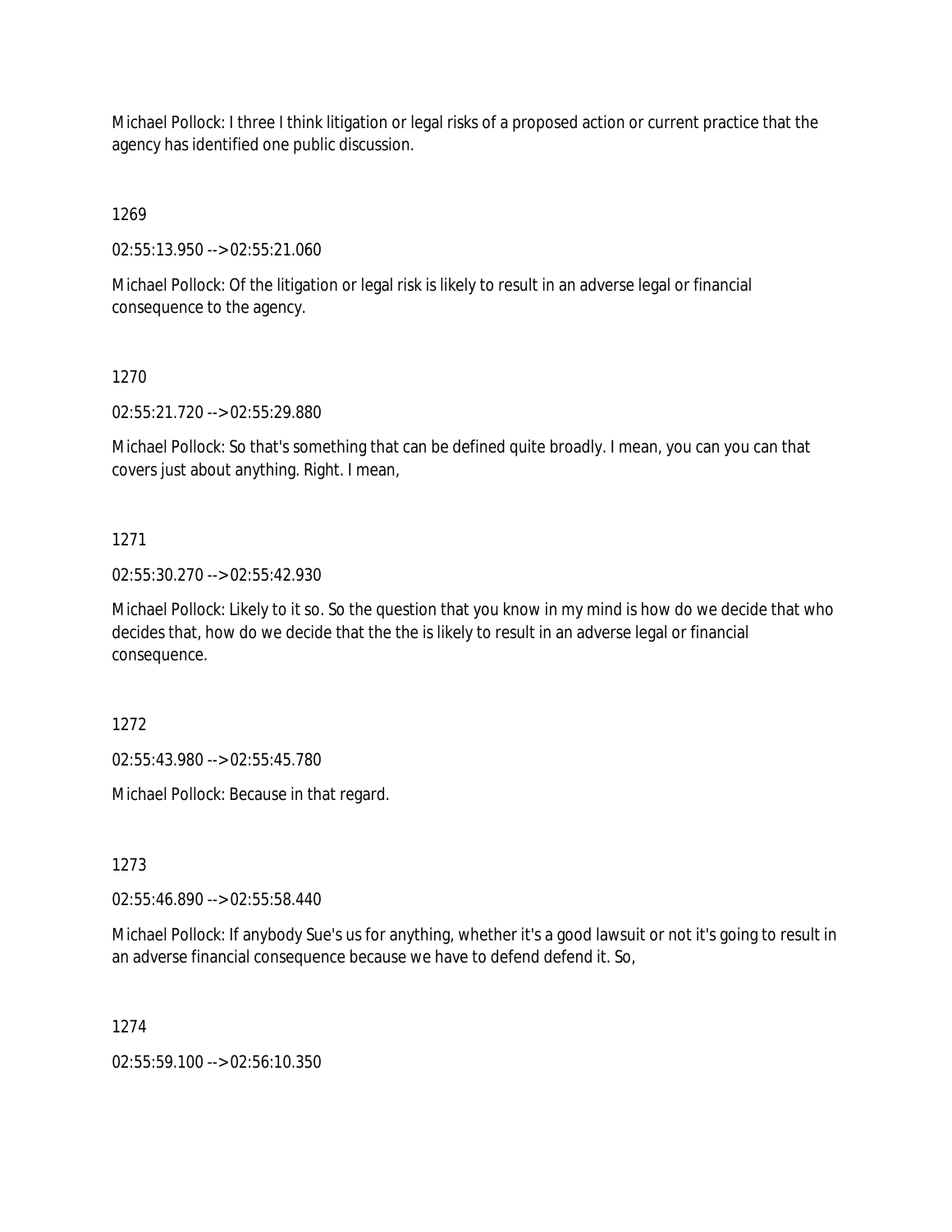Michael Pollock: I three I think litigation or legal risks of a proposed action or current practice that the agency has identified one public discussion.

1269

02:55:13.950 --> 02:55:21.060

Michael Pollock: Of the litigation or legal risk is likely to result in an adverse legal or financial consequence to the agency.

1270

02:55:21.720 --> 02:55:29.880

Michael Pollock: So that's something that can be defined quite broadly. I mean, you can you can that covers just about anything. Right. I mean,

1271

02:55:30.270 --> 02:55:42.930

Michael Pollock: Likely to it so. So the question that you know in my mind is how do we decide that who decides that, how do we decide that the the is likely to result in an adverse legal or financial consequence.

1272

02:55:43.980 --> 02:55:45.780

Michael Pollock: Because in that regard.

1273

02:55:46.890 --> 02:55:58.440

Michael Pollock: If anybody Sue's us for anything, whether it's a good lawsuit or not it's going to result in an adverse financial consequence because we have to defend defend it. So,

1274

02:55:59.100 --> 02:56:10.350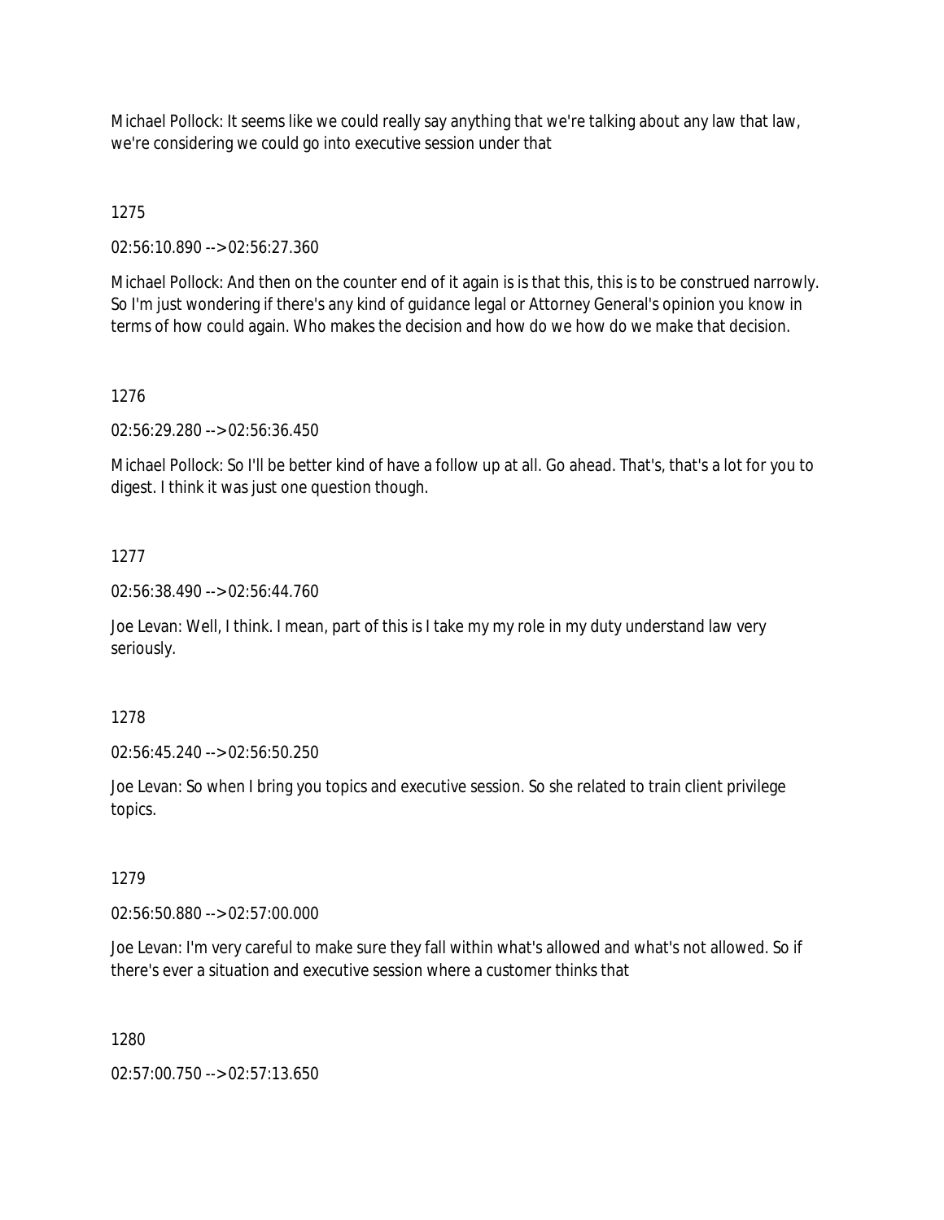Michael Pollock: It seems like we could really say anything that we're talking about any law that law, we're considering we could go into executive session under that

1275

02:56:10.890 --> 02:56:27.360

Michael Pollock: And then on the counter end of it again is is that this, this is to be construed narrowly. So I'm just wondering if there's any kind of guidance legal or Attorney General's opinion you know in terms of how could again. Who makes the decision and how do we how do we make that decision.

1276

02:56:29.280 --> 02:56:36.450

Michael Pollock: So I'll be better kind of have a follow up at all. Go ahead. That's, that's a lot for you to digest. I think it was just one question though.

1277

02:56:38.490 --> 02:56:44.760

Joe Levan: Well, I think. I mean, part of this is I take my my role in my duty understand law very seriously.

1278

02:56:45.240 --> 02:56:50.250

Joe Levan: So when I bring you topics and executive session. So she related to train client privilege topics.

1279

02:56:50.880 --> 02:57:00.000

Joe Levan: I'm very careful to make sure they fall within what's allowed and what's not allowed. So if there's ever a situation and executive session where a customer thinks that

1280

02:57:00.750 --> 02:57:13.650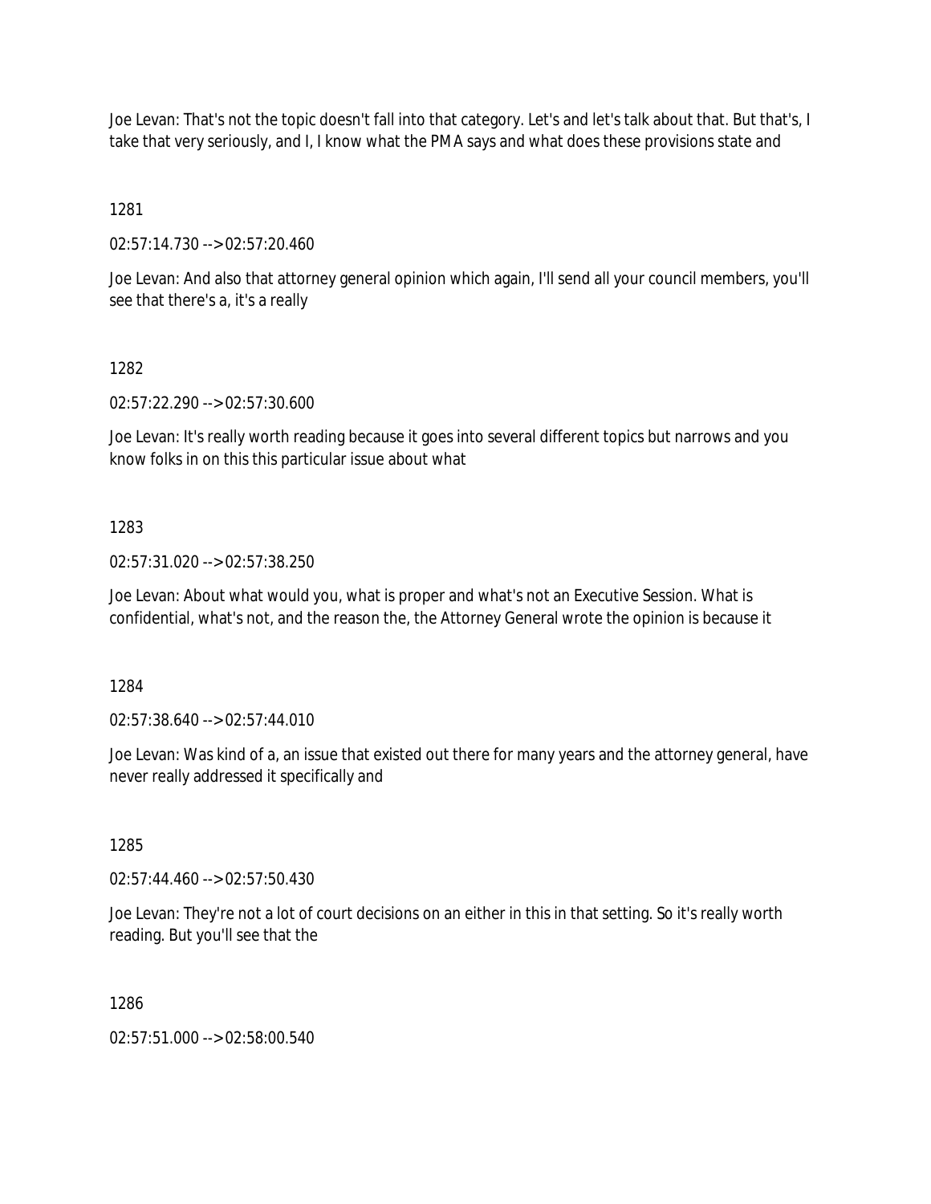Joe Levan: That's not the topic doesn't fall into that category. Let's and let's talk about that. But that's, I take that very seriously, and I, I know what the PMA says and what does these provisions state and

1281

02:57:14.730 --> 02:57:20.460

Joe Levan: And also that attorney general opinion which again, I'll send all your council members, you'll see that there's a, it's a really

1282

02:57:22.290 --> 02:57:30.600

Joe Levan: It's really worth reading because it goes into several different topics but narrows and you know folks in on this this particular issue about what

1283

02:57:31.020 --> 02:57:38.250

Joe Levan: About what would you, what is proper and what's not an Executive Session. What is confidential, what's not, and the reason the, the Attorney General wrote the opinion is because it

1284

02:57:38.640 --> 02:57:44.010

Joe Levan: Was kind of a, an issue that existed out there for many years and the attorney general, have never really addressed it specifically and

1285

02:57:44.460 --> 02:57:50.430

Joe Levan: They're not a lot of court decisions on an either in this in that setting. So it's really worth reading. But you'll see that the

1286

02:57:51.000 --> 02:58:00.540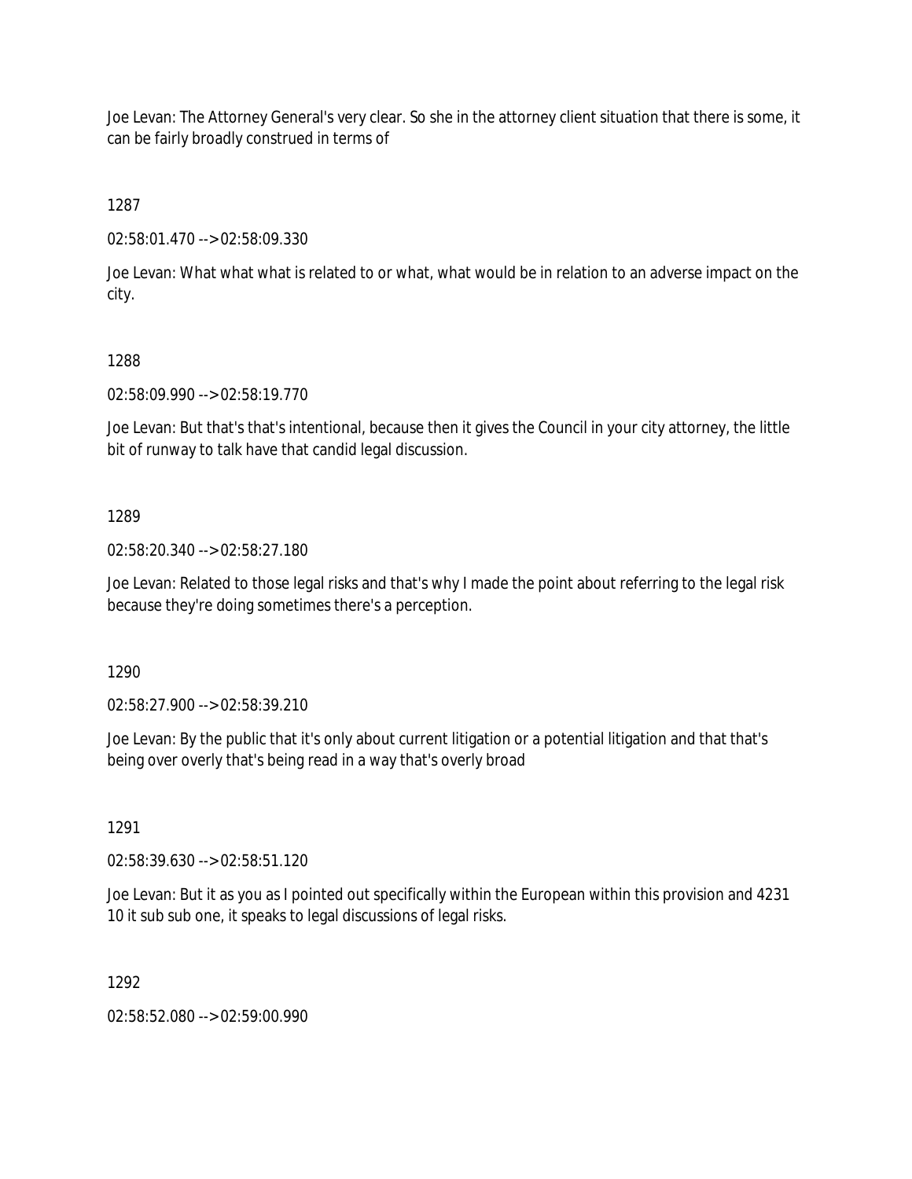Joe Levan: The Attorney General's very clear. So she in the attorney client situation that there is some, it can be fairly broadly construed in terms of

1287

02:58:01.470 --> 02:58:09.330

Joe Levan: What what what is related to or what, what would be in relation to an adverse impact on the city.

1288

02:58:09.990 --> 02:58:19.770

Joe Levan: But that's that's intentional, because then it gives the Council in your city attorney, the little bit of runway to talk have that candid legal discussion.

1289

02:58:20.340 --> 02:58:27.180

Joe Levan: Related to those legal risks and that's why I made the point about referring to the legal risk because they're doing sometimes there's a perception.

1290

02:58:27.900 --> 02:58:39.210

Joe Levan: By the public that it's only about current litigation or a potential litigation and that that's being over overly that's being read in a way that's overly broad

1291

02:58:39.630 --> 02:58:51.120

Joe Levan: But it as you as I pointed out specifically within the European within this provision and 4231 10 it sub sub one, it speaks to legal discussions of legal risks.

1292

02:58:52.080 --> 02:59:00.990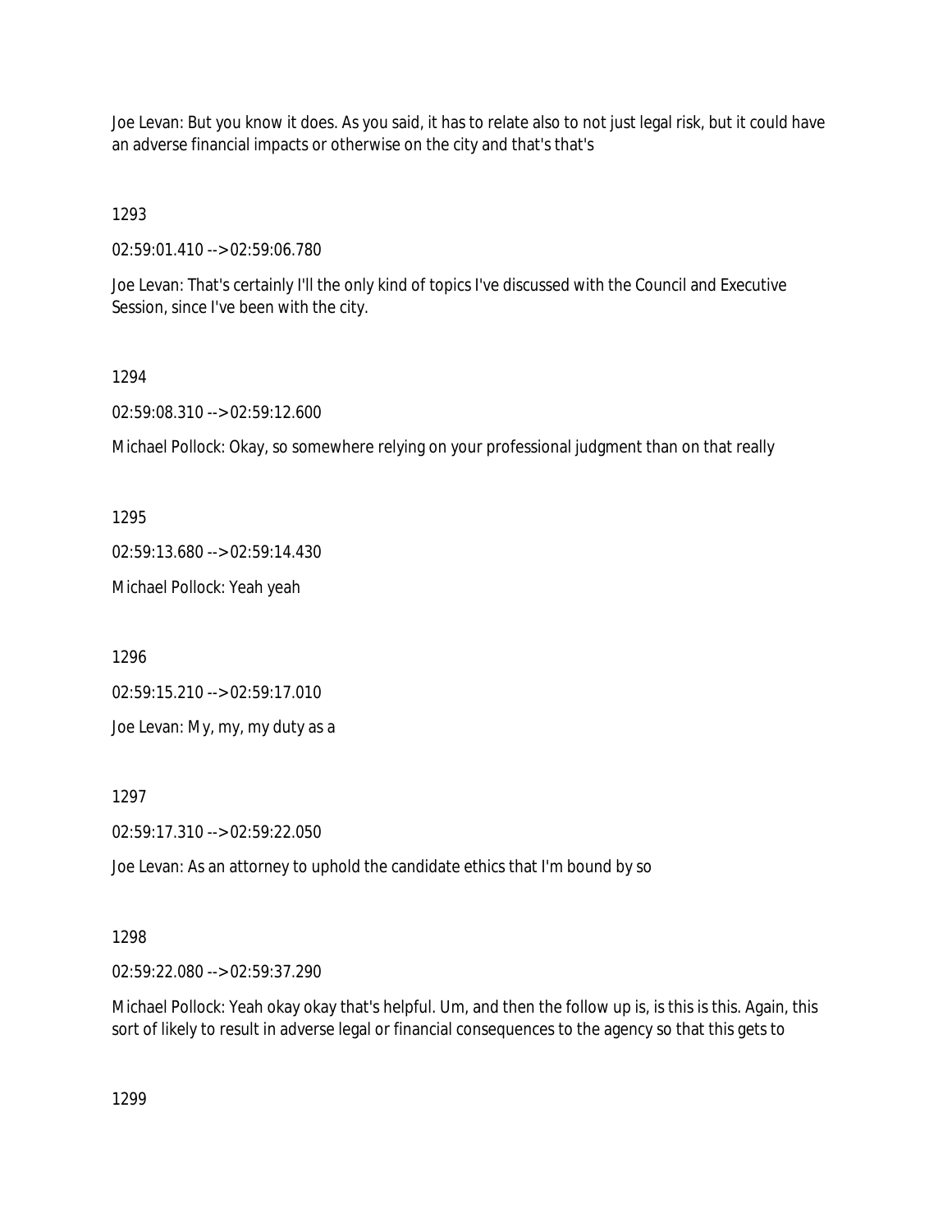Joe Levan: But you know it does. As you said, it has to relate also to not just legal risk, but it could have an adverse financial impacts or otherwise on the city and that's that's

1293

02:59:01.410 --> 02:59:06.780

Joe Levan: That's certainly I'll the only kind of topics I've discussed with the Council and Executive Session, since I've been with the city.

1294

02:59:08.310 --> 02:59:12.600

Michael Pollock: Okay, so somewhere relying on your professional judgment than on that really

1295

02:59:13.680 --> 02:59:14.430

Michael Pollock: Yeah yeah

1296

02:59:15.210 --> 02:59:17.010

Joe Levan: My, my, my duty as a

1297

02:59:17.310 --> 02:59:22.050

Joe Levan: As an attorney to uphold the candidate ethics that I'm bound by so

1298

02:59:22.080 --> 02:59:37.290

Michael Pollock: Yeah okay okay that's helpful. Um, and then the follow up is, is this is this. Again, this sort of likely to result in adverse legal or financial consequences to the agency so that this gets to

1299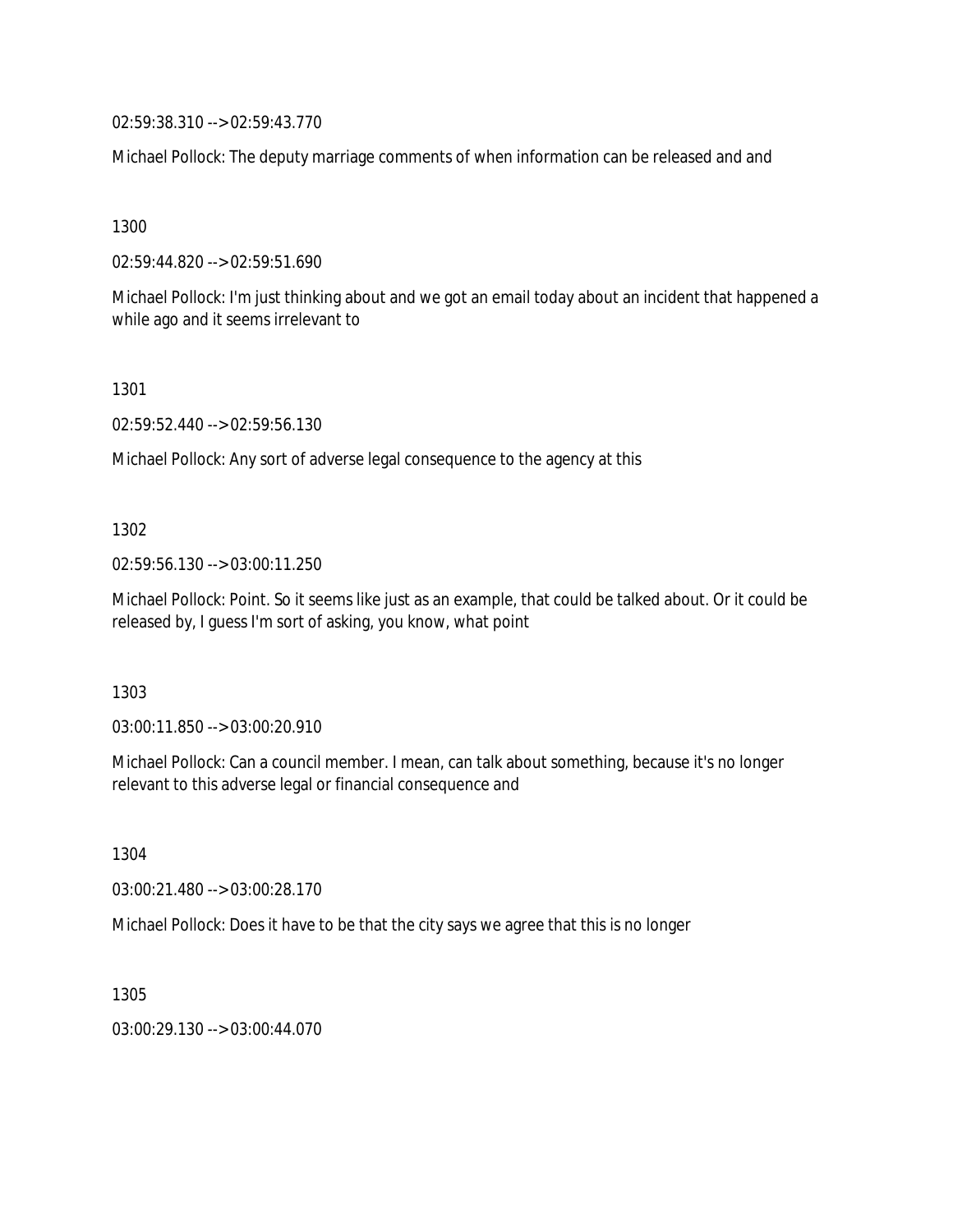02:59:38.310 --> 02:59:43.770

Michael Pollock: The deputy marriage comments of when information can be released and and

1300

02:59:44.820 --> 02:59:51.690

Michael Pollock: I'm just thinking about and we got an email today about an incident that happened a while ago and it seems irrelevant to

1301

02:59:52.440 --> 02:59:56.130

Michael Pollock: Any sort of adverse legal consequence to the agency at this

1302

02:59:56.130 --> 03:00:11.250

Michael Pollock: Point. So it seems like just as an example, that could be talked about. Or it could be released by, I guess I'm sort of asking, you know, what point

1303

03:00:11.850 --> 03:00:20.910

Michael Pollock: Can a council member. I mean, can talk about something, because it's no longer relevant to this adverse legal or financial consequence and

1304

03:00:21.480 --> 03:00:28.170

Michael Pollock: Does it have to be that the city says we agree that this is no longer

1305

03:00:29.130 --> 03:00:44.070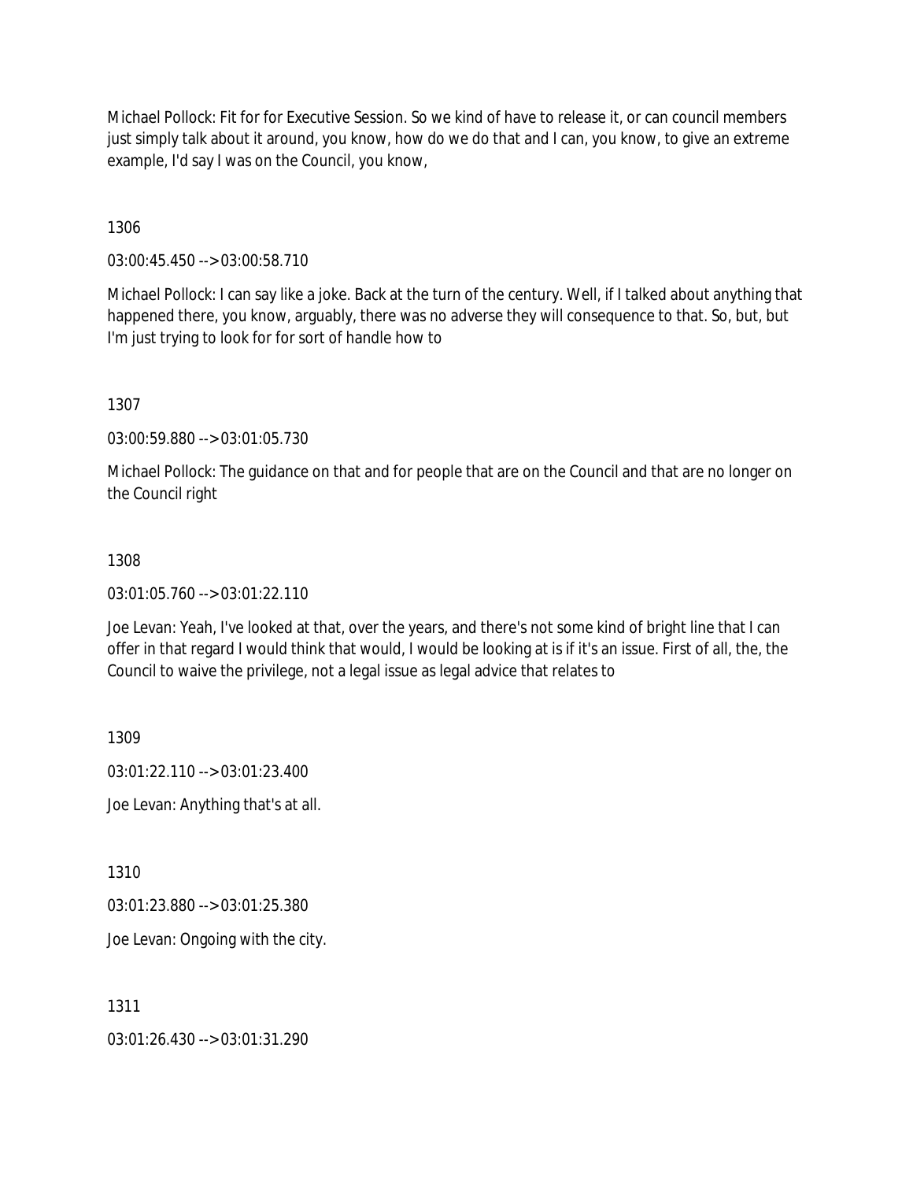Michael Pollock: Fit for for Executive Session. So we kind of have to release it, or can council members just simply talk about it around, you know, how do we do that and I can, you know, to give an extreme example, I'd say I was on the Council, you know,

1306

03:00:45.450 --> 03:00:58.710

Michael Pollock: I can say like a joke. Back at the turn of the century. Well, if I talked about anything that happened there, you know, arguably, there was no adverse they will consequence to that. So, but, but I'm just trying to look for for sort of handle how to

1307

03:00:59.880 --> 03:01:05.730

Michael Pollock: The guidance on that and for people that are on the Council and that are no longer on the Council right

1308

03:01:05.760 --> 03:01:22.110

Joe Levan: Yeah, I've looked at that, over the years, and there's not some kind of bright line that I can offer in that regard I would think that would, I would be looking at is if it's an issue. First of all, the, the Council to waive the privilege, not a legal issue as legal advice that relates to

1309

03:01:22.110 --> 03:01:23.400

Joe Levan: Anything that's at all.

1310

03:01:23.880 --> 03:01:25.380

Joe Levan: Ongoing with the city.

1311

03:01:26.430 --> 03:01:31.290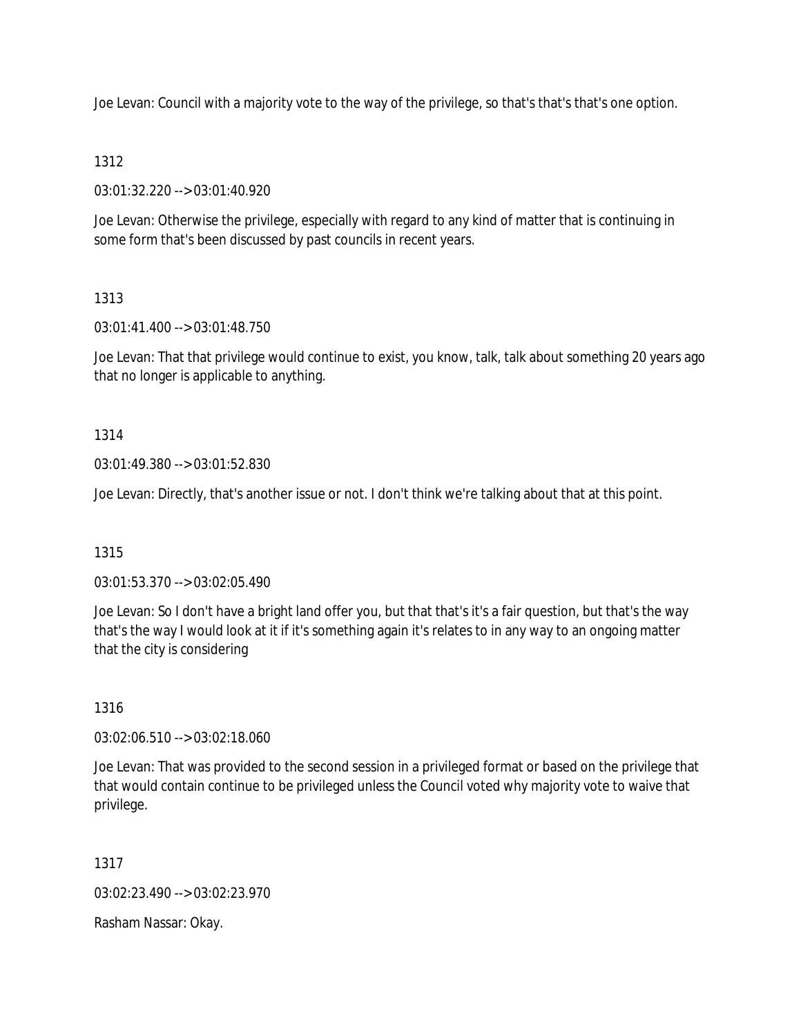Joe Levan: Council with a majority vote to the way of the privilege, so that's that's that's one option.

1312

03:01:32.220 --> 03:01:40.920

Joe Levan: Otherwise the privilege, especially with regard to any kind of matter that is continuing in some form that's been discussed by past councils in recent years.

1313

03:01:41.400 --> 03:01:48.750

Joe Levan: That that privilege would continue to exist, you know, talk, talk about something 20 years ago that no longer is applicable to anything.

1314

03:01:49.380 --> 03:01:52.830

Joe Levan: Directly, that's another issue or not. I don't think we're talking about that at this point.

1315

03:01:53.370 --> 03:02:05.490

Joe Levan: So I don't have a bright land offer you, but that that's it's a fair question, but that's the way that's the way I would look at it if if it's something again it's relates to in any way to an ongoing matter that the city is considering

1316

03:02:06.510 --> 03:02:18.060

Joe Levan: That was provided to the second session in a privileged format or based on the privilege that that would contain continue to be privileged unless the Council voted why majority vote to waive that privilege.

1317

03:02:23.490 --> 03:02:23.970

Rasham Nassar: Okay.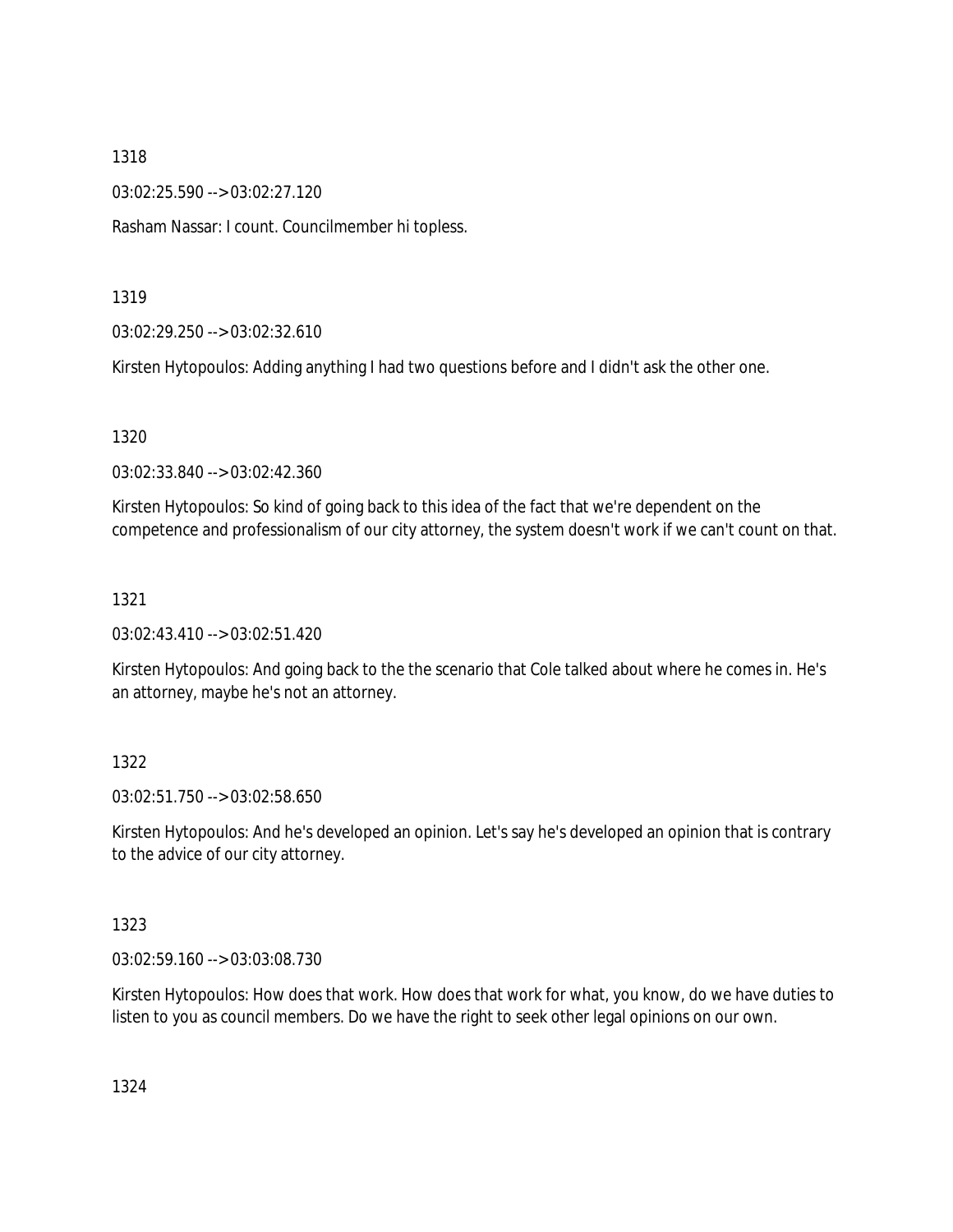1318

03:02:25.590 --> 03:02:27.120

Rasham Nassar: I count. Councilmember hi topless.

1319

03:02:29.250 --> 03:02:32.610

Kirsten Hytopoulos: Adding anything I had two questions before and I didn't ask the other one.

1320

03:02:33.840 --> 03:02:42.360

Kirsten Hytopoulos: So kind of going back to this idea of the fact that we're dependent on the competence and professionalism of our city attorney, the system doesn't work if we can't count on that.

1321

03:02:43.410 --> 03:02:51.420

Kirsten Hytopoulos: And going back to the the scenario that Cole talked about where he comes in. He's an attorney, maybe he's not an attorney.

1322

03:02:51.750 --> 03:02:58.650

Kirsten Hytopoulos: And he's developed an opinion. Let's say he's developed an opinion that is contrary to the advice of our city attorney.

1323

03:02:59.160 --> 03:03:08.730

Kirsten Hytopoulos: How does that work. How does that work for what, you know, do we have duties to listen to you as council members. Do we have the right to seek other legal opinions on our own.

1324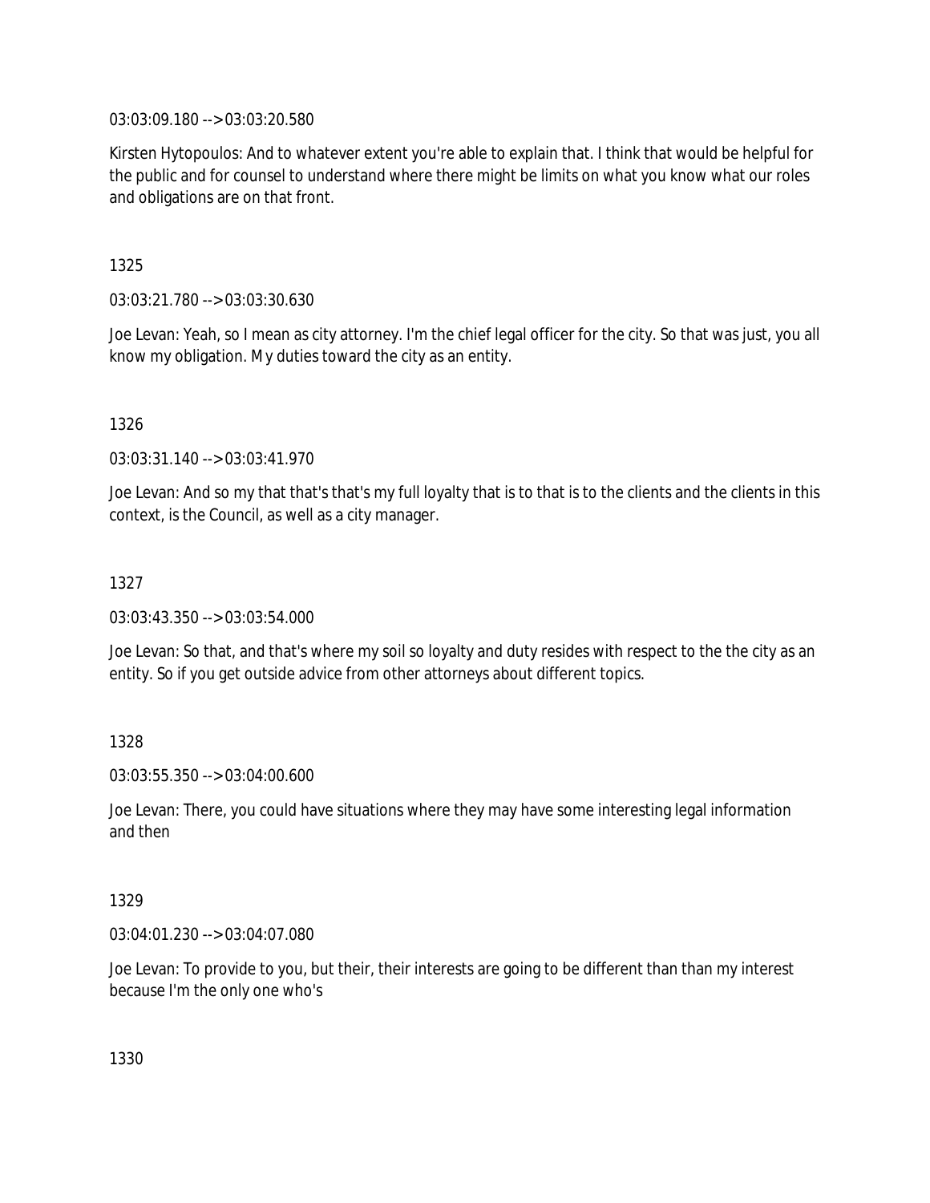03:03:09.180 --> 03:03:20.580

Kirsten Hytopoulos: And to whatever extent you're able to explain that. I think that would be helpful for the public and for counsel to understand where there might be limits on what you know what our roles and obligations are on that front.

1325

03:03:21.780 --> 03:03:30.630

Joe Levan: Yeah, so I mean as city attorney. I'm the chief legal officer for the city. So that was just, you all know my obligation. My duties toward the city as an entity.

1326

03:03:31.140 --> 03:03:41.970

Joe Levan: And so my that that's that's my full loyalty that is to that is to the clients and the clients in this context, is the Council, as well as a city manager.

1327

03:03:43.350 --> 03:03:54.000

Joe Levan: So that, and that's where my soil so loyalty and duty resides with respect to the the city as an entity. So if you get outside advice from other attorneys about different topics.

1328

03:03:55.350 --> 03:04:00.600

Joe Levan: There, you could have situations where they may have some interesting legal information and then

1329

03:04:01.230 --> 03:04:07.080

Joe Levan: To provide to you, but their, their interests are going to be different than than my interest because I'm the only one who's

1330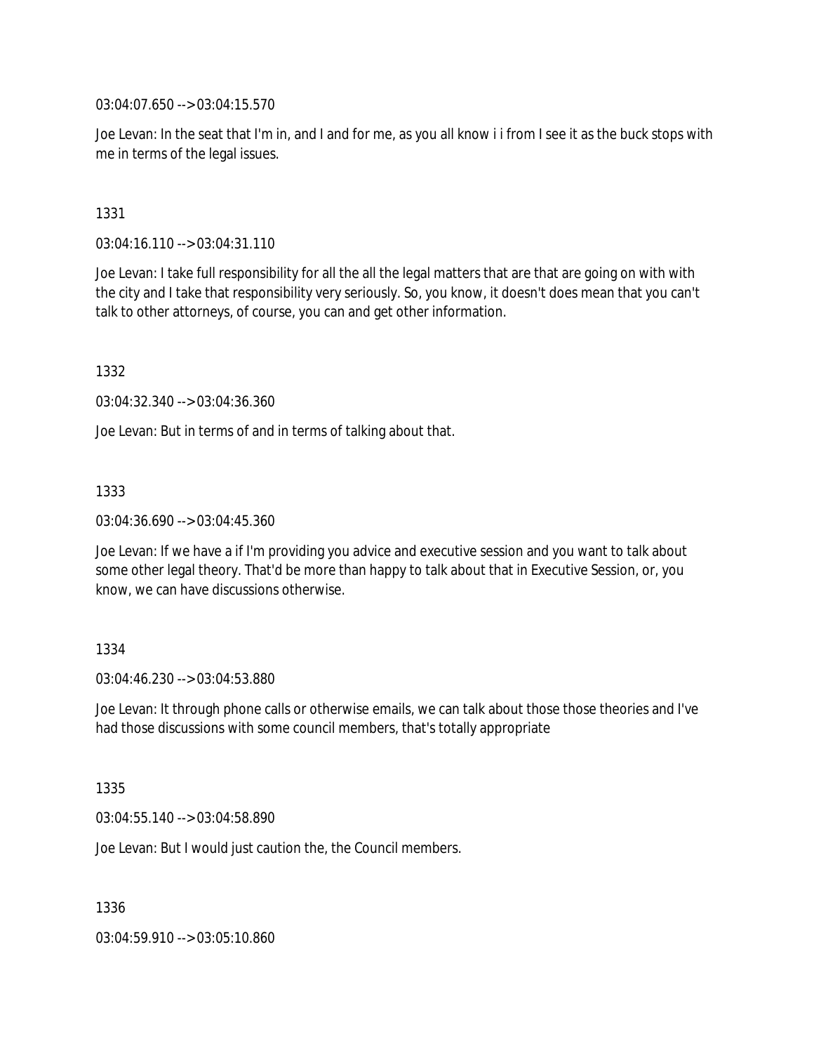03:04:07.650 --> 03:04:15.570

Joe Levan: In the seat that I'm in, and I and for me, as you all know i i from I see it as the buck stops with me in terms of the legal issues.

1331

03:04:16.110 --> 03:04:31.110

Joe Levan: I take full responsibility for all the all the legal matters that are that are going on with with the city and I take that responsibility very seriously. So, you know, it doesn't does mean that you can't talk to other attorneys, of course, you can and get other information.

1332

03:04:32.340 --> 03:04:36.360

Joe Levan: But in terms of and in terms of talking about that.

1333

03:04:36.690 --> 03:04:45.360

Joe Levan: If we have a if I'm providing you advice and executive session and you want to talk about some other legal theory. That'd be more than happy to talk about that in Executive Session, or, you know, we can have discussions otherwise.

1334

03:04:46.230 --> 03:04:53.880

Joe Levan: It through phone calls or otherwise emails, we can talk about those those theories and I've had those discussions with some council members, that's totally appropriate

1335

03:04:55.140 --> 03:04:58.890

Joe Levan: But I would just caution the, the Council members.

1336

03:04:59.910 --> 03:05:10.860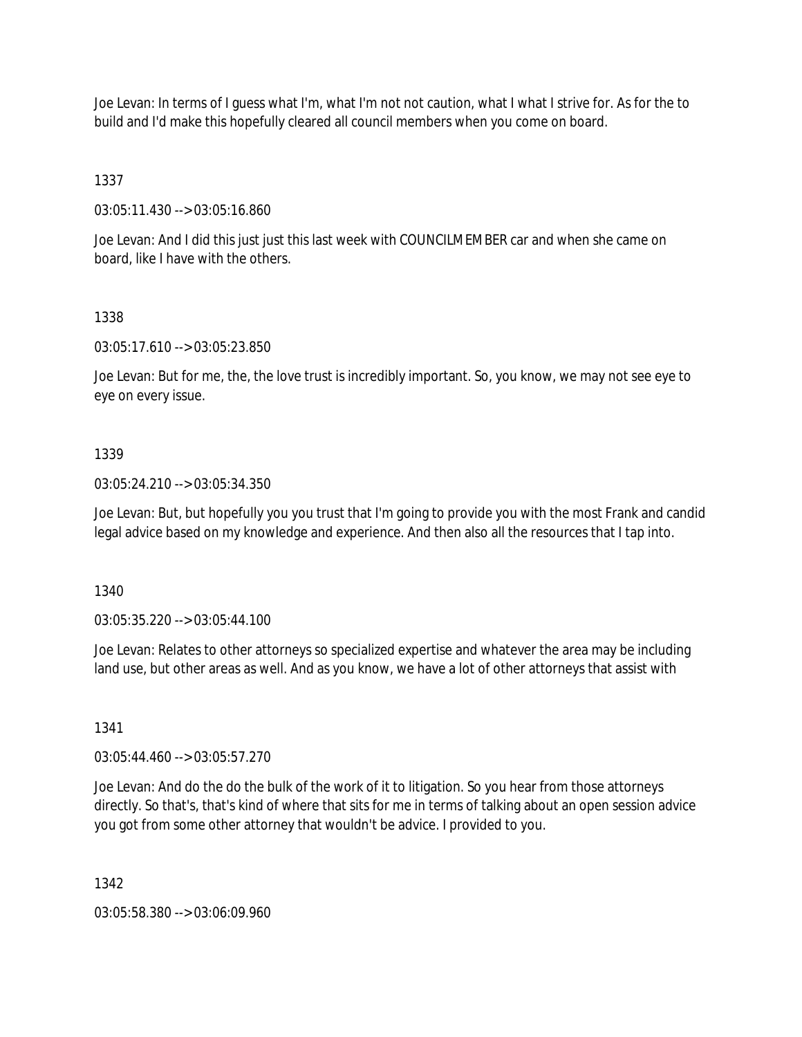Joe Levan: In terms of I guess what I'm, what I'm not not caution, what I what I strive for. As for the to build and I'd make this hopefully cleared all council members when you come on board.

1337

03:05:11.430 --> 03:05:16.860

Joe Levan: And I did this just just this last week with COUNCILMEMBER car and when she came on board, like I have with the others.

1338

03:05:17.610 --> 03:05:23.850

Joe Levan: But for me, the, the love trust is incredibly important. So, you know, we may not see eye to eye on every issue.

1339

03:05:24.210 --> 03:05:34.350

Joe Levan: But, but hopefully you you trust that I'm going to provide you with the most Frank and candid legal advice based on my knowledge and experience. And then also all the resources that I tap into.

1340

03:05:35.220 --> 03:05:44.100

Joe Levan: Relates to other attorneys so specialized expertise and whatever the area may be including land use, but other areas as well. And as you know, we have a lot of other attorneys that assist with

1341

03:05:44.460 --> 03:05:57.270

Joe Levan: And do the do the bulk of the work of it to litigation. So you hear from those attorneys directly. So that's, that's kind of where that sits for me in terms of talking about an open session advice you got from some other attorney that wouldn't be advice. I provided to you.

1342

03:05:58.380 --> 03:06:09.960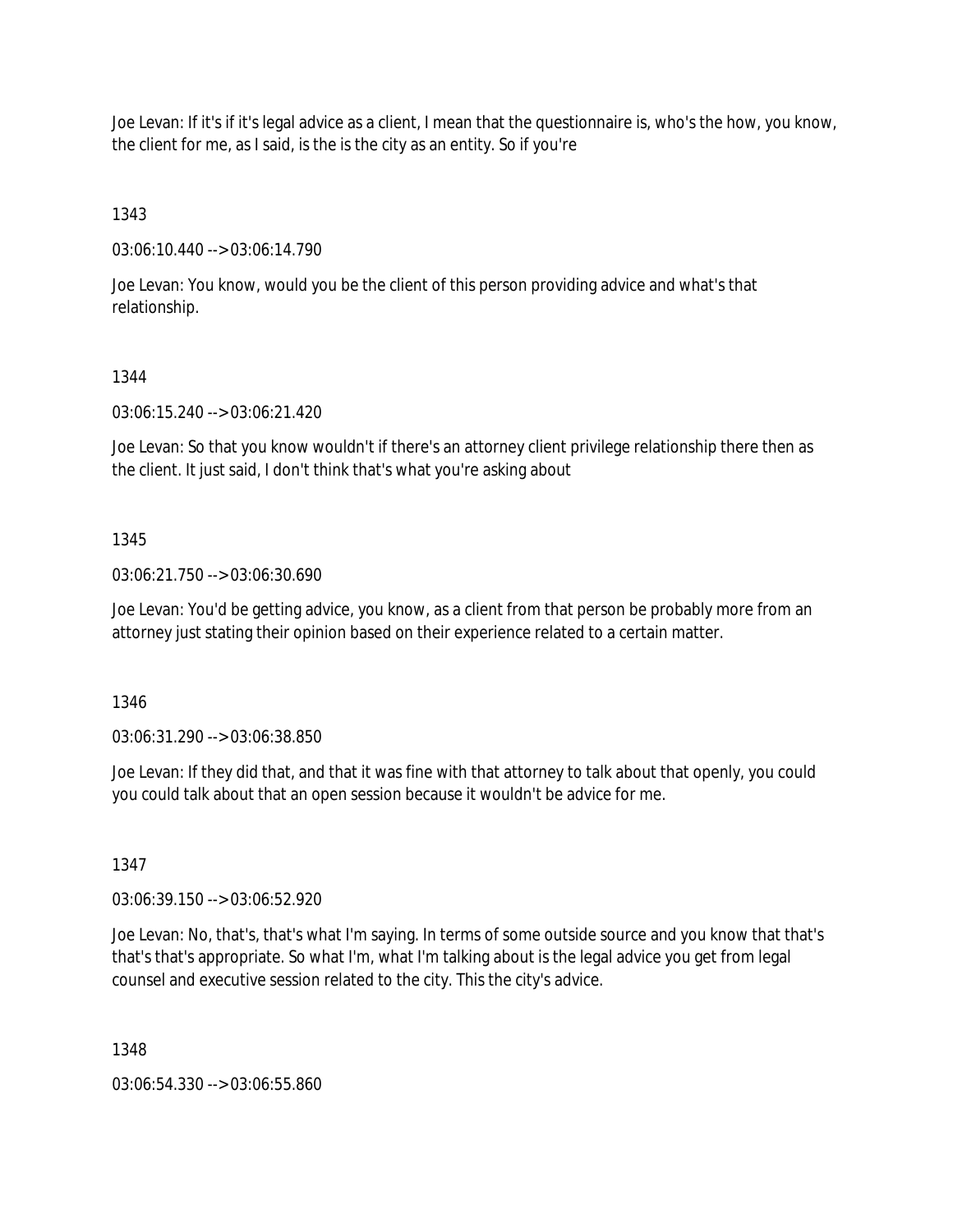Joe Levan: If it's if it's legal advice as a client, I mean that the questionnaire is, who's the how, you know, the client for me, as I said, is the is the city as an entity. So if you're

1343

03:06:10.440 --> 03:06:14.790

Joe Levan: You know, would you be the client of this person providing advice and what's that relationship.

1344

03:06:15.240 --> 03:06:21.420

Joe Levan: So that you know wouldn't if there's an attorney client privilege relationship there then as the client. It just said, I don't think that's what you're asking about

1345

03:06:21.750 --> 03:06:30.690

Joe Levan: You'd be getting advice, you know, as a client from that person be probably more from an attorney just stating their opinion based on their experience related to a certain matter.

1346

03:06:31.290 --> 03:06:38.850

Joe Levan: If they did that, and that it was fine with that attorney to talk about that openly, you could you could talk about that an open session because it wouldn't be advice for me.

1347

03:06:39.150 --> 03:06:52.920

Joe Levan: No, that's, that's what I'm saying. In terms of some outside source and you know that that's that's that's appropriate. So what I'm, what I'm talking about is the legal advice you get from legal counsel and executive session related to the city. This the city's advice.

1348

03:06:54.330 --> 03:06:55.860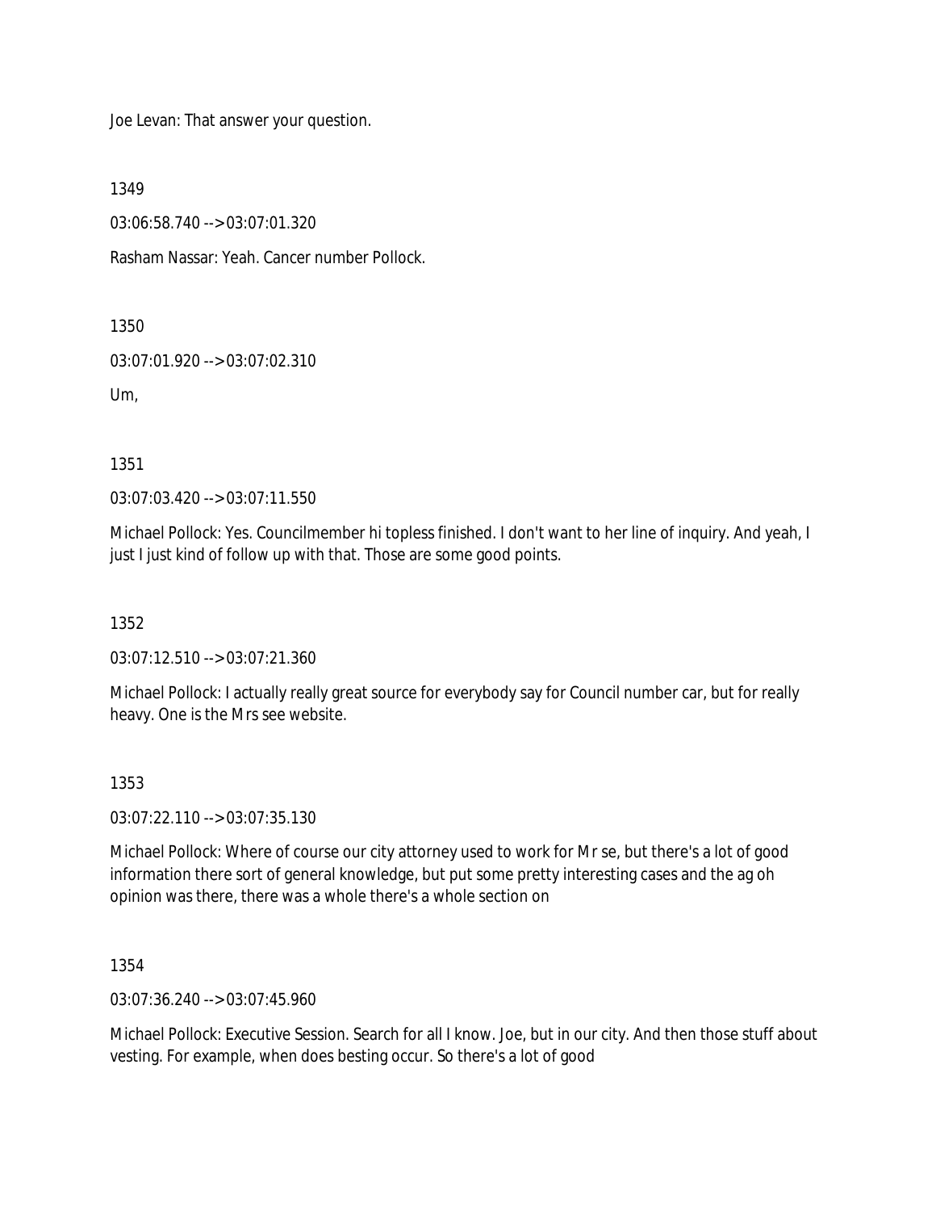Joe Levan: That answer your question.

1349

03:06:58.740 --> 03:07:01.320

Rasham Nassar: Yeah. Cancer number Pollock.

1350

03:07:01.920 --> 03:07:02.310

Um,

1351

03:07:03.420 --> 03:07:11.550

Michael Pollock: Yes. Councilmember hi topless finished. I don't want to her line of inquiry. And yeah, I just I just kind of follow up with that. Those are some good points.

1352

03:07:12.510 --> 03:07:21.360

Michael Pollock: I actually really great source for everybody say for Council number car, but for really heavy. One is the Mrs see website.

1353

03:07:22.110 --> 03:07:35.130

Michael Pollock: Where of course our city attorney used to work for Mr se, but there's a lot of good information there sort of general knowledge, but put some pretty interesting cases and the ag oh opinion was there, there was a whole there's a whole section on

1354

03:07:36.240 --> 03:07:45.960

Michael Pollock: Executive Session. Search for all I know. Joe, but in our city. And then those stuff about vesting. For example, when does besting occur. So there's a lot of good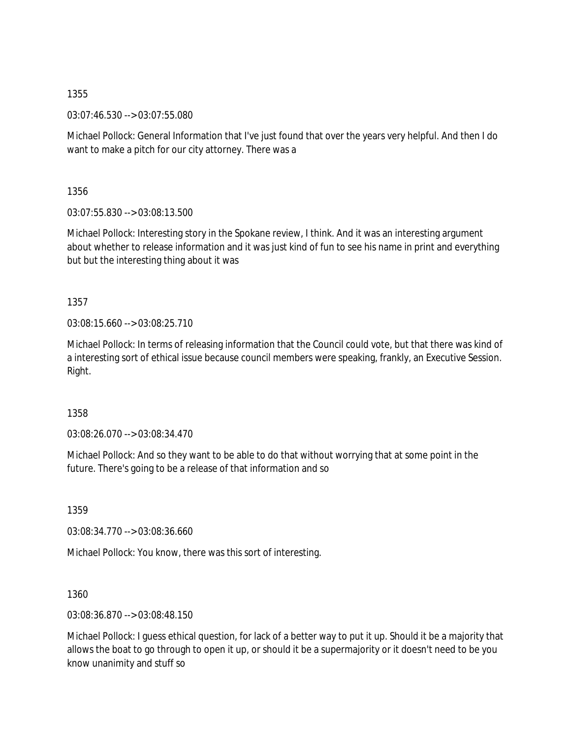1355

03:07:46.530 --> 03:07:55.080

Michael Pollock: General Information that I've just found that over the years very helpful. And then I do want to make a pitch for our city attorney. There was a

1356

03:07:55.830 --> 03:08:13.500

Michael Pollock: Interesting story in the Spokane review, I think. And it was an interesting argument about whether to release information and it was just kind of fun to see his name in print and everything but but the interesting thing about it was

1357

03:08:15.660 --> 03:08:25.710

Michael Pollock: In terms of releasing information that the Council could vote, but that there was kind of a interesting sort of ethical issue because council members were speaking, frankly, an Executive Session. Right.

1358

03:08:26.070 --> 03:08:34.470

Michael Pollock: And so they want to be able to do that without worrying that at some point in the future. There's going to be a release of that information and so

1359

03:08:34.770 --> 03:08:36.660

Michael Pollock: You know, there was this sort of interesting.

1360

03:08:36.870 --> 03:08:48.150

Michael Pollock: I guess ethical question, for lack of a better way to put it up. Should it be a majority that allows the boat to go through to open it up, or should it be a supermajority or it doesn't need to be you know unanimity and stuff so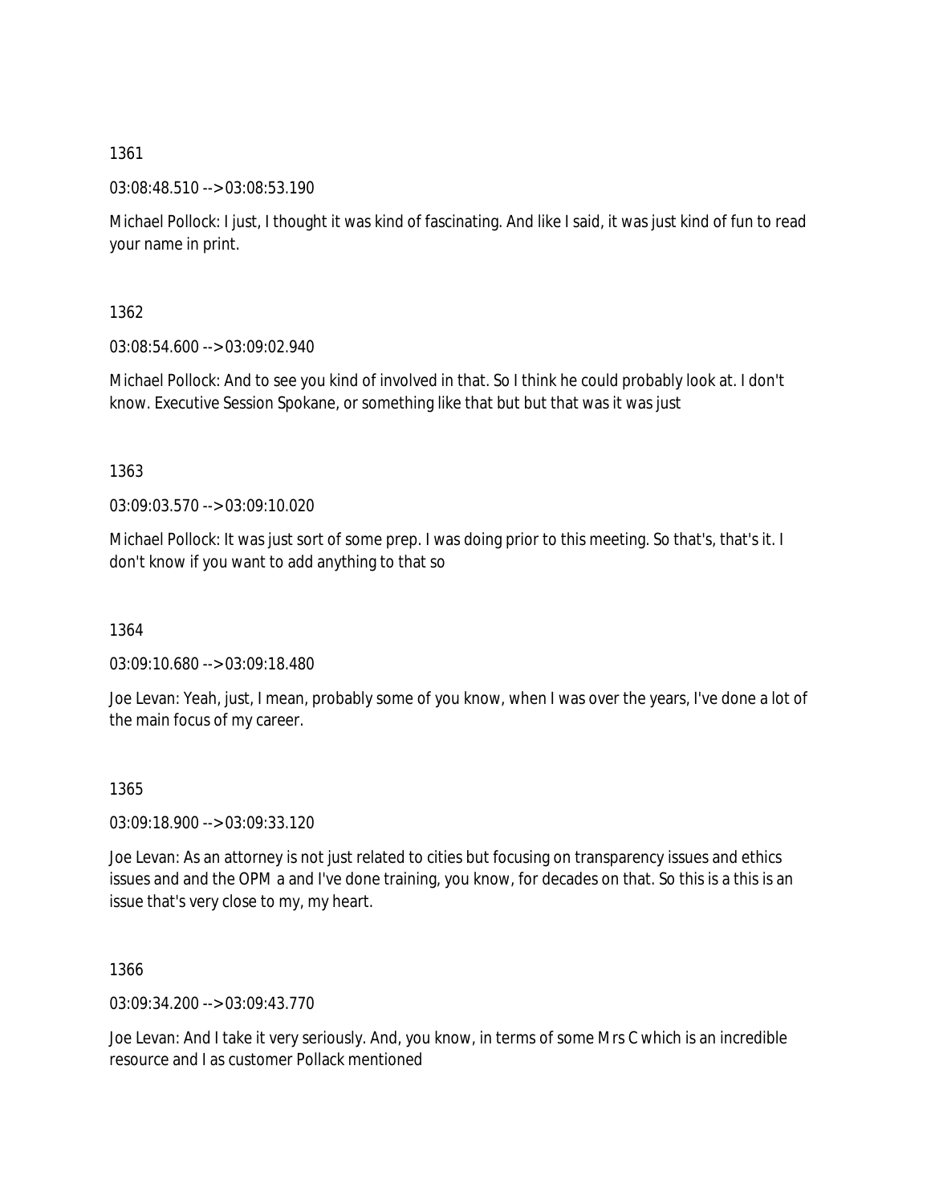1361

03:08:48.510 --> 03:08:53.190

Michael Pollock: I just, I thought it was kind of fascinating. And like I said, it was just kind of fun to read your name in print.

1362

03:08:54.600 --> 03:09:02.940

Michael Pollock: And to see you kind of involved in that. So I think he could probably look at. I don't know. Executive Session Spokane, or something like that but but that was it was just

1363

03:09:03.570 --> 03:09:10.020

Michael Pollock: It was just sort of some prep. I was doing prior to this meeting. So that's, that's it. I don't know if you want to add anything to that so

1364

03:09:10.680 --> 03:09:18.480

Joe Levan: Yeah, just, I mean, probably some of you know, when I was over the years, I've done a lot of the main focus of my career.

1365

03:09:18.900 --> 03:09:33.120

Joe Levan: As an attorney is not just related to cities but focusing on transparency issues and ethics issues and and the OPM a and I've done training, you know, for decades on that. So this is a this is an issue that's very close to my, my heart.

1366

03:09:34.200 --> 03:09:43.770

Joe Levan: And I take it very seriously. And, you know, in terms of some Mrs C which is an incredible resource and I as customer Pollack mentioned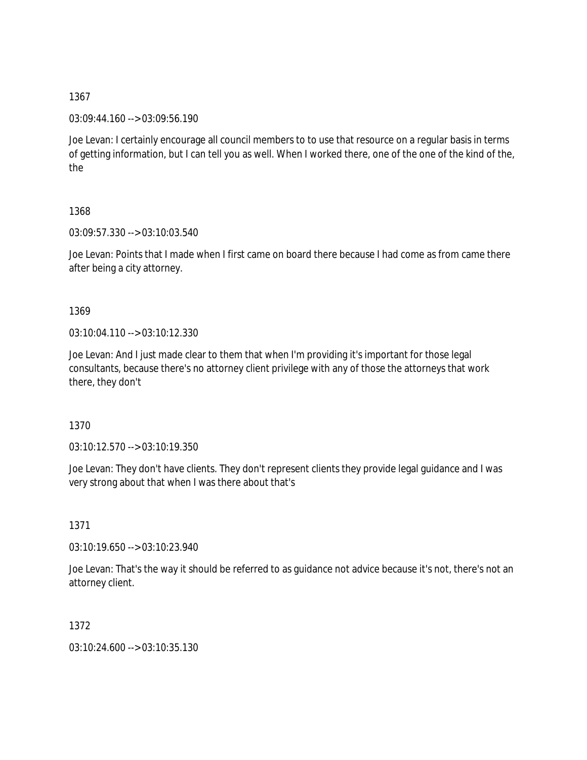1367

03:09:44.160 --> 03:09:56.190

Joe Levan: I certainly encourage all council members to to use that resource on a regular basis in terms of getting information, but I can tell you as well. When I worked there, one of the one of the kind of the, the

1368

03:09:57.330 --> 03:10:03.540

Joe Levan: Points that I made when I first came on board there because I had come as from came there after being a city attorney.

1369

03:10:04.110 --> 03:10:12.330

Joe Levan: And I just made clear to them that when I'm providing it's important for those legal consultants, because there's no attorney client privilege with any of those the attorneys that work there, they don't

1370

03:10:12.570 --> 03:10:19.350

Joe Levan: They don't have clients. They don't represent clients they provide legal guidance and I was very strong about that when I was there about that's

1371

03:10:19.650 --> 03:10:23.940

Joe Levan: That's the way it should be referred to as guidance not advice because it's not, there's not an attorney client.

1372

03:10:24.600 --> 03:10:35.130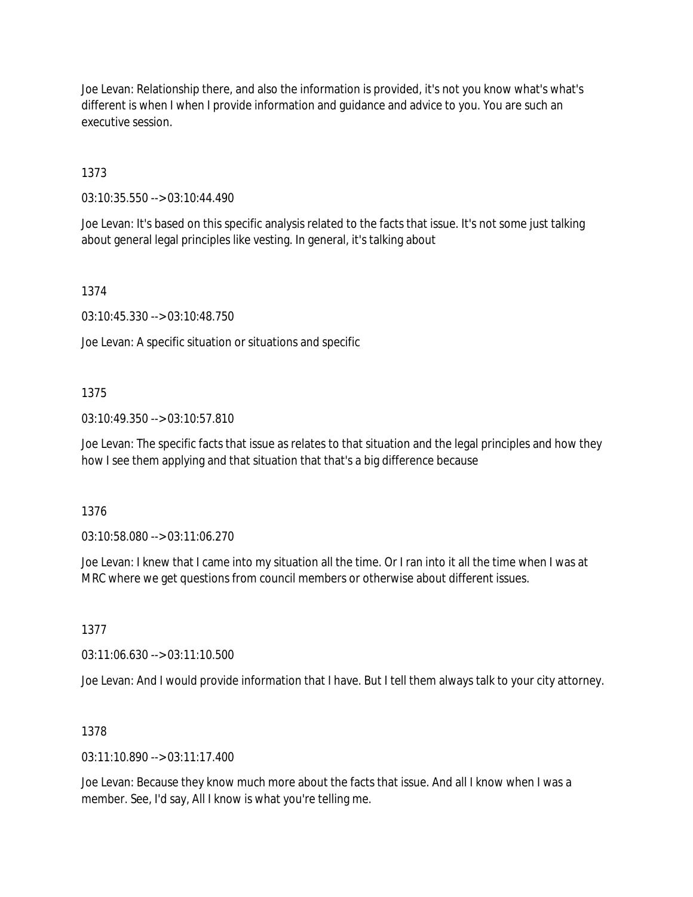Joe Levan: Relationship there, and also the information is provided, it's not you know what's what's different is when I when I provide information and guidance and advice to you. You are such an executive session.

1373

03:10:35.550 --> 03:10:44.490

Joe Levan: It's based on this specific analysis related to the facts that issue. It's not some just talking about general legal principles like vesting. In general, it's talking about

1374

03:10:45.330 --> 03:10:48.750

Joe Levan: A specific situation or situations and specific

1375

03:10:49.350 --> 03:10:57.810

Joe Levan: The specific facts that issue as relates to that situation and the legal principles and how they how I see them applying and that situation that that's a big difference because

1376

03:10:58.080 --> 03:11:06.270

Joe Levan: I knew that I came into my situation all the time. Or I ran into it all the time when I was at MRC where we get questions from council members or otherwise about different issues.

1377

03:11:06.630 --> 03:11:10.500

Joe Levan: And I would provide information that I have. But I tell them always talk to your city attorney.

1378

03:11:10.890 --> 03:11:17.400

Joe Levan: Because they know much more about the facts that issue. And all I know when I was a member. See, I'd say, All I know is what you're telling me.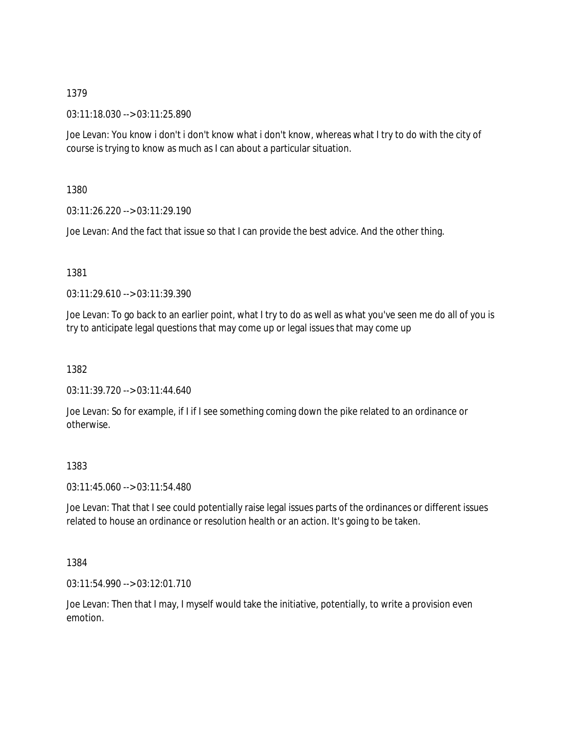1379

03:11:18.030 --> 03:11:25.890

Joe Levan: You know i don't i don't know what i don't know, whereas what I try to do with the city of course is trying to know as much as I can about a particular situation.

1380

03:11:26.220 --> 03:11:29.190

Joe Levan: And the fact that issue so that I can provide the best advice. And the other thing.

1381

03:11:29.610 --> 03:11:39.390

Joe Levan: To go back to an earlier point, what I try to do as well as what you've seen me do all of you is try to anticipate legal questions that may come up or legal issues that may come up

1382

03:11:39.720 --> 03:11:44.640

Joe Levan: So for example, if I if I see something coming down the pike related to an ordinance or otherwise.

1383

03:11:45.060 --> 03:11:54.480

Joe Levan: That that I see could potentially raise legal issues parts of the ordinances or different issues related to house an ordinance or resolution health or an action. It's going to be taken.

1384

03:11:54.990 --> 03:12:01.710

Joe Levan: Then that I may, I myself would take the initiative, potentially, to write a provision even emotion.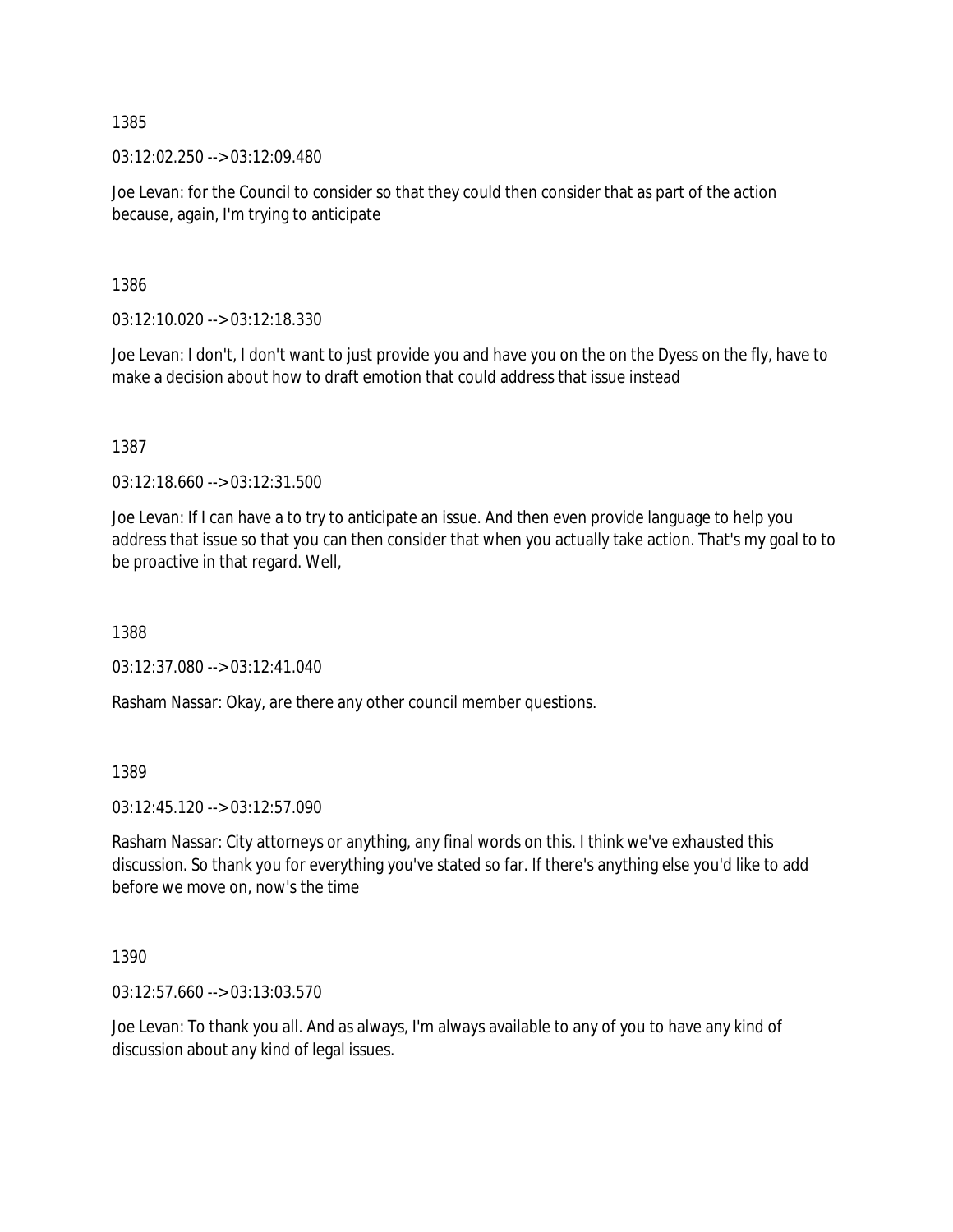1385

03:12:02.250 --> 03:12:09.480

Joe Levan: for the Council to consider so that they could then consider that as part of the action because, again, I'm trying to anticipate

1386

03:12:10.020 --> 03:12:18.330

Joe Levan: I don't, I don't want to just provide you and have you on the on the Dyess on the fly, have to make a decision about how to draft emotion that could address that issue instead

1387

03:12:18.660 --> 03:12:31.500

Joe Levan: If I can have a to try to anticipate an issue. And then even provide language to help you address that issue so that you can then consider that when you actually take action. That's my goal to to be proactive in that regard. Well,

1388

03:12:37.080 --> 03:12:41.040

Rasham Nassar: Okay, are there any other council member questions.

1389

03:12:45.120 --> 03:12:57.090

Rasham Nassar: City attorneys or anything, any final words on this. I think we've exhausted this discussion. So thank you for everything you've stated so far. If there's anything else you'd like to add before we move on, now's the time

1390

03:12:57.660 --> 03:13:03.570

Joe Levan: To thank you all. And as always, I'm always available to any of you to have any kind of discussion about any kind of legal issues.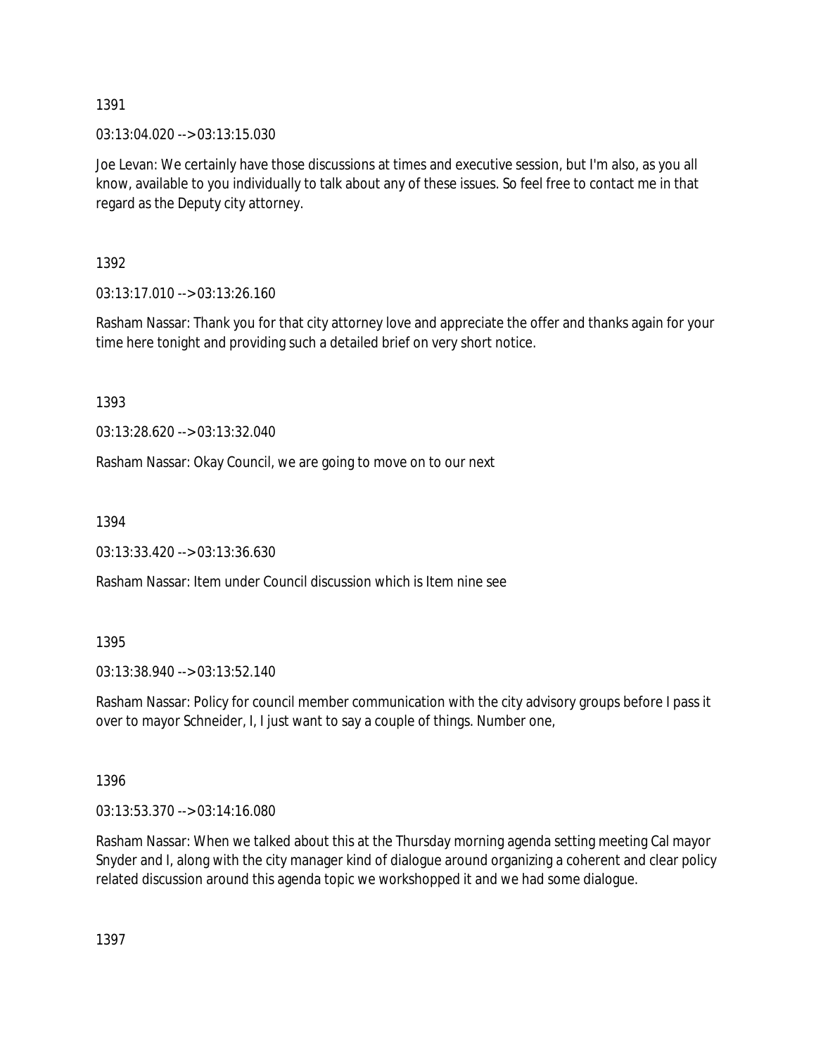1391

03:13:04.020 --> 03:13:15.030

Joe Levan: We certainly have those discussions at times and executive session, but I'm also, as you all know, available to you individually to talk about any of these issues. So feel free to contact me in that regard as the Deputy city attorney.

1392

03:13:17.010 --> 03:13:26.160

Rasham Nassar: Thank you for that city attorney love and appreciate the offer and thanks again for your time here tonight and providing such a detailed brief on very short notice.

1393

03:13:28.620 --> 03:13:32.040

Rasham Nassar: Okay Council, we are going to move on to our next

1394

03:13:33.420 --> 03:13:36.630

Rasham Nassar: Item under Council discussion which is Item nine see

1395

03:13:38.940 --> 03:13:52.140

Rasham Nassar: Policy for council member communication with the city advisory groups before I pass it over to mayor Schneider, I, I just want to say a couple of things. Number one,

1396

03:13:53.370 --> 03:14:16.080

Rasham Nassar: When we talked about this at the Thursday morning agenda setting meeting Cal mayor Snyder and I, along with the city manager kind of dialogue around organizing a coherent and clear policy related discussion around this agenda topic we workshopped it and we had some dialogue.

1397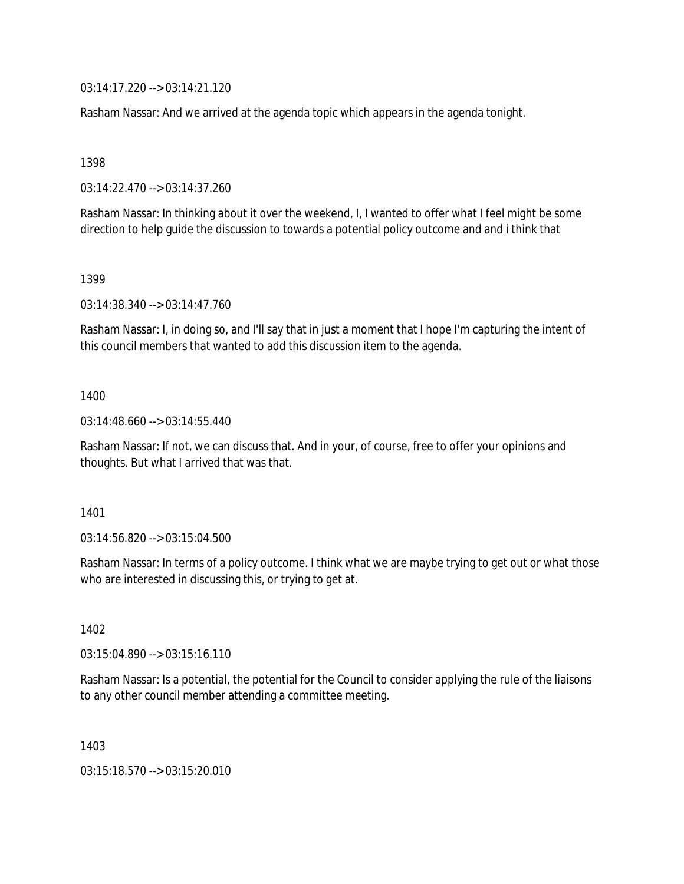03:14:17.220 --> 03:14:21.120

Rasham Nassar: And we arrived at the agenda topic which appears in the agenda tonight.

1398

03:14:22.470 --> 03:14:37.260

Rasham Nassar: In thinking about it over the weekend, I, I wanted to offer what I feel might be some direction to help guide the discussion to towards a potential policy outcome and and i think that

1399

03:14:38.340 --> 03:14:47.760

Rasham Nassar: I, in doing so, and I'll say that in just a moment that I hope I'm capturing the intent of this council members that wanted to add this discussion item to the agenda.

1400

03:14:48.660 --> 03:14:55.440

Rasham Nassar: If not, we can discuss that. And in your, of course, free to offer your opinions and thoughts. But what I arrived that was that.

1401

03:14:56.820 --> 03:15:04.500

Rasham Nassar: In terms of a policy outcome. I think what we are maybe trying to get out or what those who are interested in discussing this, or trying to get at.

1402

03:15:04.890 --> 03:15:16.110

Rasham Nassar: Is a potential, the potential for the Council to consider applying the rule of the liaisons to any other council member attending a committee meeting.

1403

03:15:18.570 --> 03:15:20.010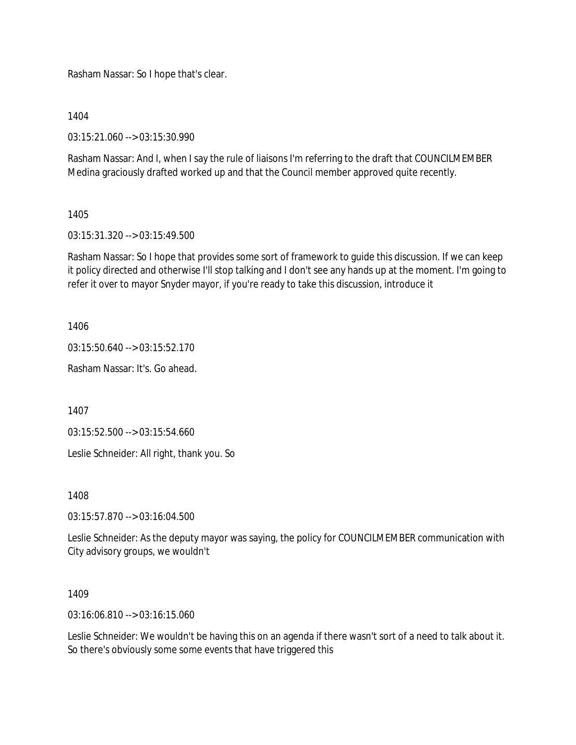Rasham Nassar: So I hope that's clear.

1404

03:15:21.060 --> 03:15:30.990

Rasham Nassar: And I, when I say the rule of liaisons I'm referring to the draft that COUNCILMEMBER Medina graciously drafted worked up and that the Council member approved quite recently.

1405

03:15:31.320 --> 03:15:49.500

Rasham Nassar: So I hope that provides some sort of framework to guide this discussion. If we can keep it policy directed and otherwise I'll stop talking and I don't see any hands up at the moment. I'm going to refer it over to mayor Snyder mayor, if you're ready to take this discussion, introduce it

1406

03:15:50.640 --> 03:15:52.170

Rasham Nassar: It's. Go ahead.

1407

03:15:52.500 --> 03:15:54.660

Leslie Schneider: All right, thank you. So

1408

03:15:57.870 --> 03:16:04.500

Leslie Schneider: As the deputy mayor was saying, the policy for COUNCILMEMBER communication with City advisory groups, we wouldn't

1409

03:16:06.810 --> 03:16:15.060

Leslie Schneider: We wouldn't be having this on an agenda if there wasn't sort of a need to talk about it. So there's obviously some some events that have triggered this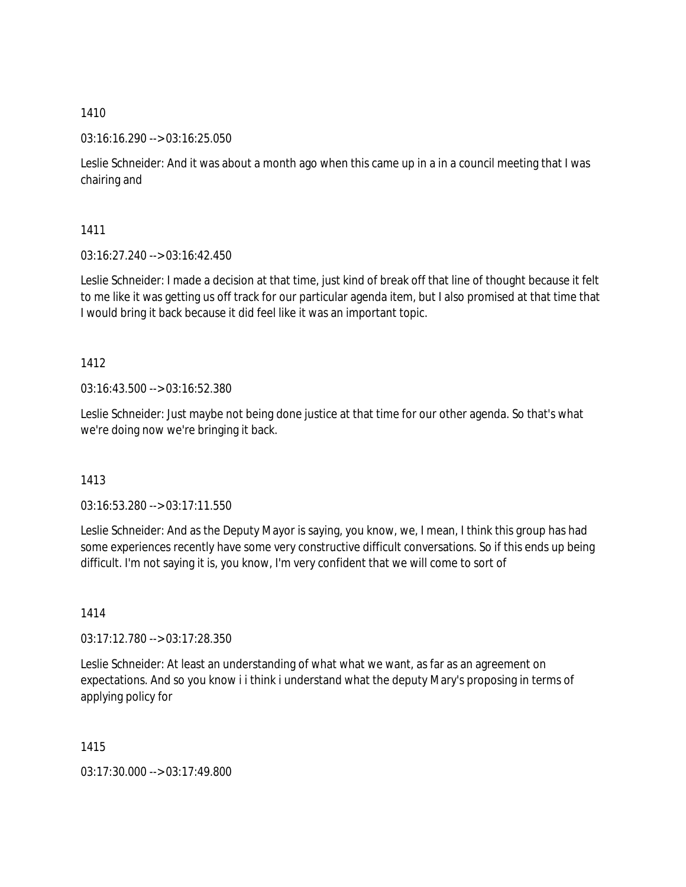1410

03:16:16.290 --> 03:16:25.050

Leslie Schneider: And it was about a month ago when this came up in a in a council meeting that I was chairing and

1411

03:16:27.240 --> 03:16:42.450

Leslie Schneider: I made a decision at that time, just kind of break off that line of thought because it felt to me like it was getting us off track for our particular agenda item, but I also promised at that time that I would bring it back because it did feel like it was an important topic.

1412

03:16:43.500 --> 03:16:52.380

Leslie Schneider: Just maybe not being done justice at that time for our other agenda. So that's what we're doing now we're bringing it back.

1413

03:16:53.280 --> 03:17:11.550

Leslie Schneider: And as the Deputy Mayor is saying, you know, we, I mean, I think this group has had some experiences recently have some very constructive difficult conversations. So if this ends up being difficult. I'm not saying it is, you know, I'm very confident that we will come to sort of

1414

03:17:12.780 --> 03:17:28.350

Leslie Schneider: At least an understanding of what what we want, as far as an agreement on expectations. And so you know i i think i understand what the deputy Mary's proposing in terms of applying policy for

1415

03:17:30.000 --> 03:17:49.800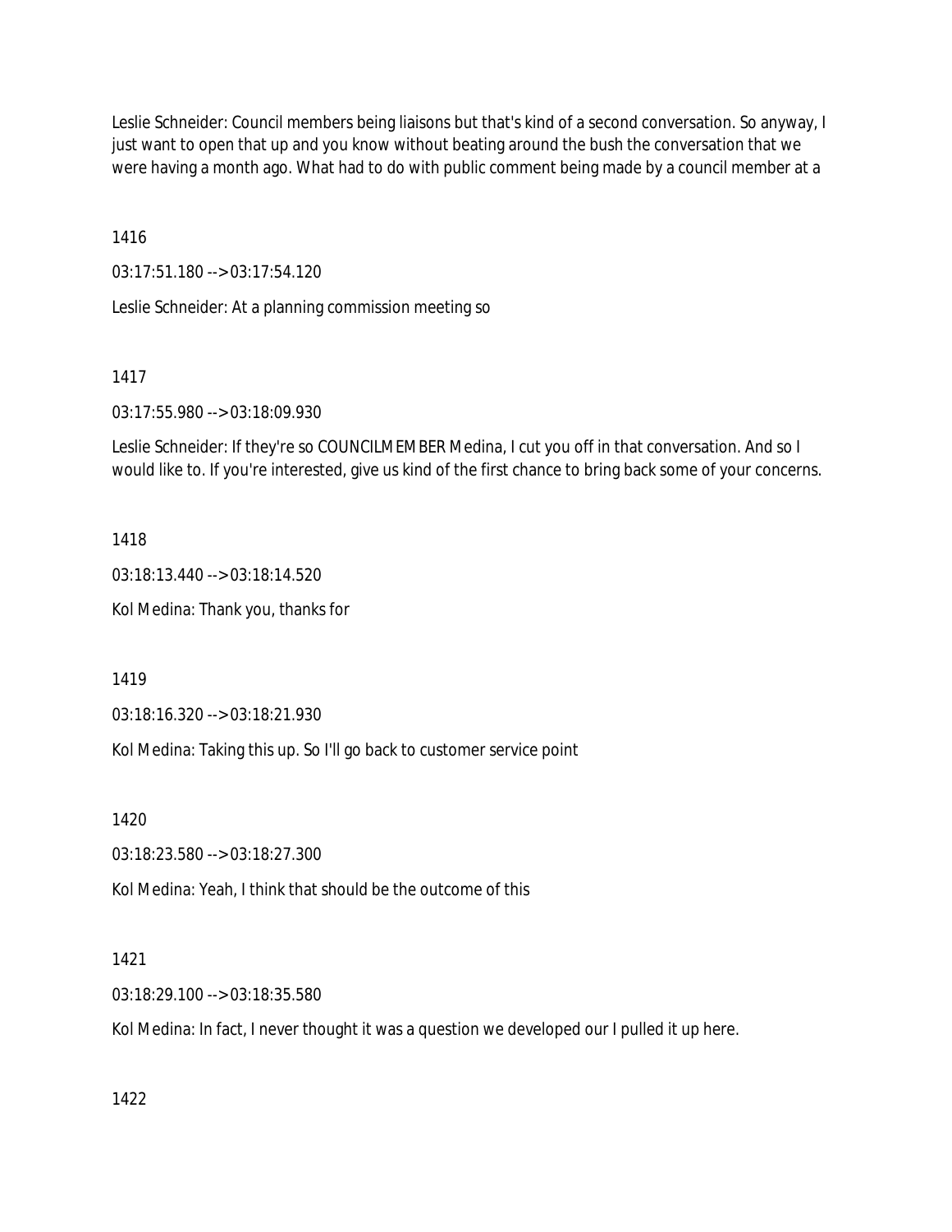Leslie Schneider: Council members being liaisons but that's kind of a second conversation. So anyway, I just want to open that up and you know without beating around the bush the conversation that we were having a month ago. What had to do with public comment being made by a council member at a

1416

03:17:51.180 --> 03:17:54.120

Leslie Schneider: At a planning commission meeting so

1417

03:17:55.980 --> 03:18:09.930

Leslie Schneider: If they're so COUNCILMEMBER Medina, I cut you off in that conversation. And so I would like to. If you're interested, give us kind of the first chance to bring back some of your concerns.

1418

03:18:13.440 --> 03:18:14.520

Kol Medina: Thank you, thanks for

1419

03:18:16.320 --> 03:18:21.930

Kol Medina: Taking this up. So I'll go back to customer service point

1420

03:18:23.580 --> 03:18:27.300

Kol Medina: Yeah, I think that should be the outcome of this

1421

03:18:29.100 --> 03:18:35.580

Kol Medina: In fact, I never thought it was a question we developed our I pulled it up here.

1422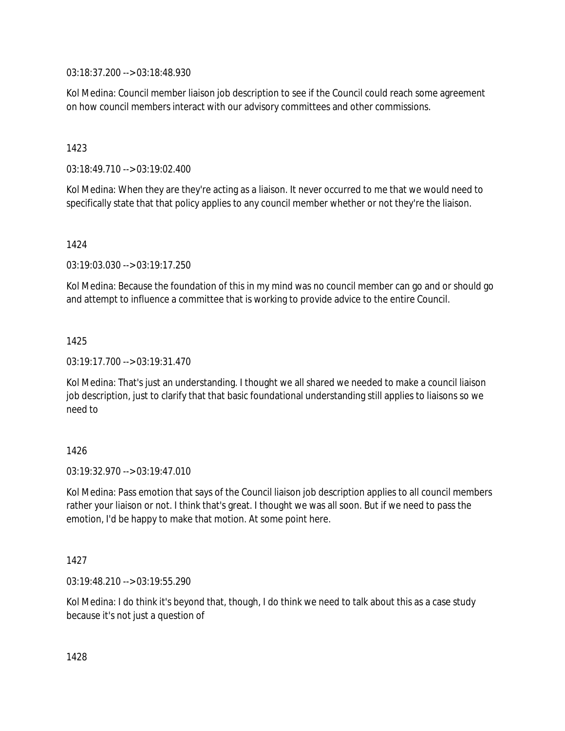03:18:37.200 --> 03:18:48.930

Kol Medina: Council member liaison job description to see if the Council could reach some agreement on how council members interact with our advisory committees and other commissions.

1423

03:18:49.710 --> 03:19:02.400

Kol Medina: When they are they're acting as a liaison. It never occurred to me that we would need to specifically state that that policy applies to any council member whether or not they're the liaison.

1424

03:19:03.030 --> 03:19:17.250

Kol Medina: Because the foundation of this in my mind was no council member can go and or should go and attempt to influence a committee that is working to provide advice to the entire Council.

1425

03:19:17.700 --> 03:19:31.470

Kol Medina: That's just an understanding. I thought we all shared we needed to make a council liaison job description, just to clarify that that basic foundational understanding still applies to liaisons so we need to

1426

03:19:32.970 --> 03:19:47.010

Kol Medina: Pass emotion that says of the Council liaison job description applies to all council members rather your liaison or not. I think that's great. I thought we was all soon. But if we need to pass the emotion, I'd be happy to make that motion. At some point here.

1427

03:19:48.210 --> 03:19:55.290

Kol Medina: I do think it's beyond that, though, I do think we need to talk about this as a case study because it's not just a question of

1428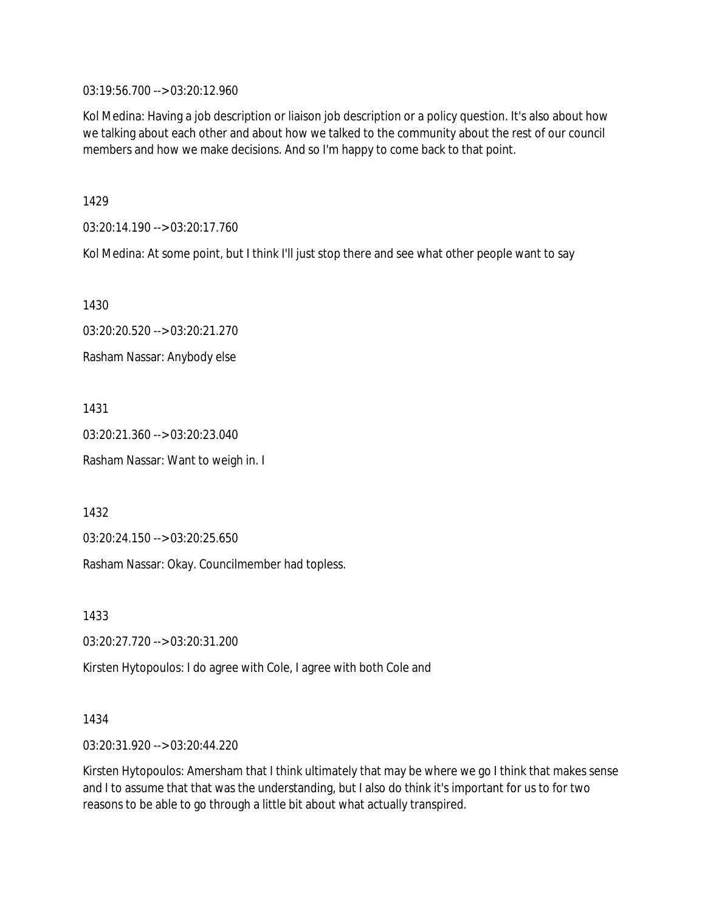03:19:56.700 --> 03:20:12.960

Kol Medina: Having a job description or liaison job description or a policy question. It's also about how we talking about each other and about how we talked to the community about the rest of our council members and how we make decisions. And so I'm happy to come back to that point.

1429

03:20:14.190 --> 03:20:17.760

Kol Medina: At some point, but I think I'll just stop there and see what other people want to say

1430

03:20:20.520 --> 03:20:21.270

Rasham Nassar: Anybody else

1431

03:20:21.360 --> 03:20:23.040

Rasham Nassar: Want to weigh in. I

1432

03:20:24.150 --> 03:20:25.650

Rasham Nassar: Okay. Councilmember had topless.

1433

03:20:27.720 --> 03:20:31.200

Kirsten Hytopoulos: I do agree with Cole, I agree with both Cole and

1434

03:20:31.920 --> 03:20:44.220

Kirsten Hytopoulos: Amersham that I think ultimately that may be where we go I think that makes sense and I to assume that that was the understanding, but I also do think it's important for us to for two reasons to be able to go through a little bit about what actually transpired.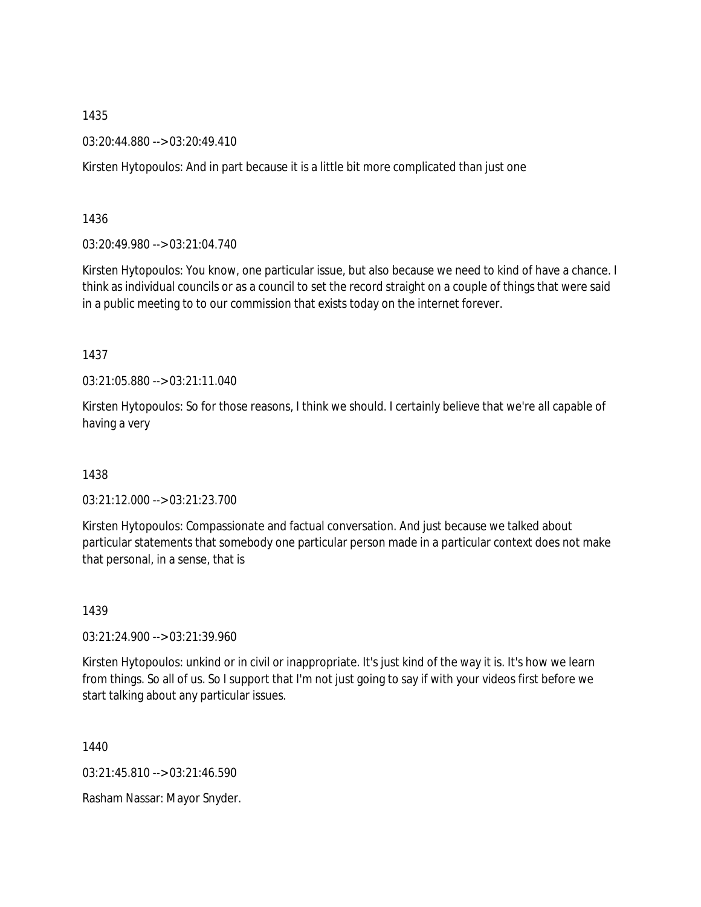1435

03:20:44.880 --> 03:20:49.410

Kirsten Hytopoulos: And in part because it is a little bit more complicated than just one

1436

03:20:49.980 --> 03:21:04.740

Kirsten Hytopoulos: You know, one particular issue, but also because we need to kind of have a chance. I think as individual councils or as a council to set the record straight on a couple of things that were said in a public meeting to to our commission that exists today on the internet forever.

1437

03:21:05.880 --> 03:21:11.040

Kirsten Hytopoulos: So for those reasons, I think we should. I certainly believe that we're all capable of having a very

1438

03:21:12.000 --> 03:21:23.700

Kirsten Hytopoulos: Compassionate and factual conversation. And just because we talked about particular statements that somebody one particular person made in a particular context does not make that personal, in a sense, that is

1439

03:21:24.900 --> 03:21:39.960

Kirsten Hytopoulos: unkind or in civil or inappropriate. It's just kind of the way it is. It's how we learn from things. So all of us. So I support that I'm not just going to say if with your videos first before we start talking about any particular issues.

1440

03:21:45.810 --> 03:21:46.590

Rasham Nassar: Mayor Snyder.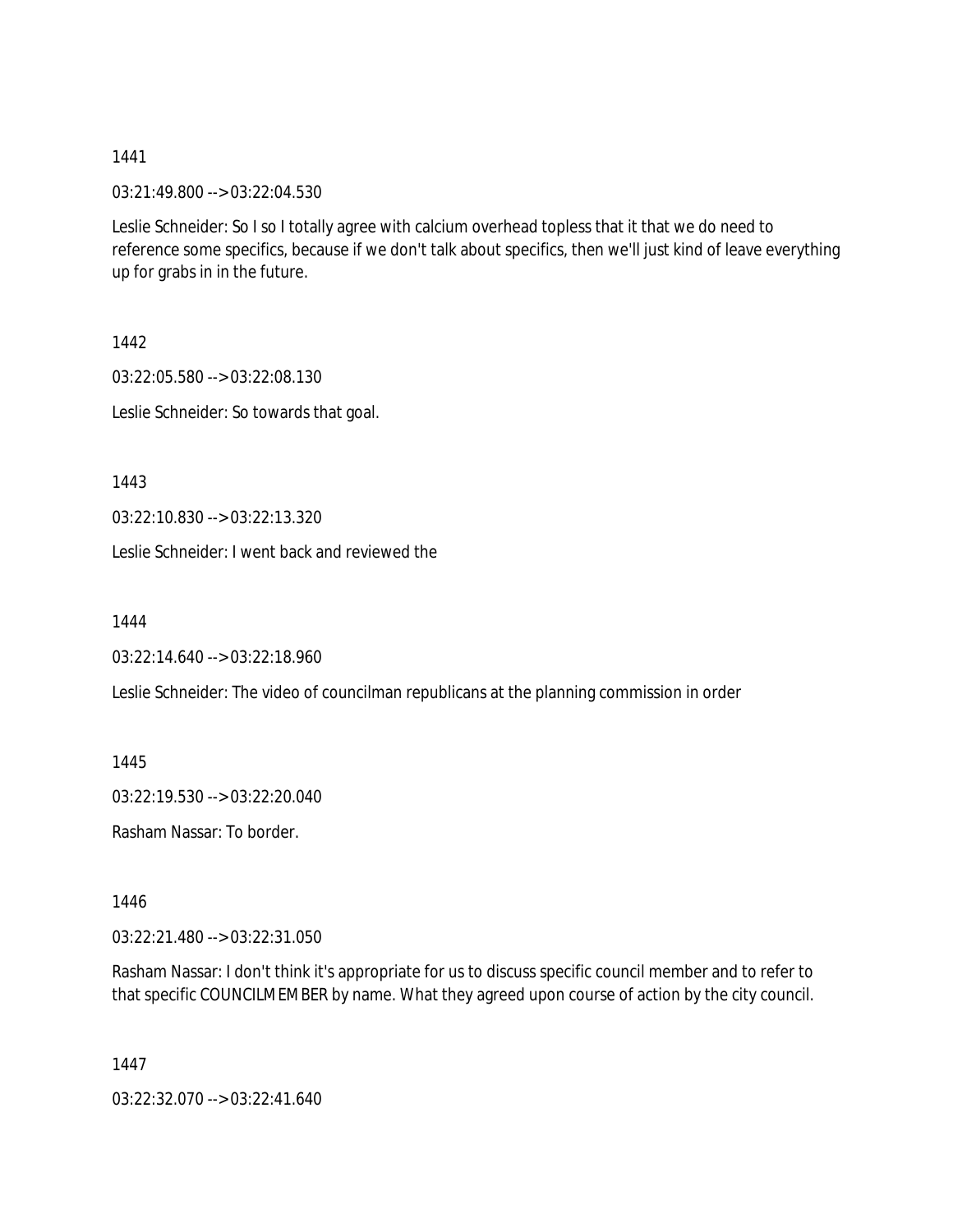1441

03:21:49.800 --> 03:22:04.530

Leslie Schneider: So I so I totally agree with calcium overhead topless that it that we do need to reference some specifics, because if we don't talk about specifics, then we'll just kind of leave everything up for grabs in in the future.

1442

03:22:05.580 --> 03:22:08.130

Leslie Schneider: So towards that goal.

1443

03:22:10.830 --> 03:22:13.320

Leslie Schneider: I went back and reviewed the

1444

03:22:14.640 --> 03:22:18.960

Leslie Schneider: The video of councilman republicans at the planning commission in order

1445

03:22:19.530 --> 03:22:20.040

Rasham Nassar: To border.

1446

03:22:21.480 --> 03:22:31.050

Rasham Nassar: I don't think it's appropriate for us to discuss specific council member and to refer to that specific COUNCILMEMBER by name. What they agreed upon course of action by the city council.

1447

03:22:32.070 --> 03:22:41.640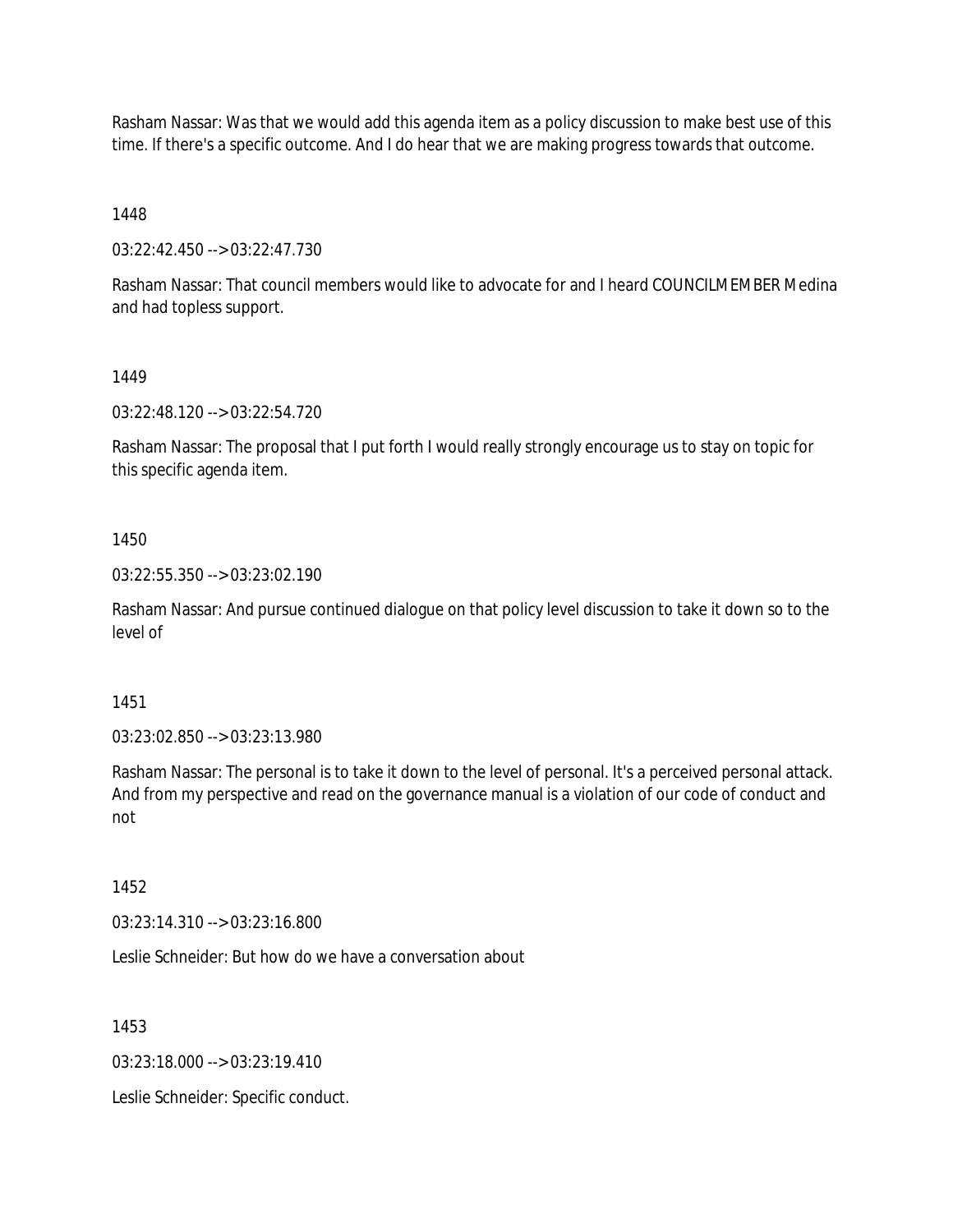Rasham Nassar: Was that we would add this agenda item as a policy discussion to make best use of this time. If there's a specific outcome. And I do hear that we are making progress towards that outcome.

1448

03:22:42.450 --> 03:22:47.730

Rasham Nassar: That council members would like to advocate for and I heard COUNCILMEMBER Medina and had topless support.

1449

03:22:48.120 --> 03:22:54.720

Rasham Nassar: The proposal that I put forth I would really strongly encourage us to stay on topic for this specific agenda item.

1450

03:22:55.350 --> 03:23:02.190

Rasham Nassar: And pursue continued dialogue on that policy level discussion to take it down so to the level of

1451

03:23:02.850 --> 03:23:13.980

Rasham Nassar: The personal is to take it down to the level of personal. It's a perceived personal attack. And from my perspective and read on the governance manual is a violation of our code of conduct and not

1452

03:23:14.310 --> 03:23:16.800

Leslie Schneider: But how do we have a conversation about

1453

03:23:18.000 --> 03:23:19.410

Leslie Schneider: Specific conduct.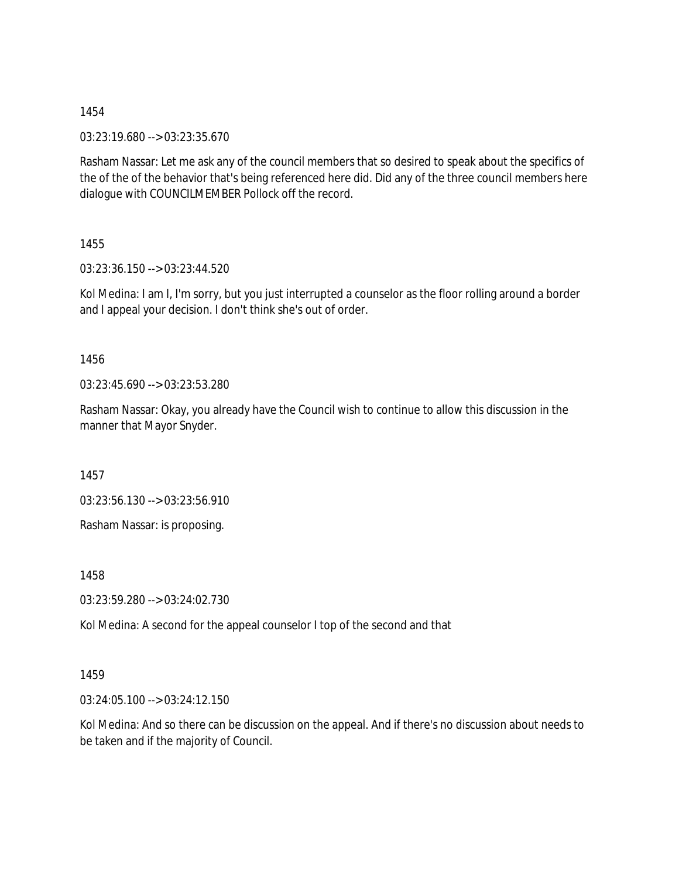1454

03:23:19.680 --> 03:23:35.670

Rasham Nassar: Let me ask any of the council members that so desired to speak about the specifics of the of the of the behavior that's being referenced here did. Did any of the three council members here dialogue with COUNCILMEMBER Pollock off the record.

1455

03:23:36.150 --> 03:23:44.520

Kol Medina: I am I, I'm sorry, but you just interrupted a counselor as the floor rolling around a border and I appeal your decision. I don't think she's out of order.

1456

03:23:45.690 --> 03:23:53.280

Rasham Nassar: Okay, you already have the Council wish to continue to allow this discussion in the manner that Mayor Snyder.

1457

03:23:56.130 --> 03:23:56.910

Rasham Nassar: is proposing.

1458

03:23:59.280 --> 03:24:02.730

Kol Medina: A second for the appeal counselor I top of the second and that

1459

03:24:05.100 --> 03:24:12.150

Kol Medina: And so there can be discussion on the appeal. And if there's no discussion about needs to be taken and if the majority of Council.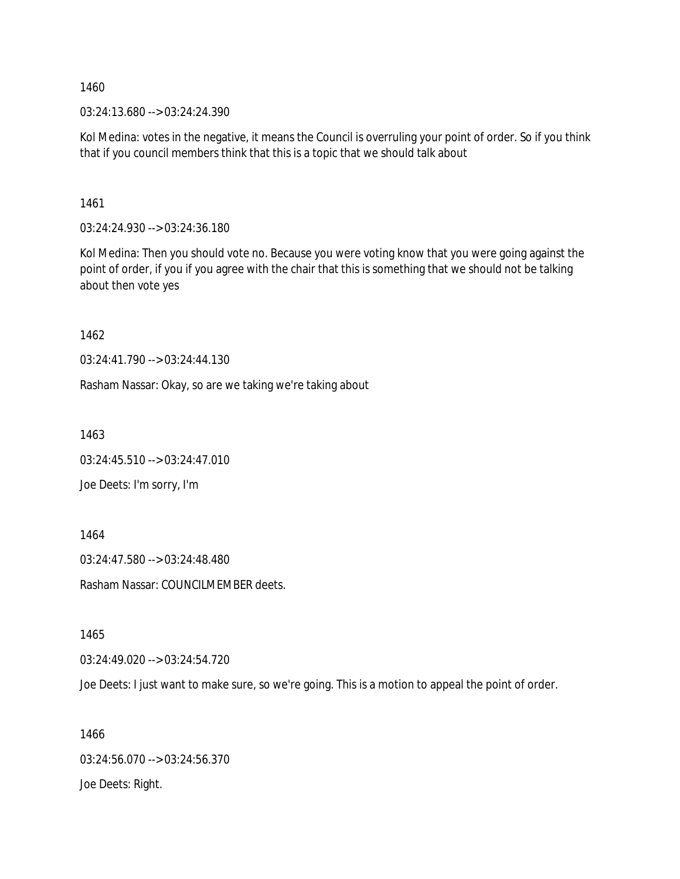1460

03:24:13.680 --> 03:24:24.390

Kol Medina: votes in the negative, it means the Council is overruling your point of order. So if you think that if you council members think that this is a topic that we should talk about

1461

03:24:24.930 --> 03:24:36.180

Kol Medina: Then you should vote no. Because you were voting know that you were going against the point of order, if you if you agree with the chair that this is something that we should not be talking about then vote yes

1462

03:24:41.790 --> 03:24:44.130

Rasham Nassar: Okay, so are we taking we're taking about

1463

03:24:45.510 --> 03:24:47.010

Joe Deets: I'm sorry, I'm

1464

03:24:47.580 --> 03:24:48.480

Rasham Nassar: COUNCILMEMBER deets.

1465

03:24:49.020 --> 03:24:54.720

Joe Deets: I just want to make sure, so we're going. This is a motion to appeal the point of order.

1466

03:24:56.070 --> 03:24:56.370

Joe Deets: Right.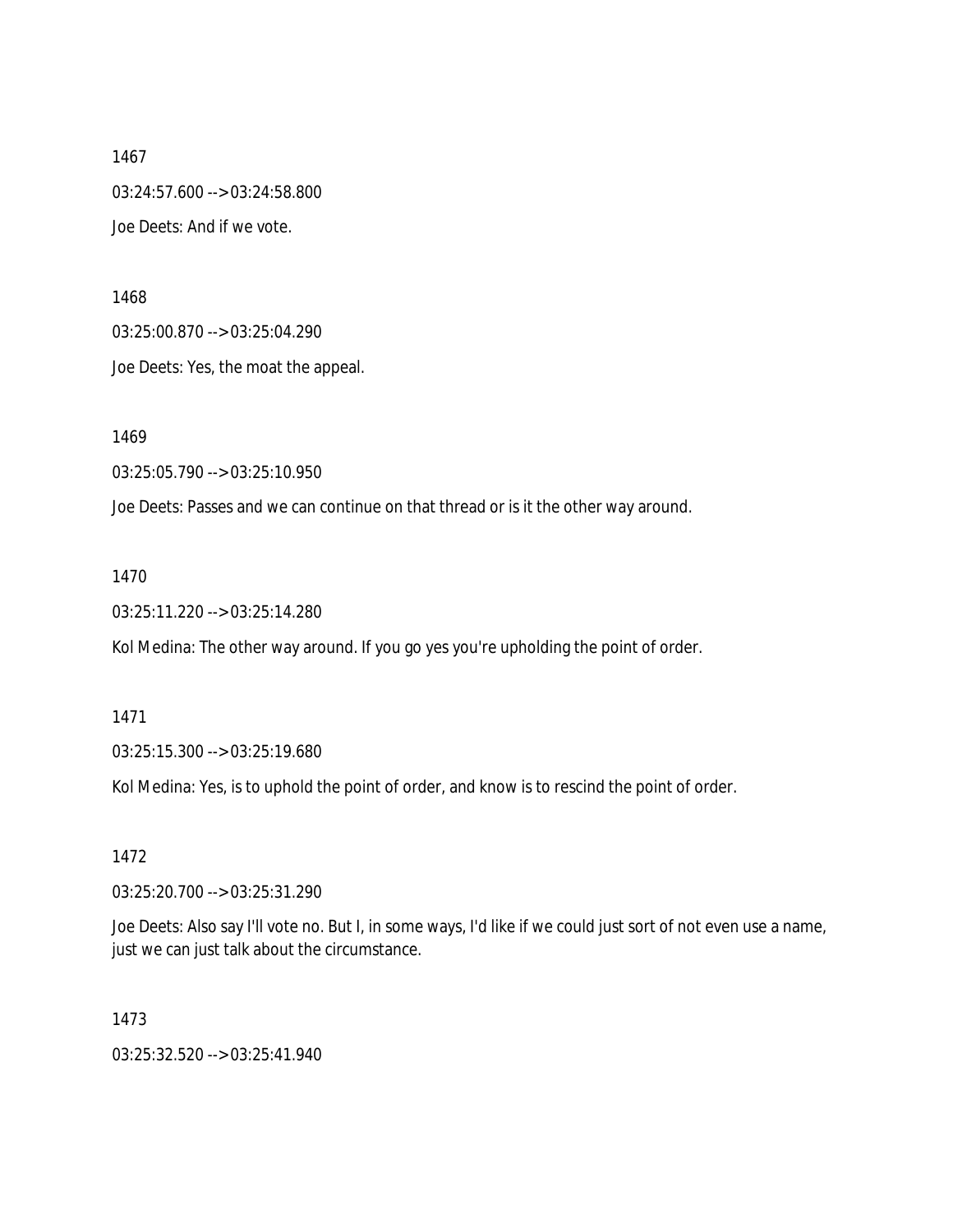1467

03:24:57.600 --> 03:24:58.800

Joe Deets: And if we vote.

1468

03:25:00.870 --> 03:25:04.290

Joe Deets: Yes, the moat the appeal.

1469

03:25:05.790 --> 03:25:10.950

Joe Deets: Passes and we can continue on that thread or is it the other way around.

1470

03:25:11.220 --> 03:25:14.280

Kol Medina: The other way around. If you go yes you're upholding the point of order.

1471

03:25:15.300 --> 03:25:19.680

Kol Medina: Yes, is to uphold the point of order, and know is to rescind the point of order.

1472

03:25:20.700 --> 03:25:31.290

Joe Deets: Also say I'll vote no. But I, in some ways, I'd like if we could just sort of not even use a name, just we can just talk about the circumstance.

1473

03:25:32.520 --> 03:25:41.940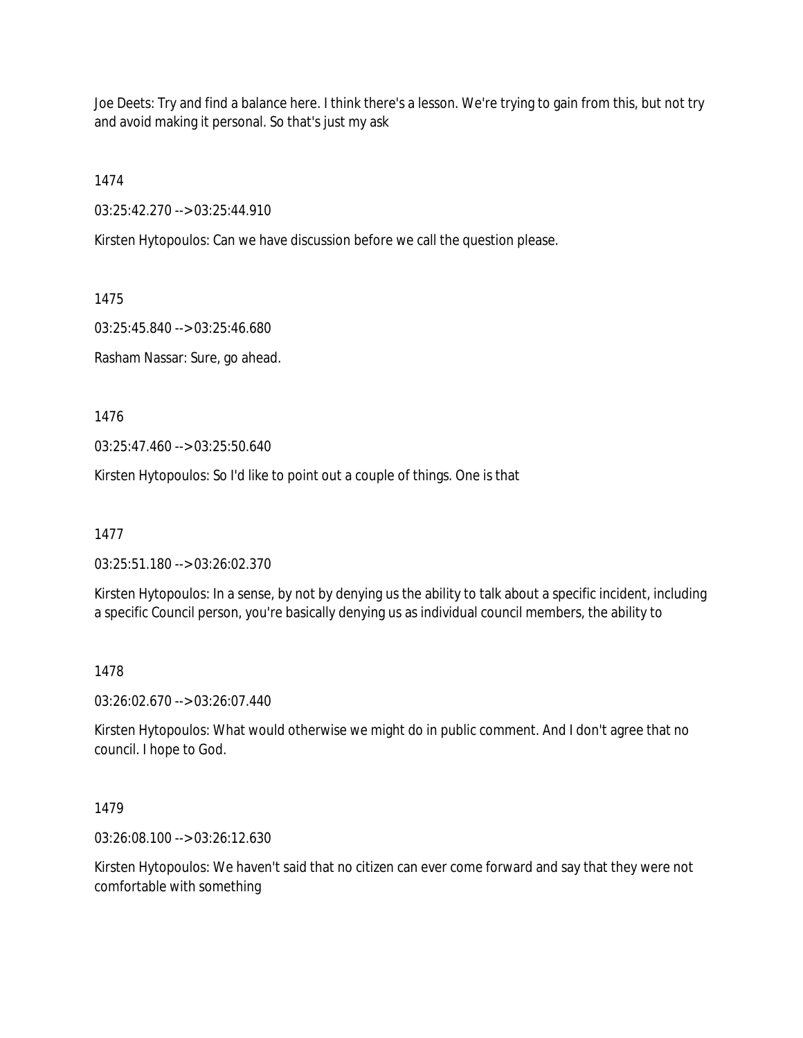Joe Deets: Try and find a balance here. I think there's a lesson. We're trying to gain from this, but not try and avoid making it personal. So that's just my ask

1474

03:25:42.270 --> 03:25:44.910

Kirsten Hytopoulos: Can we have discussion before we call the question please.

1475

03:25:45.840 --> 03:25:46.680

Rasham Nassar: Sure, go ahead.

1476

03:25:47.460 --> 03:25:50.640

Kirsten Hytopoulos: So I'd like to point out a couple of things. One is that

1477

03:25:51.180 --> 03:26:02.370

Kirsten Hytopoulos: In a sense, by not by denying us the ability to talk about a specific incident, including a specific Council person, you're basically denying us as individual council members, the ability to

1478

03:26:02.670 --> 03:26:07.440

Kirsten Hytopoulos: What would otherwise we might do in public comment. And I don't agree that no council. I hope to God.

1479

03:26:08.100 --> 03:26:12.630

Kirsten Hytopoulos: We haven't said that no citizen can ever come forward and say that they were not comfortable with something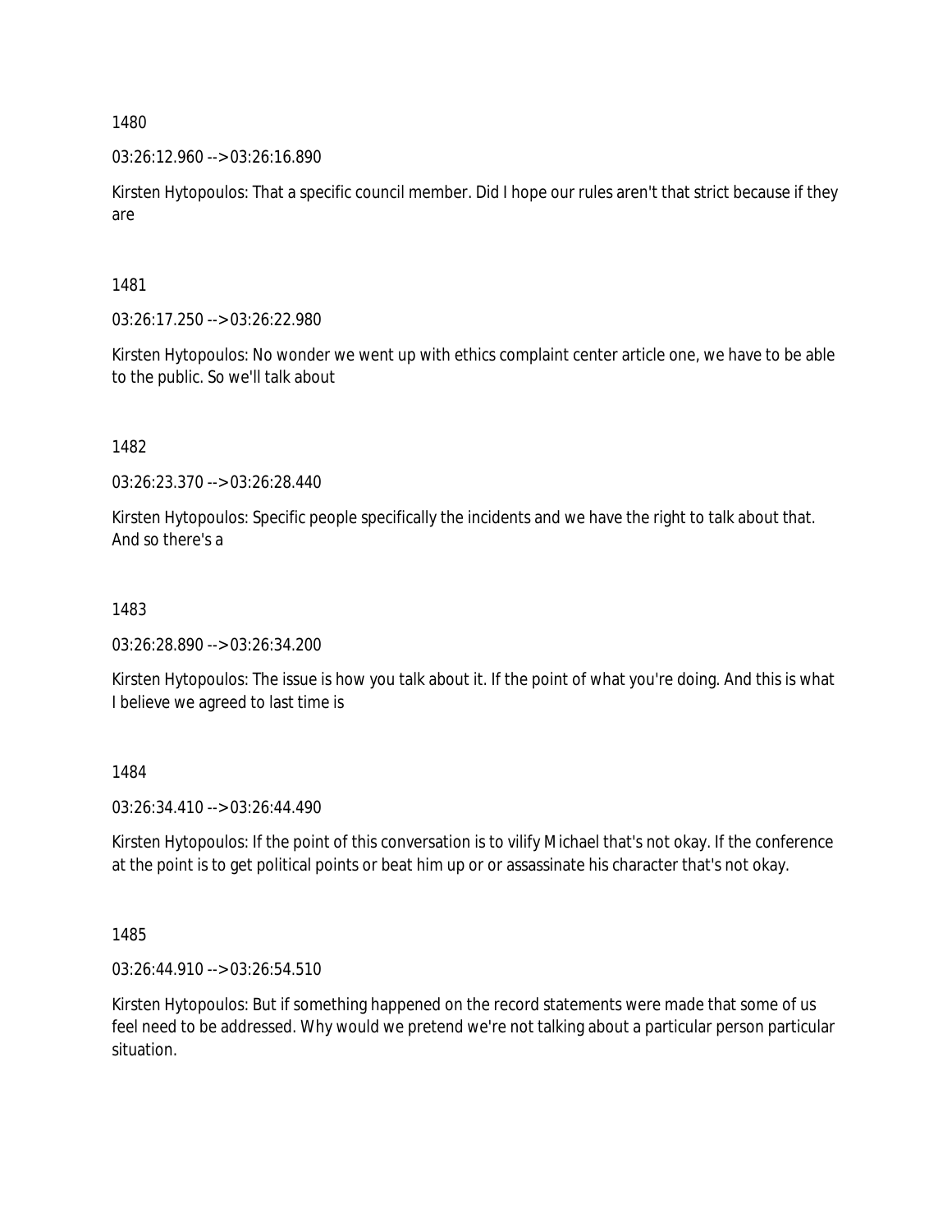1480

03:26:12.960 --> 03:26:16.890

Kirsten Hytopoulos: That a specific council member. Did I hope our rules aren't that strict because if they are

1481

03:26:17.250 --> 03:26:22.980

Kirsten Hytopoulos: No wonder we went up with ethics complaint center article one, we have to be able to the public. So we'll talk about

1482

03:26:23.370 --> 03:26:28.440

Kirsten Hytopoulos: Specific people specifically the incidents and we have the right to talk about that. And so there's a

1483

03:26:28.890 --> 03:26:34.200

Kirsten Hytopoulos: The issue is how you talk about it. If the point of what you're doing. And this is what I believe we agreed to last time is

1484

03:26:34.410 --> 03:26:44.490

Kirsten Hytopoulos: If the point of this conversation is to vilify Michael that's not okay. If the conference at the point is to get political points or beat him up or or assassinate his character that's not okay.

1485

03:26:44.910 --> 03:26:54.510

Kirsten Hytopoulos: But if something happened on the record statements were made that some of us feel need to be addressed. Why would we pretend we're not talking about a particular person particular situation.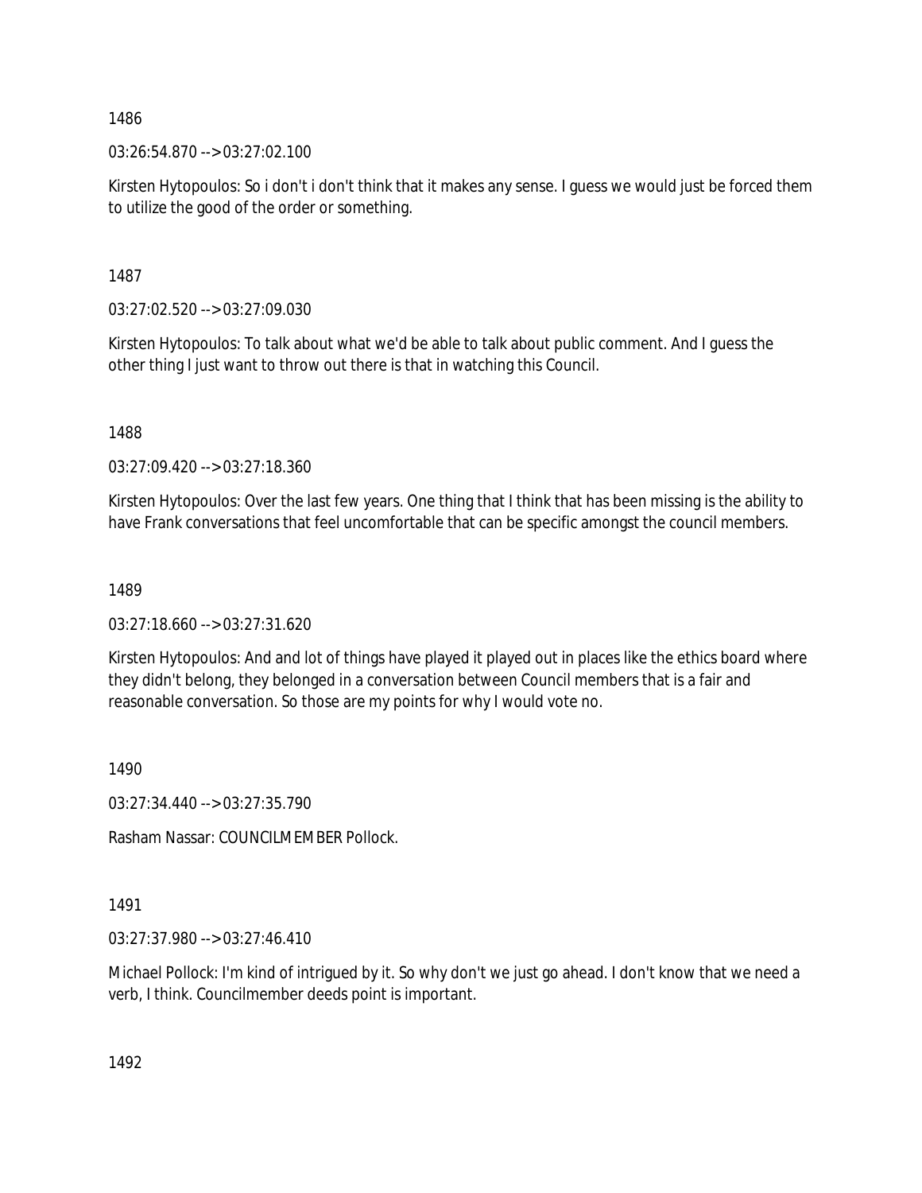1486

03:26:54.870 --> 03:27:02.100

Kirsten Hytopoulos: So i don't i don't think that it makes any sense. I guess we would just be forced them to utilize the good of the order or something.

1487

03:27:02.520 --> 03:27:09.030

Kirsten Hytopoulos: To talk about what we'd be able to talk about public comment. And I guess the other thing I just want to throw out there is that in watching this Council.

1488

03:27:09.420 --> 03:27:18.360

Kirsten Hytopoulos: Over the last few years. One thing that I think that has been missing is the ability to have Frank conversations that feel uncomfortable that can be specific amongst the council members.

1489

03:27:18.660 --> 03:27:31.620

Kirsten Hytopoulos: And and lot of things have played it played out in places like the ethics board where they didn't belong, they belonged in a conversation between Council members that is a fair and reasonable conversation. So those are my points for why I would vote no.

1490

03:27:34.440 --> 03:27:35.790

Rasham Nassar: COUNCILMEMBER Pollock.

1491

03:27:37.980 --> 03:27:46.410

Michael Pollock: I'm kind of intrigued by it. So why don't we just go ahead. I don't know that we need a verb, I think. Councilmember deeds point is important.

1492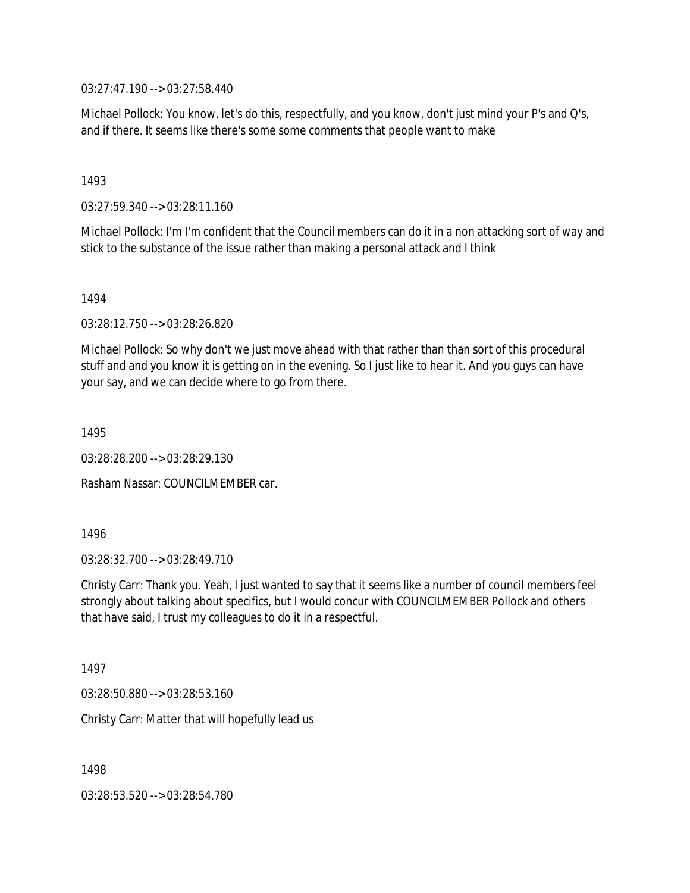03:27:47.190 --> 03:27:58.440

Michael Pollock: You know, let's do this, respectfully, and you know, don't just mind your P's and Q's, and if there. It seems like there's some some comments that people want to make

1493

03:27:59.340 --> 03:28:11.160

Michael Pollock: I'm I'm confident that the Council members can do it in a non attacking sort of way and stick to the substance of the issue rather than making a personal attack and I think

1494

03:28:12.750 --> 03:28:26.820

Michael Pollock: So why don't we just move ahead with that rather than than sort of this procedural stuff and and you know it is getting on in the evening. So I just like to hear it. And you guys can have your say, and we can decide where to go from there.

1495

03:28:28.200 --> 03:28:29.130

Rasham Nassar: COUNCILMEMBER car.

1496

03:28:32.700 --> 03:28:49.710

Christy Carr: Thank you. Yeah, I just wanted to say that it seems like a number of council members feel strongly about talking about specifics, but I would concur with COUNCILMEMBER Pollock and others that have said, I trust my colleagues to do it in a respectful.

1497

03:28:50.880 --> 03:28:53.160

Christy Carr: Matter that will hopefully lead us

1498

03:28:53.520 --> 03:28:54.780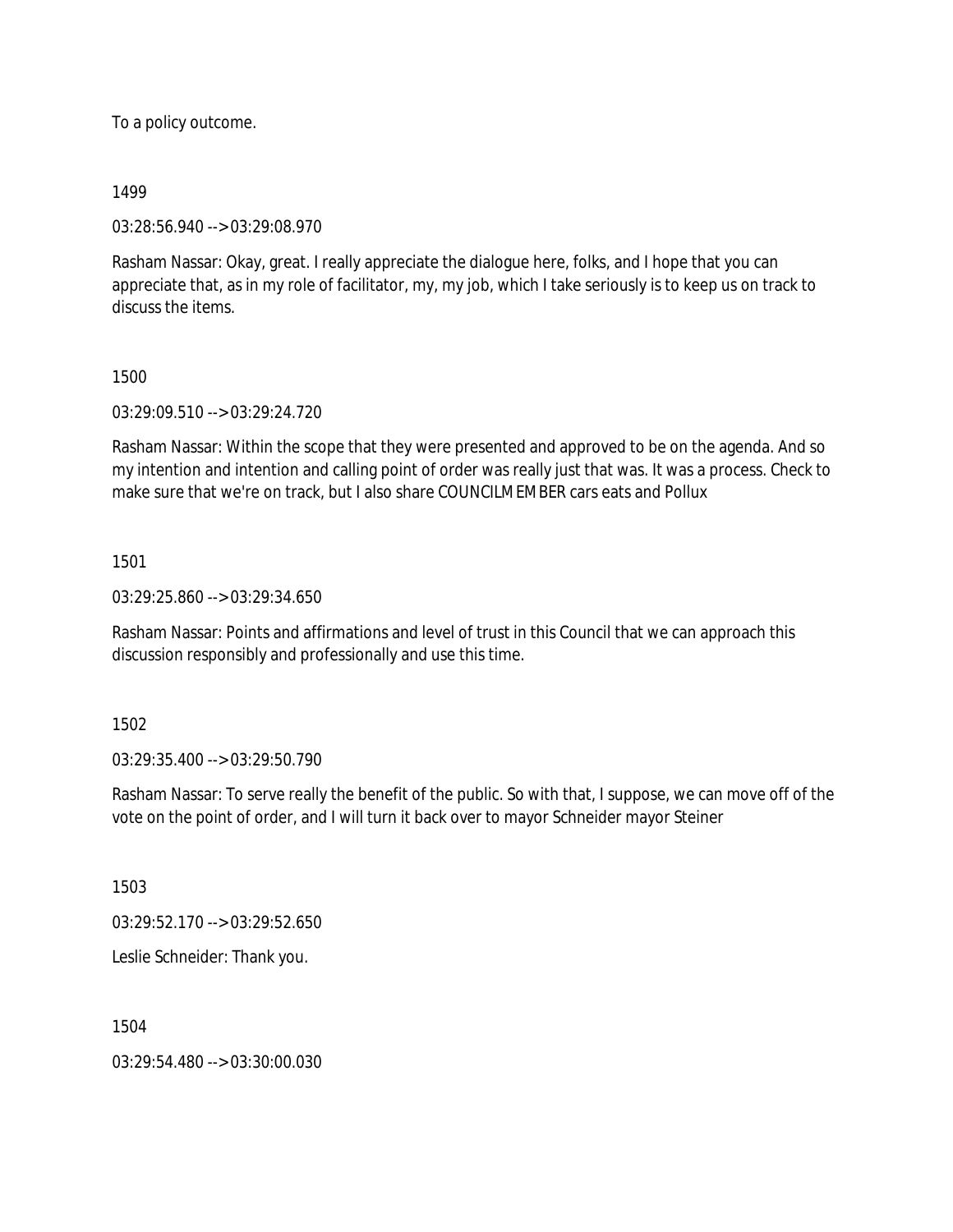To a policy outcome.

1499

03:28:56.940 --> 03:29:08.970

Rasham Nassar: Okay, great. I really appreciate the dialogue here, folks, and I hope that you can appreciate that, as in my role of facilitator, my, my job, which I take seriously is to keep us on track to discuss the items.

1500

03:29:09.510 --> 03:29:24.720

Rasham Nassar: Within the scope that they were presented and approved to be on the agenda. And so my intention and intention and calling point of order was really just that was. It was a process. Check to make sure that we're on track, but I also share COUNCILMEMBER cars eats and Pollux

1501

03:29:25.860 --> 03:29:34.650

Rasham Nassar: Points and affirmations and level of trust in this Council that we can approach this discussion responsibly and professionally and use this time.

1502

03:29:35.400 --> 03:29:50.790

Rasham Nassar: To serve really the benefit of the public. So with that, I suppose, we can move off of the vote on the point of order, and I will turn it back over to mayor Schneider mayor Steiner

1503

03:29:52.170 --> 03:29:52.650

Leslie Schneider: Thank you.

1504

03:29:54.480 --> 03:30:00.030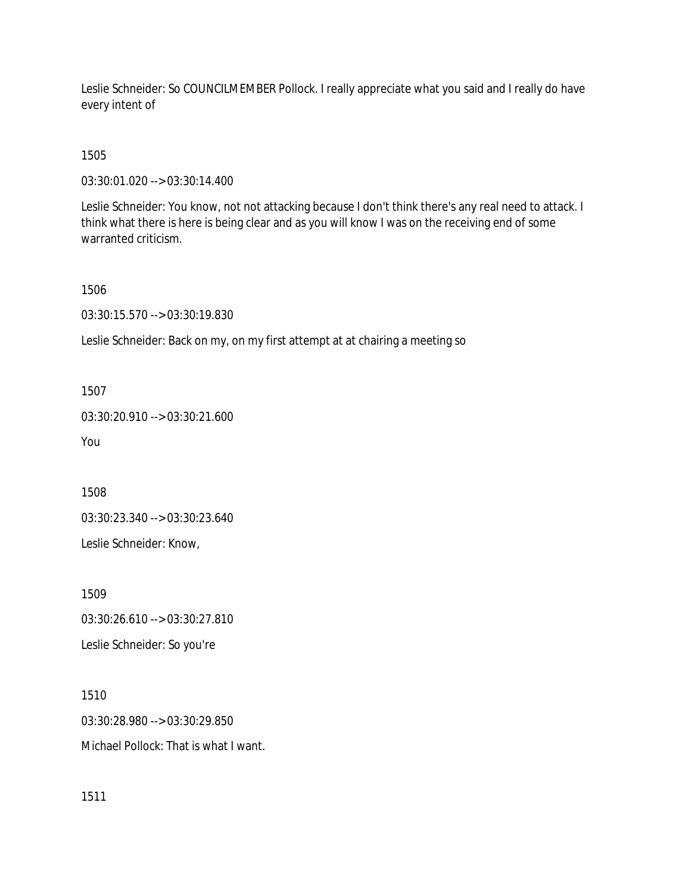Leslie Schneider: So COUNCILMEMBER Pollock. I really appreciate what you said and I really do have every intent of

1505

03:30:01.020 --> 03:30:14.400

Leslie Schneider: You know, not not attacking because I don't think there's any real need to attack. I think what there is here is being clear and as you will know I was on the receiving end of some warranted criticism.

1506

03:30:15.570 --> 03:30:19.830

Leslie Schneider: Back on my, on my first attempt at at chairing a meeting so

1507

03:30:20.910 --> 03:30:21.600

You

1508

03:30:23.340 --> 03:30:23.640

Leslie Schneider: Know,

1509

03:30:26.610 --> 03:30:27.810

Leslie Schneider: So you're

1510

03:30:28.980 --> 03:30:29.850

Michael Pollock: That is what I want.

1511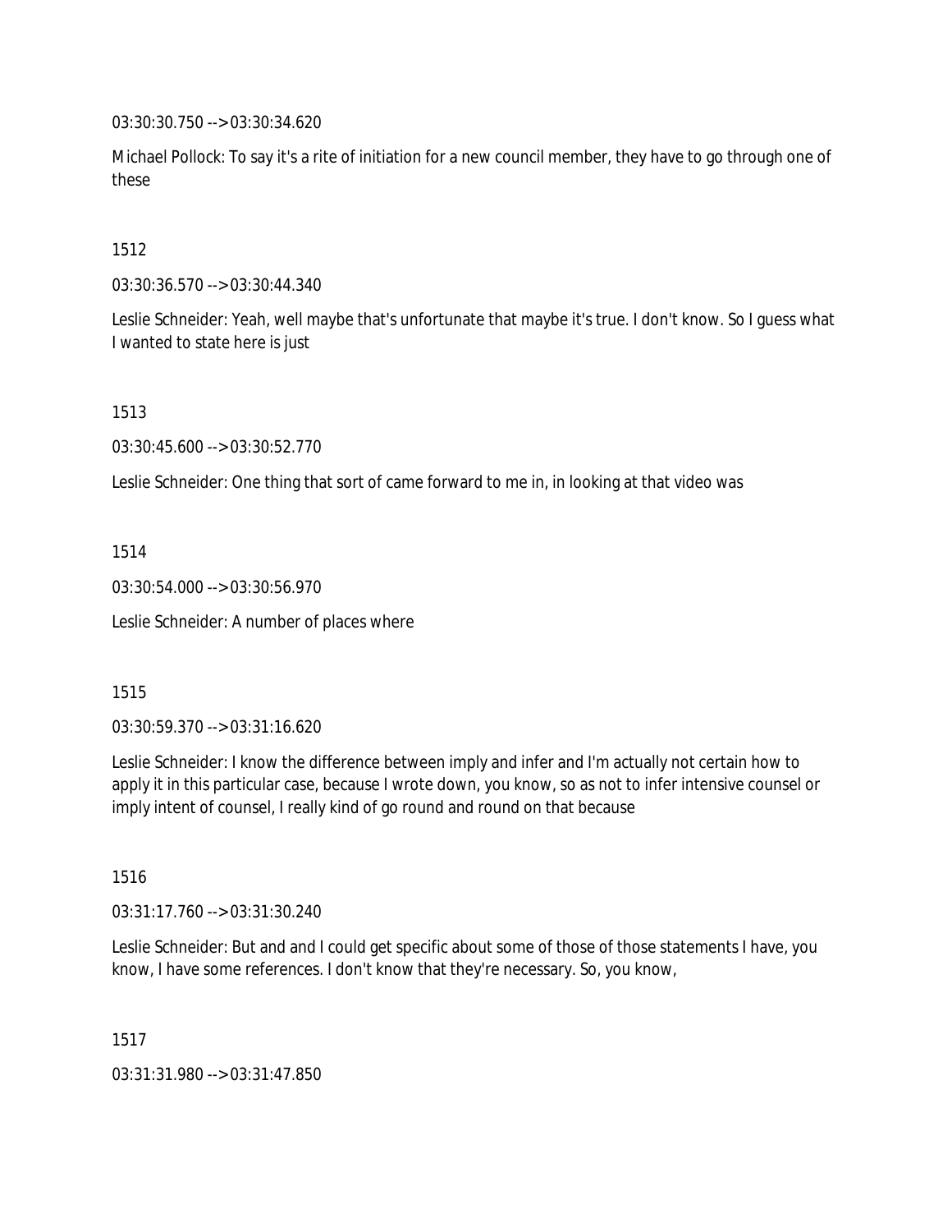03:30:30.750 --> 03:30:34.620

Michael Pollock: To say it's a rite of initiation for a new council member, they have to go through one of these

1512

03:30:36.570 --> 03:30:44.340

Leslie Schneider: Yeah, well maybe that's unfortunate that maybe it's true. I don't know. So I guess what I wanted to state here is just

1513

03:30:45.600 --> 03:30:52.770

Leslie Schneider: One thing that sort of came forward to me in, in looking at that video was

1514

03:30:54.000 --> 03:30:56.970

Leslie Schneider: A number of places where

1515

03:30:59.370 --> 03:31:16.620

Leslie Schneider: I know the difference between imply and infer and I'm actually not certain how to apply it in this particular case, because I wrote down, you know, so as not to infer intensive counsel or imply intent of counsel, I really kind of go round and round on that because

1516

03:31:17.760 --> 03:31:30.240

Leslie Schneider: But and and I could get specific about some of those of those statements I have, you know, I have some references. I don't know that they're necessary. So, you know,

1517

03:31:31.980 --> 03:31:47.850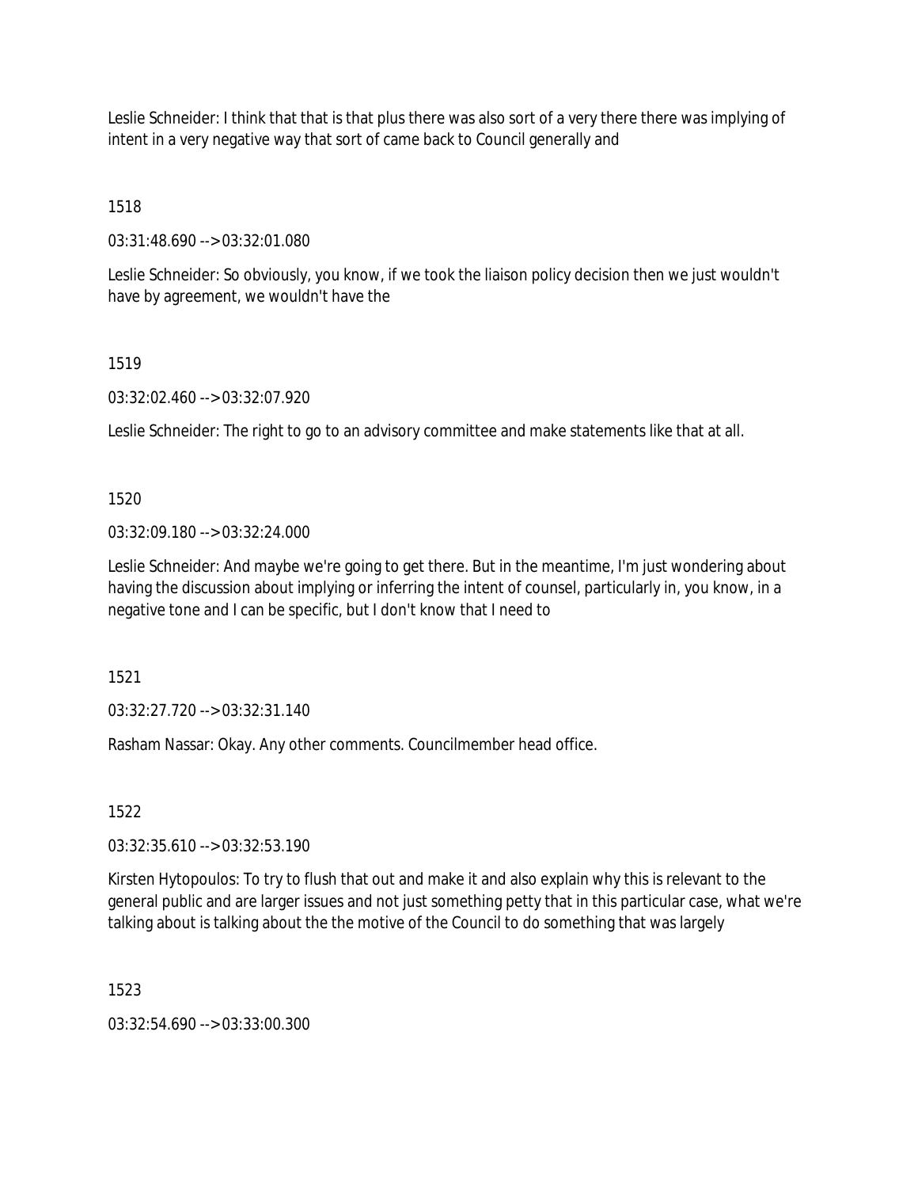Leslie Schneider: I think that that is that plus there was also sort of a very there there was implying of intent in a very negative way that sort of came back to Council generally and

1518

03:31:48.690 --> 03:32:01.080

Leslie Schneider: So obviously, you know, if we took the liaison policy decision then we just wouldn't have by agreement, we wouldn't have the

1519

03:32:02.460 --> 03:32:07.920

Leslie Schneider: The right to go to an advisory committee and make statements like that at all.

1520

03:32:09.180 --> 03:32:24.000

Leslie Schneider: And maybe we're going to get there. But in the meantime, I'm just wondering about having the discussion about implying or inferring the intent of counsel, particularly in, you know, in a negative tone and I can be specific, but I don't know that I need to

1521

03:32:27.720 --> 03:32:31.140

Rasham Nassar: Okay. Any other comments. Councilmember head office.

1522

03:32:35.610 --> 03:32:53.190

Kirsten Hytopoulos: To try to flush that out and make it and also explain why this is relevant to the general public and are larger issues and not just something petty that in this particular case, what we're talking about is talking about the the motive of the Council to do something that was largely

1523

03:32:54.690 --> 03:33:00.300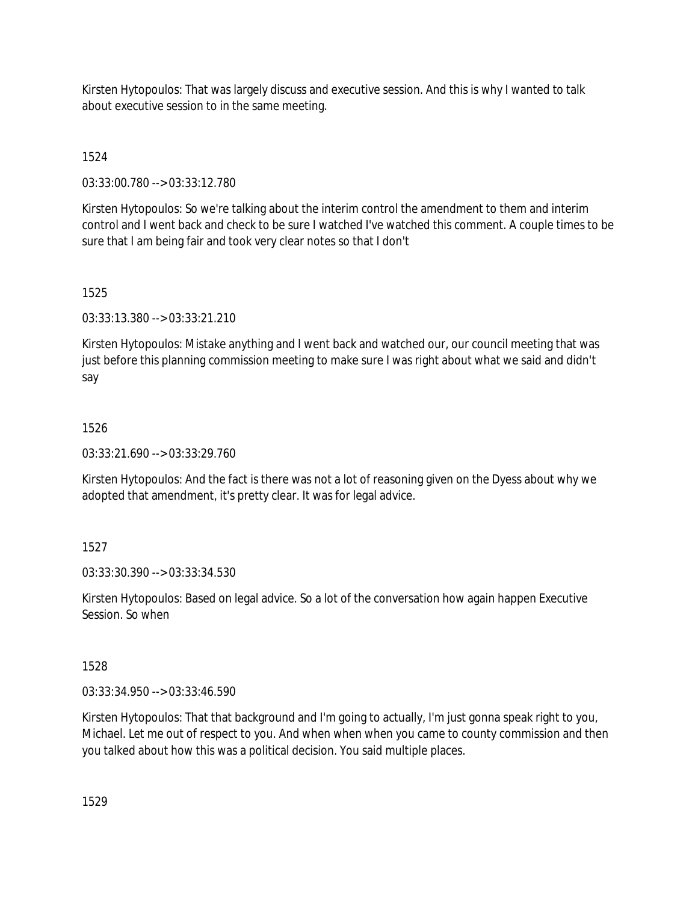Kirsten Hytopoulos: That was largely discuss and executive session. And this is why I wanted to talk about executive session to in the same meeting.

1524

03:33:00.780 --> 03:33:12.780

Kirsten Hytopoulos: So we're talking about the interim control the amendment to them and interim control and I went back and check to be sure I watched I've watched this comment. A couple times to be sure that I am being fair and took very clear notes so that I don't

1525

03:33:13.380 --> 03:33:21.210

Kirsten Hytopoulos: Mistake anything and I went back and watched our, our council meeting that was just before this planning commission meeting to make sure I was right about what we said and didn't say

1526

03:33:21.690 --> 03:33:29.760

Kirsten Hytopoulos: And the fact is there was not a lot of reasoning given on the Dyess about why we adopted that amendment, it's pretty clear. It was for legal advice.

1527

03:33:30.390 --> 03:33:34.530

Kirsten Hytopoulos: Based on legal advice. So a lot of the conversation how again happen Executive Session. So when

1528

03:33:34.950 --> 03:33:46.590

Kirsten Hytopoulos: That that background and I'm going to actually, I'm just gonna speak right to you, Michael. Let me out of respect to you. And when when when you came to county commission and then you talked about how this was a political decision. You said multiple places.

1529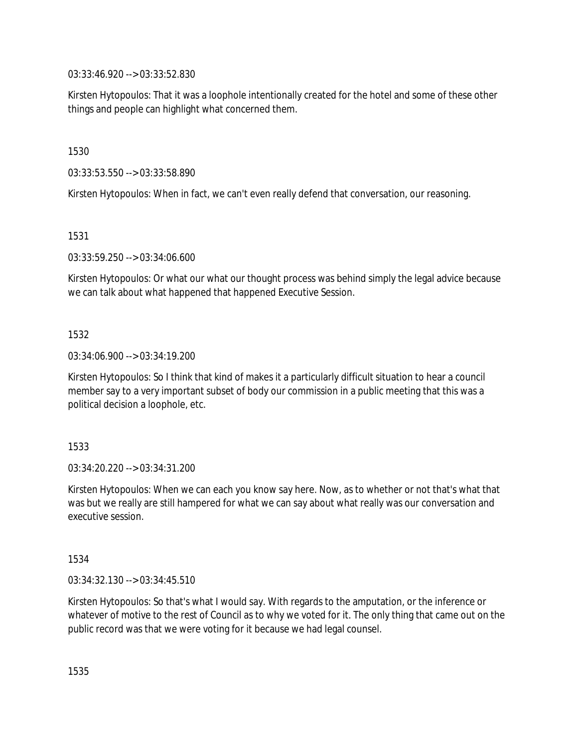03:33:46.920 --> 03:33:52.830

Kirsten Hytopoulos: That it was a loophole intentionally created for the hotel and some of these other things and people can highlight what concerned them.

1530

03:33:53.550 --> 03:33:58.890

Kirsten Hytopoulos: When in fact, we can't even really defend that conversation, our reasoning.

1531

03:33:59.250 --> 03:34:06.600

Kirsten Hytopoulos: Or what our what our thought process was behind simply the legal advice because we can talk about what happened that happened Executive Session.

1532

03:34:06.900 --> 03:34:19.200

Kirsten Hytopoulos: So I think that kind of makes it a particularly difficult situation to hear a council member say to a very important subset of body our commission in a public meeting that this was a political decision a loophole, etc.

1533

03:34:20.220 --> 03:34:31.200

Kirsten Hytopoulos: When we can each you know say here. Now, as to whether or not that's what that was but we really are still hampered for what we can say about what really was our conversation and executive session.

1534

03:34:32.130 --> 03:34:45.510

Kirsten Hytopoulos: So that's what I would say. With regards to the amputation, or the inference or whatever of motive to the rest of Council as to why we voted for it. The only thing that came out on the public record was that we were voting for it because we had legal counsel.

1535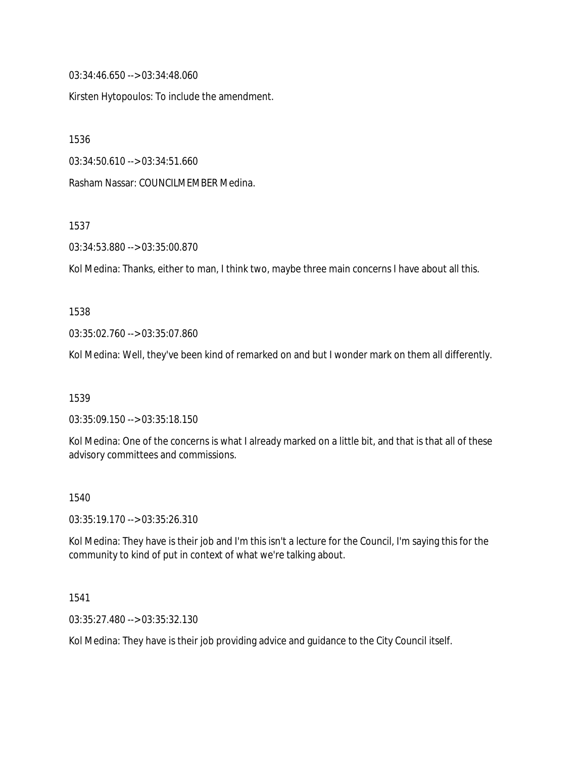03:34:46.650 --> 03:34:48.060

Kirsten Hytopoulos: To include the amendment.

1536

03:34:50.610 --> 03:34:51.660

Rasham Nassar: COUNCILMEMBER Medina.

1537

03:34:53.880 --> 03:35:00.870

Kol Medina: Thanks, either to man, I think two, maybe three main concerns I have about all this.

1538

03:35:02.760 --> 03:35:07.860

Kol Medina: Well, they've been kind of remarked on and but I wonder mark on them all differently.

1539

03:35:09.150 --> 03:35:18.150

Kol Medina: One of the concerns is what I already marked on a little bit, and that is that all of these advisory committees and commissions.

1540

03:35:19.170 --> 03:35:26.310

Kol Medina: They have is their job and I'm this isn't a lecture for the Council, I'm saying this for the community to kind of put in context of what we're talking about.

1541

03:35:27.480 --> 03:35:32.130

Kol Medina: They have is their job providing advice and guidance to the City Council itself.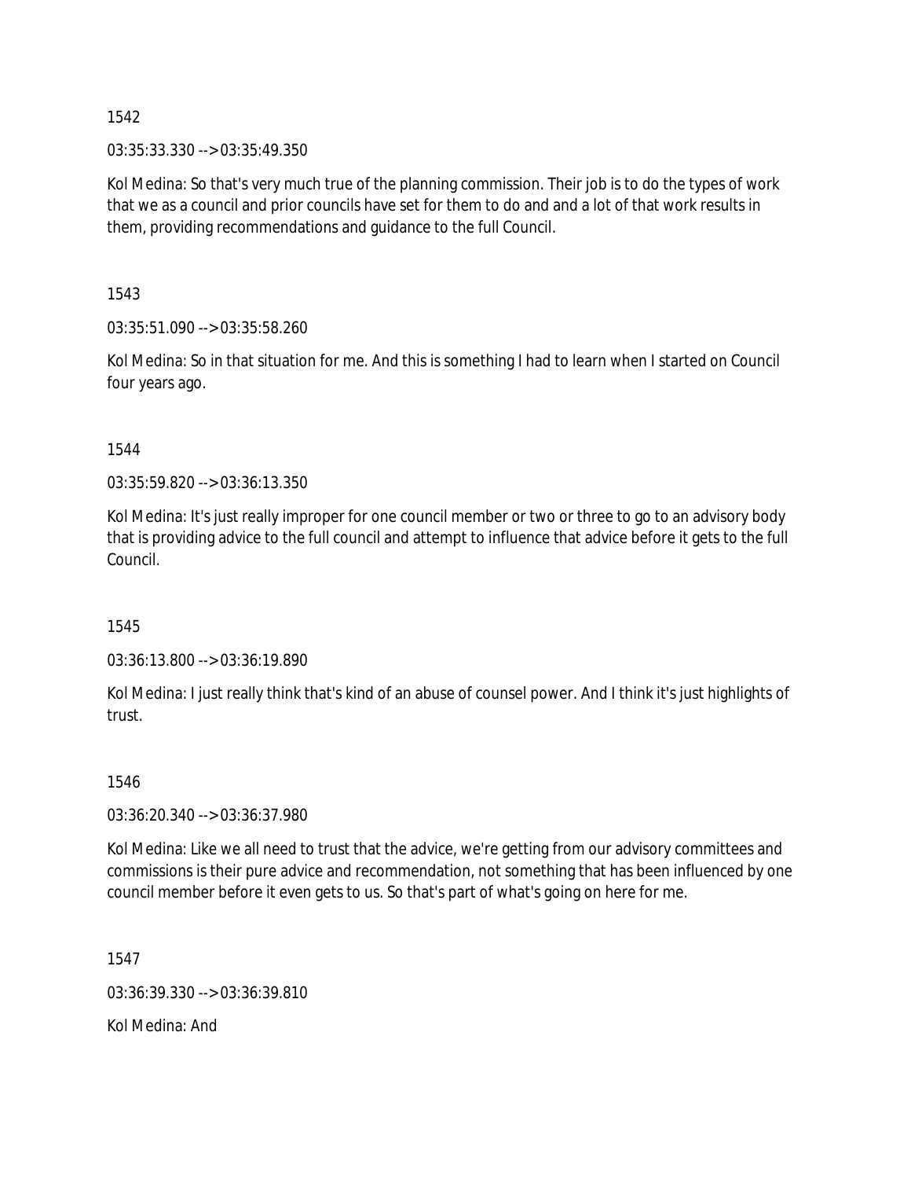1542

03:35:33.330 --> 03:35:49.350

Kol Medina: So that's very much true of the planning commission. Their job is to do the types of work that we as a council and prior councils have set for them to do and and a lot of that work results in them, providing recommendations and guidance to the full Council.

1543

03:35:51.090 --> 03:35:58.260

Kol Medina: So in that situation for me. And this is something I had to learn when I started on Council four years ago.

1544

03:35:59.820 --> 03:36:13.350

Kol Medina: It's just really improper for one council member or two or three to go to an advisory body that is providing advice to the full council and attempt to influence that advice before it gets to the full Council.

1545

03:36:13.800 --> 03:36:19.890

Kol Medina: I just really think that's kind of an abuse of counsel power. And I think it's just highlights of trust.

1546

03:36:20.340 --> 03:36:37.980

Kol Medina: Like we all need to trust that the advice, we're getting from our advisory committees and commissions is their pure advice and recommendation, not something that has been influenced by one council member before it even gets to us. So that's part of what's going on here for me.

1547

03:36:39.330 --> 03:36:39.810

Kol Medina: And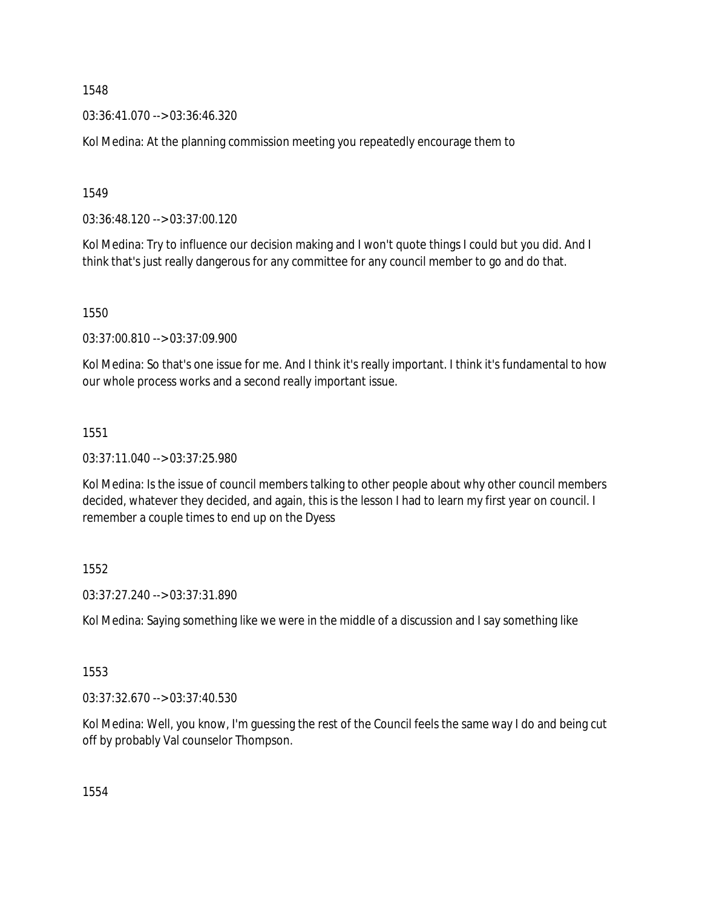1548

03:36:41.070 --> 03:36:46.320

Kol Medina: At the planning commission meeting you repeatedly encourage them to

1549

03:36:48.120 --> 03:37:00.120

Kol Medina: Try to influence our decision making and I won't quote things I could but you did. And I think that's just really dangerous for any committee for any council member to go and do that.

1550

03:37:00.810 --> 03:37:09.900

Kol Medina: So that's one issue for me. And I think it's really important. I think it's fundamental to how our whole process works and a second really important issue.

1551

03:37:11.040 --> 03:37:25.980

Kol Medina: Is the issue of council members talking to other people about why other council members decided, whatever they decided, and again, this is the lesson I had to learn my first year on council. I remember a couple times to end up on the Dyess

1552

03:37:27.240 --> 03:37:31.890

Kol Medina: Saying something like we were in the middle of a discussion and I say something like

1553

03:37:32.670 --> 03:37:40.530

Kol Medina: Well, you know, I'm guessing the rest of the Council feels the same way I do and being cut off by probably Val counselor Thompson.

1554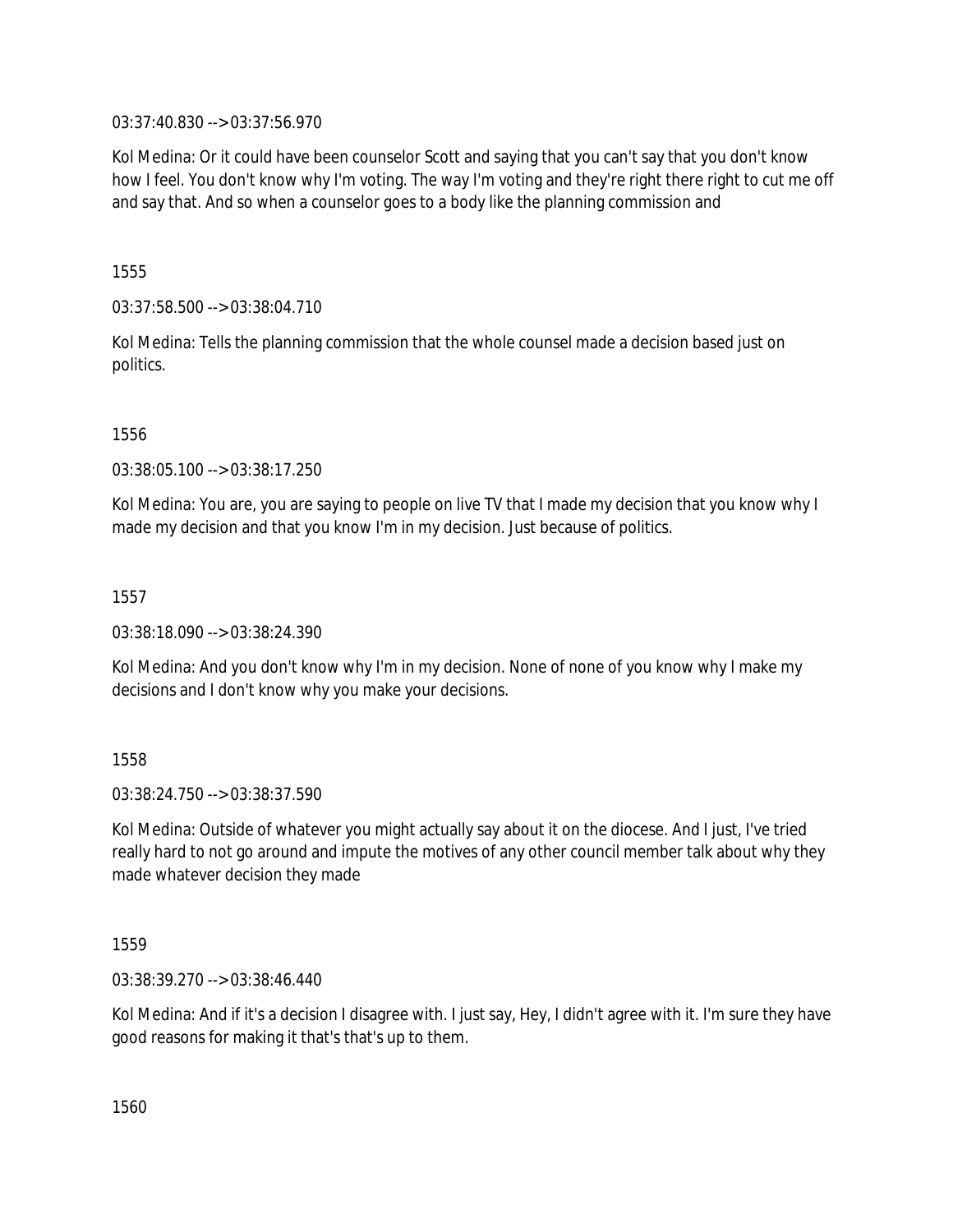03:37:40.830 --> 03:37:56.970

Kol Medina: Or it could have been counselor Scott and saying that you can't say that you don't know how I feel. You don't know why I'm voting. The way I'm voting and they're right there right to cut me off and say that. And so when a counselor goes to a body like the planning commission and

1555

03:37:58.500 --> 03:38:04.710

Kol Medina: Tells the planning commission that the whole counsel made a decision based just on politics.

1556

03:38:05.100 --> 03:38:17.250

Kol Medina: You are, you are saying to people on live TV that I made my decision that you know why I made my decision and that you know I'm in my decision. Just because of politics.

1557

03:38:18.090 --> 03:38:24.390

Kol Medina: And you don't know why I'm in my decision. None of none of you know why I make my decisions and I don't know why you make your decisions.

1558

03:38:24.750 --> 03:38:37.590

Kol Medina: Outside of whatever you might actually say about it on the diocese. And I just, I've tried really hard to not go around and impute the motives of any other council member talk about why they made whatever decision they made

1559

03:38:39.270 --> 03:38:46.440

Kol Medina: And if it's a decision I disagree with. I just say, Hey, I didn't agree with it. I'm sure they have good reasons for making it that's that's up to them.

1560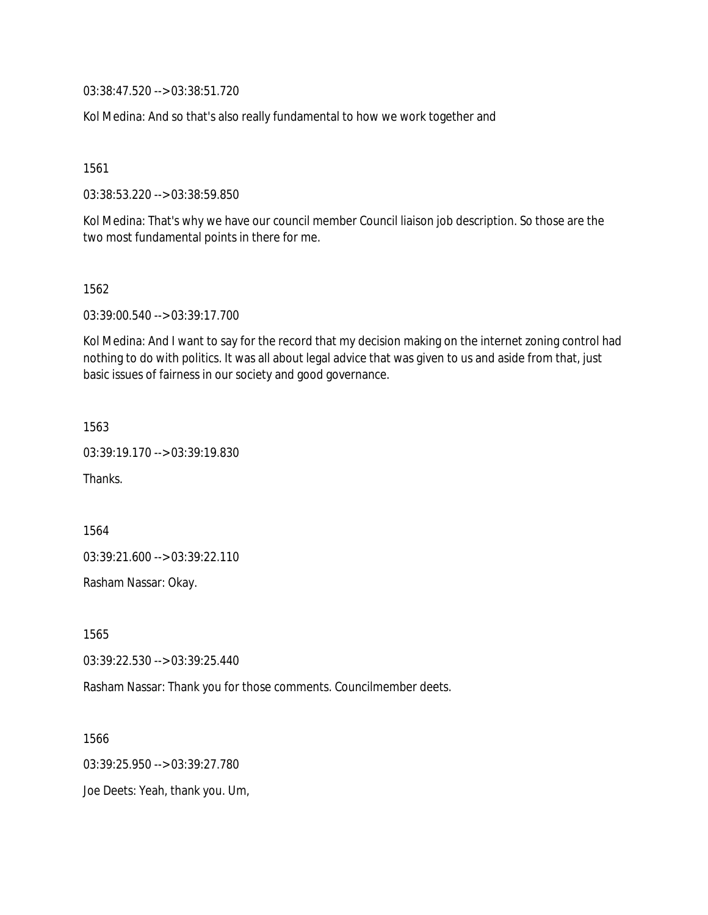03:38:47.520 --> 03:38:51.720

Kol Medina: And so that's also really fundamental to how we work together and

1561

03:38:53.220 --> 03:38:59.850

Kol Medina: That's why we have our council member Council liaison job description. So those are the two most fundamental points in there for me.

1562

03:39:00.540 --> 03:39:17.700

Kol Medina: And I want to say for the record that my decision making on the internet zoning control had nothing to do with politics. It was all about legal advice that was given to us and aside from that, just basic issues of fairness in our society and good governance.

1563

03:39:19.170 --> 03:39:19.830

Thanks.

1564

03:39:21.600 --> 03:39:22.110

Rasham Nassar: Okay.

1565

03:39:22.530 --> 03:39:25.440

Rasham Nassar: Thank you for those comments. Councilmember deets.

1566

03:39:25.950 --> 03:39:27.780

Joe Deets: Yeah, thank you. Um,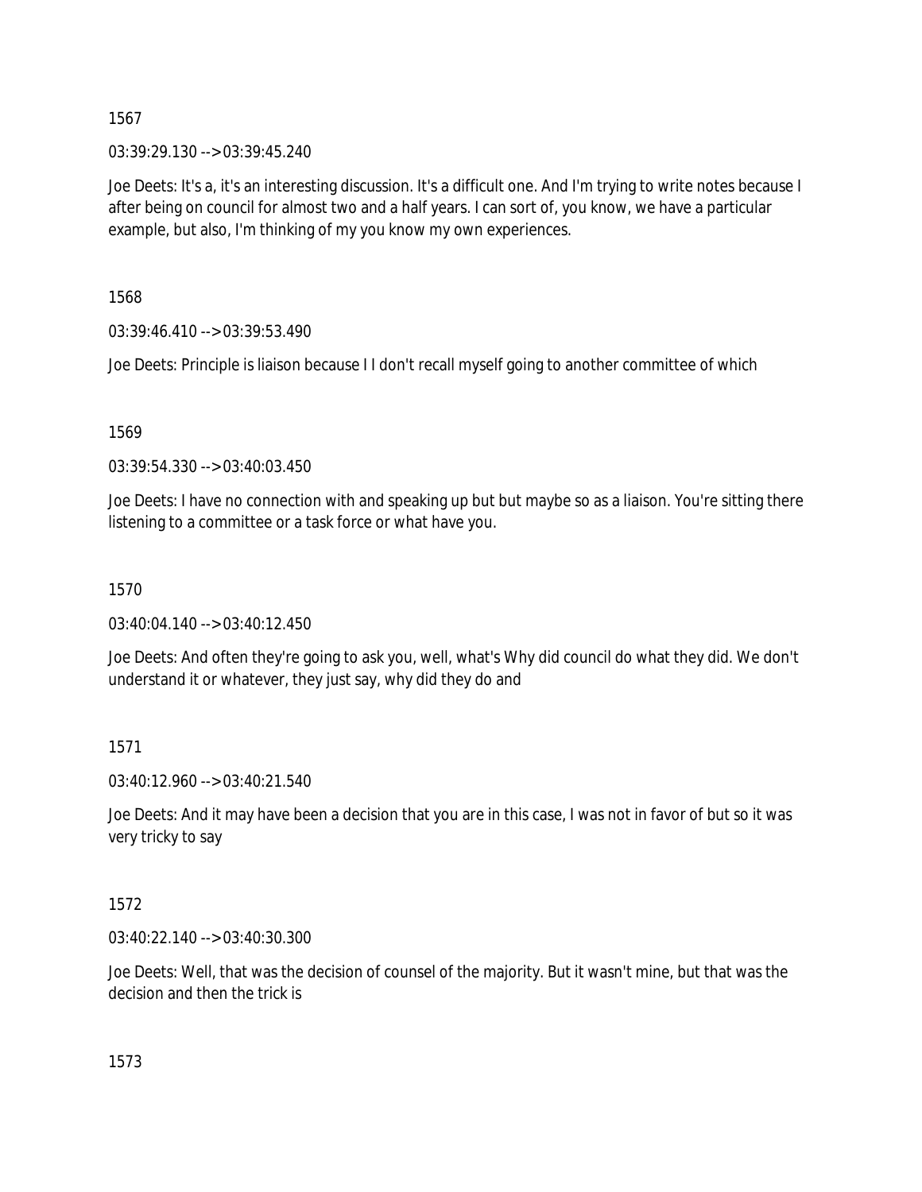1567

03:39:29.130 --> 03:39:45.240

Joe Deets: It's a, it's an interesting discussion. It's a difficult one. And I'm trying to write notes because I after being on council for almost two and a half years. I can sort of, you know, we have a particular example, but also, I'm thinking of my you know my own experiences.

1568

03:39:46.410 --> 03:39:53.490

Joe Deets: Principle is liaison because I I don't recall myself going to another committee of which

1569

03:39:54.330 --> 03:40:03.450

Joe Deets: I have no connection with and speaking up but but maybe so as a liaison. You're sitting there listening to a committee or a task force or what have you.

1570

03:40:04.140 --> 03:40:12.450

Joe Deets: And often they're going to ask you, well, what's Why did council do what they did. We don't understand it or whatever, they just say, why did they do and

1571

03:40:12.960 --> 03:40:21.540

Joe Deets: And it may have been a decision that you are in this case, I was not in favor of but so it was very tricky to say

1572

03:40:22.140 --> 03:40:30.300

Joe Deets: Well, that was the decision of counsel of the majority. But it wasn't mine, but that was the decision and then the trick is

1573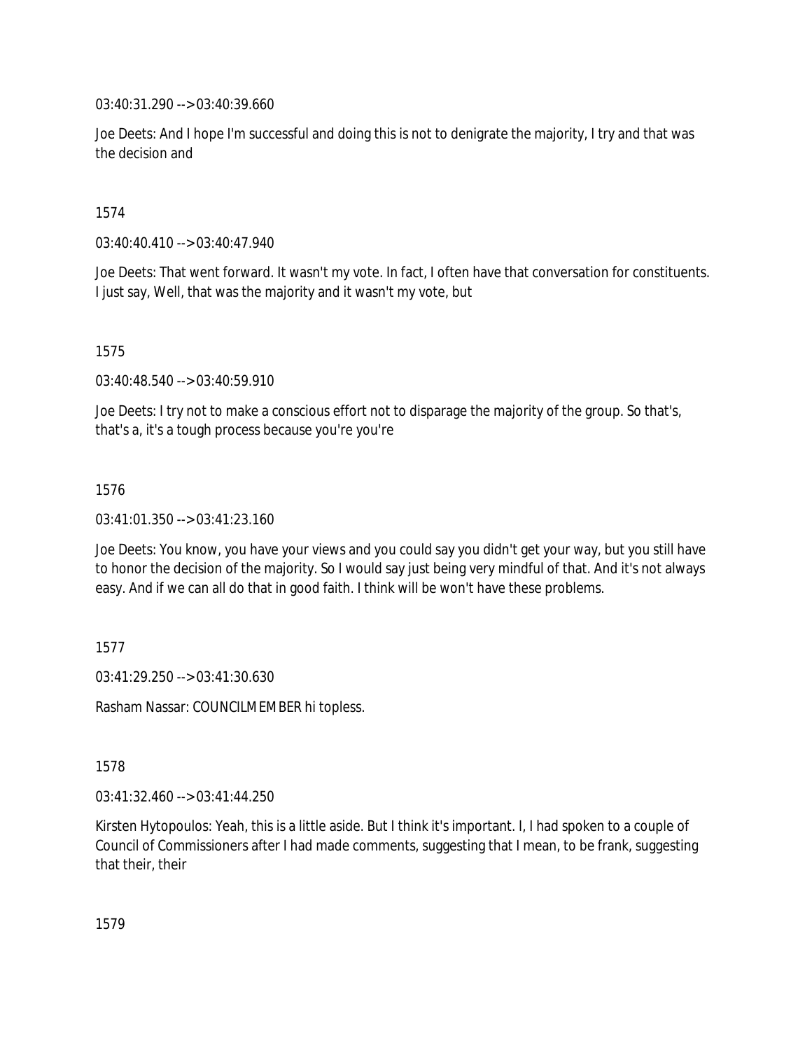03:40:31.290 --> 03:40:39.660

Joe Deets: And I hope I'm successful and doing this is not to denigrate the majority, I try and that was the decision and

1574

03:40:40.410 --> 03:40:47.940

Joe Deets: That went forward. It wasn't my vote. In fact, I often have that conversation for constituents. I just say, Well, that was the majority and it wasn't my vote, but

1575

03:40:48.540 --> 03:40:59.910

Joe Deets: I try not to make a conscious effort not to disparage the majority of the group. So that's, that's a, it's a tough process because you're you're

1576

03:41:01.350 --> 03:41:23.160

Joe Deets: You know, you have your views and you could say you didn't get your way, but you still have to honor the decision of the majority. So I would say just being very mindful of that. And it's not always easy. And if we can all do that in good faith. I think will be won't have these problems.

1577

03:41:29.250 --> 03:41:30.630

Rasham Nassar: COUNCILMEMBER hi topless.

1578

03:41:32.460 --> 03:41:44.250

Kirsten Hytopoulos: Yeah, this is a little aside. But I think it's important. I, I had spoken to a couple of Council of Commissioners after I had made comments, suggesting that I mean, to be frank, suggesting that their, their

1579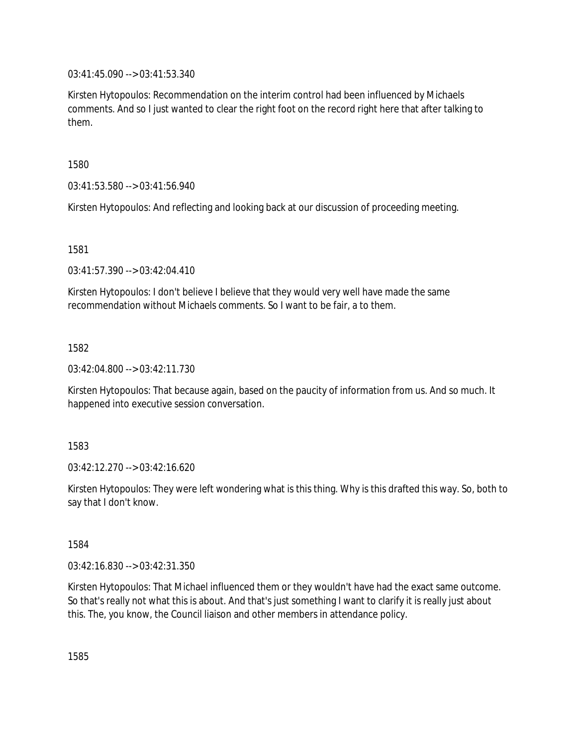03:41:45.090 --> 03:41:53.340

Kirsten Hytopoulos: Recommendation on the interim control had been influenced by Michaels comments. And so I just wanted to clear the right foot on the record right here that after talking to them.

1580

03:41:53.580 --> 03:41:56.940

Kirsten Hytopoulos: And reflecting and looking back at our discussion of proceeding meeting.

1581

03:41:57.390 --> 03:42:04.410

Kirsten Hytopoulos: I don't believe I believe that they would very well have made the same recommendation without Michaels comments. So I want to be fair, a to them.

1582

03:42:04.800 --> 03:42:11.730

Kirsten Hytopoulos: That because again, based on the paucity of information from us. And so much. It happened into executive session conversation.

1583

03:42:12.270 --> 03:42:16.620

Kirsten Hytopoulos: They were left wondering what is this thing. Why is this drafted this way. So, both to say that I don't know.

1584

03:42:16.830 --> 03:42:31.350

Kirsten Hytopoulos: That Michael influenced them or they wouldn't have had the exact same outcome. So that's really not what this is about. And that's just something I want to clarify it is really just about this. The, you know, the Council liaison and other members in attendance policy.

1585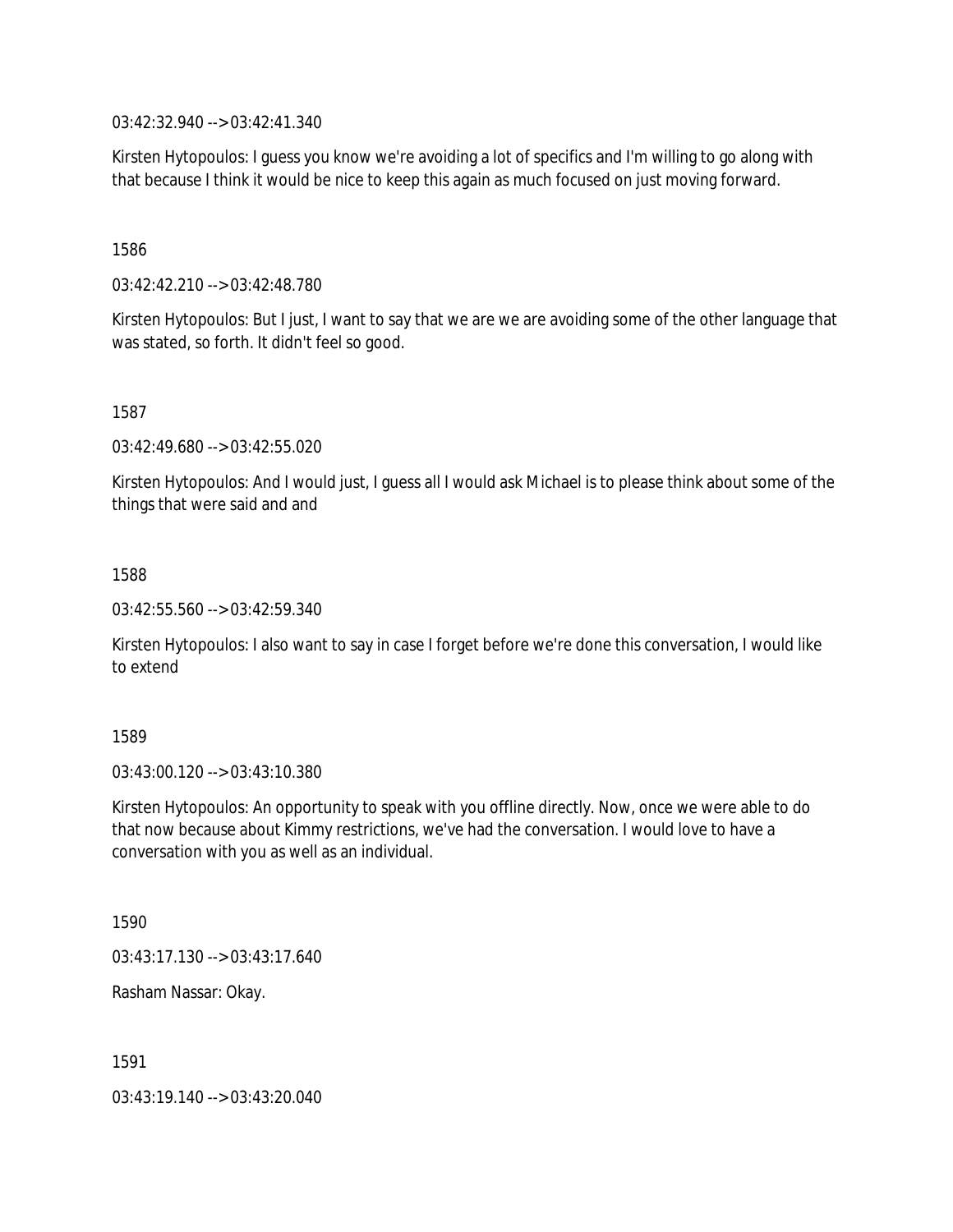03:42:32.940 --> 03:42:41.340

Kirsten Hytopoulos: I guess you know we're avoiding a lot of specifics and I'm willing to go along with that because I think it would be nice to keep this again as much focused on just moving forward.

1586

03:42:42.210 --> 03:42:48.780

Kirsten Hytopoulos: But I just, I want to say that we are we are avoiding some of the other language that was stated, so forth. It didn't feel so good.

1587

03:42:49.680 --> 03:42:55.020

Kirsten Hytopoulos: And I would just, I guess all I would ask Michael is to please think about some of the things that were said and and

1588

03:42:55.560 --> 03:42:59.340

Kirsten Hytopoulos: I also want to say in case I forget before we're done this conversation, I would like to extend

1589

03:43:00.120 --> 03:43:10.380

Kirsten Hytopoulos: An opportunity to speak with you offline directly. Now, once we were able to do that now because about Kimmy restrictions, we've had the conversation. I would love to have a conversation with you as well as an individual.

1590

03:43:17.130 --> 03:43:17.640

Rasham Nassar: Okay.

1591

03:43:19.140 --> 03:43:20.040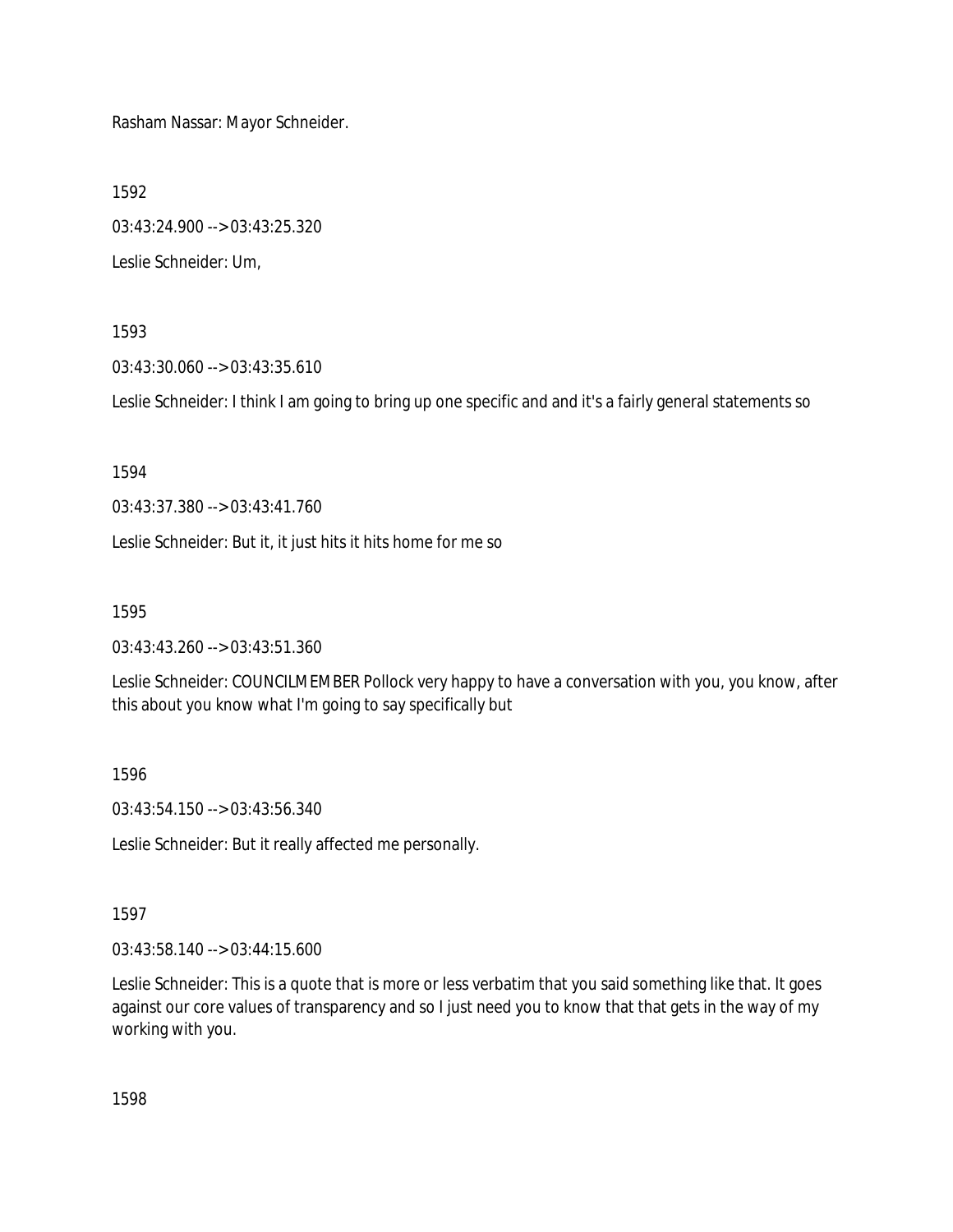Rasham Nassar: Mayor Schneider.

1592

03:43:24.900 --> 03:43:25.320

Leslie Schneider: Um,

1593

03:43:30.060 --> 03:43:35.610

Leslie Schneider: I think I am going to bring up one specific and and it's a fairly general statements so

1594

03:43:37.380 --> 03:43:41.760

Leslie Schneider: But it, it just hits it hits home for me so

1595

03:43:43.260 --> 03:43:51.360

Leslie Schneider: COUNCILMEMBER Pollock very happy to have a conversation with you, you know, after this about you know what I'm going to say specifically but

1596

03:43:54.150 --> 03:43:56.340

Leslie Schneider: But it really affected me personally.

1597

03:43:58.140 --> 03:44:15.600

Leslie Schneider: This is a quote that is more or less verbatim that you said something like that. It goes against our core values of transparency and so I just need you to know that that gets in the way of my working with you.

1598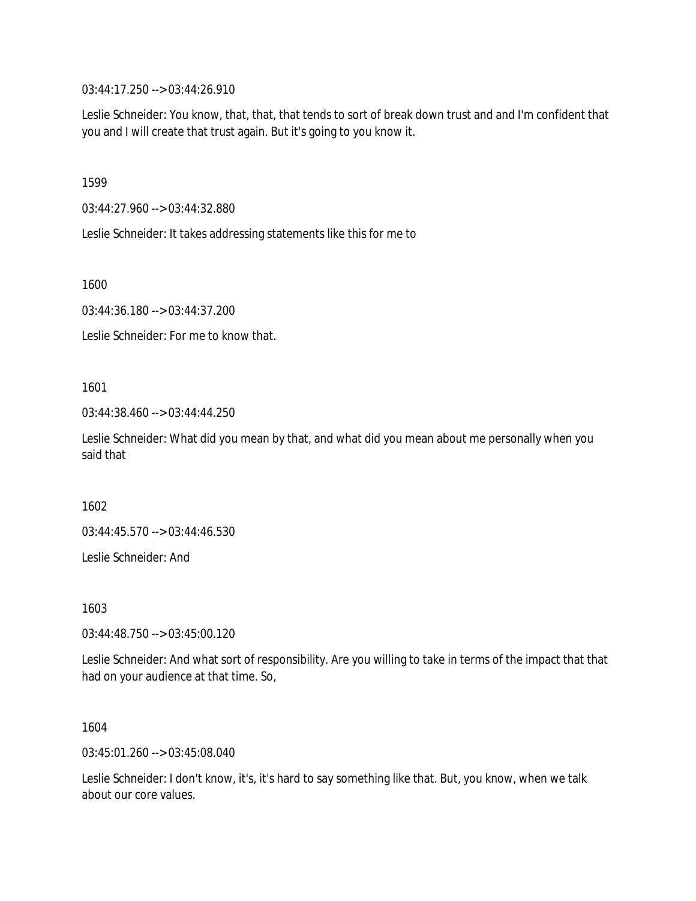03:44:17.250 --> 03:44:26.910

Leslie Schneider: You know, that, that, that tends to sort of break down trust and and I'm confident that you and I will create that trust again. But it's going to you know it.

1599

03:44:27.960 --> 03:44:32.880

Leslie Schneider: It takes addressing statements like this for me to

1600

03:44:36.180 --> 03:44:37.200

Leslie Schneider: For me to know that.

1601

03:44:38.460 --> 03:44:44.250

Leslie Schneider: What did you mean by that, and what did you mean about me personally when you said that

1602

03:44:45.570 --> 03:44:46.530

Leslie Schneider: And

1603

03:44:48.750 --> 03:45:00.120

Leslie Schneider: And what sort of responsibility. Are you willing to take in terms of the impact that that had on your audience at that time. So,

1604

03:45:01.260 --> 03:45:08.040

Leslie Schneider: I don't know, it's, it's hard to say something like that. But, you know, when we talk about our core values.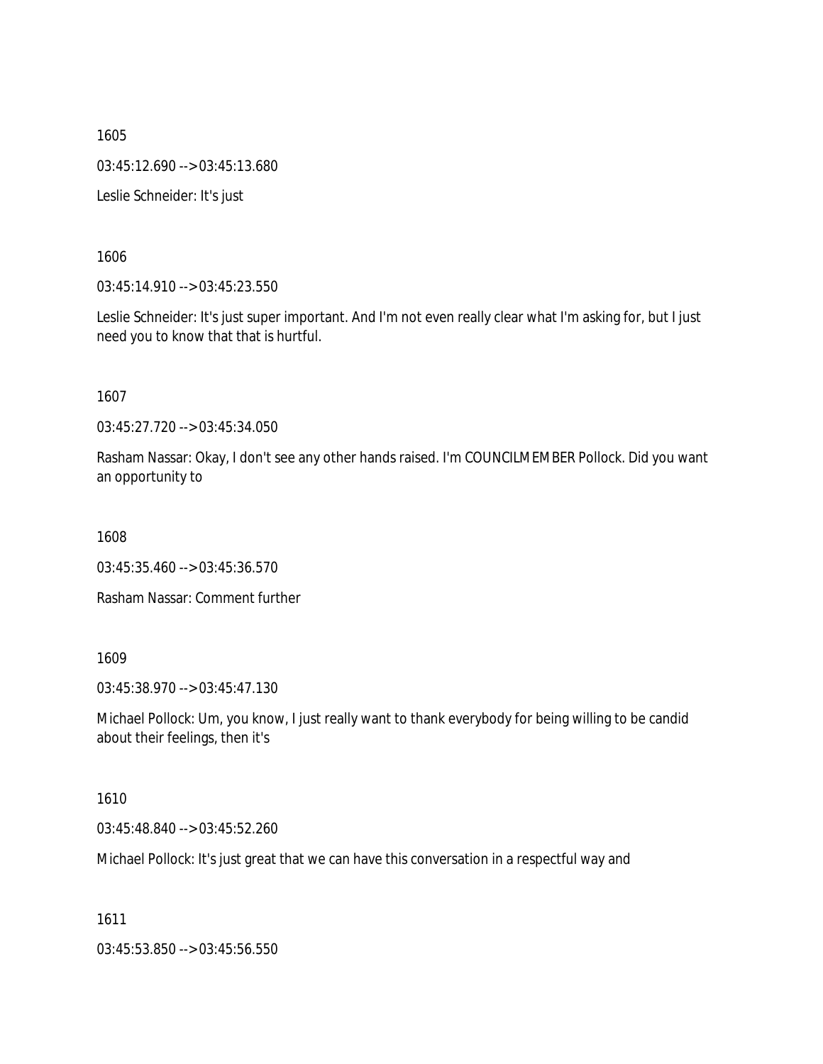1605

03:45:12.690 --> 03:45:13.680

Leslie Schneider: It's just

1606

03:45:14.910 --> 03:45:23.550

Leslie Schneider: It's just super important. And I'm not even really clear what I'm asking for, but I just need you to know that that is hurtful.

1607

03:45:27.720 --> 03:45:34.050

Rasham Nassar: Okay, I don't see any other hands raised. I'm COUNCILMEMBER Pollock. Did you want an opportunity to

1608

03:45:35.460 --> 03:45:36.570

Rasham Nassar: Comment further

1609

03:45:38.970 --> 03:45:47.130

Michael Pollock: Um, you know, I just really want to thank everybody for being willing to be candid about their feelings, then it's

1610

03:45:48.840 --> 03:45:52.260

Michael Pollock: It's just great that we can have this conversation in a respectful way and

1611

03:45:53.850 --> 03:45:56.550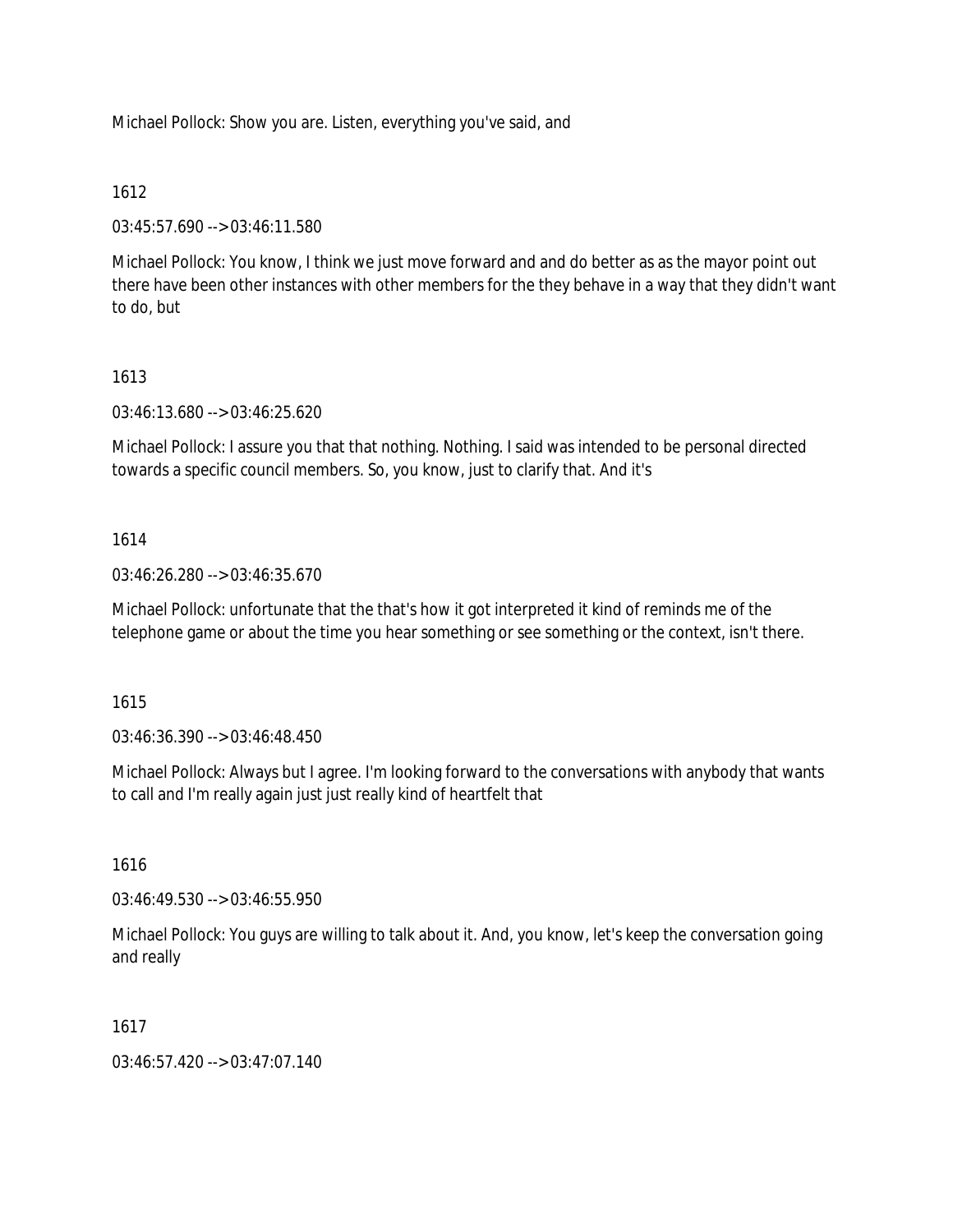Michael Pollock: Show you are. Listen, everything you've said, and

1612

03:45:57.690 --> 03:46:11.580

Michael Pollock: You know, I think we just move forward and and do better as as the mayor point out there have been other instances with other members for the they behave in a way that they didn't want to do, but

1613

03:46:13.680 --> 03:46:25.620

Michael Pollock: I assure you that that nothing. Nothing. I said was intended to be personal directed towards a specific council members. So, you know, just to clarify that. And it's

1614

03:46:26.280 --> 03:46:35.670

Michael Pollock: unfortunate that the that's how it got interpreted it kind of reminds me of the telephone game or about the time you hear something or see something or the context, isn't there.

1615

03:46:36.390 --> 03:46:48.450

Michael Pollock: Always but I agree. I'm looking forward to the conversations with anybody that wants to call and I'm really again just just really kind of heartfelt that

1616

03:46:49.530 --> 03:46:55.950

Michael Pollock: You guys are willing to talk about it. And, you know, let's keep the conversation going and really

1617

03:46:57.420 --> 03:47:07.140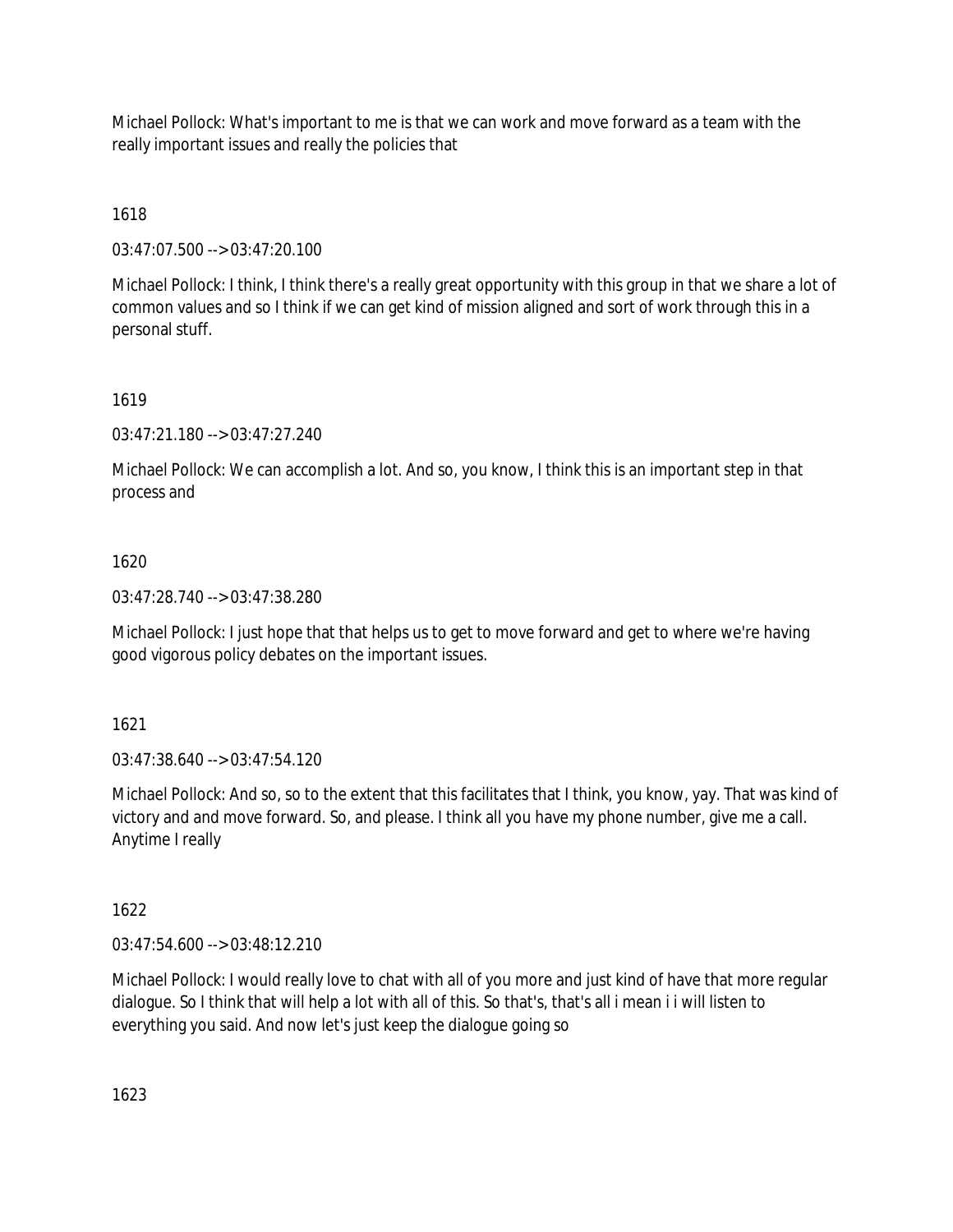Michael Pollock: What's important to me is that we can work and move forward as a team with the really important issues and really the policies that

1618

03:47:07.500 --> 03:47:20.100

Michael Pollock: I think, I think there's a really great opportunity with this group in that we share a lot of common values and so I think if we can get kind of mission aligned and sort of work through this in a personal stuff.

1619

03:47:21.180 --> 03:47:27.240

Michael Pollock: We can accomplish a lot. And so, you know, I think this is an important step in that process and

1620

03:47:28.740 --> 03:47:38.280

Michael Pollock: I just hope that that helps us to get to move forward and get to where we're having good vigorous policy debates on the important issues.

1621

03:47:38.640 --> 03:47:54.120

Michael Pollock: And so, so to the extent that this facilitates that I think, you know, yay. That was kind of victory and and move forward. So, and please. I think all you have my phone number, give me a call. Anytime I really

1622

03:47:54.600 --> 03:48:12.210

Michael Pollock: I would really love to chat with all of you more and just kind of have that more regular dialogue. So I think that will help a lot with all of this. So that's, that's all i mean i i will listen to everything you said. And now let's just keep the dialogue going so

1623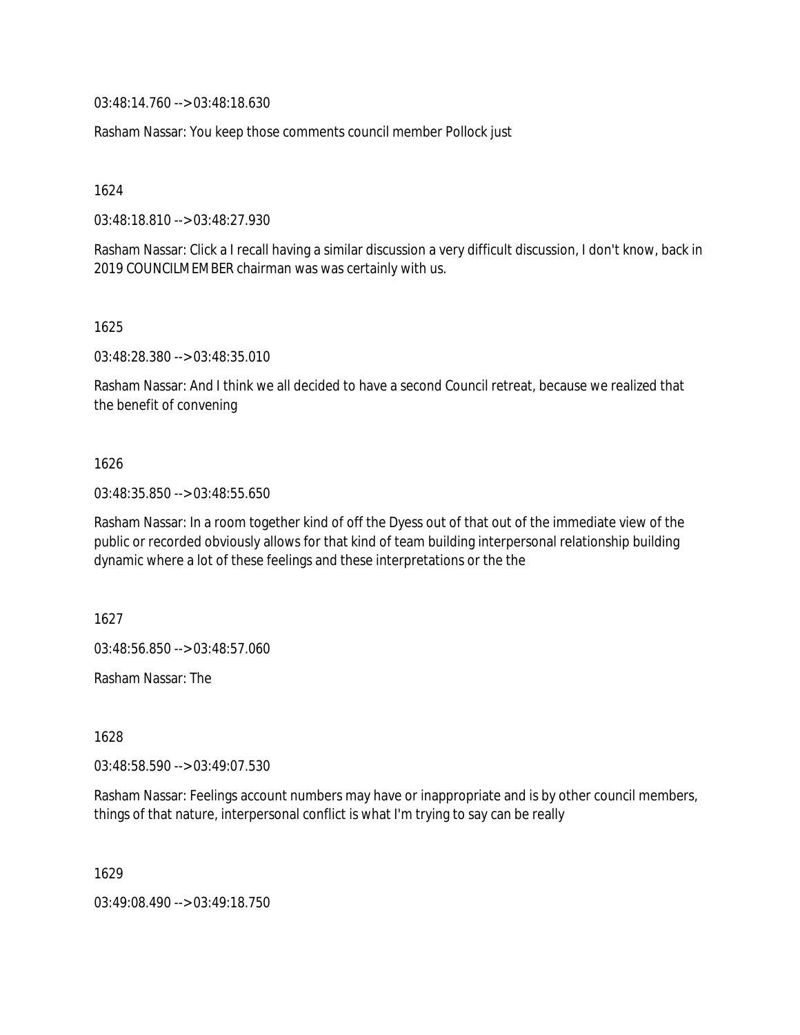03:48:14.760 --> 03:48:18.630

Rasham Nassar: You keep those comments council member Pollock just

1624

03:48:18.810 --> 03:48:27.930

Rasham Nassar: Click a I recall having a similar discussion a very difficult discussion, I don't know, back in 2019 COUNCILMEMBER chairman was was certainly with us.

1625

03:48:28.380 --> 03:48:35.010

Rasham Nassar: And I think we all decided to have a second Council retreat, because we realized that the benefit of convening

1626

03:48:35.850 --> 03:48:55.650

Rasham Nassar: In a room together kind of off the Dyess out of that out of the immediate view of the public or recorded obviously allows for that kind of team building interpersonal relationship building dynamic where a lot of these feelings and these interpretations or the the

1627

03:48:56.850 --> 03:48:57.060

Rasham Nassar: The

1628

03:48:58.590 --> 03:49:07.530

Rasham Nassar: Feelings account numbers may have or inappropriate and is by other council members, things of that nature, interpersonal conflict is what I'm trying to say can be really

1629

03:49:08.490 --> 03:49:18.750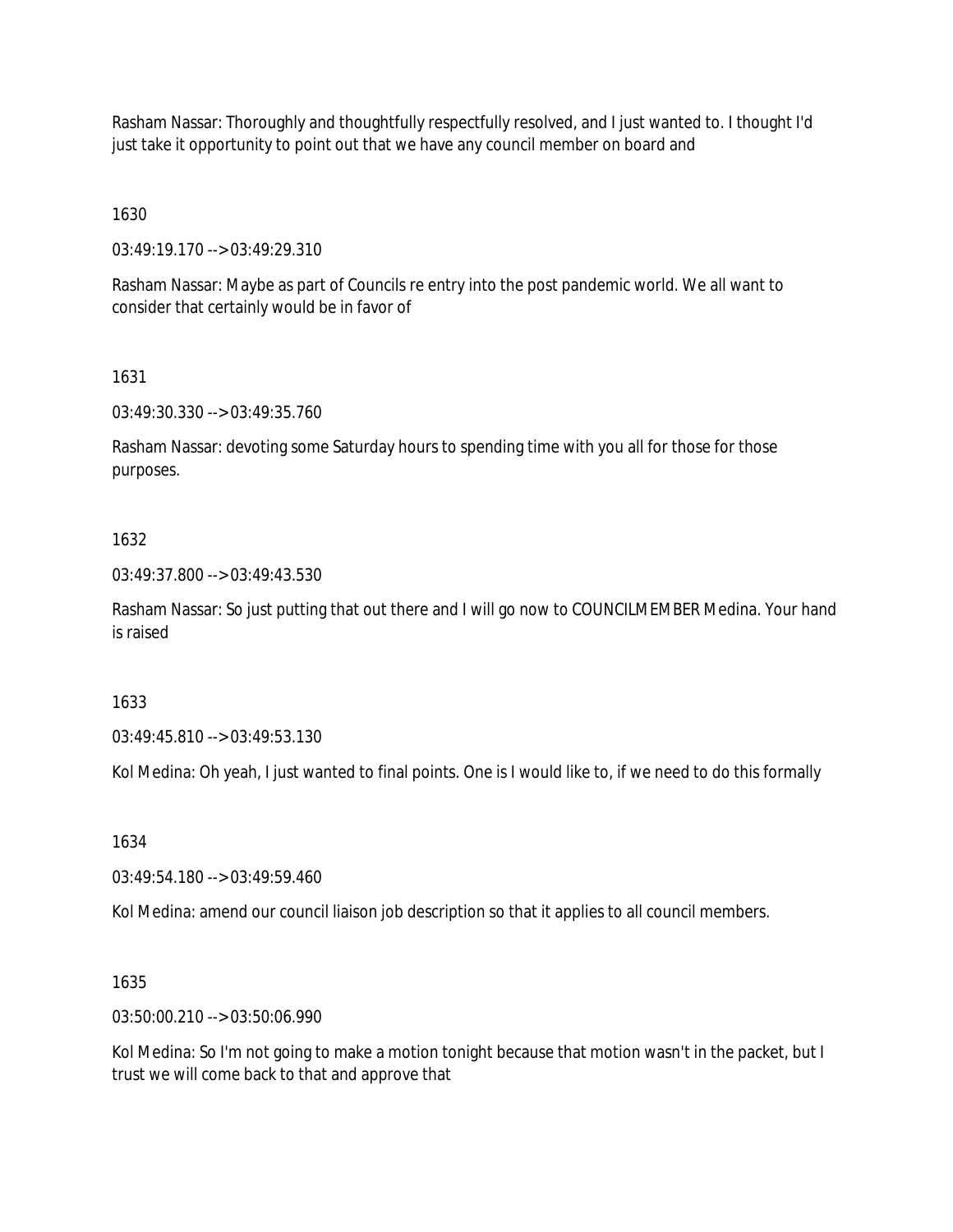Rasham Nassar: Thoroughly and thoughtfully respectfully resolved, and I just wanted to. I thought I'd just take it opportunity to point out that we have any council member on board and

1630

03:49:19.170 --> 03:49:29.310

Rasham Nassar: Maybe as part of Councils re entry into the post pandemic world. We all want to consider that certainly would be in favor of

1631

03:49:30.330 --> 03:49:35.760

Rasham Nassar: devoting some Saturday hours to spending time with you all for those for those purposes.

1632

03:49:37.800 --> 03:49:43.530

Rasham Nassar: So just putting that out there and I will go now to COUNCILMEMBER Medina. Your hand is raised

1633

03:49:45.810 --> 03:49:53.130

Kol Medina: Oh yeah, I just wanted to final points. One is I would like to, if we need to do this formally

1634

03:49:54.180 --> 03:49:59.460

Kol Medina: amend our council liaison job description so that it applies to all council members.

1635

03:50:00.210 --> 03:50:06.990

Kol Medina: So I'm not going to make a motion tonight because that motion wasn't in the packet, but I trust we will come back to that and approve that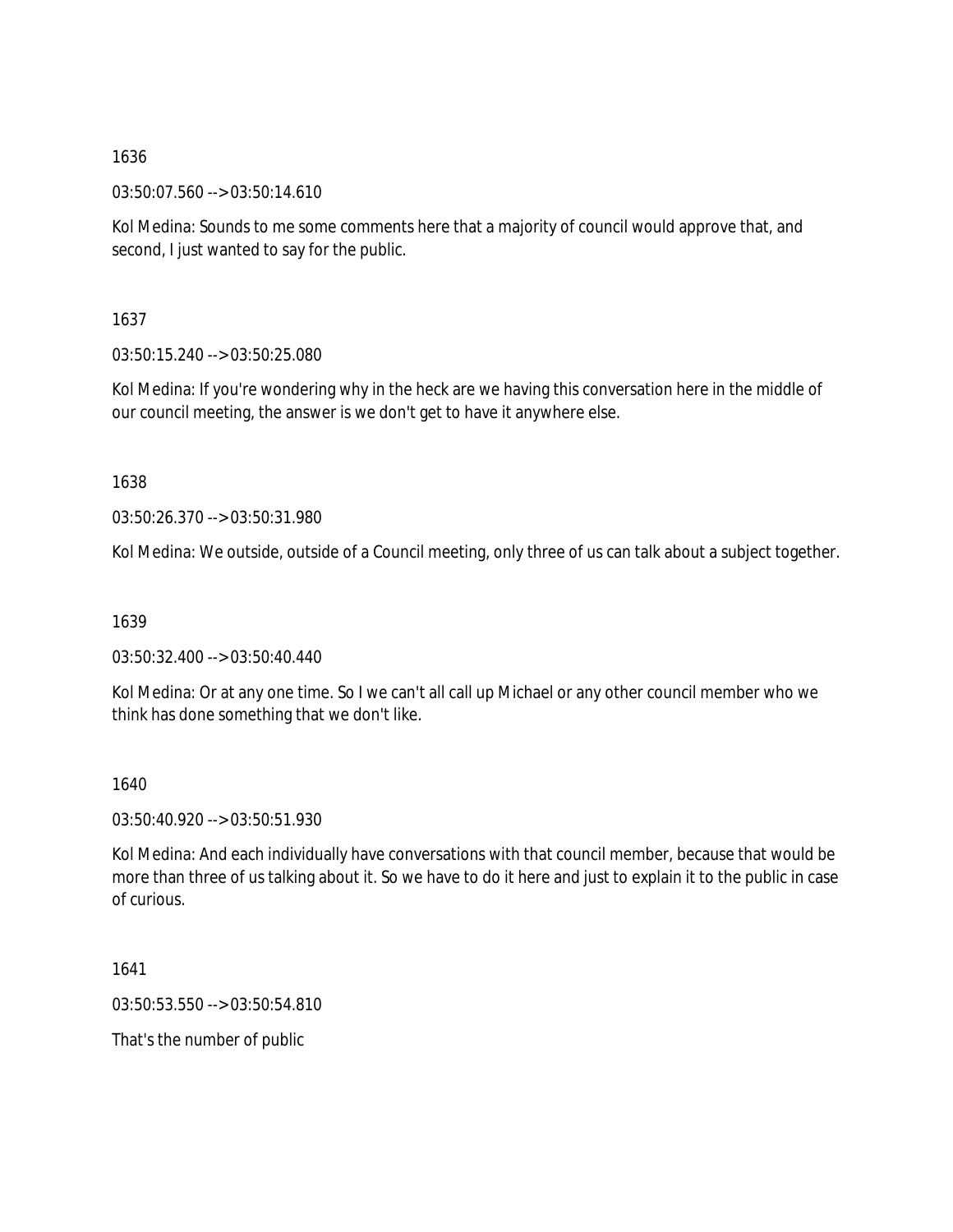1636

03:50:07.560 --> 03:50:14.610

Kol Medina: Sounds to me some comments here that a majority of council would approve that, and second, I just wanted to say for the public.

1637

03:50:15.240 --> 03:50:25.080

Kol Medina: If you're wondering why in the heck are we having this conversation here in the middle of our council meeting, the answer is we don't get to have it anywhere else.

1638

03:50:26.370 --> 03:50:31.980

Kol Medina: We outside, outside of a Council meeting, only three of us can talk about a subject together.

1639

03:50:32.400 --> 03:50:40.440

Kol Medina: Or at any one time. So I we can't all call up Michael or any other council member who we think has done something that we don't like.

1640

03:50:40.920 --> 03:50:51.930

Kol Medina: And each individually have conversations with that council member, because that would be more than three of us talking about it. So we have to do it here and just to explain it to the public in case of curious.

1641

03:50:53.550 --> 03:50:54.810

That's the number of public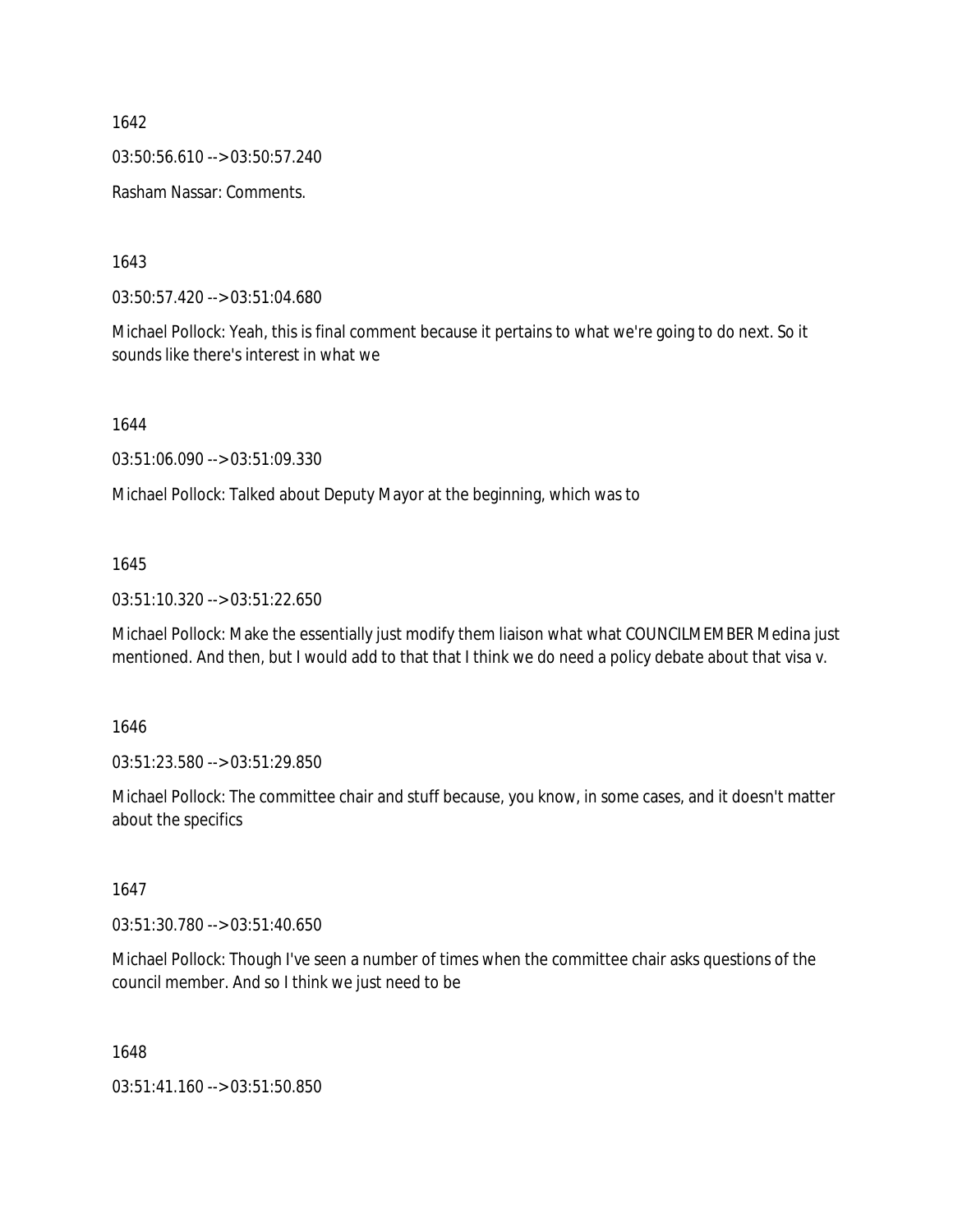1642

03:50:56.610 --> 03:50:57.240

Rasham Nassar: Comments.

1643

03:50:57.420 --> 03:51:04.680

Michael Pollock: Yeah, this is final comment because it pertains to what we're going to do next. So it sounds like there's interest in what we

1644

03:51:06.090 --> 03:51:09.330

Michael Pollock: Talked about Deputy Mayor at the beginning, which was to

1645

03:51:10.320 --> 03:51:22.650

Michael Pollock: Make the essentially just modify them liaison what what COUNCILMEMBER Medina just mentioned. And then, but I would add to that that I think we do need a policy debate about that visa v.

1646

03:51:23.580 --> 03:51:29.850

Michael Pollock: The committee chair and stuff because, you know, in some cases, and it doesn't matter about the specifics

1647

03:51:30.780 --> 03:51:40.650

Michael Pollock: Though I've seen a number of times when the committee chair asks questions of the council member. And so I think we just need to be

1648

03:51:41.160 --> 03:51:50.850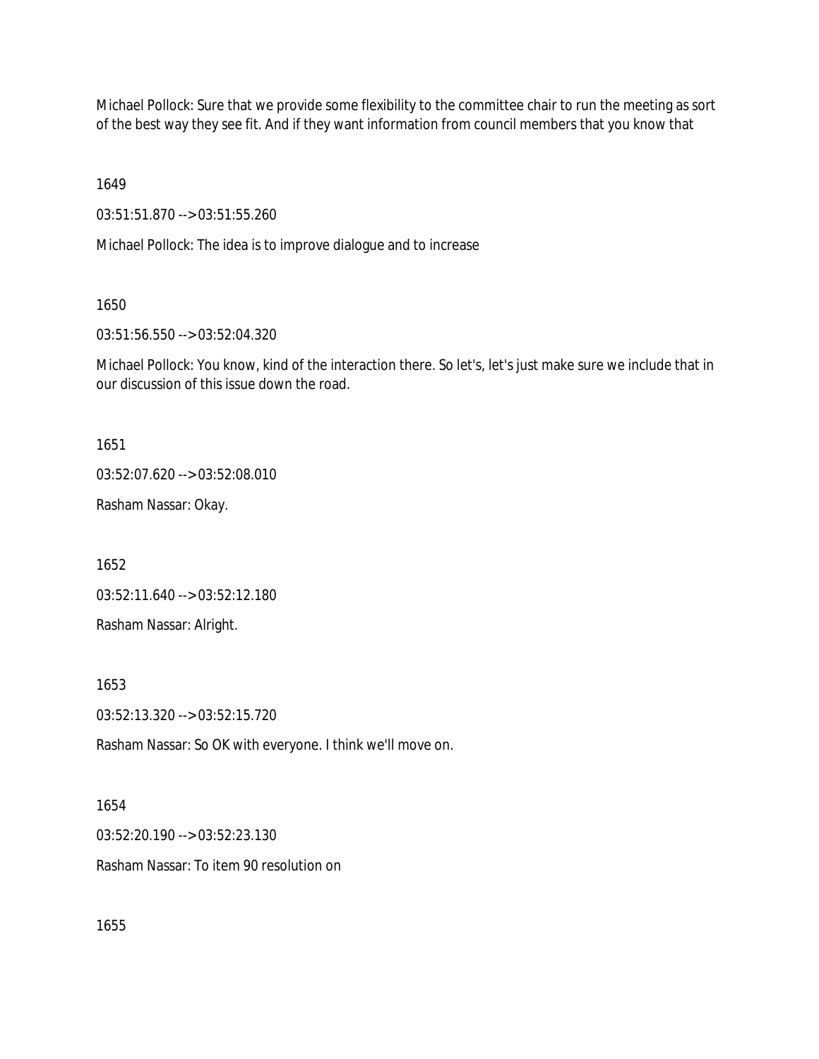Michael Pollock: Sure that we provide some flexibility to the committee chair to run the meeting as sort of the best way they see fit. And if they want information from council members that you know that

1649

03:51:51.870 --> 03:51:55.260

Michael Pollock: The idea is to improve dialogue and to increase

1650

03:51:56.550 --> 03:52:04.320

Michael Pollock: You know, kind of the interaction there. So let's, let's just make sure we include that in our discussion of this issue down the road.

1651

03:52:07.620 --> 03:52:08.010

Rasham Nassar: Okay.

1652

03:52:11.640 --> 03:52:12.180

Rasham Nassar: Alright.

1653

03:52:13.320 --> 03:52:15.720

Rasham Nassar: So OK with everyone. I think we'll move on.

1654

03:52:20.190 --> 03:52:23.130

Rasham Nassar: To item 90 resolution on

1655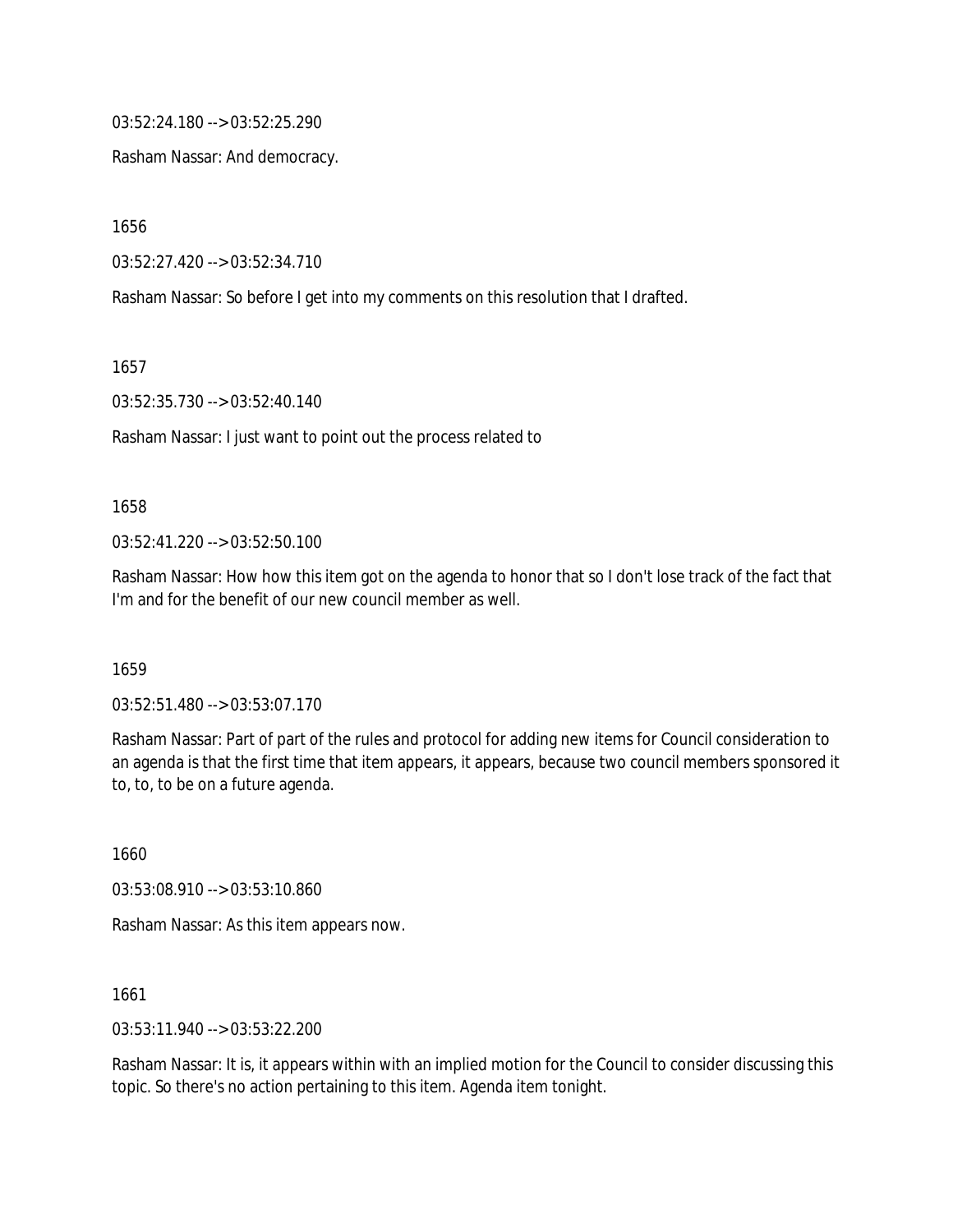03:52:24.180 --> 03:52:25.290

Rasham Nassar: And democracy.

1656

03:52:27.420 --> 03:52:34.710

Rasham Nassar: So before I get into my comments on this resolution that I drafted.

1657

03:52:35.730 --> 03:52:40.140

Rasham Nassar: I just want to point out the process related to

1658

03:52:41.220 --> 03:52:50.100

Rasham Nassar: How how this item got on the agenda to honor that so I don't lose track of the fact that I'm and for the benefit of our new council member as well.

1659

03:52:51.480 --> 03:53:07.170

Rasham Nassar: Part of part of the rules and protocol for adding new items for Council consideration to an agenda is that the first time that item appears, it appears, because two council members sponsored it to, to, to be on a future agenda.

1660

03:53:08.910 --> 03:53:10.860

Rasham Nassar: As this item appears now.

1661

03:53:11.940 --> 03:53:22.200

Rasham Nassar: It is, it appears within with an implied motion for the Council to consider discussing this topic. So there's no action pertaining to this item. Agenda item tonight.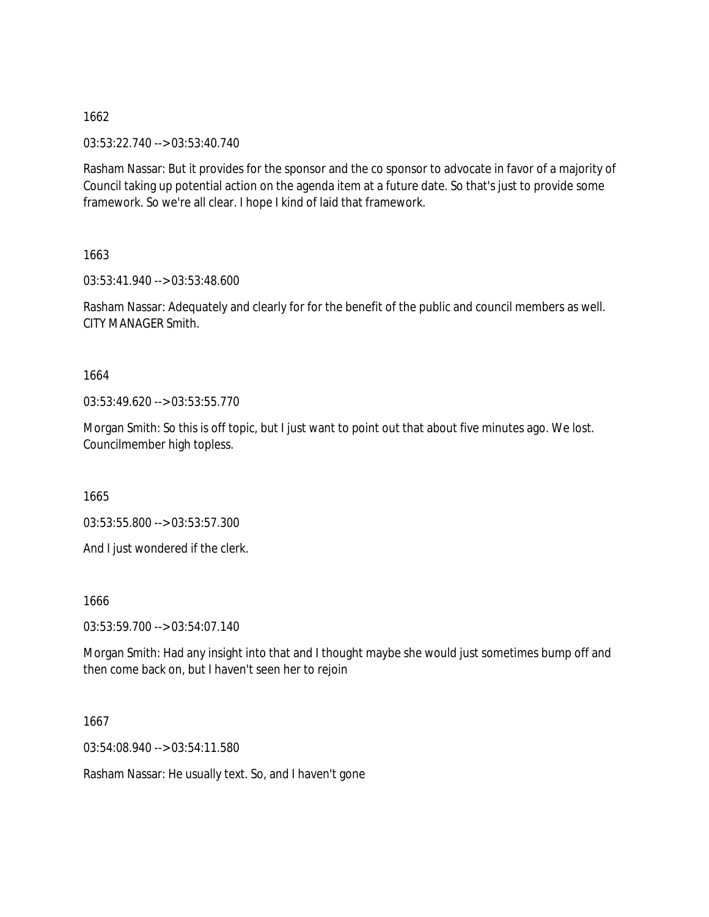1662

03:53:22.740 --> 03:53:40.740

Rasham Nassar: But it provides for the sponsor and the co sponsor to advocate in favor of a majority of Council taking up potential action on the agenda item at a future date. So that's just to provide some framework. So we're all clear. I hope I kind of laid that framework.

1663

03:53:41.940 --> 03:53:48.600

Rasham Nassar: Adequately and clearly for for the benefit of the public and council members as well. CITY MANAGER Smith.

1664

03:53:49.620 --> 03:53:55.770

Morgan Smith: So this is off topic, but I just want to point out that about five minutes ago. We lost. Councilmember high topless.

1665

03:53:55.800 --> 03:53:57.300

And I just wondered if the clerk.

1666

03:53:59.700 --> 03:54:07.140

Morgan Smith: Had any insight into that and I thought maybe she would just sometimes bump off and then come back on, but I haven't seen her to rejoin

1667

03:54:08.940 --> 03:54:11.580

Rasham Nassar: He usually text. So, and I haven't gone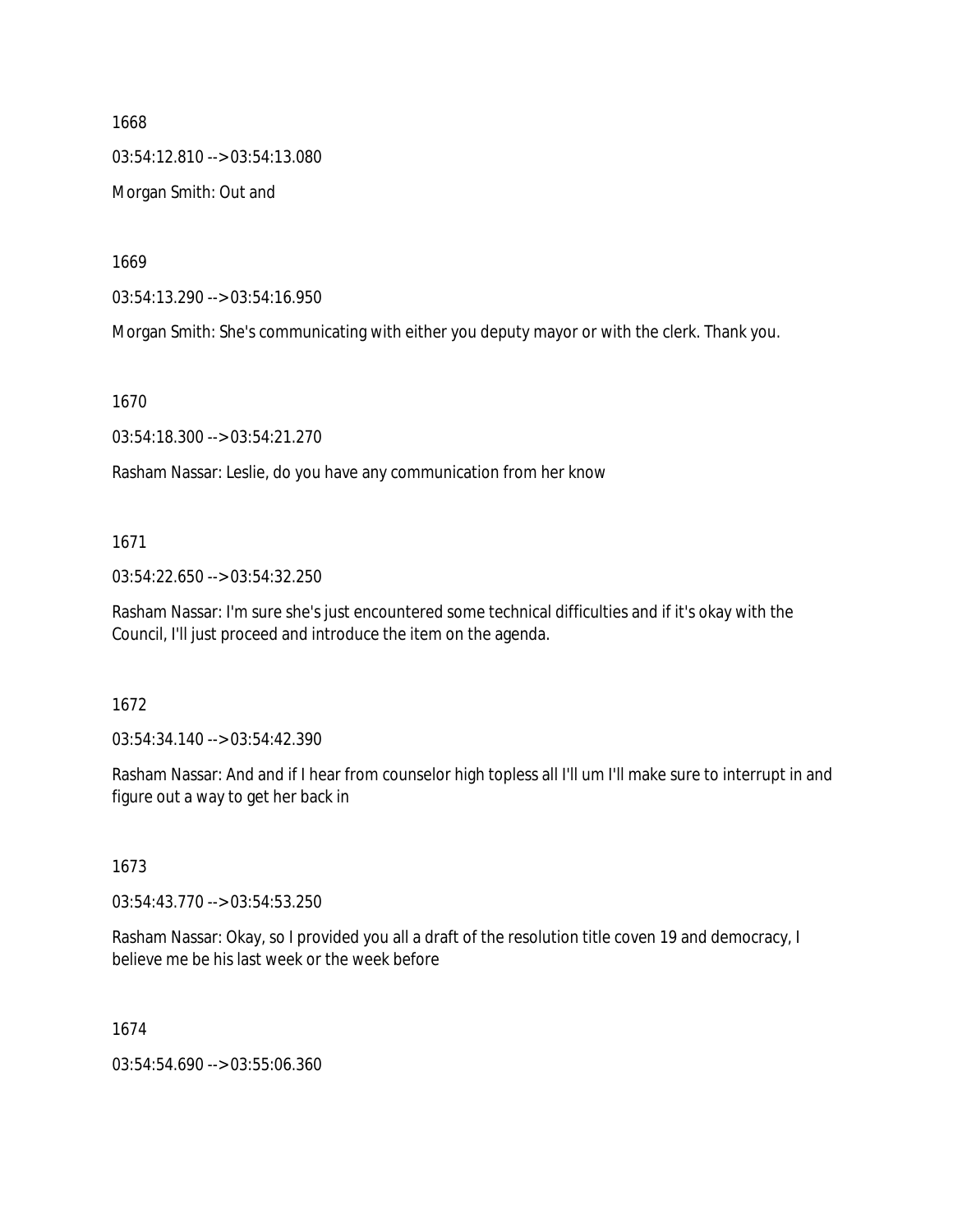1668

03:54:12.810 --> 03:54:13.080

Morgan Smith: Out and

1669

03:54:13.290 --> 03:54:16.950

Morgan Smith: She's communicating with either you deputy mayor or with the clerk. Thank you.

1670

03:54:18.300 --> 03:54:21.270

Rasham Nassar: Leslie, do you have any communication from her know

1671

03:54:22.650 --> 03:54:32.250

Rasham Nassar: I'm sure she's just encountered some technical difficulties and if it's okay with the Council, I'll just proceed and introduce the item on the agenda.

1672

03:54:34.140 --> 03:54:42.390

Rasham Nassar: And and if I hear from counselor high topless all I'll um I'll make sure to interrupt in and figure out a way to get her back in

1673

03:54:43.770 --> 03:54:53.250

Rasham Nassar: Okay, so I provided you all a draft of the resolution title coven 19 and democracy, I believe me be his last week or the week before

1674

03:54:54.690 --> 03:55:06.360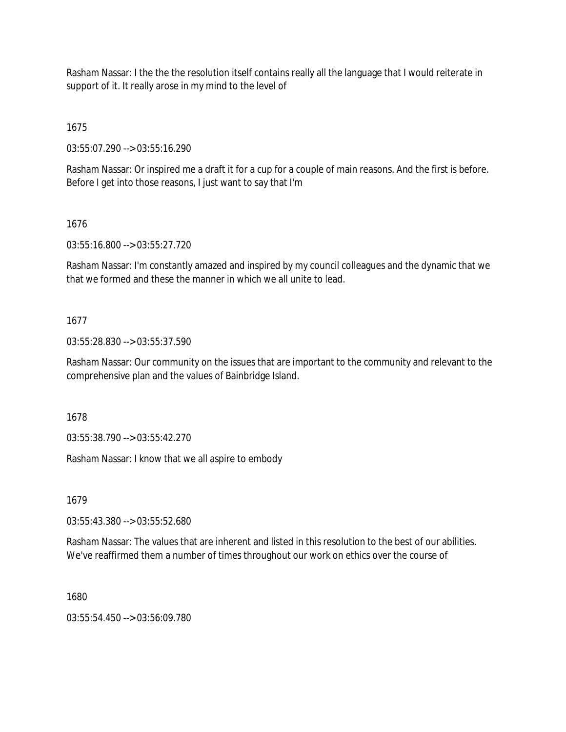Rasham Nassar: I the the the resolution itself contains really all the language that I would reiterate in support of it. It really arose in my mind to the level of

1675

03:55:07.290 --> 03:55:16.290

Rasham Nassar: Or inspired me a draft it for a cup for a couple of main reasons. And the first is before. Before I get into those reasons, I just want to say that I'm

1676

03:55:16.800 --> 03:55:27.720

Rasham Nassar: I'm constantly amazed and inspired by my council colleagues and the dynamic that we that we formed and these the manner in which we all unite to lead.

1677

03:55:28.830 --> 03:55:37.590

Rasham Nassar: Our community on the issues that are important to the community and relevant to the comprehensive plan and the values of Bainbridge Island.

1678

03:55:38.790 --> 03:55:42.270

Rasham Nassar: I know that we all aspire to embody

1679

03:55:43.380 --> 03:55:52.680

Rasham Nassar: The values that are inherent and listed in this resolution to the best of our abilities. We've reaffirmed them a number of times throughout our work on ethics over the course of

1680

03:55:54.450 --> 03:56:09.780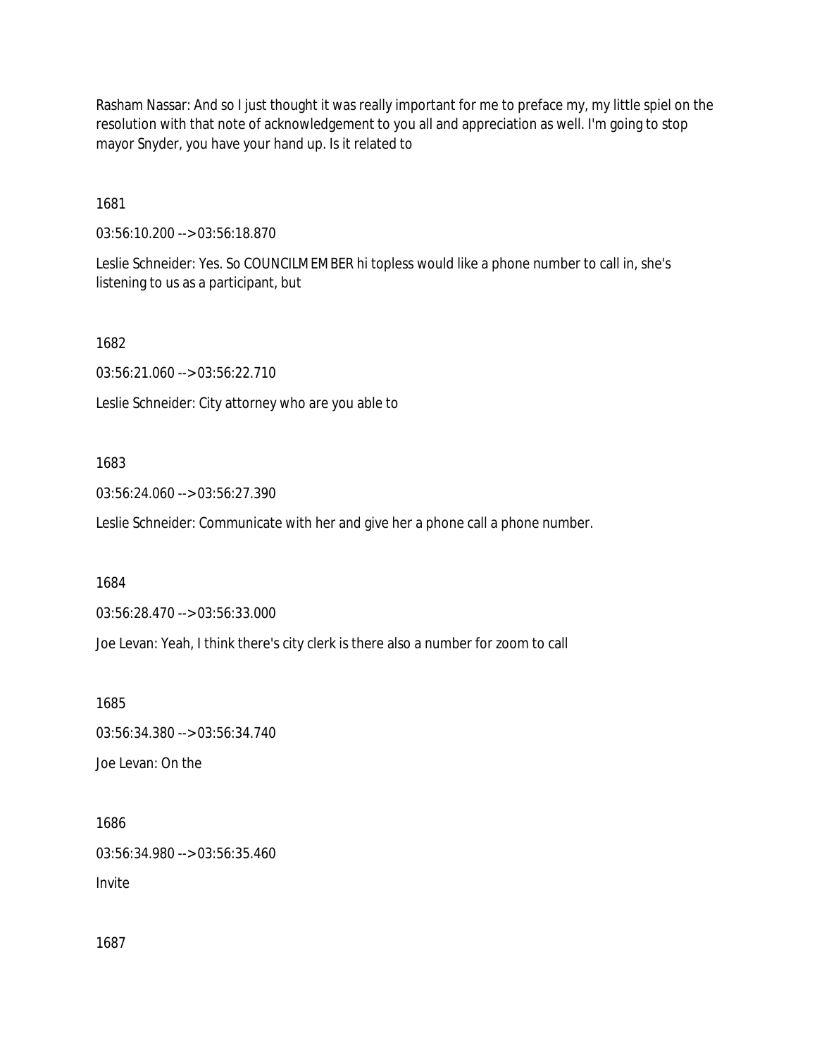Rasham Nassar: And so I just thought it was really important for me to preface my, my little spiel on the resolution with that note of acknowledgement to you all and appreciation as well. I'm going to stop mayor Snyder, you have your hand up. Is it related to

1681

03:56:10.200 --> 03:56:18.870

Leslie Schneider: Yes. So COUNCILMEMBER hi topless would like a phone number to call in, she's listening to us as a participant, but

1682

03:56:21.060 --> 03:56:22.710

Leslie Schneider: City attorney who are you able to

1683

03:56:24.060 --> 03:56:27.390

Leslie Schneider: Communicate with her and give her a phone call a phone number.

1684

03:56:28.470 --> 03:56:33.000

Joe Levan: Yeah, I think there's city clerk is there also a number for zoom to call

1685

03:56:34.380 --> 03:56:34.740

Joe Levan: On the

1686

03:56:34.980 --> 03:56:35.460

Invite

1687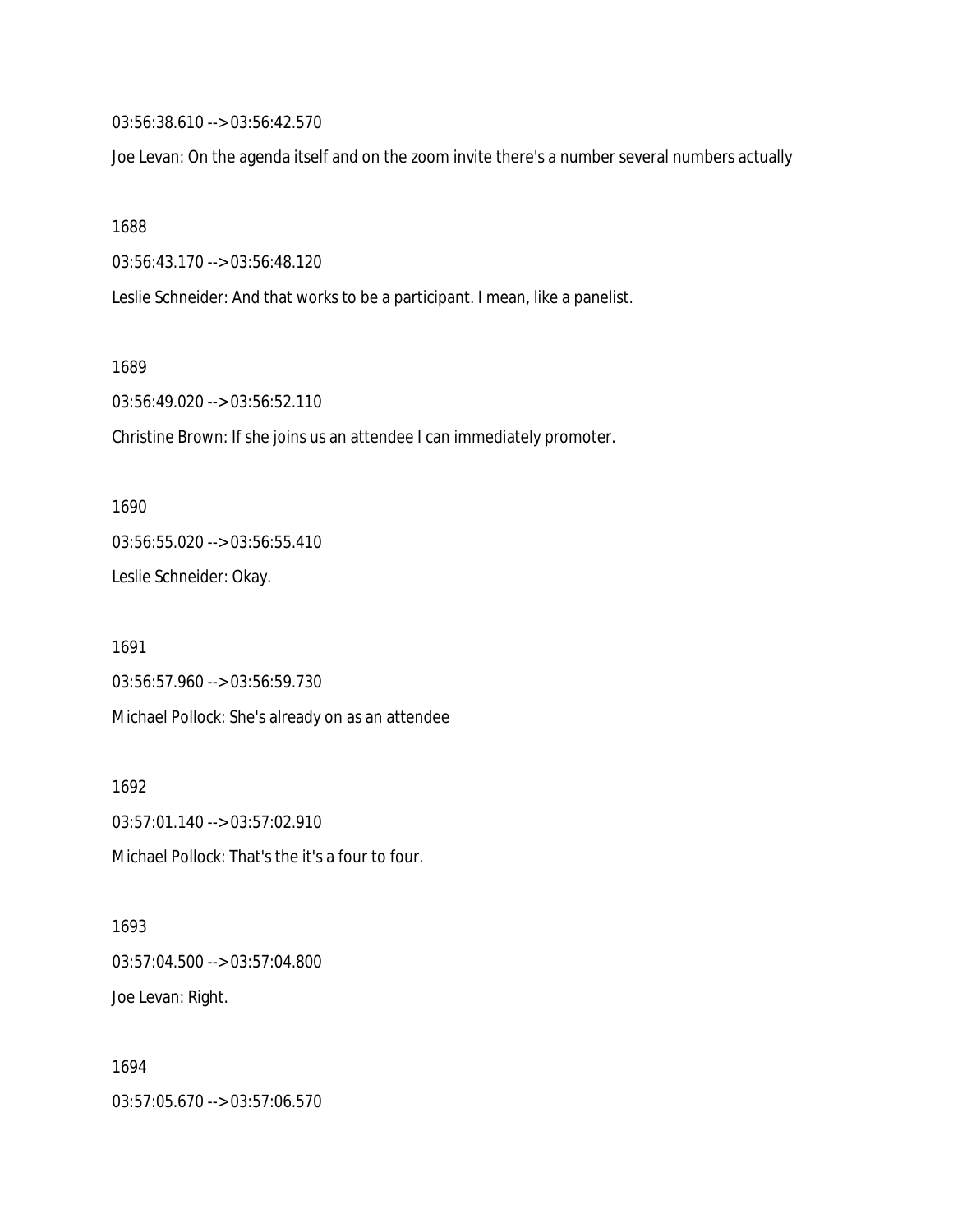03:56:38.610 --> 03:56:42.570

Joe Levan: On the agenda itself and on the zoom invite there's a number several numbers actually

1688

03:56:43.170 --> 03:56:48.120

Leslie Schneider: And that works to be a participant. I mean, like a panelist.

1689

03:56:49.020 --> 03:56:52.110

Christine Brown: If she joins us an attendee I can immediately promoter.

1690

03:56:55.020 --> 03:56:55.410

Leslie Schneider: Okay.

1691

03:56:57.960 --> 03:56:59.730

Michael Pollock: She's already on as an attendee

1692

03:57:01.140 --> 03:57:02.910

Michael Pollock: That's the it's a four to four.

1693

03:57:04.500 --> 03:57:04.800

Joe Levan: Right.

1694

03:57:05.670 --> 03:57:06.570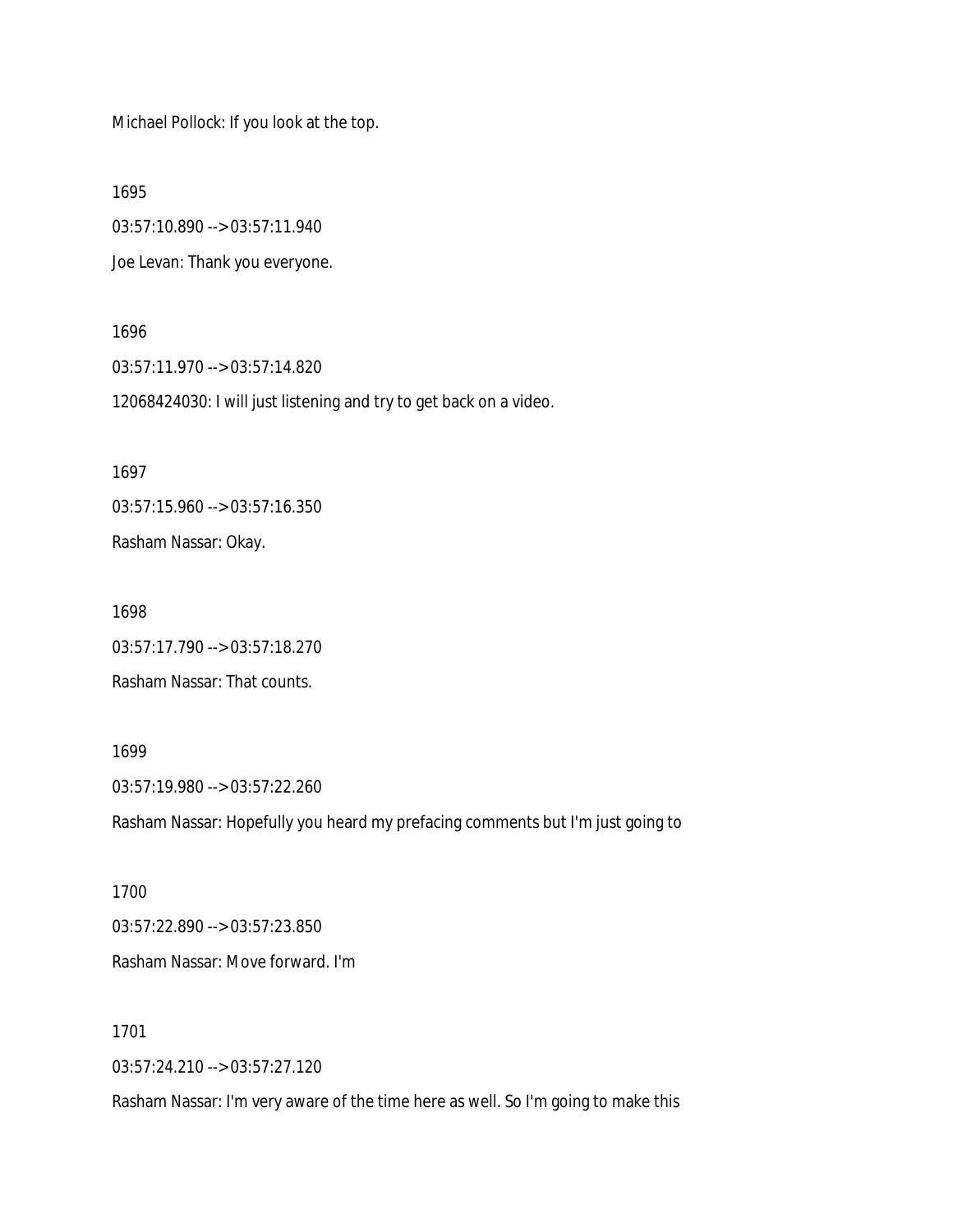Michael Pollock: If you look at the top.

1695

03:57:10.890 --> 03:57:11.940

Joe Levan: Thank you everyone.

1696

03:57:11.970 --> 03:57:14.820

12068424030: I will just listening and try to get back on a video.

1697

03:57:15.960 --> 03:57:16.350

Rasham Nassar: Okay.

1698

03:57:17.790 --> 03:57:18.270

Rasham Nassar: That counts.

1699

03:57:19.980 --> 03:57:22.260

Rasham Nassar: Hopefully you heard my prefacing comments but I'm just going to

1700

03:57:22.890 --> 03:57:23.850

Rasham Nassar: Move forward. I'm

1701

03:57:24.210 --> 03:57:27.120

Rasham Nassar: I'm very aware of the time here as well. So I'm going to make this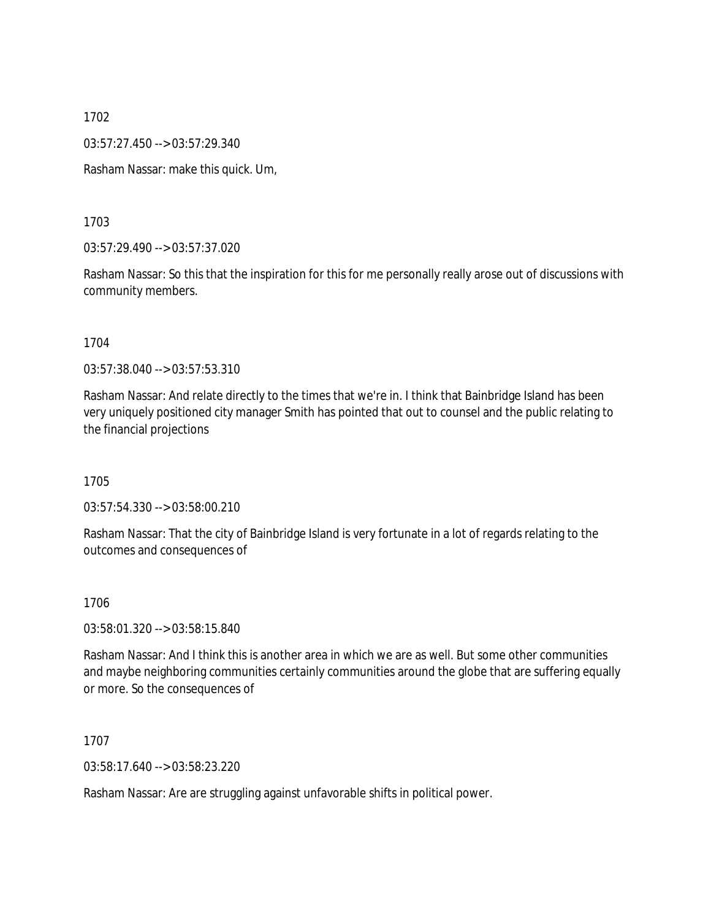1702

03:57:27.450 --> 03:57:29.340

Rasham Nassar: make this quick. Um,

1703

03:57:29.490 --> 03:57:37.020

Rasham Nassar: So this that the inspiration for this for me personally really arose out of discussions with community members.

1704

03:57:38.040 --> 03:57:53.310

Rasham Nassar: And relate directly to the times that we're in. I think that Bainbridge Island has been very uniquely positioned city manager Smith has pointed that out to counsel and the public relating to the financial projections

1705

03:57:54.330 --> 03:58:00.210

Rasham Nassar: That the city of Bainbridge Island is very fortunate in a lot of regards relating to the outcomes and consequences of

1706

03:58:01.320 --> 03:58:15.840

Rasham Nassar: And I think this is another area in which we are as well. But some other communities and maybe neighboring communities certainly communities around the globe that are suffering equally or more. So the consequences of

1707

03:58:17.640 --> 03:58:23.220

Rasham Nassar: Are are struggling against unfavorable shifts in political power.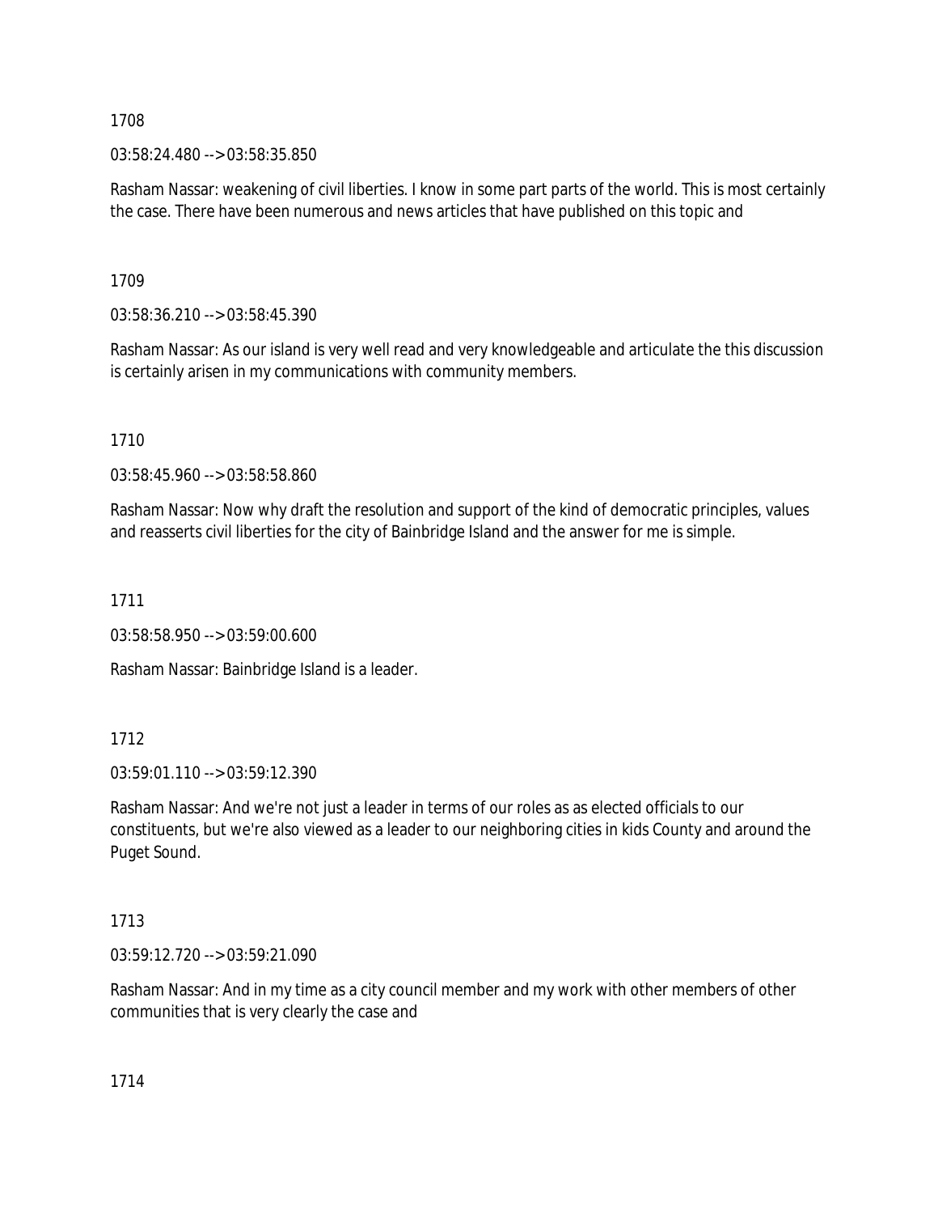1708

03:58:24.480 --> 03:58:35.850

Rasham Nassar: weakening of civil liberties. I know in some part parts of the world. This is most certainly the case. There have been numerous and news articles that have published on this topic and

1709

03:58:36.210 --> 03:58:45.390

Rasham Nassar: As our island is very well read and very knowledgeable and articulate the this discussion is certainly arisen in my communications with community members.

1710

03:58:45.960 --> 03:58:58.860

Rasham Nassar: Now why draft the resolution and support of the kind of democratic principles, values and reasserts civil liberties for the city of Bainbridge Island and the answer for me is simple.

1711

03:58:58.950 --> 03:59:00.600

Rasham Nassar: Bainbridge Island is a leader.

1712

03:59:01.110 --> 03:59:12.390

Rasham Nassar: And we're not just a leader in terms of our roles as as elected officials to our constituents, but we're also viewed as a leader to our neighboring cities in kids County and around the Puget Sound.

1713

03:59:12.720 --> 03:59:21.090

Rasham Nassar: And in my time as a city council member and my work with other members of other communities that is very clearly the case and

1714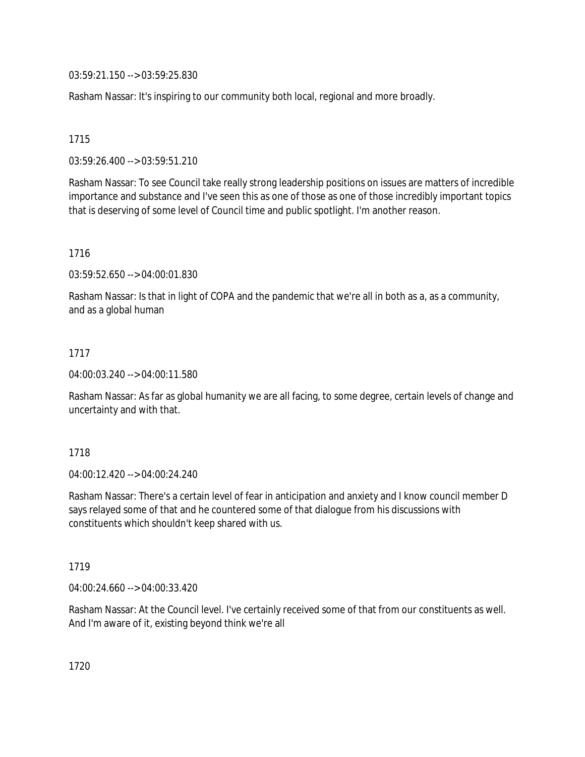03:59:21.150 --> 03:59:25.830

Rasham Nassar: It's inspiring to our community both local, regional and more broadly.

1715

03:59:26.400 --> 03:59:51.210

Rasham Nassar: To see Council take really strong leadership positions on issues are matters of incredible importance and substance and I've seen this as one of those as one of those incredibly important topics that is deserving of some level of Council time and public spotlight. I'm another reason.

1716

03:59:52.650 --> 04:00:01.830

Rasham Nassar: Is that in light of COPA and the pandemic that we're all in both as a, as a community, and as a global human

1717

04:00:03.240 --> 04:00:11.580

Rasham Nassar: As far as global humanity we are all facing, to some degree, certain levels of change and uncertainty and with that.

1718

04:00:12.420 --> 04:00:24.240

Rasham Nassar: There's a certain level of fear in anticipation and anxiety and I know council member D says relayed some of that and he countered some of that dialogue from his discussions with constituents which shouldn't keep shared with us.

1719

04:00:24.660 --> 04:00:33.420

Rasham Nassar: At the Council level. I've certainly received some of that from our constituents as well. And I'm aware of it, existing beyond think we're all

1720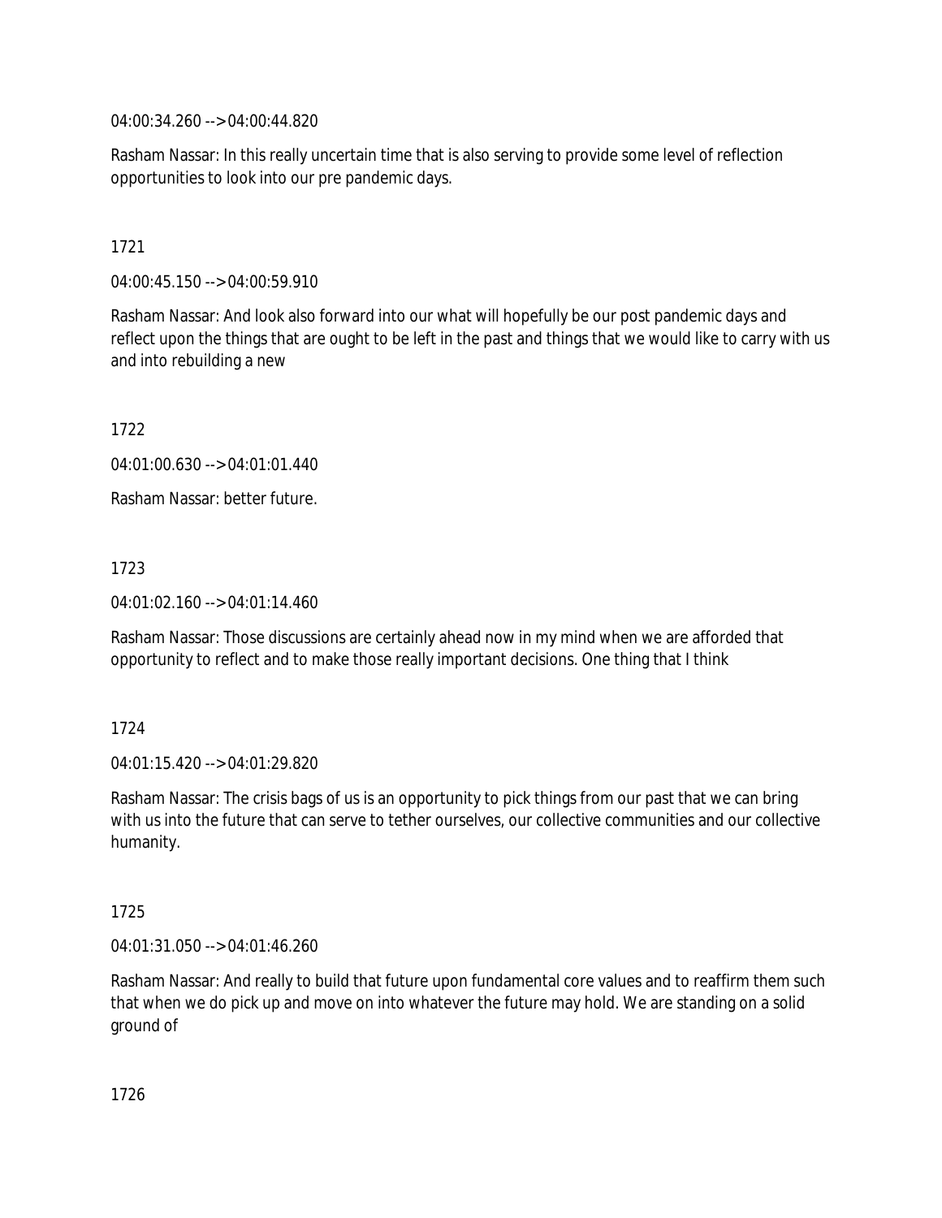04:00:34.260 --> 04:00:44.820

Rasham Nassar: In this really uncertain time that is also serving to provide some level of reflection opportunities to look into our pre pandemic days.

1721

04:00:45.150 --> 04:00:59.910

Rasham Nassar: And look also forward into our what will hopefully be our post pandemic days and reflect upon the things that are ought to be left in the past and things that we would like to carry with us and into rebuilding a new

1722

04:01:00.630 --> 04:01:01.440

Rasham Nassar: better future.

1723

04:01:02.160 --> 04:01:14.460

Rasham Nassar: Those discussions are certainly ahead now in my mind when we are afforded that opportunity to reflect and to make those really important decisions. One thing that I think

1724

04:01:15.420 --> 04:01:29.820

Rasham Nassar: The crisis bags of us is an opportunity to pick things from our past that we can bring with us into the future that can serve to tether ourselves, our collective communities and our collective humanity.

1725

04:01:31.050 --> 04:01:46.260

Rasham Nassar: And really to build that future upon fundamental core values and to reaffirm them such that when we do pick up and move on into whatever the future may hold. We are standing on a solid ground of

1726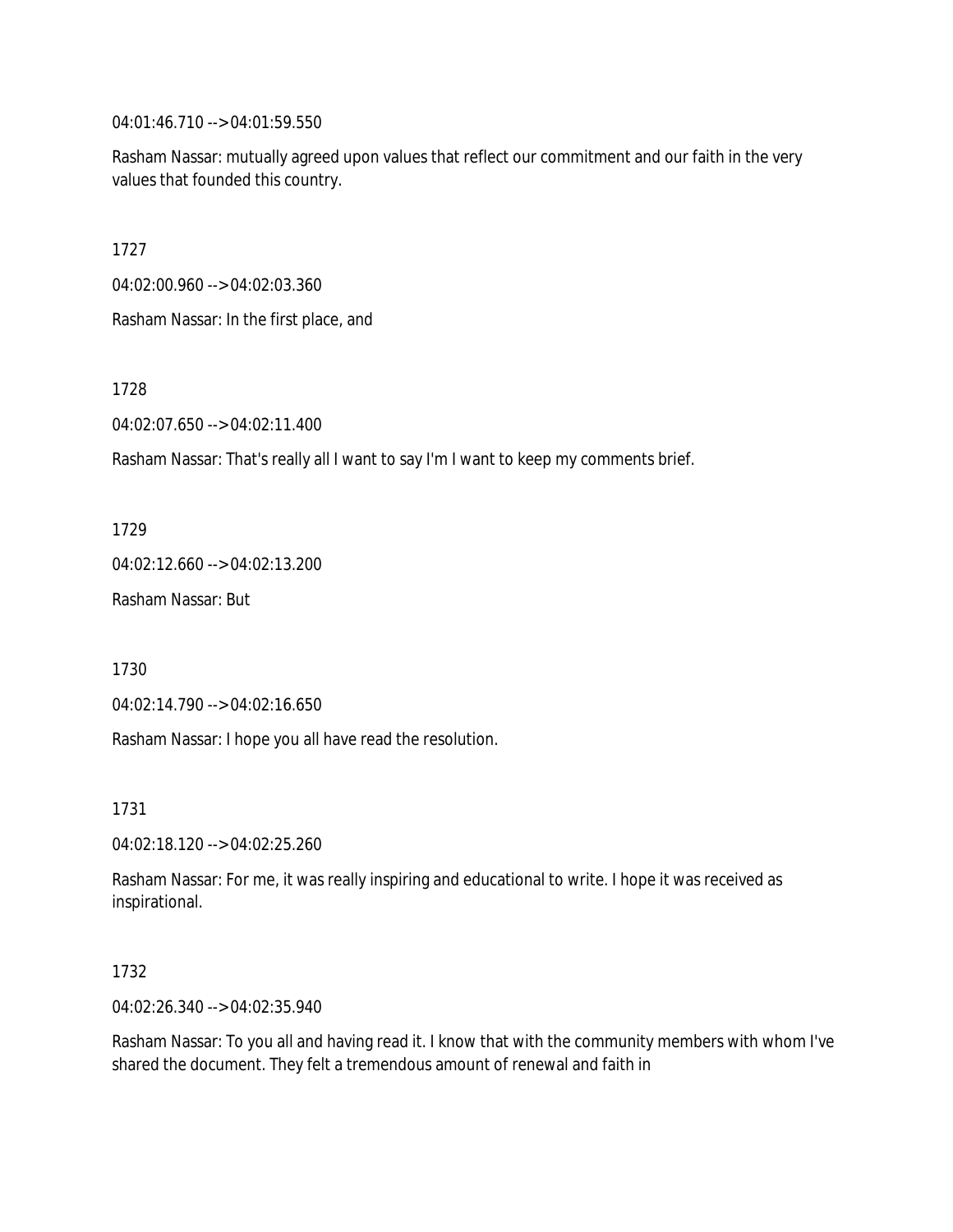04:01:46.710 --> 04:01:59.550

Rasham Nassar: mutually agreed upon values that reflect our commitment and our faith in the very values that founded this country.

1727

04:02:00.960 --> 04:02:03.360

Rasham Nassar: In the first place, and

1728

04:02:07.650 --> 04:02:11.400

Rasham Nassar: That's really all I want to say I'm I want to keep my comments brief.

1729

04:02:12.660 --> 04:02:13.200

Rasham Nassar: But

1730

04:02:14.790 --> 04:02:16.650

Rasham Nassar: I hope you all have read the resolution.

1731

04:02:18.120 --> 04:02:25.260

Rasham Nassar: For me, it was really inspiring and educational to write. I hope it was received as inspirational.

1732

04:02:26.340 --> 04:02:35.940

Rasham Nassar: To you all and having read it. I know that with the community members with whom I've shared the document. They felt a tremendous amount of renewal and faith in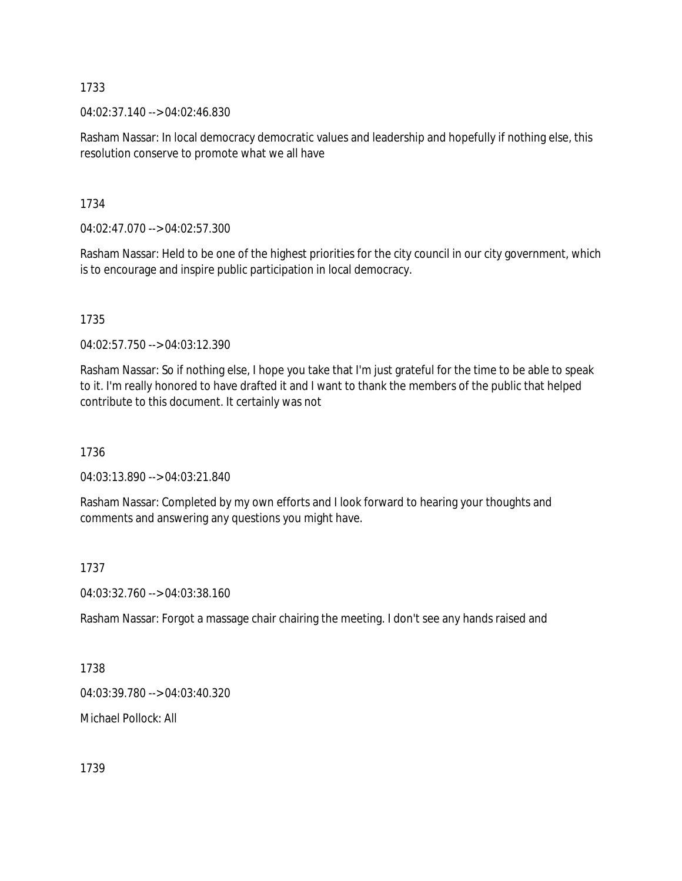1733

04:02:37.140 --> 04:02:46.830

Rasham Nassar: In local democracy democratic values and leadership and hopefully if nothing else, this resolution conserve to promote what we all have

1734

04:02:47.070 --> 04:02:57.300

Rasham Nassar: Held to be one of the highest priorities for the city council in our city government, which is to encourage and inspire public participation in local democracy.

1735

04:02:57.750 --> 04:03:12.390

Rasham Nassar: So if nothing else, I hope you take that I'm just grateful for the time to be able to speak to it. I'm really honored to have drafted it and I want to thank the members of the public that helped contribute to this document. It certainly was not

1736

04:03:13.890 --> 04:03:21.840

Rasham Nassar: Completed by my own efforts and I look forward to hearing your thoughts and comments and answering any questions you might have.

1737

04:03:32.760 --> 04:03:38.160

Rasham Nassar: Forgot a massage chair chairing the meeting. I don't see any hands raised and

1738

04:03:39.780 --> 04:03:40.320

Michael Pollock: All

1739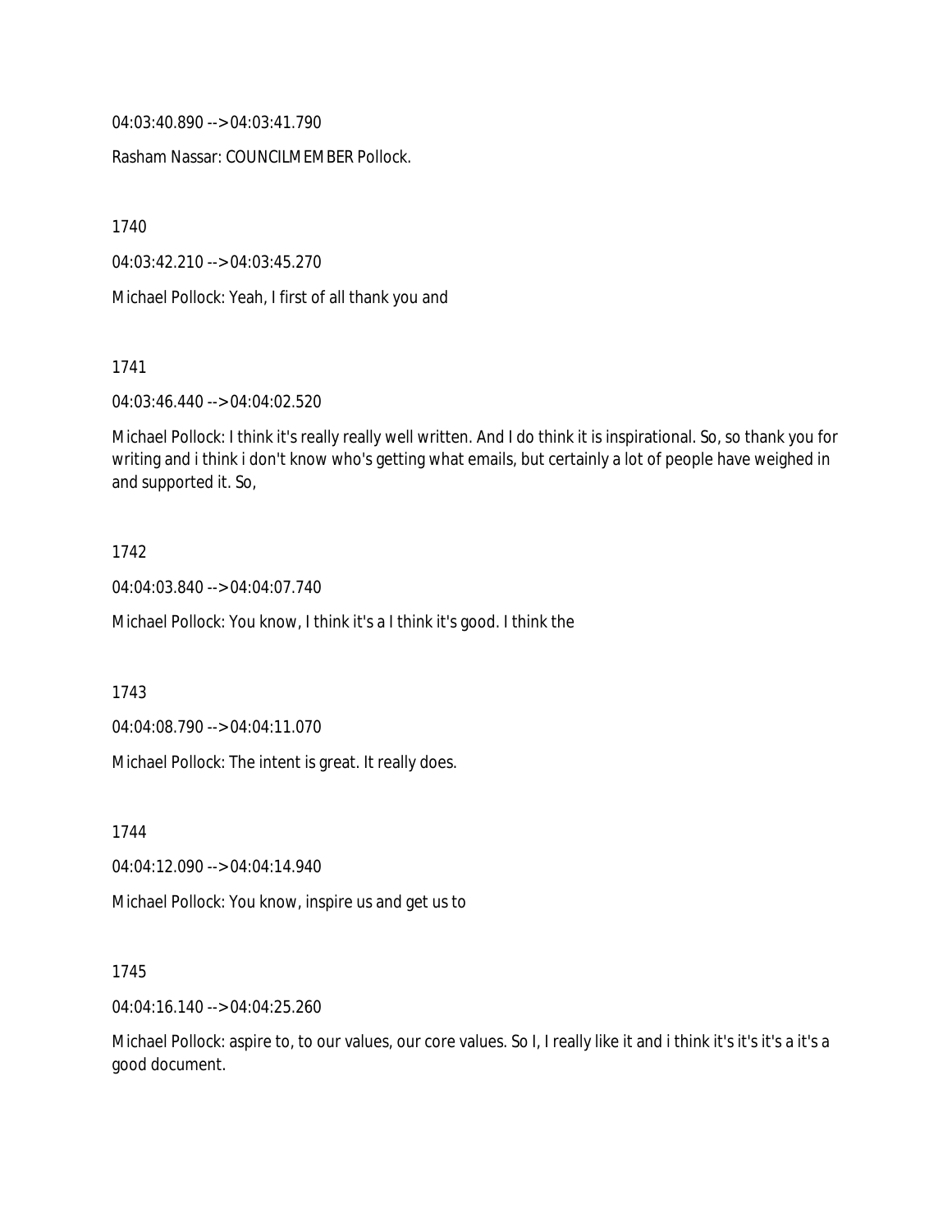04:03:40.890 --> 04:03:41.790

Rasham Nassar: COUNCILMEMBER Pollock.

1740

04:03:42.210 --> 04:03:45.270

Michael Pollock: Yeah, I first of all thank you and

1741

04:03:46.440 --> 04:04:02.520

Michael Pollock: I think it's really really well written. And I do think it is inspirational. So, so thank you for writing and i think i don't know who's getting what emails, but certainly a lot of people have weighed in and supported it. So,

1742

04:04:03.840 --> 04:04:07.740

Michael Pollock: You know, I think it's a I think it's good. I think the

1743

04:04:08.790 --> 04:04:11.070

Michael Pollock: The intent is great. It really does.

1744

04:04:12.090 --> 04:04:14.940

Michael Pollock: You know, inspire us and get us to

1745

04:04:16.140 --> 04:04:25.260

Michael Pollock: aspire to, to our values, our core values. So I, I really like it and i think it's it's it's a it's a good document.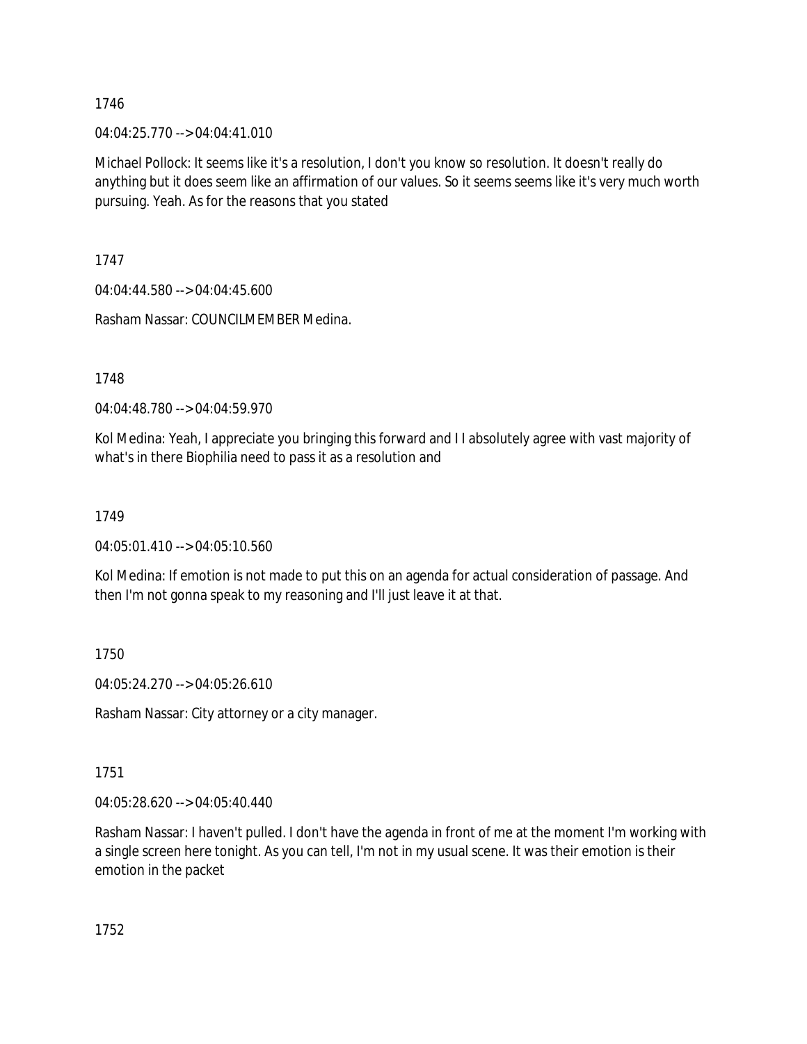1746

04:04:25.770 --> 04:04:41.010

Michael Pollock: It seems like it's a resolution, I don't you know so resolution. It doesn't really do anything but it does seem like an affirmation of our values. So it seems seems like it's very much worth pursuing. Yeah. As for the reasons that you stated

1747

04:04:44.580 --> 04:04:45.600

Rasham Nassar: COUNCILMEMBER Medina.

1748

04:04:48.780 --> 04:04:59.970

Kol Medina: Yeah, I appreciate you bringing this forward and I I absolutely agree with vast majority of what's in there Biophilia need to pass it as a resolution and

1749

04:05:01.410 --> 04:05:10.560

Kol Medina: If emotion is not made to put this on an agenda for actual consideration of passage. And then I'm not gonna speak to my reasoning and I'll just leave it at that.

1750

04:05:24.270 --> 04:05:26.610

Rasham Nassar: City attorney or a city manager.

1751

04:05:28.620 --> 04:05:40.440

Rasham Nassar: I haven't pulled. I don't have the agenda in front of me at the moment I'm working with a single screen here tonight. As you can tell, I'm not in my usual scene. It was their emotion is their emotion in the packet

1752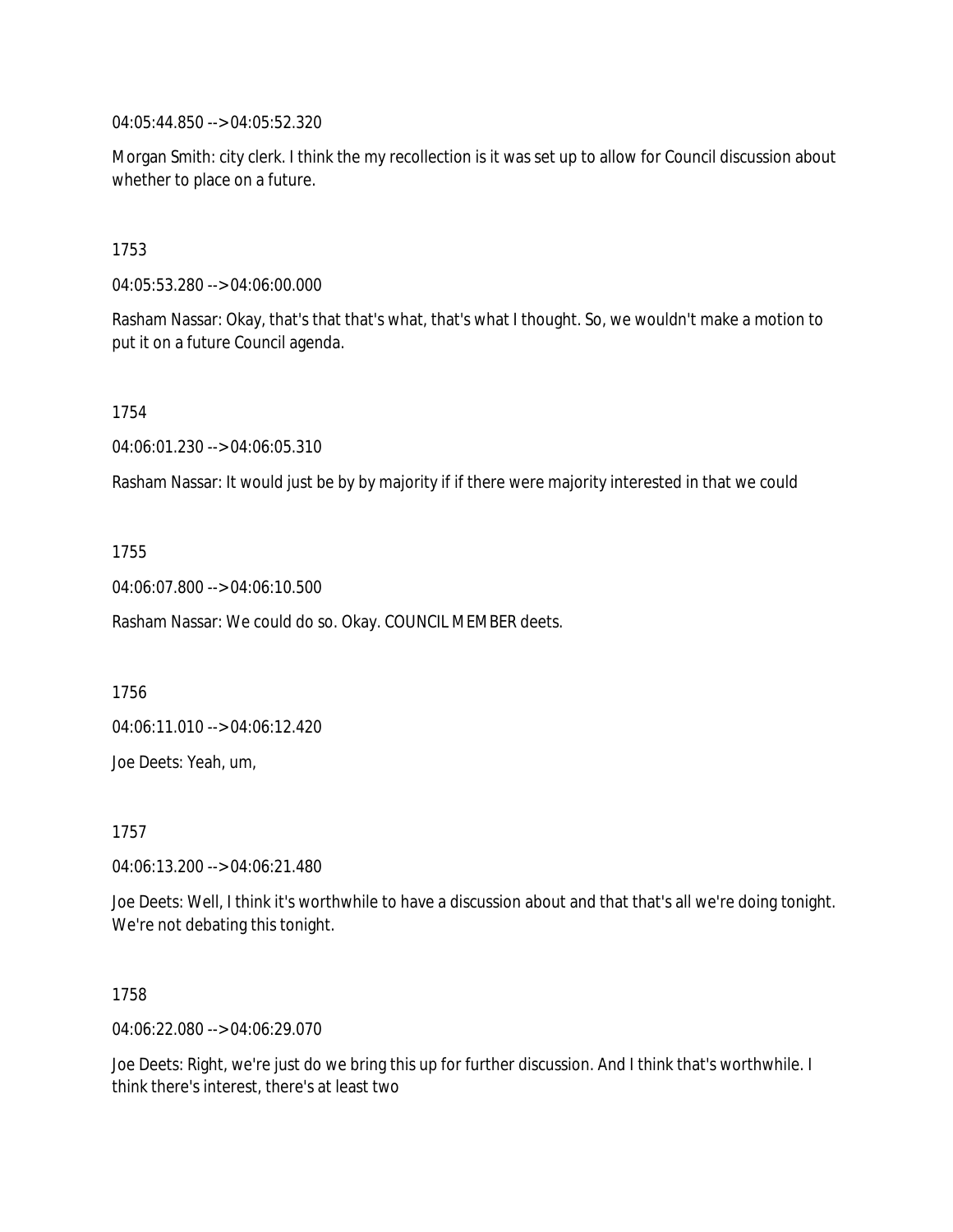04:05:44.850 --> 04:05:52.320

Morgan Smith: city clerk. I think the my recollection is it was set up to allow for Council discussion about whether to place on a future.

1753

04:05:53.280 --> 04:06:00.000

Rasham Nassar: Okay, that's that that's what, that's what I thought. So, we wouldn't make a motion to put it on a future Council agenda.

1754

04:06:01.230 --> 04:06:05.310

Rasham Nassar: It would just be by by majority if if there were majority interested in that we could

1755

04:06:07.800 --> 04:06:10.500

Rasham Nassar: We could do so. Okay. COUNCIL MEMBER deets.

1756

04:06:11.010 --> 04:06:12.420

Joe Deets: Yeah, um,

1757

04:06:13.200 --> 04:06:21.480

Joe Deets: Well, I think it's worthwhile to have a discussion about and that that's all we're doing tonight. We're not debating this tonight.

1758

04:06:22.080 --> 04:06:29.070

Joe Deets: Right, we're just do we bring this up for further discussion. And I think that's worthwhile. I think there's interest, there's at least two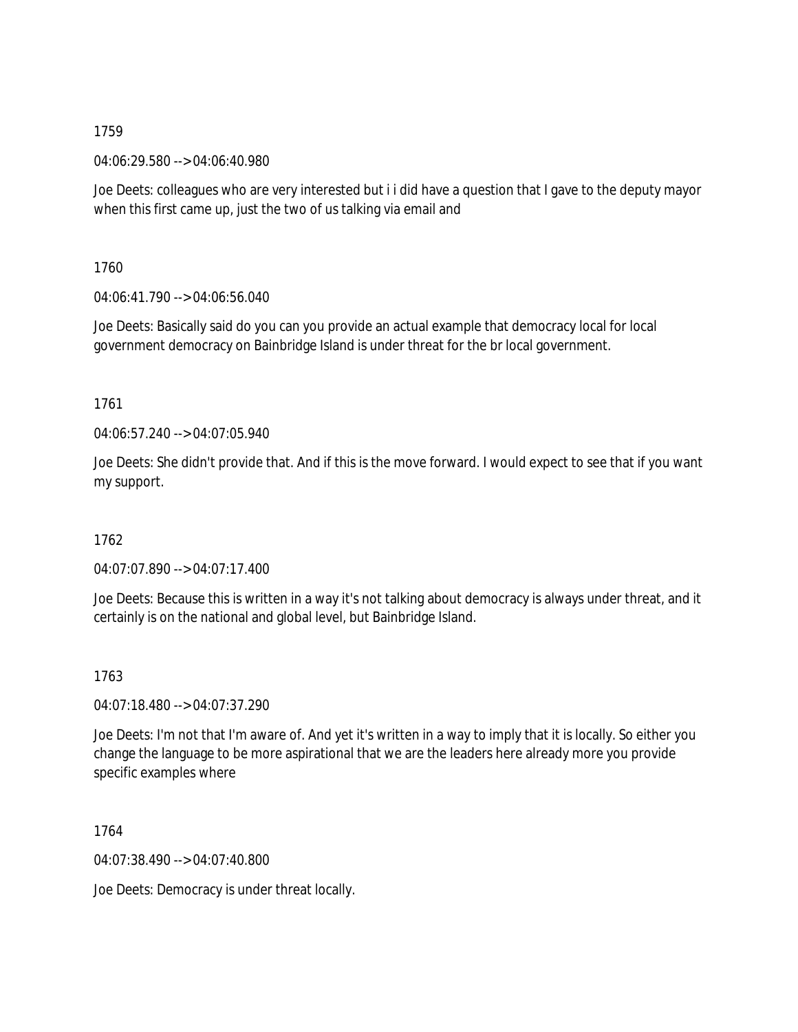1759

04:06:29.580 --> 04:06:40.980

Joe Deets: colleagues who are very interested but i i did have a question that I gave to the deputy mayor when this first came up, just the two of us talking via email and

1760

04:06:41.790 --> 04:06:56.040

Joe Deets: Basically said do you can you provide an actual example that democracy local for local government democracy on Bainbridge Island is under threat for the br local government.

1761

04:06:57.240 --> 04:07:05.940

Joe Deets: She didn't provide that. And if this is the move forward. I would expect to see that if you want my support.

1762

04:07:07.890 --> 04:07:17.400

Joe Deets: Because this is written in a way it's not talking about democracy is always under threat, and it certainly is on the national and global level, but Bainbridge Island.

1763

04:07:18.480 --> 04:07:37.290

Joe Deets: I'm not that I'm aware of. And yet it's written in a way to imply that it is locally. So either you change the language to be more aspirational that we are the leaders here already more you provide specific examples where

1764

04:07:38.490 --> 04:07:40.800

Joe Deets: Democracy is under threat locally.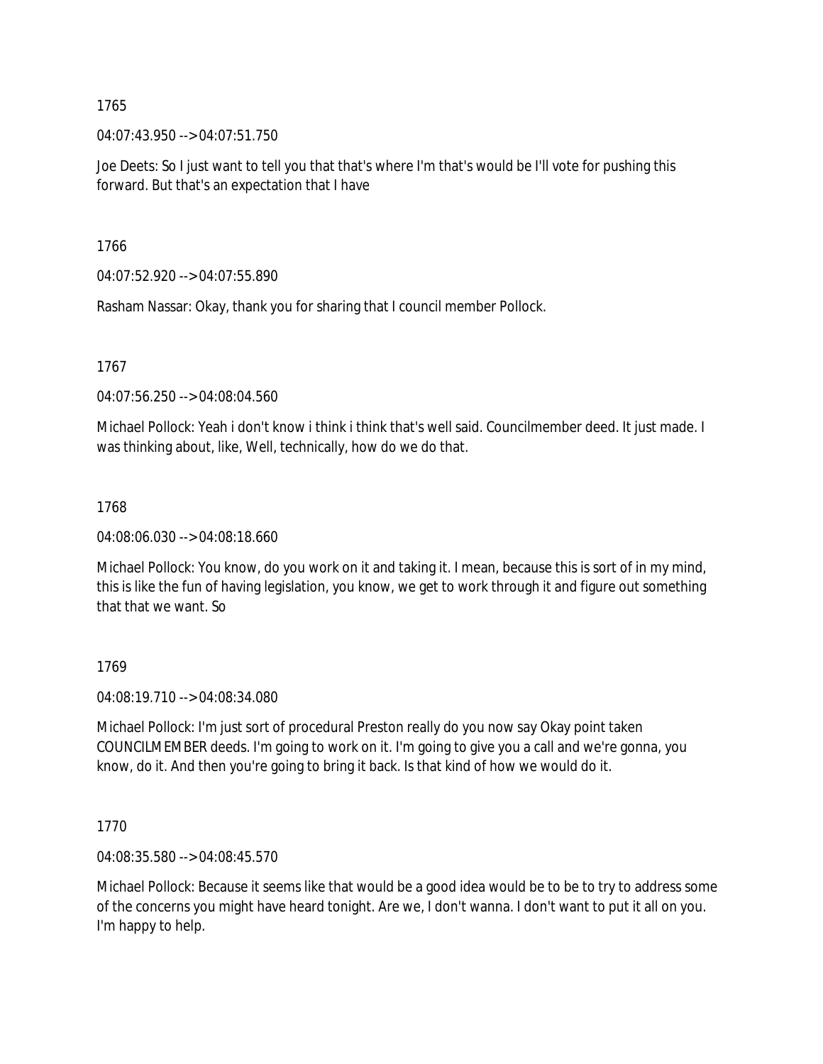1765

04:07:43.950 --> 04:07:51.750

Joe Deets: So I just want to tell you that that's where I'm that's would be I'll vote for pushing this forward. But that's an expectation that I have

1766

04:07:52.920 --> 04:07:55.890

Rasham Nassar: Okay, thank you for sharing that I council member Pollock.

1767

04:07:56.250 --> 04:08:04.560

Michael Pollock: Yeah i don't know i think i think that's well said. Councilmember deed. It just made. I was thinking about, like, Well, technically, how do we do that.

1768

04:08:06.030 --> 04:08:18.660

Michael Pollock: You know, do you work on it and taking it. I mean, because this is sort of in my mind, this is like the fun of having legislation, you know, we get to work through it and figure out something that that we want. So

1769

04:08:19.710 --> 04:08:34.080

Michael Pollock: I'm just sort of procedural Preston really do you now say Okay point taken COUNCILMEMBER deeds. I'm going to work on it. I'm going to give you a call and we're gonna, you know, do it. And then you're going to bring it back. Is that kind of how we would do it.

1770

04:08:35.580 --> 04:08:45.570

Michael Pollock: Because it seems like that would be a good idea would be to be to try to address some of the concerns you might have heard tonight. Are we, I don't wanna. I don't want to put it all on you. I'm happy to help.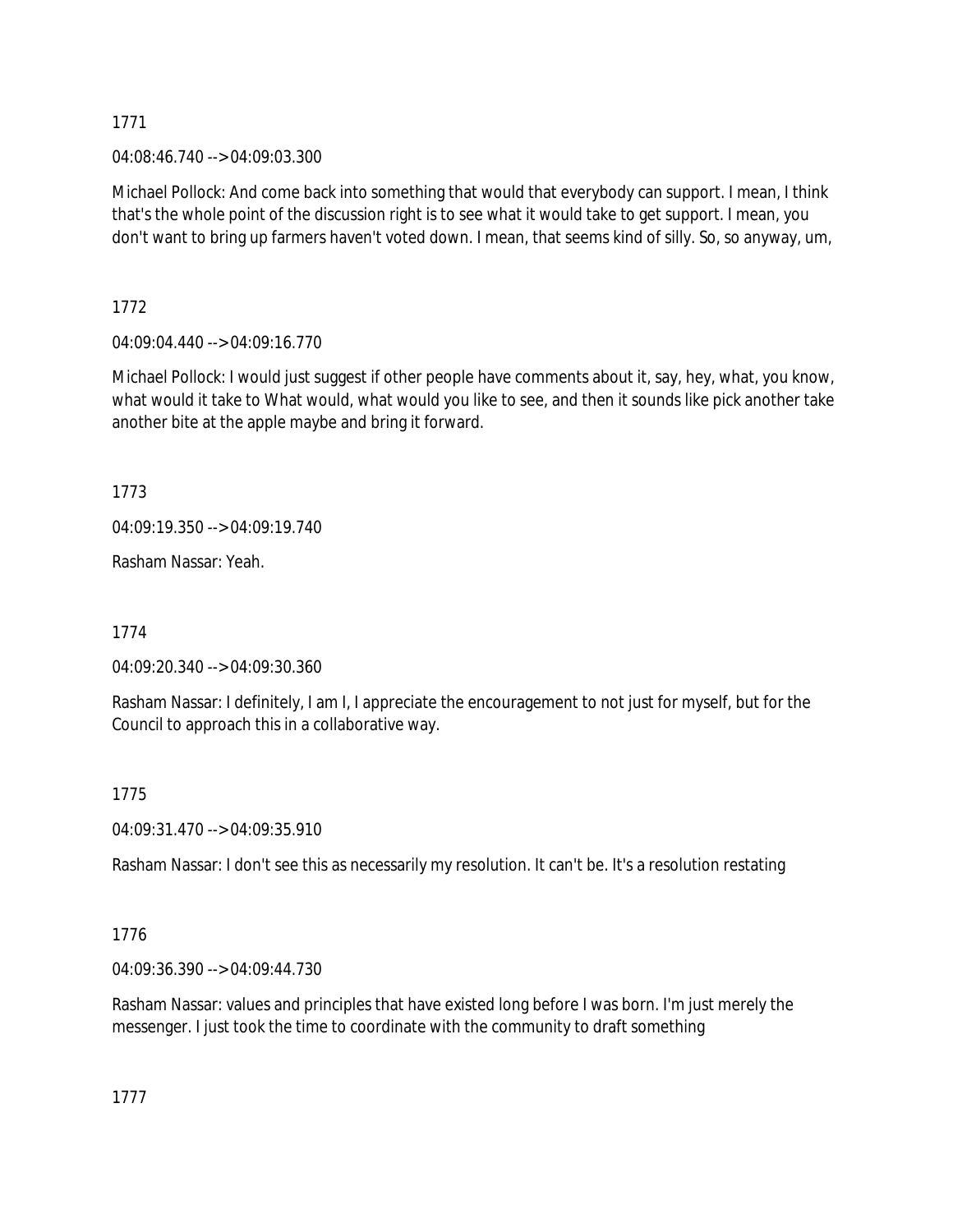1771

04:08:46.740 --> 04:09:03.300

Michael Pollock: And come back into something that would that everybody can support. I mean, I think that's the whole point of the discussion right is to see what it would take to get support. I mean, you don't want to bring up farmers haven't voted down. I mean, that seems kind of silly. So, so anyway, um,

1772

04:09:04.440 --> 04:09:16.770

Michael Pollock: I would just suggest if other people have comments about it, say, hey, what, you know, what would it take to What would, what would you like to see, and then it sounds like pick another take another bite at the apple maybe and bring it forward.

1773

04:09:19.350 --> 04:09:19.740

Rasham Nassar: Yeah.

1774

04:09:20.340 --> 04:09:30.360

Rasham Nassar: I definitely, I am I, I appreciate the encouragement to not just for myself, but for the Council to approach this in a collaborative way.

1775

04:09:31.470 --> 04:09:35.910

Rasham Nassar: I don't see this as necessarily my resolution. It can't be. It's a resolution restating

1776

04:09:36.390 --> 04:09:44.730

Rasham Nassar: values and principles that have existed long before I was born. I'm just merely the messenger. I just took the time to coordinate with the community to draft something

1777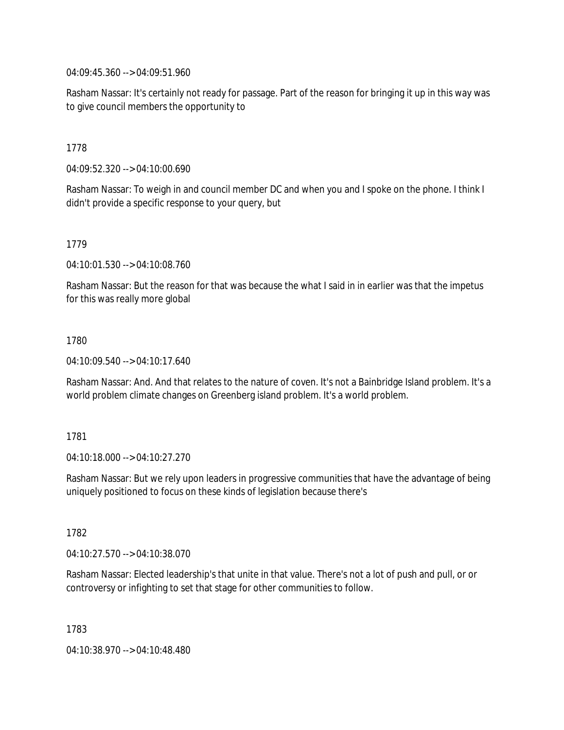04:09:45.360 --> 04:09:51.960

Rasham Nassar: It's certainly not ready for passage. Part of the reason for bringing it up in this way was to give council members the opportunity to

1778

04:09:52.320 --> 04:10:00.690

Rasham Nassar: To weigh in and council member DC and when you and I spoke on the phone. I think I didn't provide a specific response to your query, but

1779

04:10:01.530 --> 04:10:08.760

Rasham Nassar: But the reason for that was because the what I said in in earlier was that the impetus for this was really more global

1780

04:10:09.540 --> 04:10:17.640

Rasham Nassar: And. And that relates to the nature of coven. It's not a Bainbridge Island problem. It's a world problem climate changes on Greenberg island problem. It's a world problem.

1781

04:10:18.000 --> 04:10:27.270

Rasham Nassar: But we rely upon leaders in progressive communities that have the advantage of being uniquely positioned to focus on these kinds of legislation because there's

1782

04:10:27.570 --> 04:10:38.070

Rasham Nassar: Elected leadership's that unite in that value. There's not a lot of push and pull, or or controversy or infighting to set that stage for other communities to follow.

1783

04:10:38.970 --> 04:10:48.480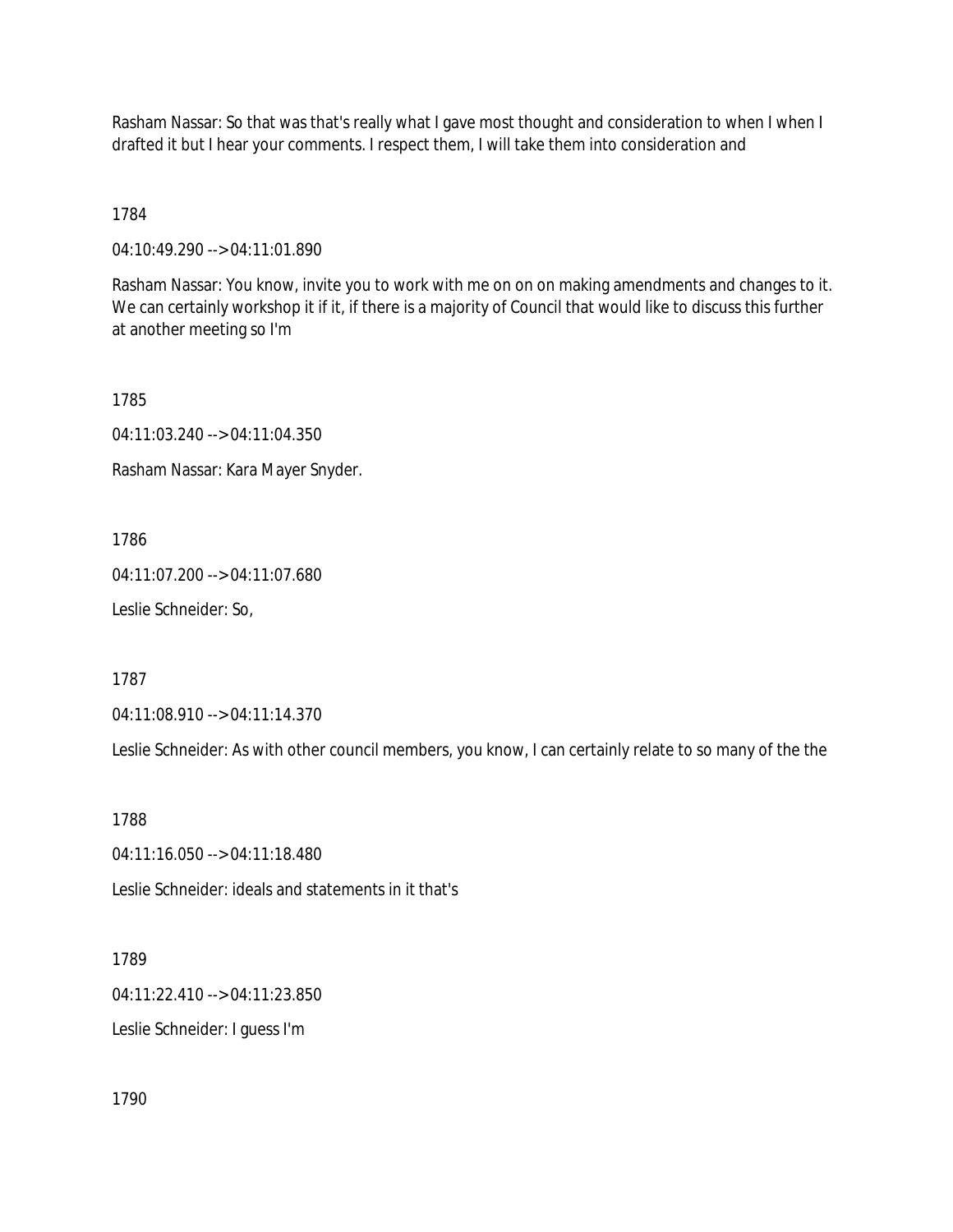Rasham Nassar: So that was that's really what I gave most thought and consideration to when I when I drafted it but I hear your comments. I respect them, I will take them into consideration and

1784

04:10:49.290 --> 04:11:01.890

Rasham Nassar: You know, invite you to work with me on on on making amendments and changes to it. We can certainly workshop it if it, if there is a majority of Council that would like to discuss this further at another meeting so I'm

1785

04:11:03.240 --> 04:11:04.350

Rasham Nassar: Kara Mayer Snyder.

1786

04:11:07.200 --> 04:11:07.680

Leslie Schneider: So,

1787

04:11:08.910 --> 04:11:14.370

Leslie Schneider: As with other council members, you know, I can certainly relate to so many of the the

1788

04:11:16.050 --> 04:11:18.480

Leslie Schneider: ideals and statements in it that's

1789

04:11:22.410 --> 04:11:23.850

Leslie Schneider: I guess I'm

1790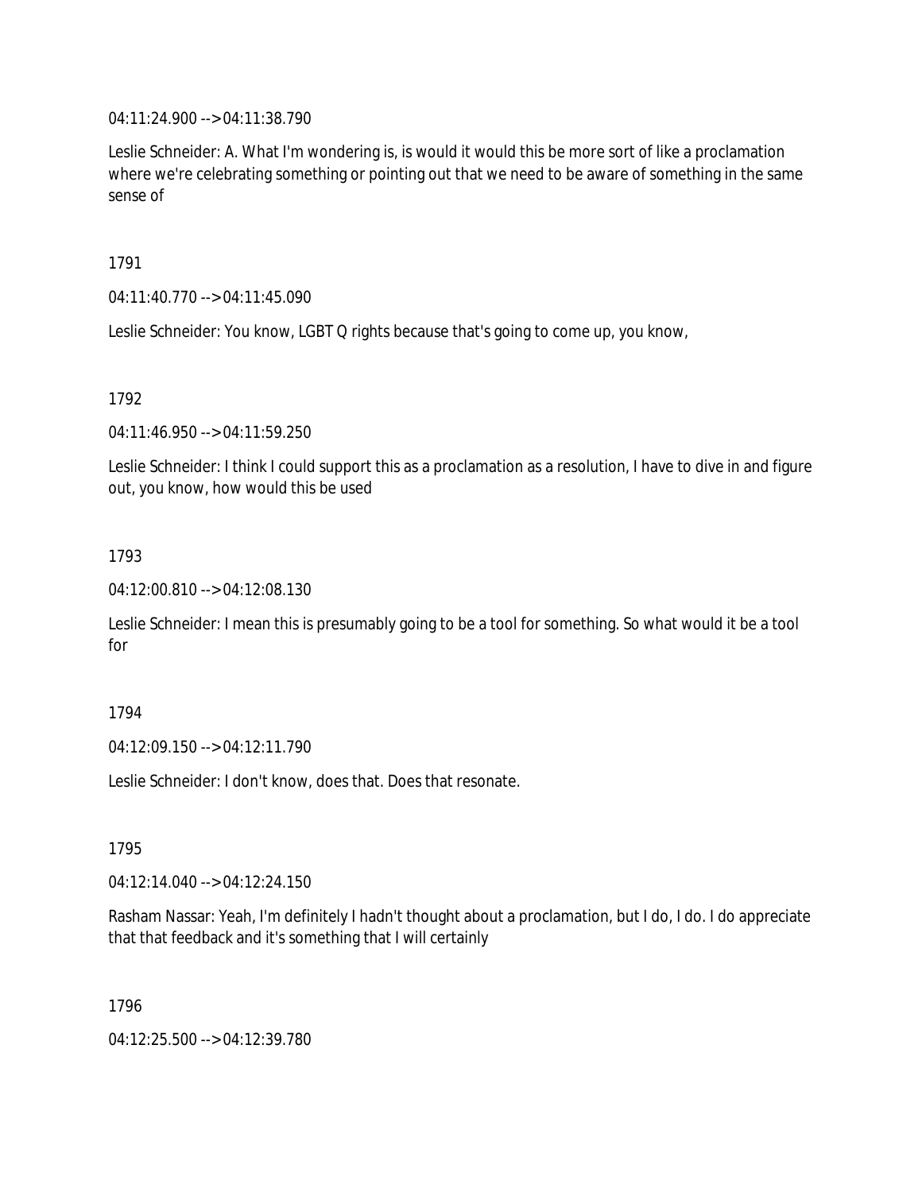04:11:24.900 --> 04:11:38.790

Leslie Schneider: A. What I'm wondering is, is would it would this be more sort of like a proclamation where we're celebrating something or pointing out that we need to be aware of something in the same sense of

1791

04:11:40.770 --> 04:11:45.090

Leslie Schneider: You know, LGBT Q rights because that's going to come up, you know,

1792

04:11:46.950 --> 04:11:59.250

Leslie Schneider: I think I could support this as a proclamation as a resolution, I have to dive in and figure out, you know, how would this be used

1793

04:12:00.810 --> 04:12:08.130

Leslie Schneider: I mean this is presumably going to be a tool for something. So what would it be a tool for

1794

04:12:09.150 --> 04:12:11.790

Leslie Schneider: I don't know, does that. Does that resonate.

1795

04:12:14.040 --> 04:12:24.150

Rasham Nassar: Yeah, I'm definitely I hadn't thought about a proclamation, but I do, I do. I do appreciate that that feedback and it's something that I will certainly

1796

04:12:25.500 --> 04:12:39.780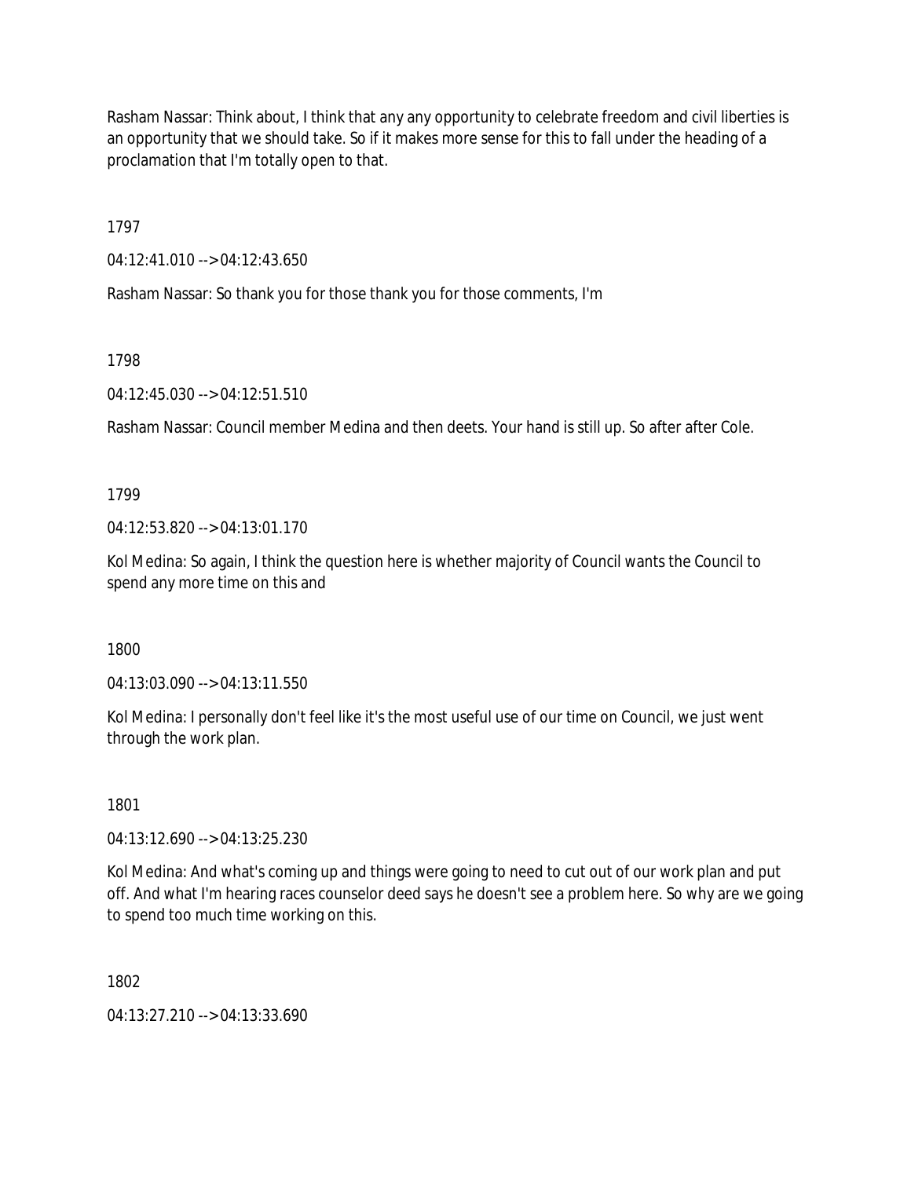Rasham Nassar: Think about, I think that any any opportunity to celebrate freedom and civil liberties is an opportunity that we should take. So if it makes more sense for this to fall under the heading of a proclamation that I'm totally open to that.

1797

04:12:41.010 --> 04:12:43.650

Rasham Nassar: So thank you for those thank you for those comments, I'm

1798

04:12:45.030 --> 04:12:51.510

Rasham Nassar: Council member Medina and then deets. Your hand is still up. So after after Cole.

1799

04:12:53.820 --> 04:13:01.170

Kol Medina: So again, I think the question here is whether majority of Council wants the Council to spend any more time on this and

1800

04:13:03.090 --> 04:13:11.550

Kol Medina: I personally don't feel like it's the most useful use of our time on Council, we just went through the work plan.

1801

04:13:12.690 --> 04:13:25.230

Kol Medina: And what's coming up and things were going to need to cut out of our work plan and put off. And what I'm hearing races counselor deed says he doesn't see a problem here. So why are we going to spend too much time working on this.

1802

04:13:27.210 --> 04:13:33.690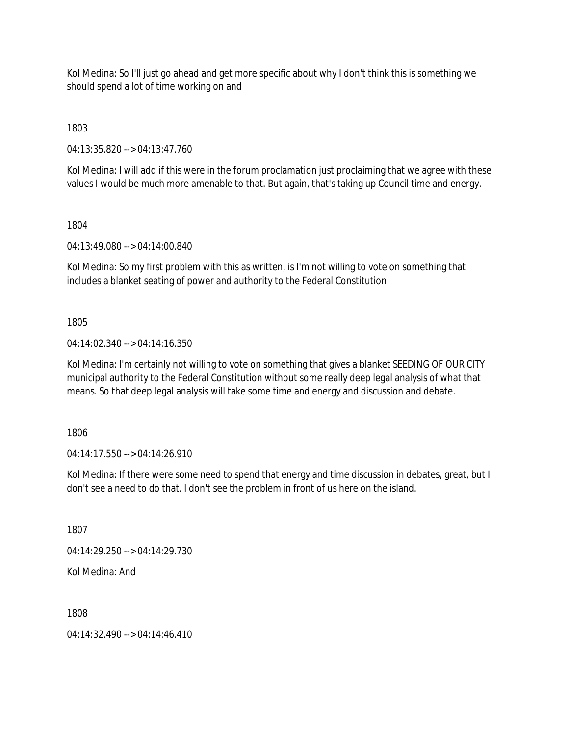Kol Medina: So I'll just go ahead and get more specific about why I don't think this is something we should spend a lot of time working on and

1803

04:13:35.820 --> 04:13:47.760

Kol Medina: I will add if this were in the forum proclamation just proclaiming that we agree with these values I would be much more amenable to that. But again, that's taking up Council time and energy.

1804

04:13:49.080 --> 04:14:00.840

Kol Medina: So my first problem with this as written, is I'm not willing to vote on something that includes a blanket seating of power and authority to the Federal Constitution.

1805

04:14:02.340 --> 04:14:16.350

Kol Medina: I'm certainly not willing to vote on something that gives a blanket SEEDING OF OUR CITY municipal authority to the Federal Constitution without some really deep legal analysis of what that means. So that deep legal analysis will take some time and energy and discussion and debate.

1806

04:14:17.550 --> 04:14:26.910

Kol Medina: If there were some need to spend that energy and time discussion in debates, great, but I don't see a need to do that. I don't see the problem in front of us here on the island.

1807

04:14:29.250 --> 04:14:29.730

Kol Medina: And

1808

04:14:32.490 --> 04:14:46.410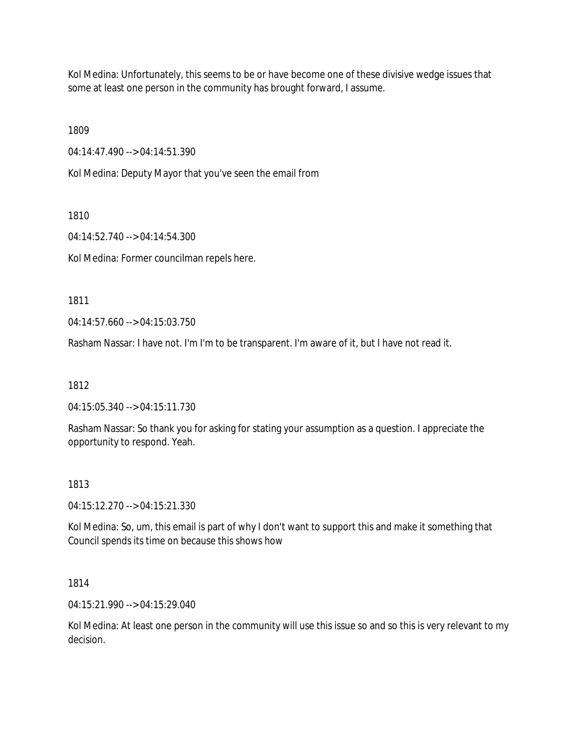Kol Medina: Unfortunately, this seems to be or have become one of these divisive wedge issues that some at least one person in the community has brought forward, I assume.

1809

04:14:47.490 --> 04:14:51.390

Kol Medina: Deputy Mayor that you've seen the email from

1810

04:14:52.740 --> 04:14:54.300

Kol Medina: Former councilman repels here.

1811

04:14:57.660 --> 04:15:03.750

Rasham Nassar: I have not. I'm I'm to be transparent. I'm aware of it, but I have not read it.

1812

04:15:05.340 --> 04:15:11.730

Rasham Nassar: So thank you for asking for stating your assumption as a question. I appreciate the opportunity to respond. Yeah.

1813

04:15:12.270 --> 04:15:21.330

Kol Medina: So, um, this email is part of why I don't want to support this and make it something that Council spends its time on because this shows how

1814

04:15:21.990 --> 04:15:29.040

Kol Medina: At least one person in the community will use this issue so and so this is very relevant to my decision.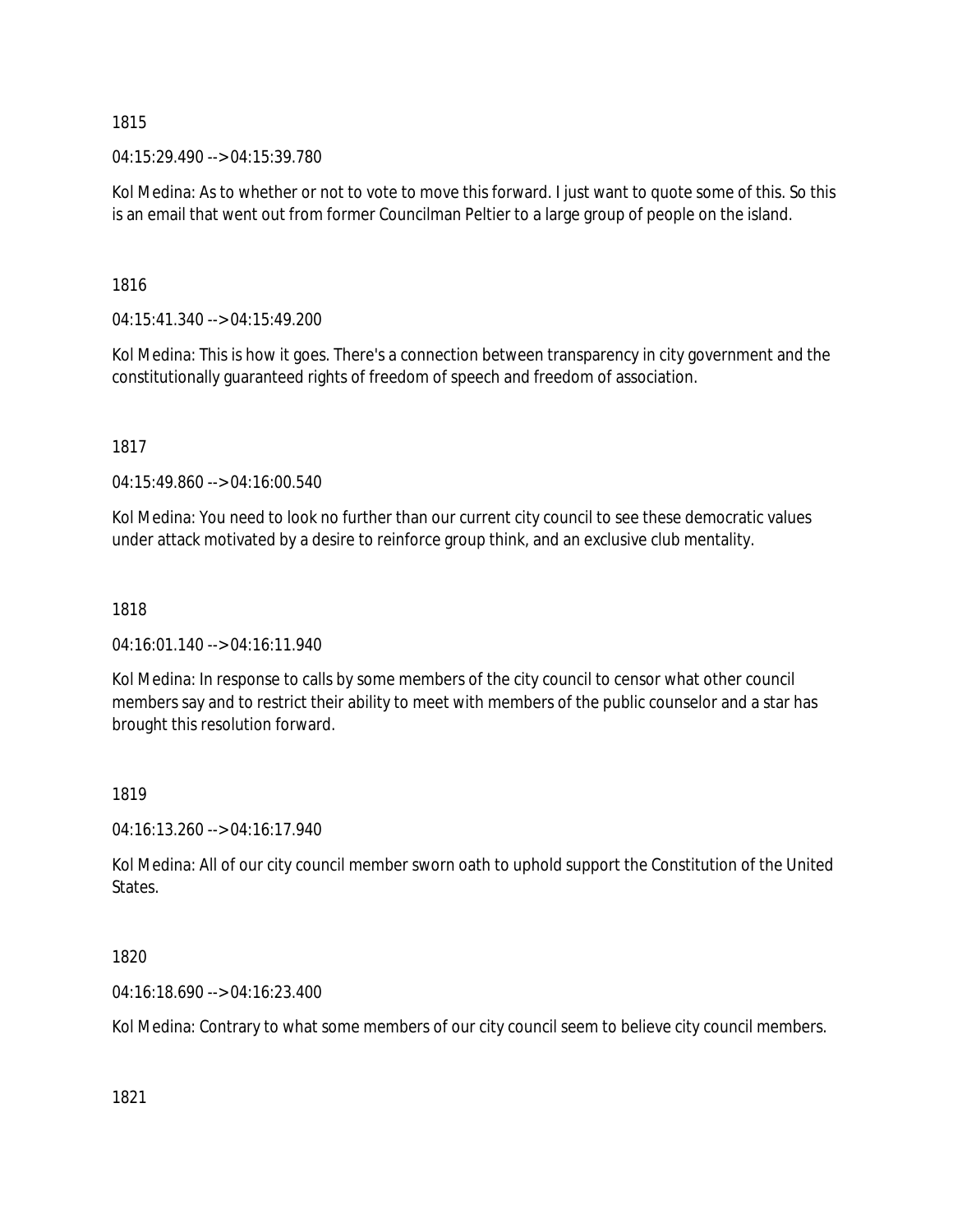1815

04:15:29.490 --> 04:15:39.780

Kol Medina: As to whether or not to vote to move this forward. I just want to quote some of this. So this is an email that went out from former Councilman Peltier to a large group of people on the island.

1816

04:15:41.340 --> 04:15:49.200

Kol Medina: This is how it goes. There's a connection between transparency in city government and the constitutionally guaranteed rights of freedom of speech and freedom of association.

1817

04:15:49.860 --> 04:16:00.540

Kol Medina: You need to look no further than our current city council to see these democratic values under attack motivated by a desire to reinforce group think, and an exclusive club mentality.

1818

04:16:01.140 --> 04:16:11.940

Kol Medina: In response to calls by some members of the city council to censor what other council members say and to restrict their ability to meet with members of the public counselor and a star has brought this resolution forward.

1819

04:16:13.260 --> 04:16:17.940

Kol Medina: All of our city council member sworn oath to uphold support the Constitution of the United States.

1820

04:16:18.690 --> 04:16:23.400

Kol Medina: Contrary to what some members of our city council seem to believe city council members.

1821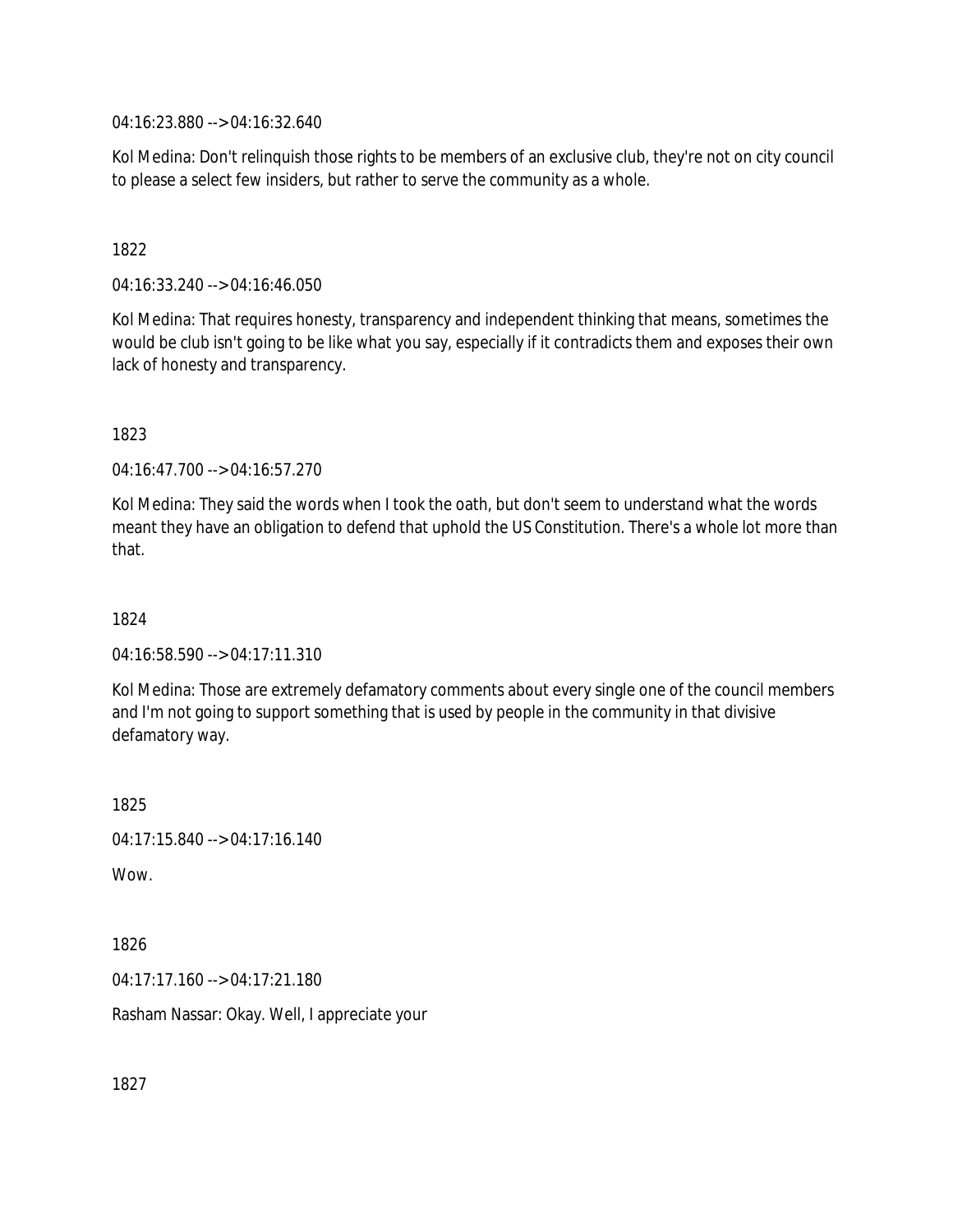04:16:23.880 --> 04:16:32.640

Kol Medina: Don't relinquish those rights to be members of an exclusive club, they're not on city council to please a select few insiders, but rather to serve the community as a whole.

1822

04:16:33.240 --> 04:16:46.050

Kol Medina: That requires honesty, transparency and independent thinking that means, sometimes the would be club isn't going to be like what you say, especially if it contradicts them and exposes their own lack of honesty and transparency.

1823

04:16:47.700 --> 04:16:57.270

Kol Medina: They said the words when I took the oath, but don't seem to understand what the words meant they have an obligation to defend that uphold the US Constitution. There's a whole lot more than that.

1824

04:16:58.590 --> 04:17:11.310

Kol Medina: Those are extremely defamatory comments about every single one of the council members and I'm not going to support something that is used by people in the community in that divisive defamatory way.

1825

04:17:15.840 --> 04:17:16.140

Wow.

1826

04:17:17.160 --> 04:17:21.180

Rasham Nassar: Okay. Well, I appreciate your

1827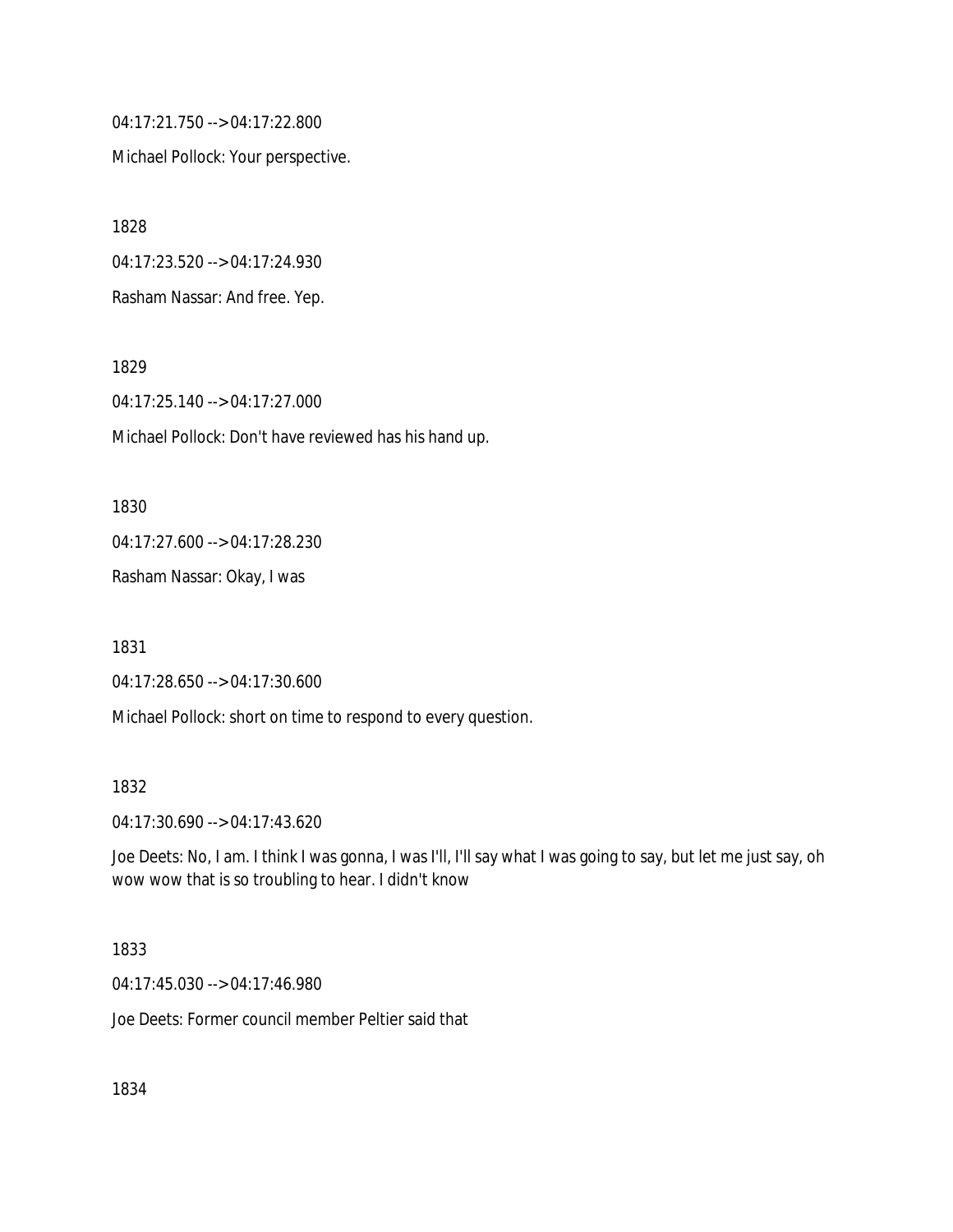04:17:21.750 --> 04:17:22.800

Michael Pollock: Your perspective.

1828

04:17:23.520 --> 04:17:24.930

Rasham Nassar: And free. Yep.

1829

04:17:25.140 --> 04:17:27.000

Michael Pollock: Don't have reviewed has his hand up.

1830

04:17:27.600 --> 04:17:28.230

Rasham Nassar: Okay, I was

1831

04:17:28.650 --> 04:17:30.600

Michael Pollock: short on time to respond to every question.

1832

04:17:30.690 --> 04:17:43.620

Joe Deets: No, I am. I think I was gonna, I was I'll, I'll say what I was going to say, but let me just say, oh wow wow that is so troubling to hear. I didn't know

1833

04:17:45.030 --> 04:17:46.980

Joe Deets: Former council member Peltier said that

1834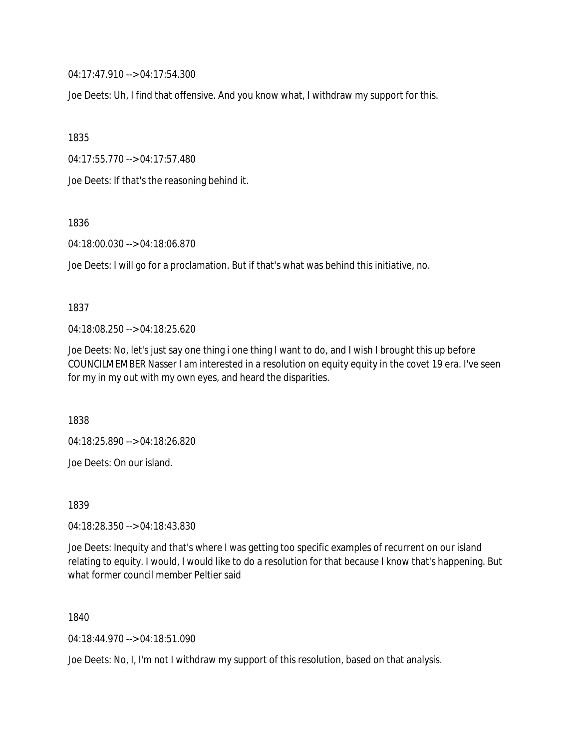04:17:47.910 --> 04:17:54.300

Joe Deets: Uh, I find that offensive. And you know what, I withdraw my support for this.

1835

04:17:55.770 --> 04:17:57.480

Joe Deets: If that's the reasoning behind it.

1836

04:18:00.030 --> 04:18:06.870

Joe Deets: I will go for a proclamation. But if that's what was behind this initiative, no.

1837

04:18:08.250 --> 04:18:25.620

Joe Deets: No, let's just say one thing i one thing I want to do, and I wish I brought this up before COUNCILMEMBER Nasser I am interested in a resolution on equity equity in the covet 19 era. I've seen for my in my out with my own eyes, and heard the disparities.

1838

04:18:25.890 --> 04:18:26.820

Joe Deets: On our island.

1839

04:18:28.350 --> 04:18:43.830

Joe Deets: Inequity and that's where I was getting too specific examples of recurrent on our island relating to equity. I would, I would like to do a resolution for that because I know that's happening. But what former council member Peltier said

1840

04:18:44.970 --> 04:18:51.090

Joe Deets: No, I, I'm not I withdraw my support of this resolution, based on that analysis.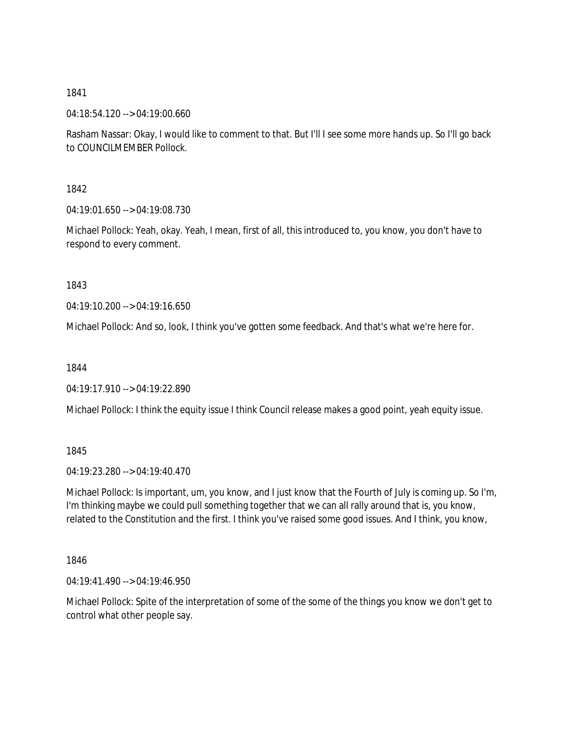1841

04:18:54.120 --> 04:19:00.660

Rasham Nassar: Okay, I would like to comment to that. But I'll I see some more hands up. So I'll go back to COUNCILMEMBER Pollock.

1842

04:19:01.650 --> 04:19:08.730

Michael Pollock: Yeah, okay. Yeah, I mean, first of all, this introduced to, you know, you don't have to respond to every comment.

1843

04:19:10.200 --> 04:19:16.650

Michael Pollock: And so, look, I think you've gotten some feedback. And that's what we're here for.

1844

04:19:17.910 --> 04:19:22.890

Michael Pollock: I think the equity issue I think Council release makes a good point, yeah equity issue.

1845

04:19:23.280 --> 04:19:40.470

Michael Pollock: Is important, um, you know, and I just know that the Fourth of July is coming up. So I'm, I'm thinking maybe we could pull something together that we can all rally around that is, you know, related to the Constitution and the first. I think you've raised some good issues. And I think, you know,

1846

04:19:41.490 --> 04:19:46.950

Michael Pollock: Spite of the interpretation of some of the some of the things you know we don't get to control what other people say.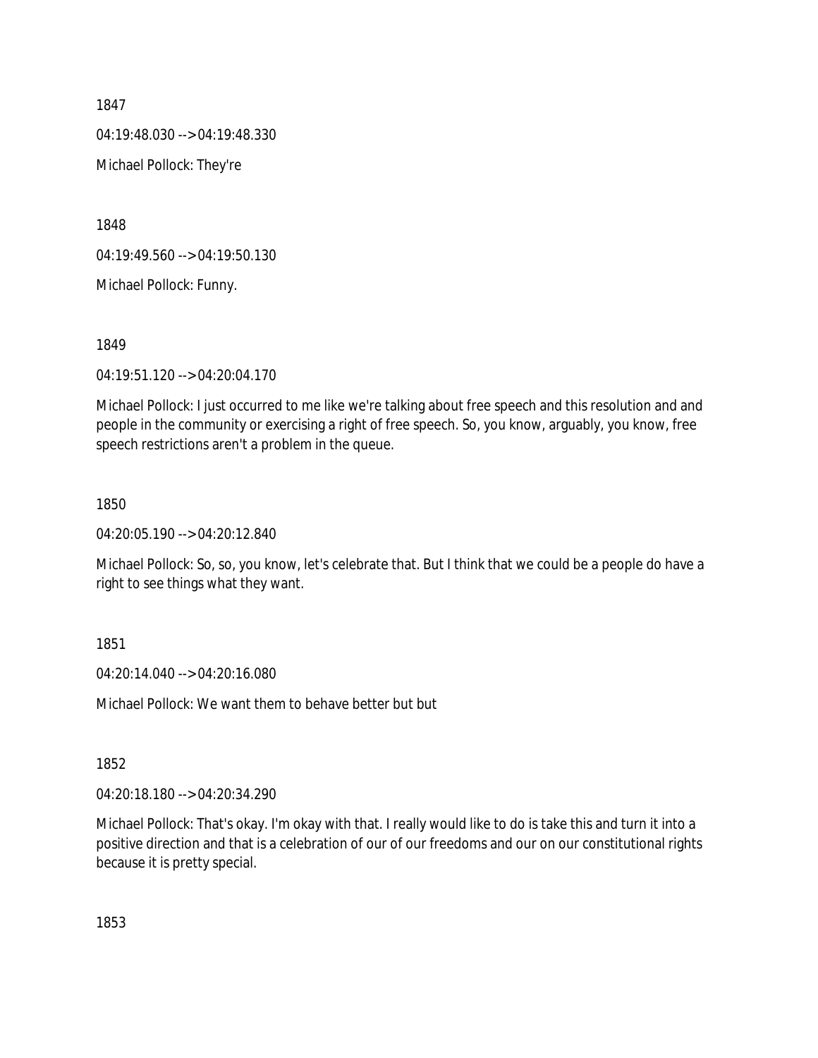1847

04:19:48.030 --> 04:19:48.330

Michael Pollock: They're

1848

04:19:49.560 --> 04:19:50.130

Michael Pollock: Funny.

1849

04:19:51.120 --> 04:20:04.170

Michael Pollock: I just occurred to me like we're talking about free speech and this resolution and and people in the community or exercising a right of free speech. So, you know, arguably, you know, free speech restrictions aren't a problem in the queue.

1850

04:20:05.190 --> 04:20:12.840

Michael Pollock: So, so, you know, let's celebrate that. But I think that we could be a people do have a right to see things what they want.

1851

04:20:14.040 --> 04:20:16.080

Michael Pollock: We want them to behave better but but

1852

04:20:18.180 --> 04:20:34.290

Michael Pollock: That's okay. I'm okay with that. I really would like to do is take this and turn it into a positive direction and that is a celebration of our of our freedoms and our on our constitutional rights because it is pretty special.

1853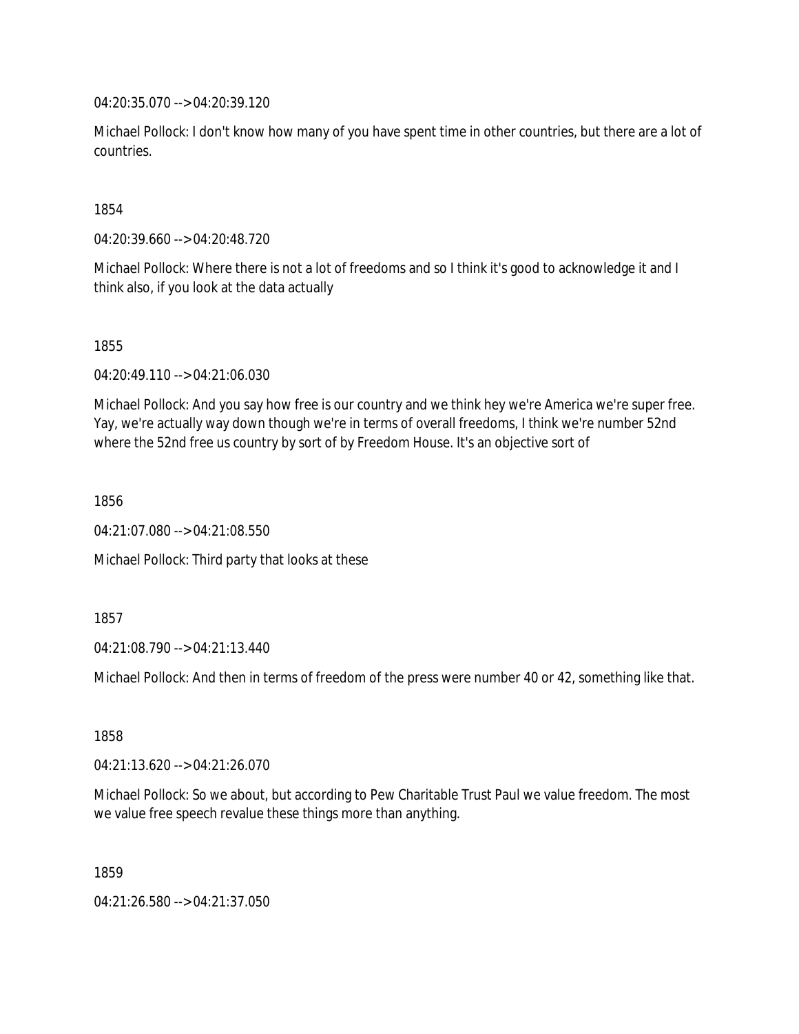04:20:35.070 --> 04:20:39.120

Michael Pollock: I don't know how many of you have spent time in other countries, but there are a lot of countries.

1854

04:20:39.660 --> 04:20:48.720

Michael Pollock: Where there is not a lot of freedoms and so I think it's good to acknowledge it and I think also, if you look at the data actually

1855

04:20:49.110 --> 04:21:06.030

Michael Pollock: And you say how free is our country and we think hey we're America we're super free. Yay, we're actually way down though we're in terms of overall freedoms, I think we're number 52nd where the 52nd free us country by sort of by Freedom House. It's an objective sort of

1856

04:21:07.080 --> 04:21:08.550

Michael Pollock: Third party that looks at these

1857

04:21:08.790 --> 04:21:13.440

Michael Pollock: And then in terms of freedom of the press were number 40 or 42, something like that.

1858

04:21:13.620 --> 04:21:26.070

Michael Pollock: So we about, but according to Pew Charitable Trust Paul we value freedom. The most we value free speech revalue these things more than anything.

1859

04:21:26.580 --> 04:21:37.050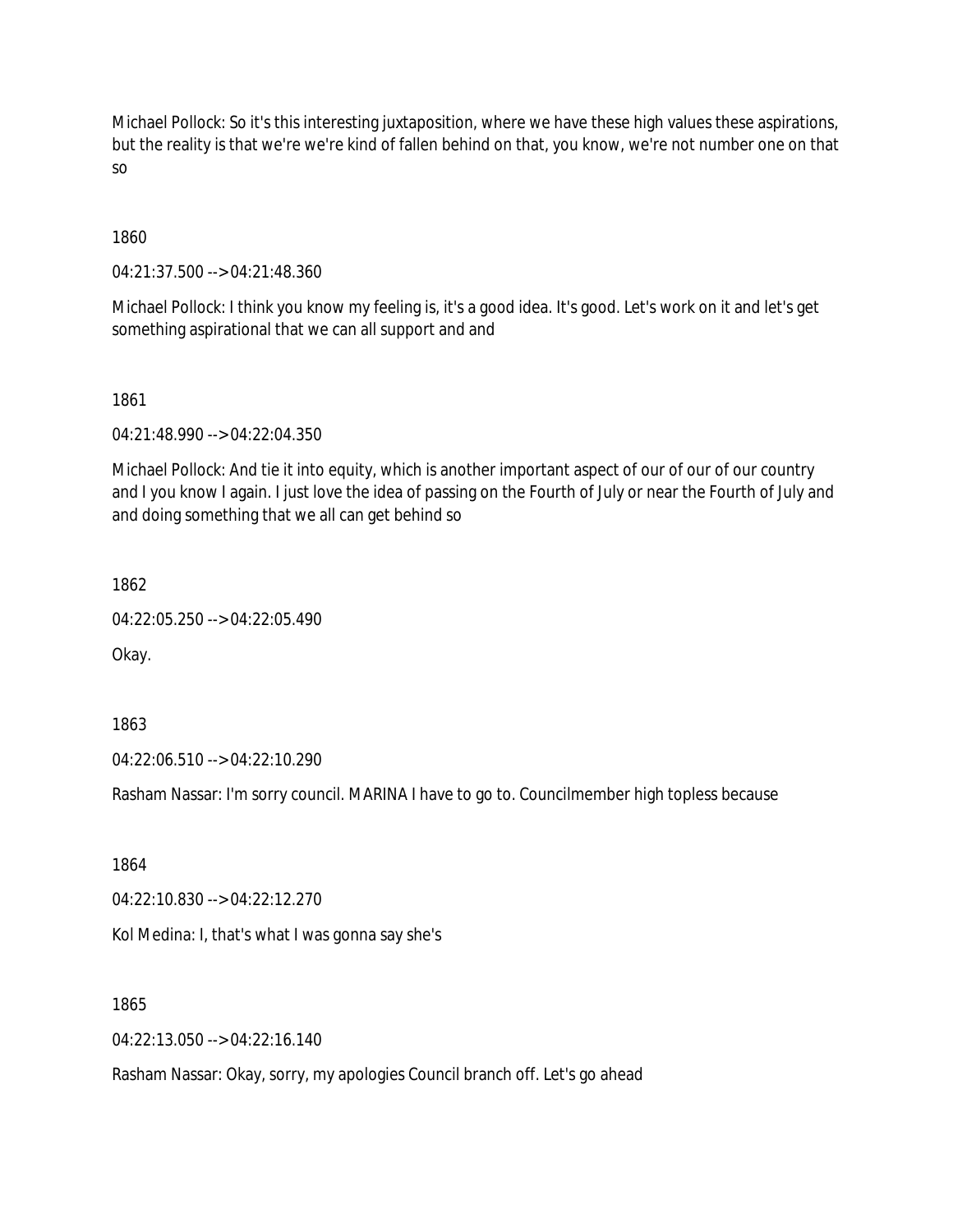Michael Pollock: So it's this interesting juxtaposition, where we have these high values these aspirations, but the reality is that we're we're kind of fallen behind on that, you know, we're not number one on that so

1860

04:21:37.500 --> 04:21:48.360

Michael Pollock: I think you know my feeling is, it's a good idea. It's good. Let's work on it and let's get something aspirational that we can all support and and

1861

04:21:48.990 --> 04:22:04.350

Michael Pollock: And tie it into equity, which is another important aspect of our of our of our country and I you know I again. I just love the idea of passing on the Fourth of July or near the Fourth of July and and doing something that we all can get behind so

1862

04:22:05.250 --> 04:22:05.490

Okay.

1863

04:22:06.510 --> 04:22:10.290

Rasham Nassar: I'm sorry council. MARINA I have to go to. Councilmember high topless because

1864

04:22:10.830 --> 04:22:12.270

Kol Medina: I, that's what I was gonna say she's

1865

04:22:13.050 --> 04:22:16.140

Rasham Nassar: Okay, sorry, my apologies Council branch off. Let's go ahead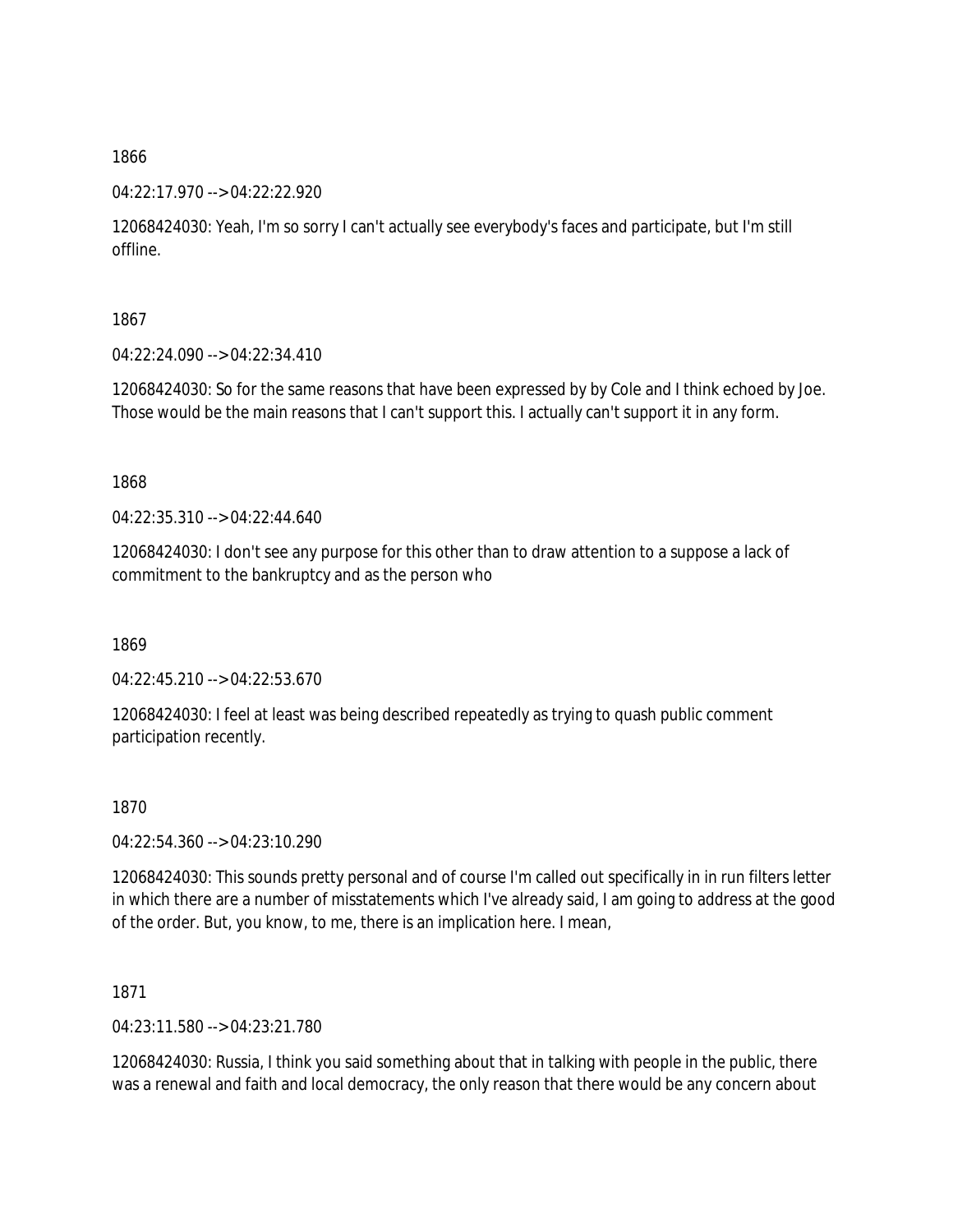1866

04:22:17.970 --> 04:22:22.920

12068424030: Yeah, I'm so sorry I can't actually see everybody's faces and participate, but I'm still offline.

1867

04:22:24.090 --> 04:22:34.410

12068424030: So for the same reasons that have been expressed by by Cole and I think echoed by Joe. Those would be the main reasons that I can't support this. I actually can't support it in any form.

1868

04:22:35.310 --> 04:22:44.640

12068424030: I don't see any purpose for this other than to draw attention to a suppose a lack of commitment to the bankruptcy and as the person who

1869

04:22:45.210 --> 04:22:53.670

12068424030: I feel at least was being described repeatedly as trying to quash public comment participation recently.

1870

04:22:54.360 --> 04:23:10.290

12068424030: This sounds pretty personal and of course I'm called out specifically in in run filters letter in which there are a number of misstatements which I've already said, I am going to address at the good of the order. But, you know, to me, there is an implication here. I mean,

1871

04:23:11.580 --> 04:23:21.780

12068424030: Russia, I think you said something about that in talking with people in the public, there was a renewal and faith and local democracy, the only reason that there would be any concern about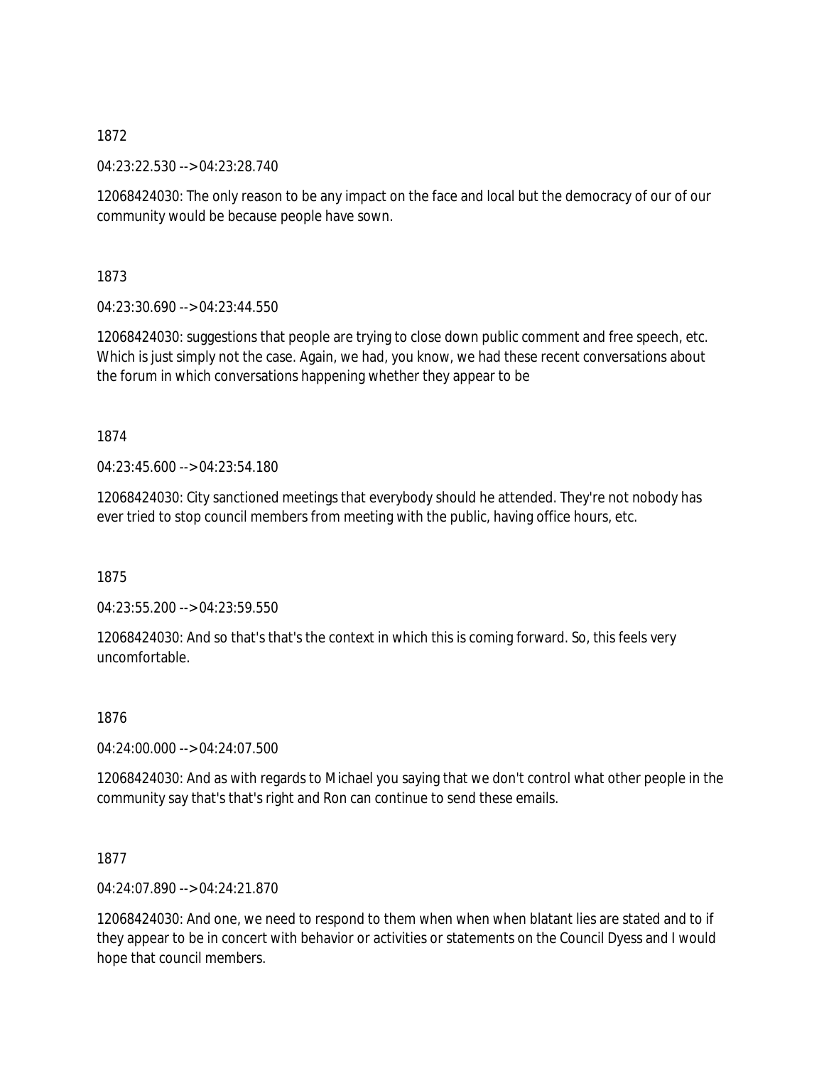1872

04:23:22.530 --> 04:23:28.740

12068424030: The only reason to be any impact on the face and local but the democracy of our of our community would be because people have sown.

1873

04:23:30.690 --> 04:23:44.550

12068424030: suggestions that people are trying to close down public comment and free speech, etc. Which is just simply not the case. Again, we had, you know, we had these recent conversations about the forum in which conversations happening whether they appear to be

1874

04:23:45.600 --> 04:23:54.180

12068424030: City sanctioned meetings that everybody should he attended. They're not nobody has ever tried to stop council members from meeting with the public, having office hours, etc.

1875

04:23:55.200 --> 04:23:59.550

12068424030: And so that's that's the context in which this is coming forward. So, this feels very uncomfortable.

1876

04:24:00.000 --> 04:24:07.500

12068424030: And as with regards to Michael you saying that we don't control what other people in the community say that's that's right and Ron can continue to send these emails.

1877

04:24:07.890 --> 04:24:21.870

12068424030: And one, we need to respond to them when when when blatant lies are stated and to if they appear to be in concert with behavior or activities or statements on the Council Dyess and I would hope that council members.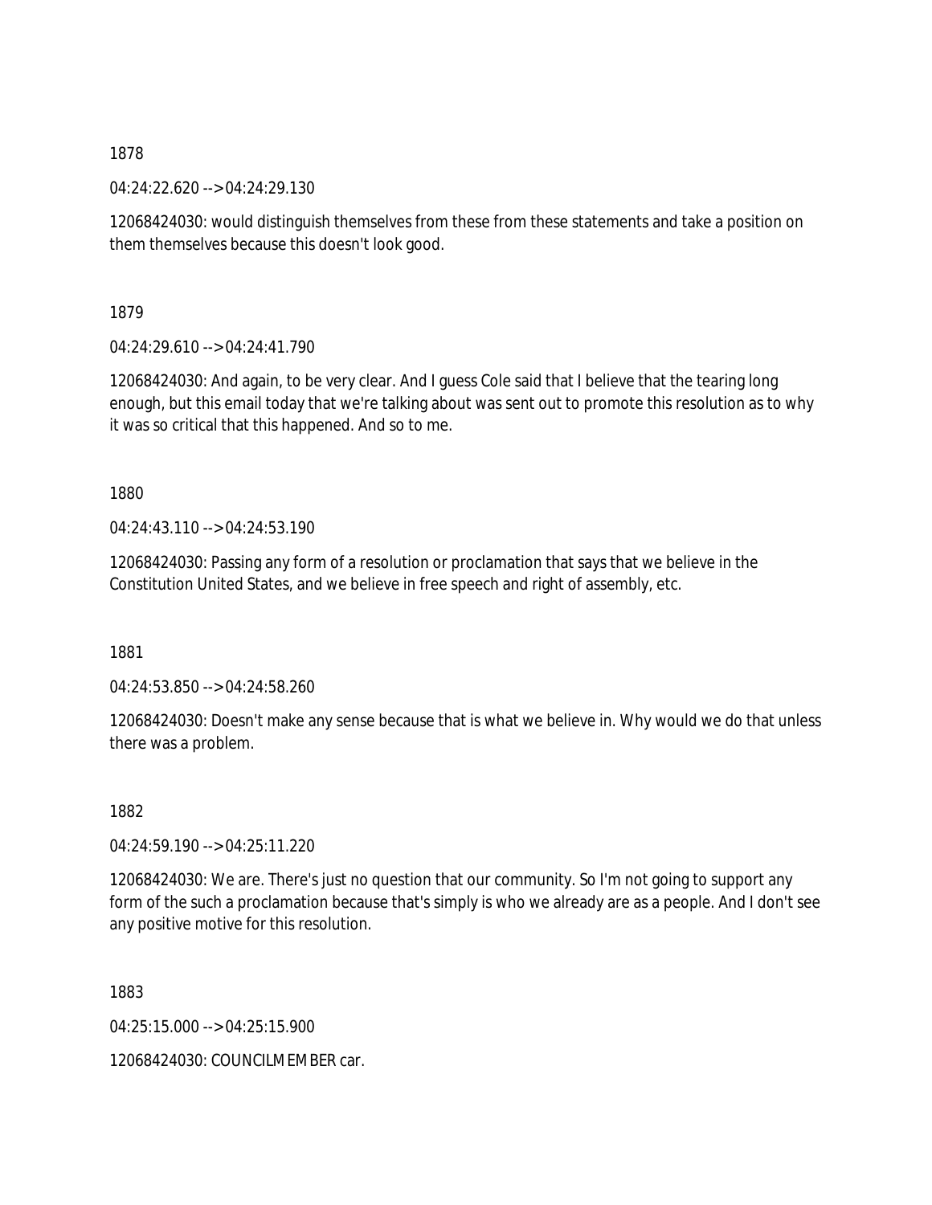1878

04:24:22.620 --> 04:24:29.130

12068424030: would distinguish themselves from these from these statements and take a position on them themselves because this doesn't look good.

1879

04:24:29.610 --> 04:24:41.790

12068424030: And again, to be very clear. And I guess Cole said that I believe that the tearing long enough, but this email today that we're talking about was sent out to promote this resolution as to why it was so critical that this happened. And so to me.

1880

04:24:43.110 --> 04:24:53.190

12068424030: Passing any form of a resolution or proclamation that says that we believe in the Constitution United States, and we believe in free speech and right of assembly, etc.

1881

04:24:53.850 --> 04:24:58.260

12068424030: Doesn't make any sense because that is what we believe in. Why would we do that unless there was a problem.

1882

04:24:59.190 --> 04:25:11.220

12068424030: We are. There's just no question that our community. So I'm not going to support any form of the such a proclamation because that's simply is who we already are as a people. And I don't see any positive motive for this resolution.

1883

04:25:15.000 --> 04:25:15.900

12068424030: COUNCILMEMBER car.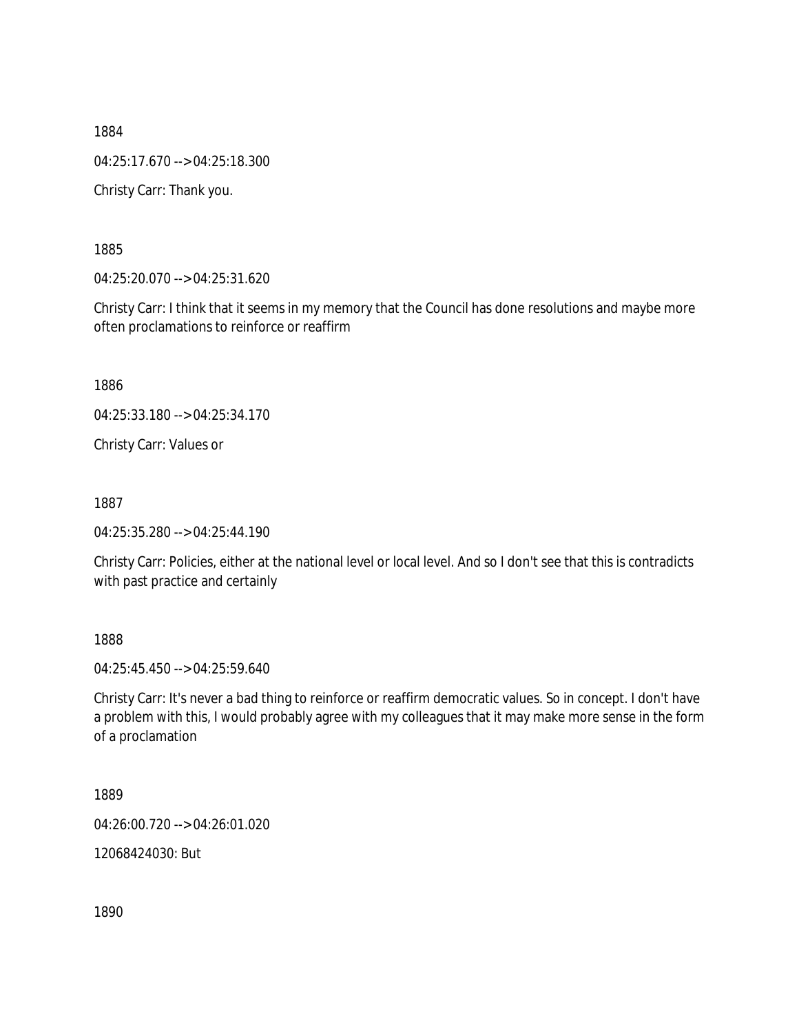1884

04:25:17.670 --> 04:25:18.300

Christy Carr: Thank you.

1885

04:25:20.070 --> 04:25:31.620

Christy Carr: I think that it seems in my memory that the Council has done resolutions and maybe more often proclamations to reinforce or reaffirm

1886

04:25:33.180 --> 04:25:34.170

Christy Carr: Values or

1887

04:25:35.280 --> 04:25:44.190

Christy Carr: Policies, either at the national level or local level. And so I don't see that this is contradicts with past practice and certainly

1888

04:25:45.450 --> 04:25:59.640

Christy Carr: It's never a bad thing to reinforce or reaffirm democratic values. So in concept. I don't have a problem with this, I would probably agree with my colleagues that it may make more sense in the form of a proclamation

1889

04:26:00.720 --> 04:26:01.020

12068424030: But

1890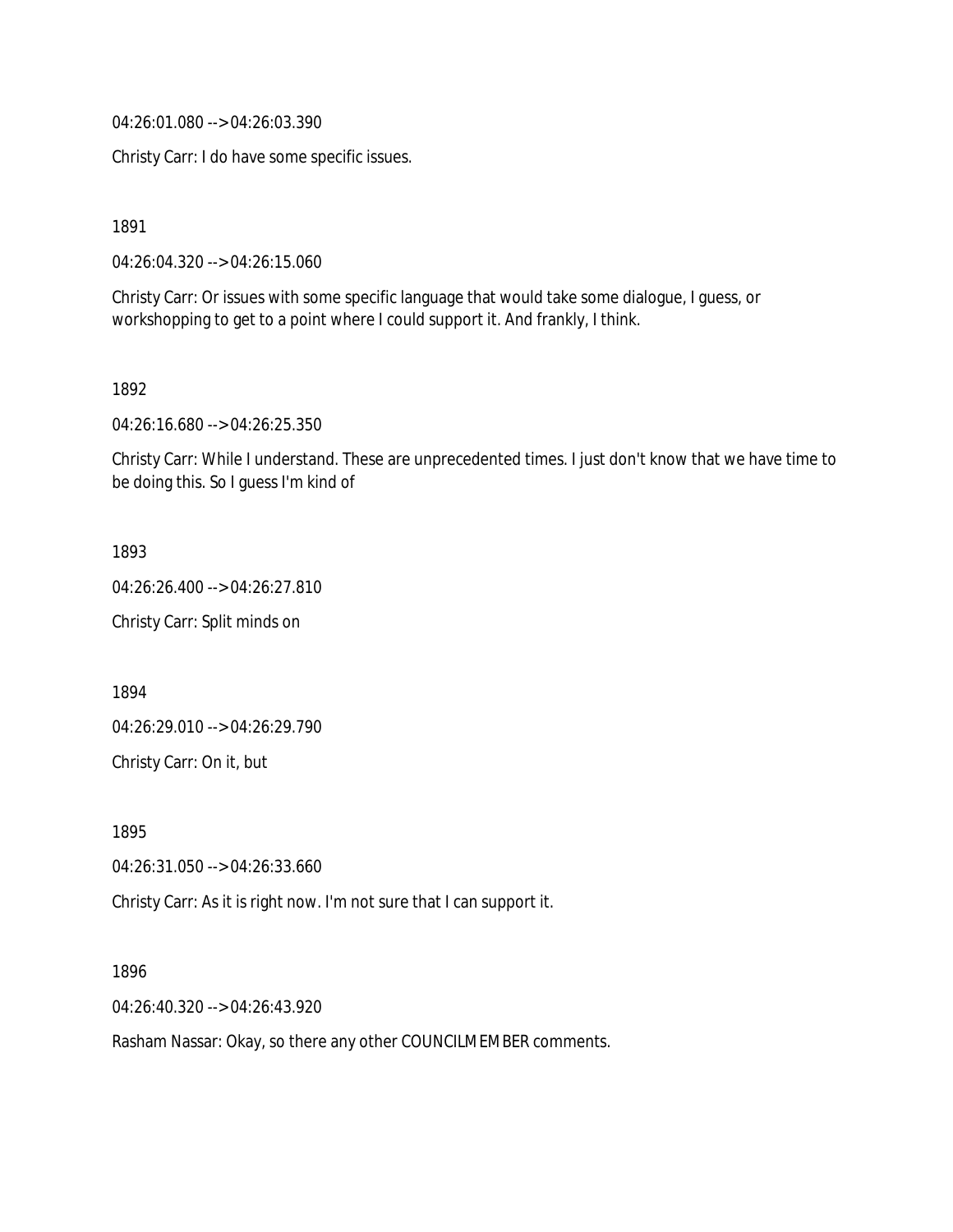04:26:01.080 --> 04:26:03.390

Christy Carr: I do have some specific issues.

1891

04:26:04.320 --> 04:26:15.060

Christy Carr: Or issues with some specific language that would take some dialogue, I guess, or workshopping to get to a point where I could support it. And frankly, I think.

1892

04:26:16.680 --> 04:26:25.350

Christy Carr: While I understand. These are unprecedented times. I just don't know that we have time to be doing this. So I guess I'm kind of

1893

04:26:26.400 --> 04:26:27.810

Christy Carr: Split minds on

1894

04:26:29.010 --> 04:26:29.790

Christy Carr: On it, but

1895

04:26:31.050 --> 04:26:33.660

Christy Carr: As it is right now. I'm not sure that I can support it.

1896

04:26:40.320 --> 04:26:43.920

Rasham Nassar: Okay, so there any other COUNCILMEMBER comments.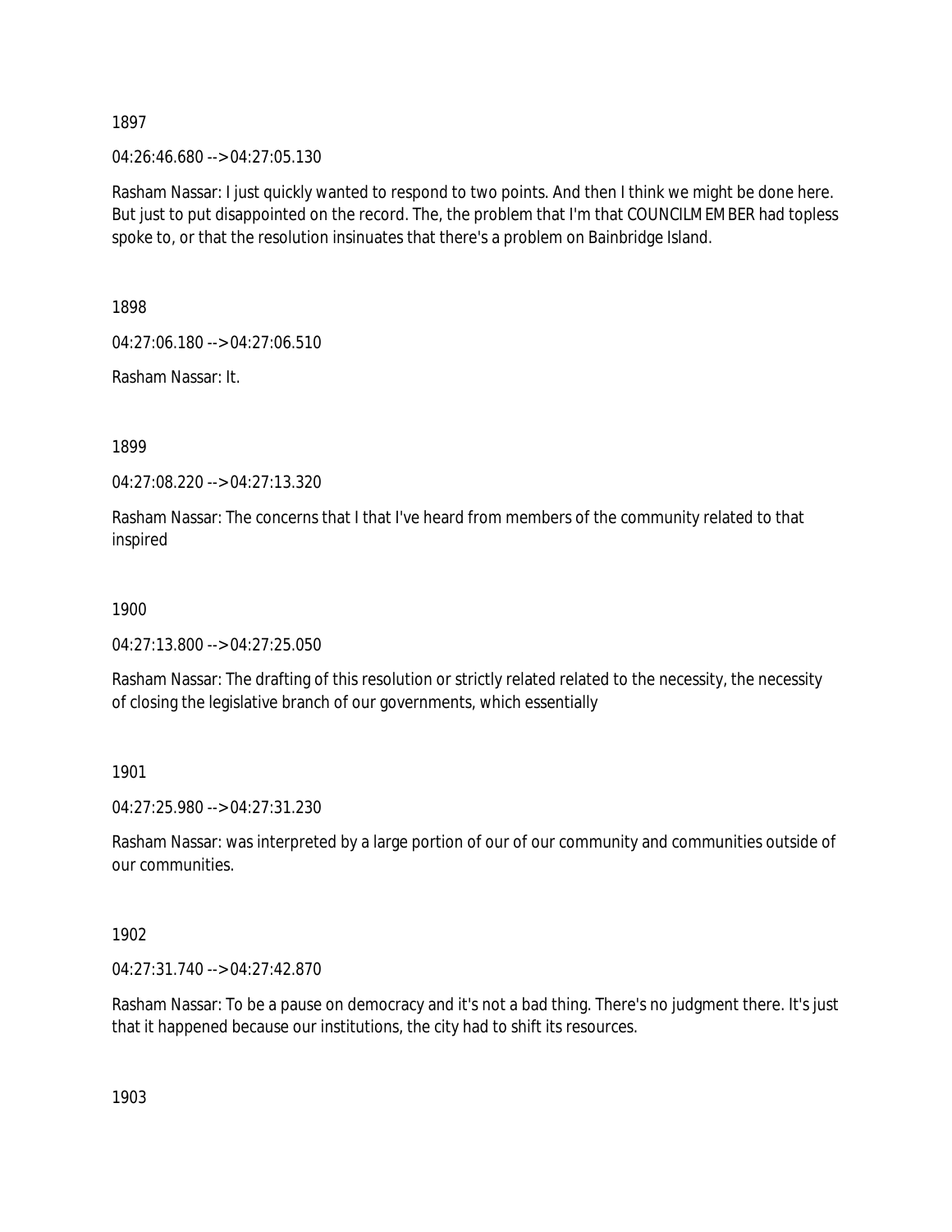1897

04:26:46.680 --> 04:27:05.130

Rasham Nassar: I just quickly wanted to respond to two points. And then I think we might be done here. But just to put disappointed on the record. The, the problem that I'm that COUNCILMEMBER had topless spoke to, or that the resolution insinuates that there's a problem on Bainbridge Island.

1898

04:27:06.180 --> 04:27:06.510

Rasham Nassar: It.

1899

04:27:08.220 --> 04:27:13.320

Rasham Nassar: The concerns that I that I've heard from members of the community related to that inspired

1900

04:27:13.800 --> 04:27:25.050

Rasham Nassar: The drafting of this resolution or strictly related related to the necessity, the necessity of closing the legislative branch of our governments, which essentially

1901

04:27:25.980 --> 04:27:31.230

Rasham Nassar: was interpreted by a large portion of our of our community and communities outside of our communities.

1902

04:27:31.740 --> 04:27:42.870

Rasham Nassar: To be a pause on democracy and it's not a bad thing. There's no judgment there. It's just that it happened because our institutions, the city had to shift its resources.

1903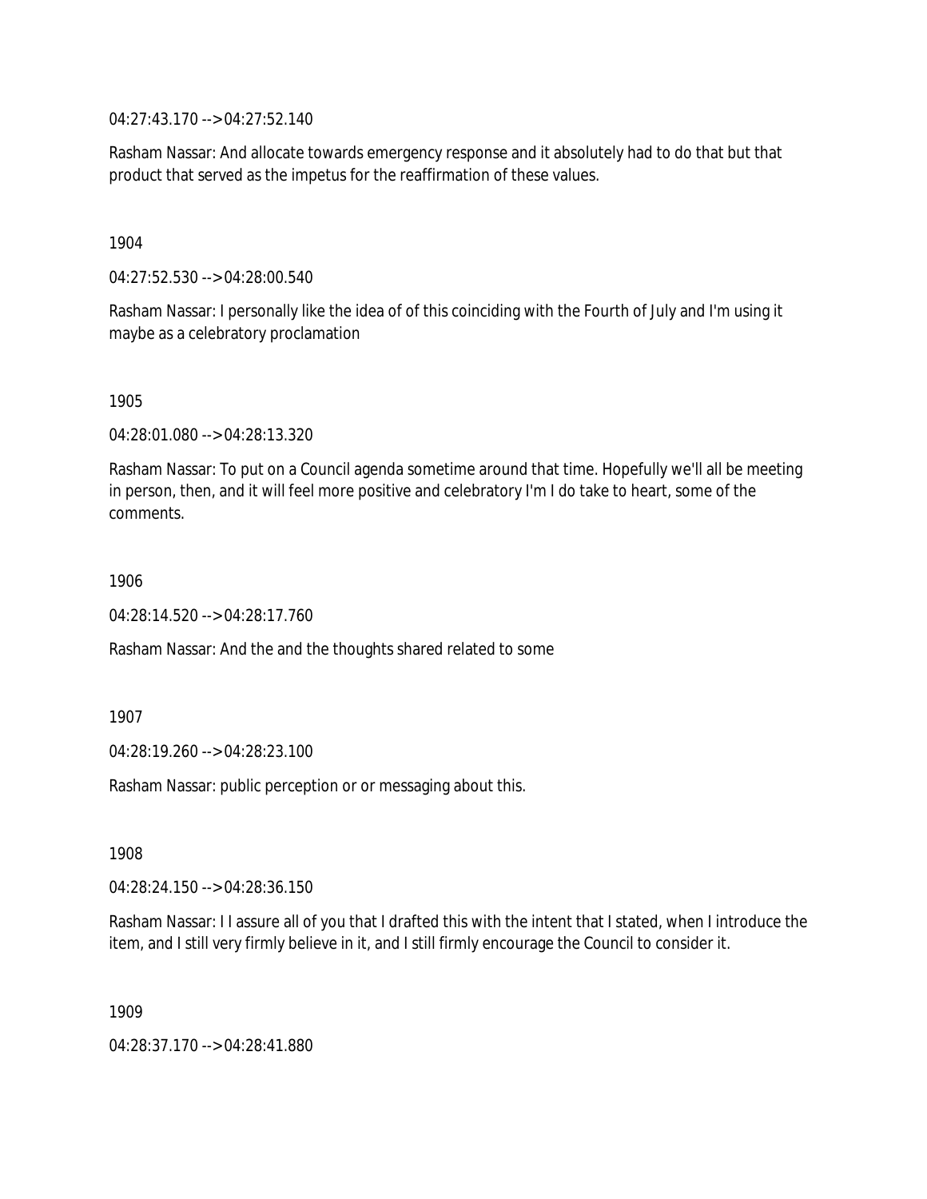04:27:43.170 --> 04:27:52.140

Rasham Nassar: And allocate towards emergency response and it absolutely had to do that but that product that served as the impetus for the reaffirmation of these values.

1904

04:27:52.530 --> 04:28:00.540

Rasham Nassar: I personally like the idea of of this coinciding with the Fourth of July and I'm using it maybe as a celebratory proclamation

1905

04:28:01.080 --> 04:28:13.320

Rasham Nassar: To put on a Council agenda sometime around that time. Hopefully we'll all be meeting in person, then, and it will feel more positive and celebratory I'm I do take to heart, some of the comments.

1906

04:28:14.520 --> 04:28:17.760

Rasham Nassar: And the and the thoughts shared related to some

1907

04:28:19.260 --> 04:28:23.100

Rasham Nassar: public perception or or messaging about this.

1908

04:28:24.150 --> 04:28:36.150

Rasham Nassar: I I assure all of you that I drafted this with the intent that I stated, when I introduce the item, and I still very firmly believe in it, and I still firmly encourage the Council to consider it.

1909

04:28:37.170 --> 04:28:41.880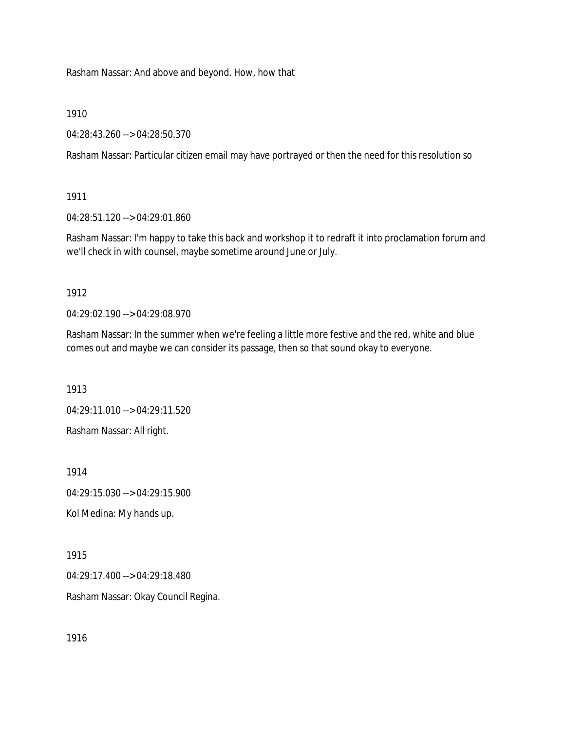Rasham Nassar: And above and beyond. How, how that

1910

04:28:43.260 --> 04:28:50.370

Rasham Nassar: Particular citizen email may have portrayed or then the need for this resolution so

1911

04:28:51.120 --> 04:29:01.860

Rasham Nassar: I'm happy to take this back and workshop it to redraft it into proclamation forum and we'll check in with counsel, maybe sometime around June or July.

1912

04:29:02.190 --> 04:29:08.970

Rasham Nassar: In the summer when we're feeling a little more festive and the red, white and blue comes out and maybe we can consider its passage, then so that sound okay to everyone.

1913

04:29:11.010 --> 04:29:11.520

Rasham Nassar: All right.

1914

04:29:15.030 --> 04:29:15.900

Kol Medina: My hands up.

1915

04:29:17.400 --> 04:29:18.480

Rasham Nassar: Okay Council Regina.

1916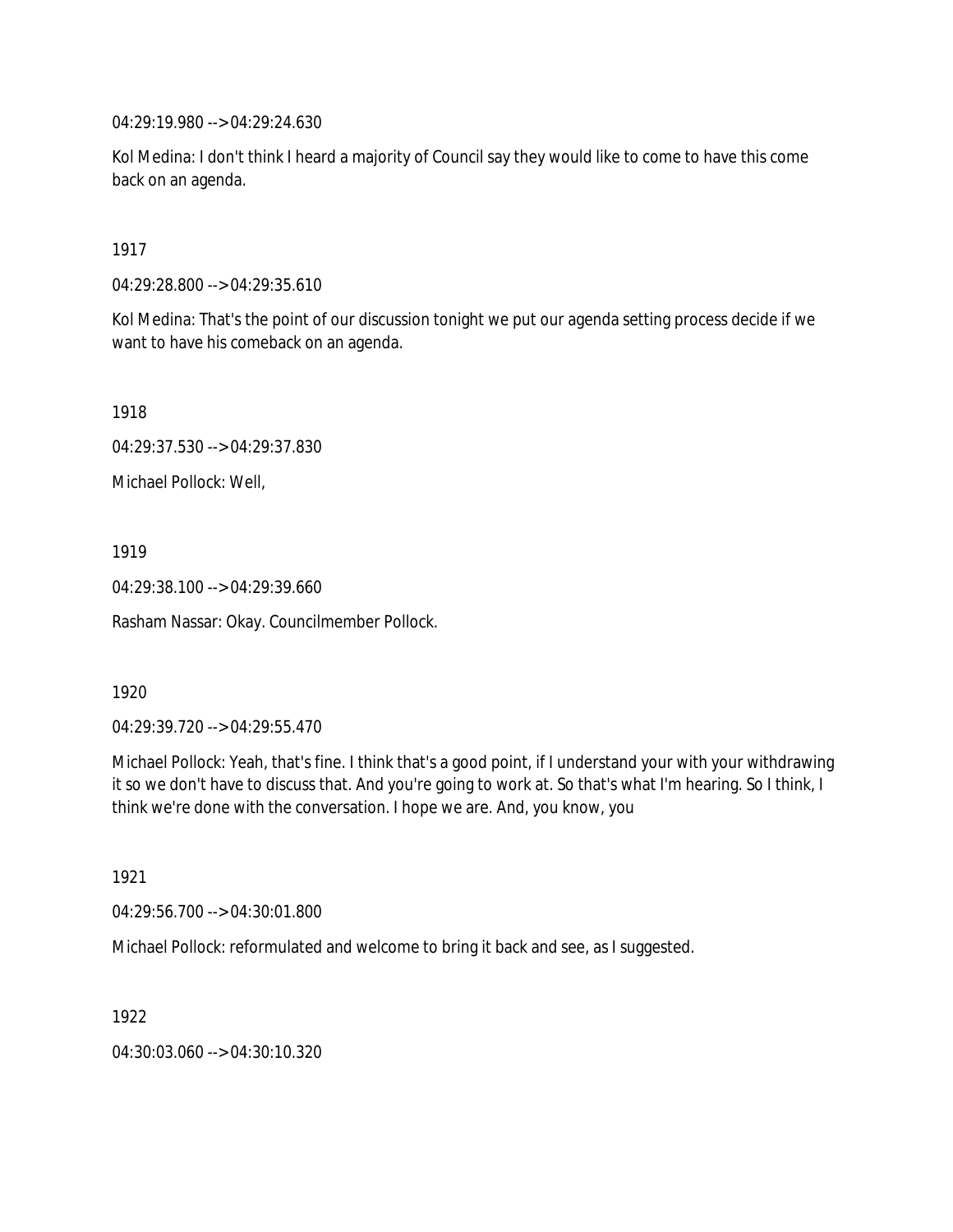04:29:19.980 --> 04:29:24.630

Kol Medina: I don't think I heard a majority of Council say they would like to come to have this come back on an agenda.

1917

04:29:28.800 --> 04:29:35.610

Kol Medina: That's the point of our discussion tonight we put our agenda setting process decide if we want to have his comeback on an agenda.

1918

04:29:37.530 --> 04:29:37.830

Michael Pollock: Well,

1919

04:29:38.100 --> 04:29:39.660

Rasham Nassar: Okay. Councilmember Pollock.

1920

04:29:39.720 --> 04:29:55.470

Michael Pollock: Yeah, that's fine. I think that's a good point, if I understand your with your withdrawing it so we don't have to discuss that. And you're going to work at. So that's what I'm hearing. So I think, I think we're done with the conversation. I hope we are. And, you know, you

1921

04:29:56.700 --> 04:30:01.800

Michael Pollock: reformulated and welcome to bring it back and see, as I suggested.

1922

04:30:03.060 --> 04:30:10.320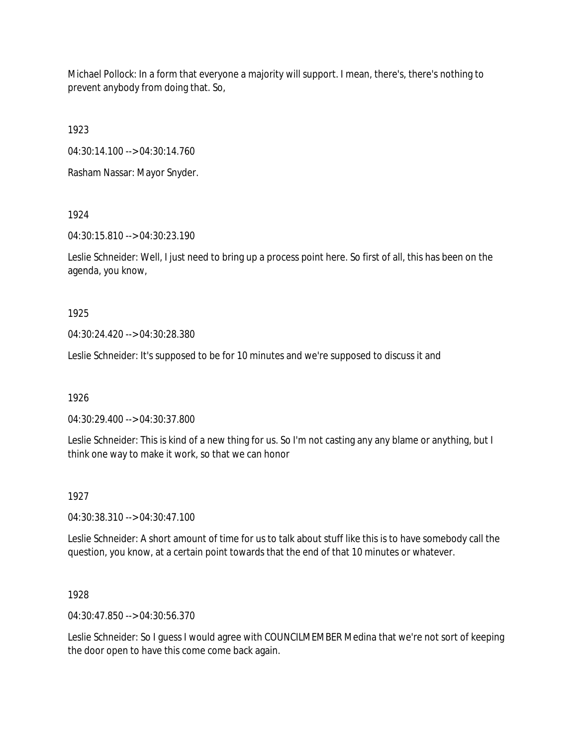Michael Pollock: In a form that everyone a majority will support. I mean, there's, there's nothing to prevent anybody from doing that. So,

1923

04:30:14.100 --> 04:30:14.760

Rasham Nassar: Mayor Snyder.

1924

04:30:15.810 --> 04:30:23.190

Leslie Schneider: Well, I just need to bring up a process point here. So first of all, this has been on the agenda, you know,

1925

04:30:24.420 --> 04:30:28.380

Leslie Schneider: It's supposed to be for 10 minutes and we're supposed to discuss it and

1926

04:30:29.400 --> 04:30:37.800

Leslie Schneider: This is kind of a new thing for us. So I'm not casting any any blame or anything, but I think one way to make it work, so that we can honor

1927

04:30:38.310 --> 04:30:47.100

Leslie Schneider: A short amount of time for us to talk about stuff like this is to have somebody call the question, you know, at a certain point towards that the end of that 10 minutes or whatever.

1928

04:30:47.850 --> 04:30:56.370

Leslie Schneider: So I guess I would agree with COUNCILMEMBER Medina that we're not sort of keeping the door open to have this come come back again.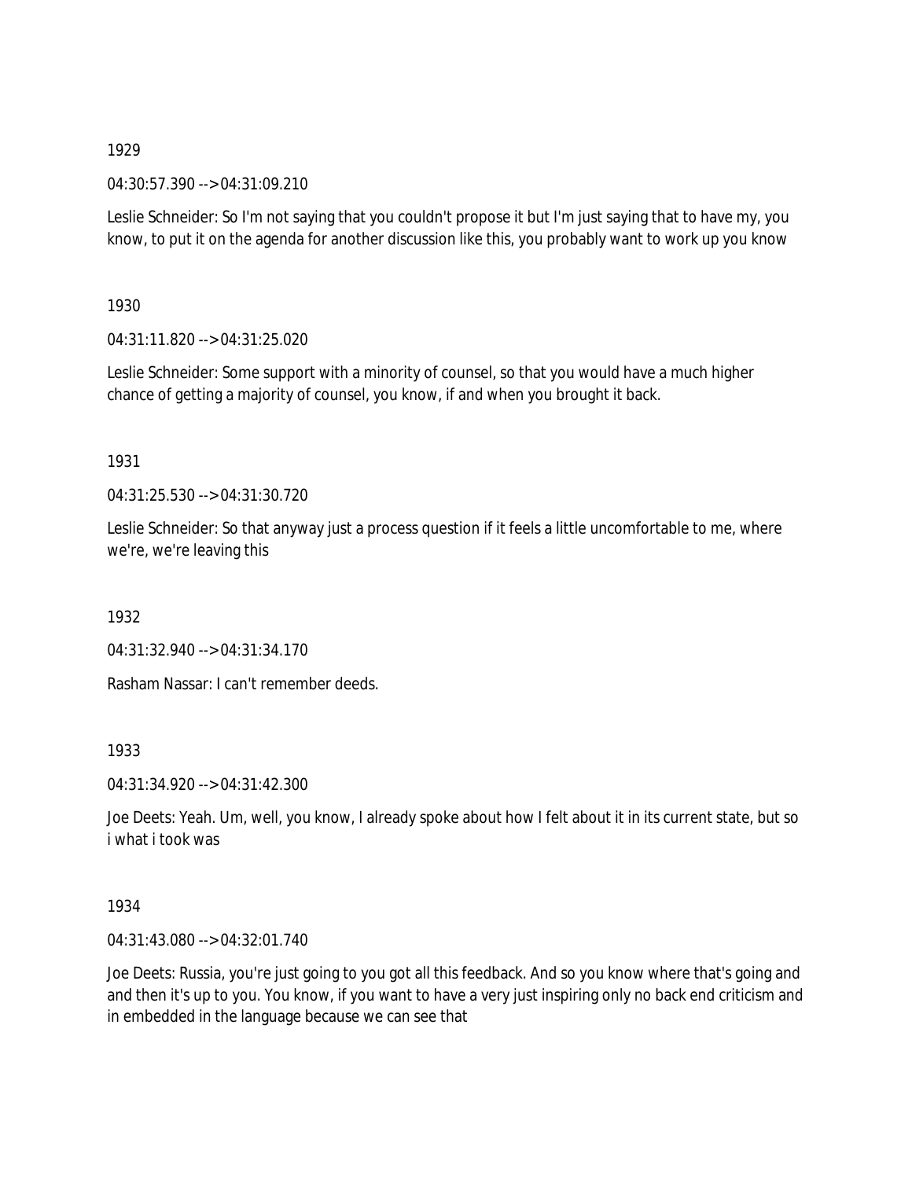1929

04:30:57.390 --> 04:31:09.210

Leslie Schneider: So I'm not saying that you couldn't propose it but I'm just saying that to have my, you know, to put it on the agenda for another discussion like this, you probably want to work up you know

1930

04:31:11.820 --> 04:31:25.020

Leslie Schneider: Some support with a minority of counsel, so that you would have a much higher chance of getting a majority of counsel, you know, if and when you brought it back.

1931

04:31:25.530 --> 04:31:30.720

Leslie Schneider: So that anyway just a process question if it feels a little uncomfortable to me, where we're, we're leaving this

1932

04:31:32.940 --> 04:31:34.170

Rasham Nassar: I can't remember deeds.

1933

04:31:34.920 --> 04:31:42.300

Joe Deets: Yeah. Um, well, you know, I already spoke about how I felt about it in its current state, but so i what i took was

1934

04:31:43.080 --> 04:32:01.740

Joe Deets: Russia, you're just going to you got all this feedback. And so you know where that's going and and then it's up to you. You know, if you want to have a very just inspiring only no back end criticism and in embedded in the language because we can see that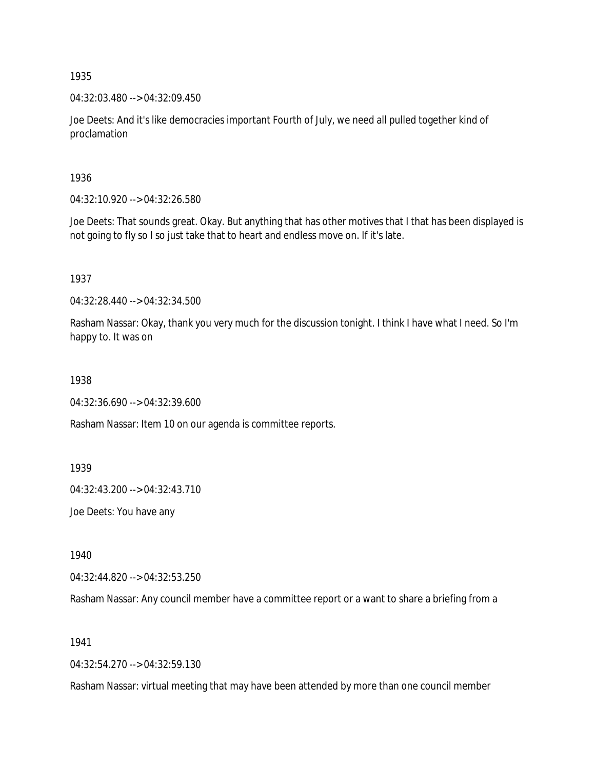1935

04:32:03.480 --> 04:32:09.450

Joe Deets: And it's like democracies important Fourth of July, we need all pulled together kind of proclamation

1936

04:32:10.920 --> 04:32:26.580

Joe Deets: That sounds great. Okay. But anything that has other motives that I that has been displayed is not going to fly so I so just take that to heart and endless move on. If it's late.

1937

04:32:28.440 --> 04:32:34.500

Rasham Nassar: Okay, thank you very much for the discussion tonight. I think I have what I need. So I'm happy to. It was on

1938

04:32:36.690 --> 04:32:39.600

Rasham Nassar: Item 10 on our agenda is committee reports.

1939

04:32:43.200 --> 04:32:43.710

Joe Deets: You have any

1940

04:32:44.820 --> 04:32:53.250

Rasham Nassar: Any council member have a committee report or a want to share a briefing from a

1941

04:32:54.270 --> 04:32:59.130

Rasham Nassar: virtual meeting that may have been attended by more than one council member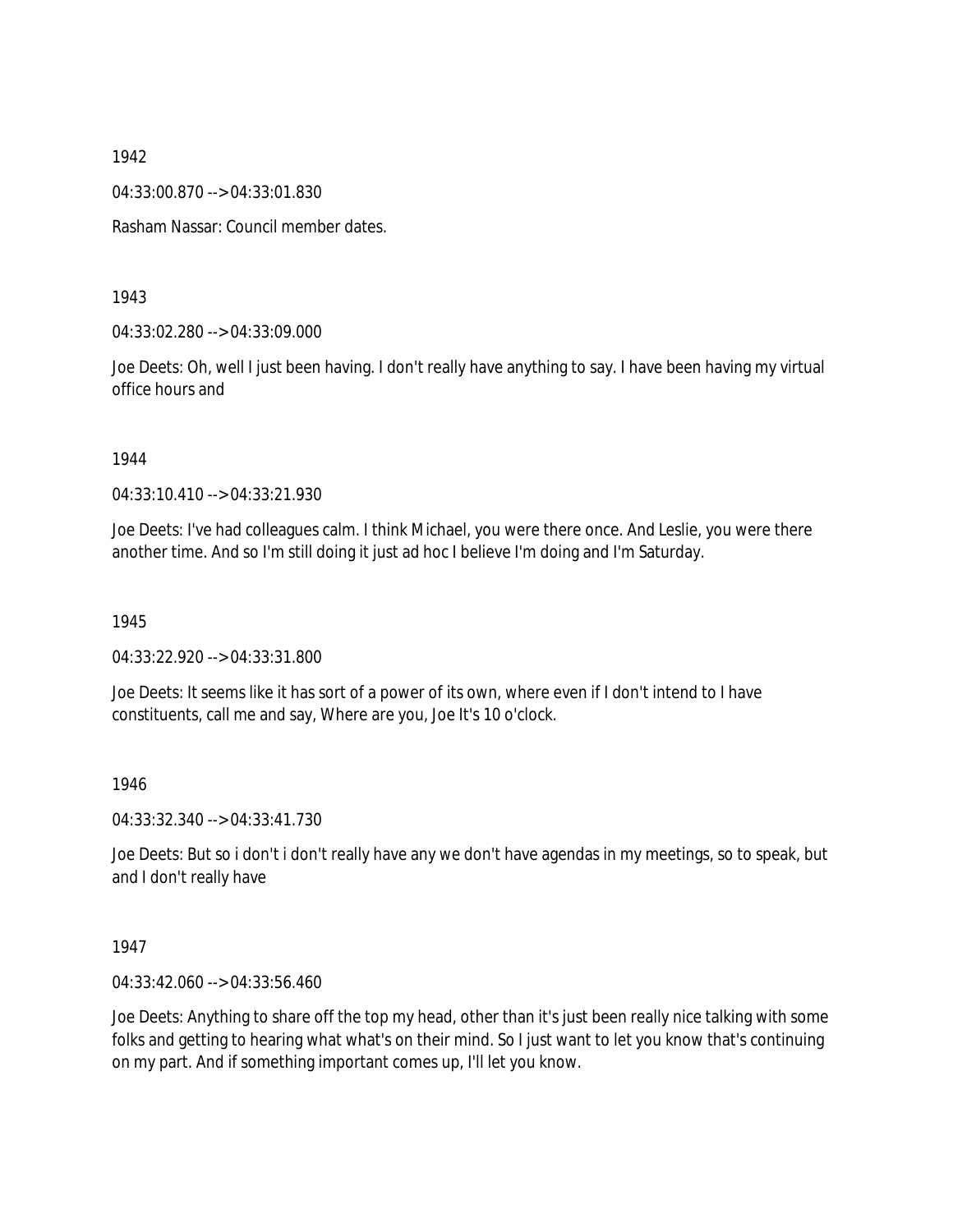1942

04:33:00.870 --> 04:33:01.830

Rasham Nassar: Council member dates.

1943

04:33:02.280 --> 04:33:09.000

Joe Deets: Oh, well I just been having. I don't really have anything to say. I have been having my virtual office hours and

1944

04:33:10.410 --> 04:33:21.930

Joe Deets: I've had colleagues calm. I think Michael, you were there once. And Leslie, you were there another time. And so I'm still doing it just ad hoc I believe I'm doing and I'm Saturday.

1945

04:33:22.920 --> 04:33:31.800

Joe Deets: It seems like it has sort of a power of its own, where even if I don't intend to I have constituents, call me and say, Where are you, Joe It's 10 o'clock.

1946

04:33:32.340 --> 04:33:41.730

Joe Deets: But so i don't i don't really have any we don't have agendas in my meetings, so to speak, but and I don't really have

1947

04:33:42.060 --> 04:33:56.460

Joe Deets: Anything to share off the top my head, other than it's just been really nice talking with some folks and getting to hearing what what's on their mind. So I just want to let you know that's continuing on my part. And if something important comes up, I'll let you know.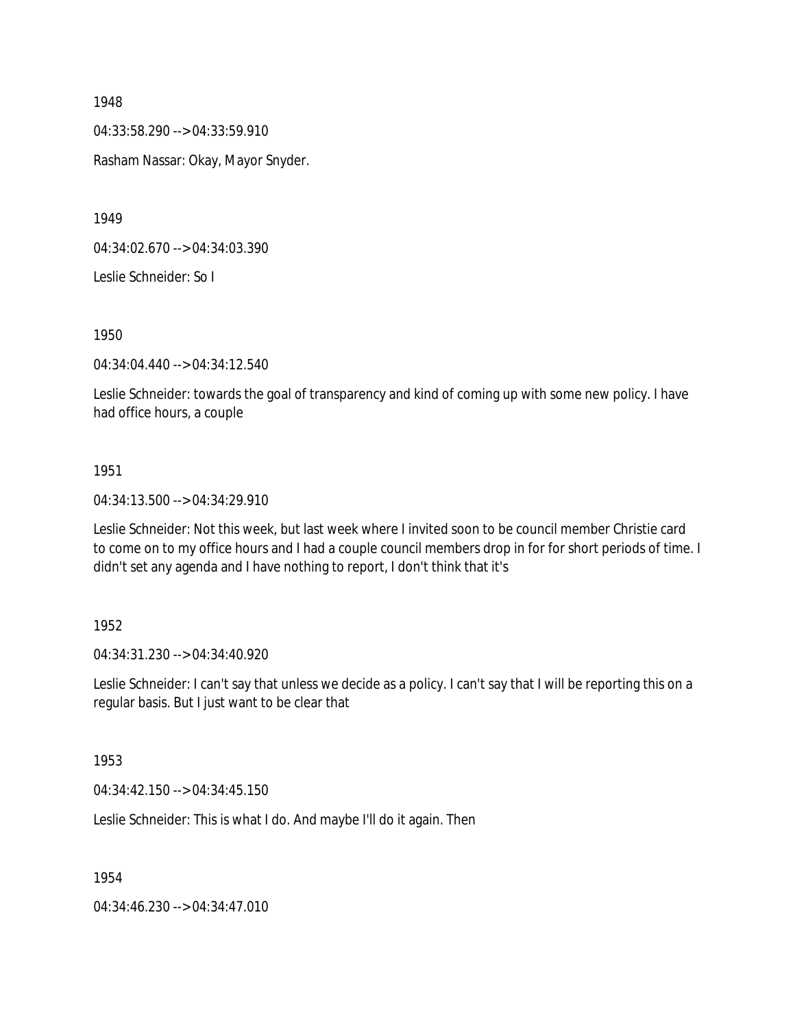1948

04:33:58.290 --> 04:33:59.910

Rasham Nassar: Okay, Mayor Snyder.

1949

04:34:02.670 --> 04:34:03.390

Leslie Schneider: So I

1950

04:34:04.440 --> 04:34:12.540

Leslie Schneider: towards the goal of transparency and kind of coming up with some new policy. I have had office hours, a couple

1951

04:34:13.500 --> 04:34:29.910

Leslie Schneider: Not this week, but last week where I invited soon to be council member Christie card to come on to my office hours and I had a couple council members drop in for for short periods of time. I didn't set any agenda and I have nothing to report, I don't think that it's

1952

04:34:31.230 --> 04:34:40.920

Leslie Schneider: I can't say that unless we decide as a policy. I can't say that I will be reporting this on a regular basis. But I just want to be clear that

1953

04:34:42.150 --> 04:34:45.150

Leslie Schneider: This is what I do. And maybe I'll do it again. Then

1954

04:34:46.230 --> 04:34:47.010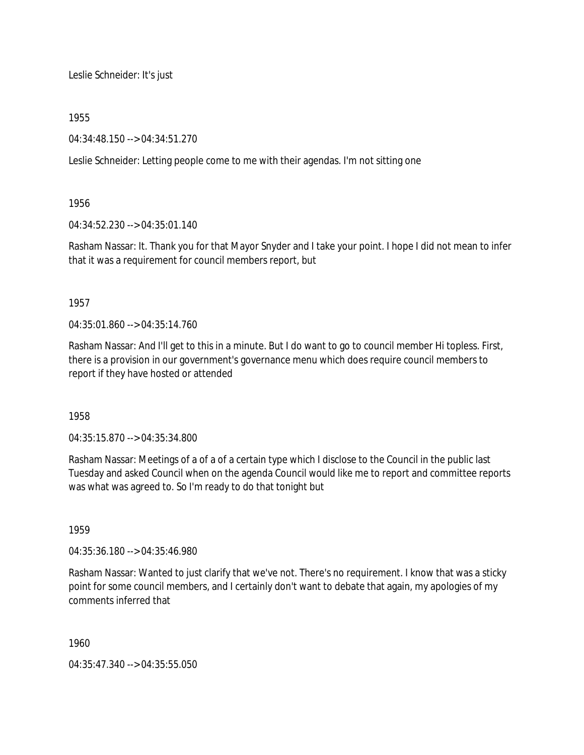Leslie Schneider: It's just

1955

04:34:48.150 --> 04:34:51.270

Leslie Schneider: Letting people come to me with their agendas. I'm not sitting one

1956

04:34:52.230 --> 04:35:01.140

Rasham Nassar: It. Thank you for that Mayor Snyder and I take your point. I hope I did not mean to infer that it was a requirement for council members report, but

1957

04:35:01.860 --> 04:35:14.760

Rasham Nassar: And I'll get to this in a minute. But I do want to go to council member Hi topless. First, there is a provision in our government's governance menu which does require council members to report if they have hosted or attended

1958

04:35:15.870 --> 04:35:34.800

Rasham Nassar: Meetings of a of a of a certain type which I disclose to the Council in the public last Tuesday and asked Council when on the agenda Council would like me to report and committee reports was what was agreed to. So I'm ready to do that tonight but

1959

04:35:36.180 --> 04:35:46.980

Rasham Nassar: Wanted to just clarify that we've not. There's no requirement. I know that was a sticky point for some council members, and I certainly don't want to debate that again, my apologies of my comments inferred that

1960

04:35:47.340 --> 04:35:55.050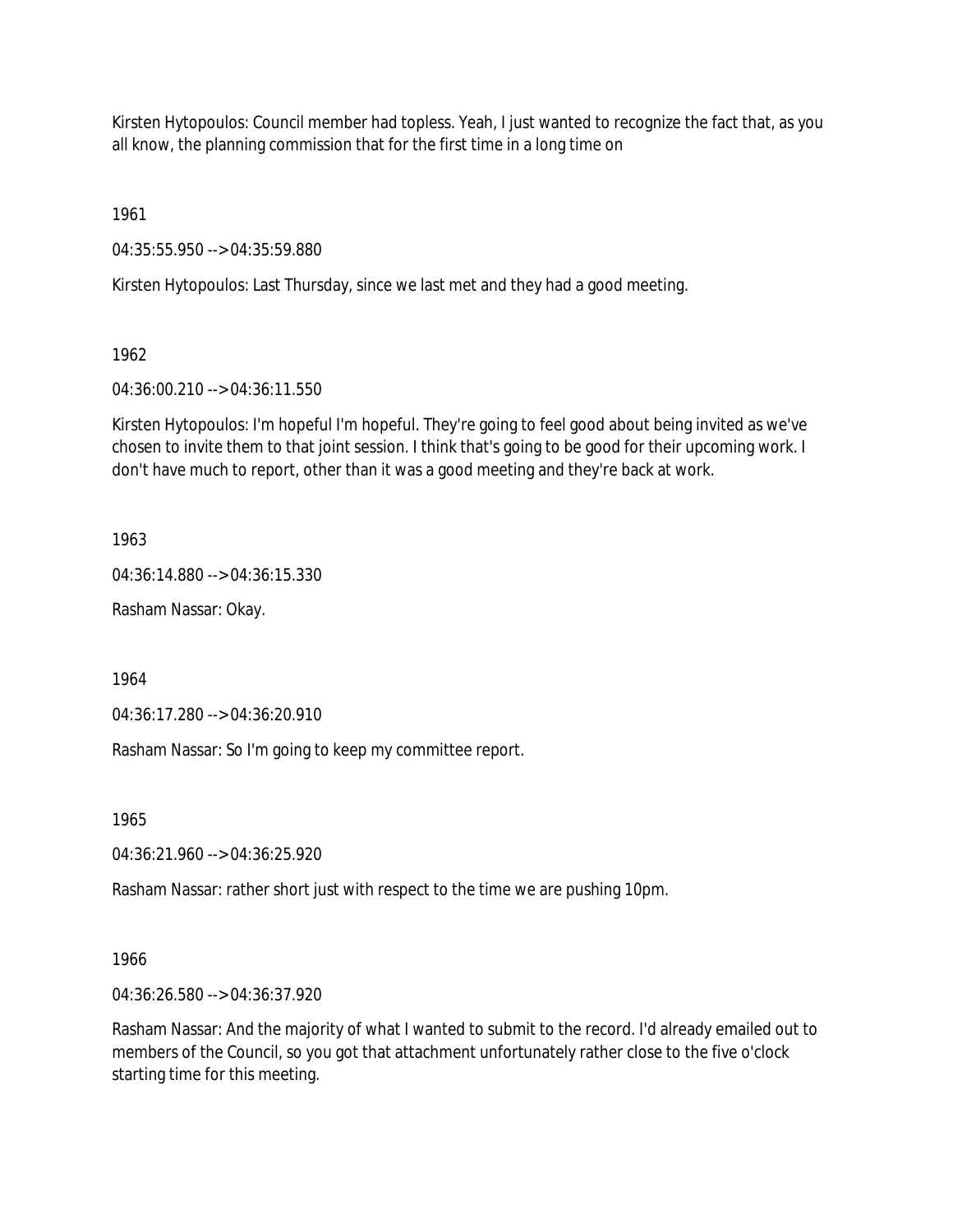Kirsten Hytopoulos: Council member had topless. Yeah, I just wanted to recognize the fact that, as you all know, the planning commission that for the first time in a long time on

1961

04:35:55.950 --> 04:35:59.880

Kirsten Hytopoulos: Last Thursday, since we last met and they had a good meeting.

1962

04:36:00.210 --> 04:36:11.550

Kirsten Hytopoulos: I'm hopeful I'm hopeful. They're going to feel good about being invited as we've chosen to invite them to that joint session. I think that's going to be good for their upcoming work. I don't have much to report, other than it was a good meeting and they're back at work.

1963

04:36:14.880 --> 04:36:15.330

Rasham Nassar: Okay.

1964

04:36:17.280 --> 04:36:20.910

Rasham Nassar: So I'm going to keep my committee report.

1965

04:36:21.960 --> 04:36:25.920

Rasham Nassar: rather short just with respect to the time we are pushing 10pm.

1966

04:36:26.580 --> 04:36:37.920

Rasham Nassar: And the majority of what I wanted to submit to the record. I'd already emailed out to members of the Council, so you got that attachment unfortunately rather close to the five o'clock starting time for this meeting.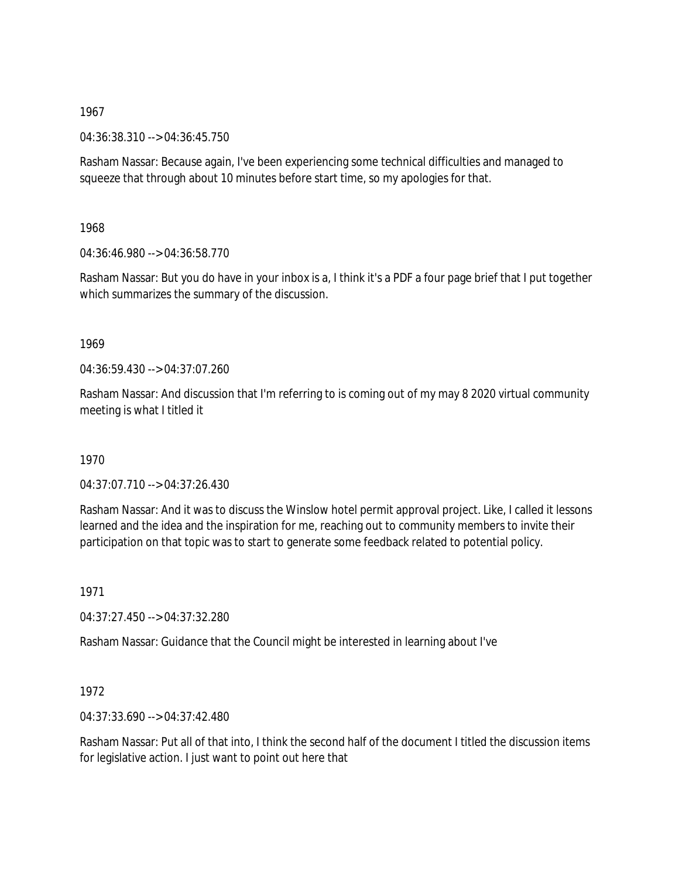1967

04:36:38.310 --> 04:36:45.750

Rasham Nassar: Because again, I've been experiencing some technical difficulties and managed to squeeze that through about 10 minutes before start time, so my apologies for that.

1968

04:36:46.980 --> 04:36:58.770

Rasham Nassar: But you do have in your inbox is a, I think it's a PDF a four page brief that I put together which summarizes the summary of the discussion.

1969

04:36:59.430 --> 04:37:07.260

Rasham Nassar: And discussion that I'm referring to is coming out of my may 8 2020 virtual community meeting is what I titled it

1970

04:37:07.710 --> 04:37:26.430

Rasham Nassar: And it was to discuss the Winslow hotel permit approval project. Like, I called it lessons learned and the idea and the inspiration for me, reaching out to community members to invite their participation on that topic was to start to generate some feedback related to potential policy.

1971

04:37:27.450 --> 04:37:32.280

Rasham Nassar: Guidance that the Council might be interested in learning about I've

1972

04:37:33.690 --> 04:37:42.480

Rasham Nassar: Put all of that into, I think the second half of the document I titled the discussion items for legislative action. I just want to point out here that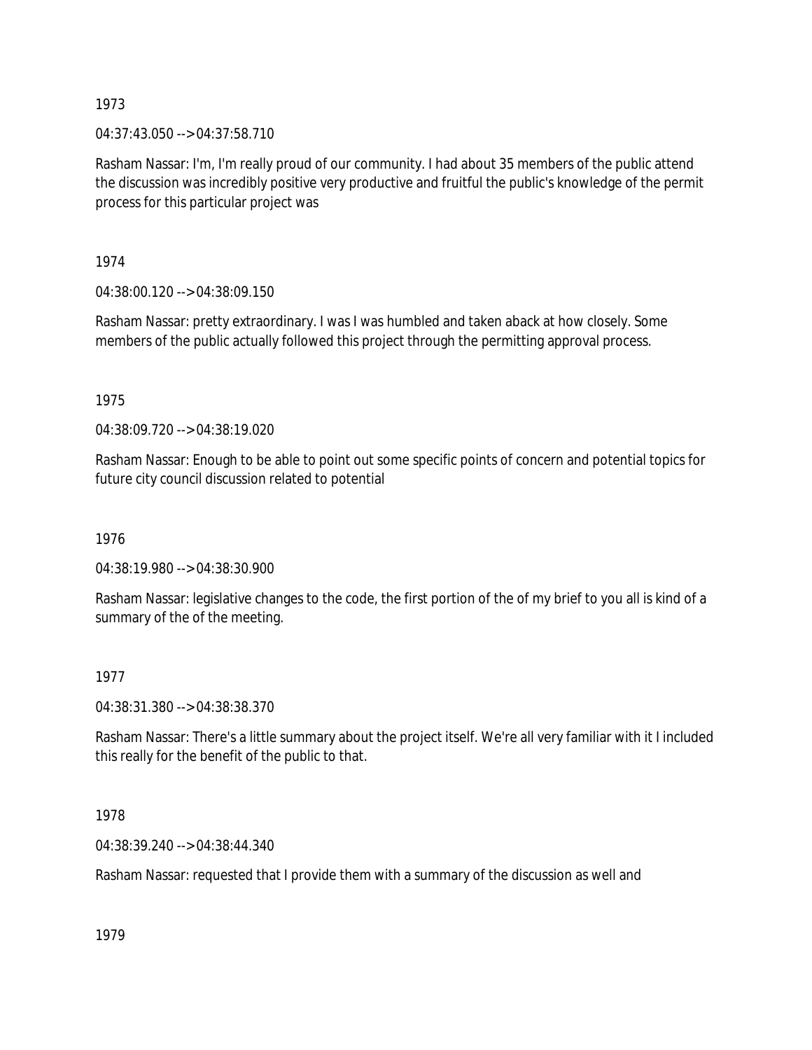1973

04:37:43.050 --> 04:37:58.710

Rasham Nassar: I'm, I'm really proud of our community. I had about 35 members of the public attend the discussion was incredibly positive very productive and fruitful the public's knowledge of the permit process for this particular project was

1974

04:38:00.120 --> 04:38:09.150

Rasham Nassar: pretty extraordinary. I was I was humbled and taken aback at how closely. Some members of the public actually followed this project through the permitting approval process.

1975

04:38:09.720 --> 04:38:19.020

Rasham Nassar: Enough to be able to point out some specific points of concern and potential topics for future city council discussion related to potential

1976

04:38:19.980 --> 04:38:30.900

Rasham Nassar: legislative changes to the code, the first portion of the of my brief to you all is kind of a summary of the of the meeting.

1977

04:38:31.380 --> 04:38:38.370

Rasham Nassar: There's a little summary about the project itself. We're all very familiar with it I included this really for the benefit of the public to that.

1978

04:38:39.240 --> 04:38:44.340

Rasham Nassar: requested that I provide them with a summary of the discussion as well and

1979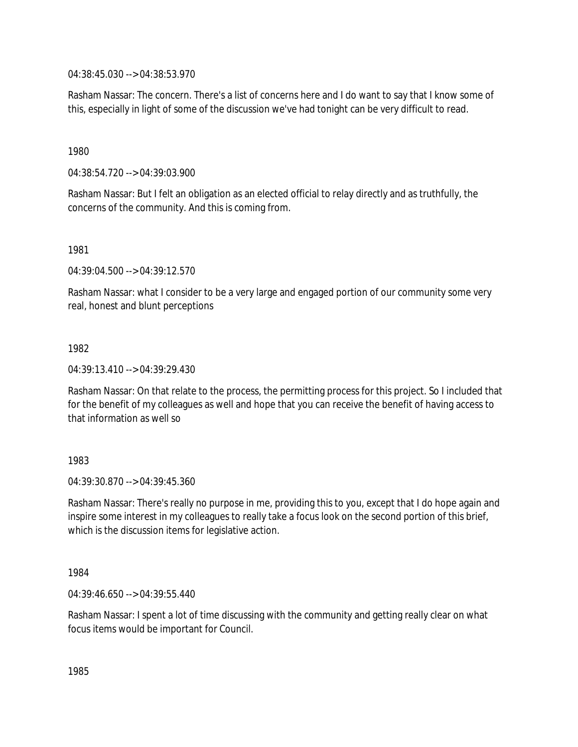04:38:45.030 --> 04:38:53.970

Rasham Nassar: The concern. There's a list of concerns here and I do want to say that I know some of this, especially in light of some of the discussion we've had tonight can be very difficult to read.

1980

04:38:54.720 --> 04:39:03.900

Rasham Nassar: But I felt an obligation as an elected official to relay directly and as truthfully, the concerns of the community. And this is coming from.

1981

04:39:04.500 --> 04:39:12.570

Rasham Nassar: what I consider to be a very large and engaged portion of our community some very real, honest and blunt perceptions

1982

04:39:13.410 --> 04:39:29.430

Rasham Nassar: On that relate to the process, the permitting process for this project. So I included that for the benefit of my colleagues as well and hope that you can receive the benefit of having access to that information as well so

1983

04:39:30.870 --> 04:39:45.360

Rasham Nassar: There's really no purpose in me, providing this to you, except that I do hope again and inspire some interest in my colleagues to really take a focus look on the second portion of this brief, which is the discussion items for legislative action.

1984

04:39:46.650 --> 04:39:55.440

Rasham Nassar: I spent a lot of time discussing with the community and getting really clear on what focus items would be important for Council.

1985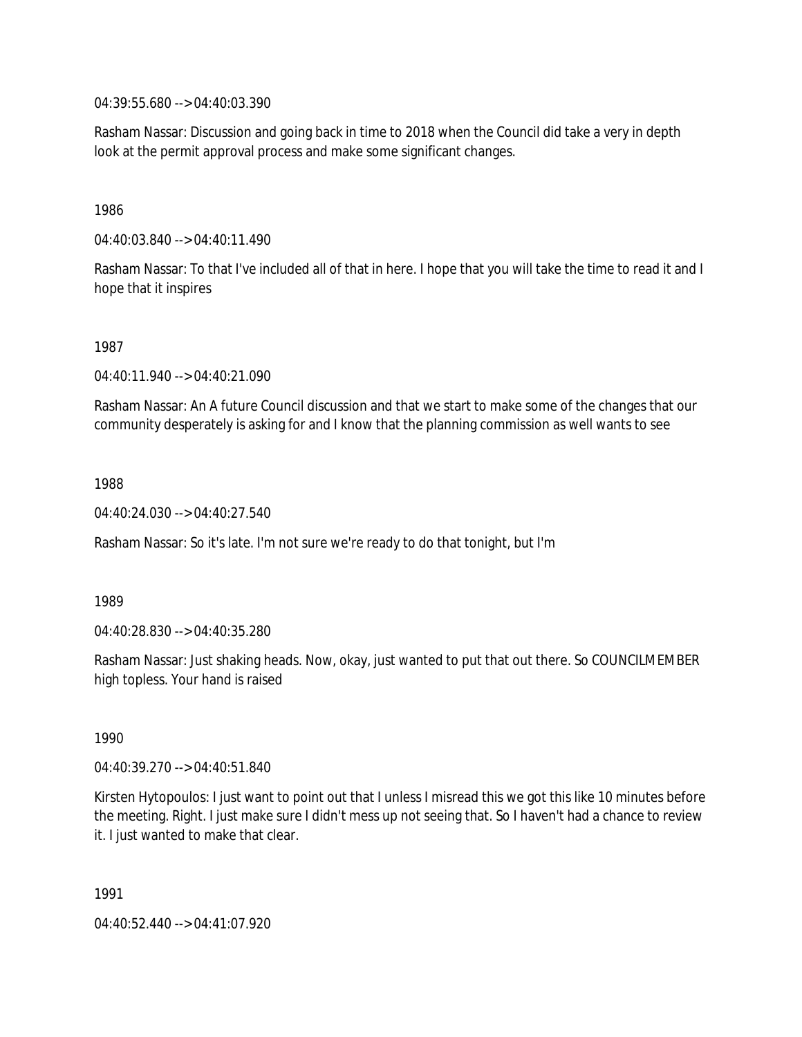04:39:55.680 --> 04:40:03.390

Rasham Nassar: Discussion and going back in time to 2018 when the Council did take a very in depth look at the permit approval process and make some significant changes.

1986

04:40:03.840 --> 04:40:11.490

Rasham Nassar: To that I've included all of that in here. I hope that you will take the time to read it and I hope that it inspires

1987

04:40:11.940 --> 04:40:21.090

Rasham Nassar: An A future Council discussion and that we start to make some of the changes that our community desperately is asking for and I know that the planning commission as well wants to see

1988

04:40:24.030 --> 04:40:27.540

Rasham Nassar: So it's late. I'm not sure we're ready to do that tonight, but I'm

1989

04:40:28.830 --> 04:40:35.280

Rasham Nassar: Just shaking heads. Now, okay, just wanted to put that out there. So COUNCILMEMBER high topless. Your hand is raised

1990

04:40:39.270 --> 04:40:51.840

Kirsten Hytopoulos: I just want to point out that I unless I misread this we got this like 10 minutes before the meeting. Right. I just make sure I didn't mess up not seeing that. So I haven't had a chance to review it. I just wanted to make that clear.

1991

04:40:52.440 --> 04:41:07.920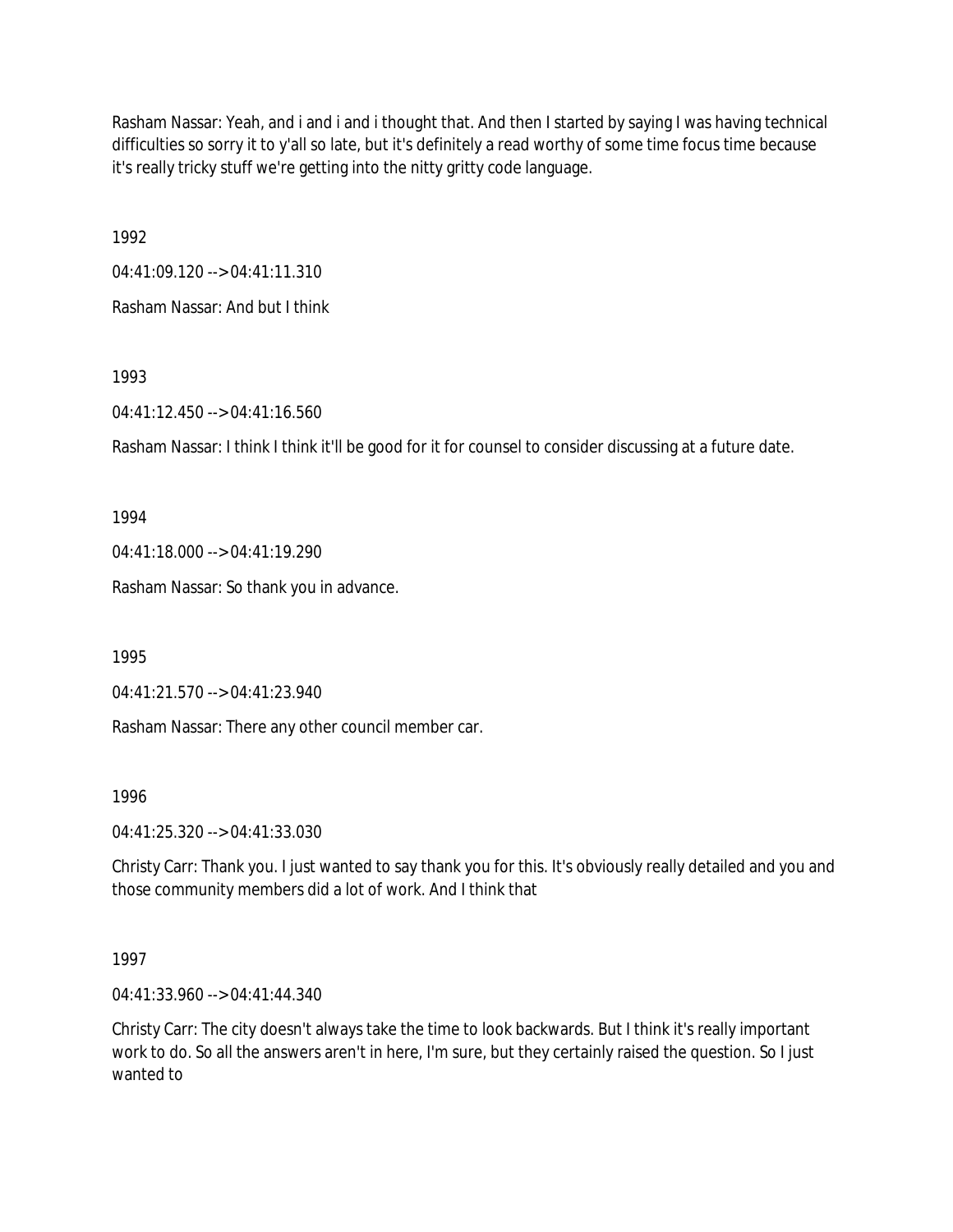Rasham Nassar: Yeah, and i and i and i thought that. And then I started by saying I was having technical difficulties so sorry it to y'all so late, but it's definitely a read worthy of some time focus time because it's really tricky stuff we're getting into the nitty gritty code language.

1992

04:41:09.120 --> 04:41:11.310

Rasham Nassar: And but I think

1993

04:41:12.450 --> 04:41:16.560

Rasham Nassar: I think I think it'll be good for it for counsel to consider discussing at a future date.

1994

04:41:18.000 --> 04:41:19.290

Rasham Nassar: So thank you in advance.

1995

04:41:21.570 --> 04:41:23.940

Rasham Nassar: There any other council member car.

1996

04:41:25.320 --> 04:41:33.030

Christy Carr: Thank you. I just wanted to say thank you for this. It's obviously really detailed and you and those community members did a lot of work. And I think that

1997

04:41:33.960 --> 04:41:44.340

Christy Carr: The city doesn't always take the time to look backwards. But I think it's really important work to do. So all the answers aren't in here, I'm sure, but they certainly raised the question. So I just wanted to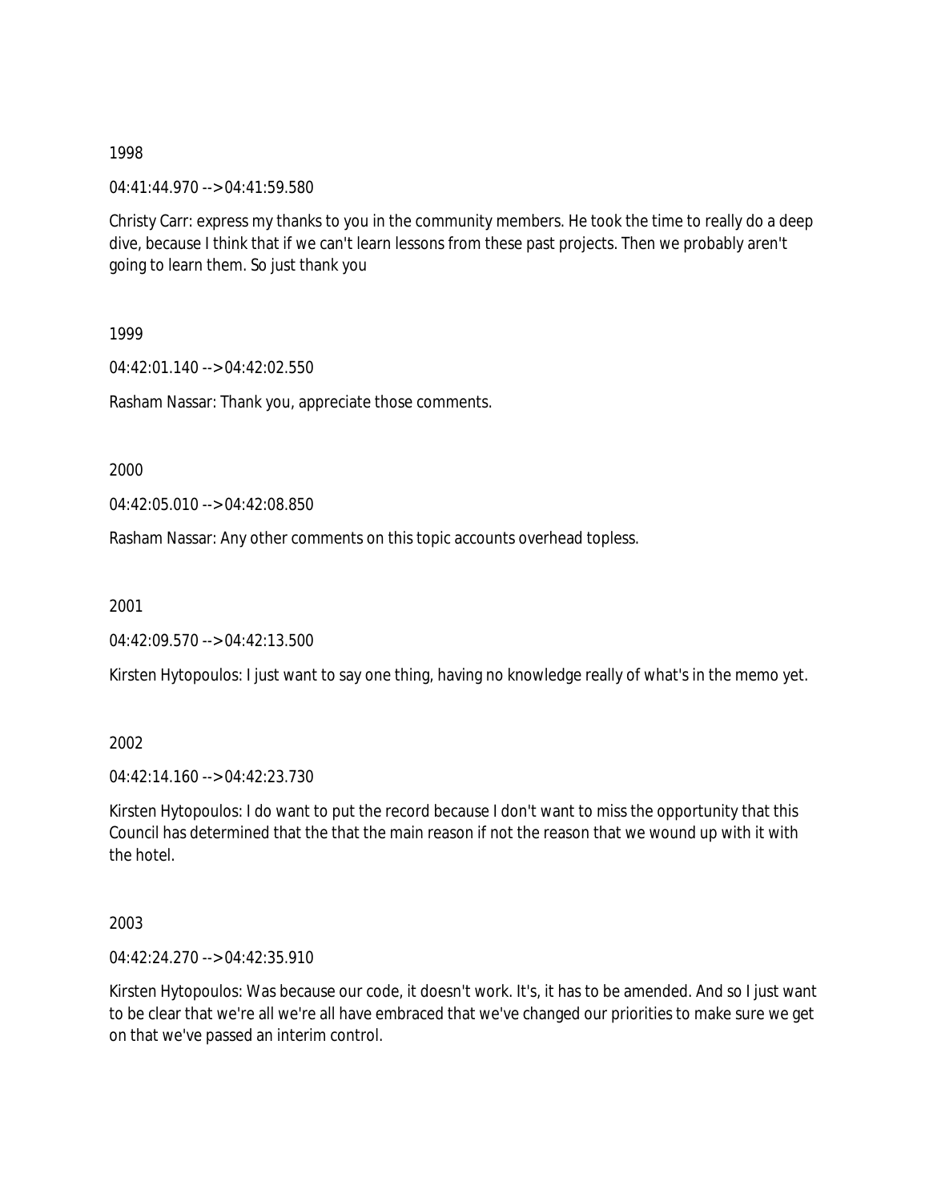1998

04:41:44.970 --> 04:41:59.580

Christy Carr: express my thanks to you in the community members. He took the time to really do a deep dive, because I think that if we can't learn lessons from these past projects. Then we probably aren't going to learn them. So just thank you

1999

04:42:01.140 --> 04:42:02.550

Rasham Nassar: Thank you, appreciate those comments.

2000

04:42:05.010 --> 04:42:08.850

Rasham Nassar: Any other comments on this topic accounts overhead topless.

2001

04:42:09.570 --> 04:42:13.500

Kirsten Hytopoulos: I just want to say one thing, having no knowledge really of what's in the memo yet.

2002

04:42:14.160 --> 04:42:23.730

Kirsten Hytopoulos: I do want to put the record because I don't want to miss the opportunity that this Council has determined that the that the main reason if not the reason that we wound up with it with the hotel.

2003

04:42:24.270 --> 04:42:35.910

Kirsten Hytopoulos: Was because our code, it doesn't work. It's, it has to be amended. And so I just want to be clear that we're all we're all have embraced that we've changed our priorities to make sure we get on that we've passed an interim control.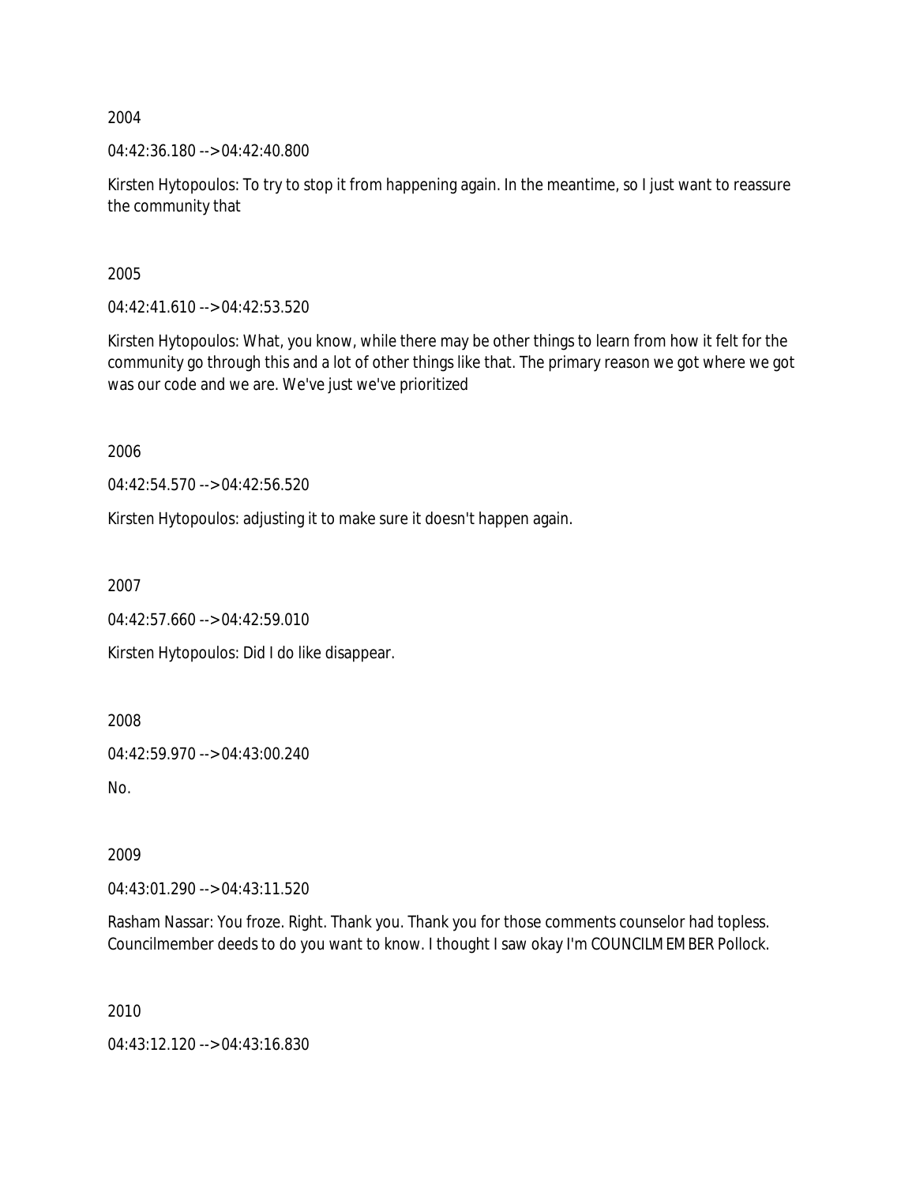2004

04:42:36.180 --> 04:42:40.800

Kirsten Hytopoulos: To try to stop it from happening again. In the meantime, so I just want to reassure the community that

2005

04:42:41.610 --> 04:42:53.520

Kirsten Hytopoulos: What, you know, while there may be other things to learn from how it felt for the community go through this and a lot of other things like that. The primary reason we got where we got was our code and we are. We've just we've prioritized

2006

04:42:54.570 --> 04:42:56.520

Kirsten Hytopoulos: adjusting it to make sure it doesn't happen again.

2007

04:42:57.660 --> 04:42:59.010

Kirsten Hytopoulos: Did I do like disappear.

2008

04:42:59.970 --> 04:43:00.240

No.

2009

04:43:01.290 --> 04:43:11.520

Rasham Nassar: You froze. Right. Thank you. Thank you for those comments counselor had topless. Councilmember deeds to do you want to know. I thought I saw okay I'm COUNCILMEMBER Pollock.

2010

04:43:12.120 --> 04:43:16.830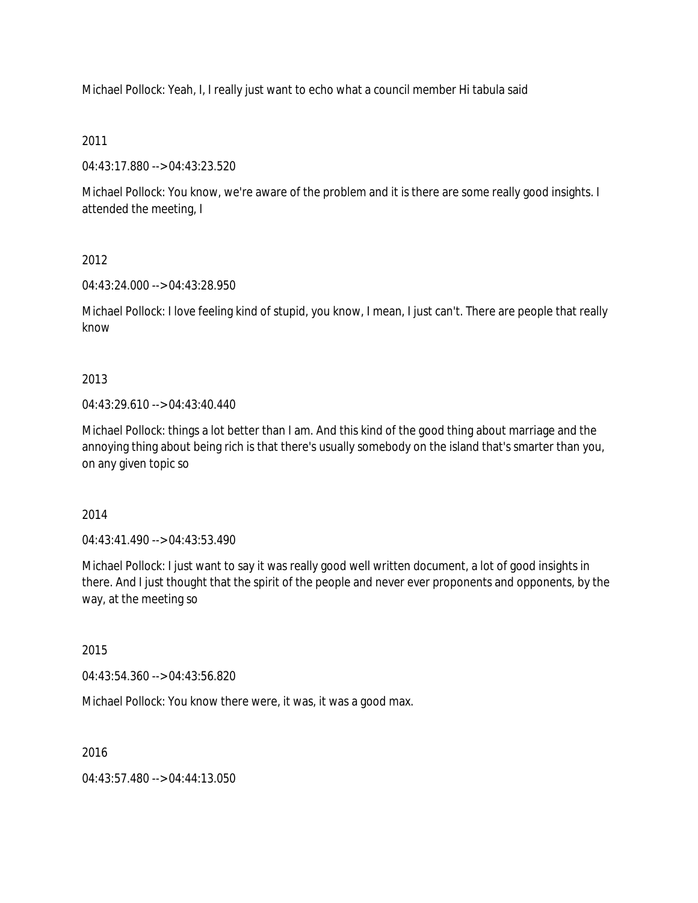Michael Pollock: Yeah, I, I really just want to echo what a council member Hi tabula said

2011

04:43:17.880 --> 04:43:23.520

Michael Pollock: You know, we're aware of the problem and it is there are some really good insights. I attended the meeting, I

2012

04:43:24.000 --> 04:43:28.950

Michael Pollock: I love feeling kind of stupid, you know, I mean, I just can't. There are people that really know

2013

04:43:29.610 --> 04:43:40.440

Michael Pollock: things a lot better than I am. And this kind of the good thing about marriage and the annoying thing about being rich is that there's usually somebody on the island that's smarter than you, on any given topic so

2014

04:43:41.490 --> 04:43:53.490

Michael Pollock: I just want to say it was really good well written document, a lot of good insights in there. And I just thought that the spirit of the people and never ever proponents and opponents, by the way, at the meeting so

2015

04:43:54.360 --> 04:43:56.820

Michael Pollock: You know there were, it was, it was a good max.

2016

04:43:57.480 --> 04:44:13.050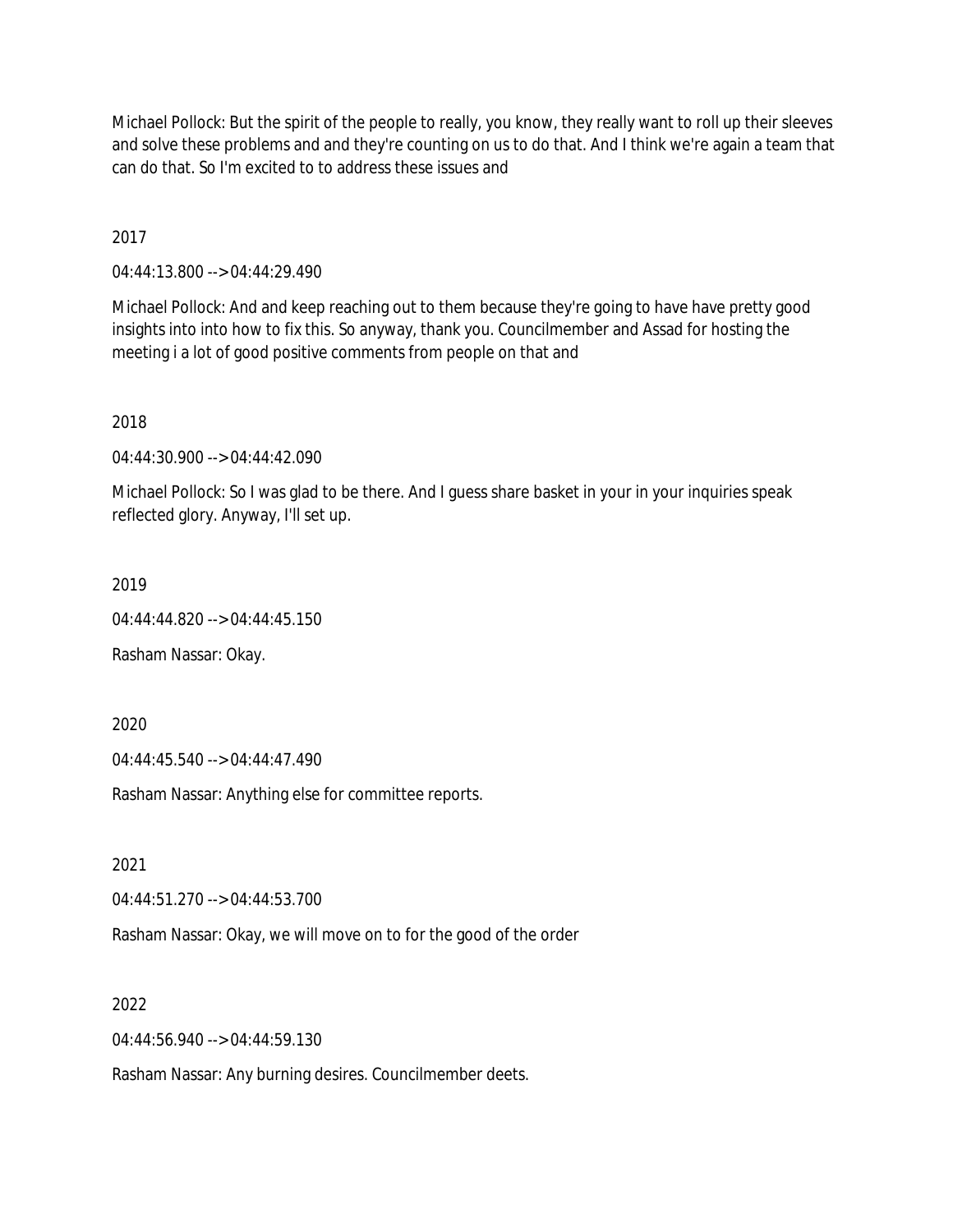Michael Pollock: But the spirit of the people to really, you know, they really want to roll up their sleeves and solve these problems and and they're counting on us to do that. And I think we're again a team that can do that. So I'm excited to to address these issues and

2017

04:44:13.800 --> 04:44:29.490

Michael Pollock: And and keep reaching out to them because they're going to have have pretty good insights into into how to fix this. So anyway, thank you. Councilmember and Assad for hosting the meeting i a lot of good positive comments from people on that and

2018

04:44:30.900 --> 04:44:42.090

Michael Pollock: So I was glad to be there. And I guess share basket in your in your inquiries speak reflected glory. Anyway, I'll set up.

2019

04:44:44.820 --> 04:44:45.150

Rasham Nassar: Okay.

2020

04:44:45.540 --> 04:44:47.490

Rasham Nassar: Anything else for committee reports.

2021

04:44:51.270 --> 04:44:53.700

Rasham Nassar: Okay, we will move on to for the good of the order

2022

04:44:56.940 --> 04:44:59.130

Rasham Nassar: Any burning desires. Councilmember deets.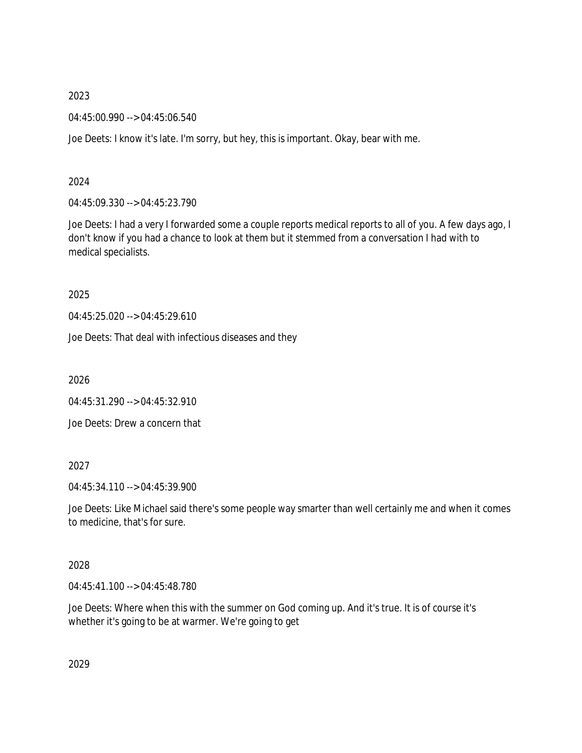2023

04:45:00.990 --> 04:45:06.540

Joe Deets: I know it's late. I'm sorry, but hey, this is important. Okay, bear with me.

2024

04:45:09.330 --> 04:45:23.790

Joe Deets: I had a very I forwarded some a couple reports medical reports to all of you. A few days ago, I don't know if you had a chance to look at them but it stemmed from a conversation I had with to medical specialists.

2025

04:45:25.020 --> 04:45:29.610

Joe Deets: That deal with infectious diseases and they

2026

04:45:31.290 --> 04:45:32.910

Joe Deets: Drew a concern that

2027

04:45:34.110 --> 04:45:39.900

Joe Deets: Like Michael said there's some people way smarter than well certainly me and when it comes to medicine, that's for sure.

2028

04:45:41.100 --> 04:45:48.780

Joe Deets: Where when this with the summer on God coming up. And it's true. It is of course it's whether it's going to be at warmer. We're going to get

2029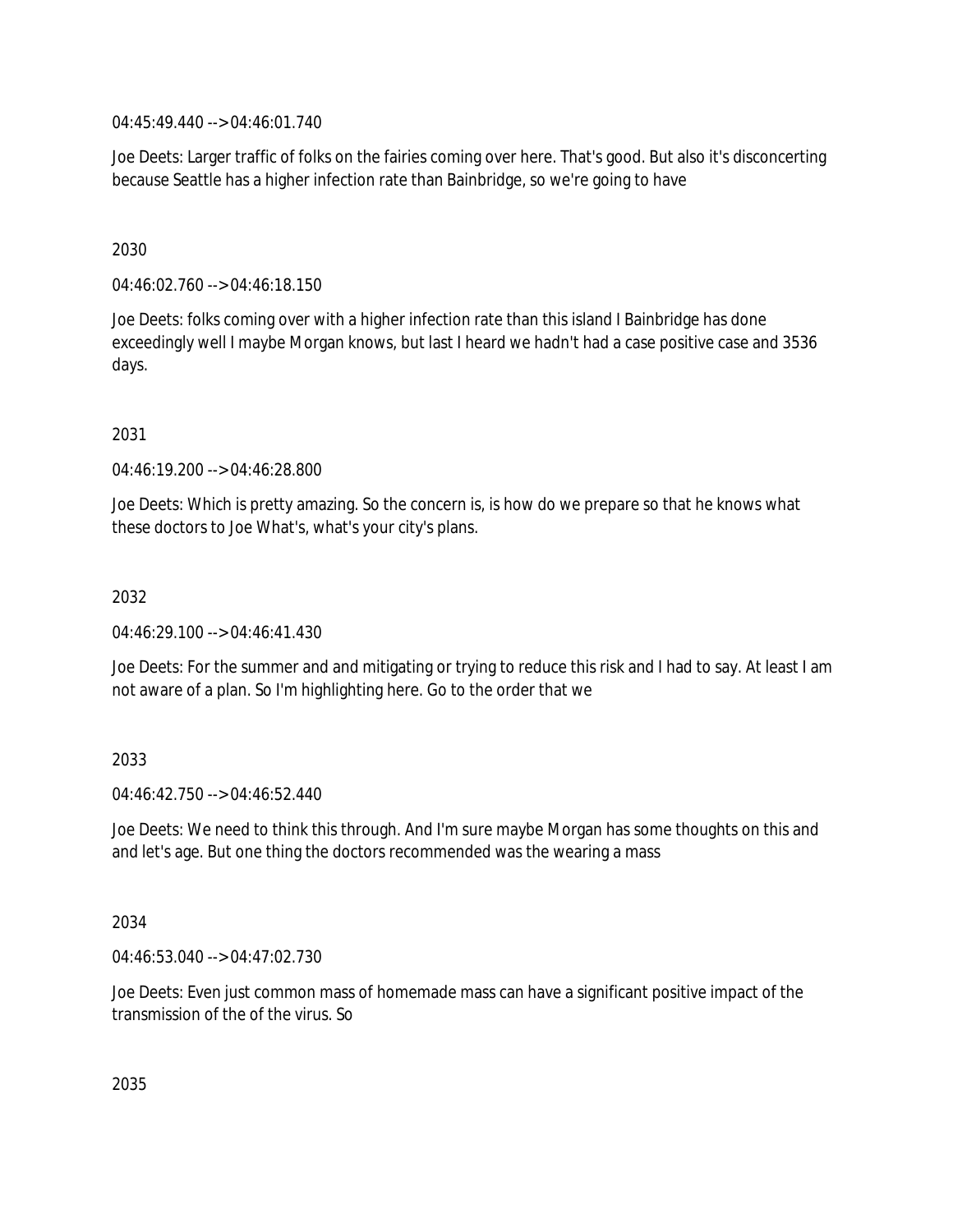04:45:49.440 --> 04:46:01.740

Joe Deets: Larger traffic of folks on the fairies coming over here. That's good. But also it's disconcerting because Seattle has a higher infection rate than Bainbridge, so we're going to have

2030

04:46:02.760 --> 04:46:18.150

Joe Deets: folks coming over with a higher infection rate than this island I Bainbridge has done exceedingly well I maybe Morgan knows, but last I heard we hadn't had a case positive case and 3536 days.

2031

04:46:19.200 --> 04:46:28.800

Joe Deets: Which is pretty amazing. So the concern is, is how do we prepare so that he knows what these doctors to Joe What's, what's your city's plans.

2032

04:46:29.100 --> 04:46:41.430

Joe Deets: For the summer and and mitigating or trying to reduce this risk and I had to say. At least I am not aware of a plan. So I'm highlighting here. Go to the order that we

2033

04:46:42.750 --> 04:46:52.440

Joe Deets: We need to think this through. And I'm sure maybe Morgan has some thoughts on this and and let's age. But one thing the doctors recommended was the wearing a mass

2034

04:46:53.040 --> 04:47:02.730

Joe Deets: Even just common mass of homemade mass can have a significant positive impact of the transmission of the of the virus. So

2035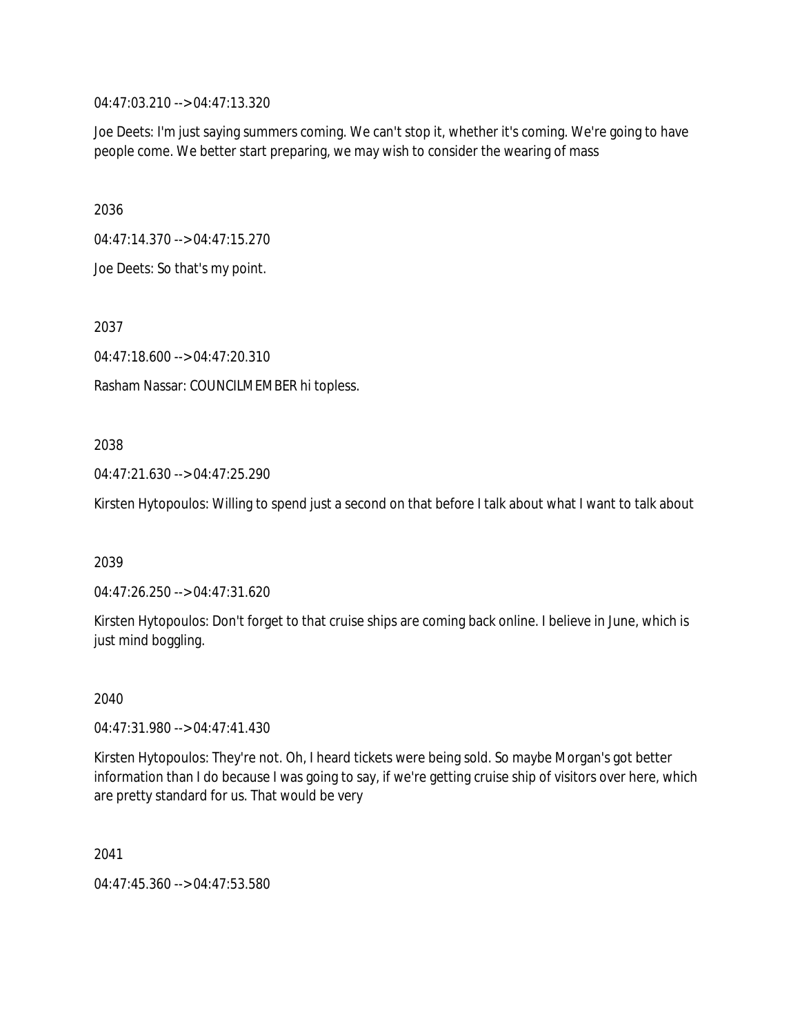04:47:03.210 --> 04:47:13.320

Joe Deets: I'm just saying summers coming. We can't stop it, whether it's coming. We're going to have people come. We better start preparing, we may wish to consider the wearing of mass

2036

04:47:14.370 --> 04:47:15.270

Joe Deets: So that's my point.

2037

04:47:18.600 --> 04:47:20.310

Rasham Nassar: COUNCILMEMBER hi topless.

2038

04:47:21.630 --> 04:47:25.290

Kirsten Hytopoulos: Willing to spend just a second on that before I talk about what I want to talk about

2039

04:47:26.250 --> 04:47:31.620

Kirsten Hytopoulos: Don't forget to that cruise ships are coming back online. I believe in June, which is just mind boggling.

2040

04:47:31.980 --> 04:47:41.430

Kirsten Hytopoulos: They're not. Oh, I heard tickets were being sold. So maybe Morgan's got better information than I do because I was going to say, if we're getting cruise ship of visitors over here, which are pretty standard for us. That would be very

2041

04:47:45.360 --> 04:47:53.580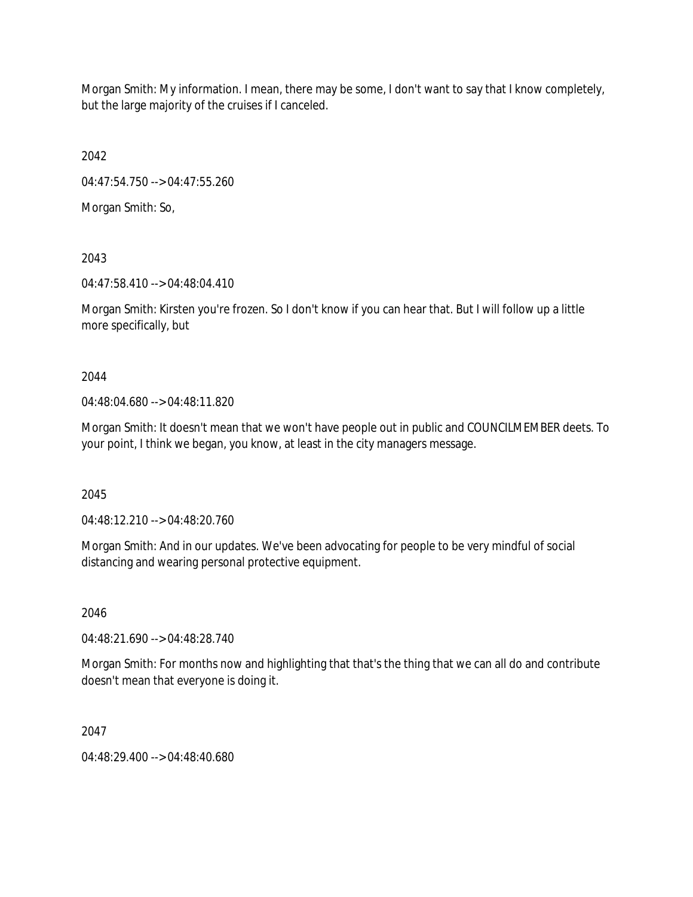Morgan Smith: My information. I mean, there may be some, I don't want to say that I know completely, but the large majority of the cruises if I canceled.

2042

04:47:54.750 --> 04:47:55.260

Morgan Smith: So,

2043

04:47:58.410 --> 04:48:04.410

Morgan Smith: Kirsten you're frozen. So I don't know if you can hear that. But I will follow up a little more specifically, but

2044

04:48:04.680 --> 04:48:11.820

Morgan Smith: It doesn't mean that we won't have people out in public and COUNCILMEMBER deets. To your point, I think we began, you know, at least in the city managers message.

2045

04:48:12.210 --> 04:48:20.760

Morgan Smith: And in our updates. We've been advocating for people to be very mindful of social distancing and wearing personal protective equipment.

2046

04:48:21.690 --> 04:48:28.740

Morgan Smith: For months now and highlighting that that's the thing that we can all do and contribute doesn't mean that everyone is doing it.

2047

04:48:29.400 --> 04:48:40.680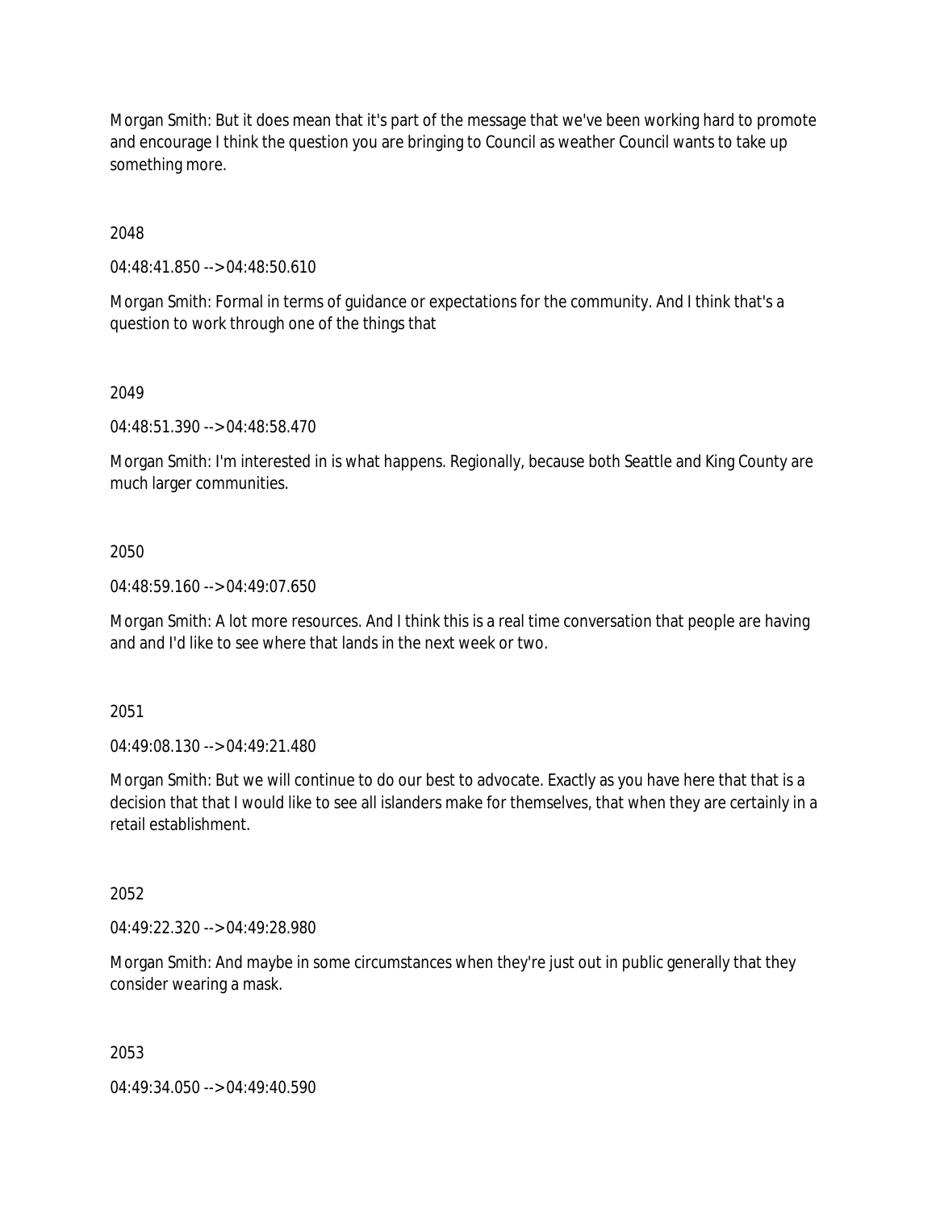Morgan Smith: But it does mean that it's part of the message that we've been working hard to promote and encourage I think the question you are bringing to Council as weather Council wants to take up something more.

2048

04:48:41.850 --> 04:48:50.610

Morgan Smith: Formal in terms of guidance or expectations for the community. And I think that's a question to work through one of the things that

2049

04:48:51.390 --> 04:48:58.470

Morgan Smith: I'm interested in is what happens. Regionally, because both Seattle and King County are much larger communities.

2050

04:48:59.160 --> 04:49:07.650

Morgan Smith: A lot more resources. And I think this is a real time conversation that people are having and and I'd like to see where that lands in the next week or two.

2051

04:49:08.130 --> 04:49:21.480

Morgan Smith: But we will continue to do our best to advocate. Exactly as you have here that that is a decision that that I would like to see all islanders make for themselves, that when they are certainly in a retail establishment.

2052

04:49:22.320 --> 04:49:28.980

Morgan Smith: And maybe in some circumstances when they're just out in public generally that they consider wearing a mask.

2053

04:49:34.050 --> 04:49:40.590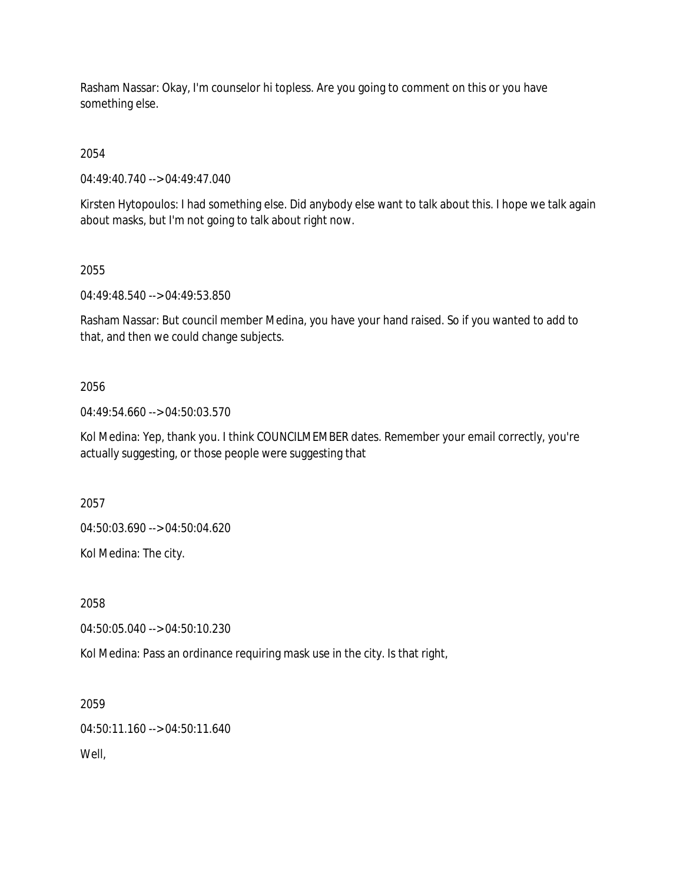Rasham Nassar: Okay, I'm counselor hi topless. Are you going to comment on this or you have something else.

2054

04:49:40.740 --> 04:49:47.040

Kirsten Hytopoulos: I had something else. Did anybody else want to talk about this. I hope we talk again about masks, but I'm not going to talk about right now.

2055

04:49:48.540 --> 04:49:53.850

Rasham Nassar: But council member Medina, you have your hand raised. So if you wanted to add to that, and then we could change subjects.

2056

04:49:54.660 --> 04:50:03.570

Kol Medina: Yep, thank you. I think COUNCILMEMBER dates. Remember your email correctly, you're actually suggesting, or those people were suggesting that

2057

04:50:03.690 --> 04:50:04.620

Kol Medina: The city.

2058

04:50:05.040 --> 04:50:10.230

Kol Medina: Pass an ordinance requiring mask use in the city. Is that right,

2059

04:50:11.160 --> 04:50:11.640

Well,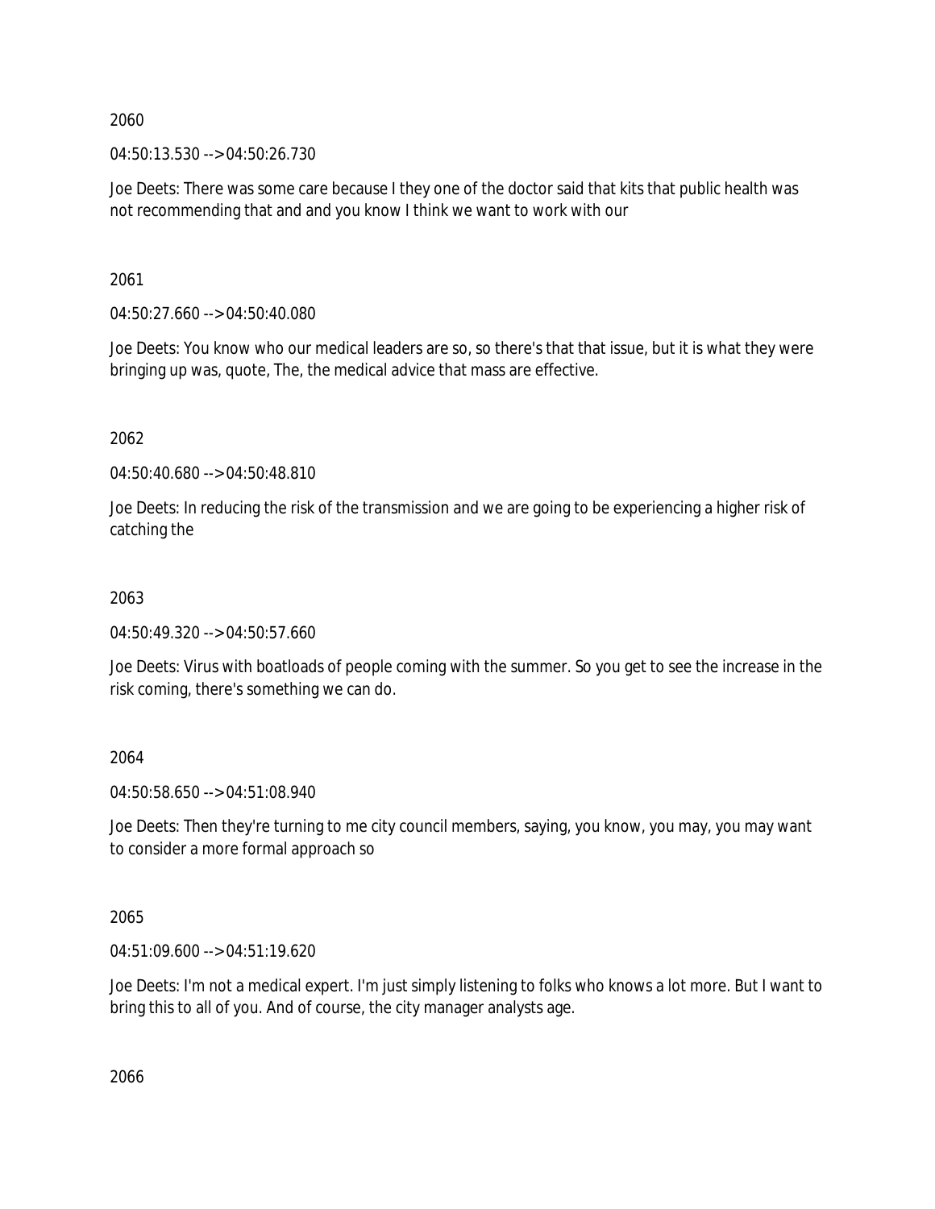2060

04:50:13.530 --> 04:50:26.730

Joe Deets: There was some care because I they one of the doctor said that kits that public health was not recommending that and and you know I think we want to work with our

2061

04:50:27.660 --> 04:50:40.080

Joe Deets: You know who our medical leaders are so, so there's that that issue, but it is what they were bringing up was, quote, The, the medical advice that mass are effective.

2062

04:50:40.680 --> 04:50:48.810

Joe Deets: In reducing the risk of the transmission and we are going to be experiencing a higher risk of catching the

2063

04:50:49.320 --> 04:50:57.660

Joe Deets: Virus with boatloads of people coming with the summer. So you get to see the increase in the risk coming, there's something we can do.

2064

04:50:58.650 --> 04:51:08.940

Joe Deets: Then they're turning to me city council members, saying, you know, you may, you may want to consider a more formal approach so

2065

04:51:09.600 --> 04:51:19.620

Joe Deets: I'm not a medical expert. I'm just simply listening to folks who knows a lot more. But I want to bring this to all of you. And of course, the city manager analysts age.

2066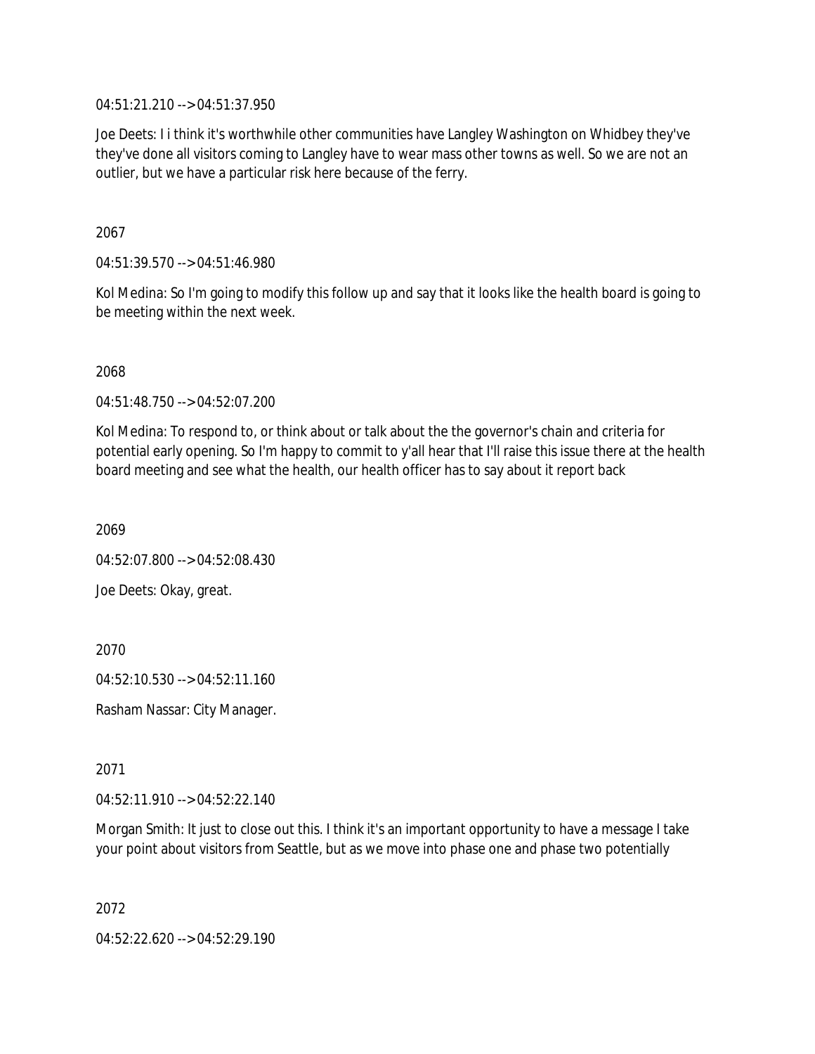04:51:21.210 --> 04:51:37.950

Joe Deets: I i think it's worthwhile other communities have Langley Washington on Whidbey they've they've done all visitors coming to Langley have to wear mass other towns as well. So we are not an outlier, but we have a particular risk here because of the ferry.

2067

04:51:39.570 --> 04:51:46.980

Kol Medina: So I'm going to modify this follow up and say that it looks like the health board is going to be meeting within the next week.

2068

04:51:48.750 --> 04:52:07.200

Kol Medina: To respond to, or think about or talk about the the governor's chain and criteria for potential early opening. So I'm happy to commit to y'all hear that I'll raise this issue there at the health board meeting and see what the health, our health officer has to say about it report back

2069

04:52:07.800 --> 04:52:08.430

Joe Deets: Okay, great.

2070

04:52:10.530 --> 04:52:11.160

Rasham Nassar: City Manager.

2071

04:52:11.910 --> 04:52:22.140

Morgan Smith: It just to close out this. I think it's an important opportunity to have a message I take your point about visitors from Seattle, but as we move into phase one and phase two potentially

2072

04:52:22.620 --> 04:52:29.190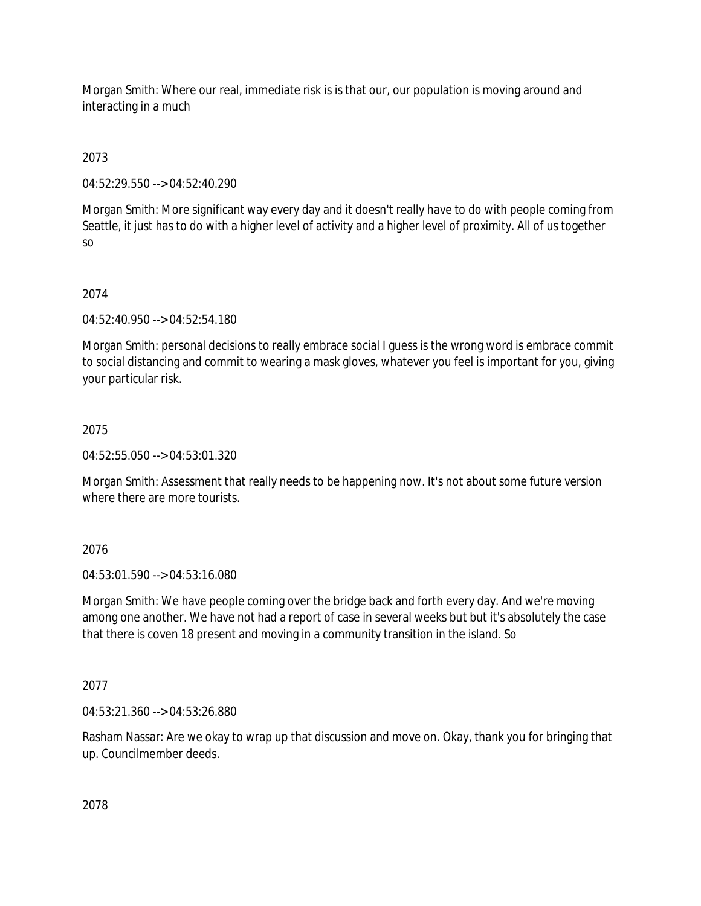Morgan Smith: Where our real, immediate risk is is that our, our population is moving around and interacting in a much

2073

04:52:29.550 --> 04:52:40.290

Morgan Smith: More significant way every day and it doesn't really have to do with people coming from Seattle, it just has to do with a higher level of activity and a higher level of proximity. All of us together so

2074

04:52:40.950 --> 04:52:54.180

Morgan Smith: personal decisions to really embrace social I guess is the wrong word is embrace commit to social distancing and commit to wearing a mask gloves, whatever you feel is important for you, giving your particular risk.

2075

04:52:55.050 --> 04:53:01.320

Morgan Smith: Assessment that really needs to be happening now. It's not about some future version where there are more tourists.

2076

04:53:01.590 --> 04:53:16.080

Morgan Smith: We have people coming over the bridge back and forth every day. And we're moving among one another. We have not had a report of case in several weeks but but it's absolutely the case that there is coven 18 present and moving in a community transition in the island. So

2077

04:53:21.360 --> 04:53:26.880

Rasham Nassar: Are we okay to wrap up that discussion and move on. Okay, thank you for bringing that up. Councilmember deeds.

2078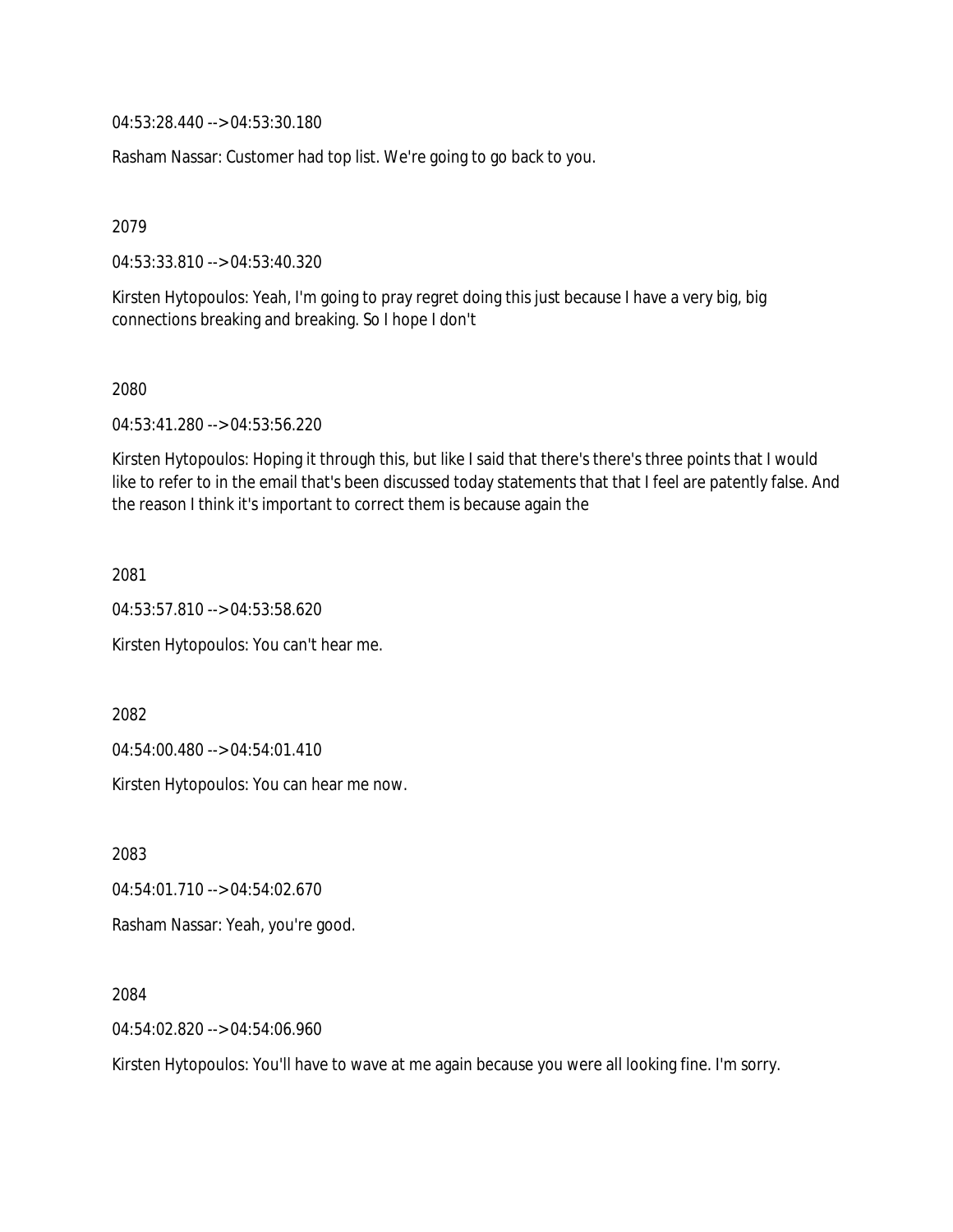04:53:28.440 --> 04:53:30.180

Rasham Nassar: Customer had top list. We're going to go back to you.

2079

04:53:33.810 --> 04:53:40.320

Kirsten Hytopoulos: Yeah, I'm going to pray regret doing this just because I have a very big, big connections breaking and breaking. So I hope I don't

2080

04:53:41.280 --> 04:53:56.220

Kirsten Hytopoulos: Hoping it through this, but like I said that there's there's three points that I would like to refer to in the email that's been discussed today statements that that I feel are patently false. And the reason I think it's important to correct them is because again the

2081

04:53:57.810 --> 04:53:58.620

Kirsten Hytopoulos: You can't hear me.

2082

04:54:00.480 --> 04:54:01.410

Kirsten Hytopoulos: You can hear me now.

2083

04:54:01.710 --> 04:54:02.670

Rasham Nassar: Yeah, you're good.

2084

04:54:02.820 --> 04:54:06.960

Kirsten Hytopoulos: You'll have to wave at me again because you were all looking fine. I'm sorry.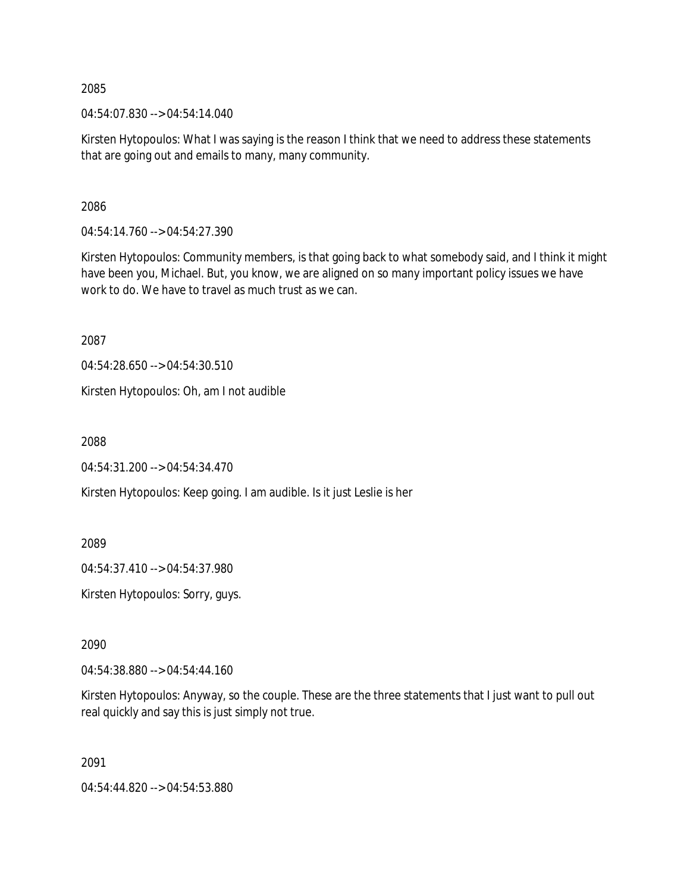2085

04:54:07.830 --> 04:54:14.040

Kirsten Hytopoulos: What I was saying is the reason I think that we need to address these statements that are going out and emails to many, many community.

2086

04:54:14.760 --> 04:54:27.390

Kirsten Hytopoulos: Community members, is that going back to what somebody said, and I think it might have been you, Michael. But, you know, we are aligned on so many important policy issues we have work to do. We have to travel as much trust as we can.

2087

04:54:28.650 --> 04:54:30.510

Kirsten Hytopoulos: Oh, am I not audible

2088

04:54:31.200 --> 04:54:34.470

Kirsten Hytopoulos: Keep going. I am audible. Is it just Leslie is her

2089

04:54:37.410 --> 04:54:37.980

Kirsten Hytopoulos: Sorry, guys.

2090

04:54:38.880 --> 04:54:44.160

Kirsten Hytopoulos: Anyway, so the couple. These are the three statements that I just want to pull out real quickly and say this is just simply not true.

2091

04:54:44.820 --> 04:54:53.880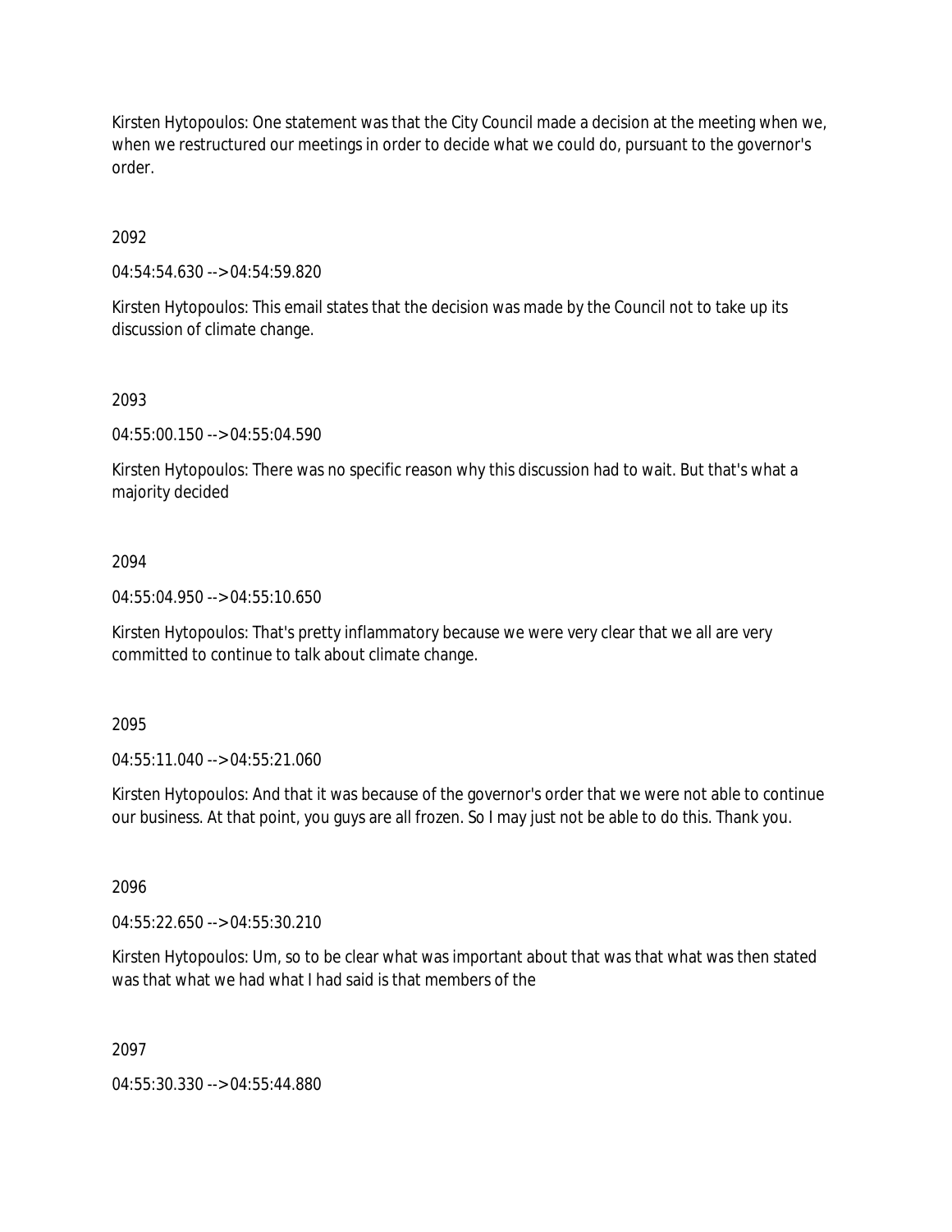Kirsten Hytopoulos: One statement was that the City Council made a decision at the meeting when we, when we restructured our meetings in order to decide what we could do, pursuant to the governor's order.

2092

04:54:54.630 --> 04:54:59.820

Kirsten Hytopoulos: This email states that the decision was made by the Council not to take up its discussion of climate change.

2093

04:55:00.150 --> 04:55:04.590

Kirsten Hytopoulos: There was no specific reason why this discussion had to wait. But that's what a majority decided

2094

04:55:04.950 --> 04:55:10.650

Kirsten Hytopoulos: That's pretty inflammatory because we were very clear that we all are very committed to continue to talk about climate change.

2095

04:55:11.040 --> 04:55:21.060

Kirsten Hytopoulos: And that it was because of the governor's order that we were not able to continue our business. At that point, you guys are all frozen. So I may just not be able to do this. Thank you.

2096

04:55:22.650 --> 04:55:30.210

Kirsten Hytopoulos: Um, so to be clear what was important about that was that what was then stated was that what we had what I had said is that members of the

2097

04:55:30.330 --> 04:55:44.880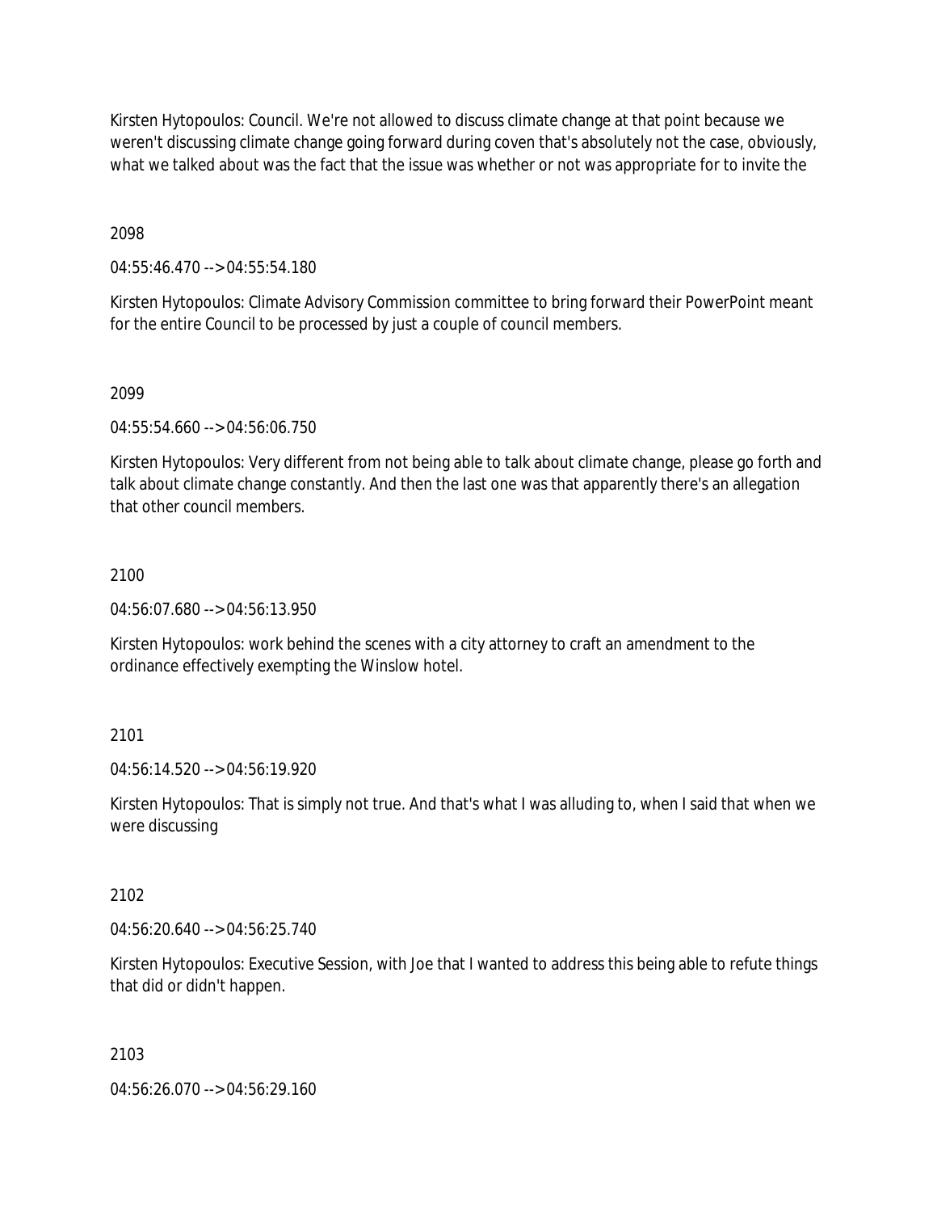Kirsten Hytopoulos: Council. We're not allowed to discuss climate change at that point because we weren't discussing climate change going forward during coven that's absolutely not the case, obviously, what we talked about was the fact that the issue was whether or not was appropriate for to invite the

2098

04:55:46.470 --> 04:55:54.180

Kirsten Hytopoulos: Climate Advisory Commission committee to bring forward their PowerPoint meant for the entire Council to be processed by just a couple of council members.

2099

04:55:54.660 --> 04:56:06.750

Kirsten Hytopoulos: Very different from not being able to talk about climate change, please go forth and talk about climate change constantly. And then the last one was that apparently there's an allegation that other council members.

2100

04:56:07.680 --> 04:56:13.950

Kirsten Hytopoulos: work behind the scenes with a city attorney to craft an amendment to the ordinance effectively exempting the Winslow hotel.

2101

04:56:14.520 --> 04:56:19.920

Kirsten Hytopoulos: That is simply not true. And that's what I was alluding to, when I said that when we were discussing

2102

04:56:20.640 --> 04:56:25.740

Kirsten Hytopoulos: Executive Session, with Joe that I wanted to address this being able to refute things that did or didn't happen.

2103

04:56:26.070 --> 04:56:29.160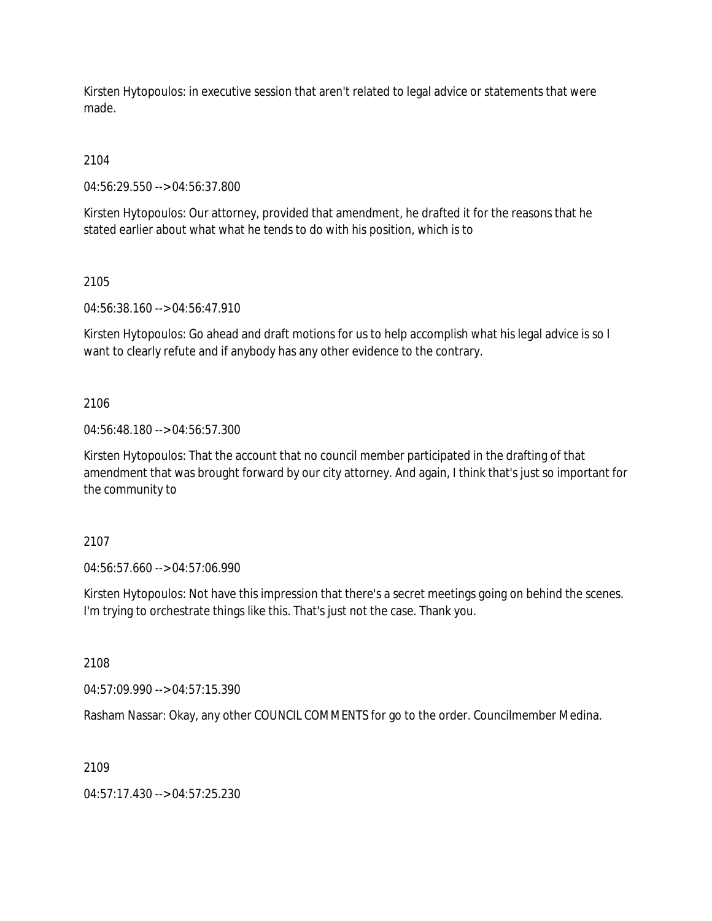Kirsten Hytopoulos: in executive session that aren't related to legal advice or statements that were made.

2104

04:56:29.550 --> 04:56:37.800

Kirsten Hytopoulos: Our attorney, provided that amendment, he drafted it for the reasons that he stated earlier about what what he tends to do with his position, which is to

2105

04:56:38.160 --> 04:56:47.910

Kirsten Hytopoulos: Go ahead and draft motions for us to help accomplish what his legal advice is so I want to clearly refute and if anybody has any other evidence to the contrary.

2106

04:56:48.180 --> 04:56:57.300

Kirsten Hytopoulos: That the account that no council member participated in the drafting of that amendment that was brought forward by our city attorney. And again, I think that's just so important for the community to

2107

04:56:57.660 --> 04:57:06.990

Kirsten Hytopoulos: Not have this impression that there's a secret meetings going on behind the scenes. I'm trying to orchestrate things like this. That's just not the case. Thank you.

2108

04:57:09.990 --> 04:57:15.390

Rasham Nassar: Okay, any other COUNCIL COMMENTS for go to the order. Councilmember Medina.

2109

04:57:17.430 --> 04:57:25.230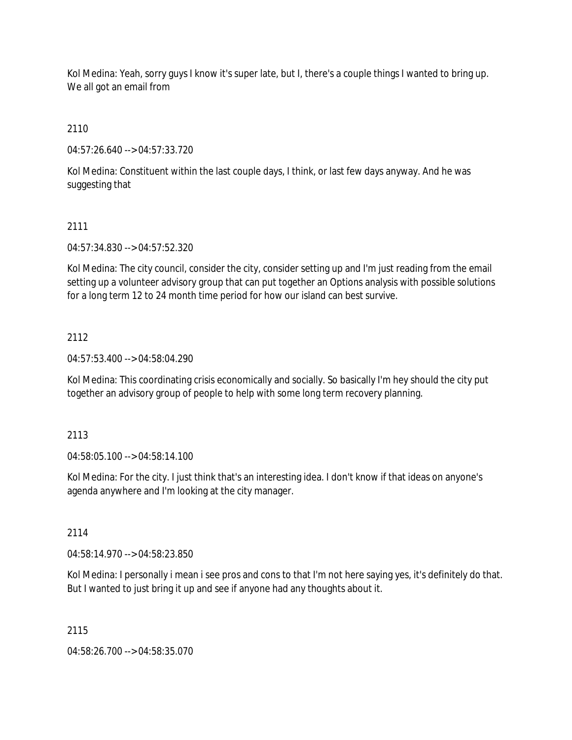Kol Medina: Yeah, sorry guys I know it's super late, but I, there's a couple things I wanted to bring up. We all got an email from

2110

04:57:26.640 --> 04:57:33.720

Kol Medina: Constituent within the last couple days, I think, or last few days anyway. And he was suggesting that

2111

04:57:34.830 --> 04:57:52.320

Kol Medina: The city council, consider the city, consider setting up and I'm just reading from the email setting up a volunteer advisory group that can put together an Options analysis with possible solutions for a long term 12 to 24 month time period for how our island can best survive.

2112

04:57:53.400 --> 04:58:04.290

Kol Medina: This coordinating crisis economically and socially. So basically I'm hey should the city put together an advisory group of people to help with some long term recovery planning.

2113

04:58:05.100 --> 04:58:14.100

Kol Medina: For the city. I just think that's an interesting idea. I don't know if that ideas on anyone's agenda anywhere and I'm looking at the city manager.

2114

04:58:14.970 --> 04:58:23.850

Kol Medina: I personally i mean i see pros and cons to that I'm not here saying yes, it's definitely do that. But I wanted to just bring it up and see if anyone had any thoughts about it.

2115

04:58:26.700 --> 04:58:35.070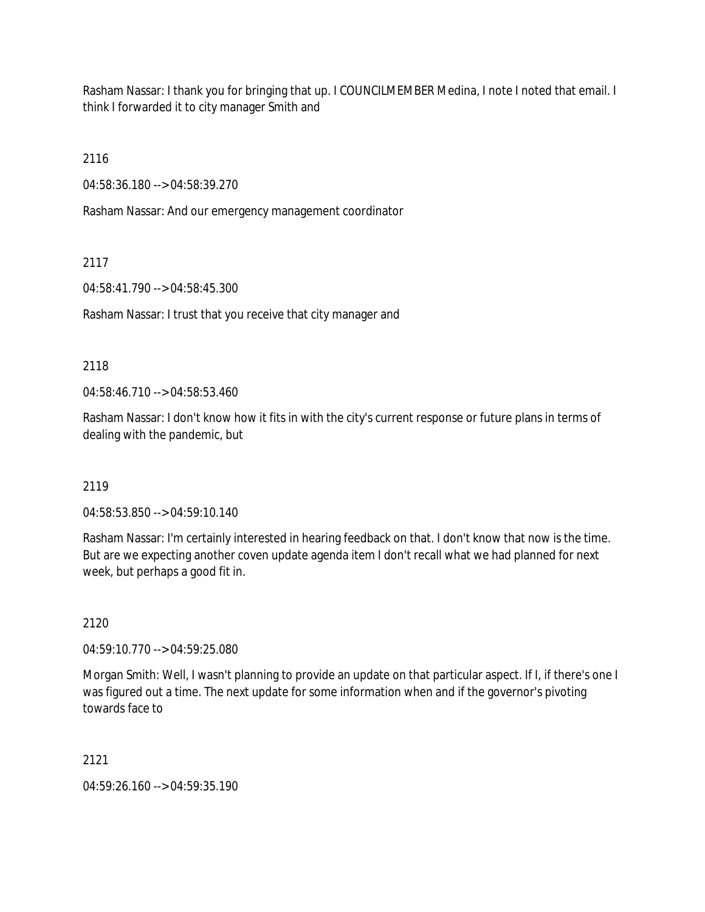Rasham Nassar: I thank you for bringing that up. I COUNCILMEMBER Medina, I note I noted that email. I think I forwarded it to city manager Smith and

2116

04:58:36.180 --> 04:58:39.270

Rasham Nassar: And our emergency management coordinator

2117

04:58:41.790 --> 04:58:45.300

Rasham Nassar: I trust that you receive that city manager and

2118

04:58:46.710 --> 04:58:53.460

Rasham Nassar: I don't know how it fits in with the city's current response or future plans in terms of dealing with the pandemic, but

2119

04:58:53.850 --> 04:59:10.140

Rasham Nassar: I'm certainly interested in hearing feedback on that. I don't know that now is the time. But are we expecting another coven update agenda item I don't recall what we had planned for next week, but perhaps a good fit in.

2120

04:59:10.770 --> 04:59:25.080

Morgan Smith: Well, I wasn't planning to provide an update on that particular aspect. If I, if there's one I was figured out a time. The next update for some information when and if the governor's pivoting towards face to

2121

04:59:26.160 --> 04:59:35.190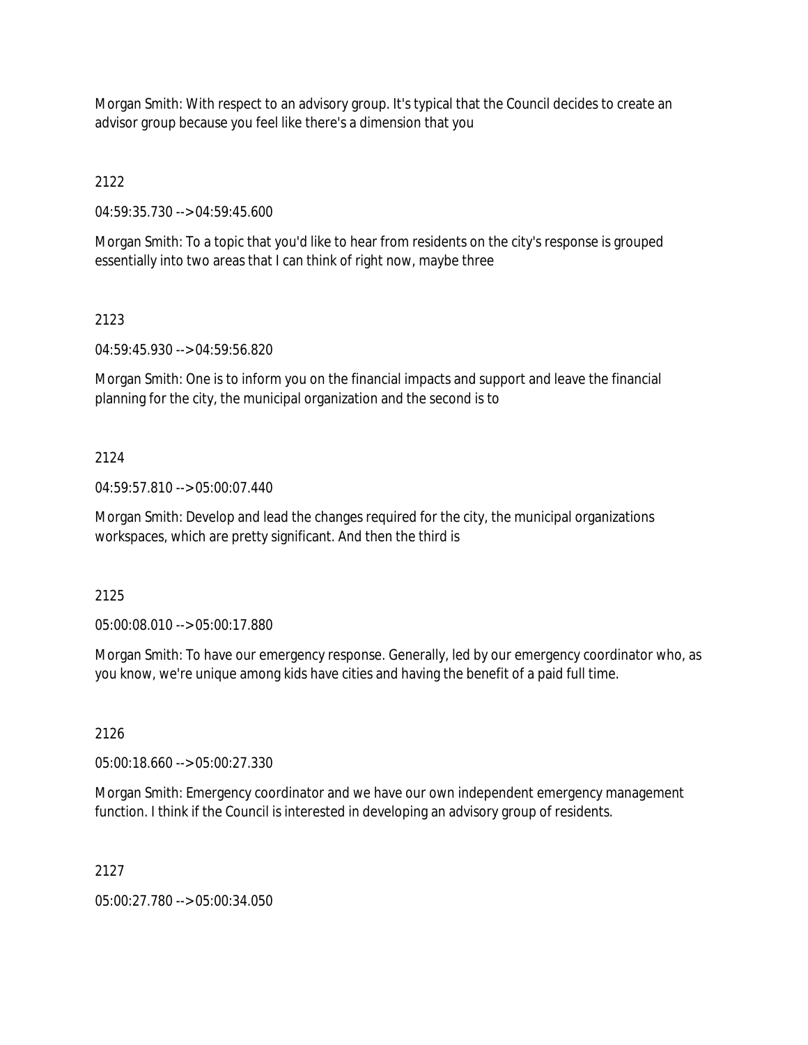Morgan Smith: With respect to an advisory group. It's typical that the Council decides to create an advisor group because you feel like there's a dimension that you

2122

04:59:35.730 --> 04:59:45.600

Morgan Smith: To a topic that you'd like to hear from residents on the city's response is grouped essentially into two areas that I can think of right now, maybe three

2123

04:59:45.930 --> 04:59:56.820

Morgan Smith: One is to inform you on the financial impacts and support and leave the financial planning for the city, the municipal organization and the second is to

2124

04:59:57.810 --> 05:00:07.440

Morgan Smith: Develop and lead the changes required for the city, the municipal organizations workspaces, which are pretty significant. And then the third is

2125

05:00:08.010 --> 05:00:17.880

Morgan Smith: To have our emergency response. Generally, led by our emergency coordinator who, as you know, we're unique among kids have cities and having the benefit of a paid full time.

2126

05:00:18.660 --> 05:00:27.330

Morgan Smith: Emergency coordinator and we have our own independent emergency management function. I think if the Council is interested in developing an advisory group of residents.

2127

05:00:27.780 --> 05:00:34.050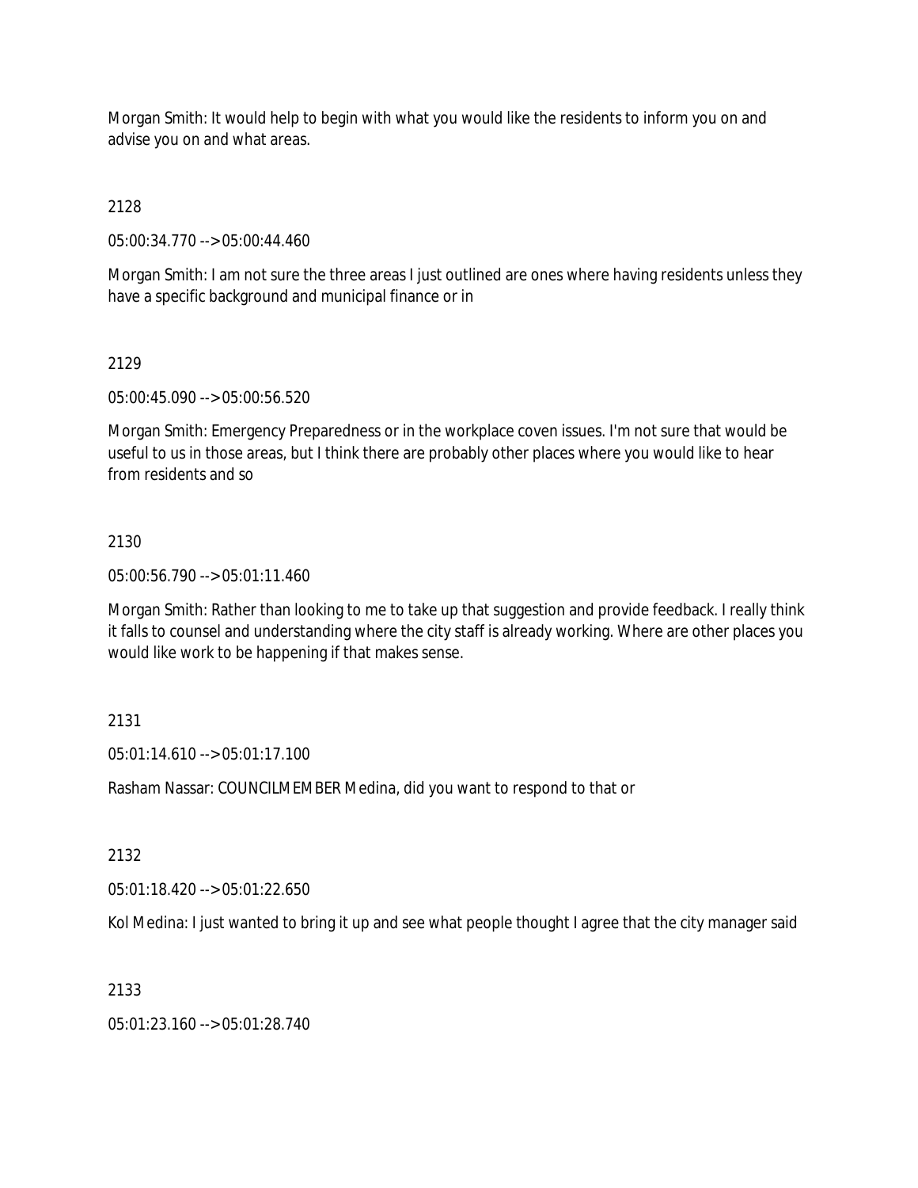Morgan Smith: It would help to begin with what you would like the residents to inform you on and advise you on and what areas.

2128

05:00:34.770 --> 05:00:44.460

Morgan Smith: I am not sure the three areas I just outlined are ones where having residents unless they have a specific background and municipal finance or in

2129

05:00:45.090 --> 05:00:56.520

Morgan Smith: Emergency Preparedness or in the workplace coven issues. I'm not sure that would be useful to us in those areas, but I think there are probably other places where you would like to hear from residents and so

2130

05:00:56.790 --> 05:01:11.460

Morgan Smith: Rather than looking to me to take up that suggestion and provide feedback. I really think it falls to counsel and understanding where the city staff is already working. Where are other places you would like work to be happening if that makes sense.

2131

05:01:14.610 --> 05:01:17.100

Rasham Nassar: COUNCILMEMBER Medina, did you want to respond to that or

2132

05:01:18.420 --> 05:01:22.650

Kol Medina: I just wanted to bring it up and see what people thought I agree that the city manager said

2133

05:01:23.160 --> 05:01:28.740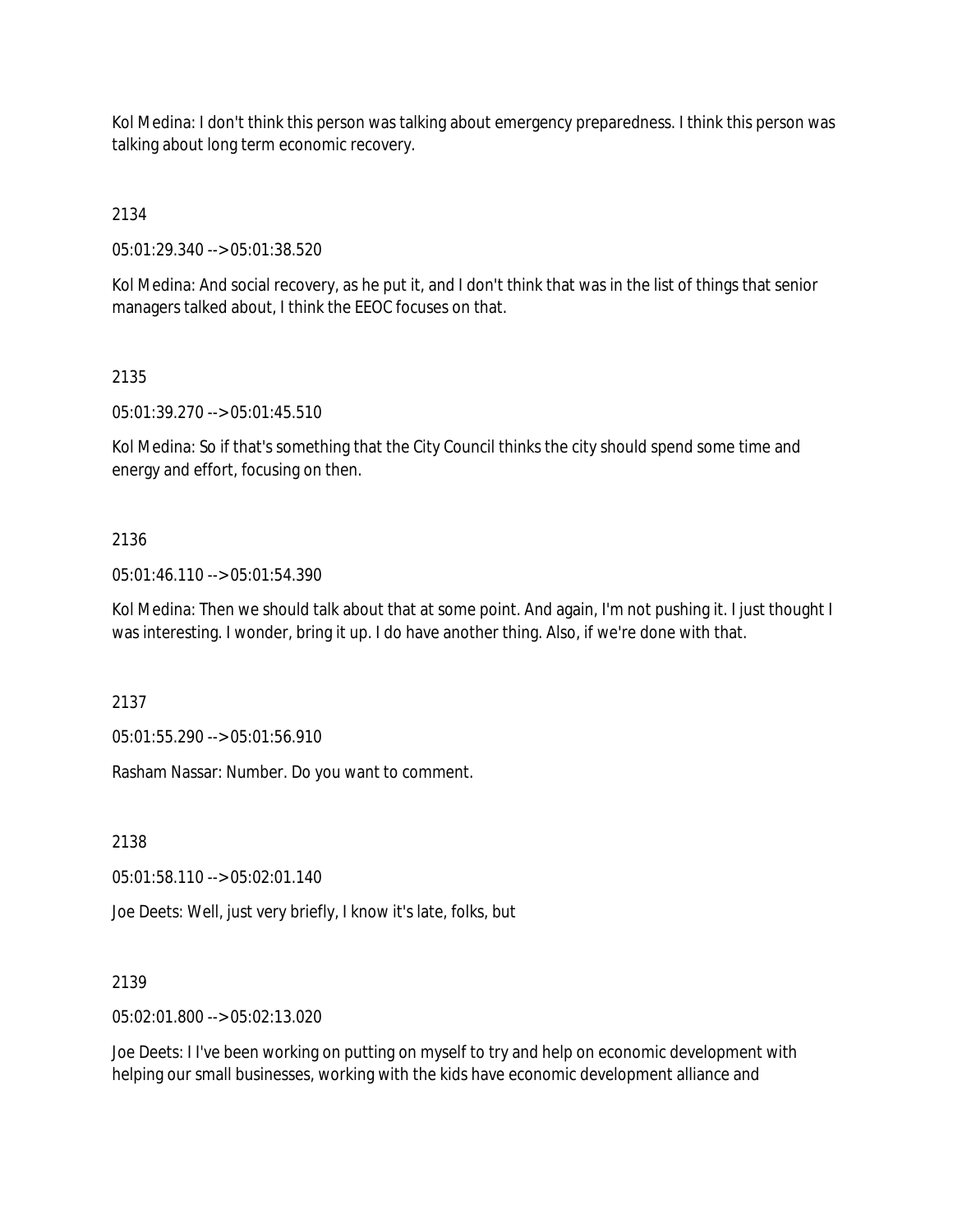Kol Medina: I don't think this person was talking about emergency preparedness. I think this person was talking about long term economic recovery.

2134

05:01:29.340 --> 05:01:38.520

Kol Medina: And social recovery, as he put it, and I don't think that was in the list of things that senior managers talked about, I think the EEOC focuses on that.

2135

05:01:39.270 --> 05:01:45.510

Kol Medina: So if that's something that the City Council thinks the city should spend some time and energy and effort, focusing on then.

2136

05:01:46.110 --> 05:01:54.390

Kol Medina: Then we should talk about that at some point. And again, I'm not pushing it. I just thought I was interesting. I wonder, bring it up. I do have another thing. Also, if we're done with that.

2137

05:01:55.290 --> 05:01:56.910

Rasham Nassar: Number. Do you want to comment.

2138

05:01:58.110 --> 05:02:01.140

Joe Deets: Well, just very briefly, I know it's late, folks, but

2139

05:02:01.800 --> 05:02:13.020

Joe Deets: I I've been working on putting on myself to try and help on economic development with helping our small businesses, working with the kids have economic development alliance and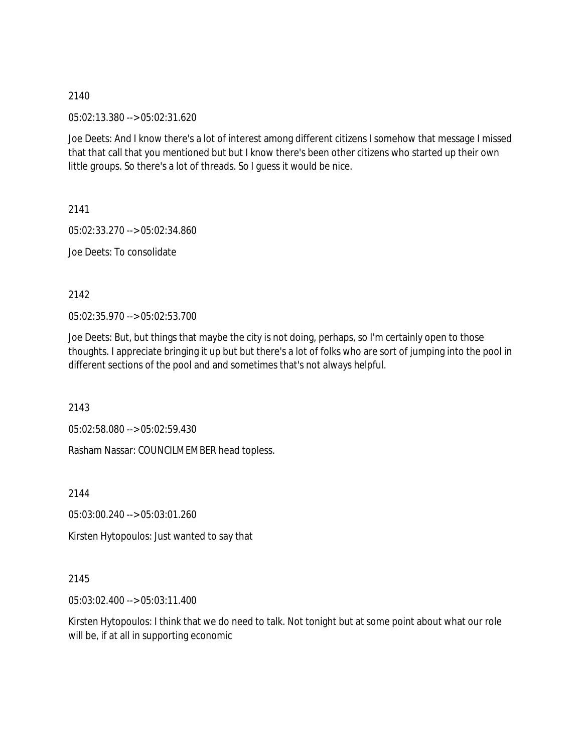2140

05:02:13.380 --> 05:02:31.620

Joe Deets: And I know there's a lot of interest among different citizens I somehow that message I missed that that call that you mentioned but but I know there's been other citizens who started up their own little groups. So there's a lot of threads. So I guess it would be nice.

2141

05:02:33.270 --> 05:02:34.860

Joe Deets: To consolidate

2142

05:02:35.970 --> 05:02:53.700

Joe Deets: But, but things that maybe the city is not doing, perhaps, so I'm certainly open to those thoughts. I appreciate bringing it up but but there's a lot of folks who are sort of jumping into the pool in different sections of the pool and and sometimes that's not always helpful.

2143

05:02:58.080 --> 05:02:59.430

Rasham Nassar: COUNCILMEMBER head topless.

2144

05:03:00.240 --> 05:03:01.260

Kirsten Hytopoulos: Just wanted to say that

2145

05:03:02.400 --> 05:03:11.400

Kirsten Hytopoulos: I think that we do need to talk. Not tonight but at some point about what our role will be, if at all in supporting economic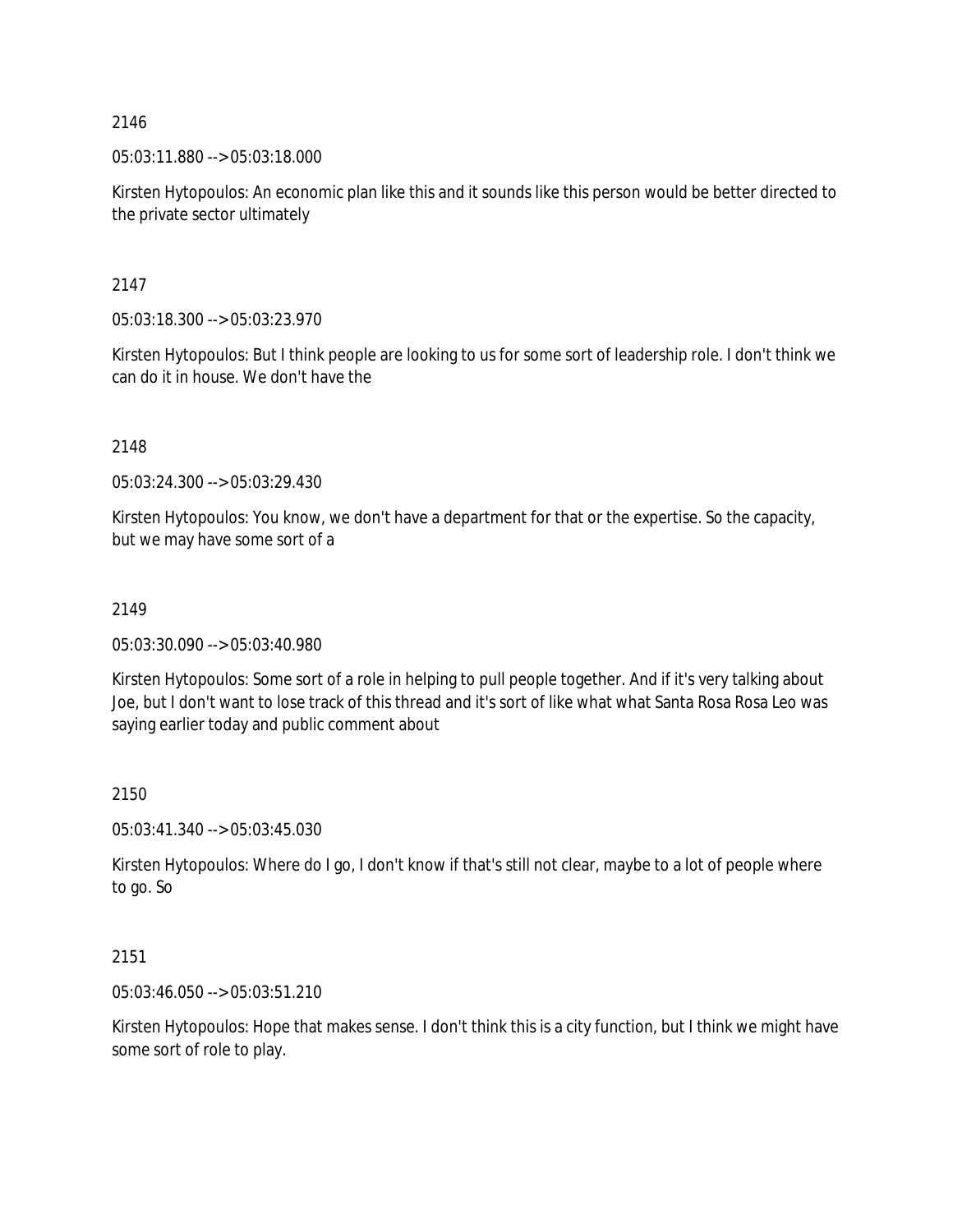2146

05:03:11.880 --> 05:03:18.000

Kirsten Hytopoulos: An economic plan like this and it sounds like this person would be better directed to the private sector ultimately

2147

05:03:18.300 --> 05:03:23.970

Kirsten Hytopoulos: But I think people are looking to us for some sort of leadership role. I don't think we can do it in house. We don't have the

2148

05:03:24.300 --> 05:03:29.430

Kirsten Hytopoulos: You know, we don't have a department for that or the expertise. So the capacity, but we may have some sort of a

2149

05:03:30.090 --> 05:03:40.980

Kirsten Hytopoulos: Some sort of a role in helping to pull people together. And if it's very talking about Joe, but I don't want to lose track of this thread and it's sort of like what what Santa Rosa Rosa Leo was saying earlier today and public comment about

2150

05:03:41.340 --> 05:03:45.030

Kirsten Hytopoulos: Where do I go, I don't know if that's still not clear, maybe to a lot of people where to go. So

2151

05:03:46.050 --> 05:03:51.210

Kirsten Hytopoulos: Hope that makes sense. I don't think this is a city function, but I think we might have some sort of role to play.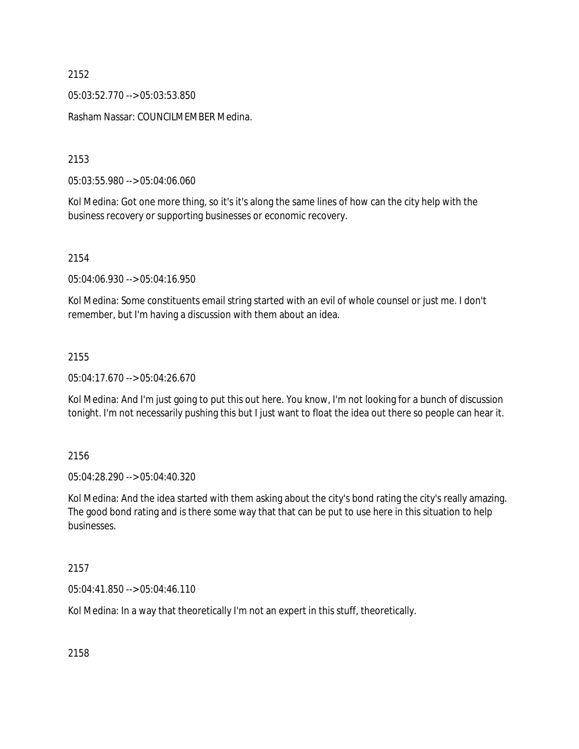2152

05:03:52.770 --> 05:03:53.850

Rasham Nassar: COUNCILMEMBER Medina.

2153

05:03:55.980 --> 05:04:06.060

Kol Medina: Got one more thing, so it's it's along the same lines of how can the city help with the business recovery or supporting businesses or economic recovery.

2154

05:04:06.930 --> 05:04:16.950

Kol Medina: Some constituents email string started with an evil of whole counsel or just me. I don't remember, but I'm having a discussion with them about an idea.

2155

05:04:17.670 --> 05:04:26.670

Kol Medina: And I'm just going to put this out here. You know, I'm not looking for a bunch of discussion tonight. I'm not necessarily pushing this but I just want to float the idea out there so people can hear it.

2156

05:04:28.290 --> 05:04:40.320

Kol Medina: And the idea started with them asking about the city's bond rating the city's really amazing. The good bond rating and is there some way that that can be put to use here in this situation to help businesses.

2157

05:04:41.850 --> 05:04:46.110

Kol Medina: In a way that theoretically I'm not an expert in this stuff, theoretically.

2158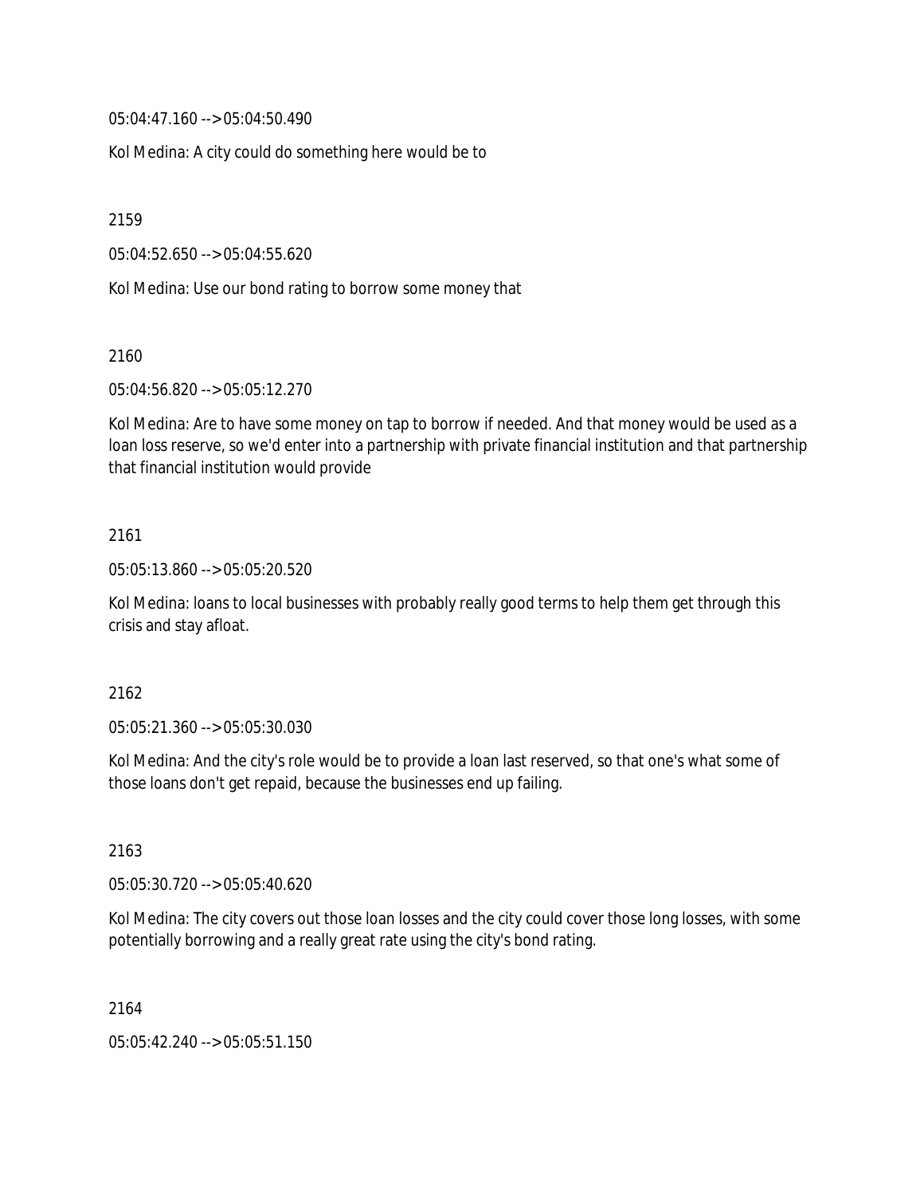05:04:47.160 --> 05:04:50.490

Kol Medina: A city could do something here would be to

2159

05:04:52.650 --> 05:04:55.620

Kol Medina: Use our bond rating to borrow some money that

2160

05:04:56.820 --> 05:05:12.270

Kol Medina: Are to have some money on tap to borrow if needed. And that money would be used as a loan loss reserve, so we'd enter into a partnership with private financial institution and that partnership that financial institution would provide

2161

05:05:13.860 --> 05:05:20.520

Kol Medina: loans to local businesses with probably really good terms to help them get through this crisis and stay afloat.

2162

05:05:21.360 --> 05:05:30.030

Kol Medina: And the city's role would be to provide a loan last reserved, so that one's what some of those loans don't get repaid, because the businesses end up failing.

2163

05:05:30.720 --> 05:05:40.620

Kol Medina: The city covers out those loan losses and the city could cover those long losses, with some potentially borrowing and a really great rate using the city's bond rating.

2164

05:05:42.240 --> 05:05:51.150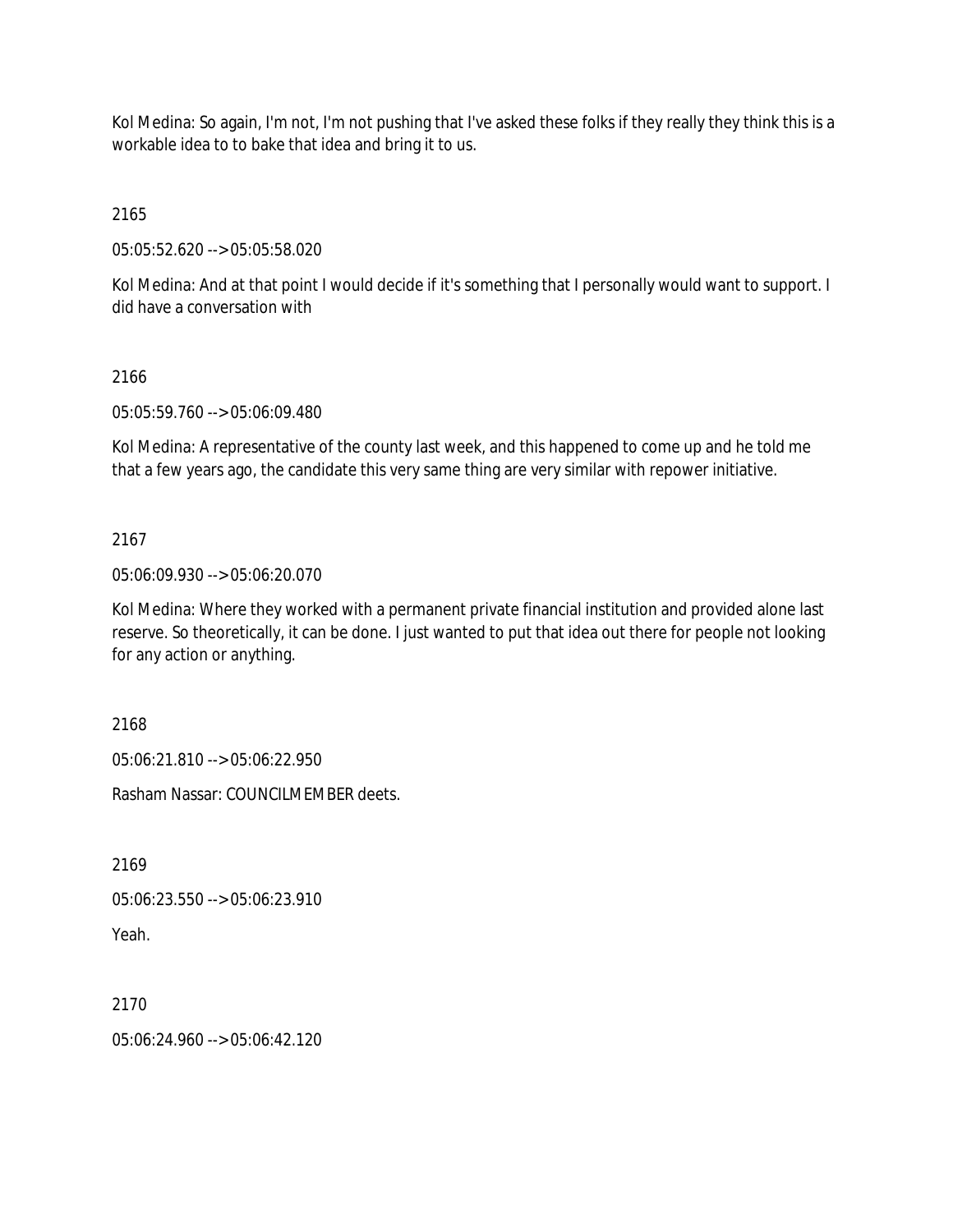Kol Medina: So again, I'm not, I'm not pushing that I've asked these folks if they really they think this is a workable idea to to bake that idea and bring it to us.

2165

05:05:52.620 --> 05:05:58.020

Kol Medina: And at that point I would decide if it's something that I personally would want to support. I did have a conversation with

2166

05:05:59.760 --> 05:06:09.480

Kol Medina: A representative of the county last week, and this happened to come up and he told me that a few years ago, the candidate this very same thing are very similar with repower initiative.

2167

05:06:09.930 --> 05:06:20.070

Kol Medina: Where they worked with a permanent private financial institution and provided alone last reserve. So theoretically, it can be done. I just wanted to put that idea out there for people not looking for any action or anything.

2168

05:06:21.810 --> 05:06:22.950

Rasham Nassar: COUNCILMEMBER deets.

2169

05:06:23.550 --> 05:06:23.910

Yeah.

2170

05:06:24.960 --> 05:06:42.120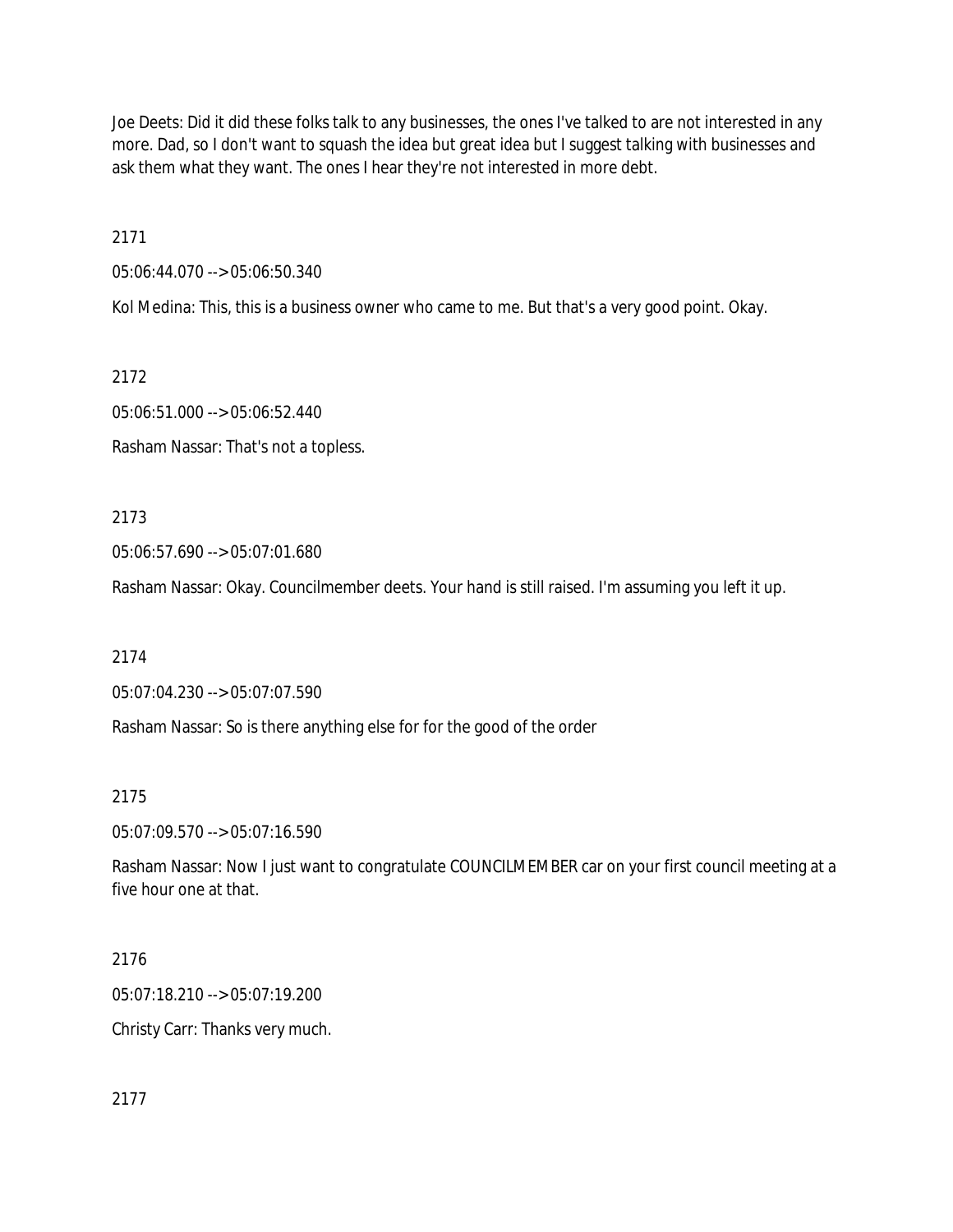Joe Deets: Did it did these folks talk to any businesses, the ones I've talked to are not interested in any more. Dad, so I don't want to squash the idea but great idea but I suggest talking with businesses and ask them what they want. The ones I hear they're not interested in more debt.

2171

05:06:44.070 --> 05:06:50.340

Kol Medina: This, this is a business owner who came to me. But that's a very good point. Okay.

2172

05:06:51.000 --> 05:06:52.440

Rasham Nassar: That's not a topless.

2173

05:06:57.690 --> 05:07:01.680

Rasham Nassar: Okay. Councilmember deets. Your hand is still raised. I'm assuming you left it up.

2174

05:07:04.230 --> 05:07:07.590

Rasham Nassar: So is there anything else for for the good of the order

2175

05:07:09.570 --> 05:07:16.590

Rasham Nassar: Now I just want to congratulate COUNCILMEMBER car on your first council meeting at a five hour one at that.

2176

05:07:18.210 --> 05:07:19.200

Christy Carr: Thanks very much.

2177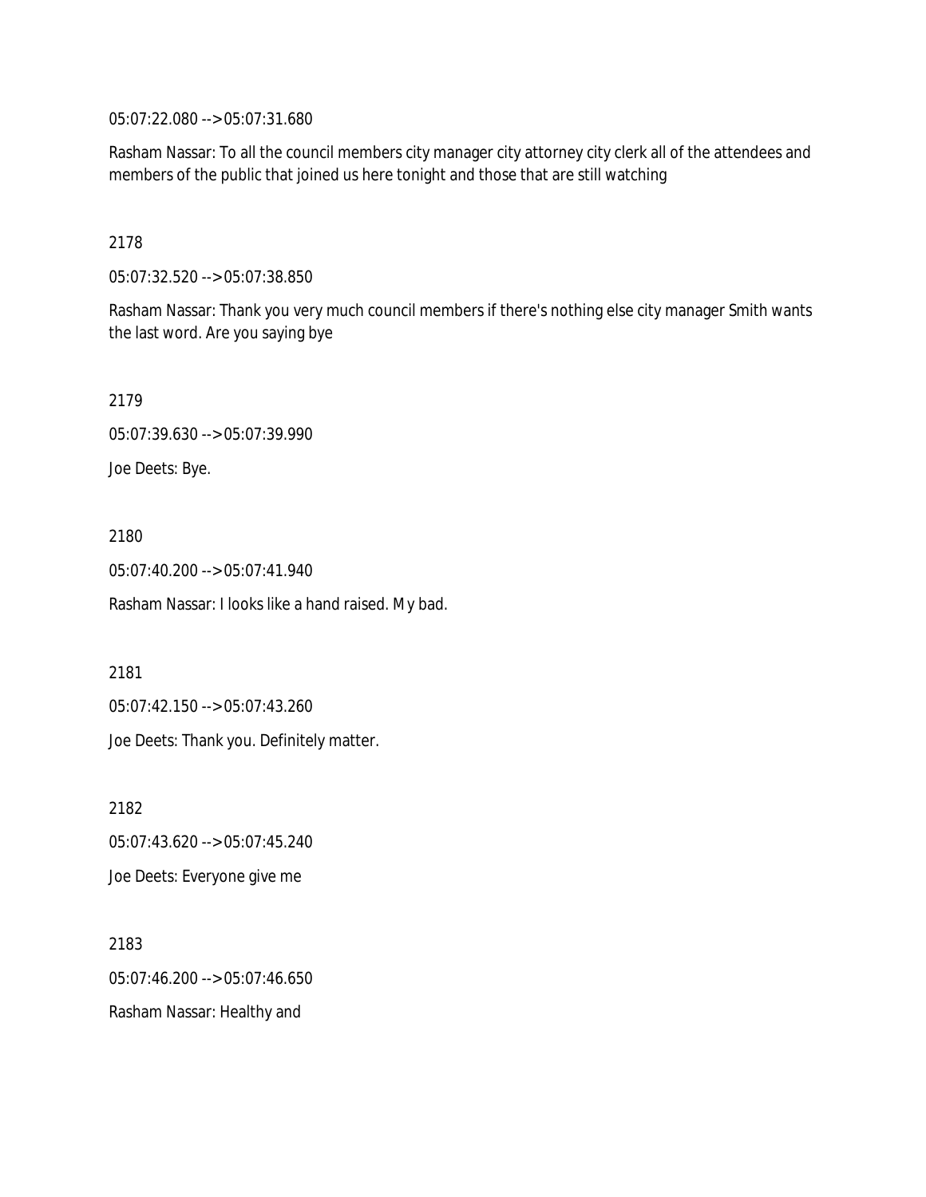05:07:22.080 --> 05:07:31.680

Rasham Nassar: To all the council members city manager city attorney city clerk all of the attendees and members of the public that joined us here tonight and those that are still watching

2178

05:07:32.520 --> 05:07:38.850

Rasham Nassar: Thank you very much council members if there's nothing else city manager Smith wants the last word. Are you saying bye

2179

05:07:39.630 --> 05:07:39.990

Joe Deets: Bye.

2180

05:07:40.200 --> 05:07:41.940

Rasham Nassar: I looks like a hand raised. My bad.

2181

05:07:42.150 --> 05:07:43.260

Joe Deets: Thank you. Definitely matter.

2182

05:07:43.620 --> 05:07:45.240

Joe Deets: Everyone give me

2183

05:07:46.200 --> 05:07:46.650

Rasham Nassar: Healthy and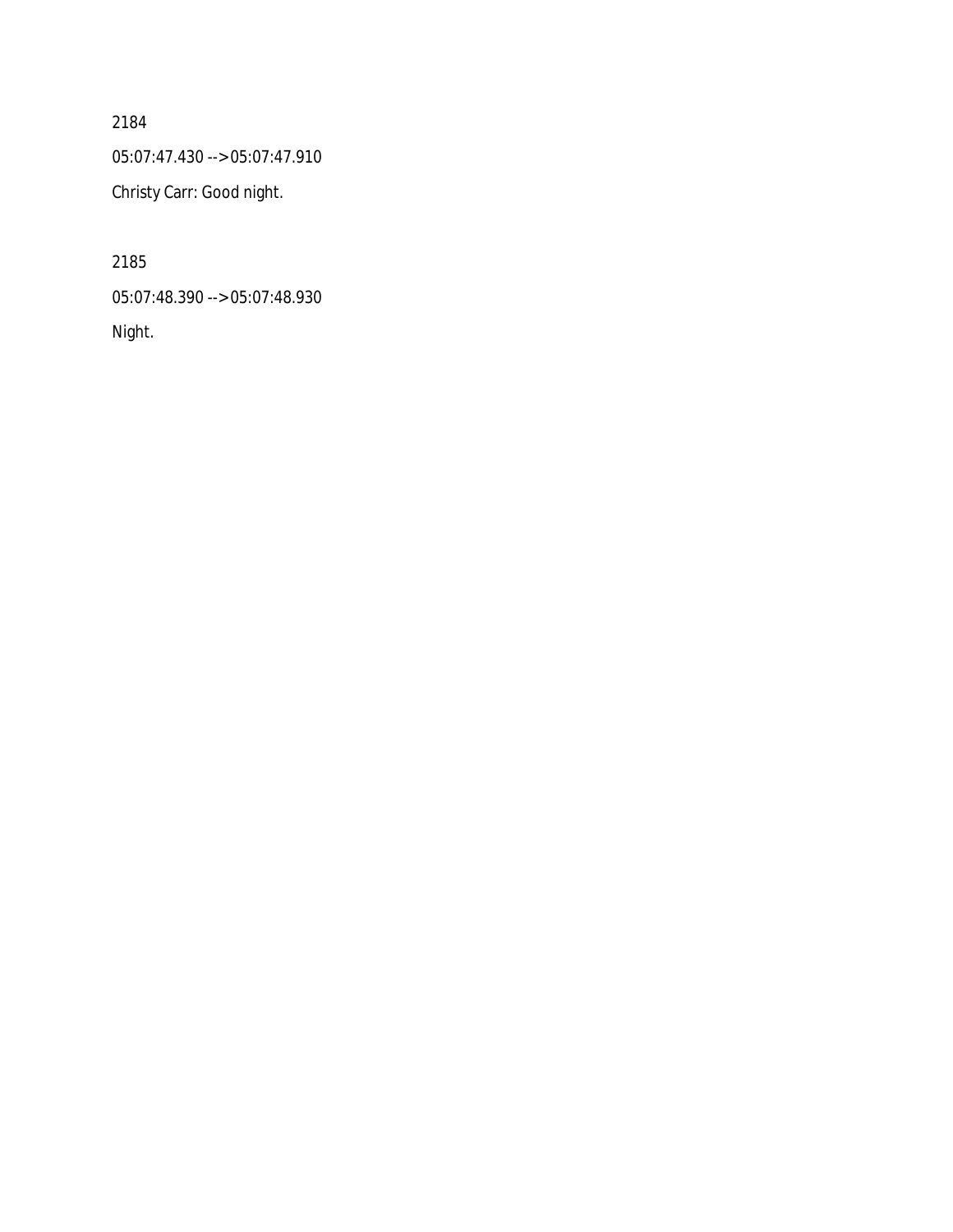2184

05:07:47.430 --> 05:07:47.910

Christy Carr: Good night.

2185

05:07:48.390 --> 05:07:48.930

Night.